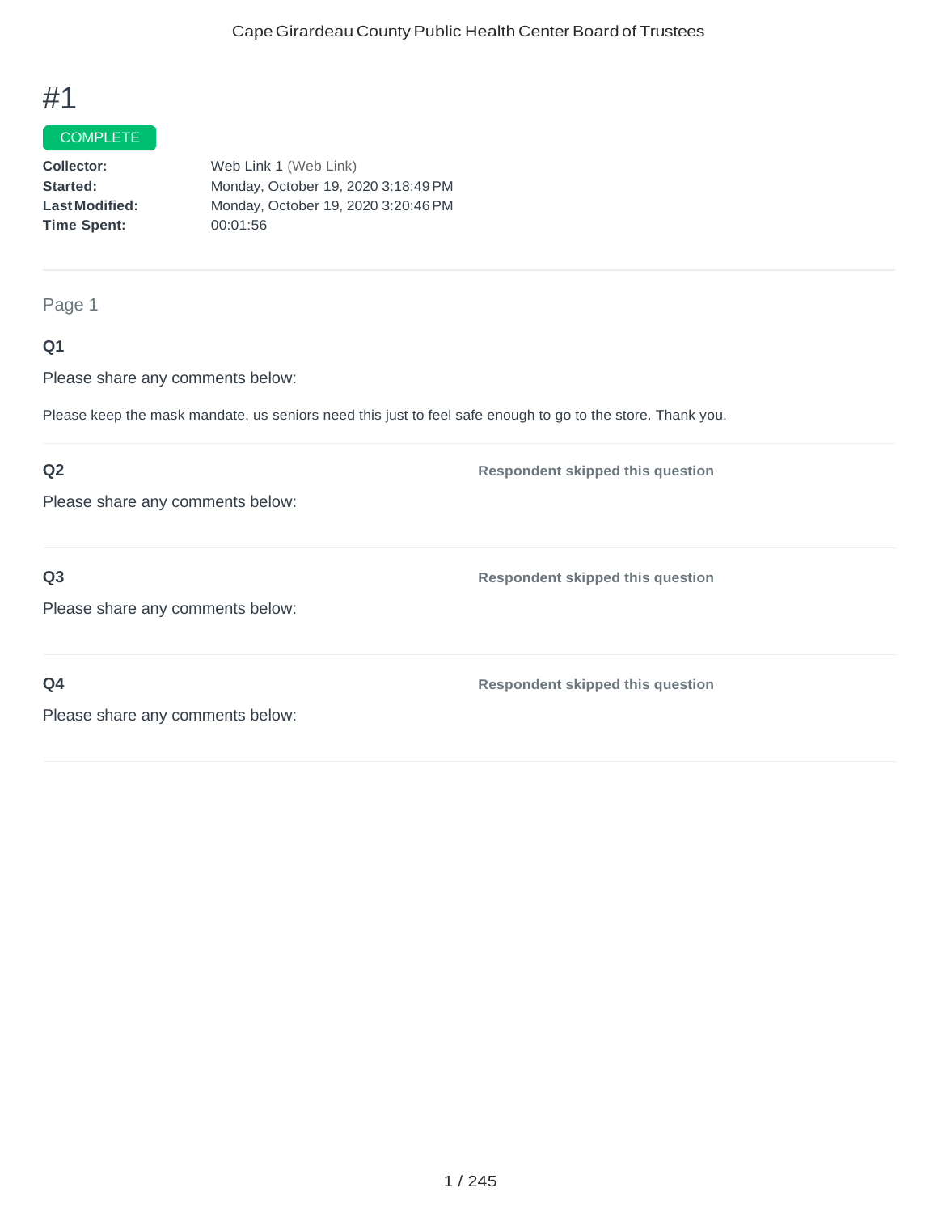# #1

COMPLETE

**Collector:** Web Link 1 (Web Link)
**Started:** Monday, October 19, 2020 3:18:49 PM
**Last Modified:** Monday, October 19, 2020 3:20:46 PM
**Time Spent:** 00:01:56

Page 1

**Q1**

Please share any comments below:

Please keep the mask mandate, us seniors need this just to feel safe enough to go to the store. Thank you.

**Q2** — Respondent skipped this question

Please share any comments below:

**Q3** — Respondent skipped this question

Please share any comments below:

**Q4** — Respondent skipped this question

Please share any comments below: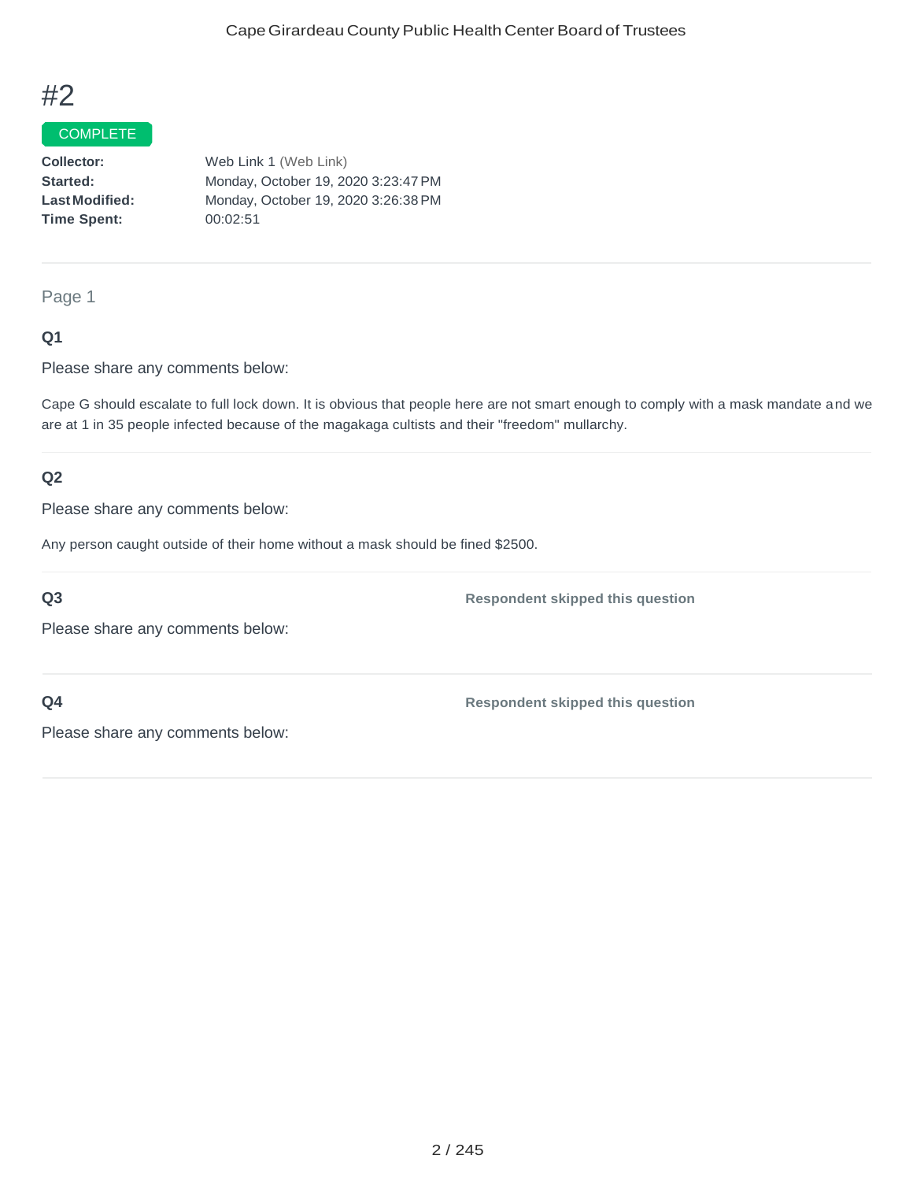# #2

COMPLETE

**Collector:** Web Link 1 (Web Link)
**Started:** Monday, October 19, 2020 3:23:47 PM
**Last Modified:** Monday, October 19, 2020 3:26:38 PM
**Time Spent:** 00:02:51

---

## Page 1

### Q1

Please share any comments below:

Cape G should escalate to full lock down. It is obvious that people here are not smart enough to comply with a mask mandate and we are at 1 in 35 people infected because of the magakaga cultists and their "freedom" mullarchy.

---

### Q2

Please share any comments below:

Any person caught outside of their home without a mask should be fined $2500.

---

### Q3

**Respondent skipped this question**

Please share any comments below:

---

### Q4

**Respondent skipped this question**

Please share any comments below: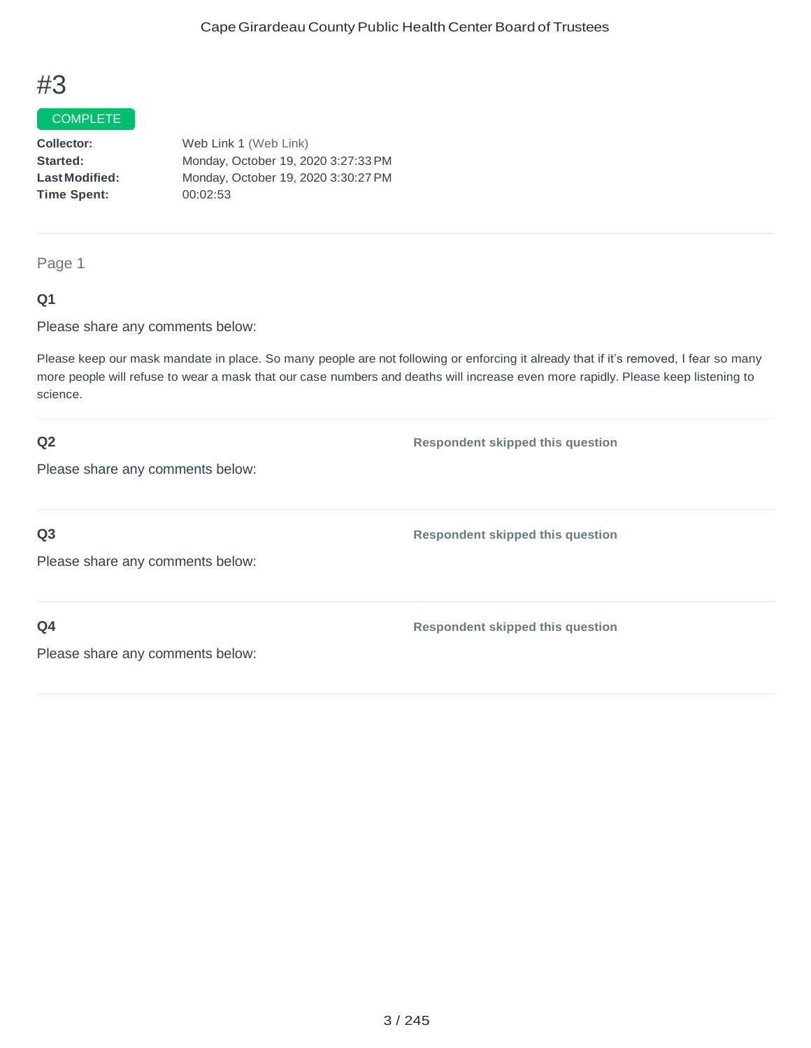# #3

COMPLETE

**Collector:** Web Link 1 (Web Link)
**Started:** Monday, October 19, 2020 3:27:33 PM
**Last Modified:** Monday, October 19, 2020 3:30:27 PM
**Time Spent:** 00:02:53

---

Page 1

**Q1**

Please share any comments below:

Please keep our mask mandate in place. So many people are not following or enforcing it already that if it's removed, I fear so many more people will refuse to wear a mask that our case numbers and deaths will increase even more rapidly. Please keep listening to science.

**Q2** Respondent skipped this question

Please share any comments below:

**Q3** Respondent skipped this question

Please share any comments below:

**Q4** Respondent skipped this question

Please share any comments below: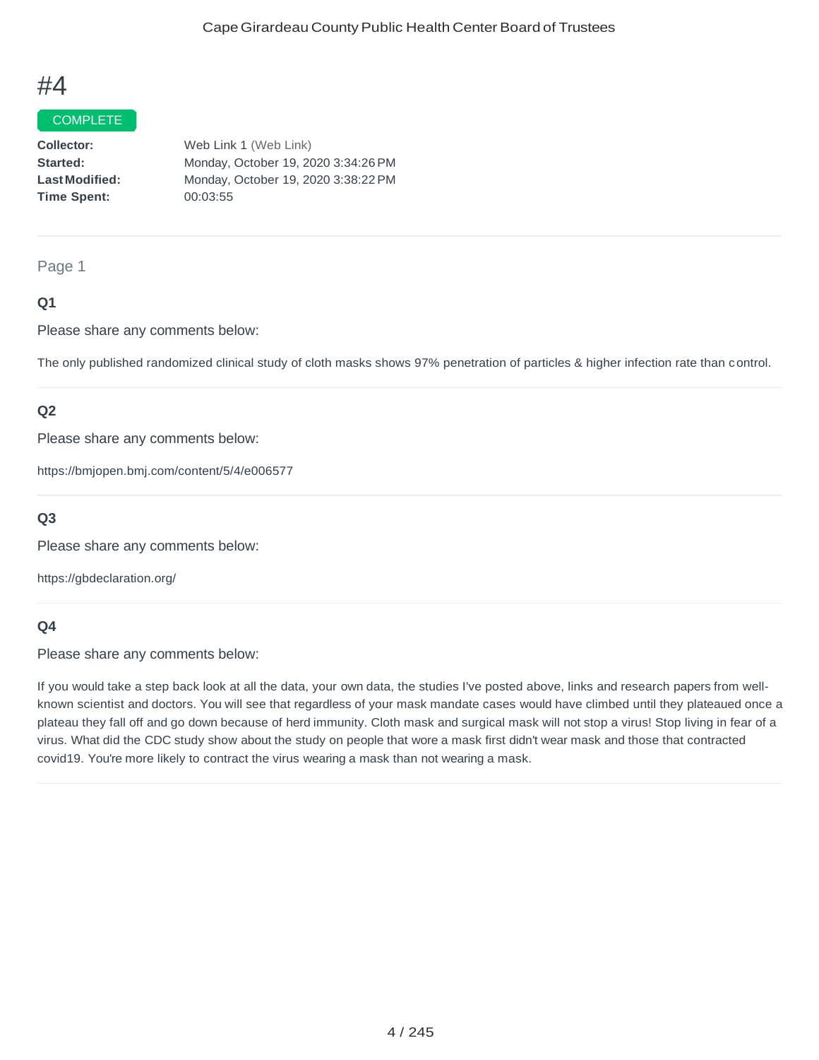# #4

COMPLETE

**Collector:** Web Link 1 (Web Link)
**Started:** Monday, October 19, 2020 3:34:26 PM
**Last Modified:** Monday, October 19, 2020 3:38:22 PM
**Time Spent:** 00:03:55

---

Page 1

**Q1**

Please share any comments below:

The only published randomized clinical study of cloth masks shows 97% penetration of particles & higher infection rate than control.

---

**Q2**

Please share any comments below:

https://bmjopen.bmj.com/content/5/4/e006577

---

**Q3**

Please share any comments below:

https://gbdeclaration.org/

---

**Q4**

Please share any comments below:

If you would take a step back look at all the data, your own data, the studies I've posted above, links and research papers from well-known scientist and doctors. You will see that regardless of your mask mandate cases would have climbed until they plateaued once a plateau they fall off and go down because of herd immunity. Cloth mask and surgical mask will not stop a virus! Stop living in fear of a virus. What did the CDC study show about the study on people that wore a mask first didn't wear mask and those that contracted covid19. You're more likely to contract the virus wearing a mask than not wearing a mask.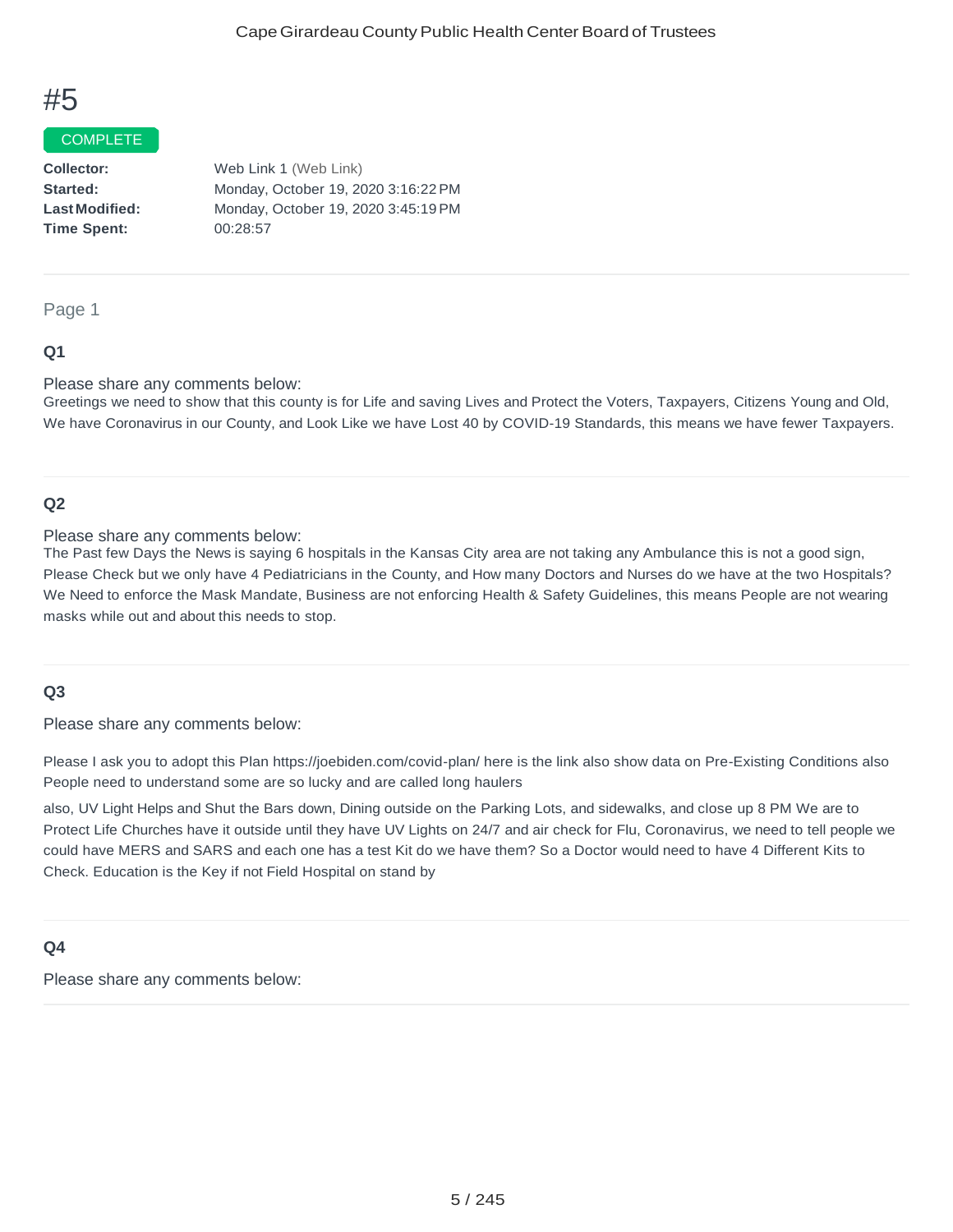# #5

COMPLETE

**Collector:** Web Link 1 (Web Link)
**Started:** Monday, October 19, 2020 3:16:22 PM
**Last Modified:** Monday, October 19, 2020 3:45:19 PM
**Time Spent:** 00:28:57

Page 1

### Q1

Please share any comments below:

Greetings we need to show that this county is for Life and saving Lives and Protect the Voters, Taxpayers, Citizens Young and Old, We have Coronavirus in our County, and Look Like we have Lost 40 by COVID-19 Standards, this means we have fewer Taxpayers.

### Q2

Please share any comments below:

The Past few Days the News is saying 6 hospitals in the Kansas City area are not taking any Ambulance this is not a good sign, Please Check but we only have 4 Pediatricians in the County, and How many Doctors and Nurses do we have at the two Hospitals? We Need to enforce the Mask Mandate, Business are not enforcing Health & Safety Guidelines, this means People are not wearing masks while out and about this needs to stop.

### Q3

Please share any comments below:

Please I ask you to adopt this Plan https://joebiden.com/covid-plan/ here is the link also show data on Pre-Existing Conditions also People need to understand some are so lucky and are called long haulers

also, UV Light Helps and Shut the Bars down, Dining outside on the Parking Lots, and sidewalks, and close up 8 PM We are to Protect Life Churches have it outside until they have UV Lights on 24/7 and air check for Flu, Coronavirus, we need to tell people we could have MERS and SARS and each one has a test Kit do we have them? So a Doctor would need to have 4 Different Kits to Check. Education is the Key if not Field Hospital on stand by

### Q4

Please share any comments below: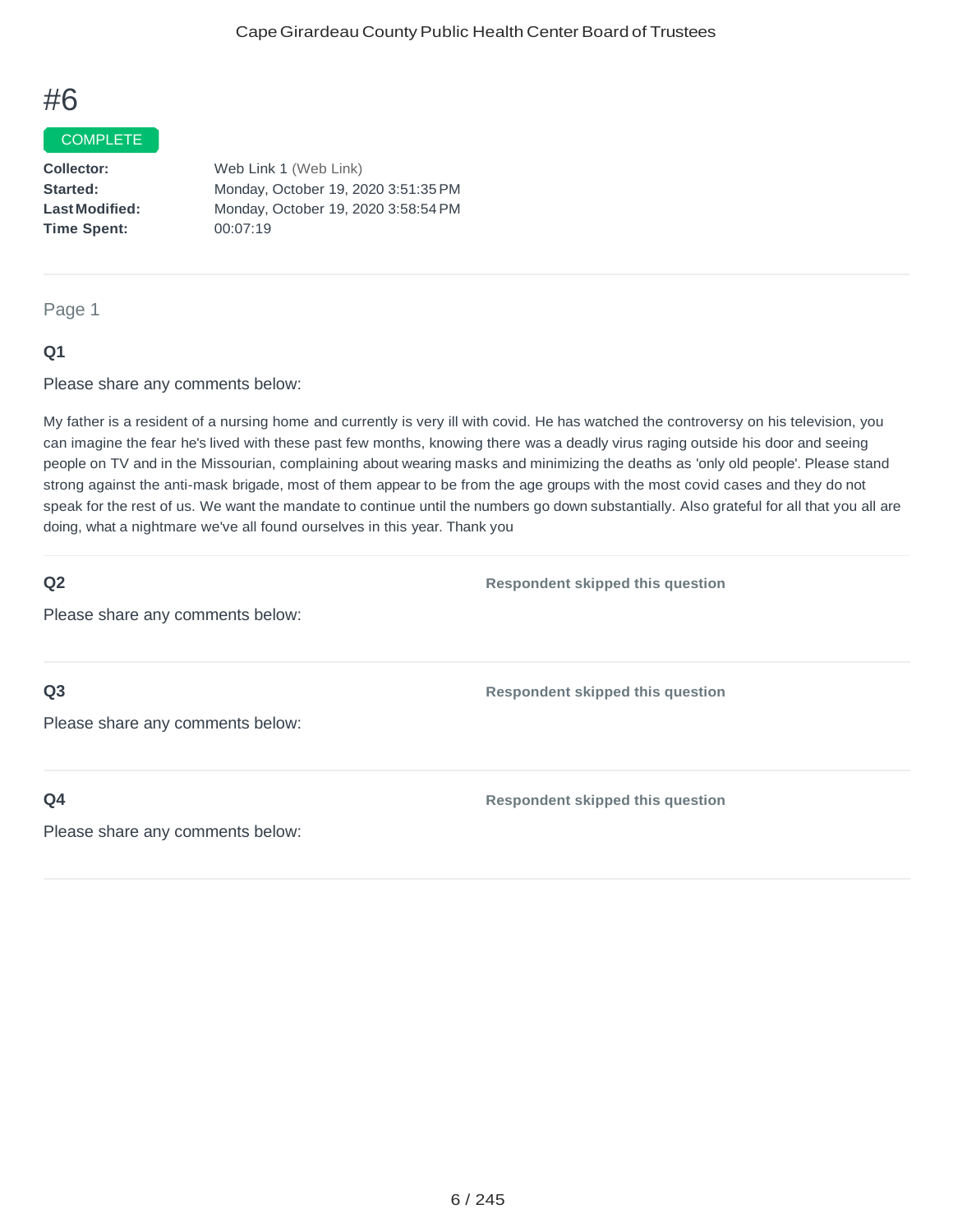# #6

COMPLETE

**Collector:** Web Link 1 (Web Link)
**Started:** Monday, October 19, 2020 3:51:35 PM
**Last Modified:** Monday, October 19, 2020 3:58:54 PM
**Time Spent:** 00:07:19

---

Page 1

**Q1**

Please share any comments below:

My father is a resident of a nursing home and currently is very ill with covid. He has watched the controversy on his television, you can imagine the fear he's lived with these past few months, knowing there was a deadly virus raging outside his door and seeing people on TV and in the Missourian, complaining about wearing masks and minimizing the deaths as 'only old people'. Please stand strong against the anti-mask brigade, most of them appear to be from the age groups with the most covid cases and they do not speak for the rest of us. We want the mandate to continue until the numbers go down substantially. Also grateful for all that you all are doing, what a nightmare we've all found ourselves in this year. Thank you

---

**Q2**

Please share any comments below:

**Respondent skipped this question**

---

**Q3**

Please share any comments below:

**Respondent skipped this question**

---

**Q4**

Please share any comments below:

**Respondent skipped this question**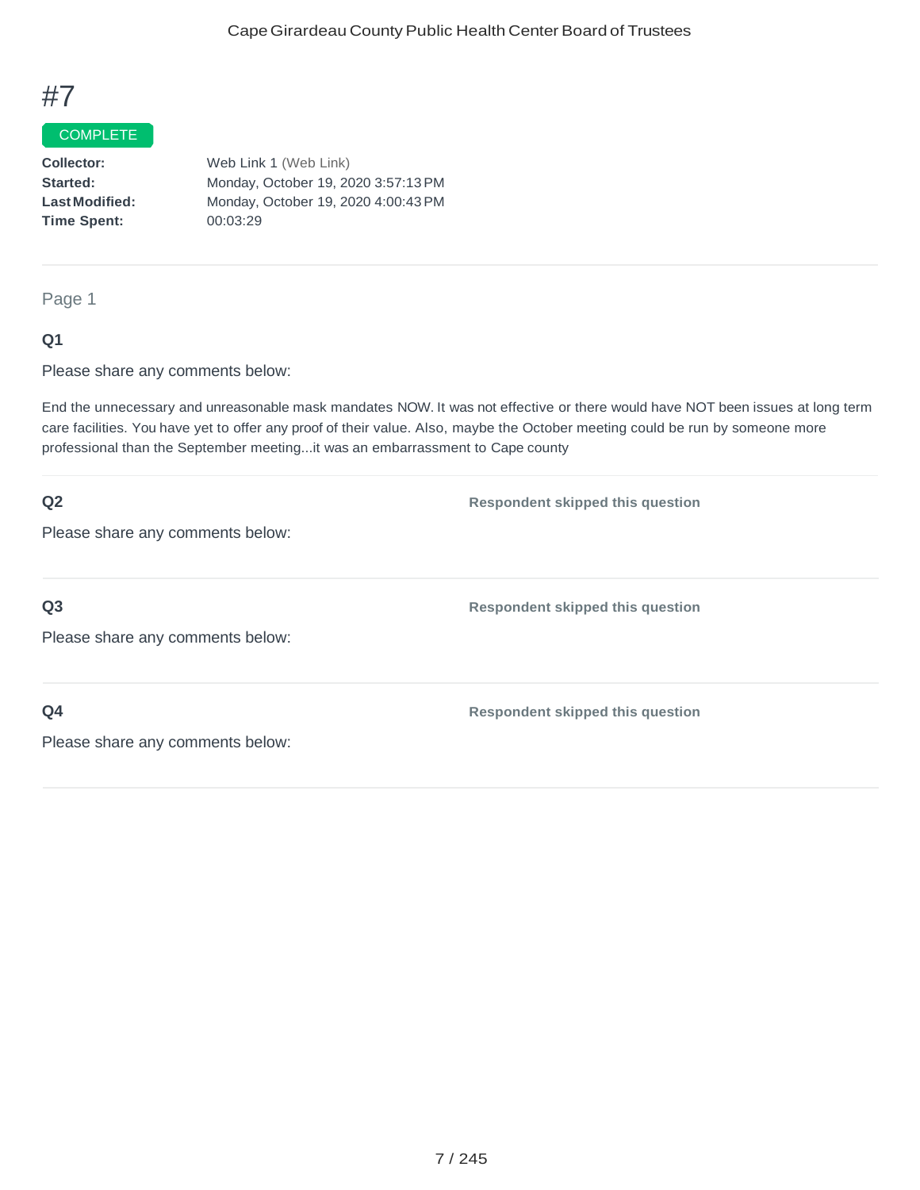# #7

COMPLETE

**Collector:** Web Link 1 (Web Link)
**Started:** Monday, October 19, 2020 3:57:13 PM
**Last Modified:** Monday, October 19, 2020 4:00:43 PM
**Time Spent:** 00:03:29

---

Page 1

**Q1**

Please share any comments below:

End the unnecessary and unreasonable mask mandates NOW. It was not effective or there would have NOT been issues at long term care facilities. You have yet to offer any proof of their value. Also, maybe the October meeting could be run by someone more professional than the September meeting...it was an embarrassment to Cape county

**Q2**

Please share any comments below:

**Respondent skipped this question**

**Q3**

Please share any comments below:

**Respondent skipped this question**

**Q4**

Please share any comments below:

**Respondent skipped this question**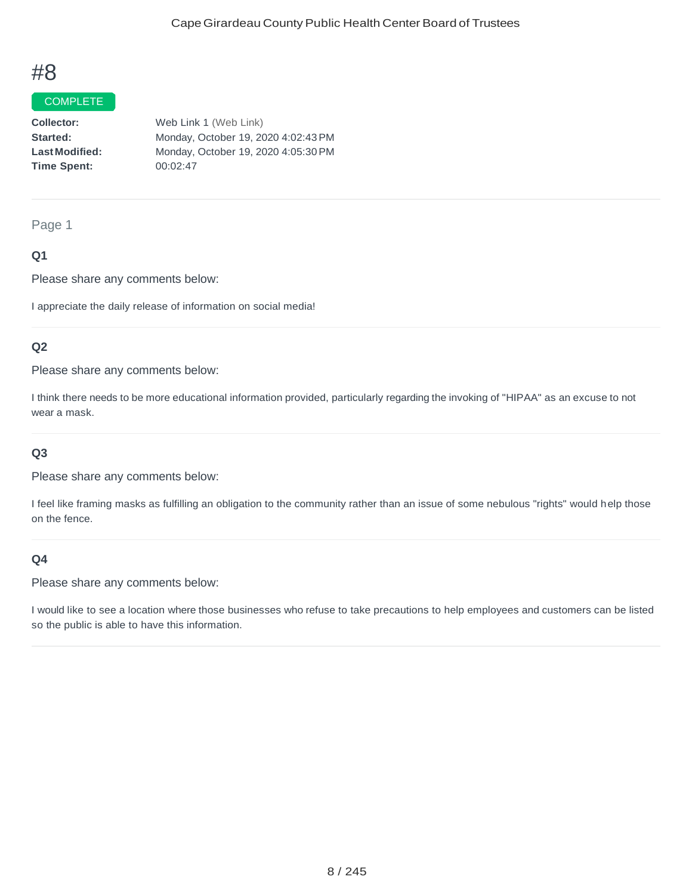# #8

COMPLETE

**Collector:** Web Link 1 (Web Link)
**Started:** Monday, October 19, 2020 4:02:43 PM
**Last Modified:** Monday, October 19, 2020 4:05:30 PM
**Time Spent:** 00:02:47

---

Page 1

### Q1

Please share any comments below:

I appreciate the daily release of information on social media!

---

### Q2

Please share any comments below:

I think there needs to be more educational information provided, particularly regarding the invoking of "HIPAA" as an excuse to not wear a mask.

---

### Q3

Please share any comments below:

I feel like framing masks as fulfilling an obligation to the community rather than an issue of some nebulous "rights" would help those on the fence.

---

### Q4

Please share any comments below:

I would like to see a location where those businesses who refuse to take precautions to help employees and customers can be listed so the public is able to have this information.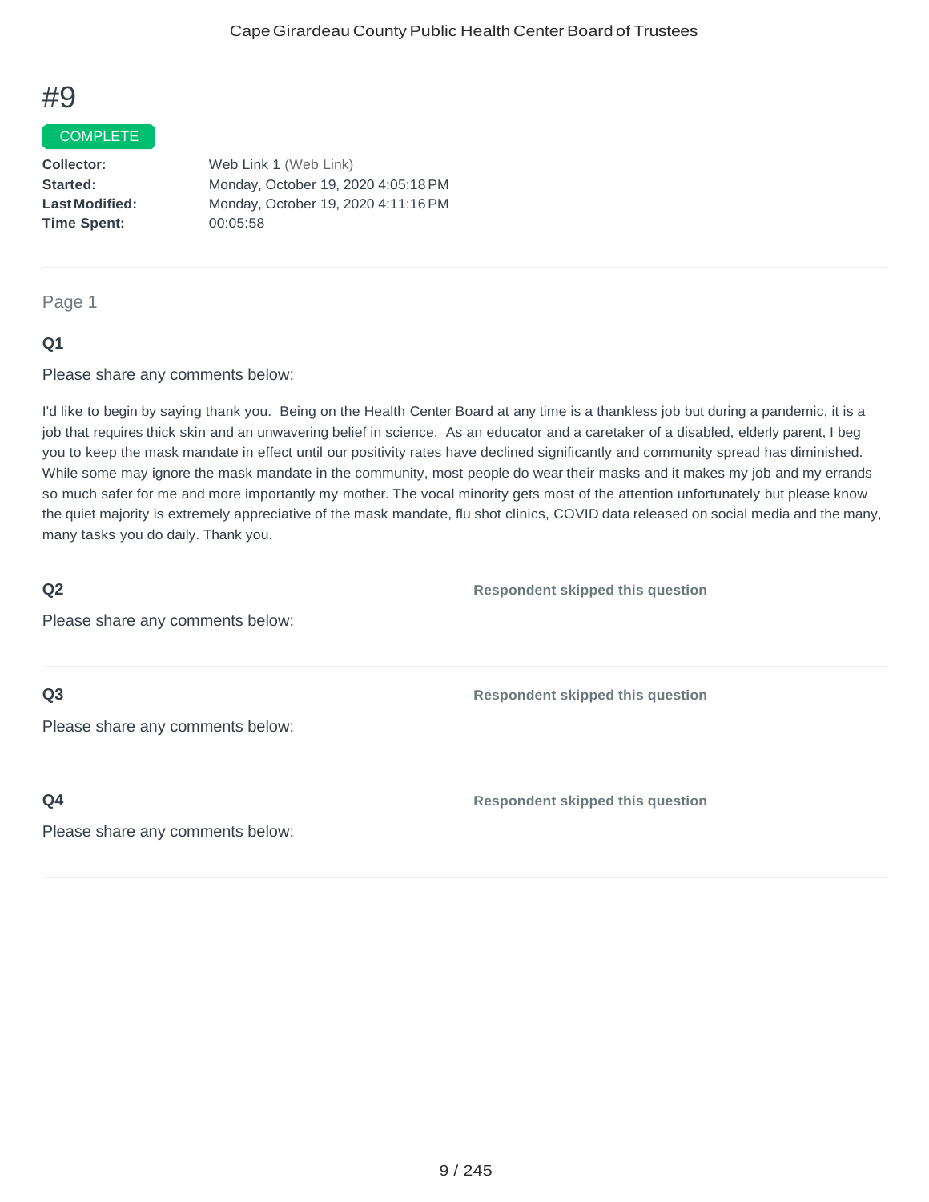# #9

COMPLETE

**Collector:** Web Link 1 (Web Link)
**Started:** Monday, October 19, 2020 4:05:18 PM
**Last Modified:** Monday, October 19, 2020 4:11:16 PM
**Time Spent:** 00:05:58

---

Page 1

**Q1**

Please share any comments below:

I'd like to begin by saying thank you. Being on the Health Center Board at any time is a thankless job but during a pandemic, it is a job that requires thick skin and an unwavering belief in science. As an educator and a caretaker of a disabled, elderly parent, I beg you to keep the mask mandate in effect until our positivity rates have declined significantly and community spread has diminished. While some may ignore the mask mandate in the community, most people do wear their masks and it makes my job and my errands so much safer for me and more importantly my mother. The vocal minority gets most of the attention unfortunately but please know the quiet majority is extremely appreciative of the mask mandate, flu shot clinics, COVID data released on social media and the many, many tasks you do daily. Thank you.

**Q2**

Please share any comments below:

**Respondent skipped this question**

**Q3**

Please share any comments below:

**Respondent skipped this question**

**Q4**

Please share any comments below:

**Respondent skipped this question**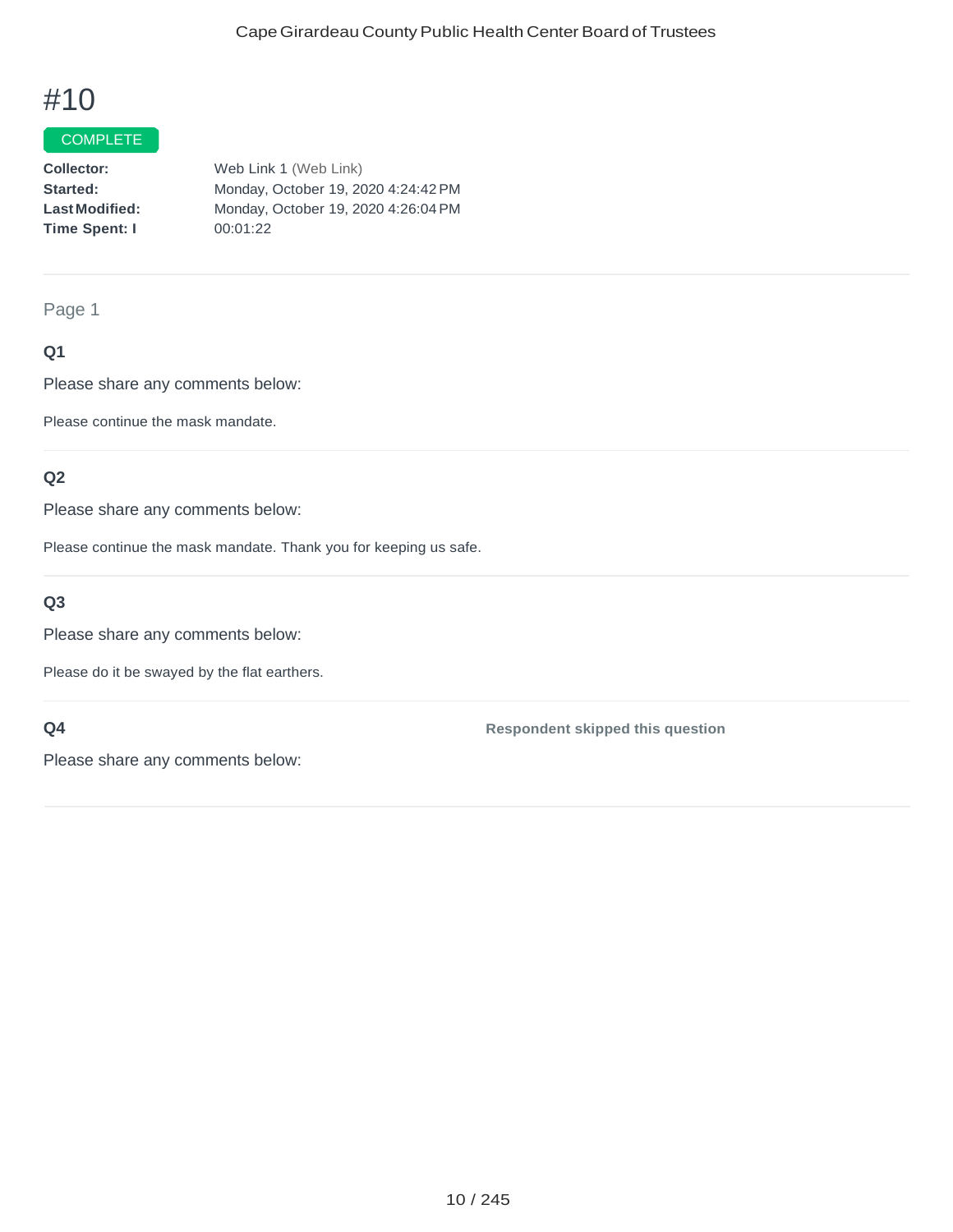# #10

COMPLETE

**Collector:** Web Link 1 (Web Link)
**Started:** Monday, October 19, 2020 4:24:42 PM
**Last Modified:** Monday, October 19, 2020 4:26:04 PM
**Time Spent: I** 00:01:22

Page 1

**Q1**

Please share any comments below:

Please continue the mask mandate.

**Q2**

Please share any comments below:

Please continue the mask mandate. Thank you for keeping us safe.

**Q3**

Please share any comments below:

Please do it be swayed by the flat earthers.

**Q4** **Respondent skipped this question**

Please share any comments below: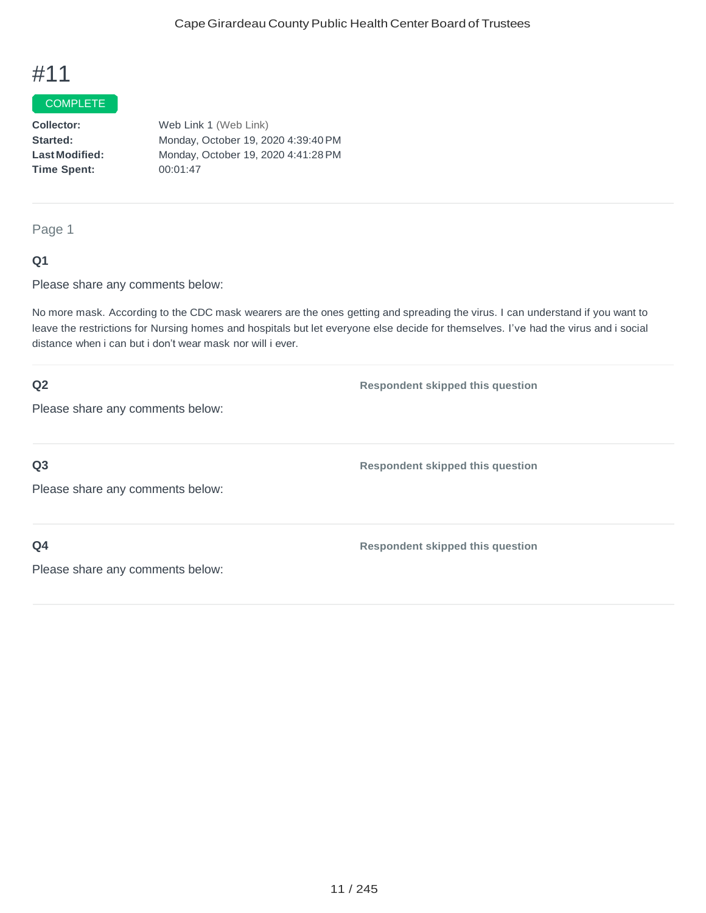# #11

COMPLETE

**Collector:** Web Link 1 (Web Link)
**Started:** Monday, October 19, 2020 4:39:40 PM
**Last Modified:** Monday, October 19, 2020 4:41:28 PM
**Time Spent:** 00:01:47

---

Page 1

**Q1**

Please share any comments below:

No more mask. According to the CDC mask wearers are the ones getting and spreading the virus. I can understand if you want to leave the restrictions for Nursing homes and hospitals but let everyone else decide for themselves. I've had the virus and i social distance when i can but i don't wear mask nor will i ever.

**Q2** **Respondent skipped this question**

Please share any comments below:

**Q3** **Respondent skipped this question**

Please share any comments below:

**Q4** **Respondent skipped this question**

Please share any comments below: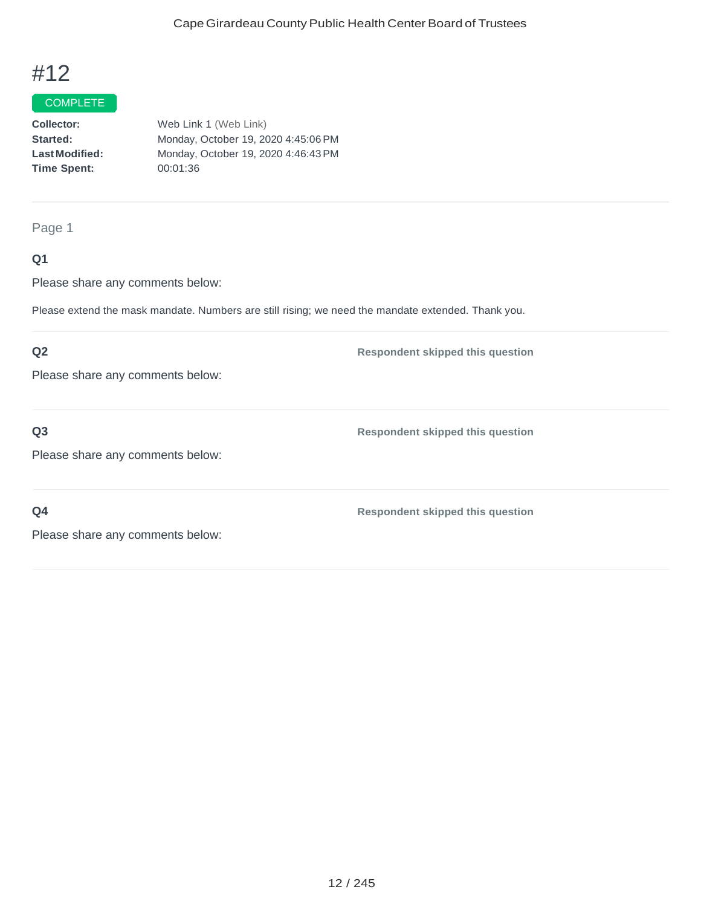# #12

COMPLETE

**Collector:** Web Link 1 (Web Link)
**Started:** Monday, October 19, 2020 4:45:06 PM
**Last Modified:** Monday, October 19, 2020 4:46:43 PM
**Time Spent:** 00:01:36

Page 1

**Q1**

Please share any comments below:

Please extend the mask mandate. Numbers are still rising; we need the mandate extended. Thank you.

**Q2**

Please share any comments below:

**Respondent skipped this question**

**Q3**

Please share any comments below:

**Respondent skipped this question**

**Q4**

Please share any comments below:

**Respondent skipped this question**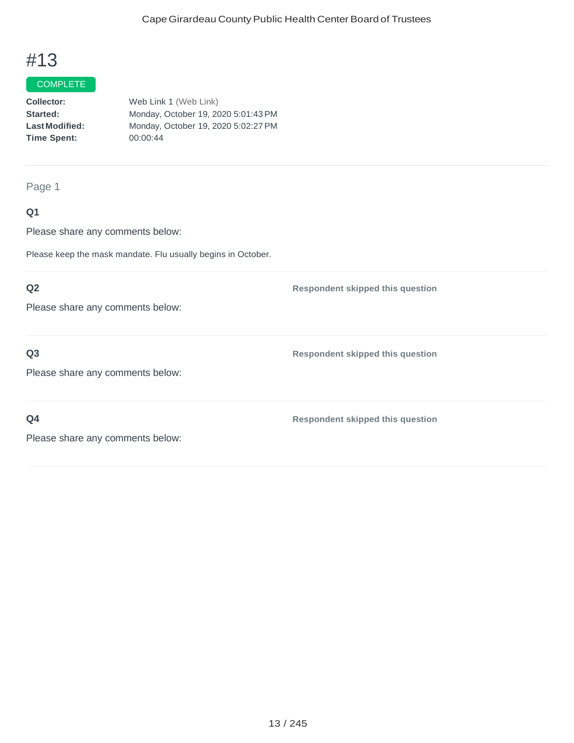# #13

COMPLETE

| | |
|---|---|
| **Collector:** | Web Link 1 (Web Link) |
| **Started:** | Monday, October 19, 2020 5:01:43 PM |
| **Last Modified:** | Monday, October 19, 2020 5:02:27 PM |
| **Time Spent:** | 00:00:44 |

Page 1

**Q1**

Please share any comments below:

Please keep the mask mandate. Flu usually begins in October.

**Q2**

Please share any comments below:

**Respondent skipped this question**

**Q3**

Please share any comments below:

**Respondent skipped this question**

**Q4**

Please share any comments below:

**Respondent skipped this question**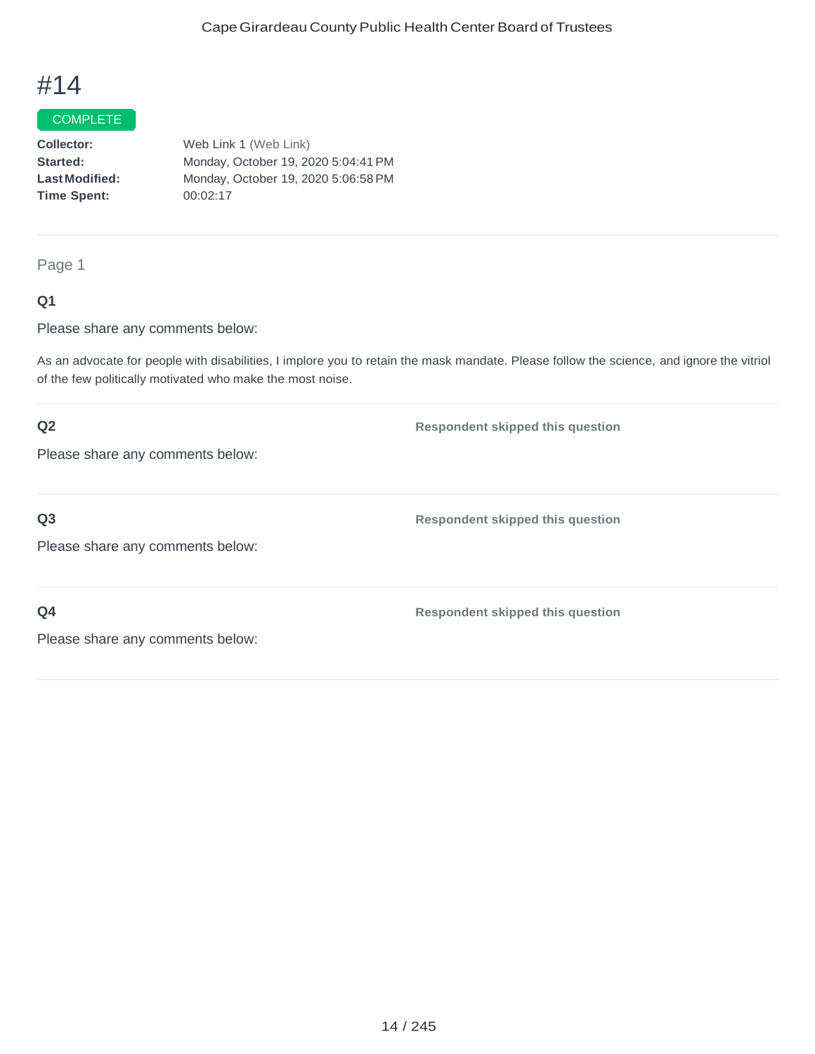# #14

COMPLETE

| | |
|---|---|
| **Collector:** | Web Link 1 (Web Link) |
| **Started:** | Monday, October 19, 2020 5:04:41 PM |
| **Last Modified:** | Monday, October 19, 2020 5:06:58 PM |
| **Time Spent:** | 00:02:17 |

## Page 1

**Q1**

Please share any comments below:

As an advocate for people with disabilities, I implore you to retain the mask mandate. Please follow the science, and ignore the vitriol of the few politically motivated who make the most noise.

**Q2** **Respondent skipped this question**

Please share any comments below:

**Q3** **Respondent skipped this question**

Please share any comments below:

**Q4** **Respondent skipped this question**

Please share any comments below: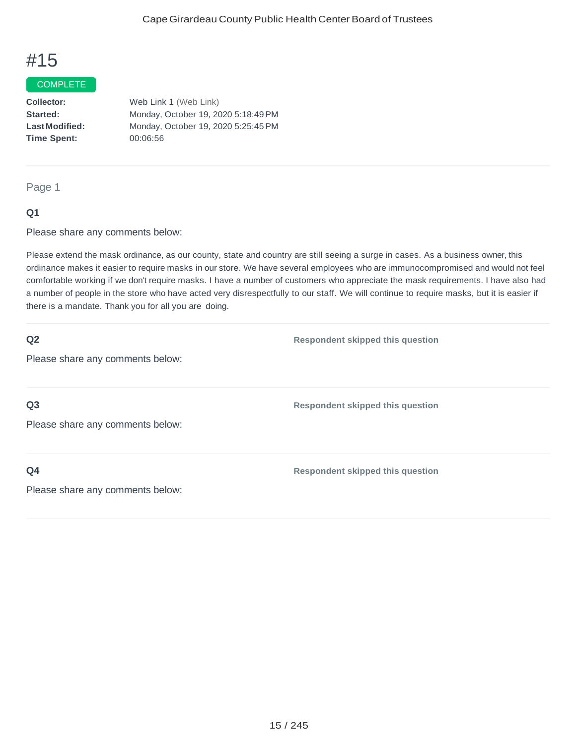# #15

COMPLETE

**Collector:** Web Link 1 (Web Link)
**Started:** Monday, October 19, 2020 5:18:49 PM
**Last Modified:** Monday, October 19, 2020 5:25:45 PM
**Time Spent:** 00:06:56

---

Page 1

### Q1

Please share any comments below:

Please extend the mask ordinance, as our county, state and country are still seeing a surge in cases. As a business owner, this ordinance makes it easier to require masks in our store. We have several employees who are immunocompromised and would not feel comfortable working if we don't require masks. I have a number of customers who appreciate the mask requirements. I have also had a number of people in the store who have acted very disrespectfully to our staff. We will continue to require masks, but it is easier if there is a mandate. Thank you for all you are doing.

### Q2

Please share any comments below:

**Respondent skipped this question**

### Q3

Please share any comments below:

**Respondent skipped this question**

### Q4

Please share any comments below:

**Respondent skipped this question**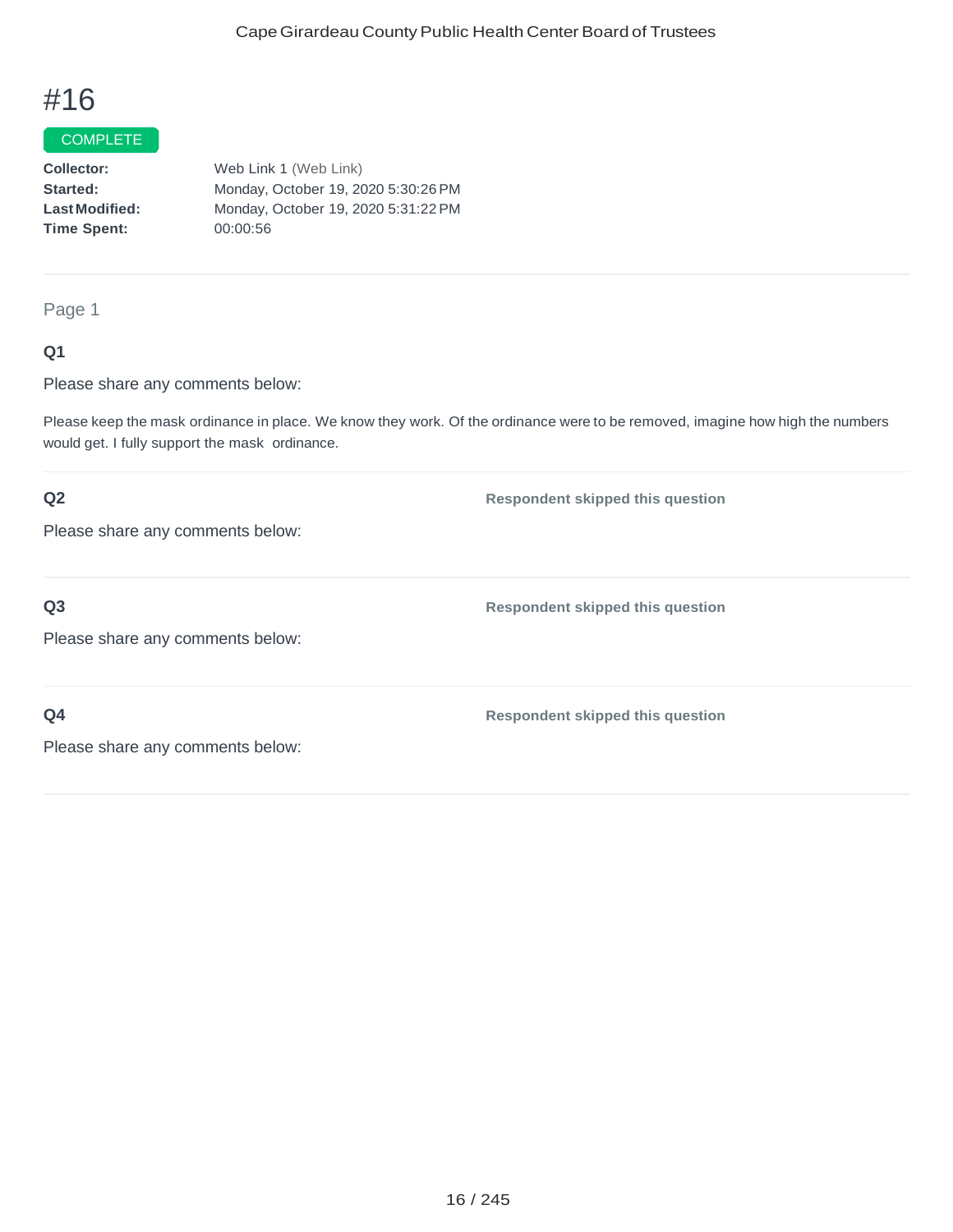# #16

COMPLETE

**Collector:** Web Link 1 (Web Link)
**Started:** Monday, October 19, 2020 5:30:26 PM
**Last Modified:** Monday, October 19, 2020 5:31:22 PM
**Time Spent:** 00:00:56

---

Page 1

**Q1**

Please share any comments below:

Please keep the mask ordinance in place. We know they work. Of the ordinance were to be removed, imagine how high the numbers would get. I fully support the mask ordinance.

---

**Q2** **Respondent skipped this question**

Please share any comments below:

---

**Q3** **Respondent skipped this question**

Please share any comments below:

---

**Q4** **Respondent skipped this question**

Please share any comments below: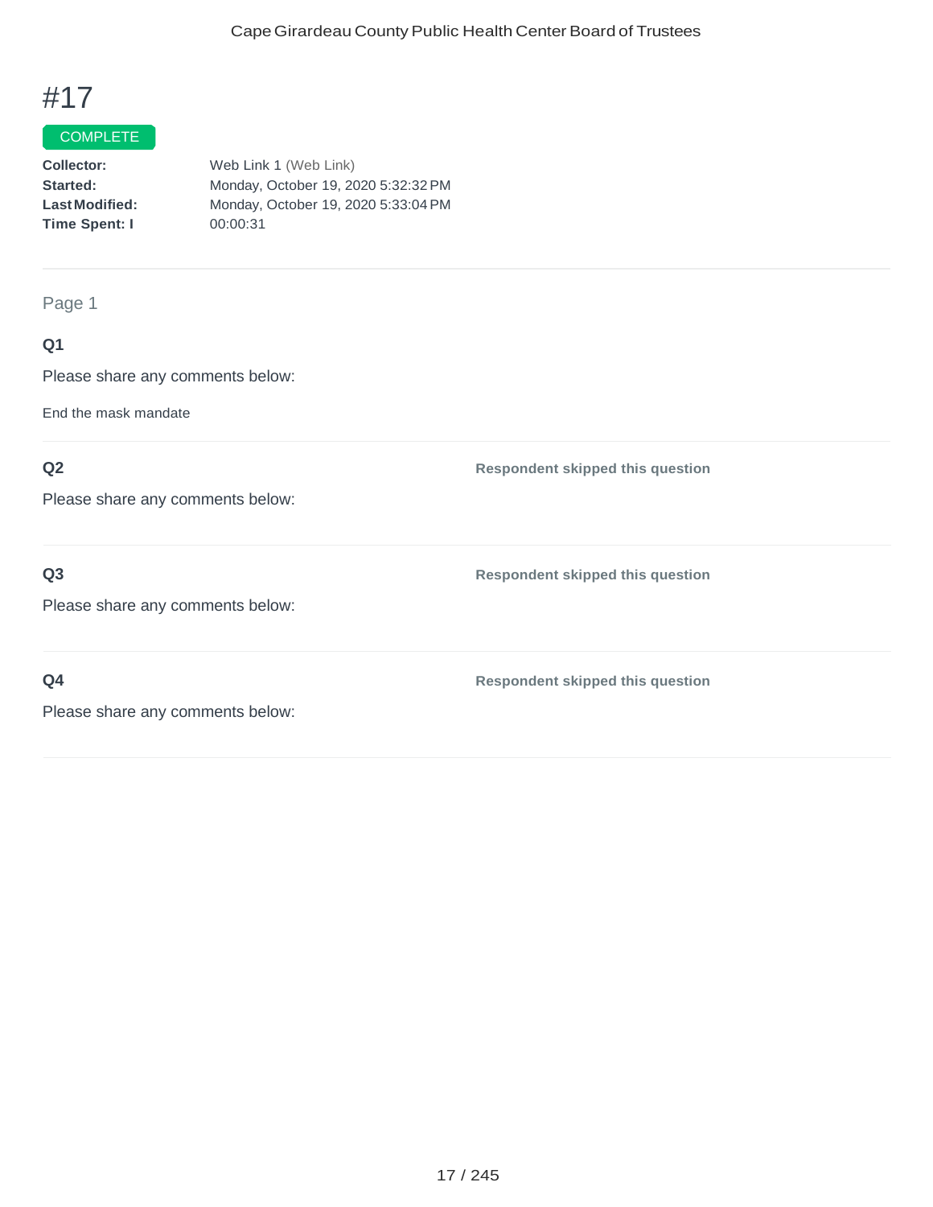# #17

COMPLETE

**Collector:** Web Link 1 (Web Link)
**Started:** Monday, October 19, 2020 5:32:32 PM
**Last Modified:** Monday, October 19, 2020 5:33:04 PM
**Time Spent: I** 00:00:31

Page 1

**Q1**

Please share any comments below:

End the mask mandate

**Q2**

Please share any comments below:

**Respondent skipped this question**

**Q3**

Please share any comments below:

**Respondent skipped this question**

**Q4**

Please share any comments below:

**Respondent skipped this question**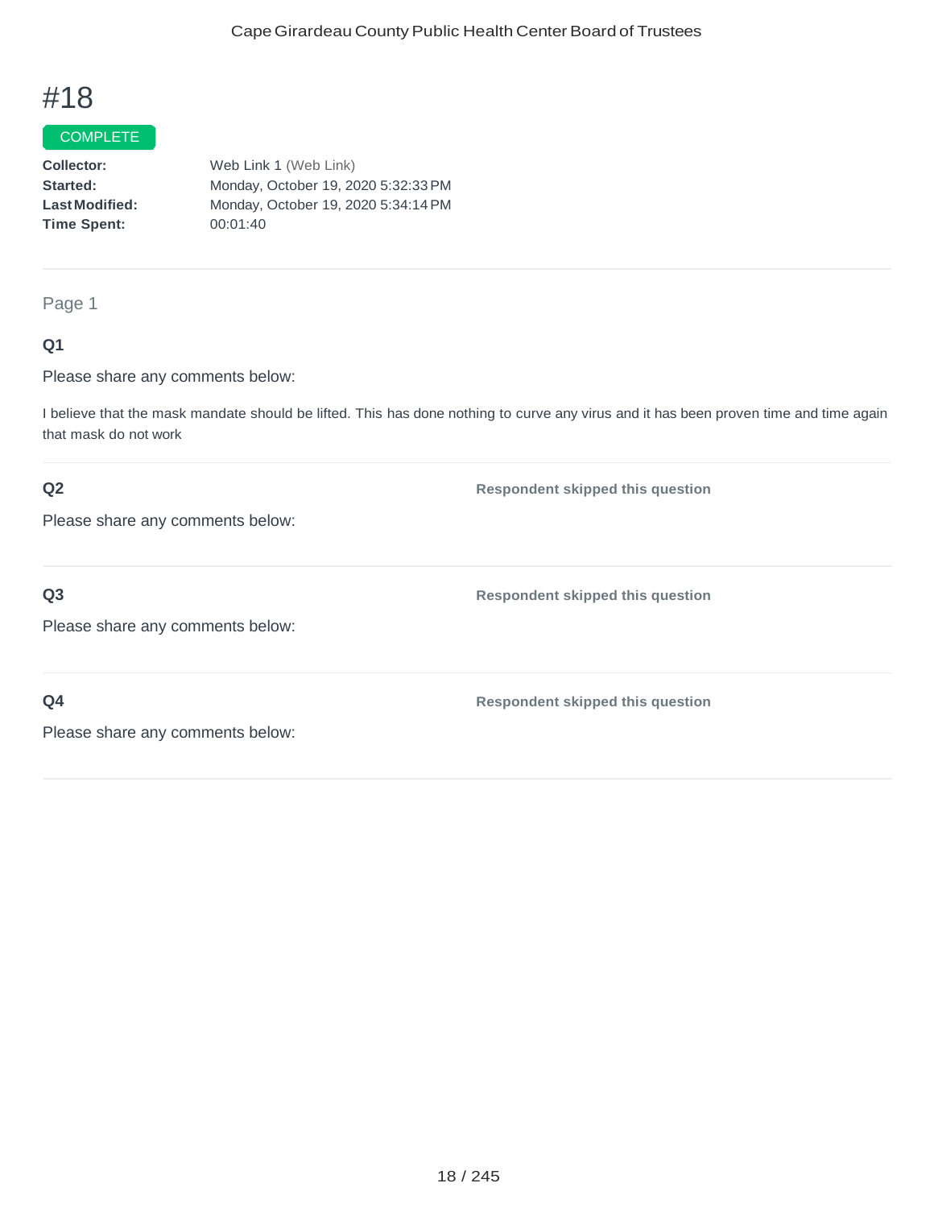# #18

COMPLETE

**Collector:** Web Link 1 (Web Link)
**Started:** Monday, October 19, 2020 5:32:33 PM
**Last Modified:** Monday, October 19, 2020 5:34:14 PM
**Time Spent:** 00:01:40

---

Page 1

**Q1**

Please share any comments below:

I believe that the mask mandate should be lifted. This has done nothing to curve any virus and it has been proven time and time again that mask do not work

---

**Q2**

Please share any comments below:

**Respondent skipped this question**

---

**Q3**

Please share any comments below:

**Respondent skipped this question**

---

**Q4**

Please share any comments below:

**Respondent skipped this question**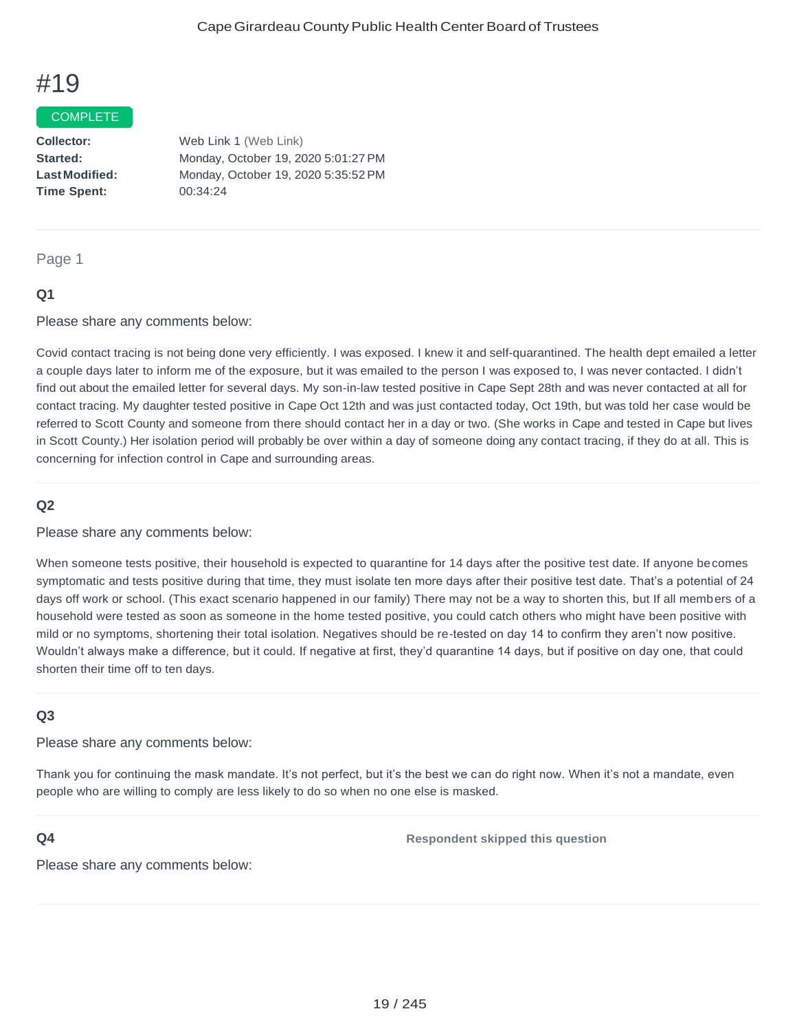# #19

COMPLETE

**Collector:** Web Link 1 (Web Link)
**Started:** Monday, October 19, 2020 5:01:27 PM
**Last Modified:** Monday, October 19, 2020 5:35:52 PM
**Time Spent:** 00:34:24

---

Page 1

**Q1**

Please share any comments below:

Covid contact tracing is not being done very efficiently. I was exposed. I knew it and self-quarantined. The health dept emailed a letter a couple days later to inform me of the exposure, but it was emailed to the person I was exposed to, I was never contacted. I didn't find out about the emailed letter for several days. My son-in-law tested positive in Cape Sept 28th and was never contacted at all for contact tracing. My daughter tested positive in Cape Oct 12th and was just contacted today, Oct 19th, but was told her case would be referred to Scott County and someone from there should contact her in a day or two. (She works in Cape and tested in Cape but lives in Scott County.) Her isolation period will probably be over within a day of someone doing any contact tracing, if they do at all. This is concerning for infection control in Cape and surrounding areas.

**Q2**

Please share any comments below:

When someone tests positive, their household is expected to quarantine for 14 days after the positive test date. If anyone becomes symptomatic and tests positive during that time, they must isolate ten more days after their positive test date. That's a potential of 24 days off work or school. (This exact scenario happened in our family) There may not be a way to shorten this, but If all members of a household were tested as soon as someone in the home tested positive, you could catch others who might have been positive with mild or no symptoms, shortening their total isolation. Negatives should be re-tested on day 14 to confirm they aren't now positive. Wouldn't always make a difference, but it could. If negative at first, they'd quarantine 14 days, but if positive on day one, that could shorten their time off to ten days.

**Q3**

Please share any comments below:

Thank you for continuing the mask mandate. It's not perfect, but it's the best we can do right now. When it's not a mandate, even people who are willing to comply are less likely to do so when no one else is masked.

**Q4** — Respondent skipped this question

Please share any comments below: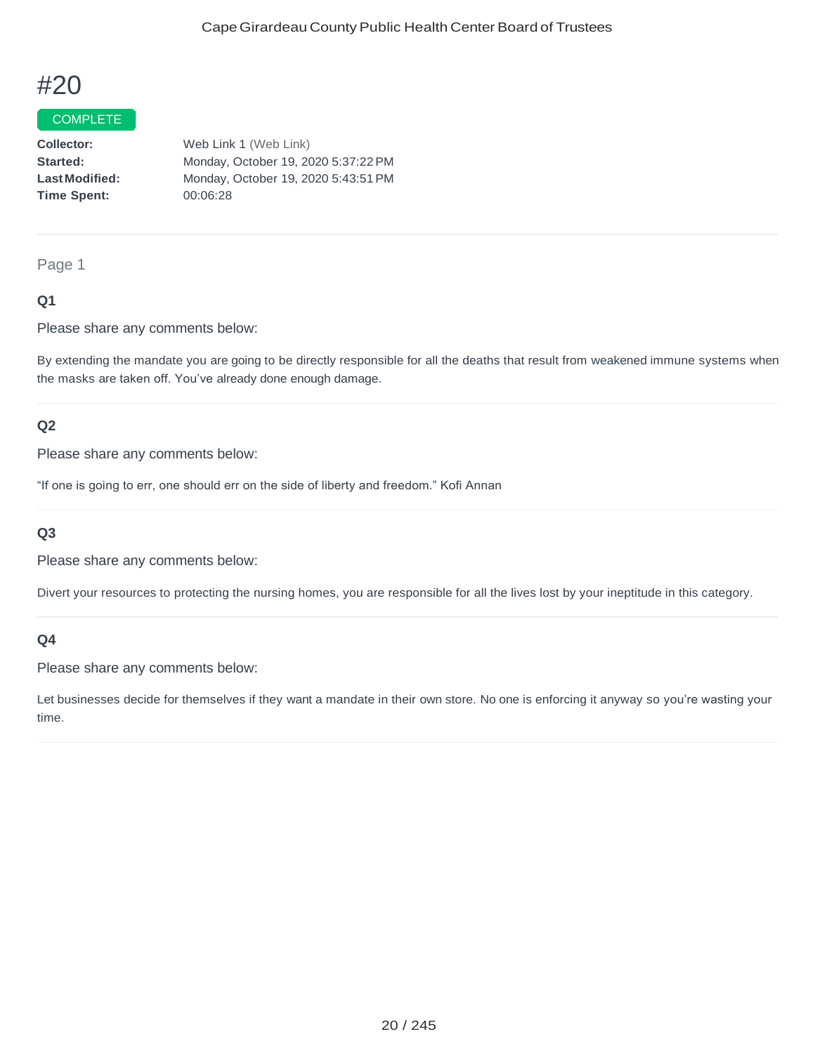# #20

COMPLETE

| | |
|---|---|
| **Collector:** | Web Link 1 (Web Link) |
| **Started:** | Monday, October 19, 2020 5:37:22 PM |
| **Last Modified:** | Monday, October 19, 2020 5:43:51 PM |
| **Time Spent:** | 00:06:28 |

---

Page 1

**Q1**

Please share any comments below:

By extending the mandate you are going to be directly responsible for all the deaths that result from weakened immune systems when the masks are taken off. You've already done enough damage.

**Q2**

Please share any comments below:

"If one is going to err, one should err on the side of liberty and freedom." Kofi Annan

**Q3**

Please share any comments below:

Divert your resources to protecting the nursing homes, you are responsible for all the lives lost by your ineptitude in this category.

**Q4**

Please share any comments below:

Let businesses decide for themselves if they want a mandate in their own store. No one is enforcing it anyway so you're wasting your time.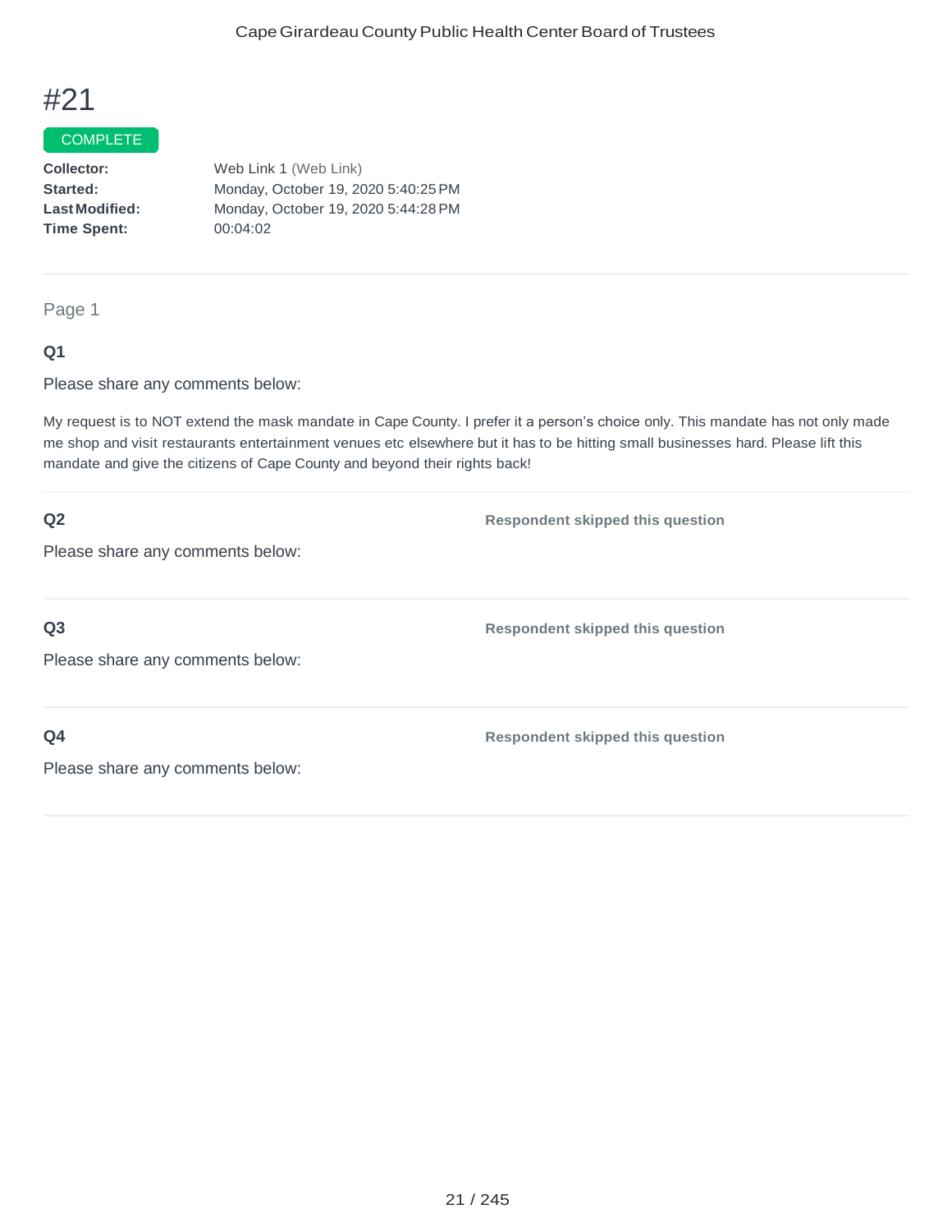# #21

COMPLETE

**Collector:** Web Link 1 (Web Link)
**Started:** Monday, October 19, 2020 5:40:25 PM
**Last Modified:** Monday, October 19, 2020 5:44:28 PM
**Time Spent:** 00:04:02

---

Page 1

**Q1**

Please share any comments below:

My request is to NOT extend the mask mandate in Cape County. I prefer it a person's choice only. This mandate has not only made me shop and visit restaurants entertainment venues etc elsewhere but it has to be hitting small businesses hard. Please lift this mandate and give the citizens of Cape County and beyond their rights back!

**Q2** — Respondent skipped this question

Please share any comments below:

**Q3** — Respondent skipped this question

Please share any comments below:

**Q4** — Respondent skipped this question

Please share any comments below: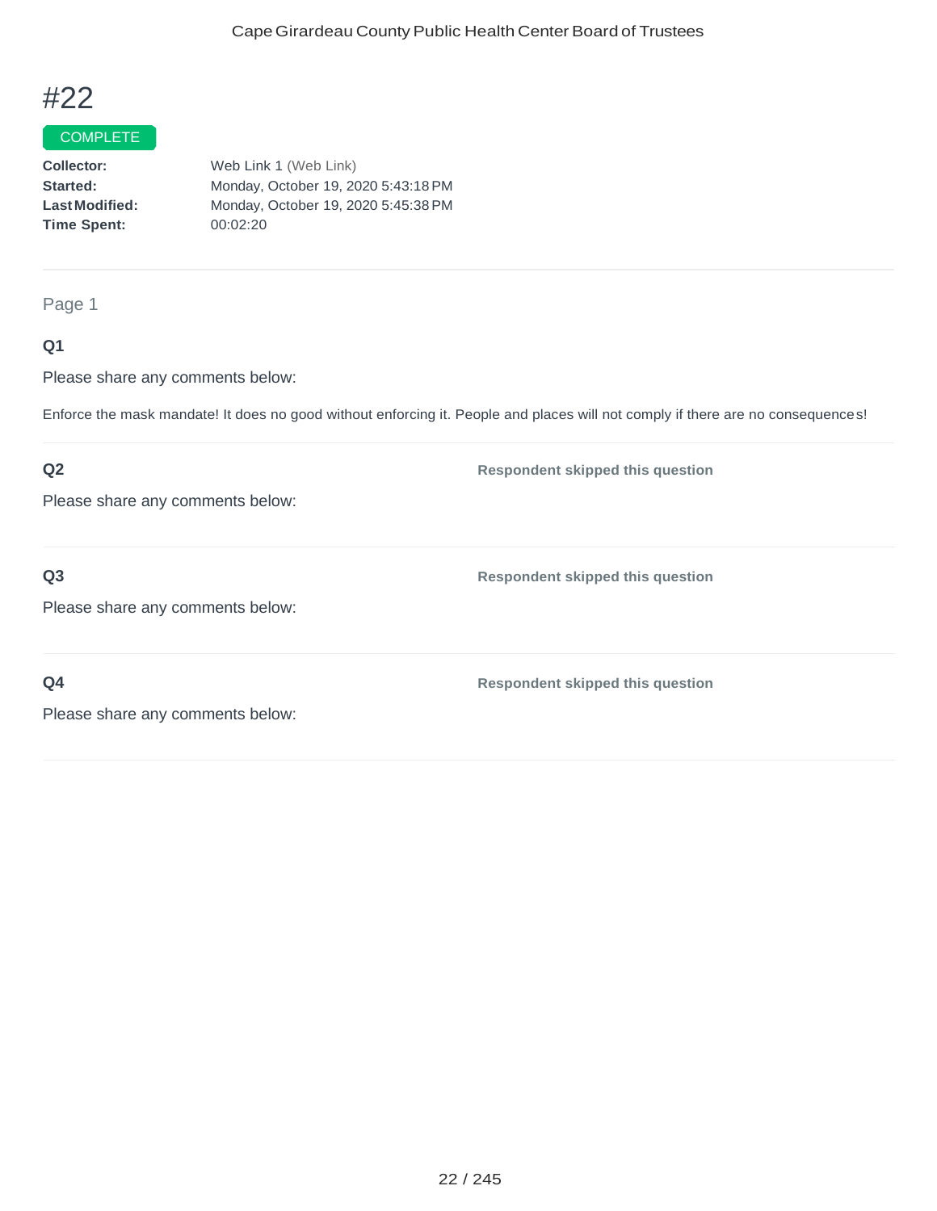# #22

COMPLETE

**Collector:** Web Link 1 (Web Link)
**Started:** Monday, October 19, 2020 5:43:18 PM
**Last Modified:** Monday, October 19, 2020 5:45:38 PM
**Time Spent:** 00:02:20

---

Page 1

**Q1**

Please share any comments below:

Enforce the mask mandate! It does no good without enforcing it. People and places will not comply if there are no consequences!

---

**Q2** — **Respondent skipped this question**

Please share any comments below:

---

**Q3** — **Respondent skipped this question**

Please share any comments below:

---

**Q4** — **Respondent skipped this question**

Please share any comments below: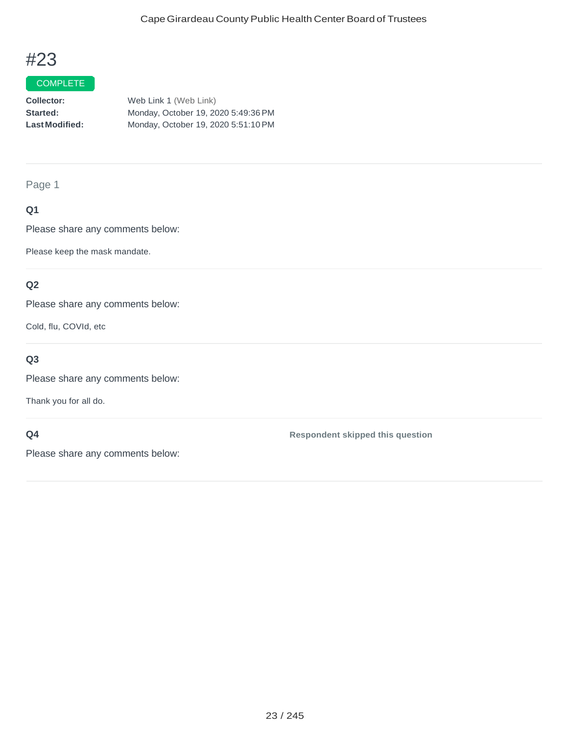# #23

COMPLETE

**Collector:** Web Link 1 (Web Link)
**Started:** Monday, October 19, 2020 5:49:36 PM
**Last Modified:** Monday, October 19, 2020 5:51:10 PM

---

Page 1

### Q1

Please share any comments below:

Please keep the mask mandate.

### Q2

Please share any comments below:

Cold, flu, COVId, etc

### Q3

Please share any comments below:

Thank you for all do.

### Q4

Please share any comments below:

**Respondent skipped this question**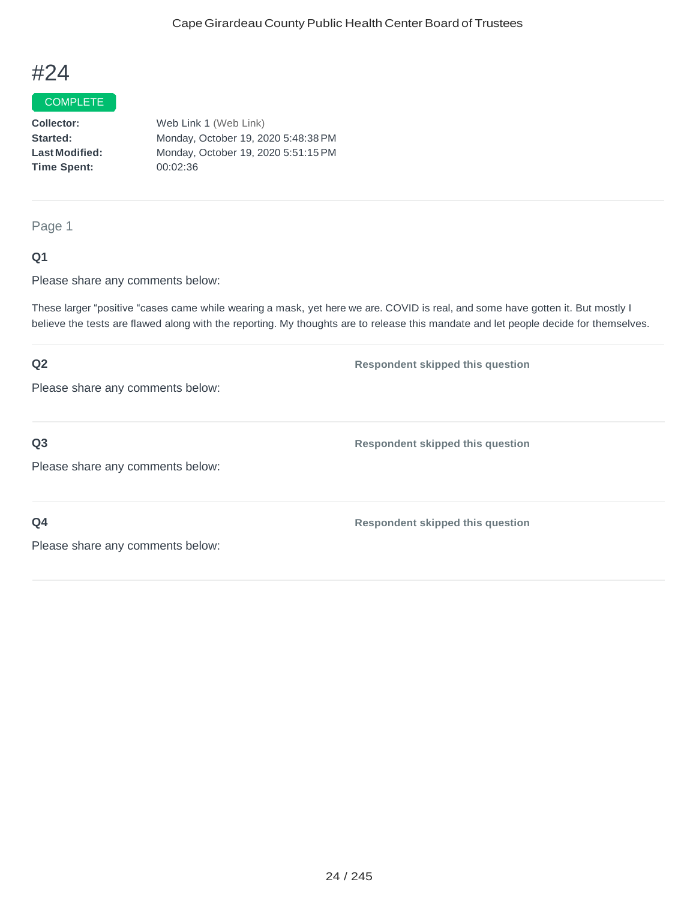# #24

COMPLETE

**Collector:** Web Link 1 (Web Link)
**Started:** Monday, October 19, 2020 5:48:38 PM
**Last Modified:** Monday, October 19, 2020 5:51:15 PM
**Time Spent:** 00:02:36

---

Page 1

**Q1**

Please share any comments below:

These larger “positive “cases came while wearing a mask, yet here we are. COVID is real, and some have gotten it. But mostly I believe the tests are flawed along with the reporting. My thoughts are to release this mandate and let people decide for themselves.

---

**Q2**

**Respondent skipped this question**

Please share any comments below:

---

**Q3**

**Respondent skipped this question**

Please share any comments below:

---

**Q4**

**Respondent skipped this question**

Please share any comments below: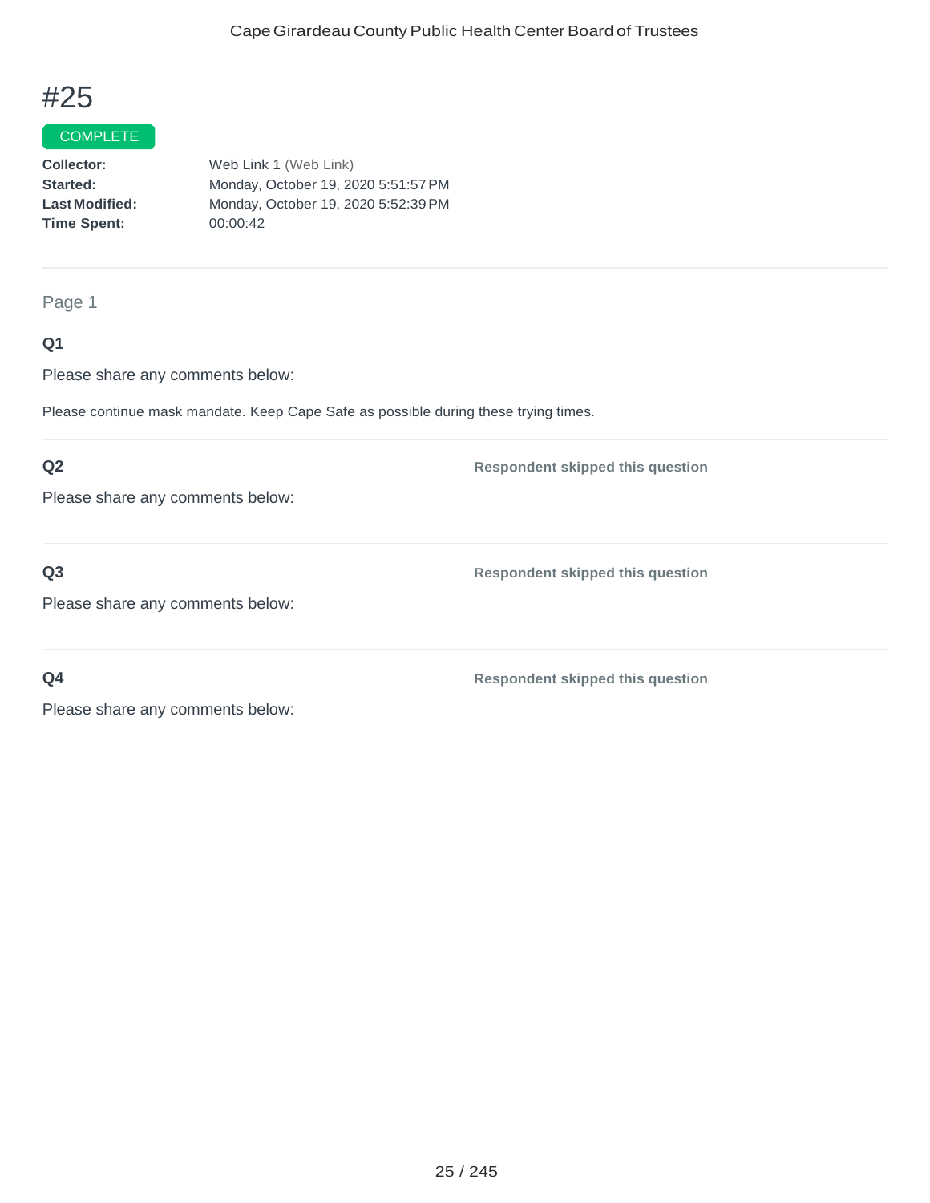# #25

COMPLETE

**Collector:** Web Link 1 (Web Link)
**Started:** Monday, October 19, 2020 5:51:57 PM
**Last Modified:** Monday, October 19, 2020 5:52:39 PM
**Time Spent:** 00:00:42

Page 1

**Q1**

Please share any comments below:

Please continue mask mandate. Keep Cape Safe as possible during these trying times.

**Q2**

Please share any comments below:

**Respondent skipped this question**

**Q3**

Please share any comments below:

**Respondent skipped this question**

**Q4**

Please share any comments below:

**Respondent skipped this question**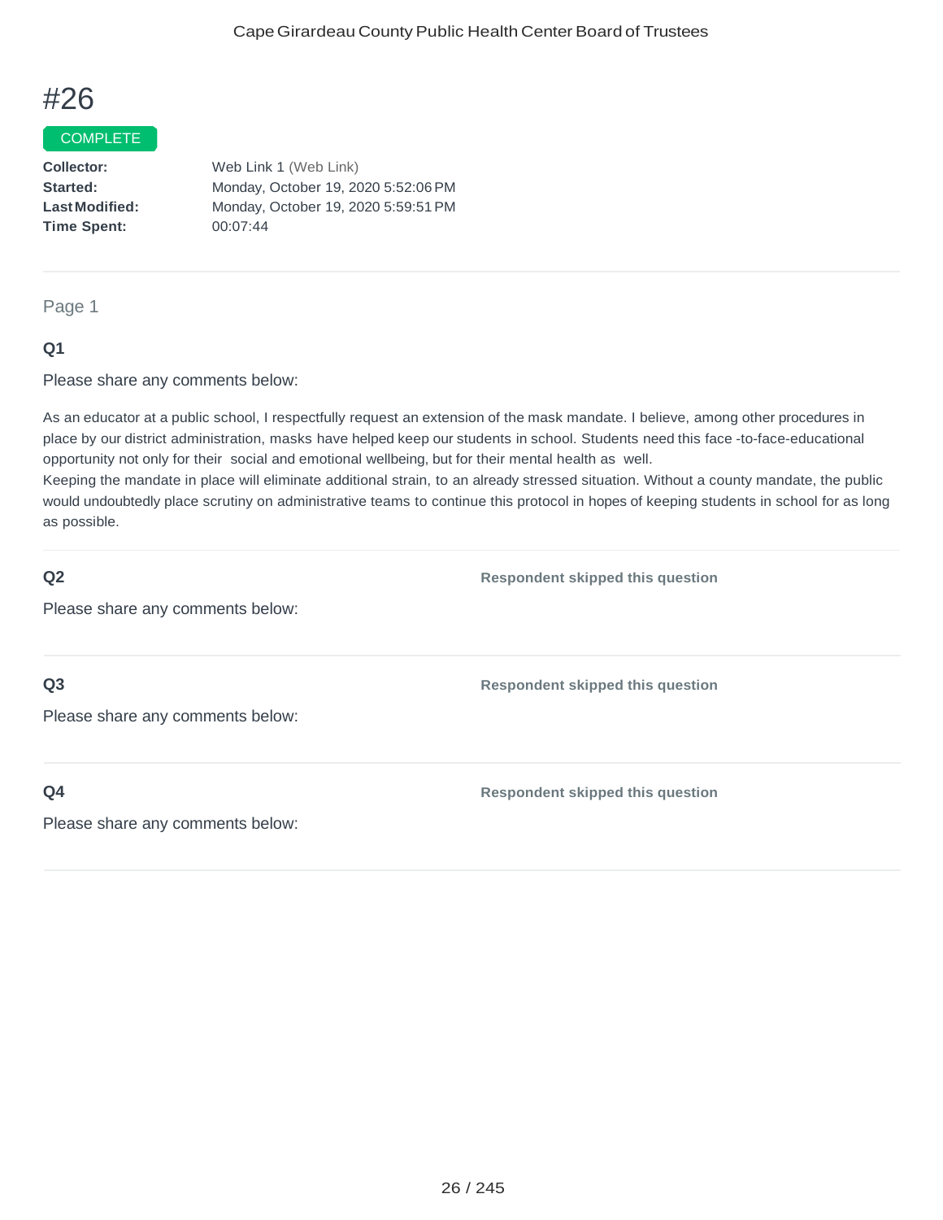# #26

COMPLETE

**Collector:** Web Link 1 (Web Link)
**Started:** Monday, October 19, 2020 5:52:06 PM
**Last Modified:** Monday, October 19, 2020 5:59:51 PM
**Time Spent:** 00:07:44

Page 1

**Q1**

Please share any comments below:

As an educator at a public school, I respectfully request an extension of the mask mandate. I believe, among other procedures in place by our district administration, masks have helped keep our students in school. Students need this face -to-face-educational opportunity not only for their social and emotional wellbeing, but for their mental health as well.
Keeping the mandate in place will eliminate additional strain, to an already stressed situation. Without a county mandate, the public would undoubtedly place scrutiny on administrative teams to continue this protocol in hopes of keeping students in school for as long as possible.

**Q2**

Please share any comments below:

**Respondent skipped this question**

**Q3**

Please share any comments below:

**Respondent skipped this question**

**Q4**

Please share any comments below:

**Respondent skipped this question**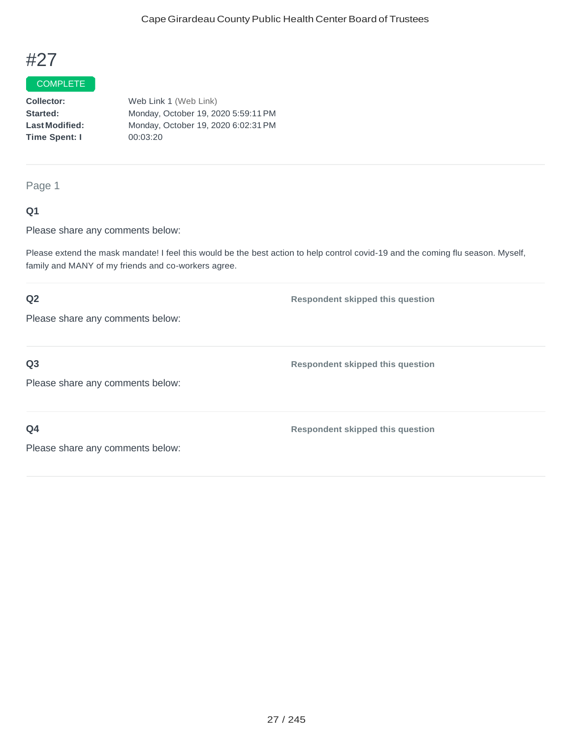# #27

COMPLETE

**Collector:** Web Link 1 (Web Link)
**Started:** Monday, October 19, 2020 5:59:11 PM
**Last Modified:** Monday, October 19, 2020 6:02:31 PM
**Time Spent: I** 00:03:20

Page 1

**Q1**

Please share any comments below:

Please extend the mask mandate! I feel this would be the best action to help control covid-19 and the coming flu season. Myself, family and MANY of my friends and co-workers agree.

**Q2** **Respondent skipped this question**

Please share any comments below:

**Q3** **Respondent skipped this question**

Please share any comments below:

**Q4** **Respondent skipped this question**

Please share any comments below: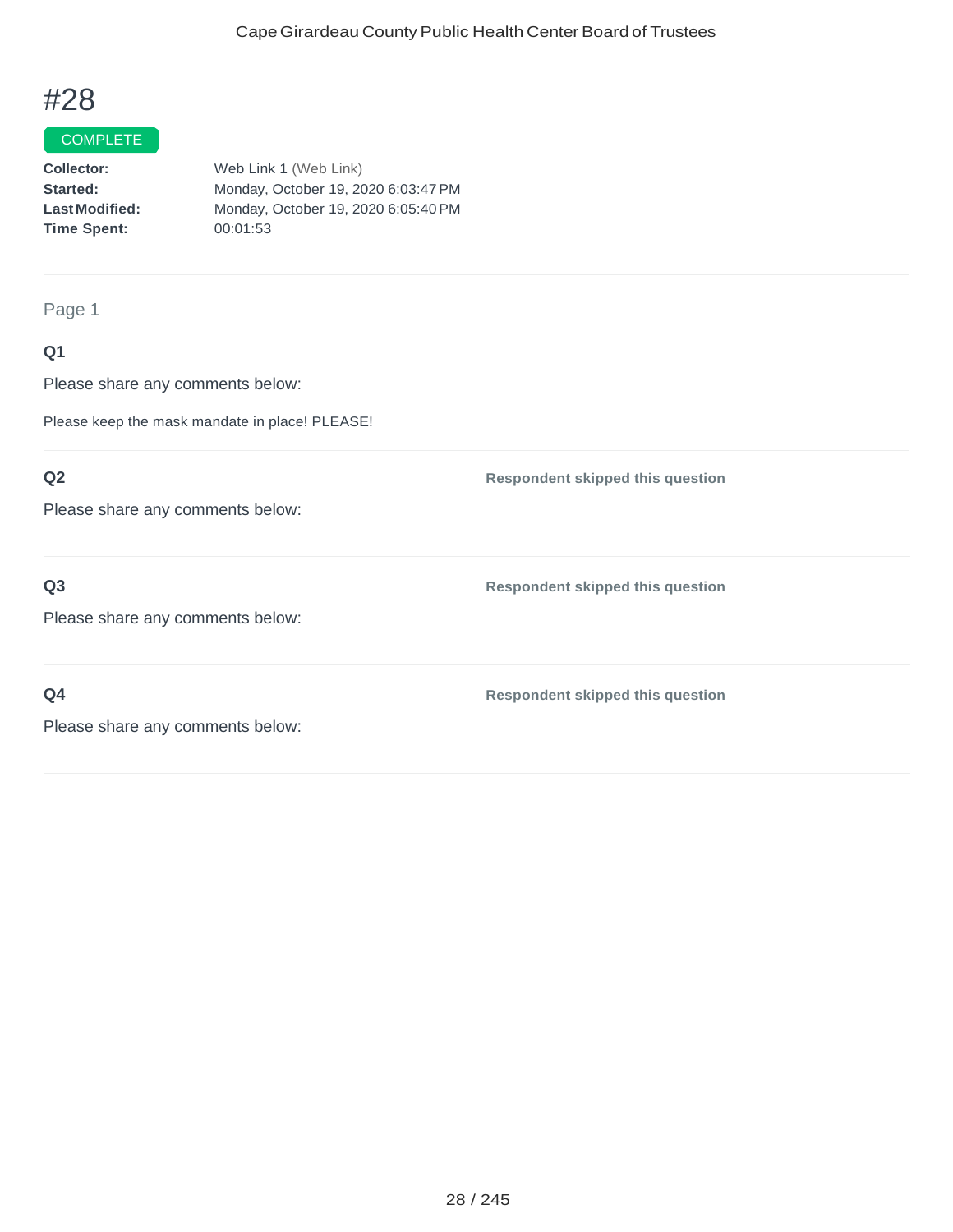# #28

COMPLETE

**Collector:** Web Link 1 (Web Link)
**Started:** Monday, October 19, 2020 6:03:47 PM
**Last Modified:** Monday, October 19, 2020 6:05:40 PM
**Time Spent:** 00:01:53

---

Page 1

**Q1**

Please share any comments below:

Please keep the mask mandate in place! PLEASE!

---

**Q2**

Please share any comments below:

**Respondent skipped this question**

---

**Q3**

Please share any comments below:

**Respondent skipped this question**

---

**Q4**

Please share any comments below:

**Respondent skipped this question**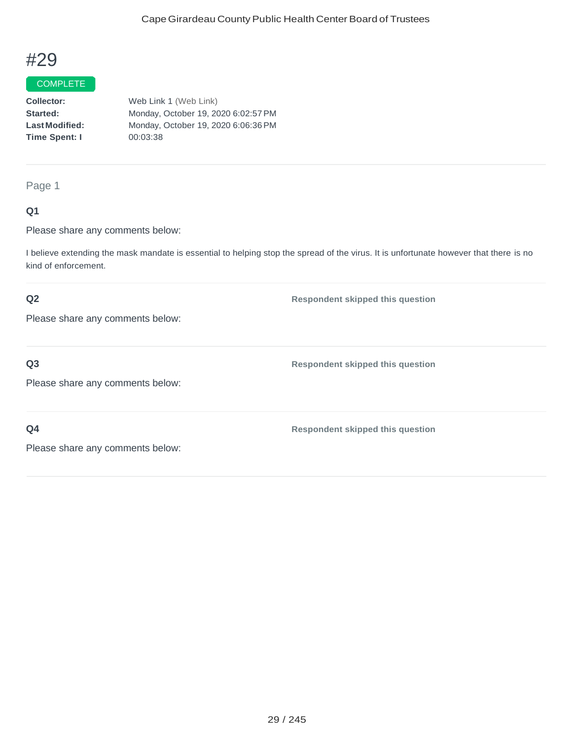# #29

COMPLETE

**Collector:** Web Link 1 (Web Link)
**Started:** Monday, October 19, 2020 6:02:57 PM
**Last Modified:** Monday, October 19, 2020 6:06:36 PM
**Time Spent: I** 00:03:38

---

Page 1

**Q1**

Please share any comments below:

I believe extending the mask mandate is essential to helping stop the spread of the virus. It is unfortunate however that there is no kind of enforcement.

---

**Q2**

Please share any comments below:

**Respondent skipped this question**

---

**Q3**

Please share any comments below:

**Respondent skipped this question**

---

**Q4**

Please share any comments below:

**Respondent skipped this question**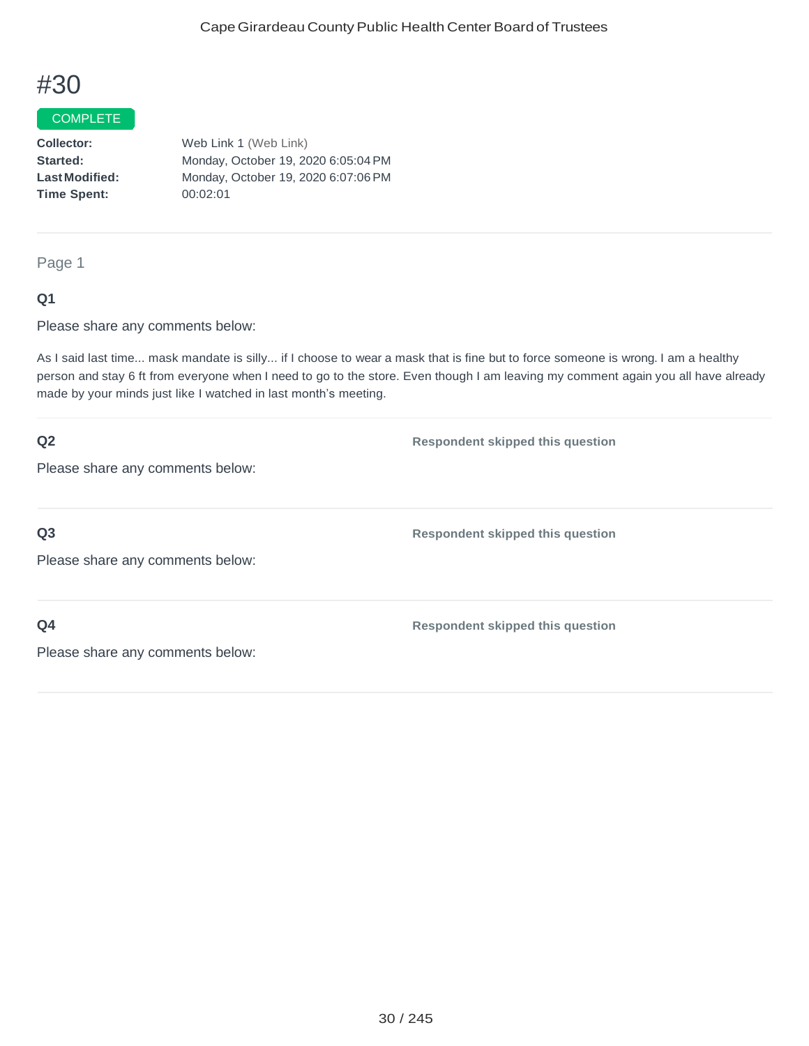# #30

COMPLETE

**Collector:** Web Link 1 (Web Link)
**Started:** Monday, October 19, 2020 6:05:04 PM
**Last Modified:** Monday, October 19, 2020 6:07:06 PM
**Time Spent:** 00:02:01

Page 1

**Q1**

Please share any comments below:

As I said last time... mask mandate is silly... if I choose to wear a mask that is fine but to force someone is wrong. I am a healthy person and stay 6 ft from everyone when I need to go to the store. Even though I am leaving my comment again you all have already made by your minds just like I watched in last month's meeting.

**Q2** **Respondent skipped this question**

Please share any comments below:

**Q3** **Respondent skipped this question**

Please share any comments below:

**Q4** **Respondent skipped this question**

Please share any comments below: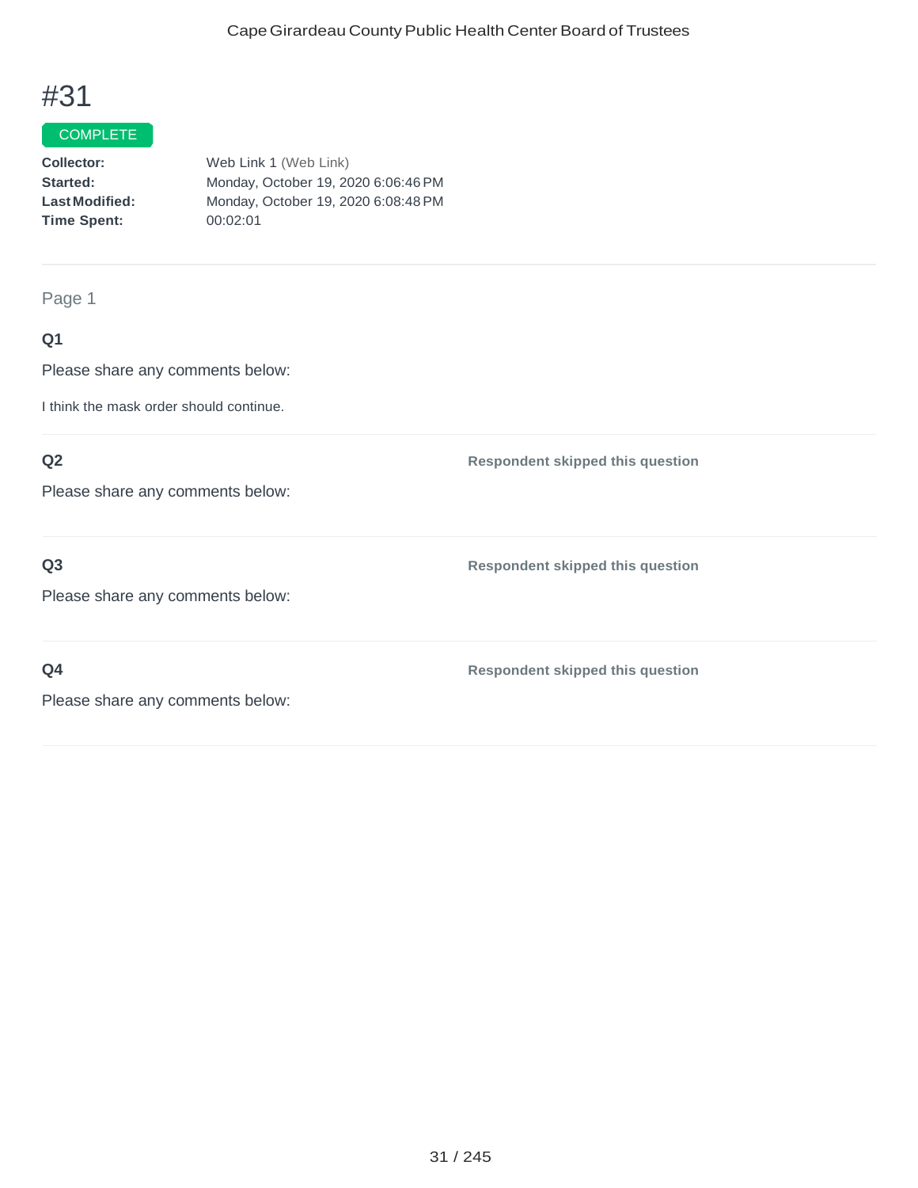# #31

COMPLETE

**Collector:** Web Link 1 (Web Link)
**Started:** Monday, October 19, 2020 6:06:46 PM
**Last Modified:** Monday, October 19, 2020 6:08:48 PM
**Time Spent:** 00:02:01

Page 1

**Q1**

Please share any comments below:

I think the mask order should continue.

**Q2**

Please share any comments below:

**Respondent skipped this question**

**Q3**

Please share any comments below:

**Respondent skipped this question**

**Q4**

Please share any comments below:

**Respondent skipped this question**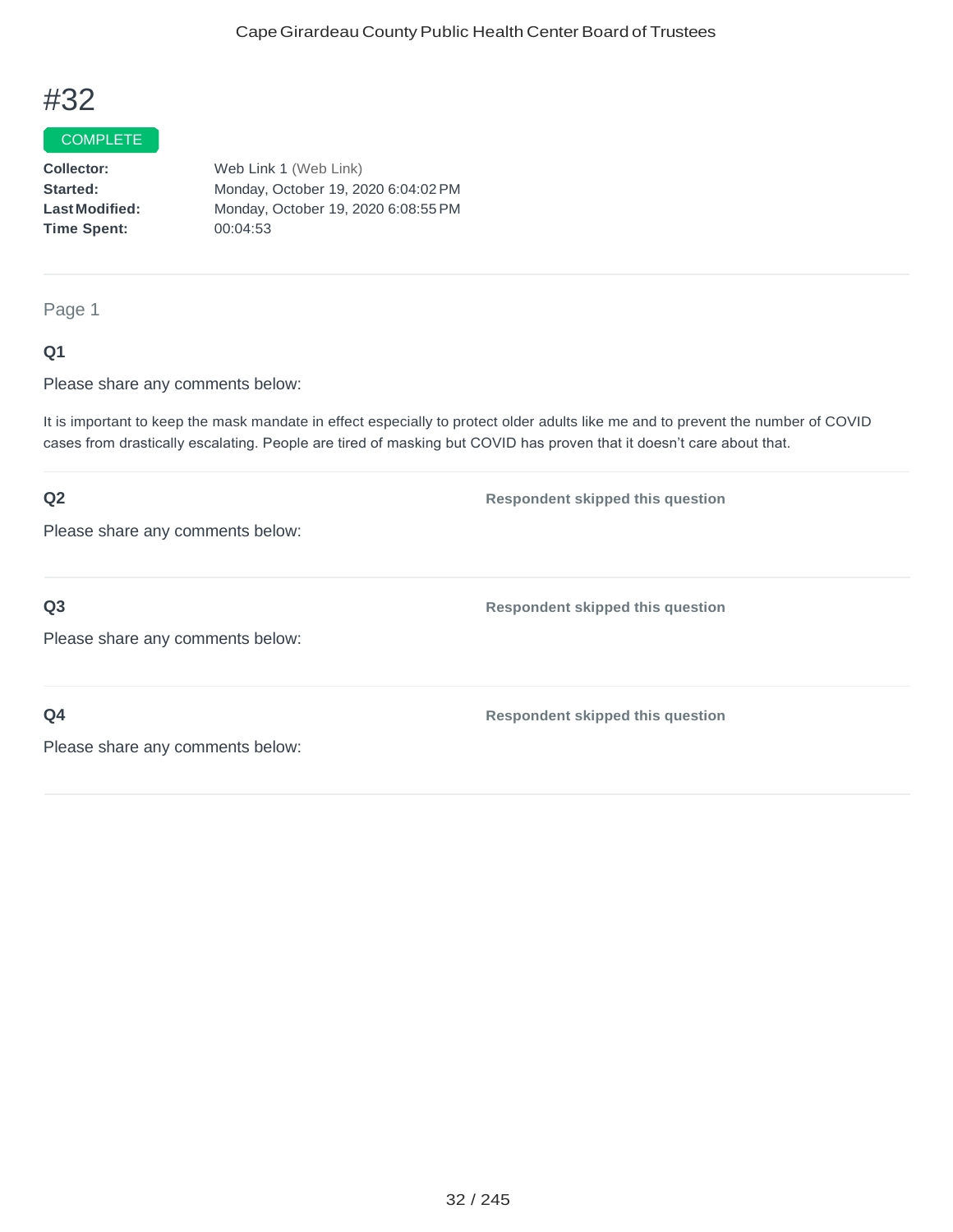# #32

COMPLETE

**Collector:** Web Link 1 (Web Link)
**Started:** Monday, October 19, 2020 6:04:02 PM
**Last Modified:** Monday, October 19, 2020 6:08:55 PM
**Time Spent:** 00:04:53

---

Page 1

**Q1**

Please share any comments below:

It is important to keep the mask mandate in effect especially to protect older adults like me and to prevent the number of COVID cases from drastically escalating. People are tired of masking but COVID has proven that it doesn't care about that.

---

**Q2**

Please share any comments below:

**Respondent skipped this question**

---

**Q3**

Please share any comments below:

**Respondent skipped this question**

---

**Q4**

Please share any comments below:

**Respondent skipped this question**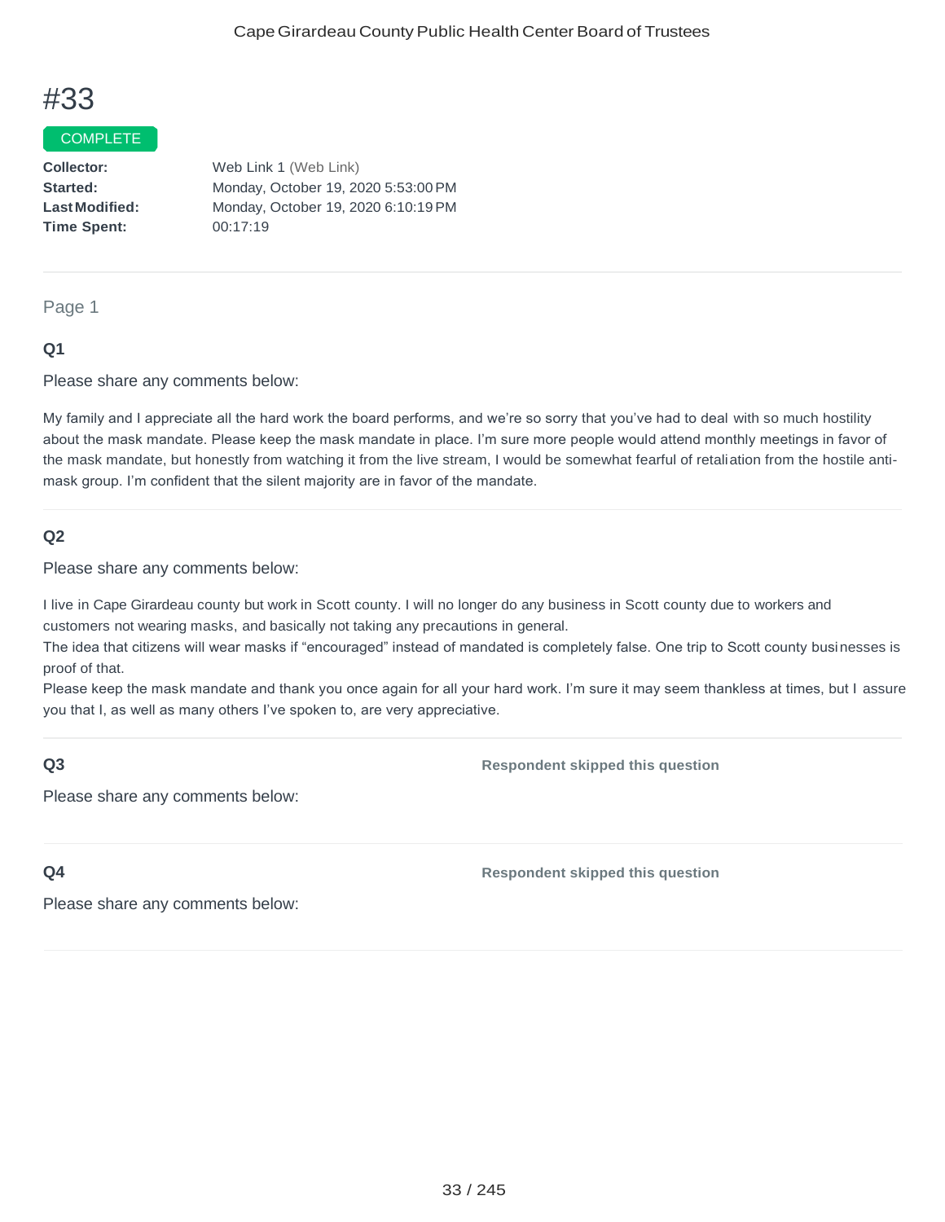# #33

COMPLETE

**Collector:** Web Link 1 (Web Link)
**Started:** Monday, October 19, 2020 5:53:00 PM
**Last Modified:** Monday, October 19, 2020 6:10:19 PM
**Time Spent:** 00:17:19

---

Page 1

### Q1

Please share any comments below:

My family and I appreciate all the hard work the board performs, and we're so sorry that you've had to deal with so much hostility about the mask mandate. Please keep the mask mandate in place. I'm sure more people would attend monthly meetings in favor of the mask mandate, but honestly from watching it from the live stream, I would be somewhat fearful of retaliation from the hostile anti-mask group. I'm confident that the silent majority are in favor of the mandate.

### Q2

Please share any comments below:

I live in Cape Girardeau county but work in Scott county. I will no longer do any business in Scott county due to workers and customers not wearing masks, and basically not taking any precautions in general.
The idea that citizens will wear masks if "encouraged" instead of mandated is completely false. One trip to Scott county businesses is proof of that.
Please keep the mask mandate and thank you once again for all your hard work. I'm sure it may seem thankless at times, but I assure you that I, as well as many others I've spoken to, are very appreciative.

### Q3

**Respondent skipped this question**

Please share any comments below:

### Q4

**Respondent skipped this question**

Please share any comments below: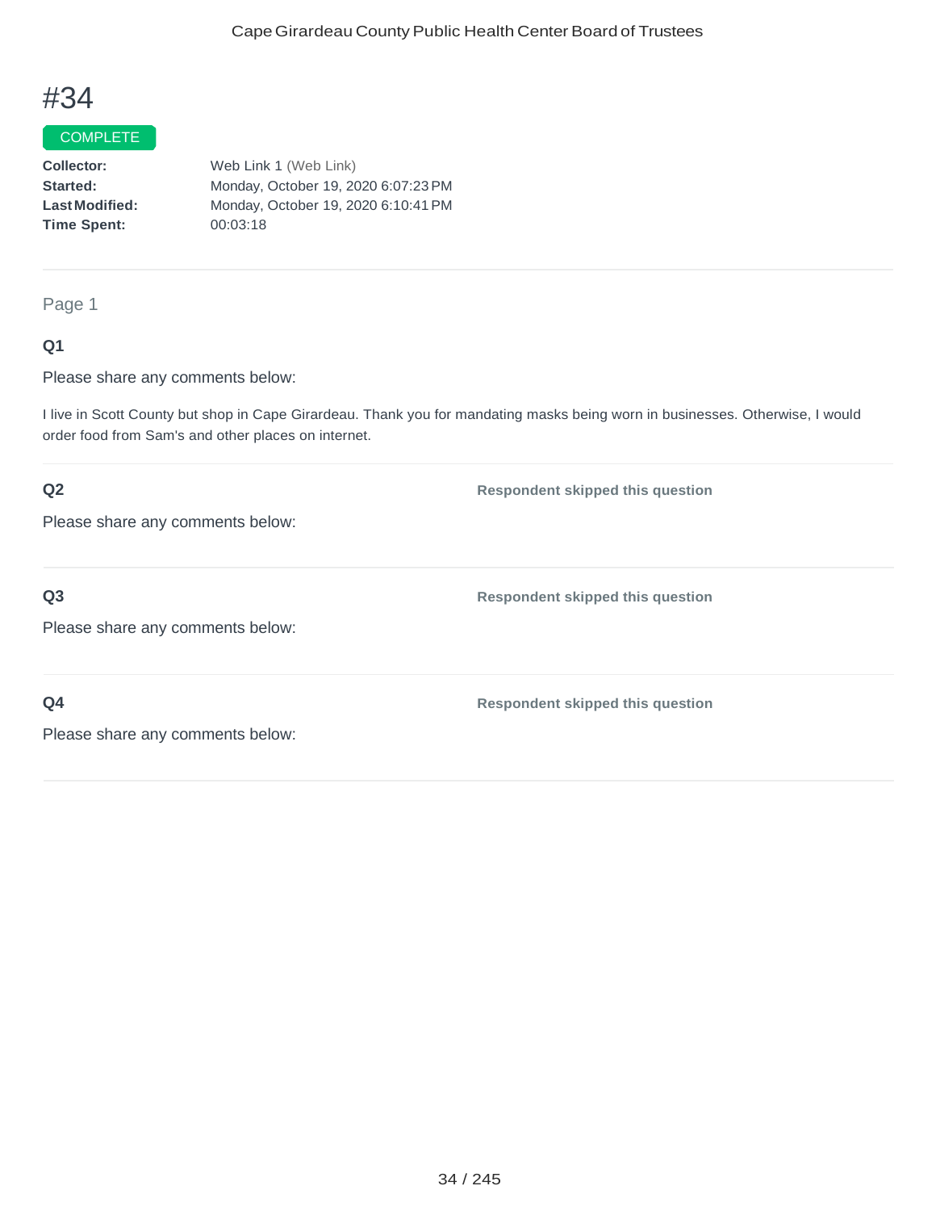# #34

COMPLETE

**Collector:** Web Link 1 (Web Link)
**Started:** Monday, October 19, 2020 6:07:23 PM
**Last Modified:** Monday, October 19, 2020 6:10:41 PM
**Time Spent:** 00:03:18

---

Page 1

**Q1**

Please share any comments below:

I live in Scott County but shop in Cape Girardeau. Thank you for mandating masks being worn in businesses. Otherwise, I would order food from Sam's and other places on internet.

---

**Q2**

Please share any comments below:

**Respondent skipped this question**

---

**Q3**

Please share any comments below:

**Respondent skipped this question**

---

**Q4**

Please share any comments below:

**Respondent skipped this question**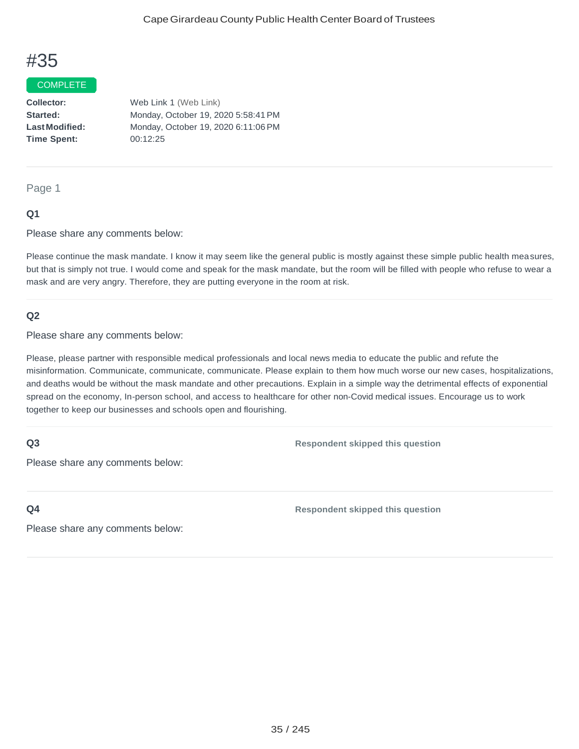# #35

COMPLETE

**Collector:** Web Link 1 (Web Link)
**Started:** Monday, October 19, 2020 5:58:41 PM
**Last Modified:** Monday, October 19, 2020 6:11:06 PM
**Time Spent:** 00:12:25

---

Page 1

**Q1**

Please share any comments below:

Please continue the mask mandate. I know it may seem like the general public is mostly against these simple public health measures, but that is simply not true. I would come and speak for the mask mandate, but the room will be filled with people who refuse to wear a mask and are very angry. Therefore, they are putting everyone in the room at risk.

**Q2**

Please share any comments below:

Please, please partner with responsible medical professionals and local news media to educate the public and refute the misinformation. Communicate, communicate, communicate. Please explain to them how much worse our new cases, hospitalizations, and deaths would be without the mask mandate and other precautions. Explain in a simple way the detrimental effects of exponential spread on the economy, In-person school, and access to healthcare for other non-Covid medical issues. Encourage us to work together to keep our businesses and schools open and flourishing.

**Q3** **Respondent skipped this question**

Please share any comments below:

**Q4** **Respondent skipped this question**

Please share any comments below: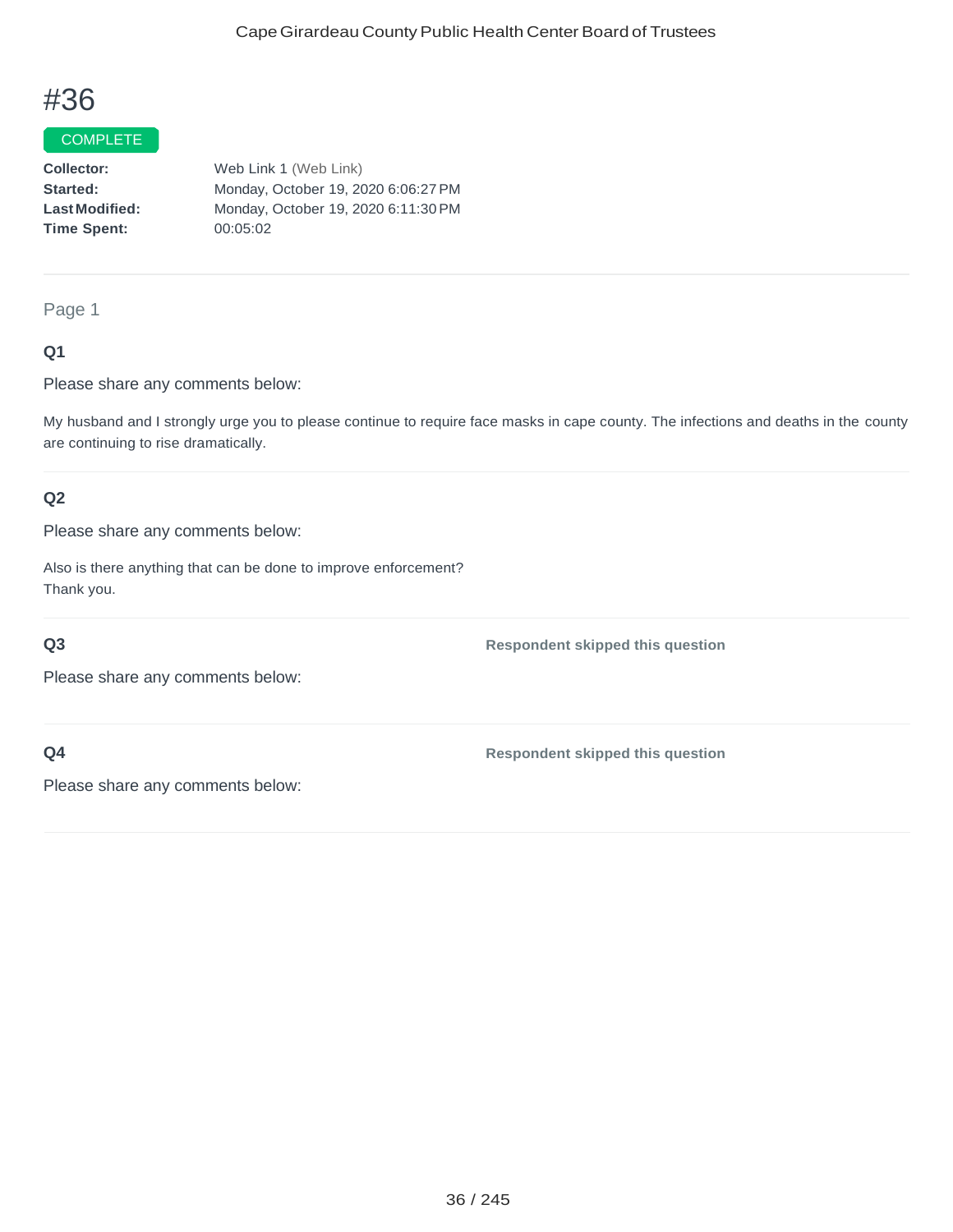# #36

COMPLETE

**Collector:** Web Link 1 (Web Link)
**Started:** Monday, October 19, 2020 6:06:27 PM
**Last Modified:** Monday, October 19, 2020 6:11:30 PM
**Time Spent:** 00:05:02

Page 1

### Q1

Please share any comments below:

My husband and I strongly urge you to please continue to require face masks in cape county. The infections and deaths in the county are continuing to rise dramatically.

### Q2

Please share any comments below:

Also is there anything that can be done to improve enforcement?
Thank you.

### Q3

**Respondent skipped this question**

Please share any comments below:

### Q4

**Respondent skipped this question**

Please share any comments below: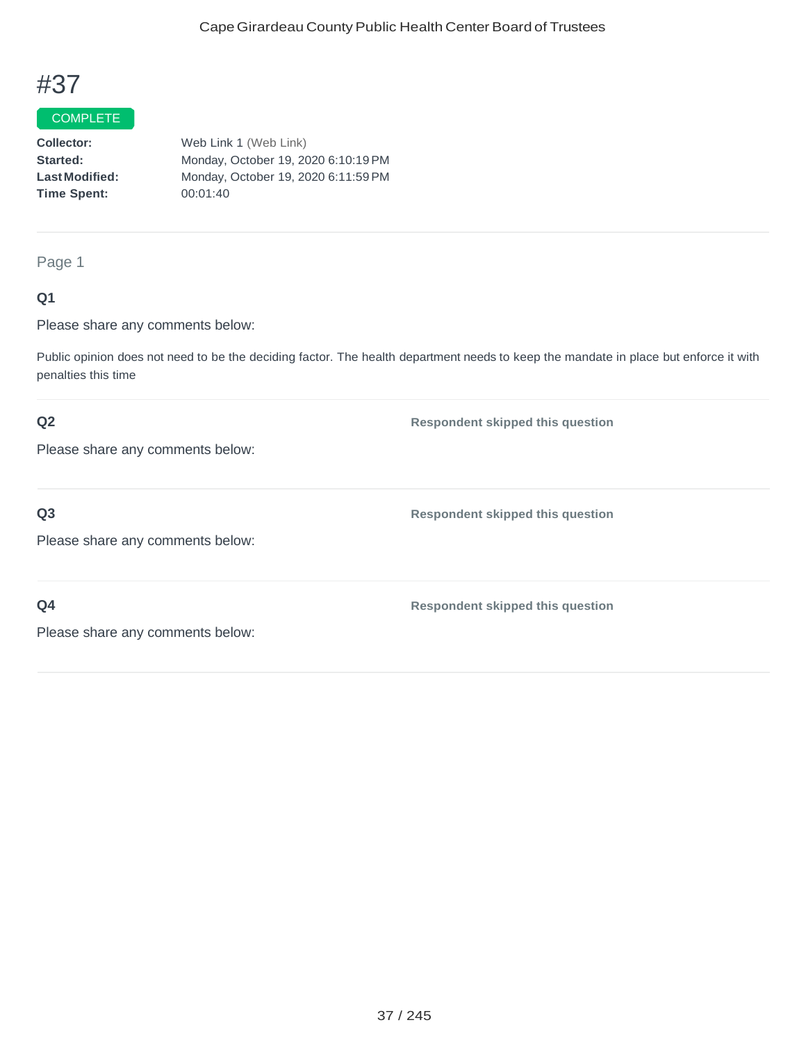# #37

COMPLETE

**Collector:** Web Link 1 (Web Link)
**Started:** Monday, October 19, 2020 6:10:19 PM
**Last Modified:** Monday, October 19, 2020 6:11:59 PM
**Time Spent:** 00:01:40

---

Page 1

**Q1**

Please share any comments below:

Public opinion does not need to be the deciding factor. The health department needs to keep the mandate in place but enforce it with penalties this time

---

**Q2** — Respondent skipped this question

Please share any comments below:

---

**Q3** — Respondent skipped this question

Please share any comments below:

---

**Q4** — Respondent skipped this question

Please share any comments below: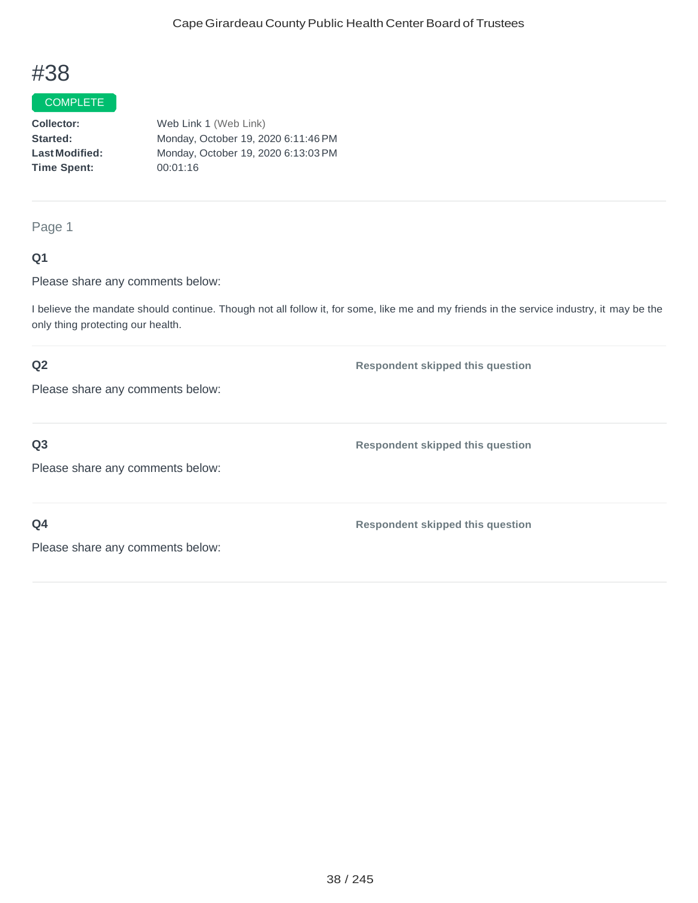# #38

COMPLETE

**Collector:** Web Link 1 (Web Link)
**Started:** Monday, October 19, 2020 6:11:46 PM
**Last Modified:** Monday, October 19, 2020 6:13:03 PM
**Time Spent:** 00:01:16

---

Page 1

**Q1**

Please share any comments below:

I believe the mandate should continue. Though not all follow it, for some, like me and my friends in the service industry, it may be the only thing protecting our health.

---

**Q2**

Please share any comments below:

**Respondent skipped this question**

---

**Q3**

Please share any comments below:

**Respondent skipped this question**

---

**Q4**

Please share any comments below:

**Respondent skipped this question**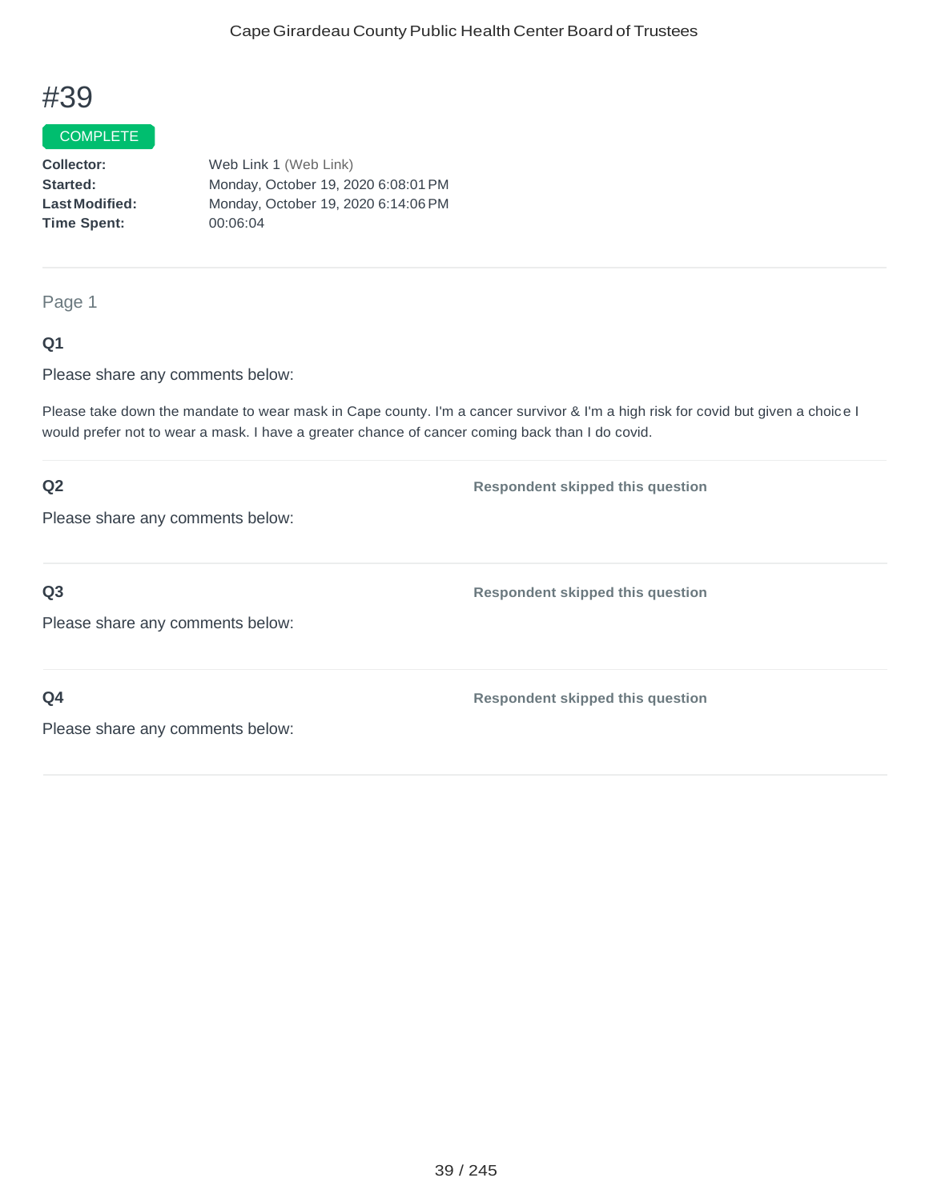# #39

COMPLETE

**Collector:** Web Link 1 (Web Link)
**Started:** Monday, October 19, 2020 6:08:01 PM
**Last Modified:** Monday, October 19, 2020 6:14:06 PM
**Time Spent:** 00:06:04

Page 1

**Q1**

Please share any comments below:

Please take down the mandate to wear mask in Cape county. I'm a cancer survivor & I'm a high risk for covid but given a choice I would prefer not to wear a mask. I have a greater chance of cancer coming back than I do covid.

**Q2** **Respondent skipped this question**

Please share any comments below:

**Q3** **Respondent skipped this question**

Please share any comments below:

**Q4** **Respondent skipped this question**

Please share any comments below: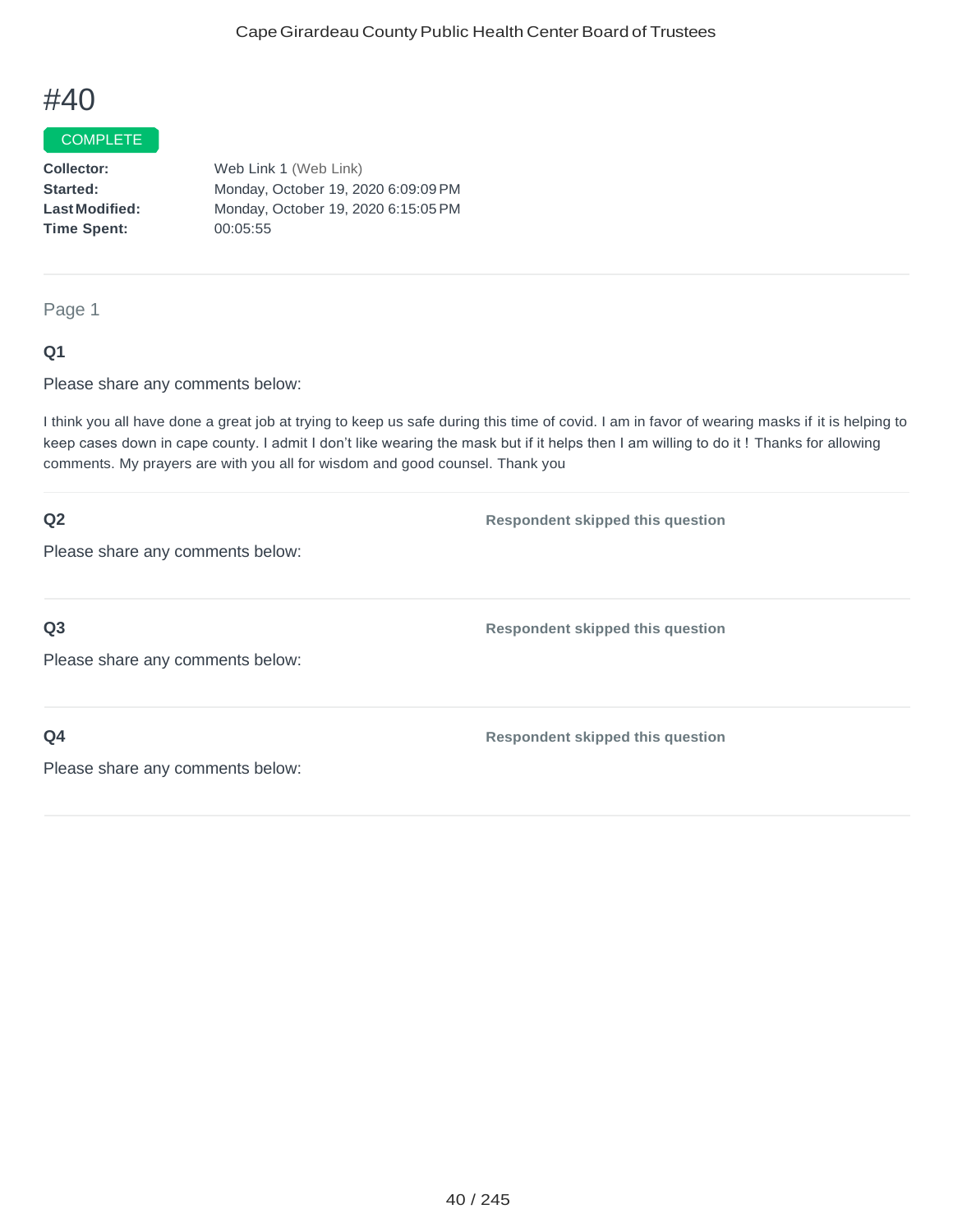# #40

COMPLETE

**Collector:** Web Link 1 (Web Link)
**Started:** Monday, October 19, 2020 6:09:09 PM
**Last Modified:** Monday, October 19, 2020 6:15:05 PM
**Time Spent:** 00:05:55

---

Page 1

**Q1**

Please share any comments below:

I think you all have done a great job at trying to keep us safe during this time of covid. I am in favor of wearing masks if it is helping to keep cases down in cape county. I admit I don't like wearing the mask but if it helps then I am willing to do it ! Thanks for allowing comments. My prayers are with you all for wisdom and good counsel. Thank you

**Q2**

Please share any comments below:

**Respondent skipped this question**

**Q3**

Please share any comments below:

**Respondent skipped this question**

**Q4**

Please share any comments below:

**Respondent skipped this question**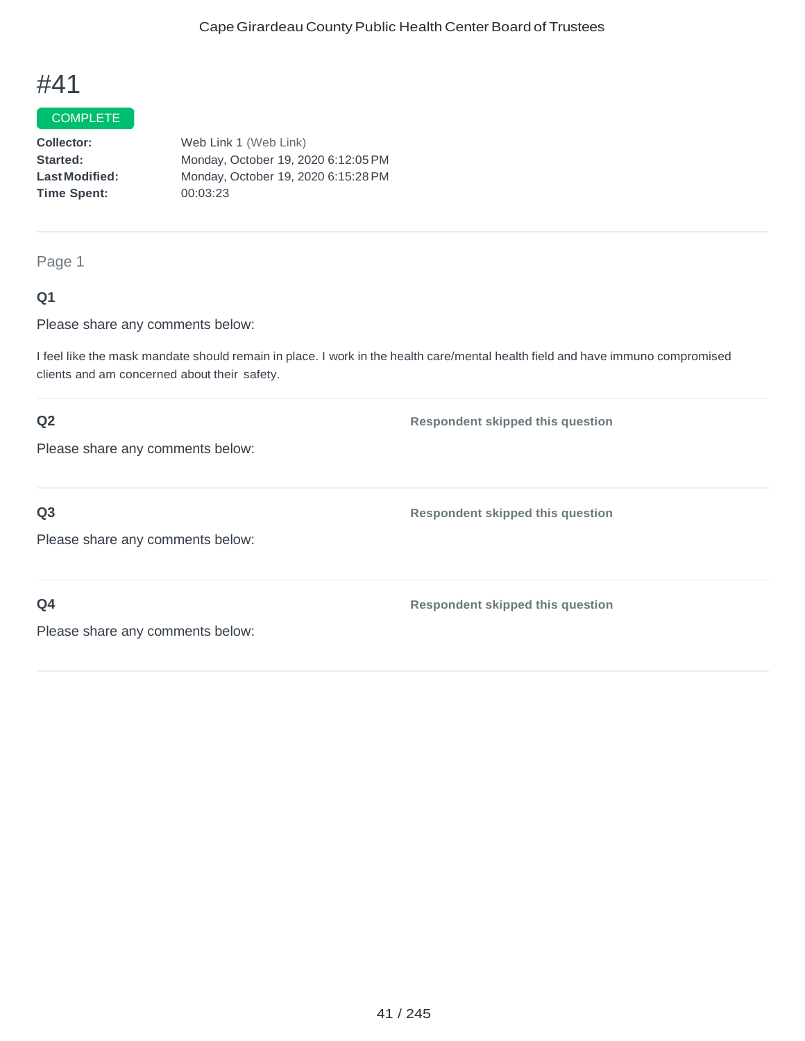# #41

COMPLETE

**Collector:** Web Link 1 (Web Link)
**Started:** Monday, October 19, 2020 6:12:05 PM
**Last Modified:** Monday, October 19, 2020 6:15:28 PM
**Time Spent:** 00:03:23

---

Page 1

**Q1**

Please share any comments below:

I feel like the mask mandate should remain in place. I work in the health care/mental health field and have immuno compromised clients and am concerned about their safety.

---

**Q2** **Respondent skipped this question**

Please share any comments below:

---

**Q3** **Respondent skipped this question**

Please share any comments below:

---

**Q4** **Respondent skipped this question**

Please share any comments below: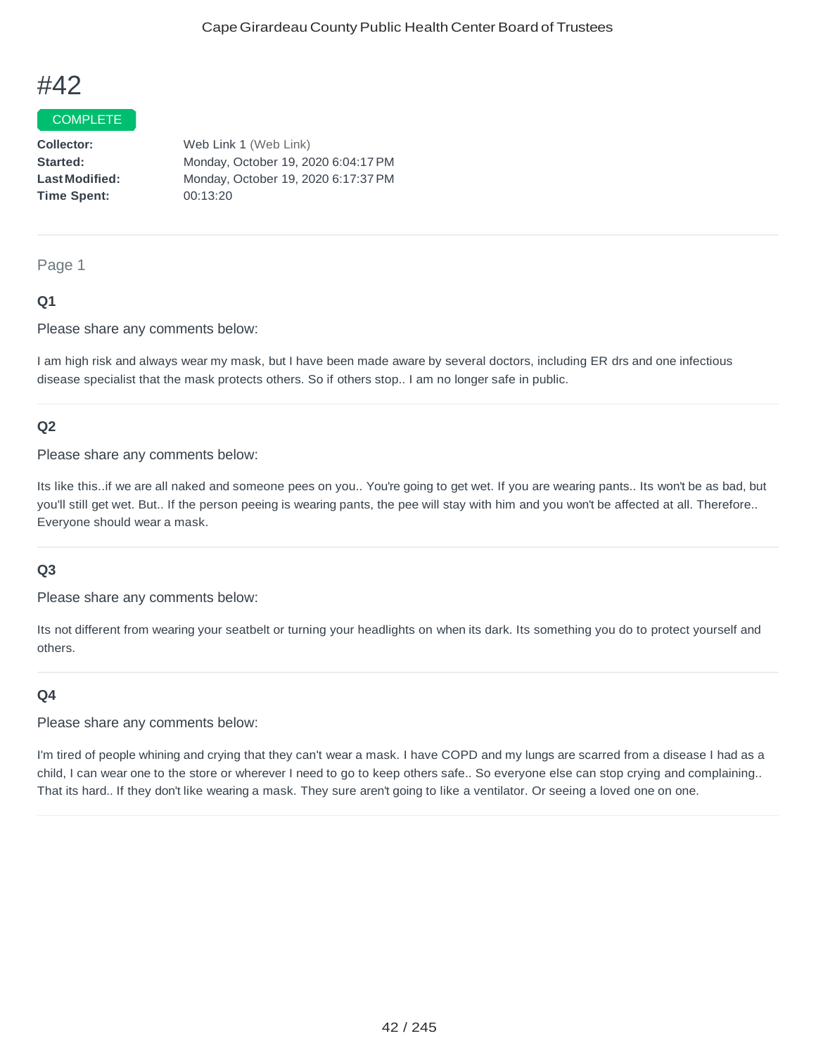# #42

COMPLETE

**Collector:** Web Link 1 (Web Link)
**Started:** Monday, October 19, 2020 6:04:17 PM
**Last Modified:** Monday, October 19, 2020 6:17:37 PM
**Time Spent:** 00:13:20

---

Page 1

### Q1

Please share any comments below:

I am high risk and always wear my mask, but I have been made aware by several doctors, including ER drs and one infectious disease specialist that the mask protects others. So if others stop.. I am no longer safe in public.

---

### Q2

Please share any comments below:

Its like this..if we are all naked and someone pees on you.. You're going to get wet. If you are wearing pants.. Its won't be as bad, but you'll still get wet. But.. If the person peeing is wearing pants, the pee will stay with him and you won't be affected at all. Therefore.. Everyone should wear a mask.

---

### Q3

Please share any comments below:

Its not different from wearing your seatbelt or turning your headlights on when its dark. Its something you do to protect yourself and others.

---

### Q4

Please share any comments below:

I'm tired of people whining and crying that they can't wear a mask. I have COPD and my lungs are scarred from a disease I had as a child, I can wear one to the store or wherever I need to go to keep others safe.. So everyone else can stop crying and complaining.. That its hard.. If they don't like wearing a mask. They sure aren't going to like a ventilator. Or seeing a loved one on one.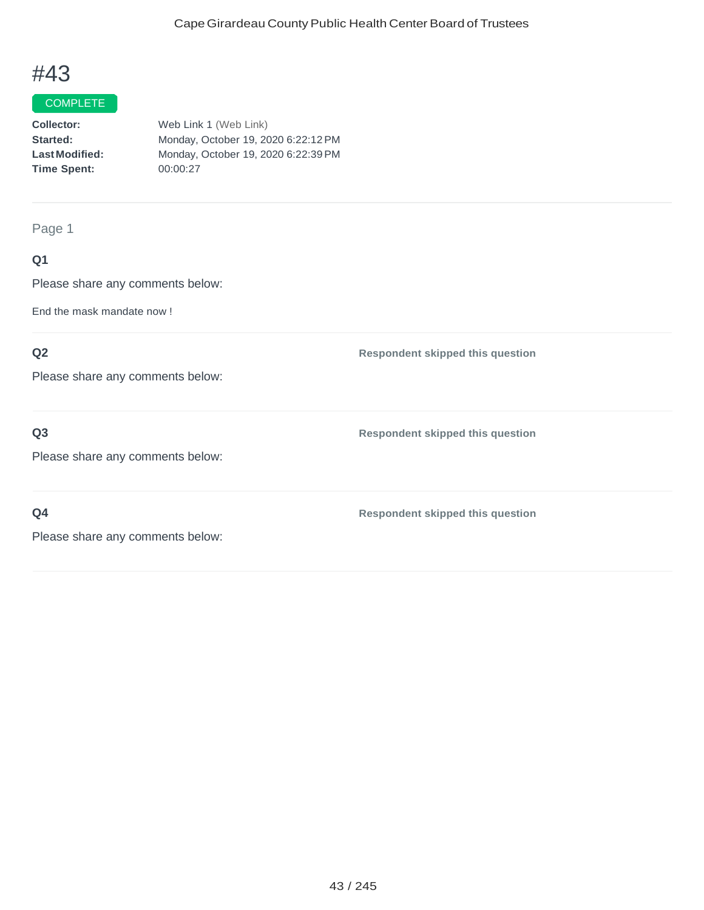# #43

COMPLETE

**Collector:** Web Link 1 (Web Link)
**Started:** Monday, October 19, 2020 6:22:12 PM
**Last Modified:** Monday, October 19, 2020 6:22:39 PM
**Time Spent:** 00:00:27

---

Page 1

### Q1

Please share any comments below:

End the mask mandate now !

---

### Q2

Please share any comments below:

**Respondent skipped this question**

---

### Q3

Please share any comments below:

**Respondent skipped this question**

---

### Q4

Please share any comments below:

**Respondent skipped this question**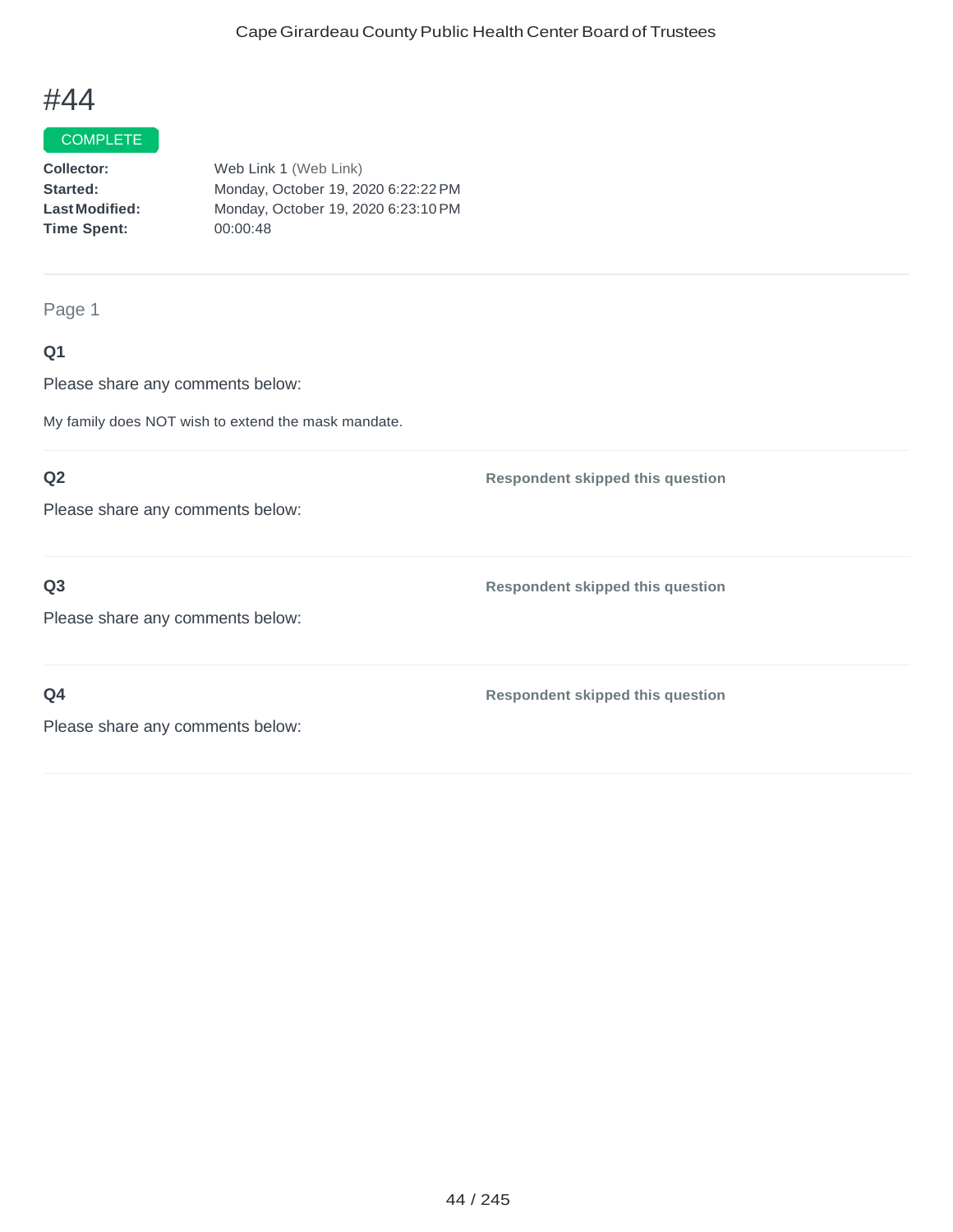# #44

COMPLETE

**Collector:** Web Link 1 (Web Link)
**Started:** Monday, October 19, 2020 6:22:22 PM
**Last Modified:** Monday, October 19, 2020 6:23:10 PM
**Time Spent:** 00:00:48

Page 1

**Q1**

Please share any comments below:

My family does NOT wish to extend the mask mandate.

**Q2**

Please share any comments below:

**Respondent skipped this question**

**Q3**

Please share any comments below:

**Respondent skipped this question**

**Q4**

Please share any comments below:

**Respondent skipped this question**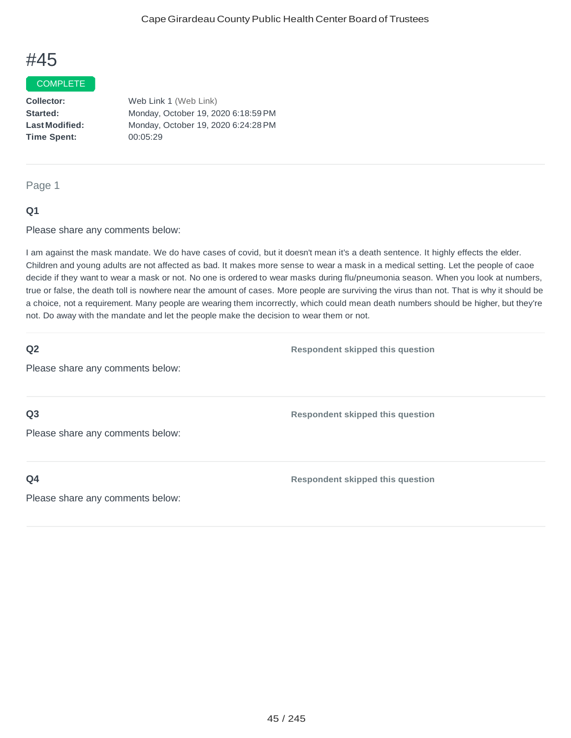# #45

COMPLETE

**Collector:** Web Link 1 (Web Link)
**Started:** Monday, October 19, 2020 6:18:59 PM
**Last Modified:** Monday, October 19, 2020 6:24:28 PM
**Time Spent:** 00:05:29

---

Page 1

### Q1

Please share any comments below:

I am against the mask mandate. We do have cases of covid, but it doesn't mean it's a death sentence. It highly effects the elder. Children and young adults are not affected as bad. It makes more sense to wear a mask in a medical setting. Let the people of caoe decide if they want to wear a mask or not. No one is ordered to wear masks during flu/pneumonia season. When you look at numbers, true or false, the death toll is nowhere near the amount of cases. More people are surviving the virus than not. That is why it should be a choice, not a requirement. Many people are wearing them incorrectly, which could mean death numbers should be higher, but they're not. Do away with the mandate and let the people make the decision to wear them or not.

### Q2

Please share any comments below:

**Respondent skipped this question**

### Q3

Please share any comments below:

**Respondent skipped this question**

### Q4

Please share any comments below:

**Respondent skipped this question**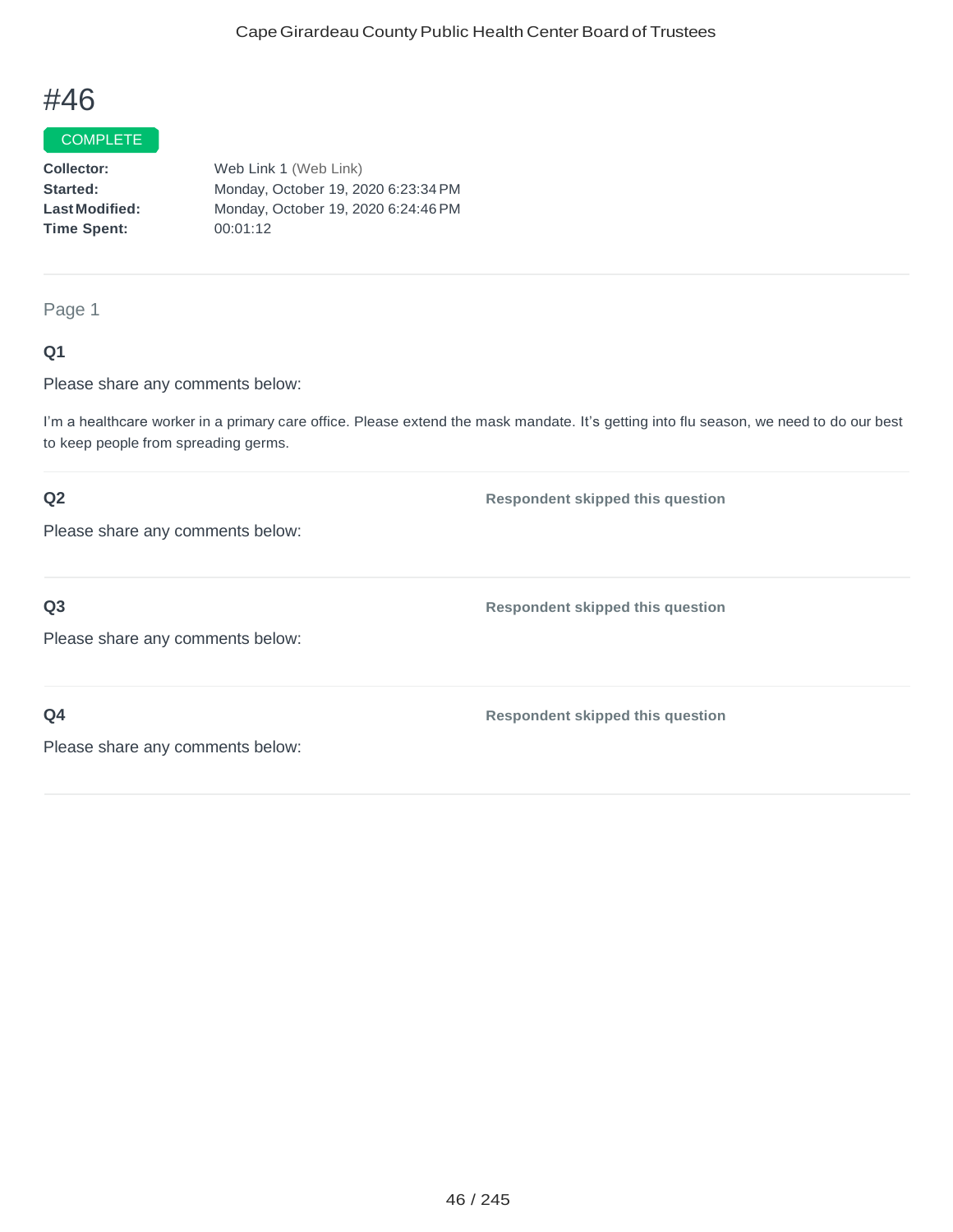# #46

COMPLETE

**Collector:** Web Link 1 (Web Link)
**Started:** Monday, October 19, 2020 6:23:34 PM
**Last Modified:** Monday, October 19, 2020 6:24:46 PM
**Time Spent:** 00:01:12

---

Page 1

### Q1

Please share any comments below:

I'm a healthcare worker in a primary care office. Please extend the mask mandate. It's getting into flu season, we need to do our best to keep people from spreading germs.

---

### Q2

Please share any comments below:

**Respondent skipped this question**

---

### Q3

Please share any comments below:

**Respondent skipped this question**

---

### Q4

Please share any comments below:

**Respondent skipped this question**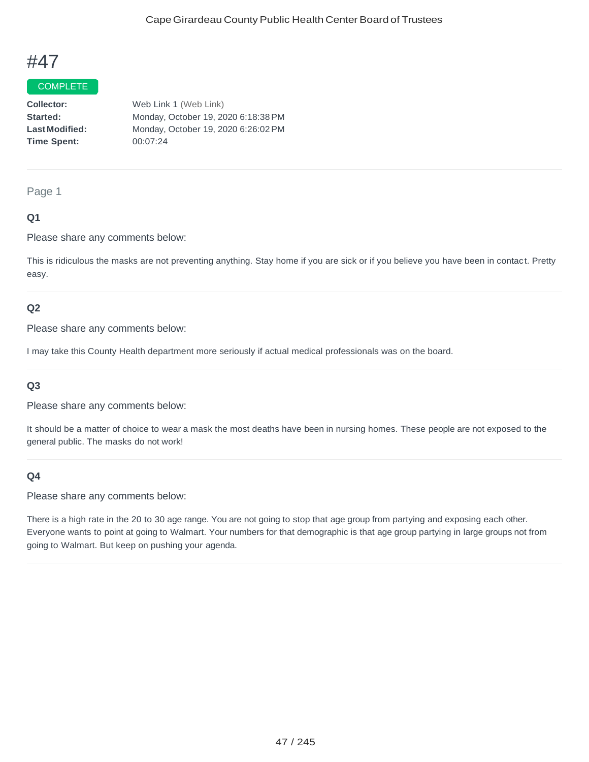# #47

COMPLETE

**Collector:** Web Link 1 (Web Link)
**Started:** Monday, October 19, 2020 6:18:38 PM
**Last Modified:** Monday, October 19, 2020 6:26:02 PM
**Time Spent:** 00:07:24

---

Page 1

### Q1

Please share any comments below:

This is ridiculous the masks are not preventing anything. Stay home if you are sick or if you believe you have been in contact. Pretty easy.

### Q2

Please share any comments below:

I may take this County Health department more seriously if actual medical professionals was on the board.

### Q3

Please share any comments below:

It should be a matter of choice to wear a mask the most deaths have been in nursing homes. These people are not exposed to the general public. The masks do not work!

### Q4

Please share any comments below:

There is a high rate in the 20 to 30 age range. You are not going to stop that age group from partying and exposing each other. Everyone wants to point at going to Walmart. Your numbers for that demographic is that age group partying in large groups not from going to Walmart. But keep on pushing your agenda.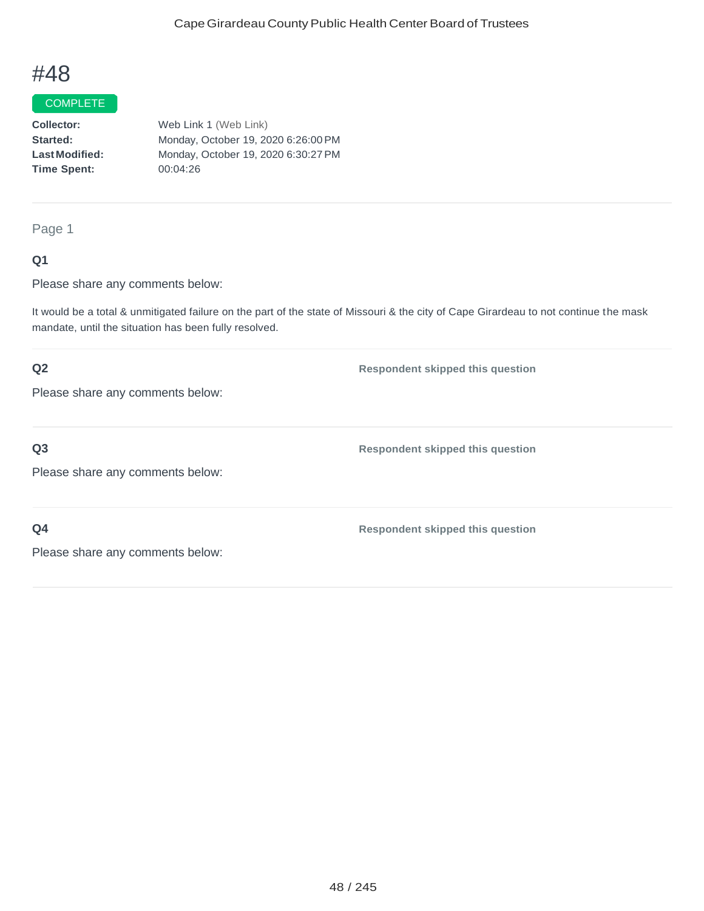# #48

COMPLETE

**Collector:** Web Link 1 (Web Link)
**Started:** Monday, October 19, 2020 6:26:00 PM
**Last Modified:** Monday, October 19, 2020 6:30:27 PM
**Time Spent:** 00:04:26

Page 1

**Q1**

Please share any comments below:

It would be a total & unmitigated failure on the part of the state of Missouri & the city of Cape Girardeau to not continue the mask mandate, until the situation has been fully resolved.

**Q2**

Please share any comments below:

**Respondent skipped this question**

**Q3**

Please share any comments below:

**Respondent skipped this question**

**Q4**

Please share any comments below:

**Respondent skipped this question**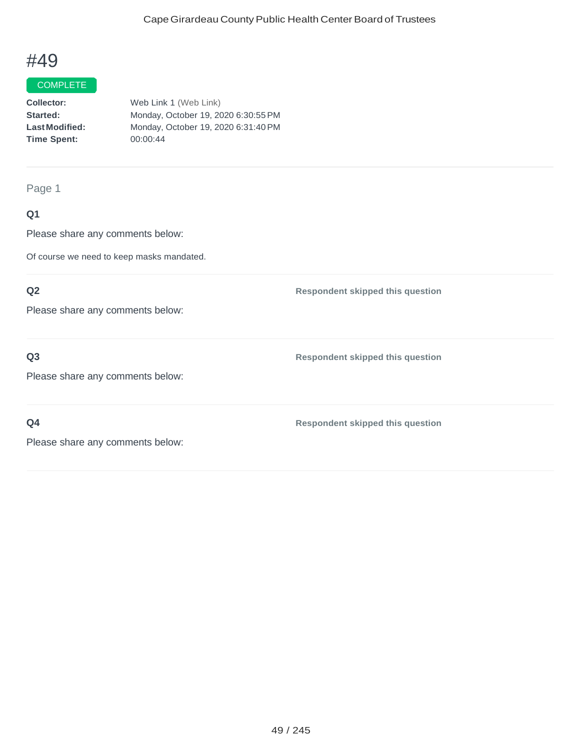# #49

COMPLETE

**Collector:** Web Link 1 (Web Link)
**Started:** Monday, October 19, 2020 6:30:55 PM
**Last Modified:** Monday, October 19, 2020 6:31:40 PM
**Time Spent:** 00:00:44

Page 1

**Q1**

Please share any comments below:

Of course we need to keep masks mandated.

**Q2**

Please share any comments below:

**Respondent skipped this question**

**Q3**

Please share any comments below:

**Respondent skipped this question**

**Q4**

Please share any comments below:

**Respondent skipped this question**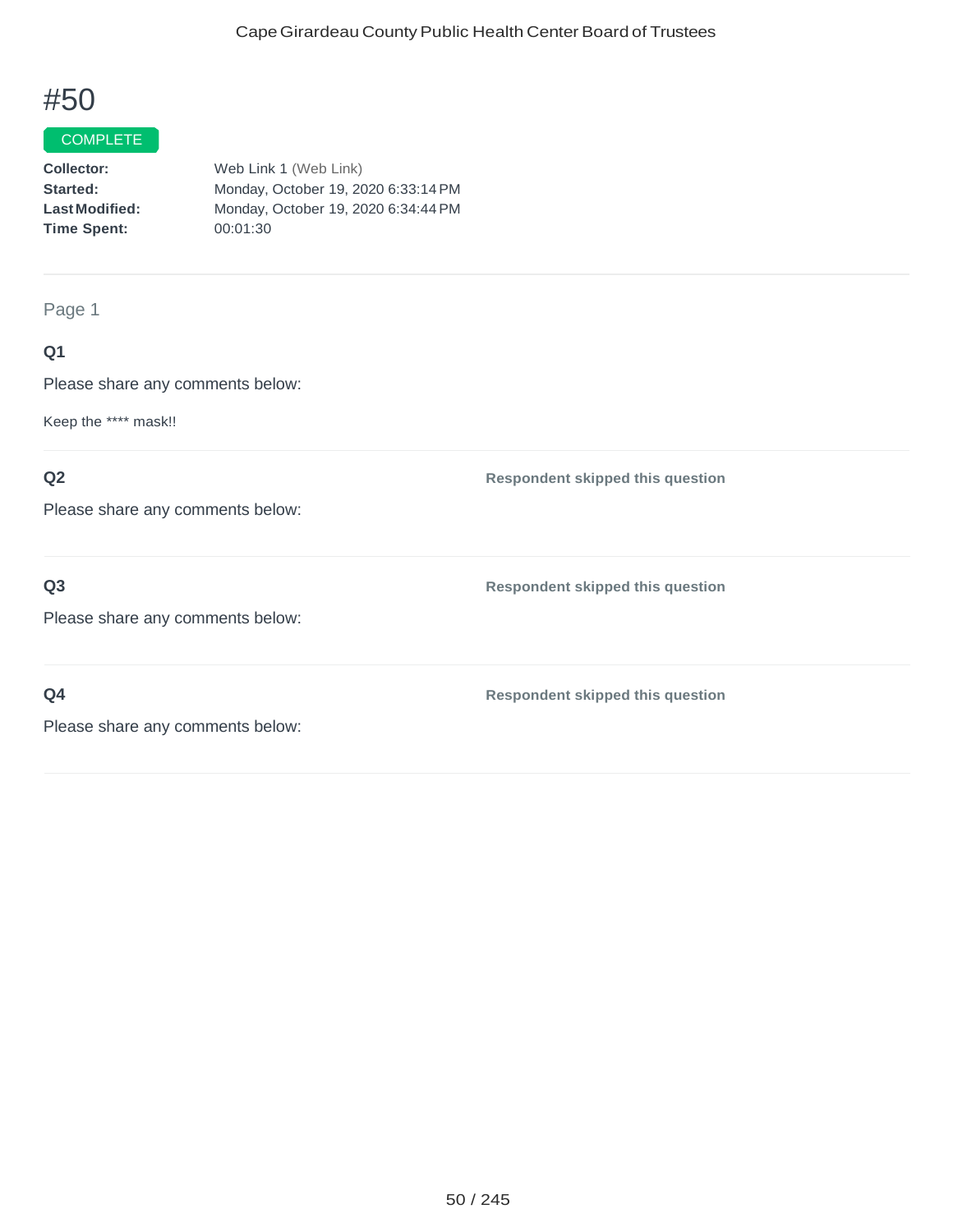# #50

COMPLETE

**Collector:** Web Link 1 (Web Link)
**Started:** Monday, October 19, 2020 6:33:14 PM
**Last Modified:** Monday, October 19, 2020 6:34:44 PM
**Time Spent:** 00:01:30

---

Page 1

**Q1**

Please share any comments below:

Keep the **** mask!!

---

**Q2**

Please share any comments below:

**Respondent skipped this question**

---

**Q3**

Please share any comments below:

**Respondent skipped this question**

---

**Q4**

Please share any comments below:

**Respondent skipped this question**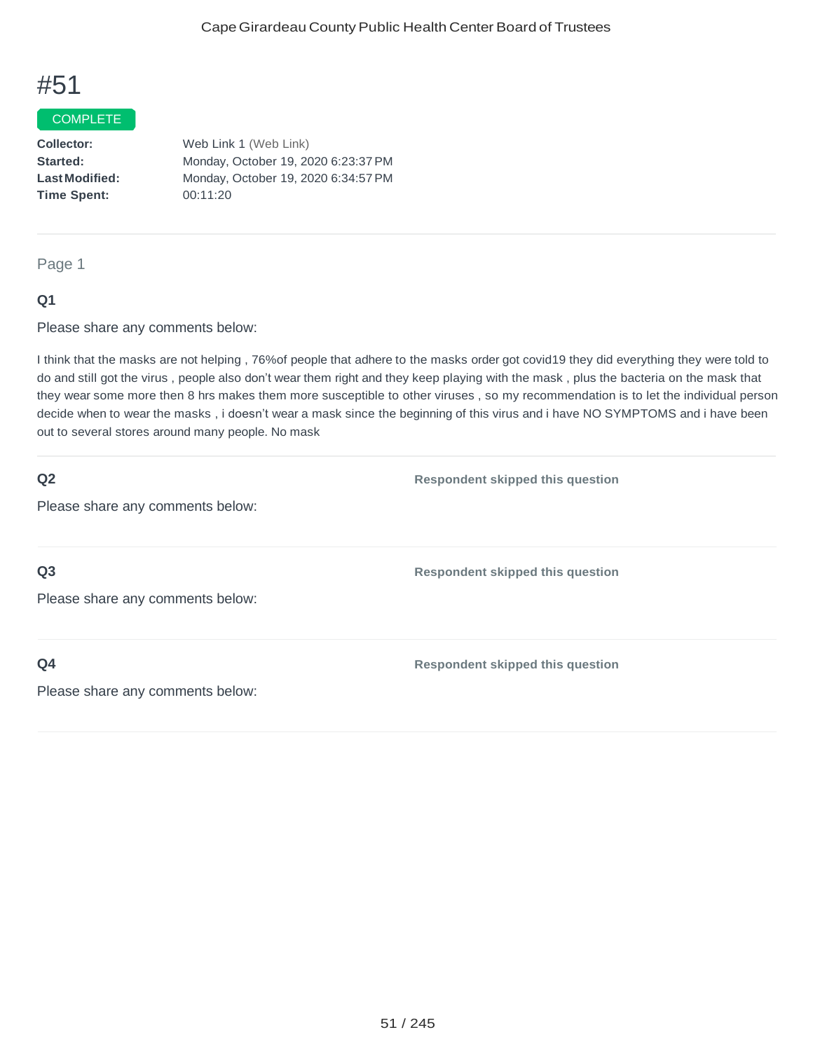# #51

COMPLETE

**Collector:** Web Link 1 (Web Link)
**Started:** Monday, October 19, 2020 6:23:37 PM
**Last Modified:** Monday, October 19, 2020 6:34:57 PM
**Time Spent:** 00:11:20

Page 1

**Q1**

Please share any comments below:

I think that the masks are not helping , 76%of people that adhere to the masks order got covid19 they did everything they were told to do and still got the virus , people also don't wear them right and they keep playing with the mask , plus the bacteria on the mask that they wear some more then 8 hrs makes them more susceptible to other viruses , so my recommendation is to let the individual person decide when to wear the masks , i doesn't wear a mask since the beginning of this virus and i have NO SYMPTOMS and i have been out to several stores around many people. No mask

**Q2**

Please share any comments below:

Respondent skipped this question

**Q3**

Please share any comments below:

Respondent skipped this question

**Q4**

Please share any comments below:

Respondent skipped this question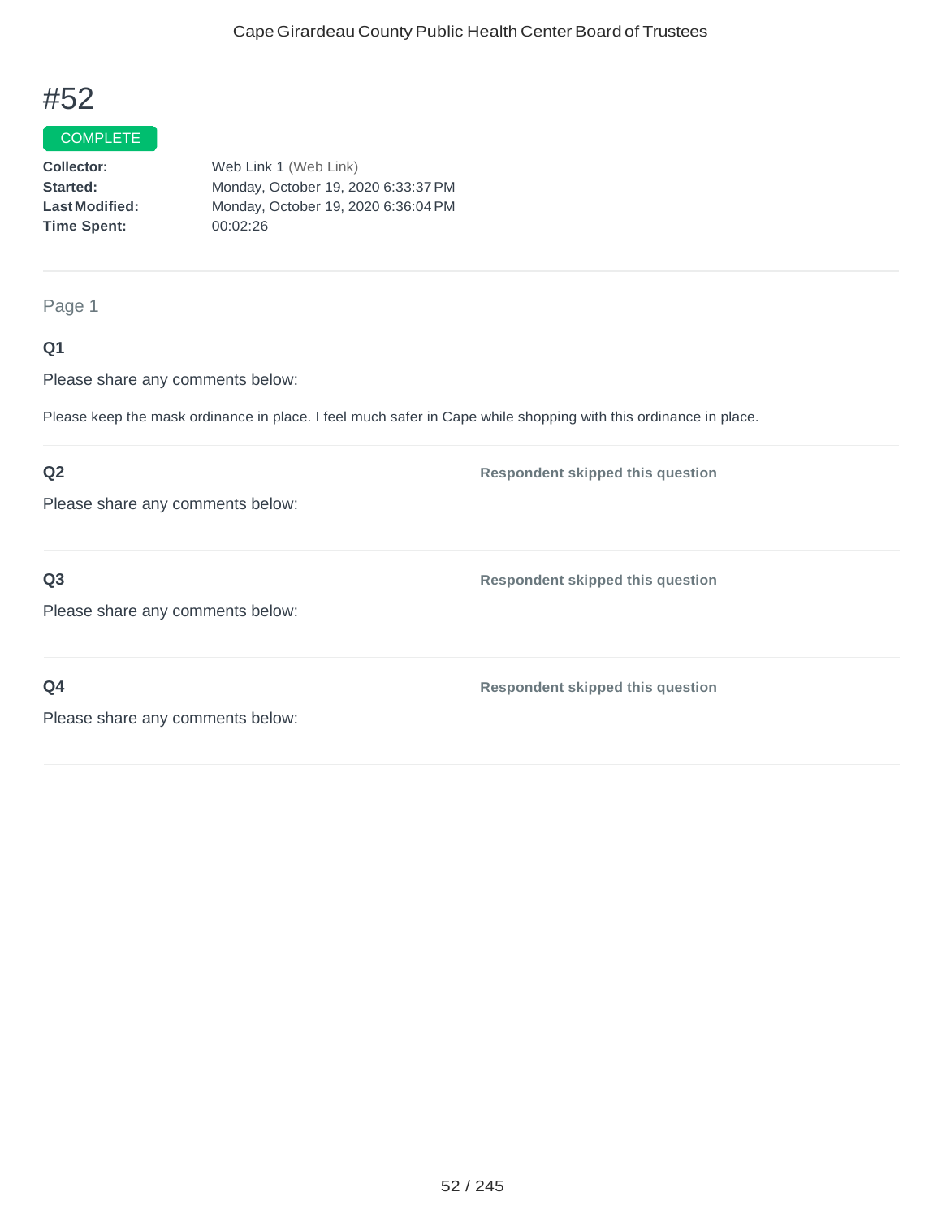# #52

COMPLETE

**Collector:** Web Link 1 (Web Link)
**Started:** Monday, October 19, 2020 6:33:37 PM
**Last Modified:** Monday, October 19, 2020 6:36:04 PM
**Time Spent:** 00:02:26

---

Page 1

**Q1**

Please share any comments below:

Please keep the mask ordinance in place. I feel much safer in Cape while shopping with this ordinance in place.

---

**Q2**

Please share any comments below:

**Respondent skipped this question**

---

**Q3**

Please share any comments below:

**Respondent skipped this question**

---

**Q4**

Please share any comments below:

**Respondent skipped this question**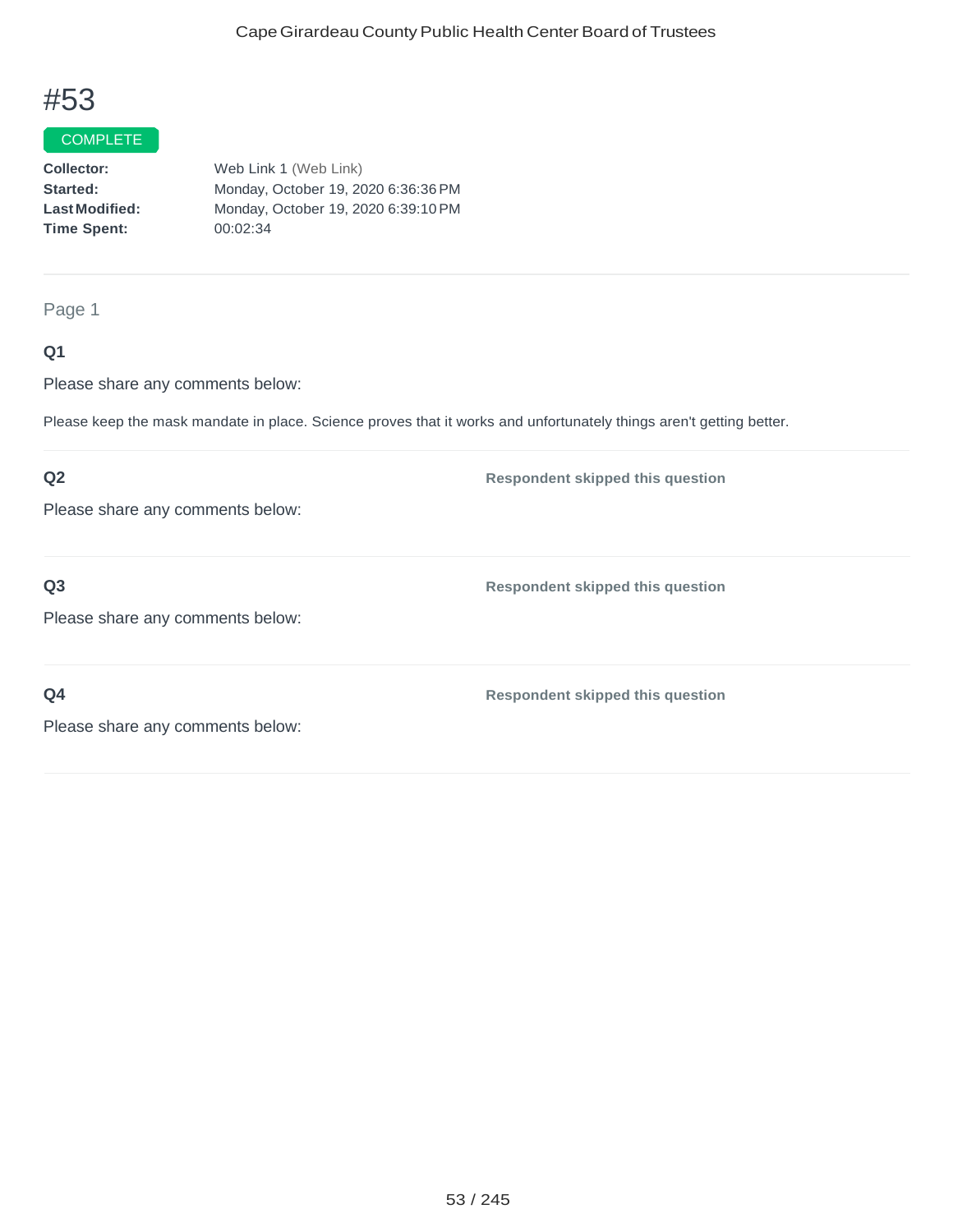# #53

COMPLETE

**Collector:** Web Link 1 (Web Link)
**Started:** Monday, October 19, 2020 6:36:36 PM
**Last Modified:** Monday, October 19, 2020 6:39:10 PM
**Time Spent:** 00:02:34

Page 1

**Q1**

Please share any comments below:

Please keep the mask mandate in place. Science proves that it works and unfortunately things aren't getting better.

**Q2**

Please share any comments below:

**Respondent skipped this question**

**Q3**

Please share any comments below:

**Respondent skipped this question**

**Q4**

Please share any comments below:

**Respondent skipped this question**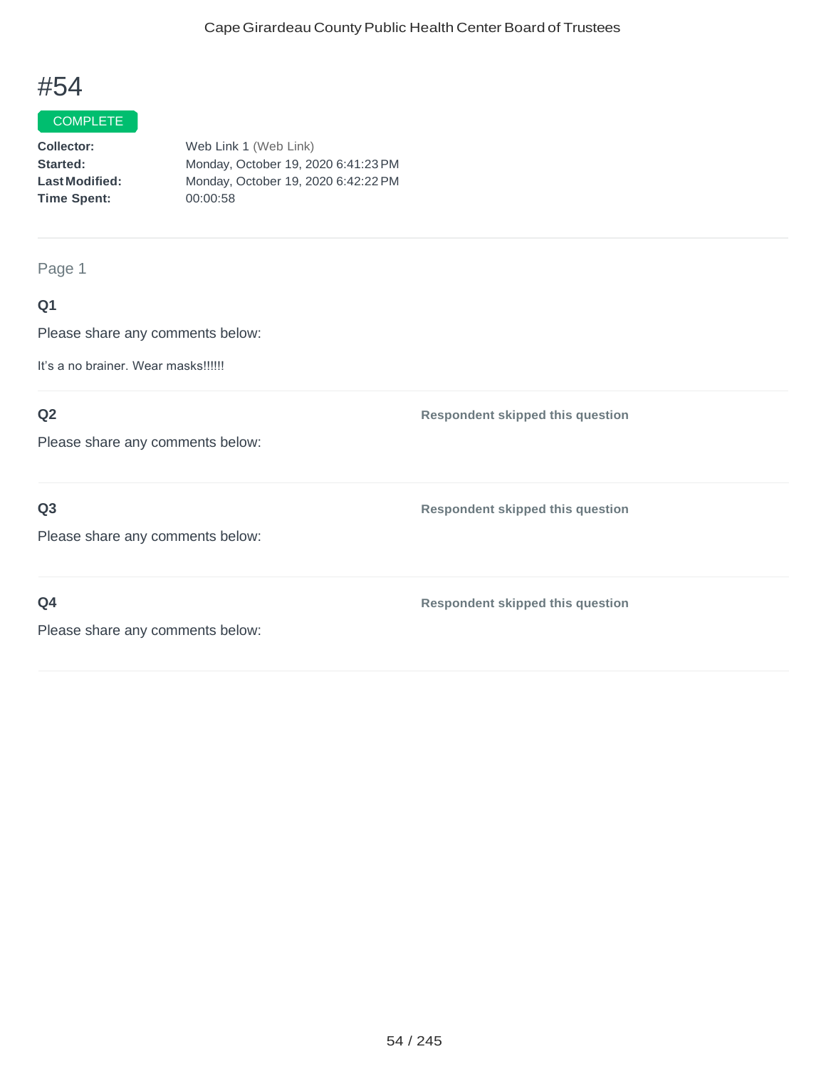# #54

COMPLETE

**Collector:** Web Link 1 (Web Link)
**Started:** Monday, October 19, 2020 6:41:23 PM
**Last Modified:** Monday, October 19, 2020 6:42:22 PM
**Time Spent:** 00:00:58

---

Page 1

**Q1**

Please share any comments below:

It's a no brainer. Wear masks!!!!!!

---

**Q2**

Please share any comments below:

**Respondent skipped this question**

---

**Q3**

Please share any comments below:

**Respondent skipped this question**

---

**Q4**

Please share any comments below:

**Respondent skipped this question**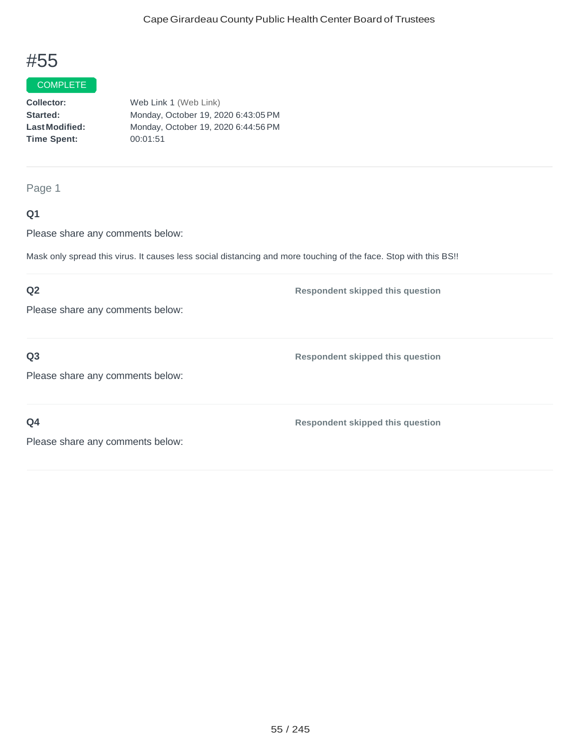# #55

COMPLETE

**Collector:** Web Link 1 (Web Link)
**Started:** Monday, October 19, 2020 6:43:05 PM
**Last Modified:** Monday, October 19, 2020 6:44:56 PM
**Time Spent:** 00:01:51

---

Page 1

**Q1**

Please share any comments below:

Mask only spread this virus. It causes less social distancing and more touching of the face. Stop with this BS!!

---

**Q2**

Please share any comments below:

**Respondent skipped this question**

---

**Q3**

Please share any comments below:

**Respondent skipped this question**

---

**Q4**

Please share any comments below:

**Respondent skipped this question**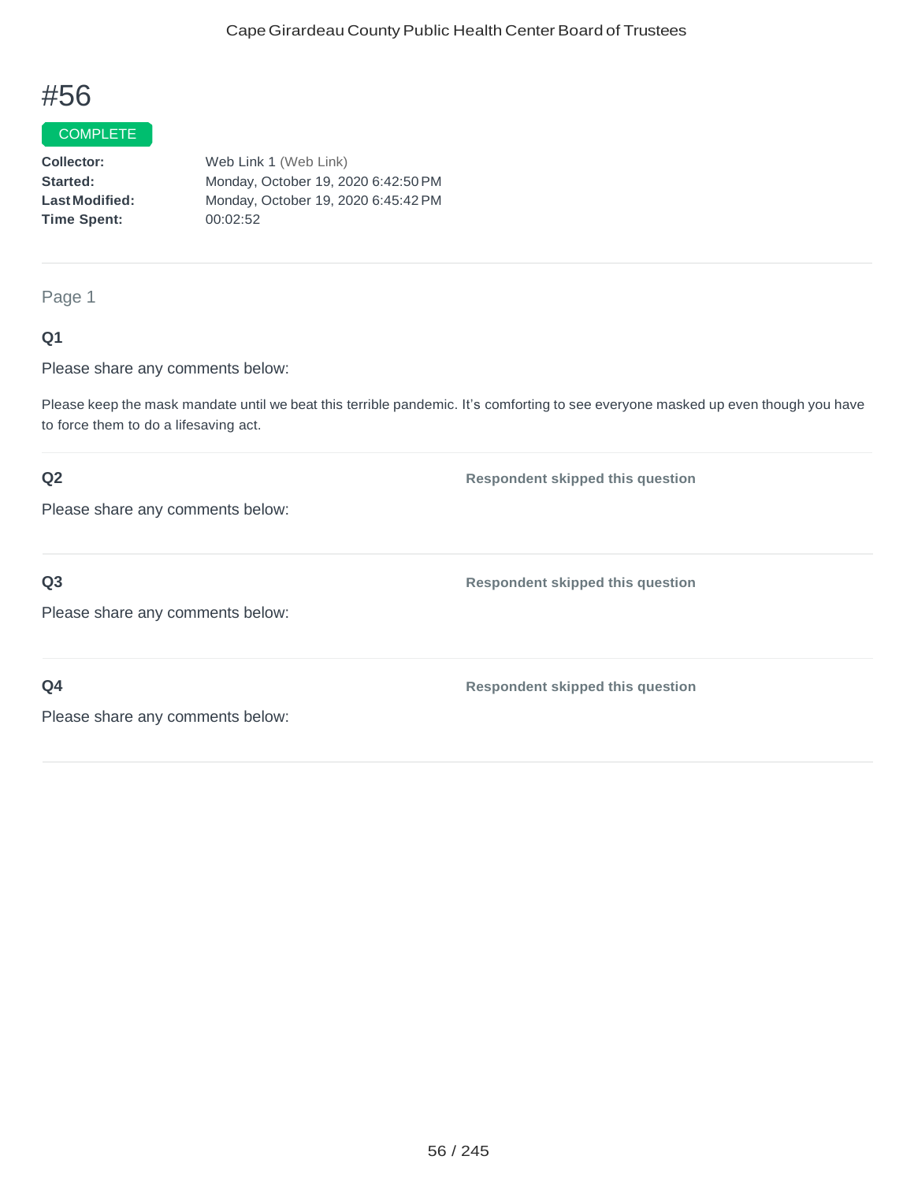# #56

COMPLETE

**Collector:** Web Link 1 (Web Link)
**Started:** Monday, October 19, 2020 6:42:50 PM
**Last Modified:** Monday, October 19, 2020 6:45:42 PM
**Time Spent:** 00:02:52

---

Page 1

**Q1**

Please share any comments below:

Please keep the mask mandate until we beat this terrible pandemic. It's comforting to see everyone masked up even though you have to force them to do a lifesaving act.

**Q2** — Respondent skipped this question

Please share any comments below:

**Q3** — Respondent skipped this question

Please share any comments below:

**Q4** — Respondent skipped this question

Please share any comments below: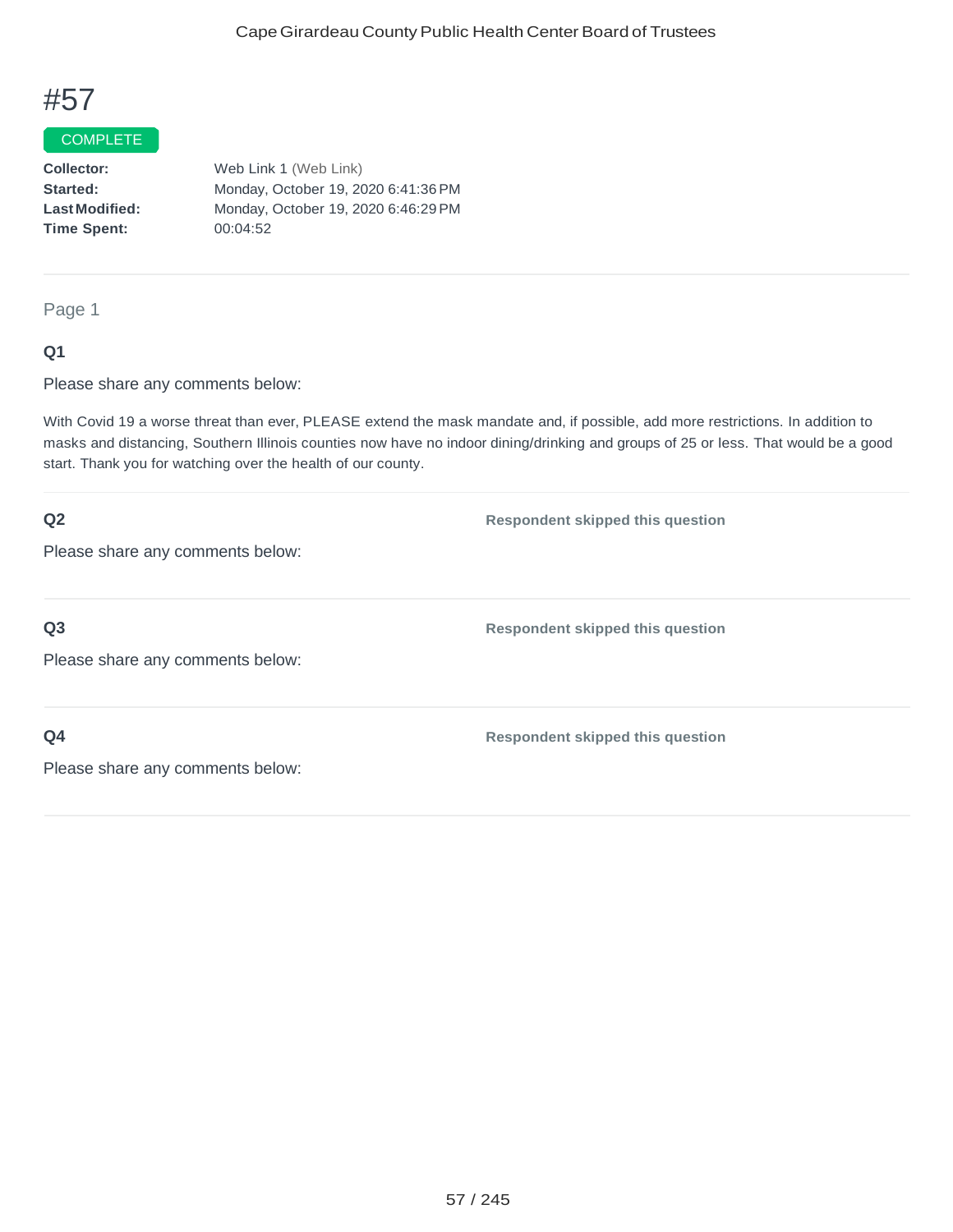# #57

COMPLETE

**Collector:** Web Link 1 (Web Link)
**Started:** Monday, October 19, 2020 6:41:36 PM
**Last Modified:** Monday, October 19, 2020 6:46:29 PM
**Time Spent:** 00:04:52

---

Page 1

**Q1**

Please share any comments below:

With Covid 19 a worse threat than ever, PLEASE extend the mask mandate and, if possible, add more restrictions. In addition to masks and distancing, Southern Illinois counties now have no indoor dining/drinking and groups of 25 or less. That would be a good start. Thank you for watching over the health of our county.

**Q2**

Please share any comments below:

**Respondent skipped this question**

**Q3**

Please share any comments below:

**Respondent skipped this question**

**Q4**

Please share any comments below:

**Respondent skipped this question**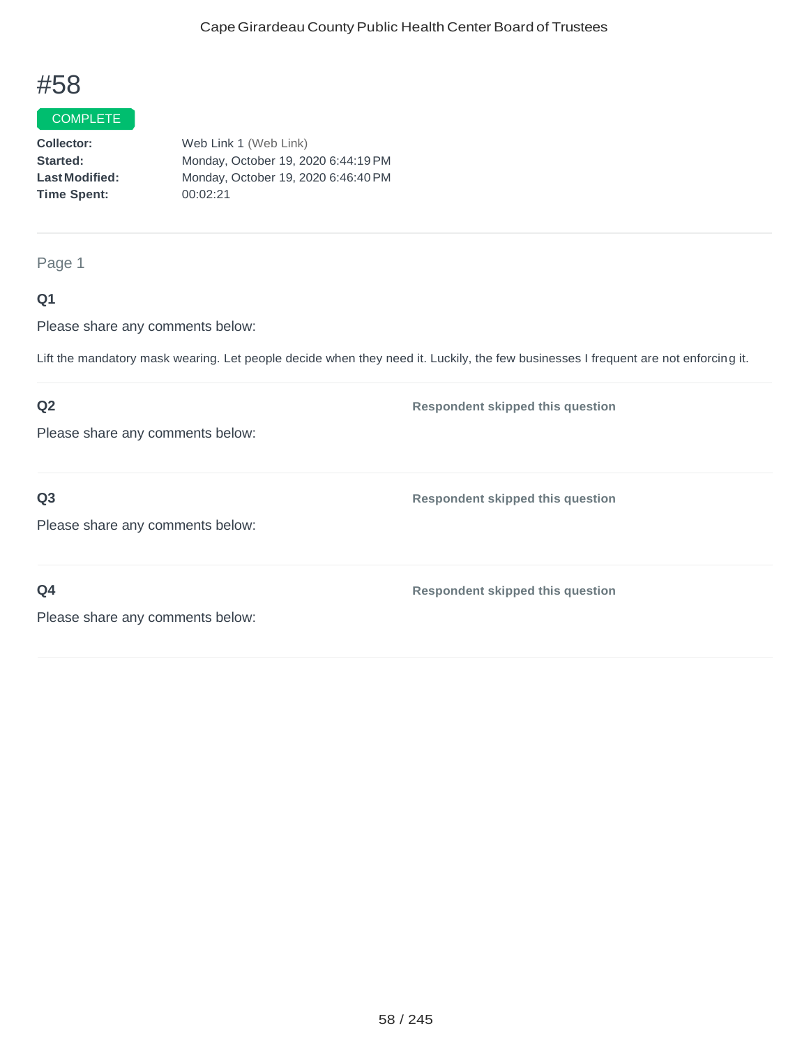# #58

COMPLETE

**Collector:** Web Link 1 (Web Link)
**Started:** Monday, October 19, 2020 6:44:19 PM
**Last Modified:** Monday, October 19, 2020 6:46:40 PM
**Time Spent:** 00:02:21

---

Page 1

**Q1**

Please share any comments below:

Lift the mandatory mask wearing. Let people decide when they need it. Luckily, the few businesses I frequent are not enforcing it.

---

**Q2**

Please share any comments below:

**Respondent skipped this question**

---

**Q3**

Please share any comments below:

**Respondent skipped this question**

---

**Q4**

Please share any comments below:

**Respondent skipped this question**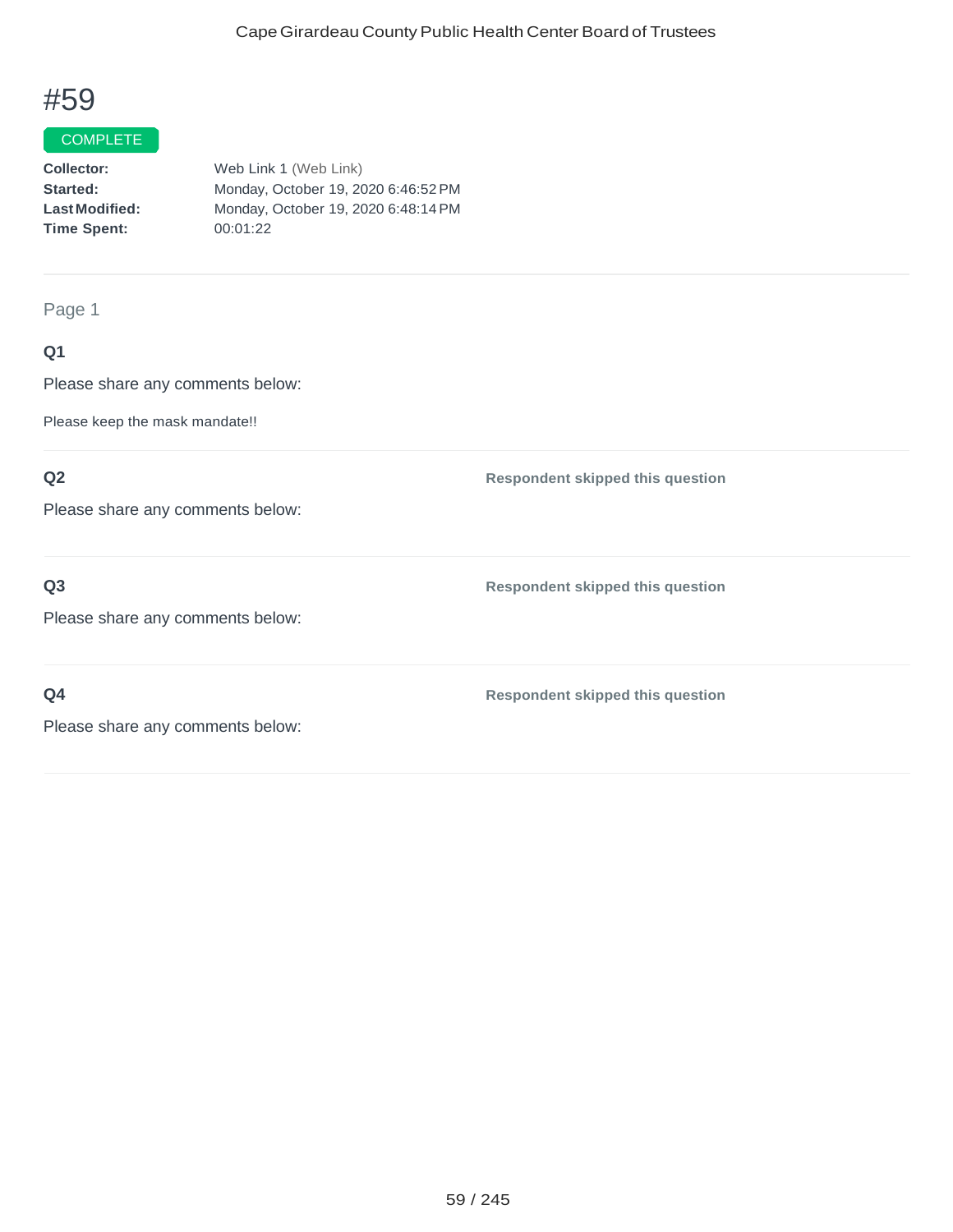# #59

COMPLETE

**Collector:** Web Link 1 (Web Link)
**Started:** Monday, October 19, 2020 6:46:52 PM
**Last Modified:** Monday, October 19, 2020 6:48:14 PM
**Time Spent:** 00:01:22

---

Page 1

**Q1**

Please share any comments below:

Please keep the mask mandate!!

---

**Q2**

Please share any comments below:

**Respondent skipped this question**

---

**Q3**

Please share any comments below:

**Respondent skipped this question**

---

**Q4**

Please share any comments below:

**Respondent skipped this question**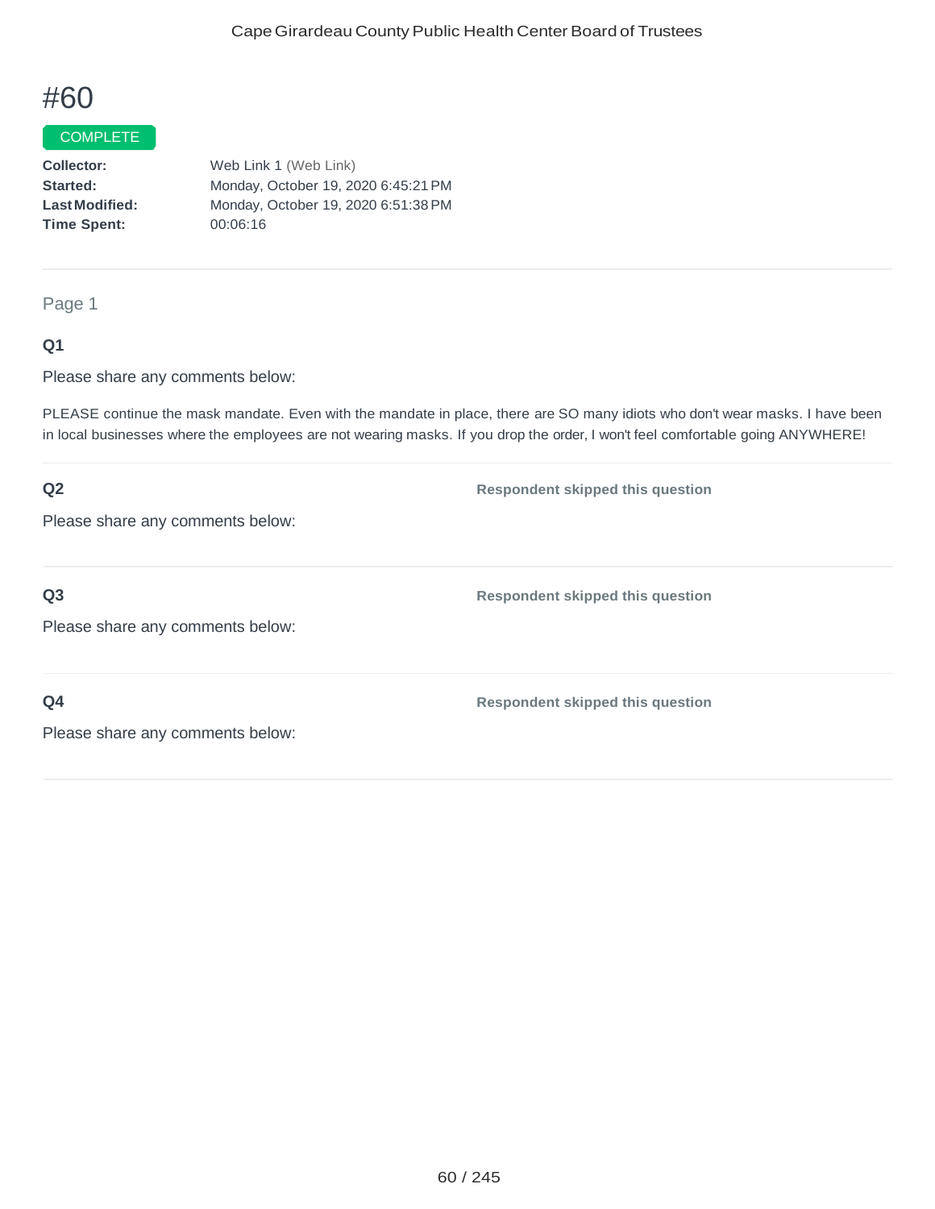# #60

COMPLETE

**Collector:** Web Link 1 (Web Link)
**Started:** Monday, October 19, 2020 6:45:21 PM
**Last Modified:** Monday, October 19, 2020 6:51:38 PM
**Time Spent:** 00:06:16

---

Page 1

**Q1**

Please share any comments below:

PLEASE continue the mask mandate. Even with the mandate in place, there are SO many idiots who don't wear masks. I have been in local businesses where the employees are not wearing masks. If you drop the order, I won't feel comfortable going ANYWHERE!

**Q2** — **Respondent skipped this question**

Please share any comments below:

**Q3** — **Respondent skipped this question**

Please share any comments below:

**Q4** — **Respondent skipped this question**

Please share any comments below: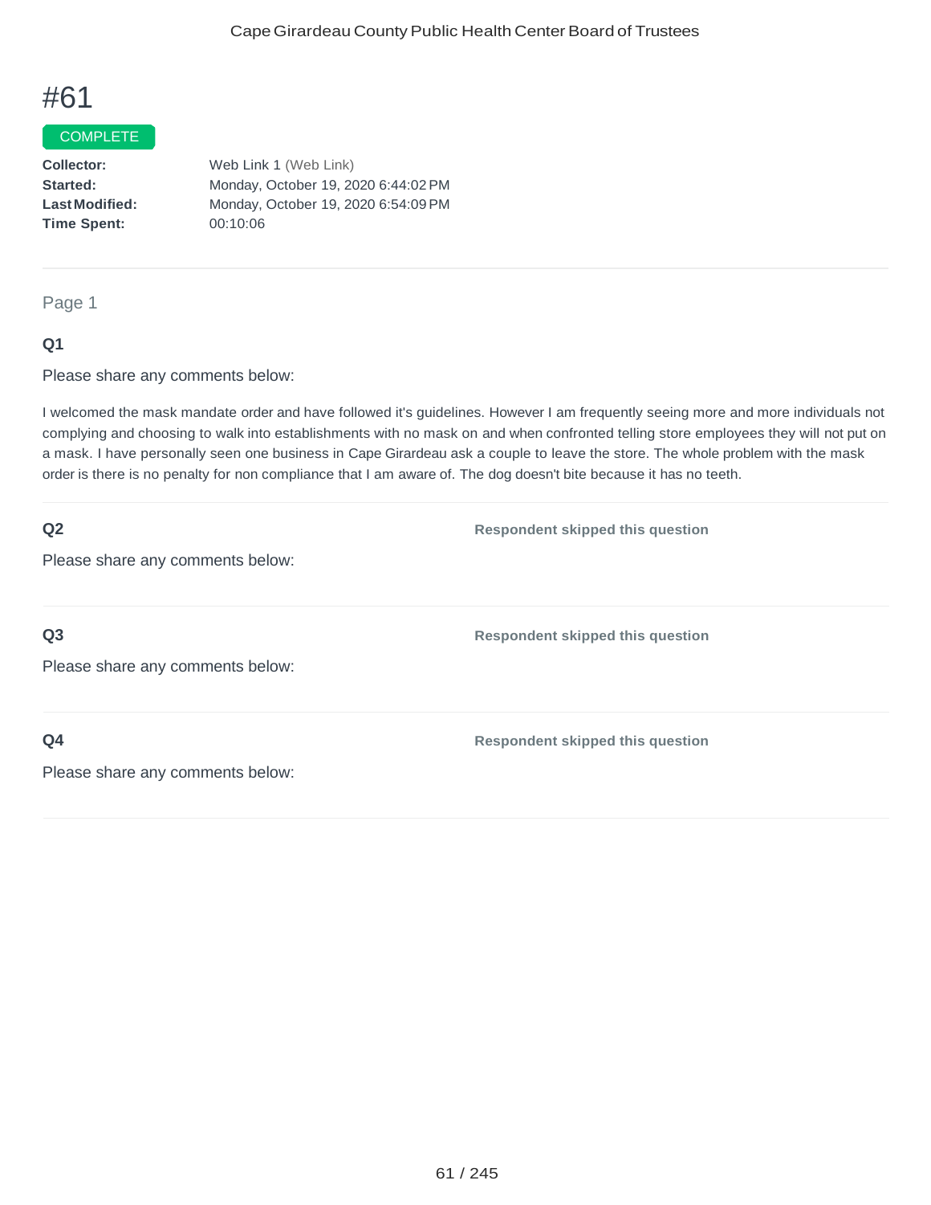# #61

COMPLETE

| | |
|---|---|
| **Collector:** | Web Link 1 (Web Link) |
| **Started:** | Monday, October 19, 2020 6:44:02 PM |
| **Last Modified:** | Monday, October 19, 2020 6:54:09 PM |
| **Time Spent:** | 00:10:06 |

## Page 1

### Q1

Please share any comments below:

I welcomed the mask mandate order and have followed it's guidelines. However I am frequently seeing more and more individuals not complying and choosing to walk into establishments with no mask on and when confronted telling store employees they will not put on a mask. I have personally seen one business in Cape Girardeau ask a couple to leave the store. The whole problem with the mask order is there is no penalty for non compliance that I am aware of. The dog doesn't bite because it has no teeth.

### Q2

Please share any comments below:

**Respondent skipped this question**

### Q3

Please share any comments below:

**Respondent skipped this question**

### Q4

Please share any comments below:

**Respondent skipped this question**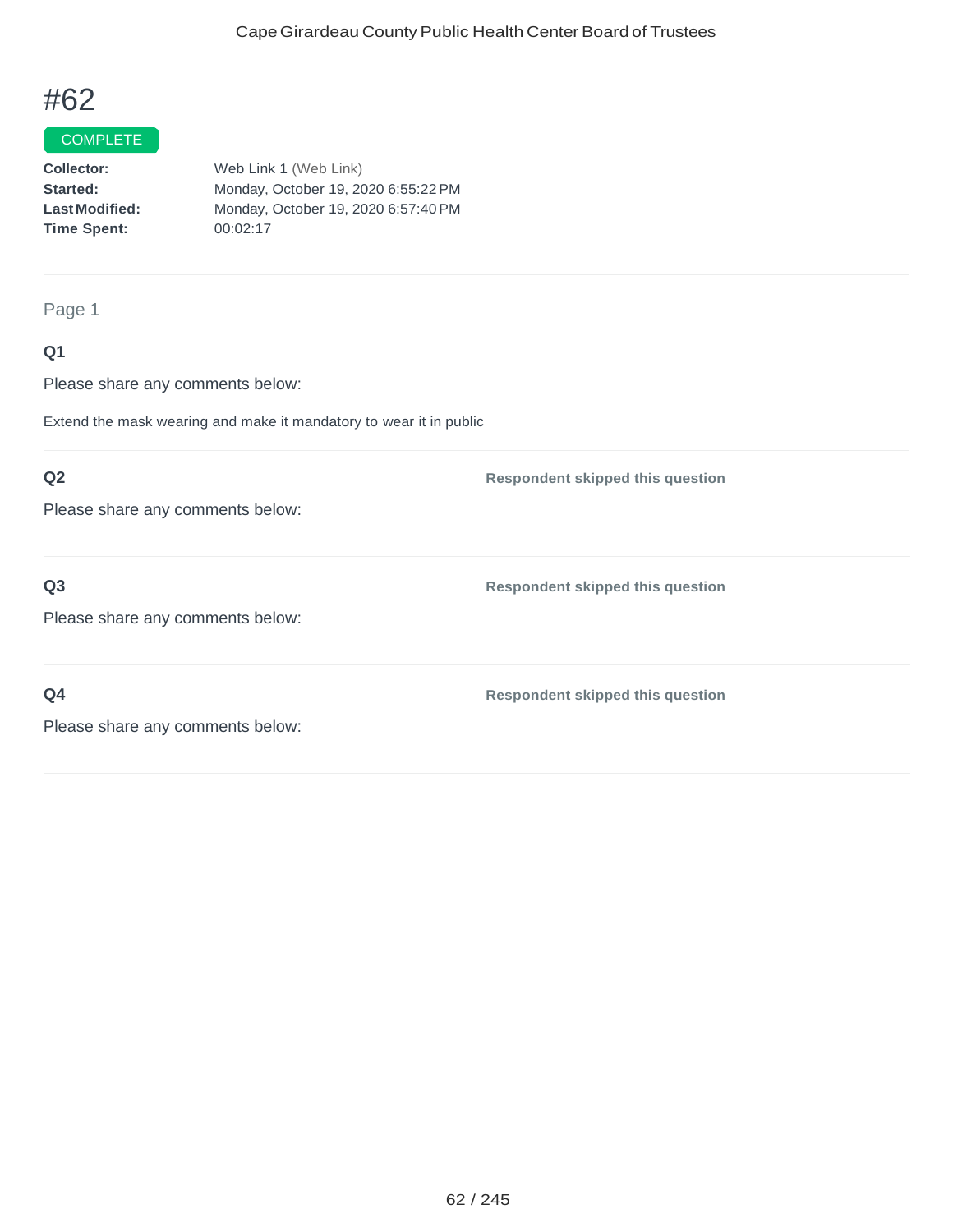# #62

COMPLETE

**Collector:** Web Link 1 (Web Link)
**Started:** Monday, October 19, 2020 6:55:22 PM
**Last Modified:** Monday, October 19, 2020 6:57:40 PM
**Time Spent:** 00:02:17

Page 1

### Q1

Please share any comments below:

Extend the mask wearing and make it mandatory to wear it in public

### Q2

Please share any comments below:

**Respondent skipped this question**

### Q3

Please share any comments below:

**Respondent skipped this question**

### Q4

Please share any comments below:

**Respondent skipped this question**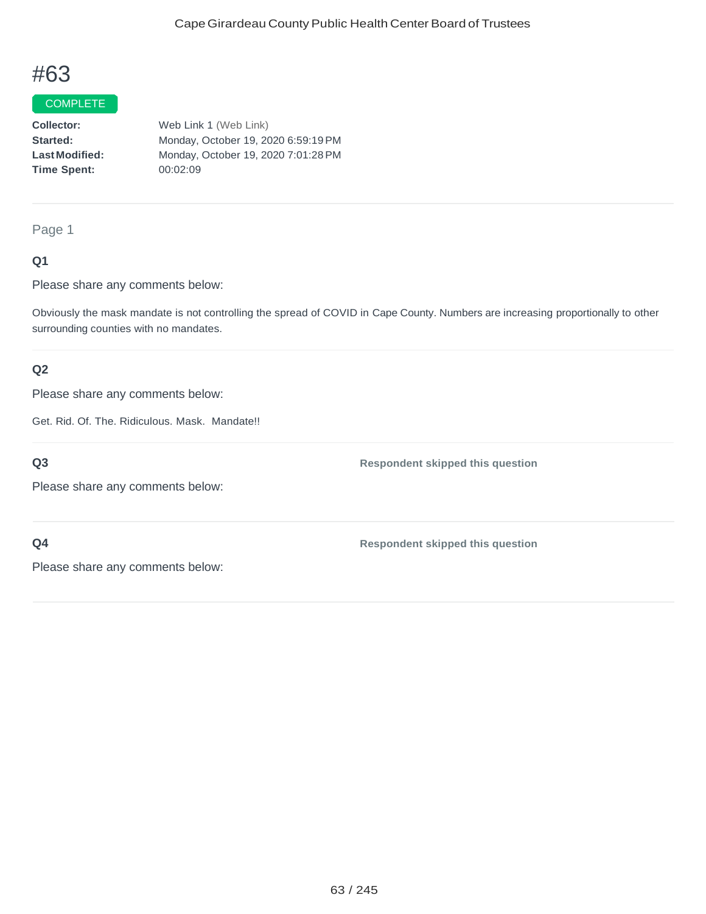# #63

COMPLETE

**Collector:** Web Link 1 (Web Link)
**Started:** Monday, October 19, 2020 6:59:19 PM
**Last Modified:** Monday, October 19, 2020 7:01:28 PM
**Time Spent:** 00:02:09

---

Page 1

### Q1

Please share any comments below:

Obviously the mask mandate is not controlling the spread of COVID in Cape County. Numbers are increasing proportionally to other surrounding counties with no mandates.

### Q2

Please share any comments below:

Get. Rid. Of. The. Ridiculous. Mask. Mandate!!

### Q3

**Respondent skipped this question**

Please share any comments below:

### Q4

**Respondent skipped this question**

Please share any comments below: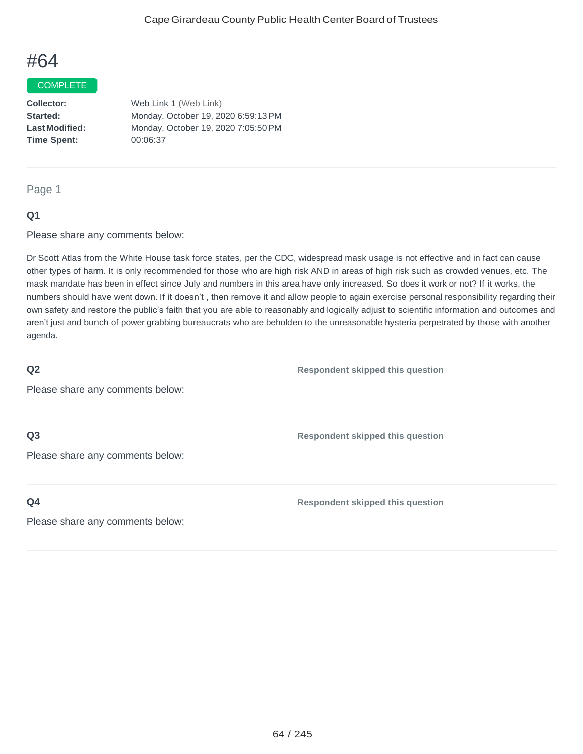# #64

COMPLETE

**Collector:** Web Link 1 (Web Link)
**Started:** Monday, October 19, 2020 6:59:13 PM
**Last Modified:** Monday, October 19, 2020 7:05:50 PM
**Time Spent:** 00:06:37

---

Page 1

### Q1

Please share any comments below:

Dr Scott Atlas from the White House task force states, per the CDC, widespread mask usage is not effective and in fact can cause other types of harm. It is only recommended for those who are high risk AND in areas of high risk such as crowded venues, etc. The mask mandate has been in effect since July and numbers in this area have only increased. So does it work or not? If it works, the numbers should have went down. If it doesn't , then remove it and allow people to again exercise personal responsibility regarding their own safety and restore the public's faith that you are able to reasonably and logically adjust to scientific information and outcomes and aren't just and bunch of power grabbing bureaucrats who are beholden to the unreasonable hysteria perpetrated by those with another agenda.

### Q2

Please share any comments below:

**Respondent skipped this question**

### Q3

Please share any comments below:

**Respondent skipped this question**

### Q4

Please share any comments below:

**Respondent skipped this question**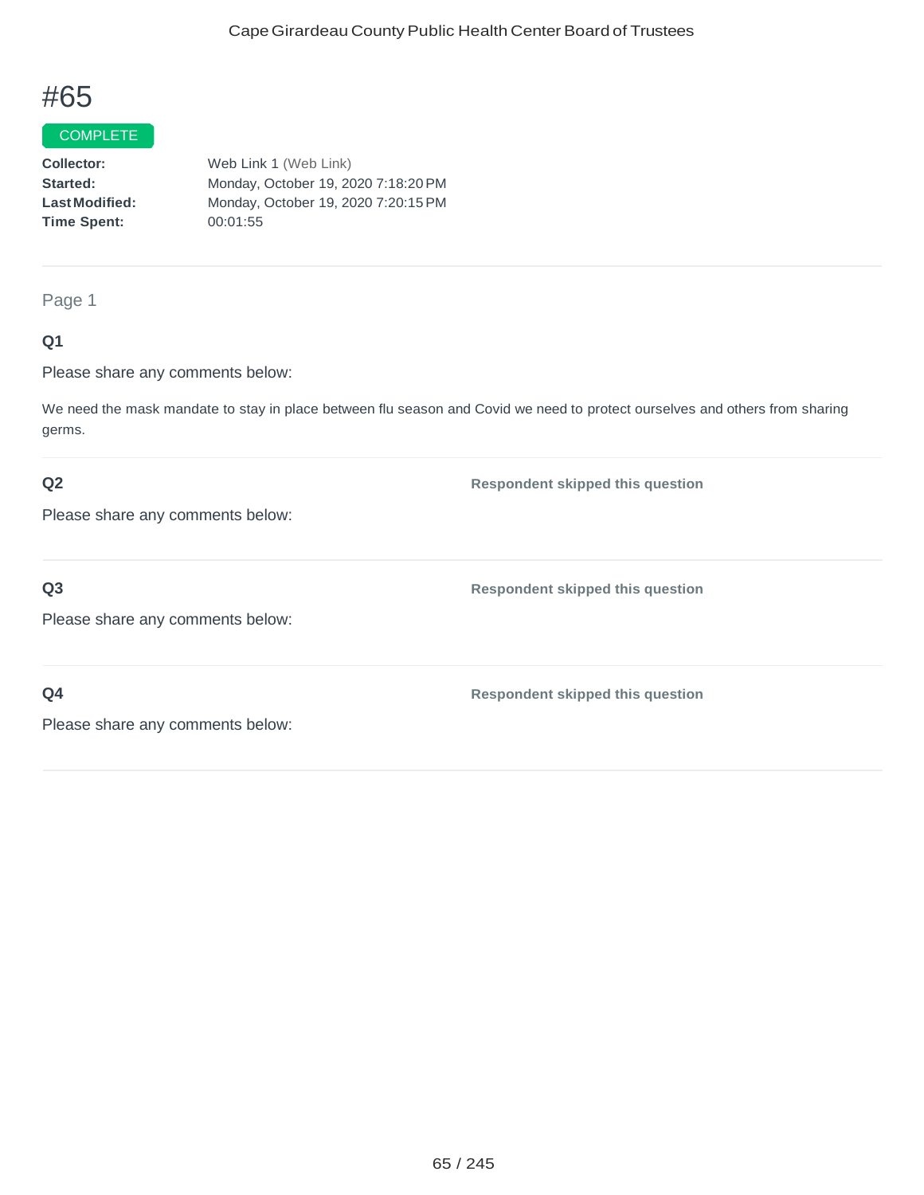# #65

COMPLETE

**Collector:** Web Link 1 (Web Link)
**Started:** Monday, October 19, 2020 7:18:20 PM
**Last Modified:** Monday, October 19, 2020 7:20:15 PM
**Time Spent:** 00:01:55

---

Page 1

**Q1**

Please share any comments below:

We need the mask mandate to stay in place between flu season and Covid we need to protect ourselves and others from sharing germs.

---

**Q2**

Please share any comments below:

**Respondent skipped this question**

---

**Q3**

Please share any comments below:

**Respondent skipped this question**

---

**Q4**

Please share any comments below:

**Respondent skipped this question**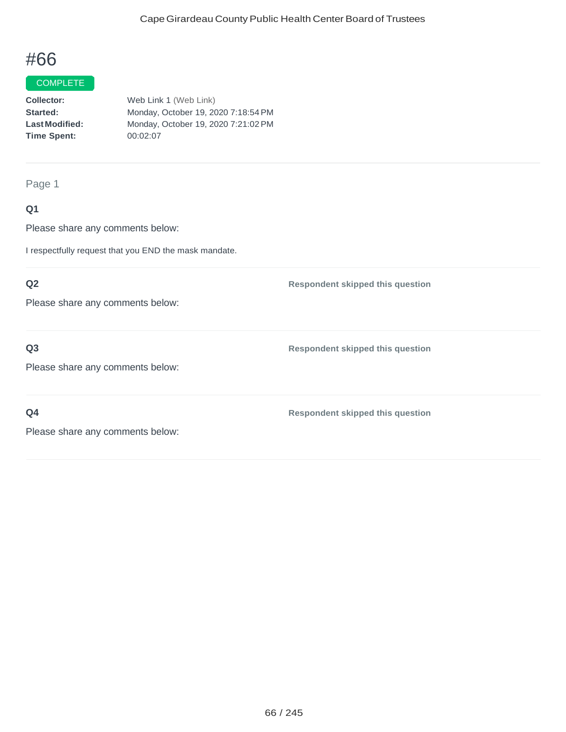# #66

COMPLETE

**Collector:** Web Link 1 (Web Link)
**Started:** Monday, October 19, 2020 7:18:54 PM
**Last Modified:** Monday, October 19, 2020 7:21:02 PM
**Time Spent:** 00:02:07

---

Page 1

**Q1**

Please share any comments below:

I respectfully request that you END the mask mandate.

---

**Q2** — **Respondent skipped this question**

Please share any comments below:

---

**Q3** — **Respondent skipped this question**

Please share any comments below:

---

**Q4** — **Respondent skipped this question**

Please share any comments below: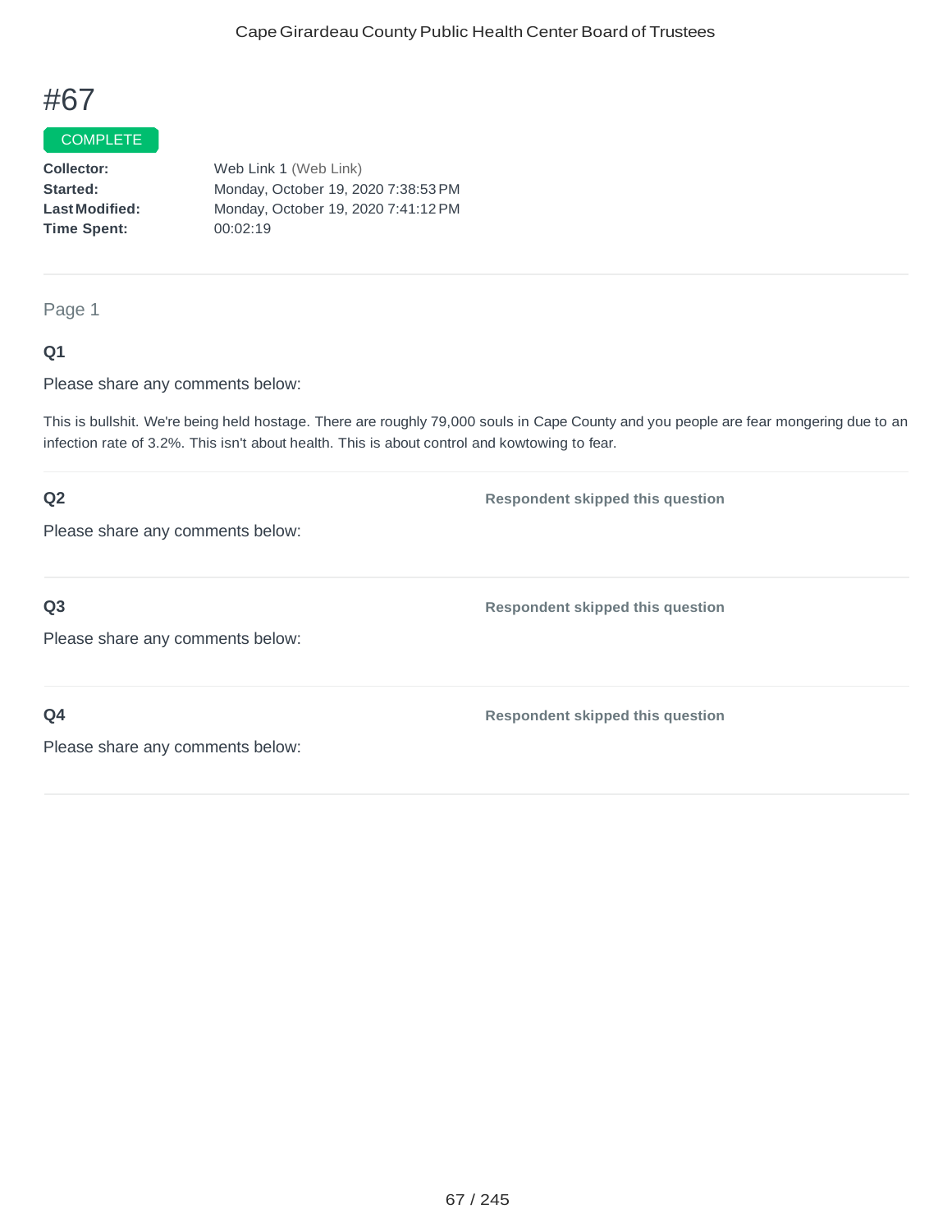# #67

COMPLETE

| | |
|---|---|
| **Collector:** | Web Link 1 (Web Link) |
| **Started:** | Monday, October 19, 2020 7:38:53 PM |
| **Last Modified:** | Monday, October 19, 2020 7:41:12 PM |
| **Time Spent:** | 00:02:19 |

---

Page 1

**Q1**

Please share any comments below:

This is bullshit. We're being held hostage. There are roughly 79,000 souls in Cape County and you people are fear mongering due to an infection rate of 3.2%. This isn't about health. This is about control and kowtowing to fear.

---

**Q2**

Please share any comments below:

**Respondent skipped this question**

---

**Q3**

Please share any comments below:

**Respondent skipped this question**

---

**Q4**

Please share any comments below:

**Respondent skipped this question**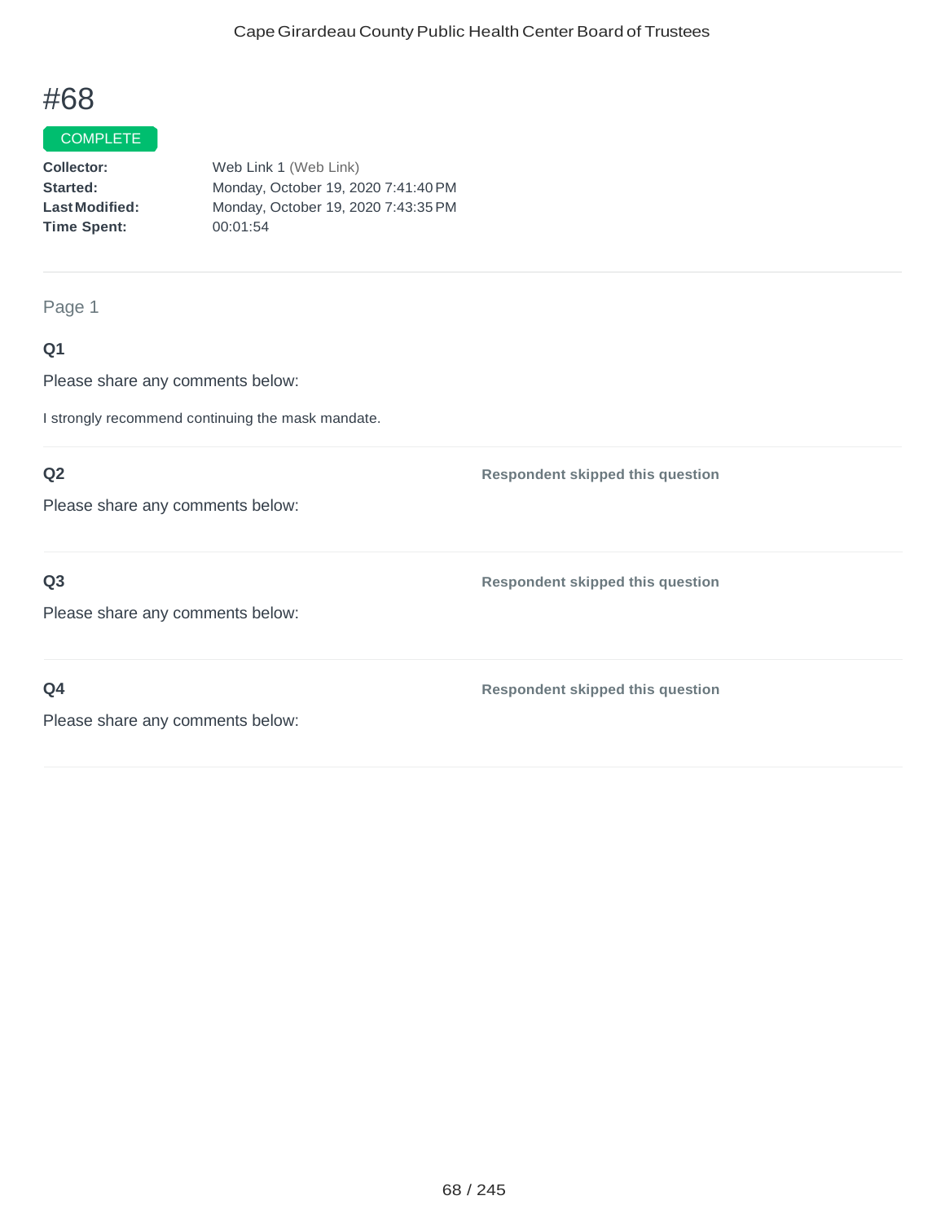# #68

COMPLETE

**Collector:** Web Link 1 (Web Link)
**Started:** Monday, October 19, 2020 7:41:40 PM
**Last Modified:** Monday, October 19, 2020 7:43:35 PM
**Time Spent:** 00:01:54

Page 1

### Q1

Please share any comments below:

I strongly recommend continuing the mask mandate.

### Q2

Please share any comments below:

**Respondent skipped this question**

### Q3

Please share any comments below:

**Respondent skipped this question**

### Q4

Please share any comments below:

**Respondent skipped this question**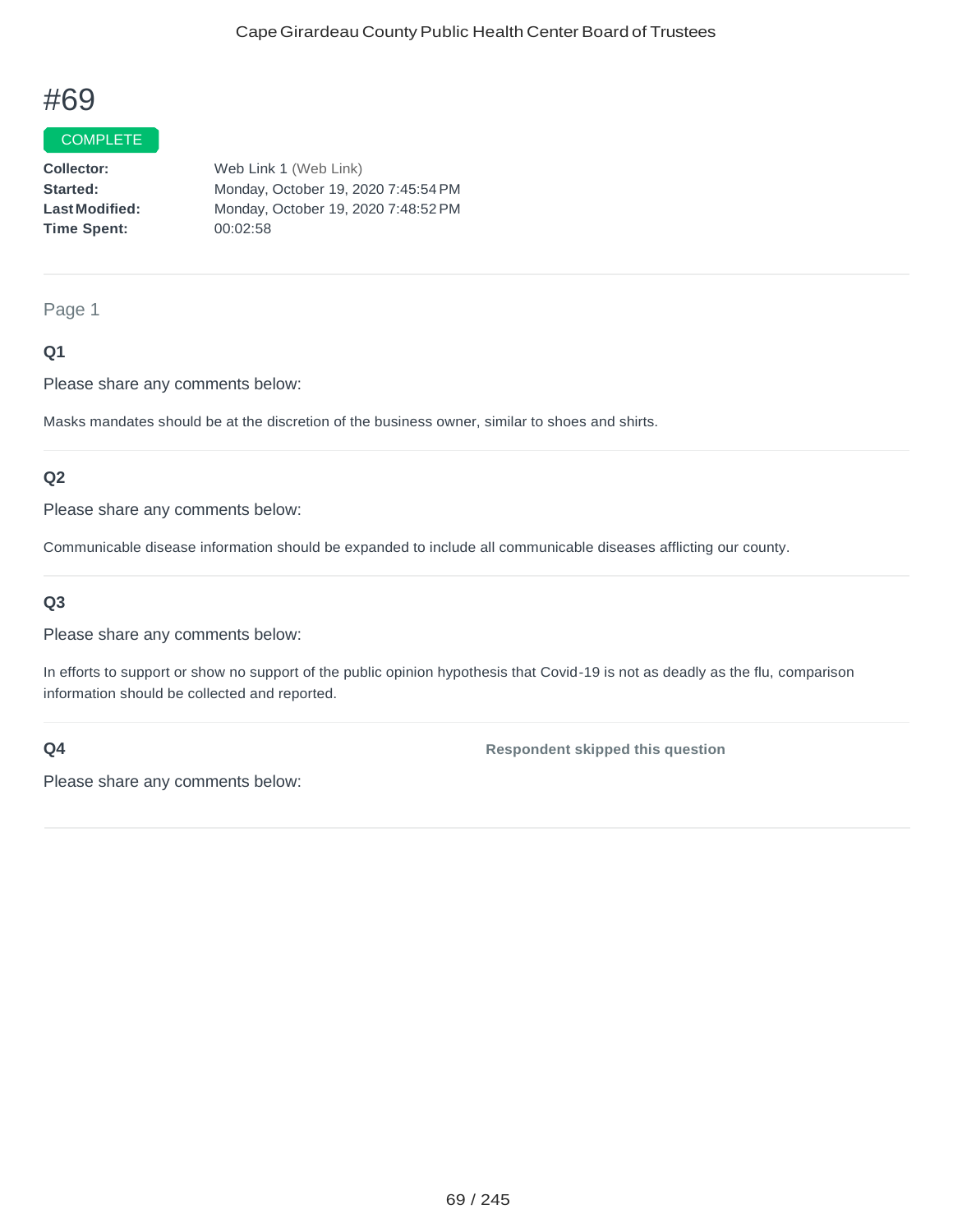# #69

COMPLETE

**Collector:** Web Link 1 (Web Link)
**Started:** Monday, October 19, 2020 7:45:54 PM
**Last Modified:** Monday, October 19, 2020 7:48:52 PM
**Time Spent:** 00:02:58

---

Page 1

### Q1

Please share any comments below:

Masks mandates should be at the discretion of the business owner, similar to shoes and shirts.

### Q2

Please share any comments below:

Communicable disease information should be expanded to include all communicable diseases afflicting our county.

### Q3

Please share any comments below:

In efforts to support or show no support of the public opinion hypothesis that Covid-19 is not as deadly as the flu, comparison information should be collected and reported.

### Q4

**Respondent skipped this question**

Please share any comments below: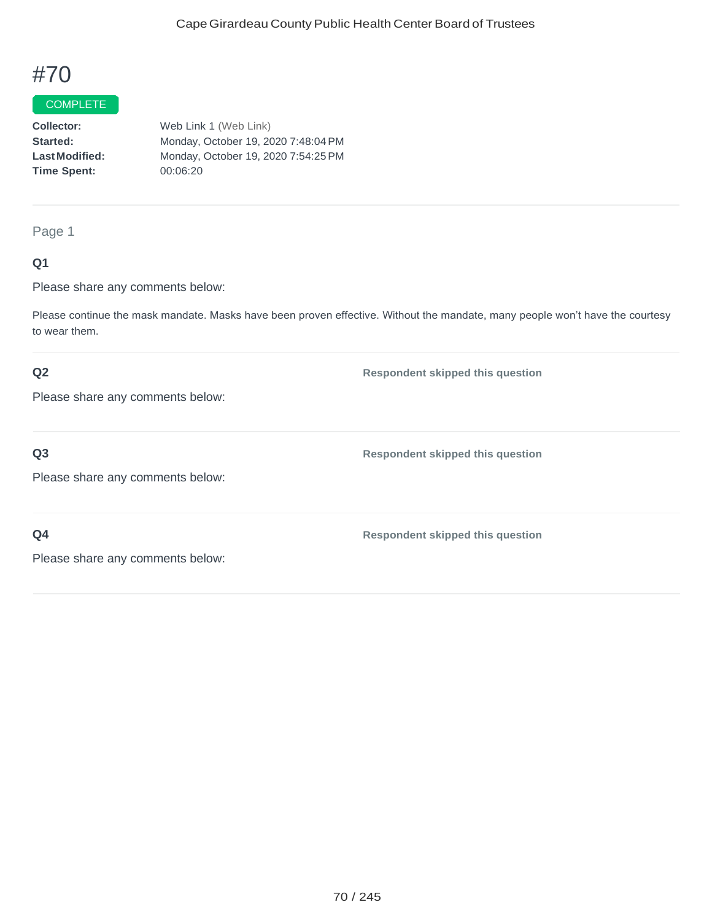# #70

COMPLETE

**Collector:** Web Link 1 (Web Link)
**Started:** Monday, October 19, 2020 7:48:04 PM
**Last Modified:** Monday, October 19, 2020 7:54:25 PM
**Time Spent:** 00:06:20

Page 1

**Q1**

Please share any comments below:

Please continue the mask mandate. Masks have been proven effective. Without the mandate, many people won't have the courtesy to wear them.

**Q2**

Please share any comments below:

**Respondent skipped this question**

**Q3**

Please share any comments below:

**Respondent skipped this question**

**Q4**

Please share any comments below:

**Respondent skipped this question**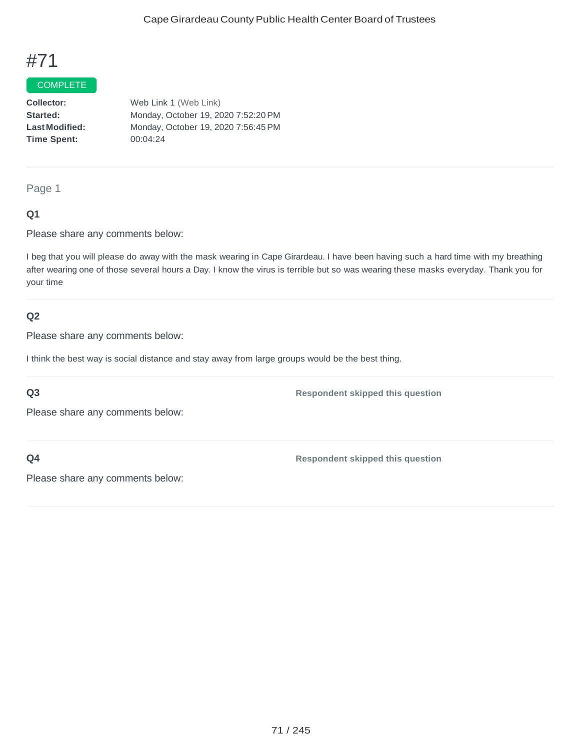# #71

COMPLETE

**Collector:** Web Link 1 (Web Link)
**Started:** Monday, October 19, 2020 7:52:20 PM
**Last Modified:** Monday, October 19, 2020 7:56:45 PM
**Time Spent:** 00:04:24

---

Page 1

**Q1**

Please share any comments below:

I beg that you will please do away with the mask wearing in Cape Girardeau. I have been having such a hard time with my breathing after wearing one of those several hours a Day. I know the virus is terrible but so was wearing these masks everyday. Thank you for your time

---

**Q2**

Please share any comments below:

I think the best way is social distance and stay away from large groups would be the best thing.

---

**Q3** Respondent skipped this question

Please share any comments below:

---

**Q4** Respondent skipped this question

Please share any comments below: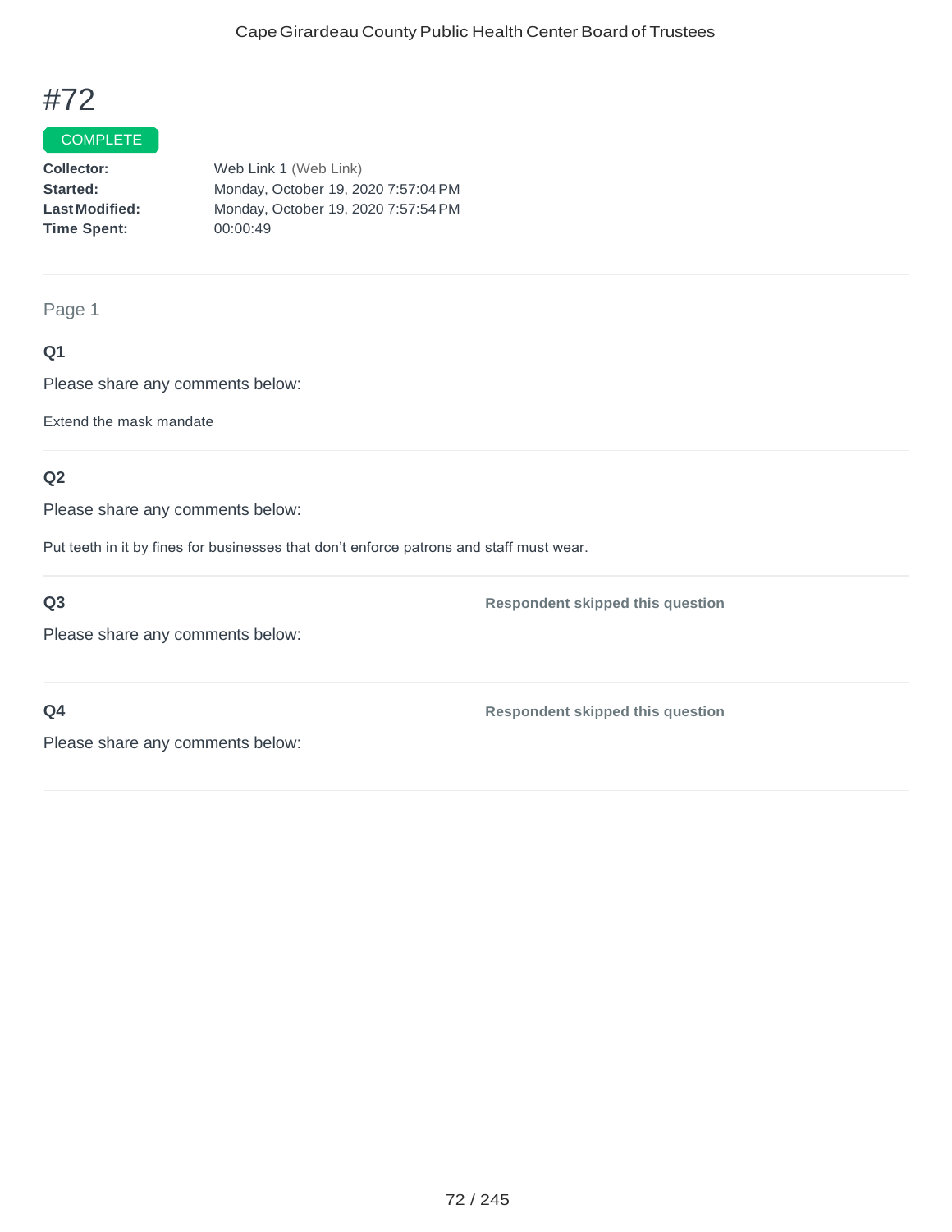# #72

COMPLETE

**Collector:** Web Link 1 (Web Link)
**Started:** Monday, October 19, 2020 7:57:04 PM
**Last Modified:** Monday, October 19, 2020 7:57:54 PM
**Time Spent:** 00:00:49

---

Page 1

### Q1

Please share any comments below:

Extend the mask mandate

### Q2

Please share any comments below:

Put teeth in it by fines for businesses that don't enforce patrons and staff must wear.

### Q3

**Respondent skipped this question**

Please share any comments below:

### Q4

**Respondent skipped this question**

Please share any comments below: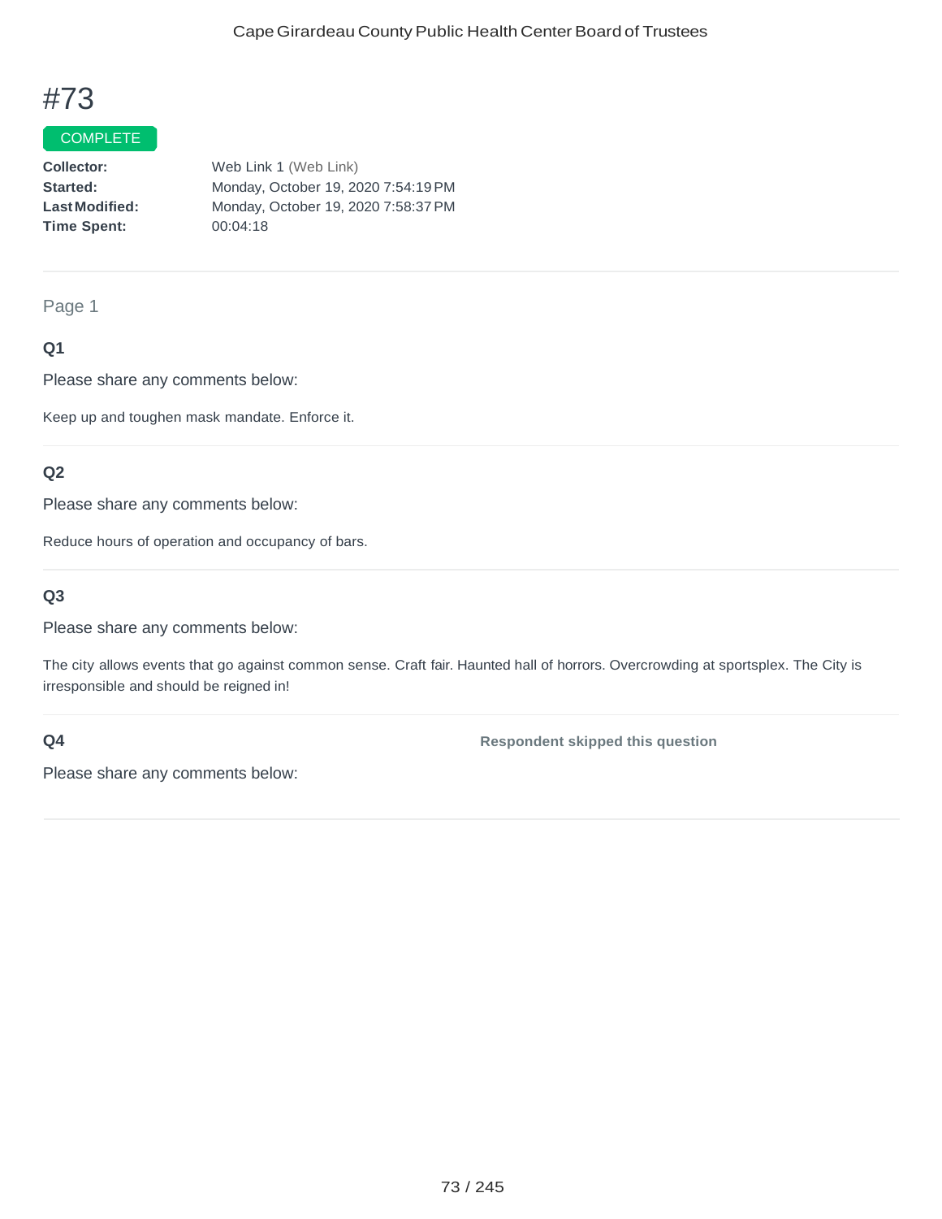# #73

COMPLETE

**Collector:** Web Link 1 (Web Link)
**Started:** Monday, October 19, 2020 7:54:19 PM
**Last Modified:** Monday, October 19, 2020 7:58:37 PM
**Time Spent:** 00:04:18

Page 1

**Q1**

Please share any comments below:

Keep up and toughen mask mandate. Enforce it.

**Q2**

Please share any comments below:

Reduce hours of operation and occupancy of bars.

**Q3**

Please share any comments below:

The city allows events that go against common sense. Craft fair. Haunted hall of horrors. Overcrowding at sportsplex. The City is irresponsible and should be reigned in!

**Q4** Respondent skipped this question

Please share any comments below: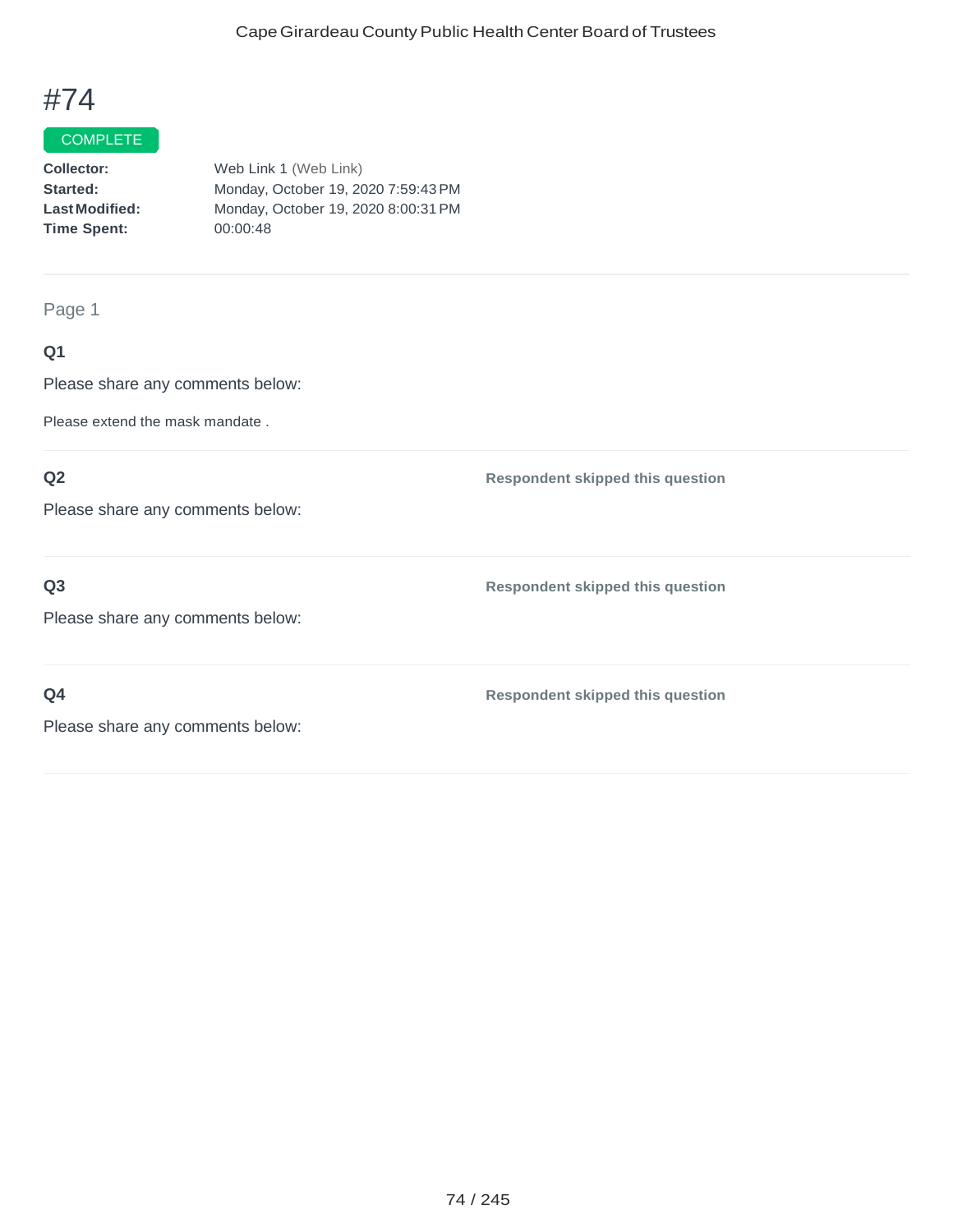# #74

COMPLETE

**Collector:** Web Link 1 (Web Link)
**Started:** Monday, October 19, 2020 7:59:43 PM
**Last Modified:** Monday, October 19, 2020 8:00:31 PM
**Time Spent:** 00:00:48

---

Page 1

**Q1**

Please share any comments below:

Please extend the mask mandate .

---

**Q2**

Please share any comments below:

**Respondent skipped this question**

---

**Q3**

Please share any comments below:

**Respondent skipped this question**

---

**Q4**

Please share any comments below:

**Respondent skipped this question**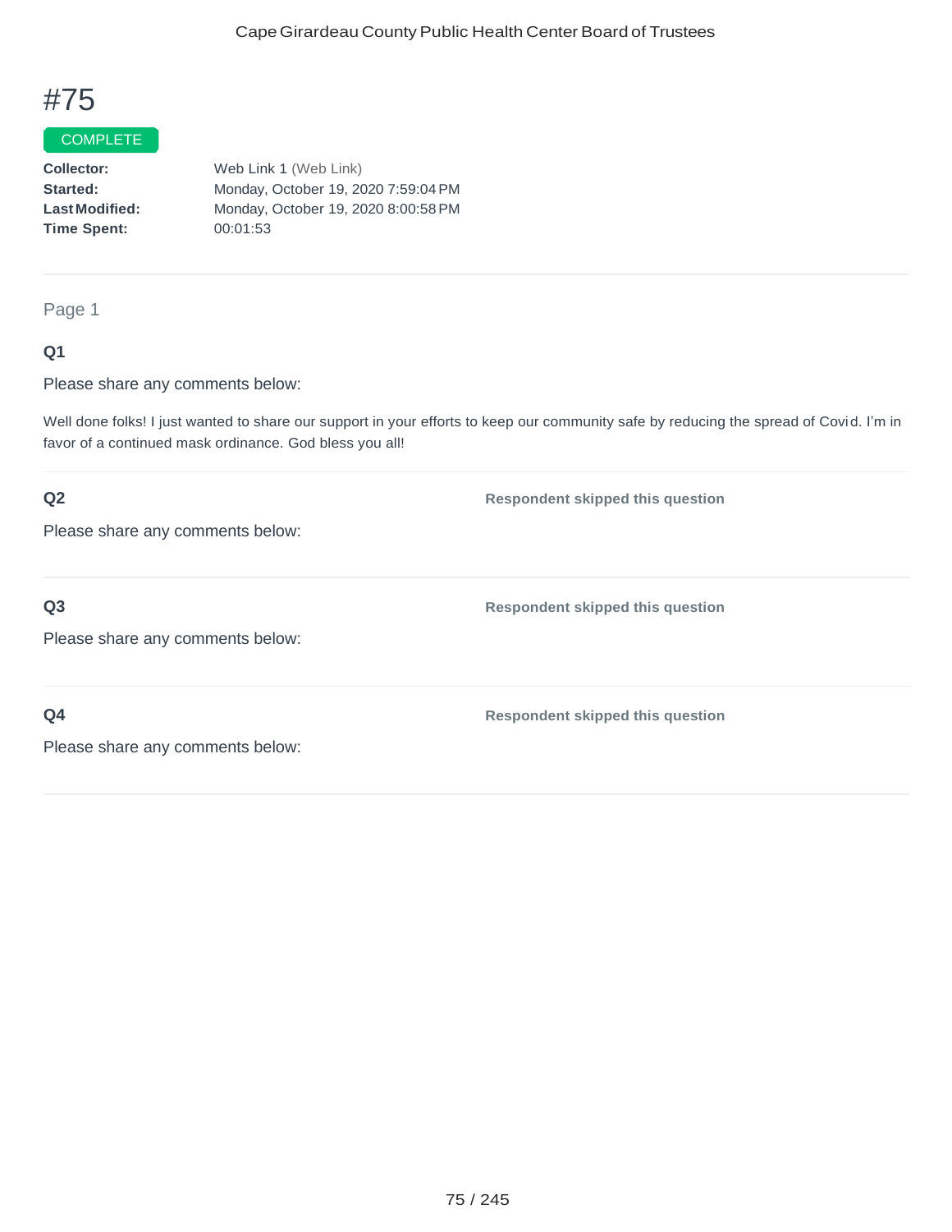# #75

COMPLETE

**Collector:** Web Link 1 (Web Link)
**Started:** Monday, October 19, 2020 7:59:04 PM
**Last Modified:** Monday, October 19, 2020 8:00:58 PM
**Time Spent:** 00:01:53

---

Page 1

**Q1**

Please share any comments below:

Well done folks! I just wanted to share our support in your efforts to keep our community safe by reducing the spread of Covid. I'm in favor of a continued mask ordinance. God bless you all!

---

**Q2**

Please share any comments below:

**Respondent skipped this question**

---

**Q3**

Please share any comments below:

**Respondent skipped this question**

---

**Q4**

Please share any comments below:

**Respondent skipped this question**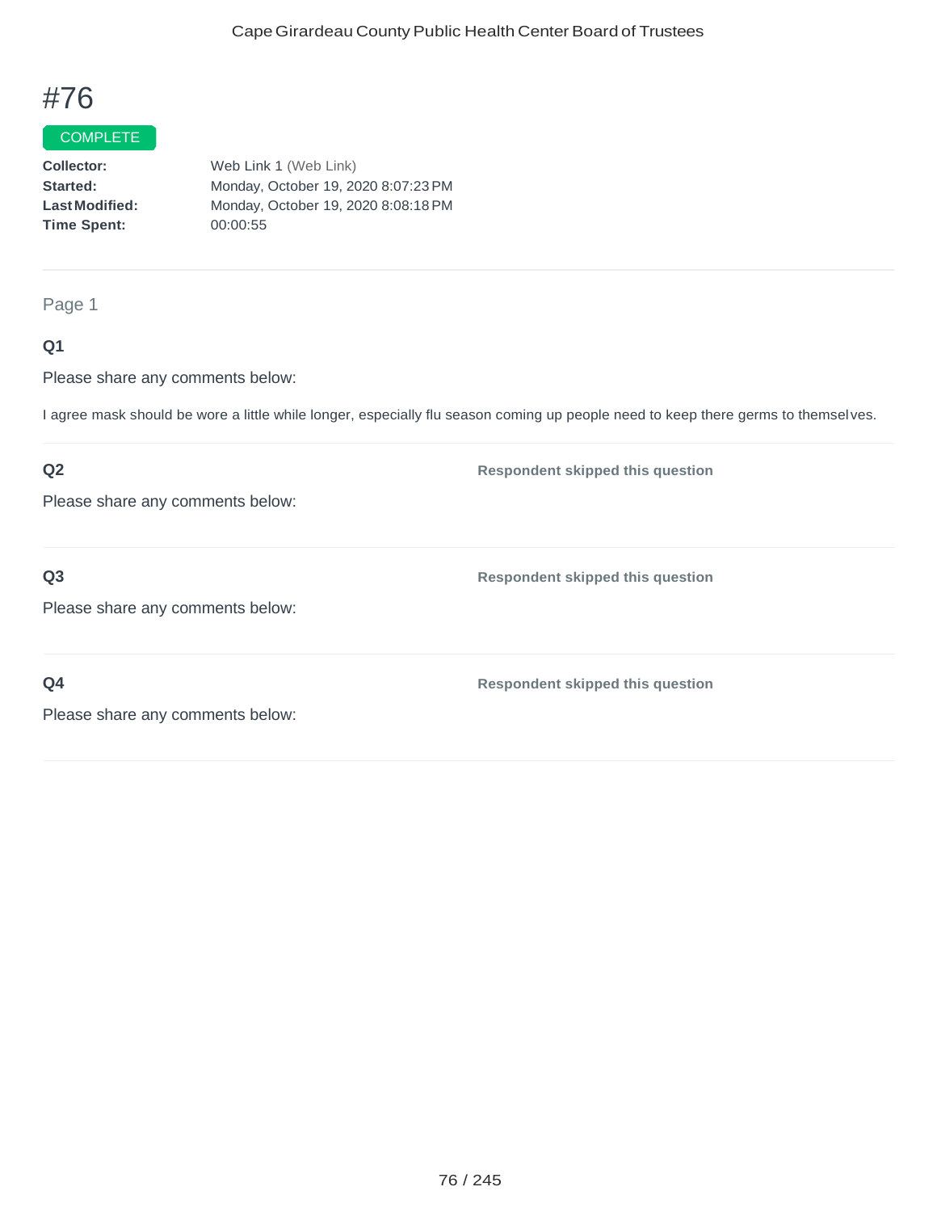# #76

COMPLETE

**Collector:** Web Link 1 (Web Link)
**Started:** Monday, October 19, 2020 8:07:23 PM
**Last Modified:** Monday, October 19, 2020 8:08:18 PM
**Time Spent:** 00:00:55

Page 1

**Q1**

Please share any comments below:

I agree mask should be wore a little while longer, especially flu season coming up people need to keep there germs to themselves.

**Q2**

Please share any comments below:

**Respondent skipped this question**

**Q3**

Please share any comments below:

**Respondent skipped this question**

**Q4**

Please share any comments below:

**Respondent skipped this question**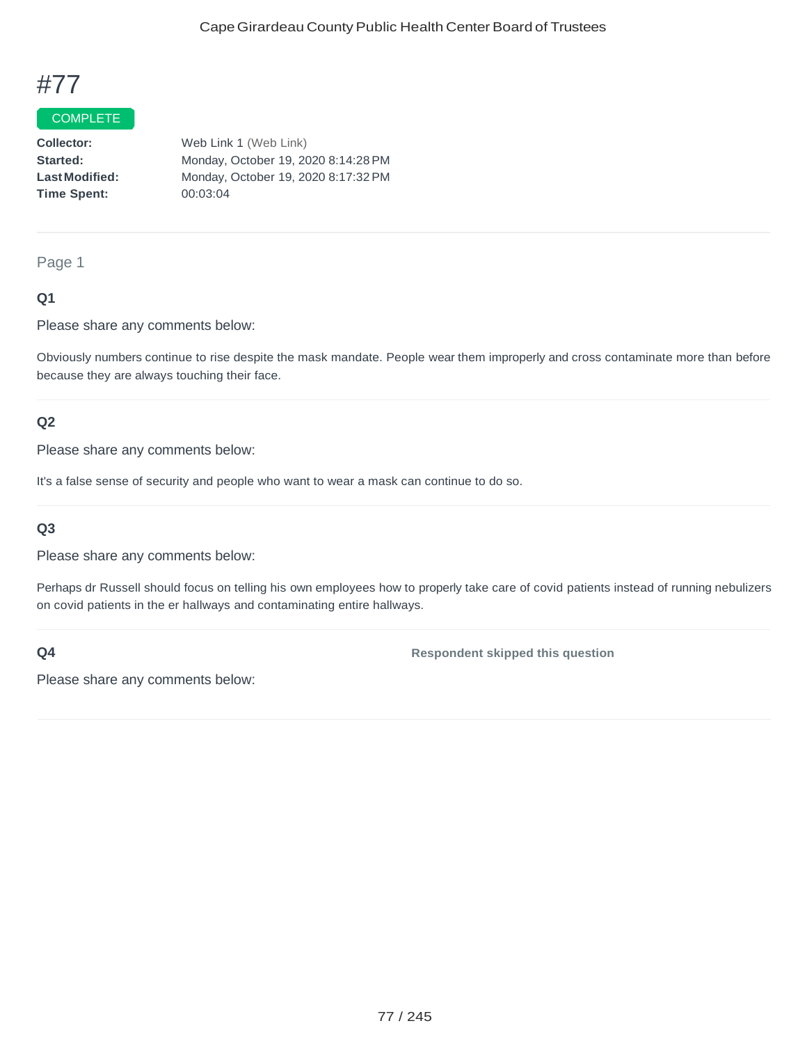# #77

COMPLETE

**Collector:** Web Link 1 (Web Link)
**Started:** Monday, October 19, 2020 8:14:28 PM
**Last Modified:** Monday, October 19, 2020 8:17:32 PM
**Time Spent:** 00:03:04

---

Page 1

### Q1

Please share any comments below:

Obviously numbers continue to rise despite the mask mandate. People wear them improperly and cross contaminate more than before because they are always touching their face.

### Q2

Please share any comments below:

It's a false sense of security and people who want to wear a mask can continue to do so.

### Q3

Please share any comments below:

Perhaps dr Russell should focus on telling his own employees how to properly take care of covid patients instead of running nebulizers on covid patients in the er hallways and contaminating entire hallways.

### Q4

Please share any comments below:

**Respondent skipped this question**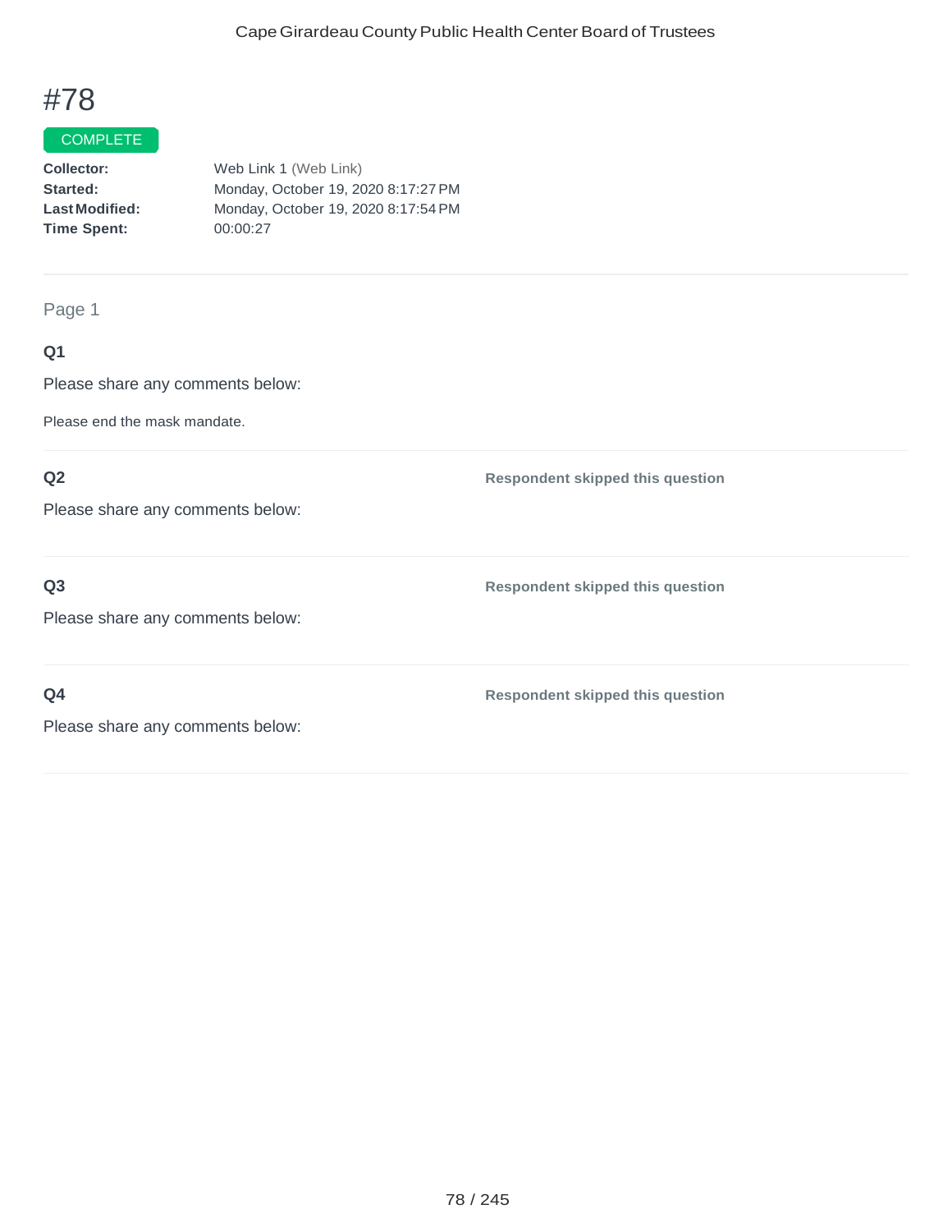# #78

COMPLETE

**Collector:** Web Link 1 (Web Link)
**Started:** Monday, October 19, 2020 8:17:27 PM
**Last Modified:** Monday, October 19, 2020 8:17:54 PM
**Time Spent:** 00:00:27

Page 1

**Q1**

Please share any comments below:

Please end the mask mandate.

**Q2**

Please share any comments below:

**Respondent skipped this question**

**Q3**

Please share any comments below:

**Respondent skipped this question**

**Q4**

Please share any comments below:

**Respondent skipped this question**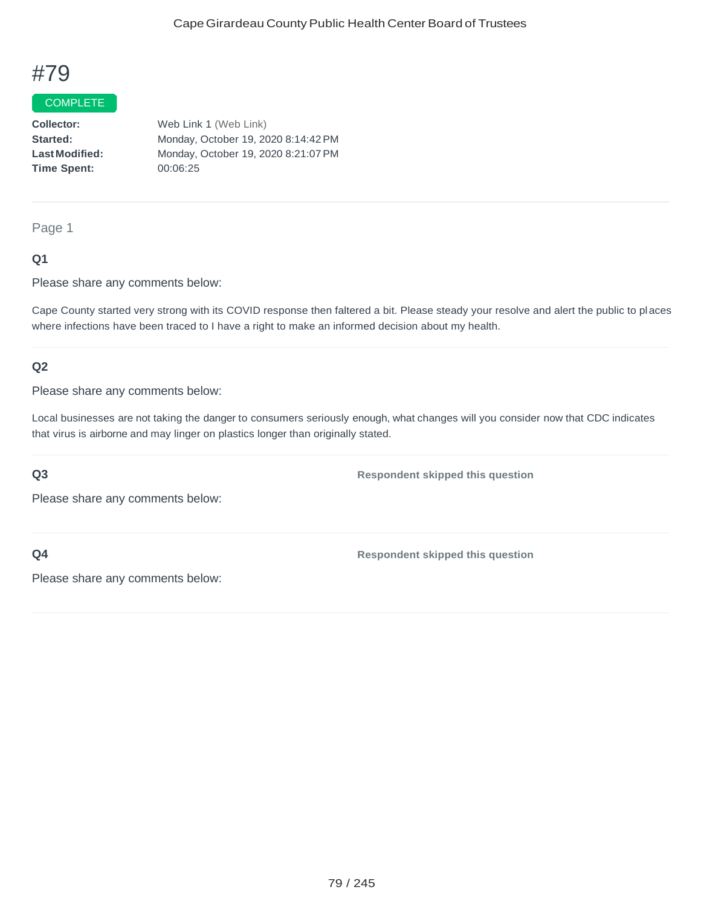# #79

COMPLETE

**Collector:** Web Link 1 (Web Link)
**Started:** Monday, October 19, 2020 8:14:42 PM
**Last Modified:** Monday, October 19, 2020 8:21:07 PM
**Time Spent:** 00:06:25

---

Page 1

### Q1

Please share any comments below:

Cape County started very strong with its COVID response then faltered a bit. Please steady your resolve and alert the public to places where infections have been traced to I have a right to make an informed decision about my health.

---

### Q2

Please share any comments below:

Local businesses are not taking the danger to consumers seriously enough, what changes will you consider now that CDC indicates that virus is airborne and may linger on plastics longer than originally stated.

---

### Q3

**Respondent skipped this question**

Please share any comments below:

---

### Q4

**Respondent skipped this question**

Please share any comments below: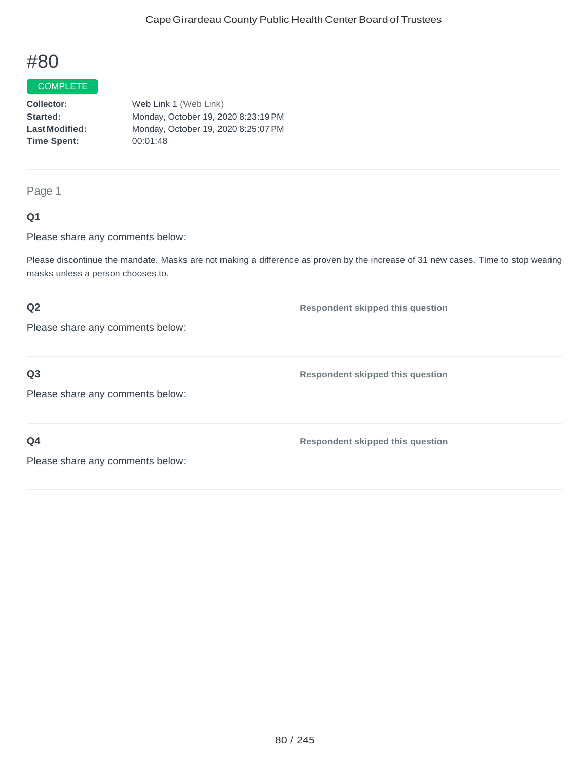# #80

COMPLETE

| | |
|---|---|
| **Collector:** | Web Link 1 (Web Link) |
| **Started:** | Monday, October 19, 2020 8:23:19 PM |
| **Last Modified:** | Monday, October 19, 2020 8:25:07 PM |
| **Time Spent:** | 00:01:48 |

Page 1

**Q1**

Please share any comments below:

Please discontinue the mandate. Masks are not making a difference as proven by the increase of 31 new cases. Time to stop wearing masks unless a person chooses to.

**Q2**

Please share any comments below:

**Respondent skipped this question**

**Q3**

Please share any comments below:

**Respondent skipped this question**

**Q4**

Please share any comments below:

**Respondent skipped this question**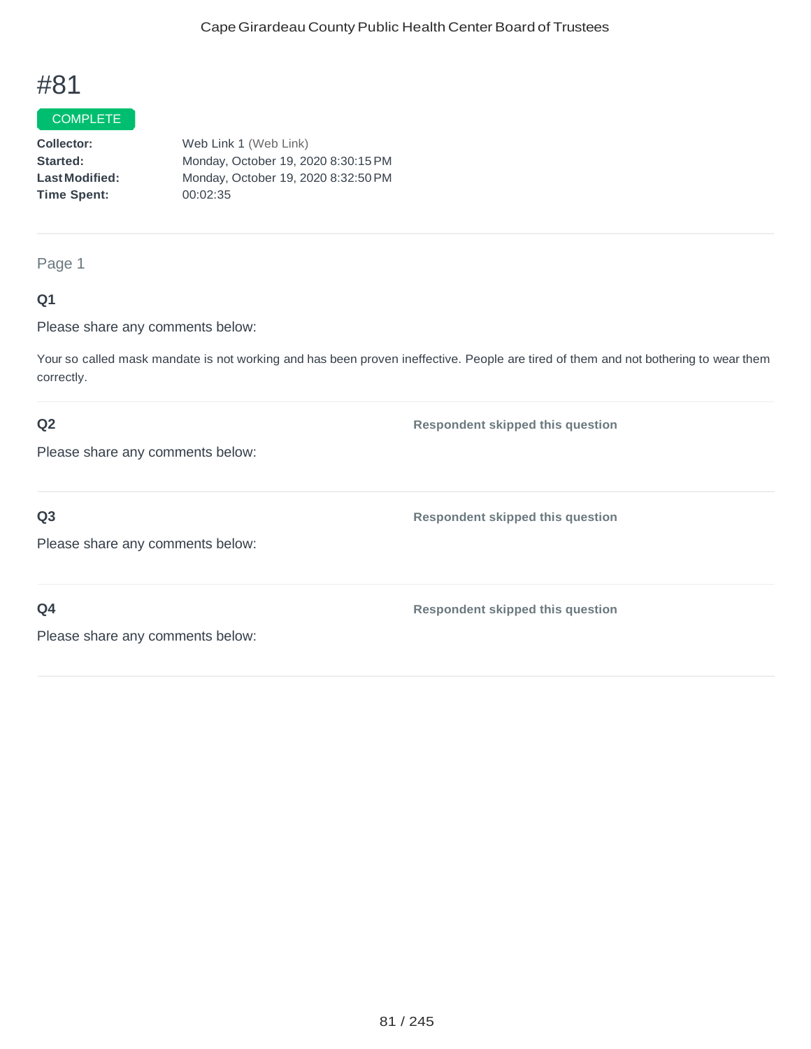# #81

COMPLETE

**Collector:** Web Link 1 (Web Link)
**Started:** Monday, October 19, 2020 8:30:15 PM
**Last Modified:** Monday, October 19, 2020 8:32:50 PM
**Time Spent:** 00:02:35

---

Page 1

**Q1**

Please share any comments below:

Your so called mask mandate is not working and has been proven ineffective. People are tired of them and not bothering to wear them correctly.

---

**Q2**

Please share any comments below:

**Respondent skipped this question**

---

**Q3**

Please share any comments below:

**Respondent skipped this question**

---

**Q4**

Please share any comments below:

**Respondent skipped this question**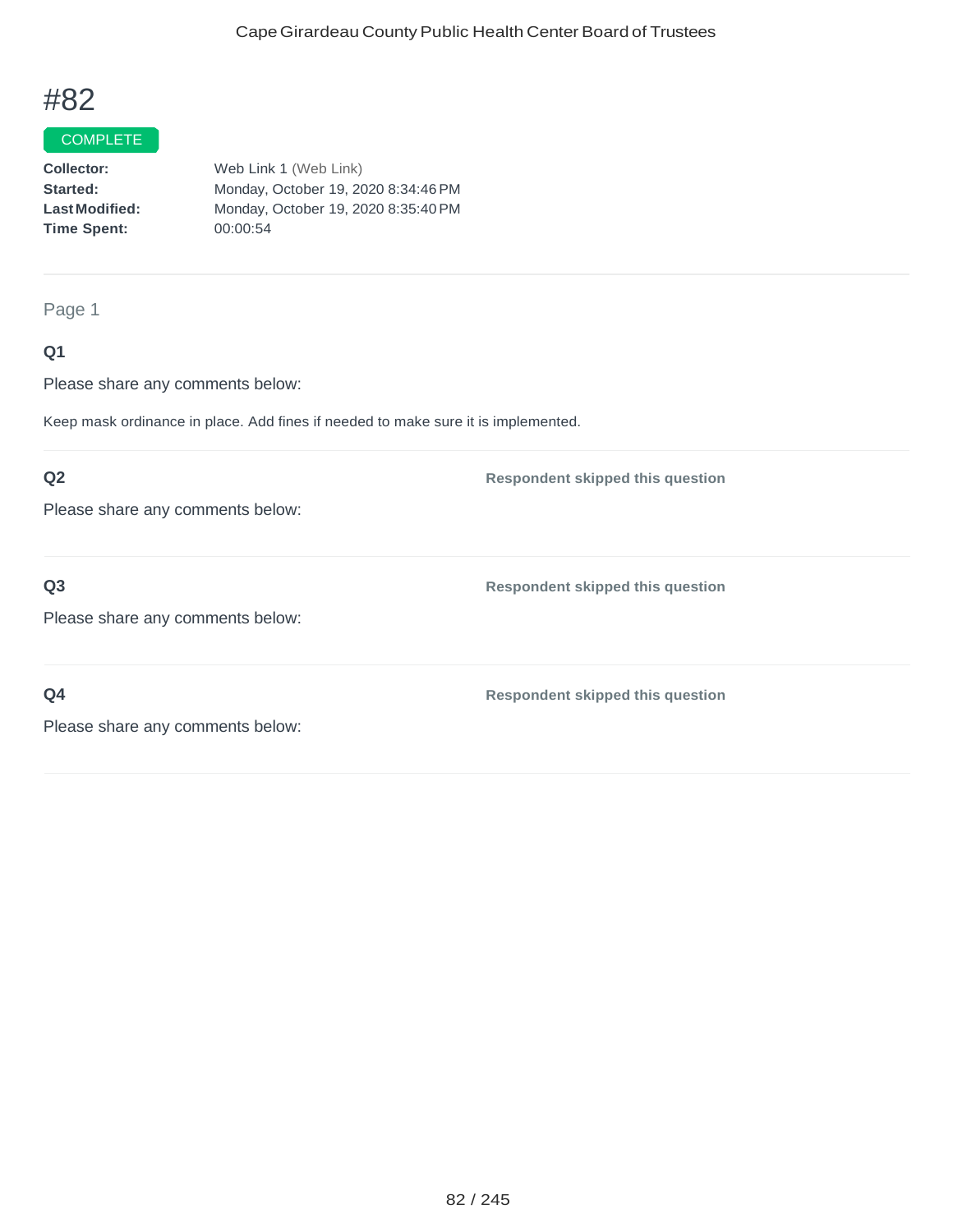# #82

COMPLETE

**Collector:** Web Link 1 (Web Link)
**Started:** Monday, October 19, 2020 8:34:46 PM
**Last Modified:** Monday, October 19, 2020 8:35:40 PM
**Time Spent:** 00:00:54

Page 1

**Q1**

Please share any comments below:

Keep mask ordinance in place. Add fines if needed to make sure it is implemented.

**Q2**

Please share any comments below:

**Respondent skipped this question**

**Q3**

Please share any comments below:

**Respondent skipped this question**

**Q4**

Please share any comments below:

**Respondent skipped this question**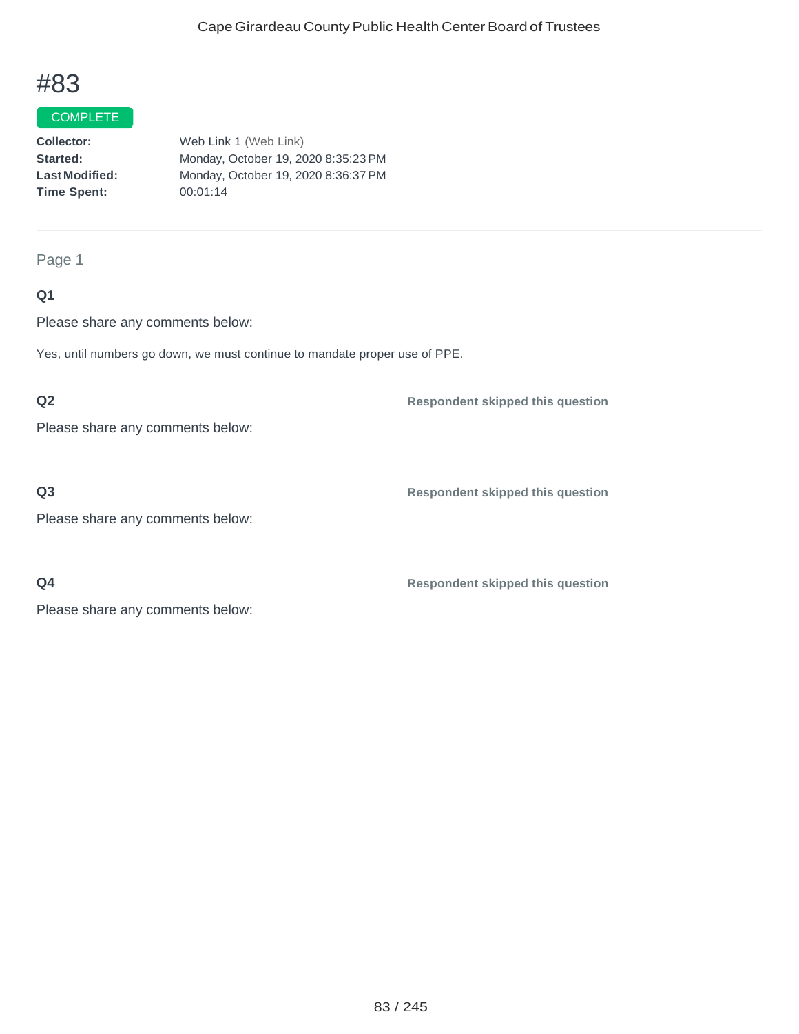# #83

COMPLETE

**Collector:** Web Link 1 (Web Link)
**Started:** Monday, October 19, 2020 8:35:23 PM
**Last Modified:** Monday, October 19, 2020 8:36:37 PM
**Time Spent:** 00:01:14

Page 1

**Q1**

Please share any comments below:

Yes, until numbers go down, we must continue to mandate proper use of PPE.

**Q2**

Please share any comments below:

**Respondent skipped this question**

**Q3**

Please share any comments below:

**Respondent skipped this question**

**Q4**

Please share any comments below:

**Respondent skipped this question**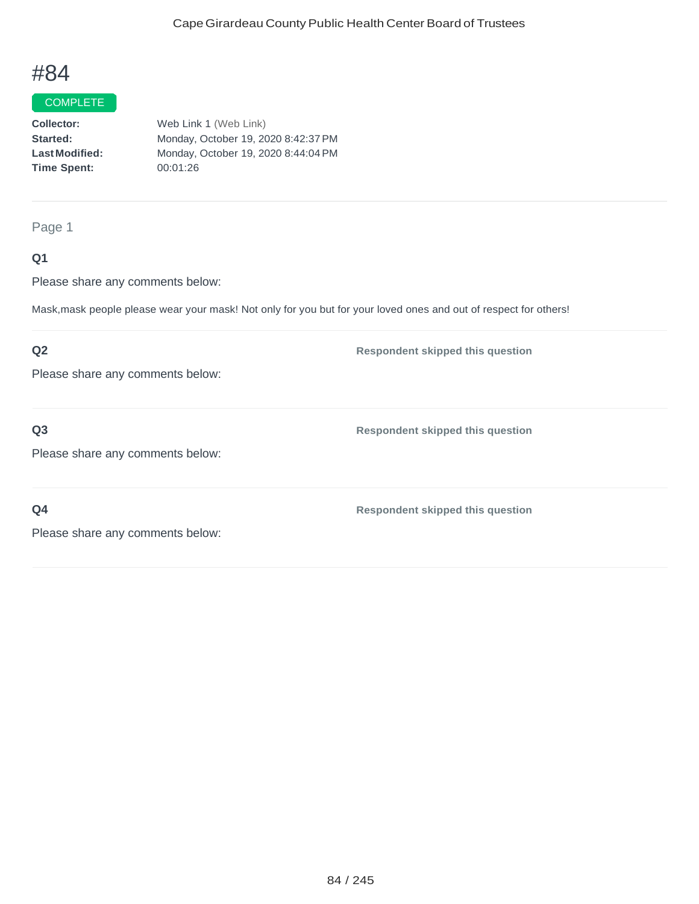# #84

COMPLETE

**Collector:** Web Link 1 (Web Link)
**Started:** Monday, October 19, 2020 8:42:37 PM
**Last Modified:** Monday, October 19, 2020 8:44:04 PM
**Time Spent:** 00:01:26

---

Page 1

**Q1**

Please share any comments below:

Mask,mask people please wear your mask! Not only for you but for your loved ones and out of respect for others!

---

**Q2**

Please share any comments below:

**Respondent skipped this question**

---

**Q3**

Please share any comments below:

**Respondent skipped this question**

---

**Q4**

Please share any comments below:

**Respondent skipped this question**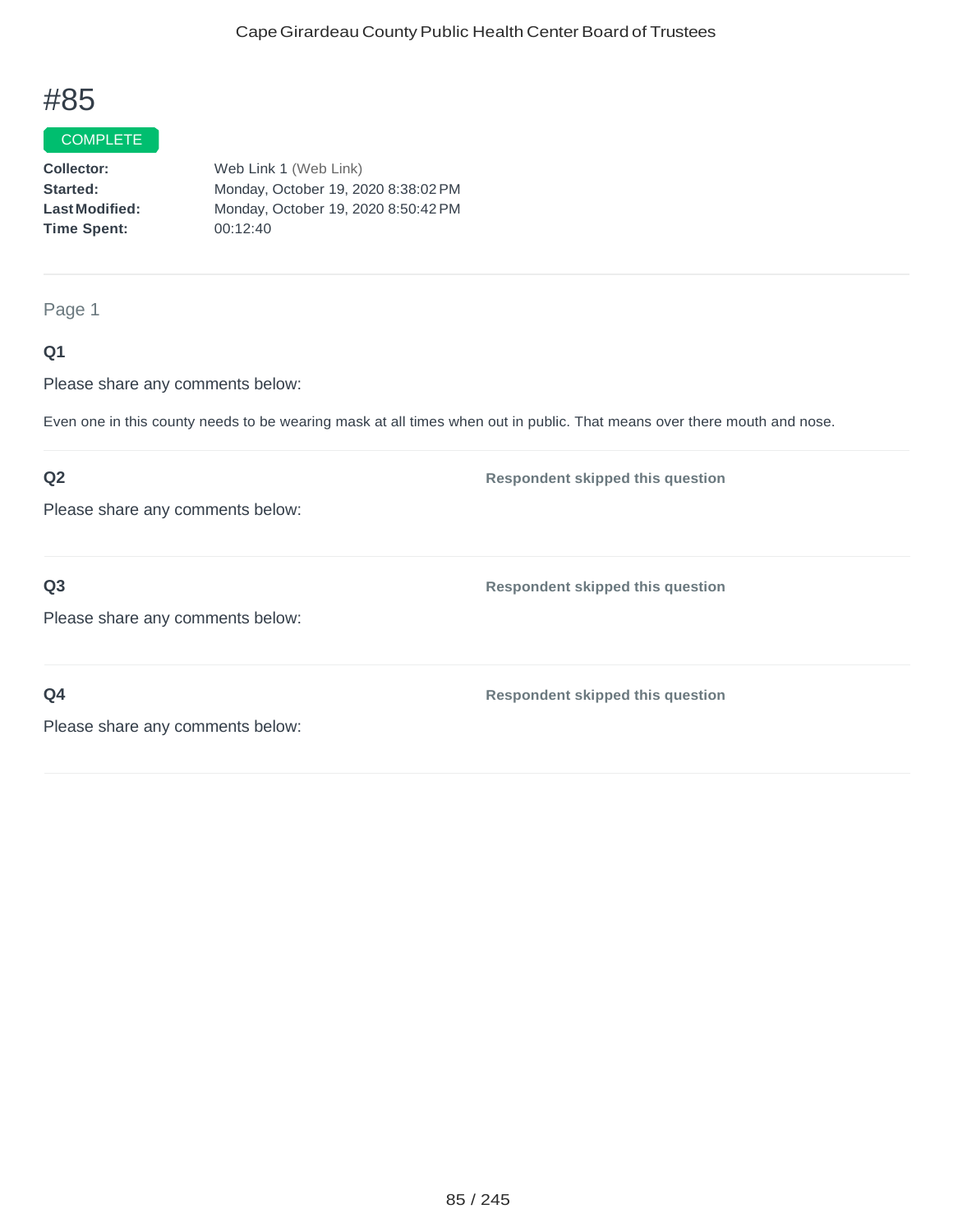# #85

COMPLETE

**Collector:** Web Link 1 (Web Link)
**Started:** Monday, October 19, 2020 8:38:02 PM
**Last Modified:** Monday, October 19, 2020 8:50:42 PM
**Time Spent:** 00:12:40

---

Page 1

**Q1**

Please share any comments below:

Even one in this county needs to be wearing mask at all times when out in public. That means over there mouth and nose.

---

**Q2**

Please share any comments below:

**Respondent skipped this question**

---

**Q3**

Please share any comments below:

**Respondent skipped this question**

---

**Q4**

Please share any comments below:

**Respondent skipped this question**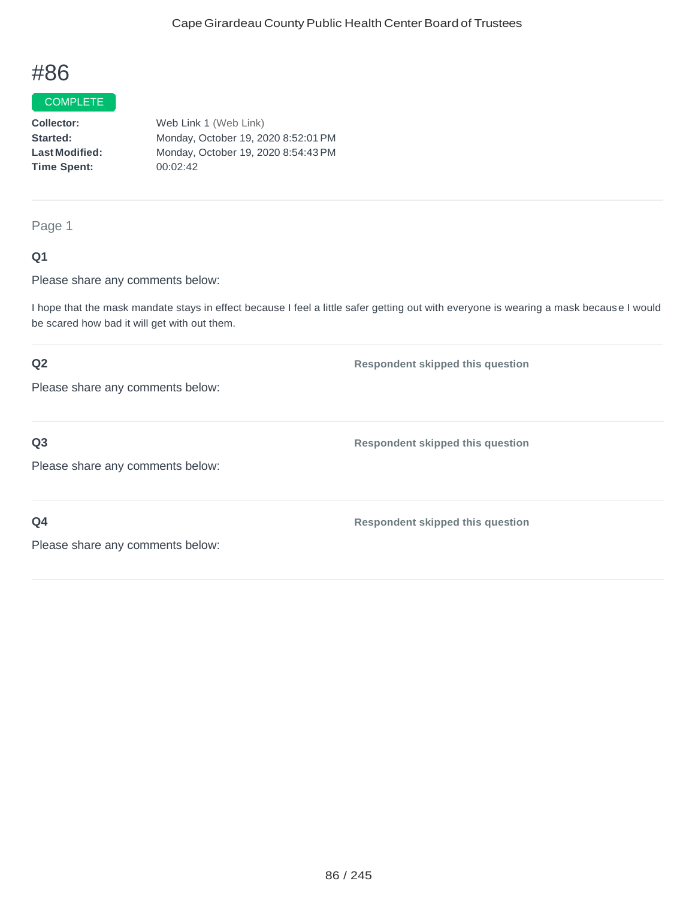# #86

COMPLETE

**Collector:** Web Link 1 (Web Link)
**Started:** Monday, October 19, 2020 8:52:01 PM
**Last Modified:** Monday, October 19, 2020 8:54:43 PM
**Time Spent:** 00:02:42

---

Page 1

**Q1**

Please share any comments below:

I hope that the mask mandate stays in effect because I feel a little safer getting out with everyone is wearing a mask because I would be scared how bad it will get with out them.

---

**Q2** **Respondent skipped this question**

Please share any comments below:

---

**Q3** **Respondent skipped this question**

Please share any comments below:

---

**Q4** **Respondent skipped this question**

Please share any comments below: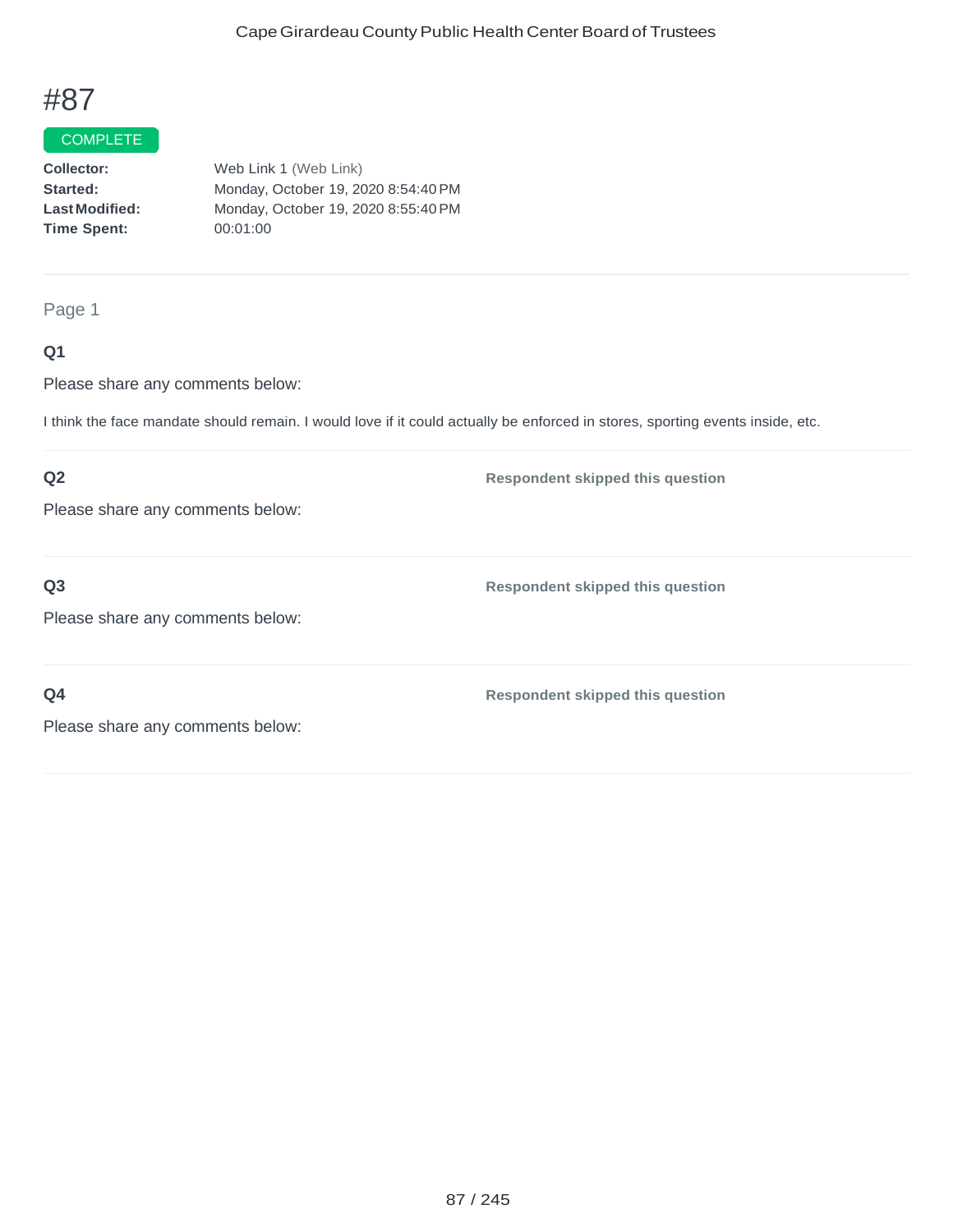# #87

COMPLETE

**Collector:** Web Link 1 (Web Link)
**Started:** Monday, October 19, 2020 8:54:40 PM
**Last Modified:** Monday, October 19, 2020 8:55:40 PM
**Time Spent:** 00:01:00

---

Page 1

**Q1**

Please share any comments below:

I think the face mandate should remain. I would love if it could actually be enforced in stores, sporting events inside, etc.

---

**Q2** — **Respondent skipped this question**

Please share any comments below:

---

**Q3** — **Respondent skipped this question**

Please share any comments below:

---

**Q4** — **Respondent skipped this question**

Please share any comments below: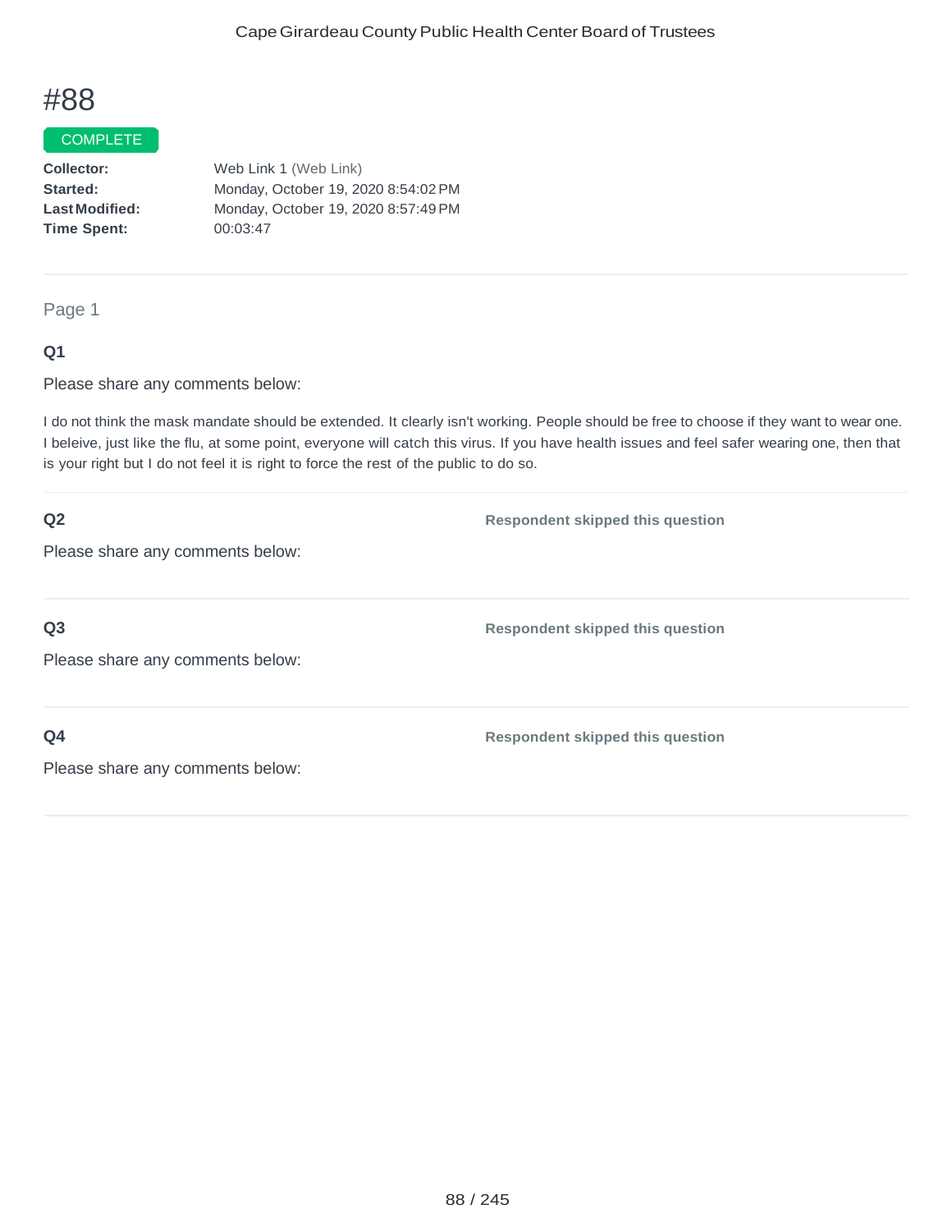# #88

COMPLETE

**Collector:** Web Link 1 (Web Link)
**Started:** Monday, October 19, 2020 8:54:02 PM
**Last Modified:** Monday, October 19, 2020 8:57:49 PM
**Time Spent:** 00:03:47

Page 1

### Q1

Please share any comments below:

I do not think the mask mandate should be extended. It clearly isn't working. People should be free to choose if they want to wear one. I beleive, just like the flu, at some point, everyone will catch this virus. If you have health issues and feel safer wearing one, then that is your right but I do not feel it is right to force the rest of the public to do so.

### Q2

Please share any comments below:

**Respondent skipped this question**

### Q3

Please share any comments below:

**Respondent skipped this question**

### Q4

Please share any comments below:

**Respondent skipped this question**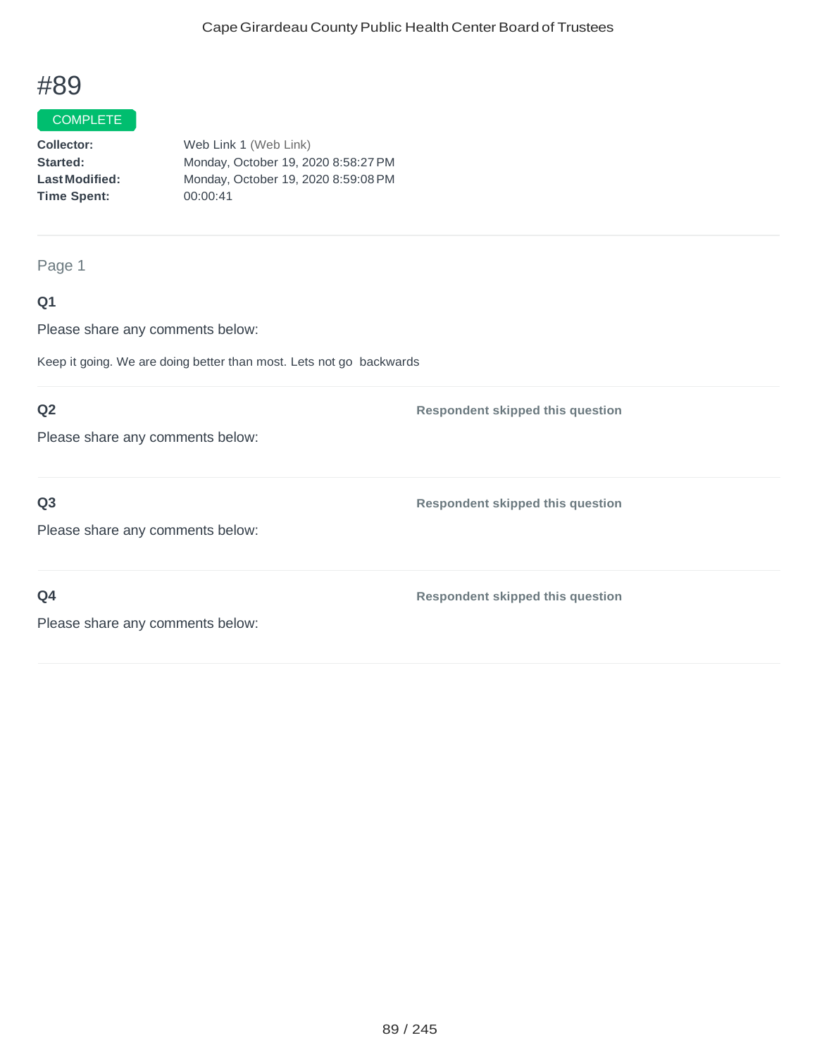# #89

COMPLETE

| | |
|---|---|
| **Collector:** | Web Link 1 (Web Link) |
| **Started:** | Monday, October 19, 2020 8:58:27 PM |
| **Last Modified:** | Monday, October 19, 2020 8:59:08 PM |
| **Time Spent:** | 00:00:41 |

Page 1

**Q1**

Please share any comments below:

Keep it going. We are doing better than most. Lets not go backwards

**Q2**

Please share any comments below:

**Respondent skipped this question**

**Q3**

Please share any comments below:

**Respondent skipped this question**

**Q4**

Please share any comments below:

**Respondent skipped this question**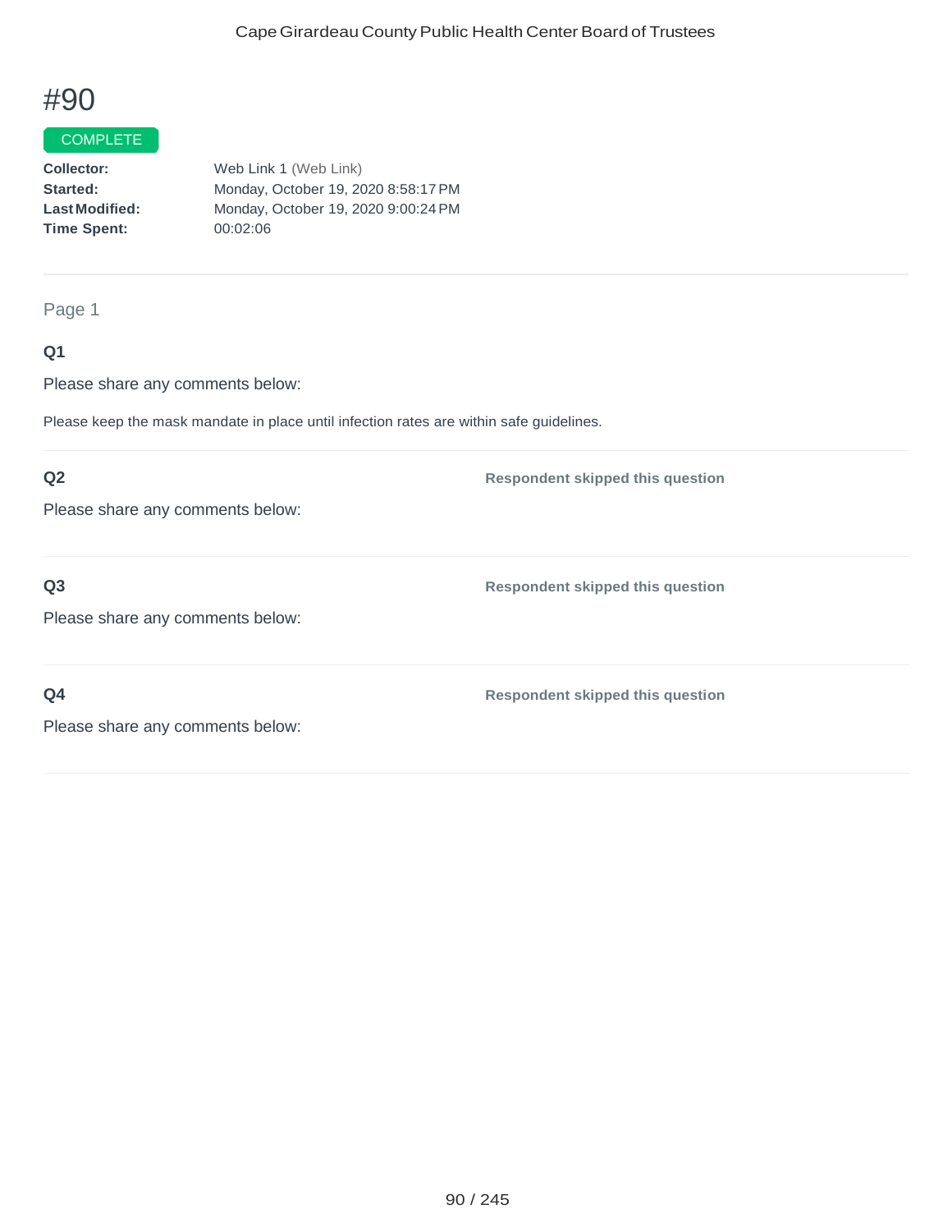# #90

COMPLETE

**Collector:** Web Link 1 (Web Link)
**Started:** Monday, October 19, 2020 8:58:17 PM
**Last Modified:** Monday, October 19, 2020 9:00:24 PM
**Time Spent:** 00:02:06

---

Page 1

**Q1**

Please share any comments below:

Please keep the mask mandate in place until infection rates are within safe guidelines.

---

**Q2**

Please share any comments below:

**Respondent skipped this question**

---

**Q3**

Please share any comments below:

**Respondent skipped this question**

---

**Q4**

Please share any comments below:

**Respondent skipped this question**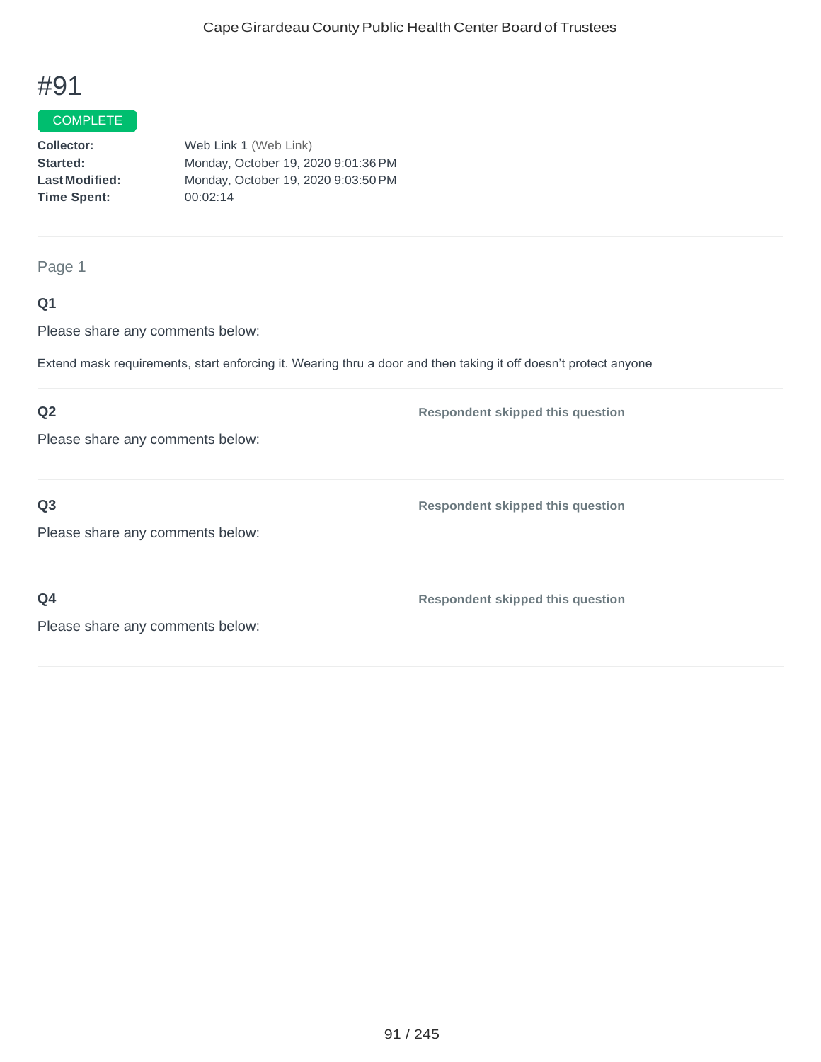# #91

COMPLETE

**Collector:** Web Link 1 (Web Link)
**Started:** Monday, October 19, 2020 9:01:36 PM
**Last Modified:** Monday, October 19, 2020 9:03:50 PM
**Time Spent:** 00:02:14

---

Page 1

**Q1**

Please share any comments below:

Extend mask requirements, start enforcing it. Wearing thru a door and then taking it off doesn't protect anyone

---

**Q2**

Please share any comments below:

**Respondent skipped this question**

---

**Q3**

Please share any comments below:

**Respondent skipped this question**

---

**Q4**

Please share any comments below:

**Respondent skipped this question**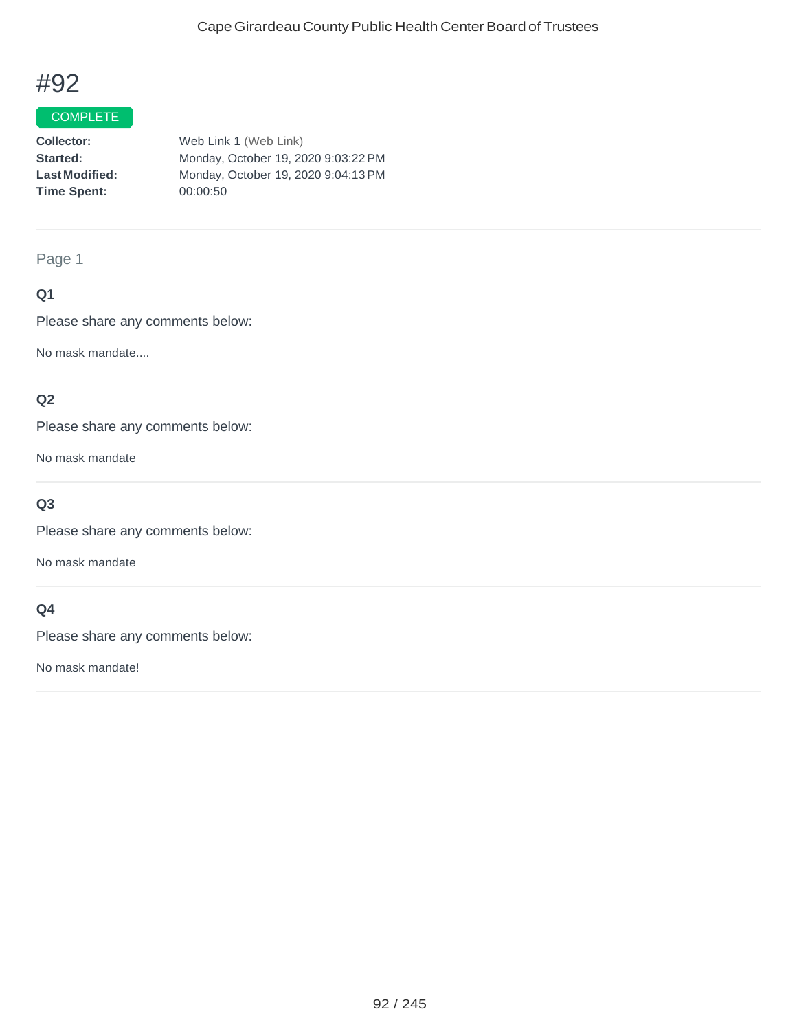# #92

COMPLETE

**Collector:** Web Link 1 (Web Link)
**Started:** Monday, October 19, 2020 9:03:22 PM
**Last Modified:** Monday, October 19, 2020 9:04:13 PM
**Time Spent:** 00:00:50

Page 1

### Q1

Please share any comments below:

No mask mandate....

### Q2

Please share any comments below:

No mask mandate

### Q3

Please share any comments below:

No mask mandate

### Q4

Please share any comments below:

No mask mandate!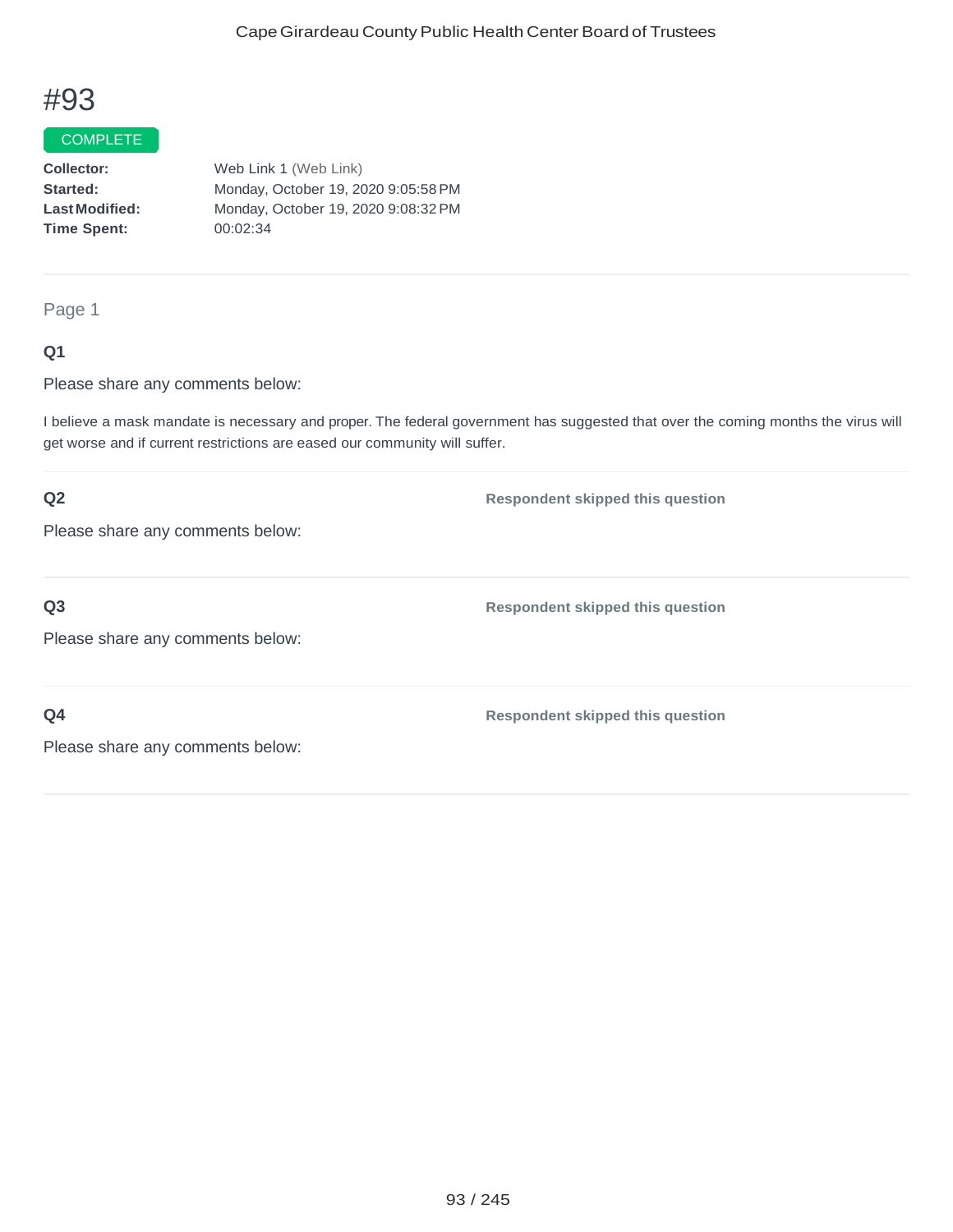# #93

COMPLETE

**Collector:** Web Link 1 (Web Link)
**Started:** Monday, October 19, 2020 9:05:58 PM
**Last Modified:** Monday, October 19, 2020 9:08:32 PM
**Time Spent:** 00:02:34

---

Page 1

**Q1**

Please share any comments below:

I believe a mask mandate is necessary and proper. The federal government has suggested that over the coming months the virus will get worse and if current restrictions are eased our community will suffer.

---

**Q2**

**Respondent skipped this question**

Please share any comments below:

---

**Q3**

**Respondent skipped this question**

Please share any comments below:

---

**Q4**

**Respondent skipped this question**

Please share any comments below: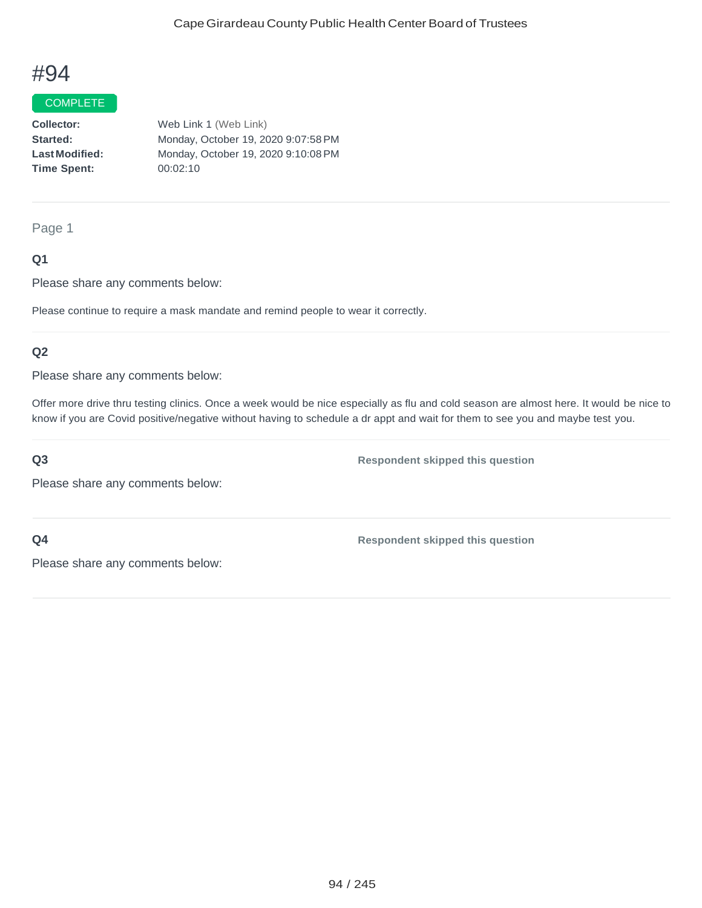# #94

COMPLETE

**Collector:** Web Link 1 (Web Link)
**Started:** Monday, October 19, 2020 9:07:58 PM
**Last Modified:** Monday, October 19, 2020 9:10:08 PM
**Time Spent:** 00:02:10

---

Page 1

### Q1

Please share any comments below:

Please continue to require a mask mandate and remind people to wear it correctly.

---

### Q2

Please share any comments below:

Offer more drive thru testing clinics. Once a week would be nice especially as flu and cold season are almost here. It would be nice to know if you are Covid positive/negative without having to schedule a dr appt and wait for them to see you and maybe test you.

---

### Q3

Please share any comments below:

**Respondent skipped this question**

---

### Q4

Please share any comments below:

**Respondent skipped this question**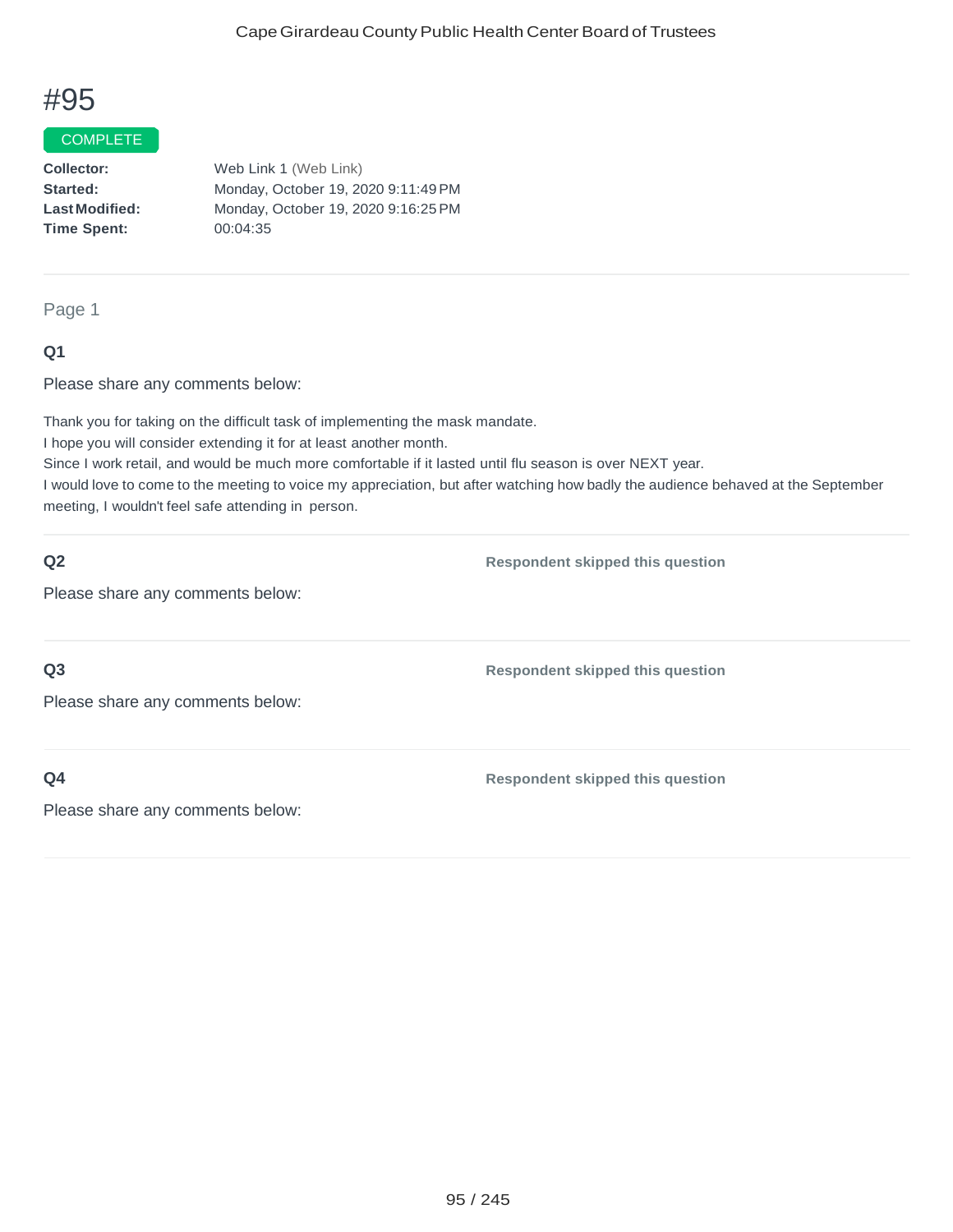# #95

COMPLETE

**Collector:** Web Link 1 (Web Link)
**Started:** Monday, October 19, 2020 9:11:49 PM
**Last Modified:** Monday, October 19, 2020 9:16:25 PM
**Time Spent:** 00:04:35

---

Page 1

**Q1**

Please share any comments below:

Thank you for taking on the difficult task of implementing the mask mandate.
I hope you will consider extending it for at least another month.
Since I work retail, and would be much more comfortable if it lasted until flu season is over NEXT year.
I would love to come to the meeting to voice my appreciation, but after watching how badly the audience behaved at the September meeting, I wouldn't feel safe attending in person.

---

**Q2**

Please share any comments below:

**Respondent skipped this question**

---

**Q3**

Please share any comments below:

**Respondent skipped this question**

---

**Q4**

Please share any comments below:

**Respondent skipped this question**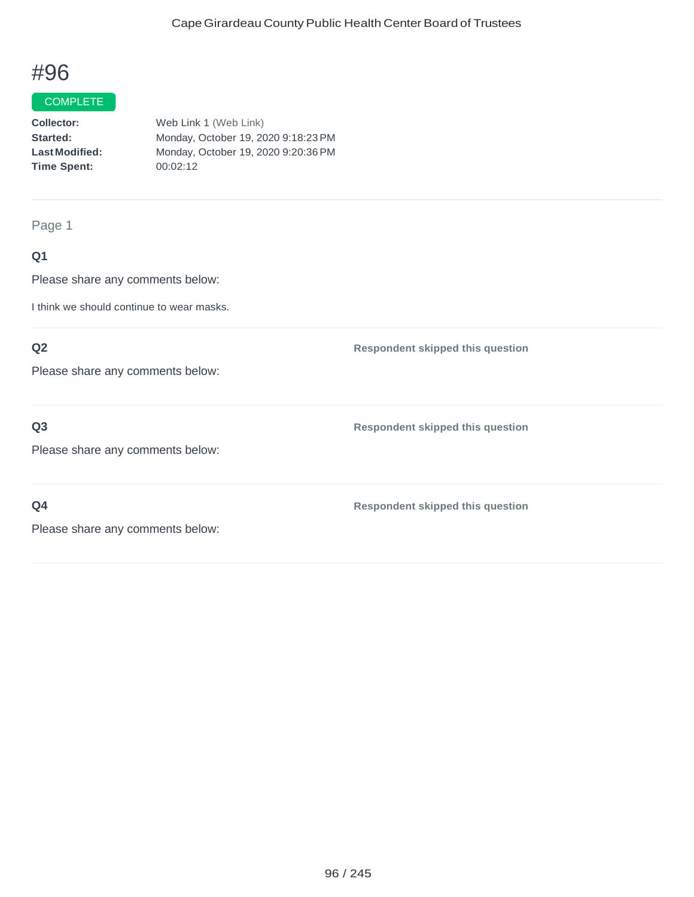# #96

COMPLETE

**Collector:** Web Link 1 (Web Link)
**Started:** Monday, October 19, 2020 9:18:23 PM
**Last Modified:** Monday, October 19, 2020 9:20:36 PM
**Time Spent:** 00:02:12

---

Page 1

**Q1**

Please share any comments below:

I think we should continue to wear masks.

---

**Q2**

Please share any comments below:

**Respondent skipped this question**

---

**Q3**

Please share any comments below:

**Respondent skipped this question**

---

**Q4**

Please share any comments below:

**Respondent skipped this question**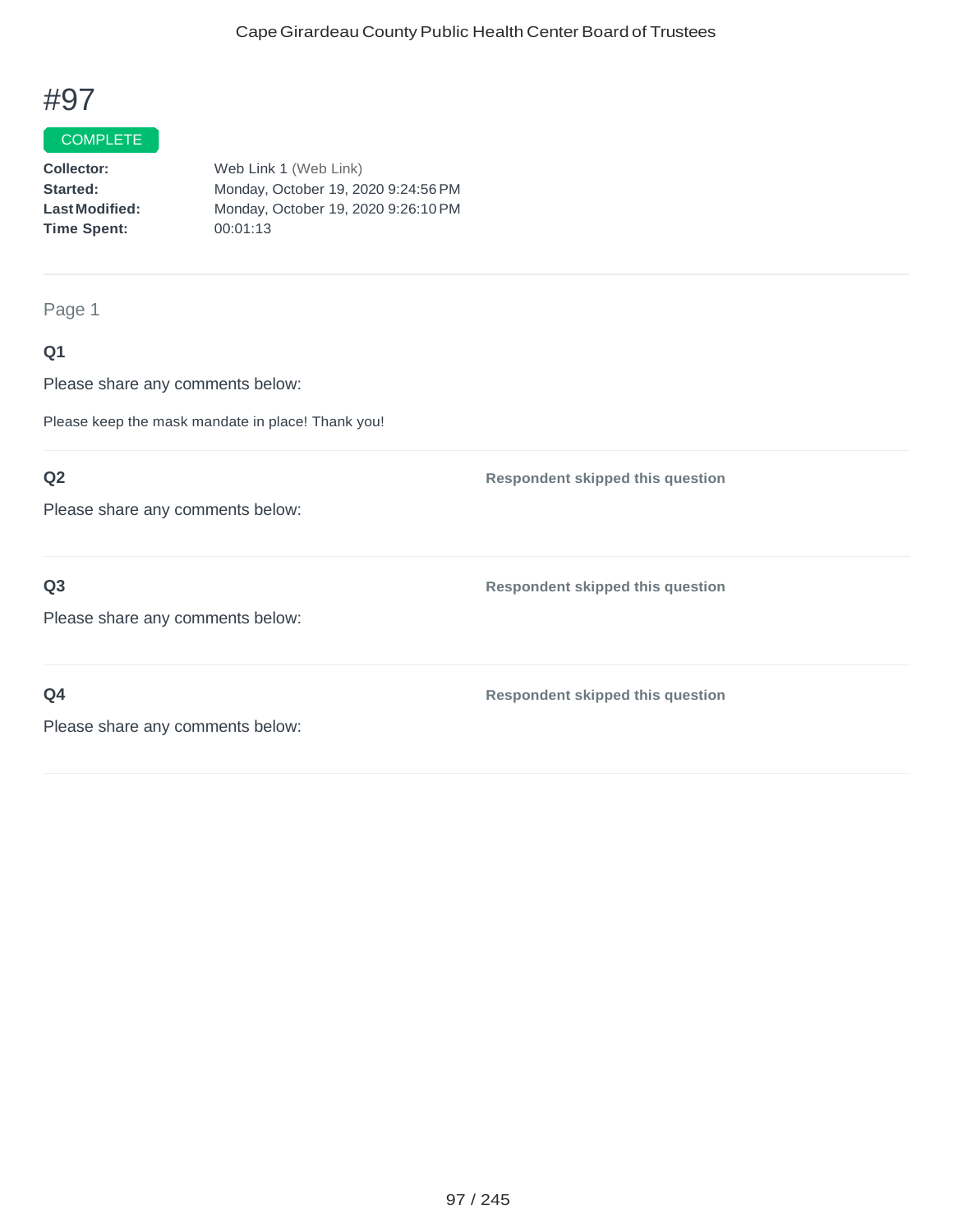# #97

COMPLETE

**Collector:** Web Link 1 (Web Link)
**Started:** Monday, October 19, 2020 9:24:56 PM
**Last Modified:** Monday, October 19, 2020 9:26:10 PM
**Time Spent:** 00:01:13

---

Page 1

**Q1**

Please share any comments below:

Please keep the mask mandate in place! Thank you!

---

**Q2**

Please share any comments below:

**Respondent skipped this question**

---

**Q3**

Please share any comments below:

**Respondent skipped this question**

---

**Q4**

Please share any comments below:

**Respondent skipped this question**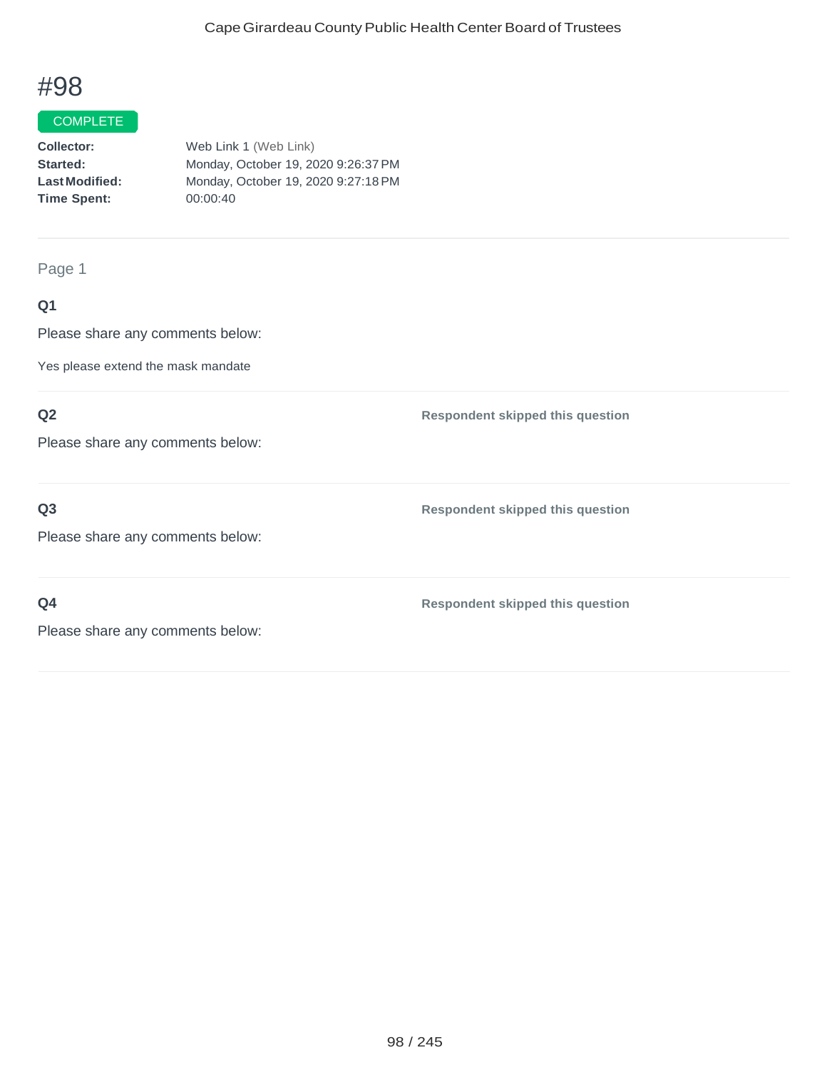# #98

COMPLETE

**Collector:** Web Link 1 (Web Link)
**Started:** Monday, October 19, 2020 9:26:37 PM
**Last Modified:** Monday, October 19, 2020 9:27:18 PM
**Time Spent:** 00:00:40

Page 1

**Q1**

Please share any comments below:

Yes please extend the mask mandate

**Q2**

Please share any comments below:

**Respondent skipped this question**

**Q3**

Please share any comments below:

**Respondent skipped this question**

**Q4**

Please share any comments below:

**Respondent skipped this question**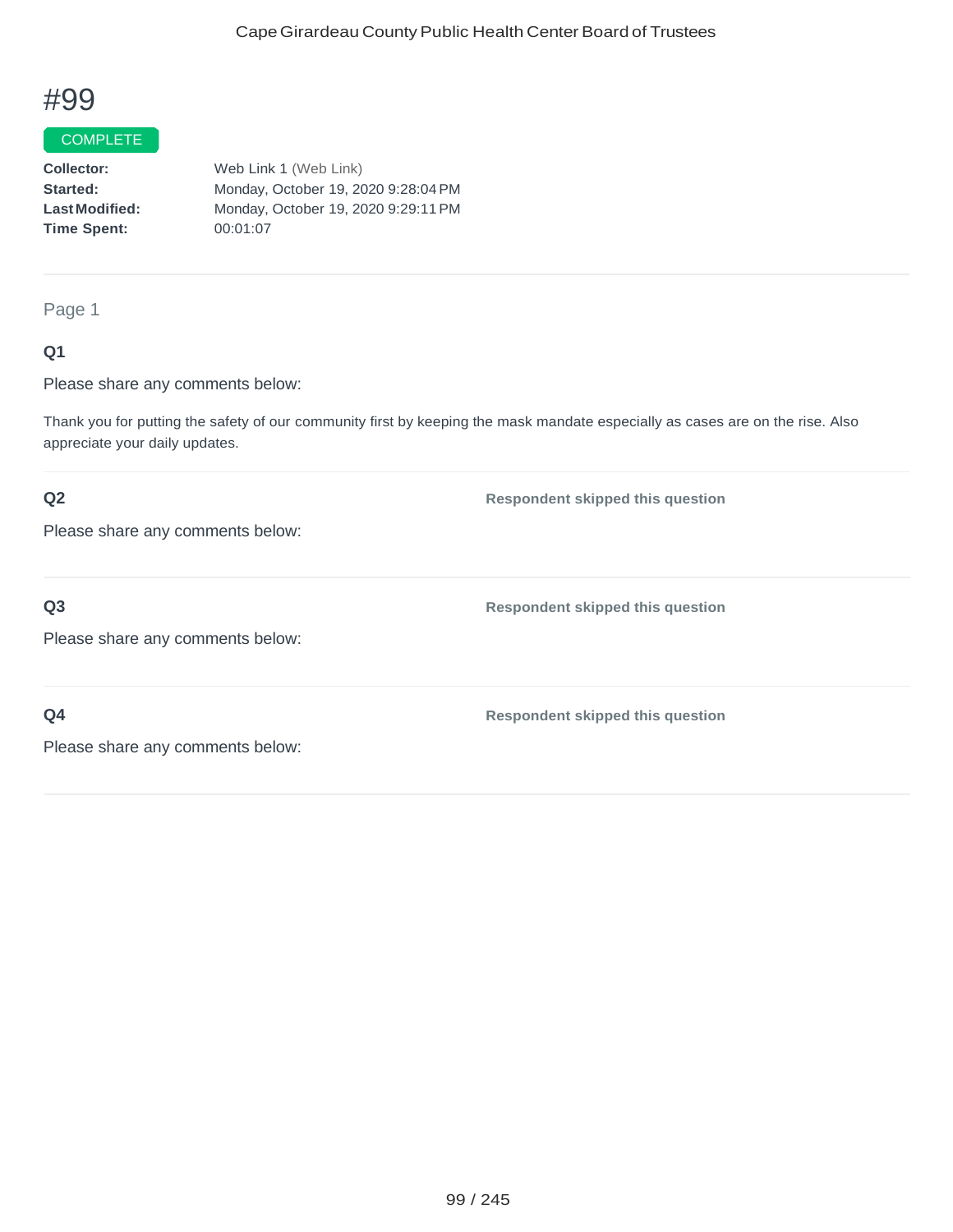# #99

COMPLETE

**Collector:** Web Link 1 (Web Link)
**Started:** Monday, October 19, 2020 9:28:04 PM
**Last Modified:** Monday, October 19, 2020 9:29:11 PM
**Time Spent:** 00:01:07

---

Page 1

**Q1**

Please share any comments below:

Thank you for putting the safety of our community first by keeping the mask mandate especially as cases are on the rise. Also appreciate your daily updates.

---

**Q2** **Respondent skipped this question**

Please share any comments below:

---

**Q3** **Respondent skipped this question**

Please share any comments below:

---

**Q4** **Respondent skipped this question**

Please share any comments below: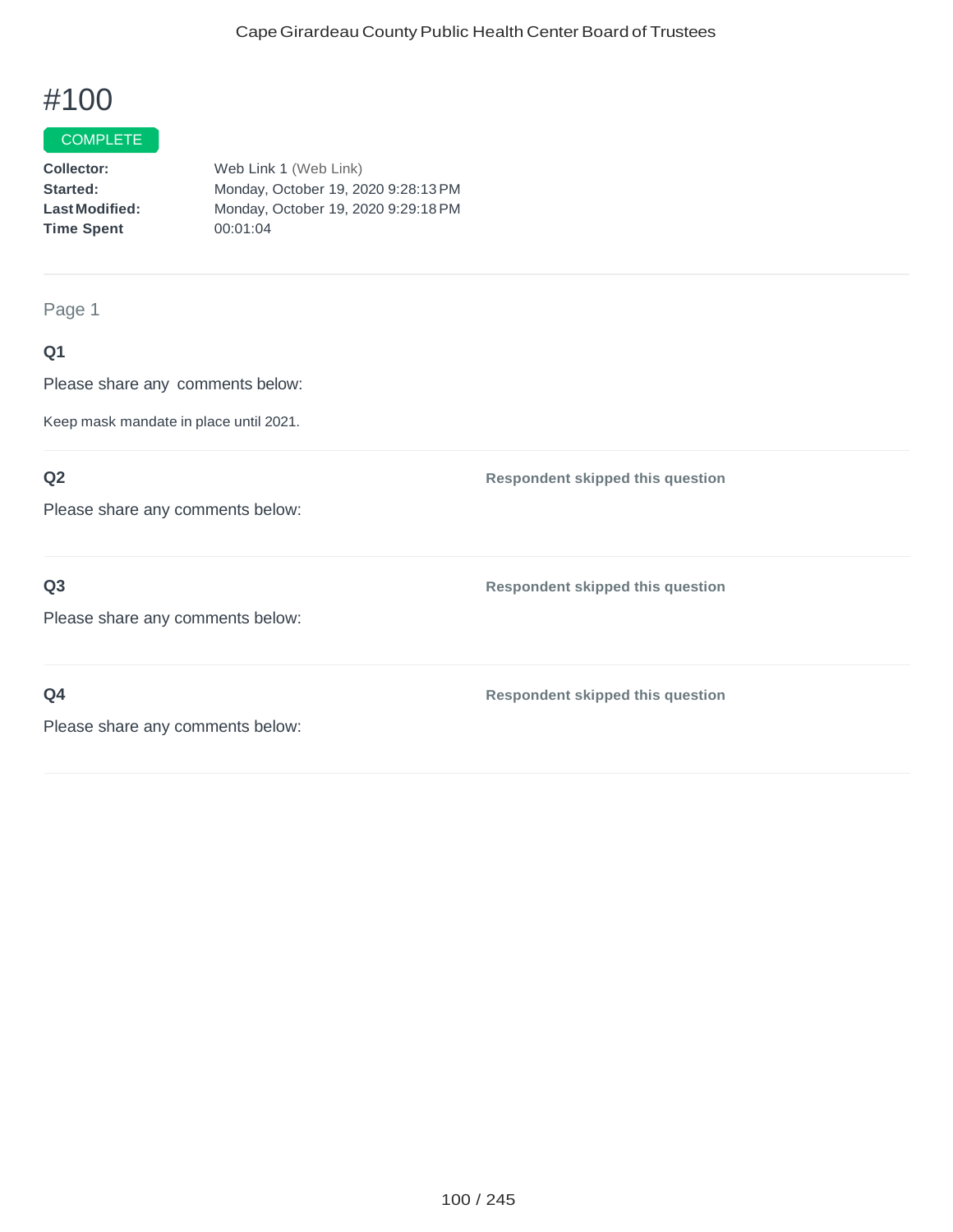# #100

COMPLETE

**Collector:** Web Link 1 (Web Link)
**Started:** Monday, October 19, 2020 9:28:13 PM
**Last Modified:** Monday, October 19, 2020 9:29:18 PM
**Time Spent** 00:01:04

Page 1

**Q1**

Please share any comments below:

Keep mask mandate in place until 2021.

**Q2**

Please share any comments below:

**Respondent skipped this question**

**Q3**

Please share any comments below:

**Respondent skipped this question**

**Q4**

Please share any comments below:

**Respondent skipped this question**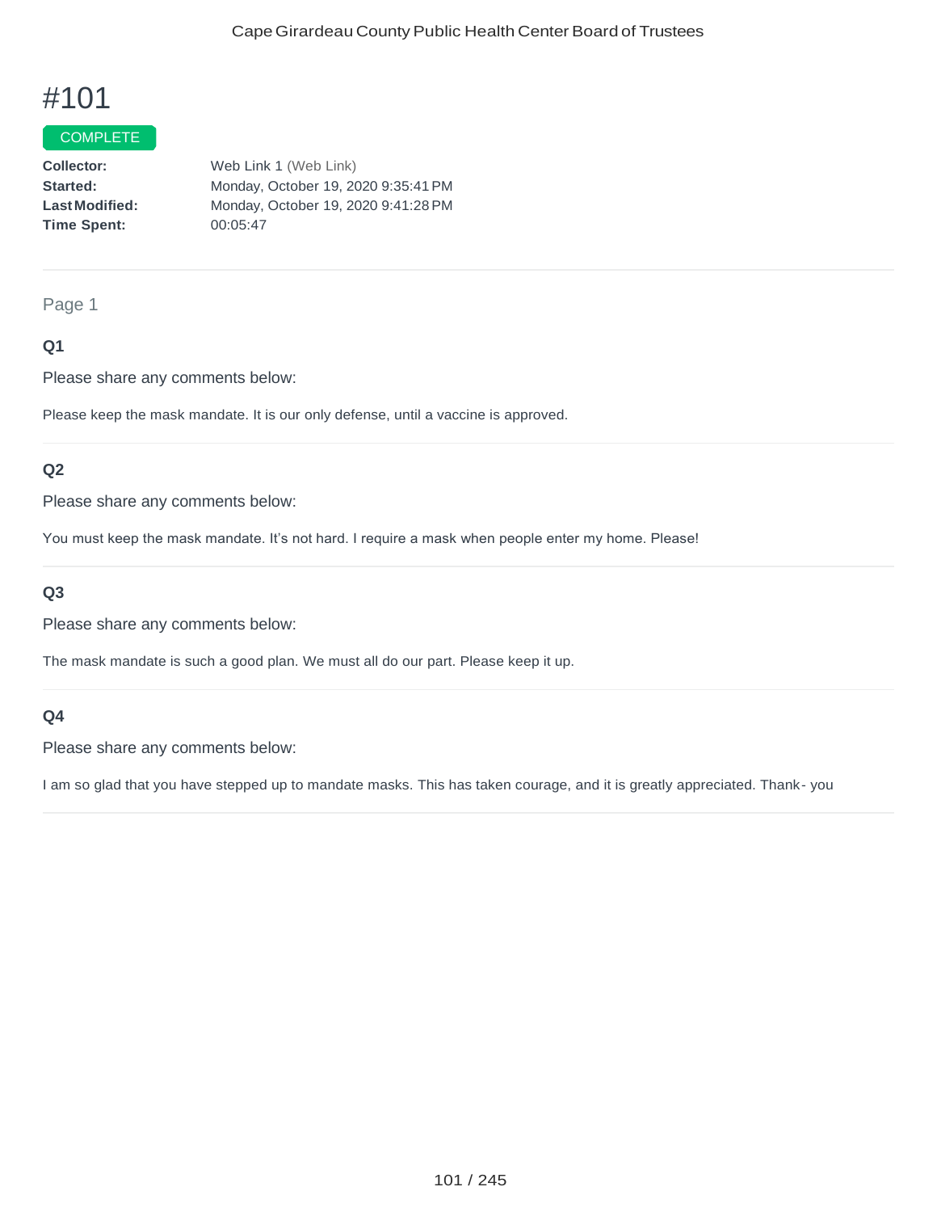# #101

COMPLETE

**Collector:** Web Link 1 (Web Link)
**Started:** Monday, October 19, 2020 9:35:41 PM
**Last Modified:** Monday, October 19, 2020 9:41:28 PM
**Time Spent:** 00:05:47

Page 1

### Q1

Please share any comments below:

Please keep the mask mandate. It is our only defense, until a vaccine is approved.

### Q2

Please share any comments below:

You must keep the mask mandate. It's not hard. I require a mask when people enter my home. Please!

### Q3

Please share any comments below:

The mask mandate is such a good plan. We must all do our part. Please keep it up.

### Q4

Please share any comments below:

I am so glad that you have stepped up to mandate masks. This has taken courage, and it is greatly appreciated. Thank- you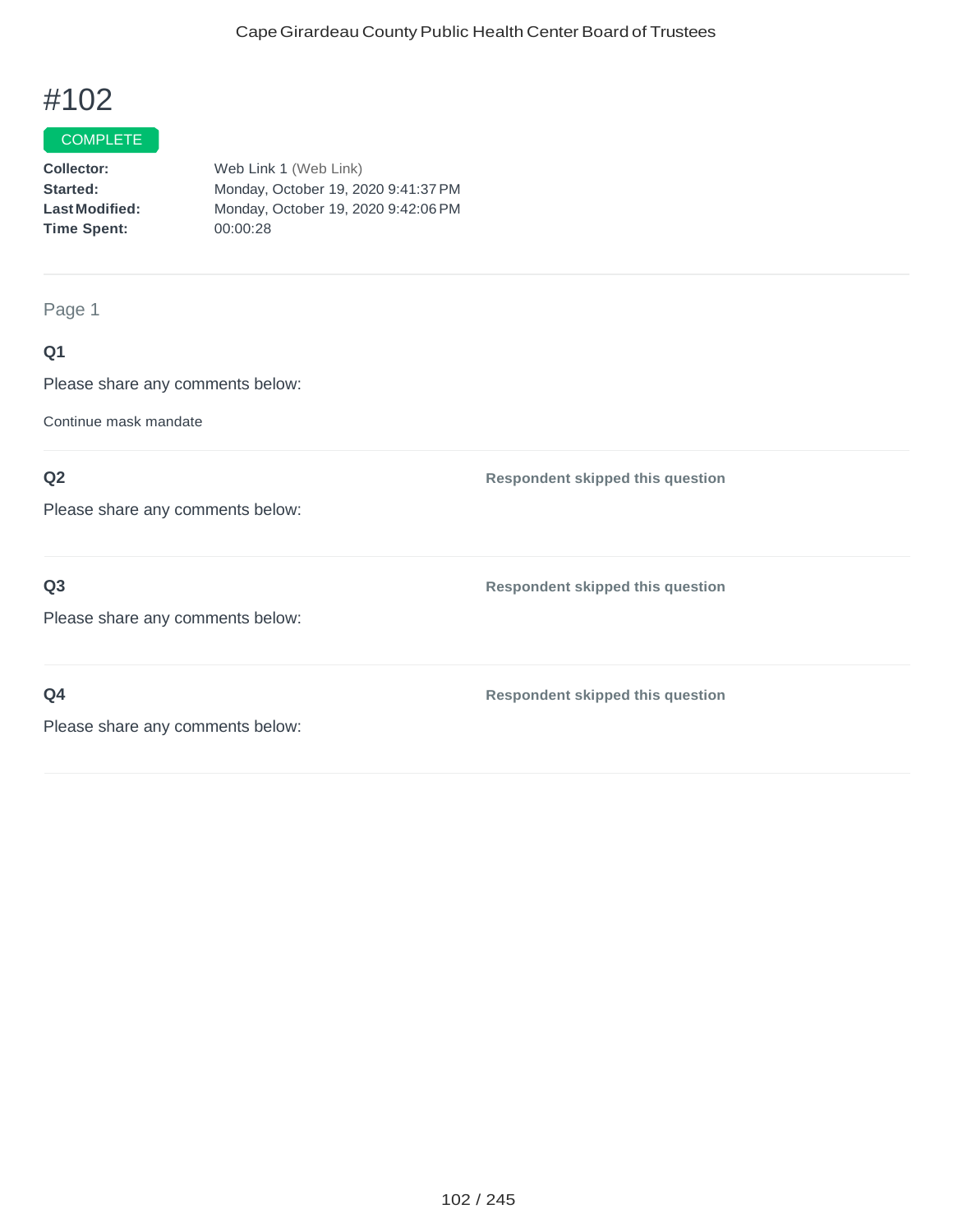# #102

COMPLETE

**Collector:** Web Link 1 (Web Link)
**Started:** Monday, October 19, 2020 9:41:37 PM
**Last Modified:** Monday, October 19, 2020 9:42:06 PM
**Time Spent:** 00:00:28

---

Page 1

**Q1**

Please share any comments below:

Continue mask mandate

---

**Q2**

Please share any comments below:

**Respondent skipped this question**

---

**Q3**

Please share any comments below:

**Respondent skipped this question**

---

**Q4**

Please share any comments below:

**Respondent skipped this question**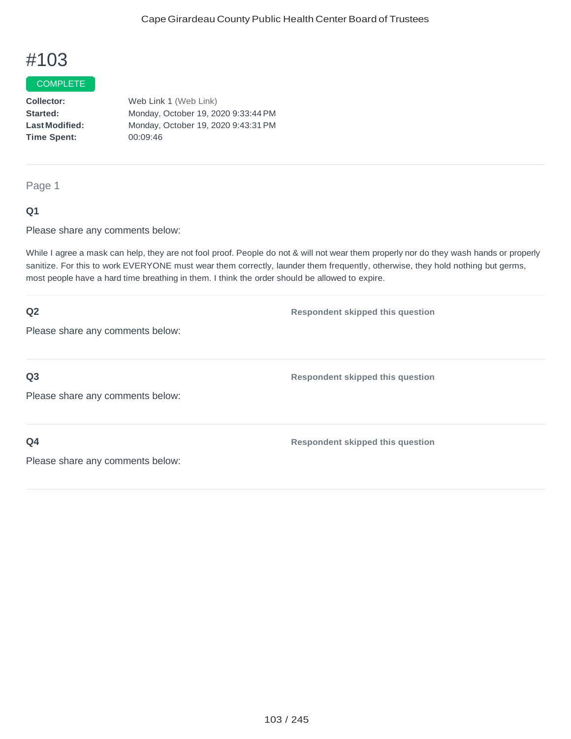# #103

COMPLETE

**Collector:** Web Link 1 (Web Link)
**Started:** Monday, October 19, 2020 9:33:44 PM
**Last Modified:** Monday, October 19, 2020 9:43:31 PM
**Time Spent:** 00:09:46

---

Page 1

**Q1**

Please share any comments below:

While I agree a mask can help, they are not fool proof. People do not & will not wear them properly nor do they wash hands or properly sanitize. For this to work EVERYONE must wear them correctly, launder them frequently, otherwise, they hold nothing but germs, most people have a hard time breathing in them. I think the order should be allowed to expire.

---

**Q2** Respondent skipped this question

Please share any comments below:

---

**Q3** Respondent skipped this question

Please share any comments below:

---

**Q4** Respondent skipped this question

Please share any comments below: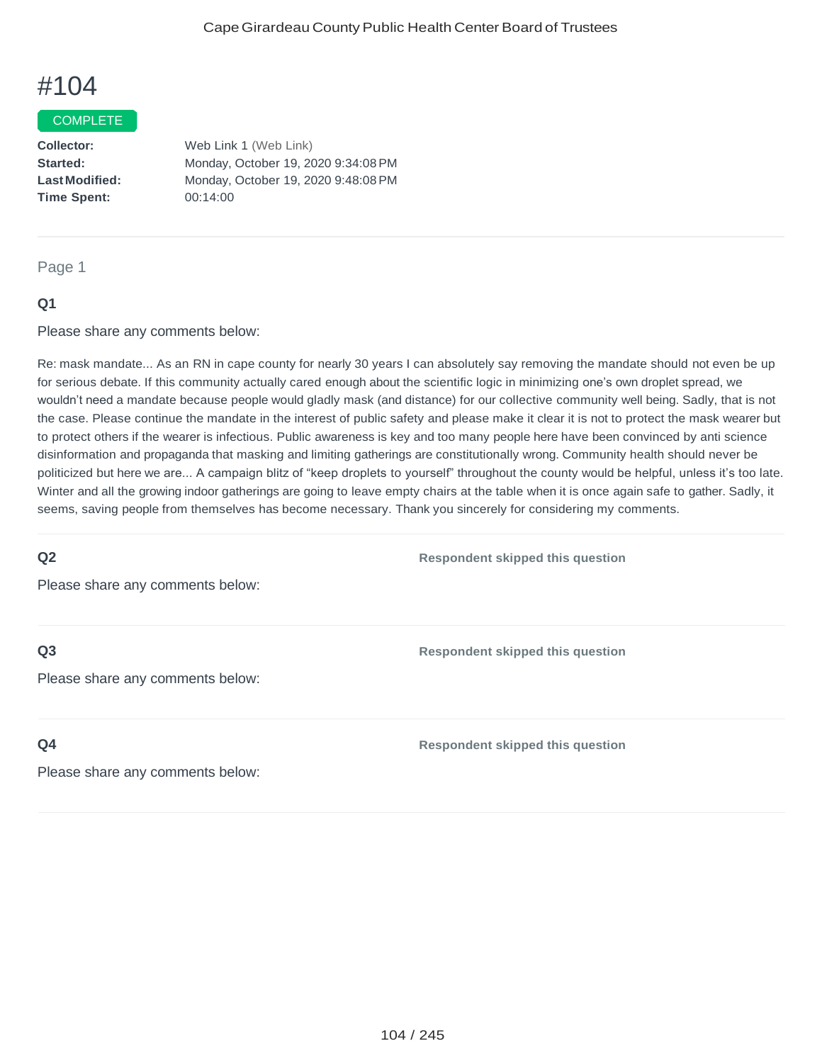# #104

COMPLETE

**Collector:** Web Link 1 (Web Link)
**Started:** Monday, October 19, 2020 9:34:08 PM
**Last Modified:** Monday, October 19, 2020 9:48:08 PM
**Time Spent:** 00:14:00

---

Page 1

### Q1

Please share any comments below:

Re: mask mandate... As an RN in cape county for nearly 30 years I can absolutely say removing the mandate should not even be up for serious debate. If this community actually cared enough about the scientific logic in minimizing one's own droplet spread, we wouldn't need a mandate because people would gladly mask (and distance) for our collective community well being. Sadly, that is not the case. Please continue the mandate in the interest of public safety and please make it clear it is not to protect the mask wearer but to protect others if the wearer is infectious. Public awareness is key and too many people here have been convinced by anti science disinformation and propaganda that masking and limiting gatherings are constitutionally wrong. Community health should never be politicized but here we are... A campaign blitz of "keep droplets to yourself" throughout the county would be helpful, unless it's too late. Winter and all the growing indoor gatherings are going to leave empty chairs at the table when it is once again safe to gather. Sadly, it seems, saving people from themselves has become necessary. Thank you sincerely for considering my comments.

---

### Q2

Please share any comments below:

**Respondent skipped this question**

---

### Q3

Please share any comments below:

**Respondent skipped this question**

---

### Q4

Please share any comments below:

**Respondent skipped this question**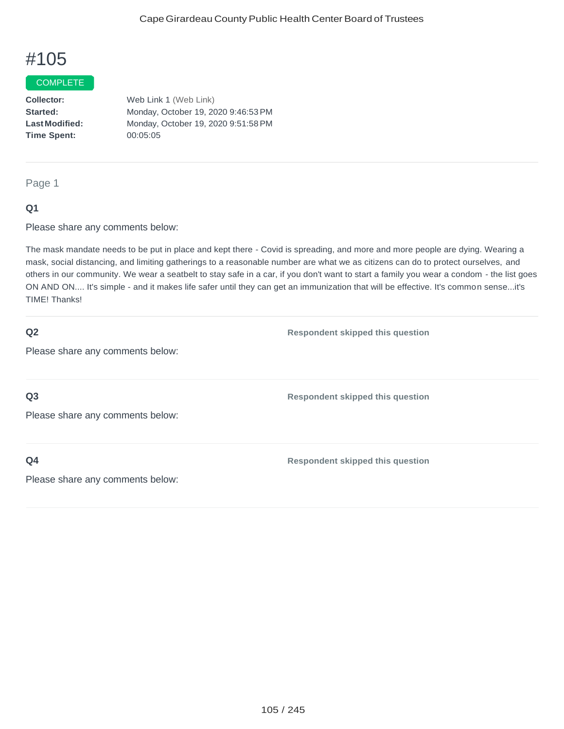# #105

COMPLETE

**Collector:** Web Link 1 (Web Link)
**Started:** Monday, October 19, 2020 9:46:53 PM
**Last Modified:** Monday, October 19, 2020 9:51:58 PM
**Time Spent:** 00:05:05

Page 1

### Q1

Please share any comments below:

The mask mandate needs to be put in place and kept there - Covid is spreading, and more and more people are dying. Wearing a mask, social distancing, and limiting gatherings to a reasonable number are what we as citizens can do to protect ourselves, and others in our community. We wear a seatbelt to stay safe in a car, if you don't want to start a family you wear a condom - the list goes ON AND ON.... It's simple - and it makes life safer until they can get an immunization that will be effective. It's common sense...it's TIME! Thanks!

### Q2

Please share any comments below:

**Respondent skipped this question**

### Q3

Please share any comments below:

**Respondent skipped this question**

### Q4

Please share any comments below:

**Respondent skipped this question**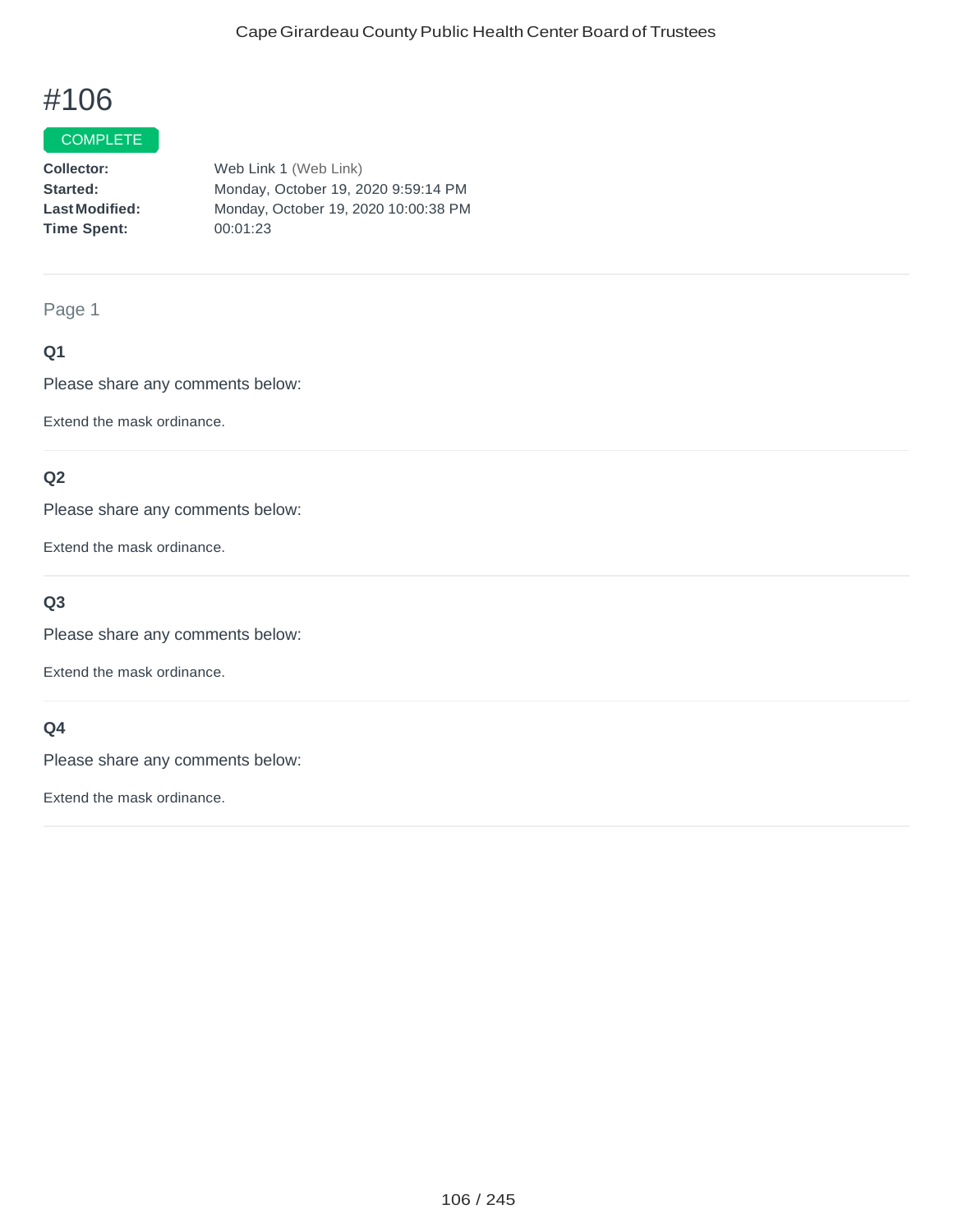# #106

COMPLETE

**Collector:** Web Link 1 (Web Link)
**Started:** Monday, October 19, 2020 9:59:14 PM
**Last Modified:** Monday, October 19, 2020 10:00:38 PM
**Time Spent:** 00:01:23

---

Page 1

### Q1

Please share any comments below:

Extend the mask ordinance.

### Q2

Please share any comments below:

Extend the mask ordinance.

### Q3

Please share any comments below:

Extend the mask ordinance.

### Q4

Please share any comments below:

Extend the mask ordinance.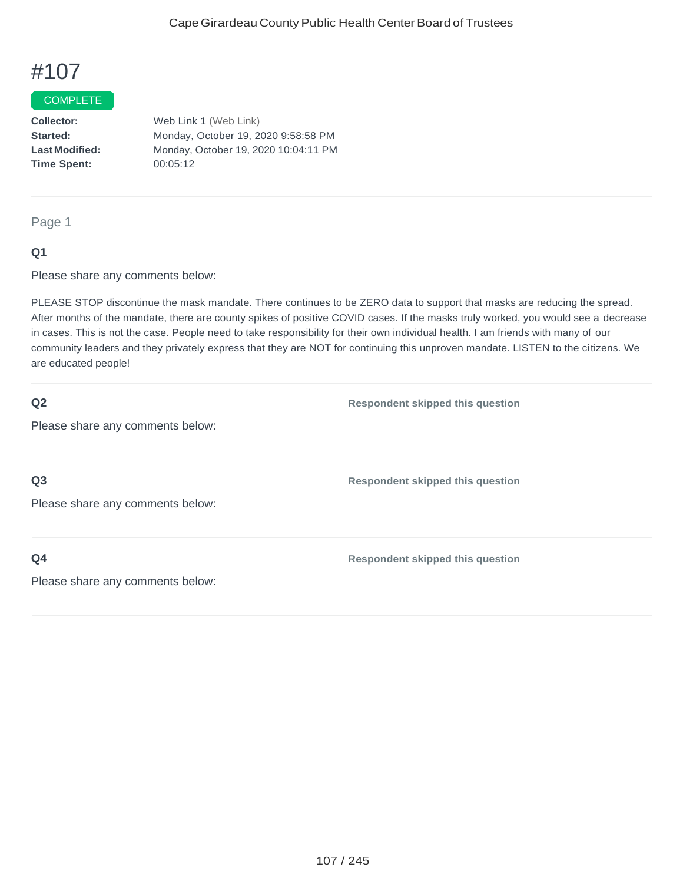# #107

COMPLETE

**Collector:** Web Link 1 (Web Link)
**Started:** Monday, October 19, 2020 9:58:58 PM
**Last Modified:** Monday, October 19, 2020 10:04:11 PM
**Time Spent:** 00:05:12

---

Page 1

### Q1

Please share any comments below:

PLEASE STOP discontinue the mask mandate. There continues to be ZERO data to support that masks are reducing the spread. After months of the mandate, there are county spikes of positive COVID cases. If the masks truly worked, you would see a decrease in cases. This is not the case. People need to take responsibility for their own individual health. I am friends with many of our community leaders and they privately express that they are NOT for continuing this unproven mandate. LISTEN to the citizens. We are educated people!

---

### Q2

Please share any comments below:

**Respondent skipped this question**

---

### Q3

Please share any comments below:

**Respondent skipped this question**

---

### Q4

Please share any comments below:

**Respondent skipped this question**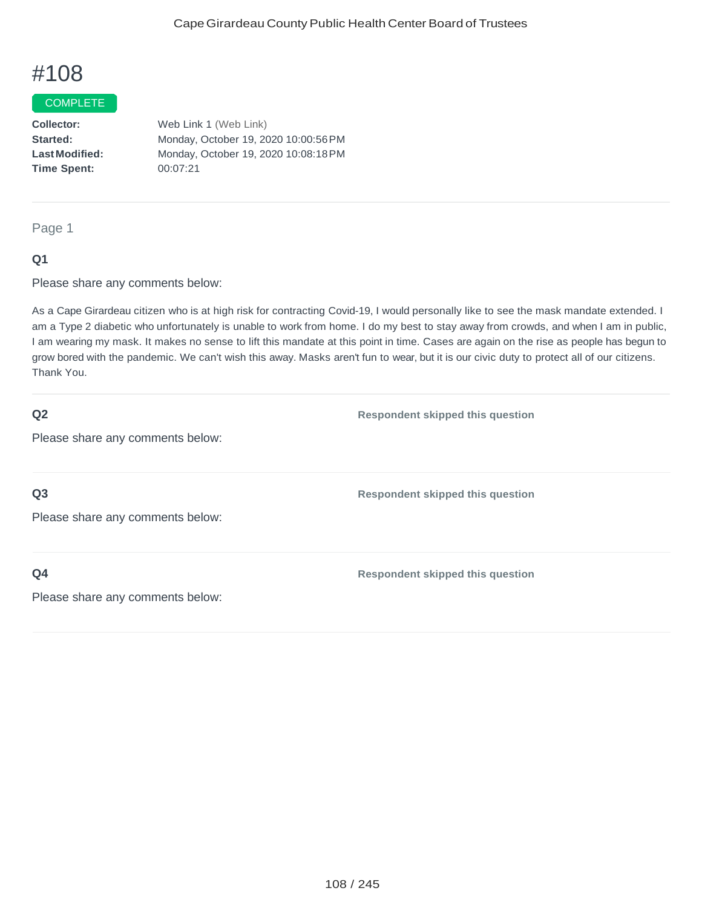# #108

COMPLETE

**Collector:** Web Link 1 (Web Link)
**Started:** Monday, October 19, 2020 10:00:56 PM
**Last Modified:** Monday, October 19, 2020 10:08:18 PM
**Time Spent:** 00:07:21

Page 1

**Q1**

Please share any comments below:

As a Cape Girardeau citizen who is at high risk for contracting Covid-19, I would personally like to see the mask mandate extended. I am a Type 2 diabetic who unfortunately is unable to work from home. I do my best to stay away from crowds, and when I am in public, I am wearing my mask. It makes no sense to lift this mandate at this point in time. Cases are again on the rise as people has begun to grow bored with the pandemic. We can't wish this away. Masks aren't fun to wear, but it is our civic duty to protect all of our citizens. Thank You.

**Q2**

Please share any comments below:

**Respondent skipped this question**

**Q3**

Please share any comments below:

**Respondent skipped this question**

**Q4**

Please share any comments below:

**Respondent skipped this question**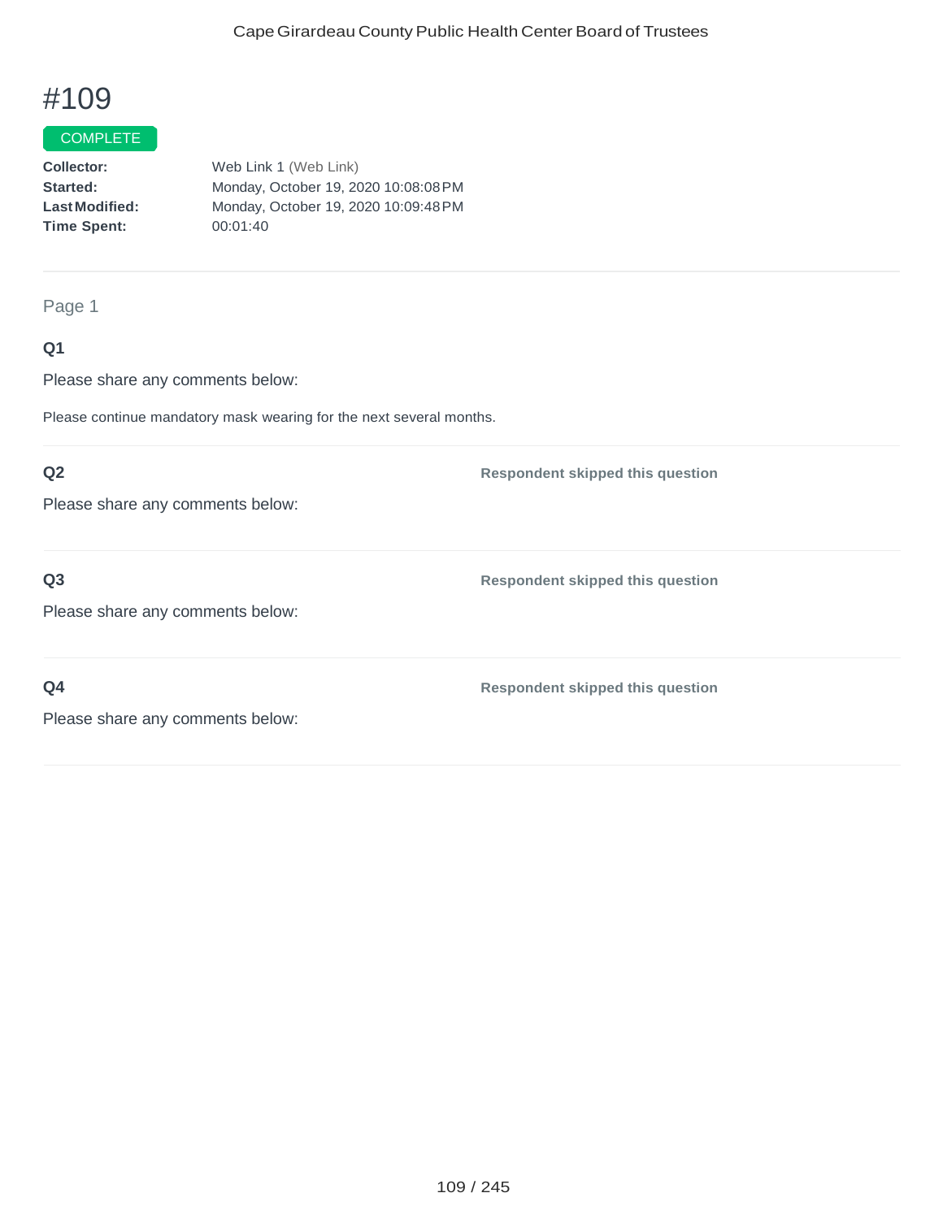# #109

COMPLETE

**Collector:** Web Link 1 (Web Link)
**Started:** Monday, October 19, 2020 10:08:08 PM
**Last Modified:** Monday, October 19, 2020 10:09:48 PM
**Time Spent:** 00:01:40

Page 1

**Q1**

Please share any comments below:

Please continue mandatory mask wearing for the next several months.

**Q2**

Please share any comments below:

**Respondent skipped this question**

**Q3**

Please share any comments below:

**Respondent skipped this question**

**Q4**

Please share any comments below:

**Respondent skipped this question**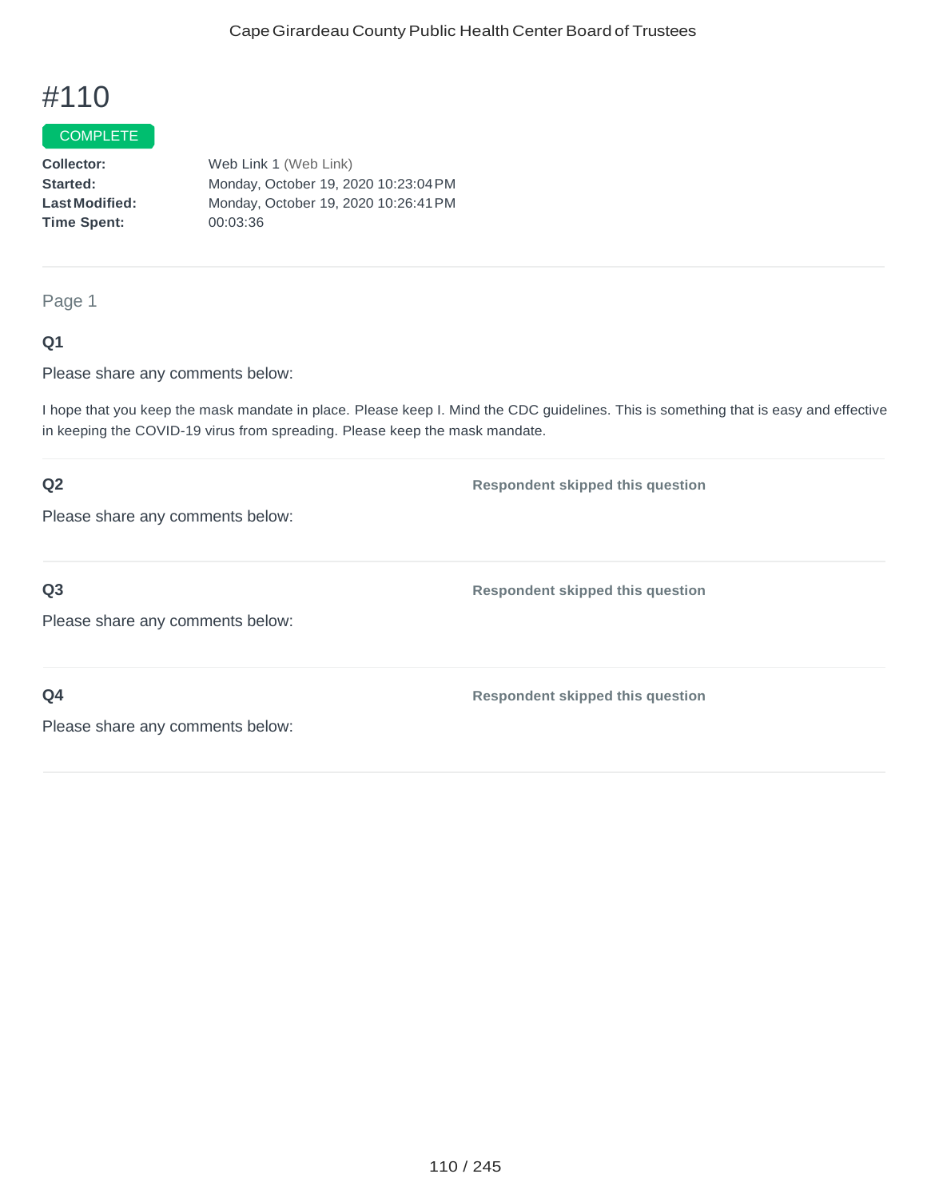# #110

COMPLETE

**Collector:** Web Link 1 (Web Link)
**Started:** Monday, October 19, 2020 10:23:04 PM
**Last Modified:** Monday, October 19, 2020 10:26:41 PM
**Time Spent:** 00:03:36

---

Page 1

**Q1**

Please share any comments below:

I hope that you keep the mask mandate in place. Please keep I. Mind the CDC guidelines. This is something that is easy and effective in keeping the COVID-19 virus from spreading. Please keep the mask mandate.

---

**Q2**

Please share any comments below:

**Respondent skipped this question**

---

**Q3**

Please share any comments below:

**Respondent skipped this question**

---

**Q4**

Please share any comments below:

**Respondent skipped this question**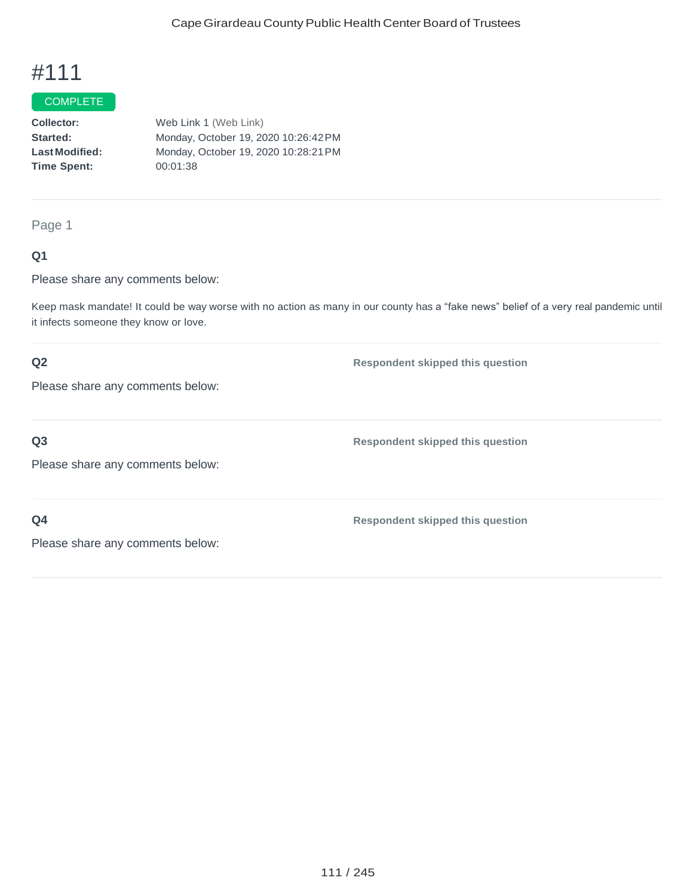# #111

COMPLETE

**Collector:** Web Link 1 (Web Link)
**Started:** Monday, October 19, 2020 10:26:42 PM
**Last Modified:** Monday, October 19, 2020 10:28:21 PM
**Time Spent:** 00:01:38

Page 1

**Q1**

Please share any comments below:

Keep mask mandate! It could be way worse with no action as many in our county has a “fake news” belief of a very real pandemic until it infects someone they know or love.

**Q2**

Please share any comments below:

**Respondent skipped this question**

**Q3**

Please share any comments below:

**Respondent skipped this question**

**Q4**

Please share any comments below:

**Respondent skipped this question**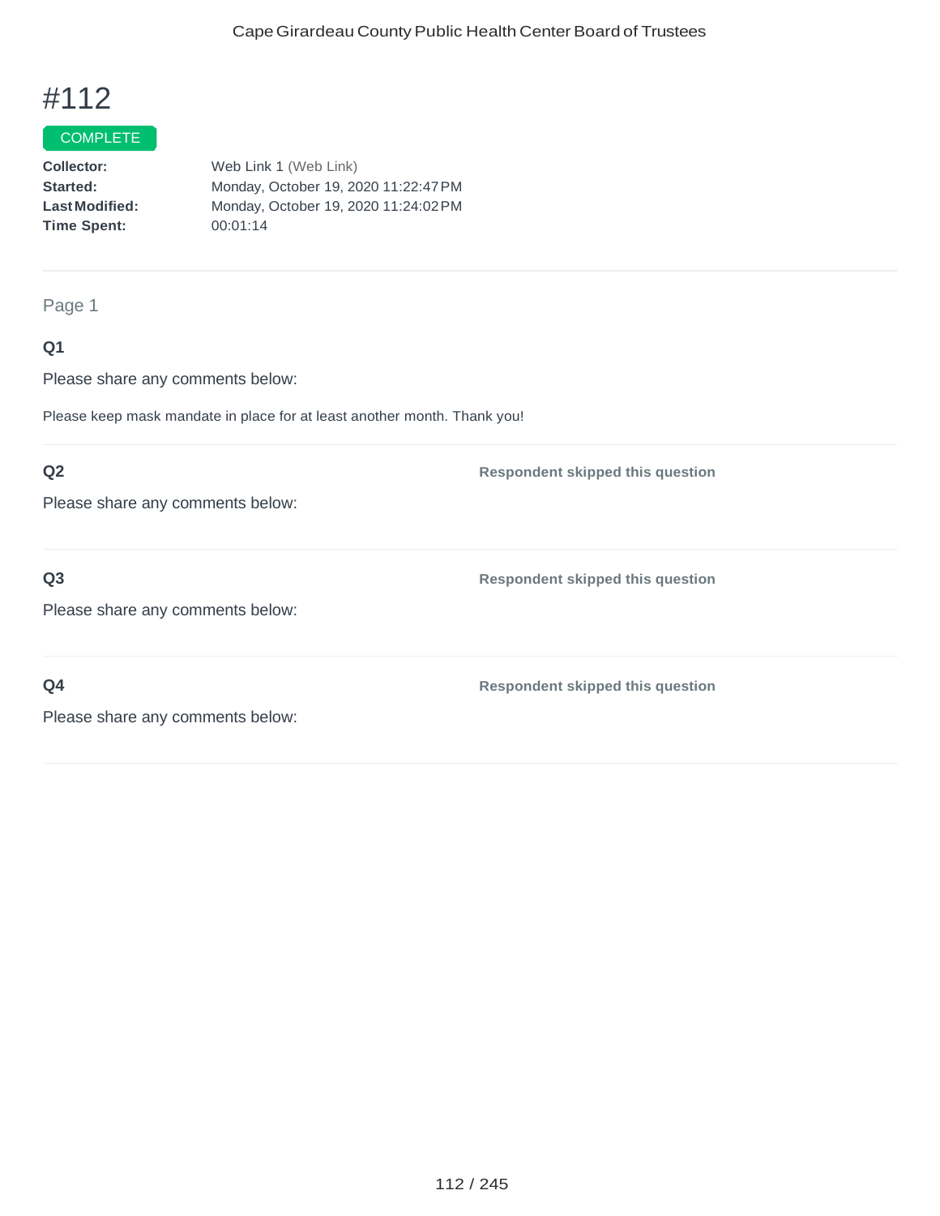# #112

COMPLETE

**Collector:** Web Link 1 (Web Link)
**Started:** Monday, October 19, 2020 11:22:47 PM
**Last Modified:** Monday, October 19, 2020 11:24:02 PM
**Time Spent:** 00:01:14

Page 1

**Q1**

Please share any comments below:

Please keep mask mandate in place for at least another month. Thank you!

**Q2**

Please share any comments below:

**Respondent skipped this question**

**Q3**

Please share any comments below:

**Respondent skipped this question**

**Q4**

Please share any comments below:

**Respondent skipped this question**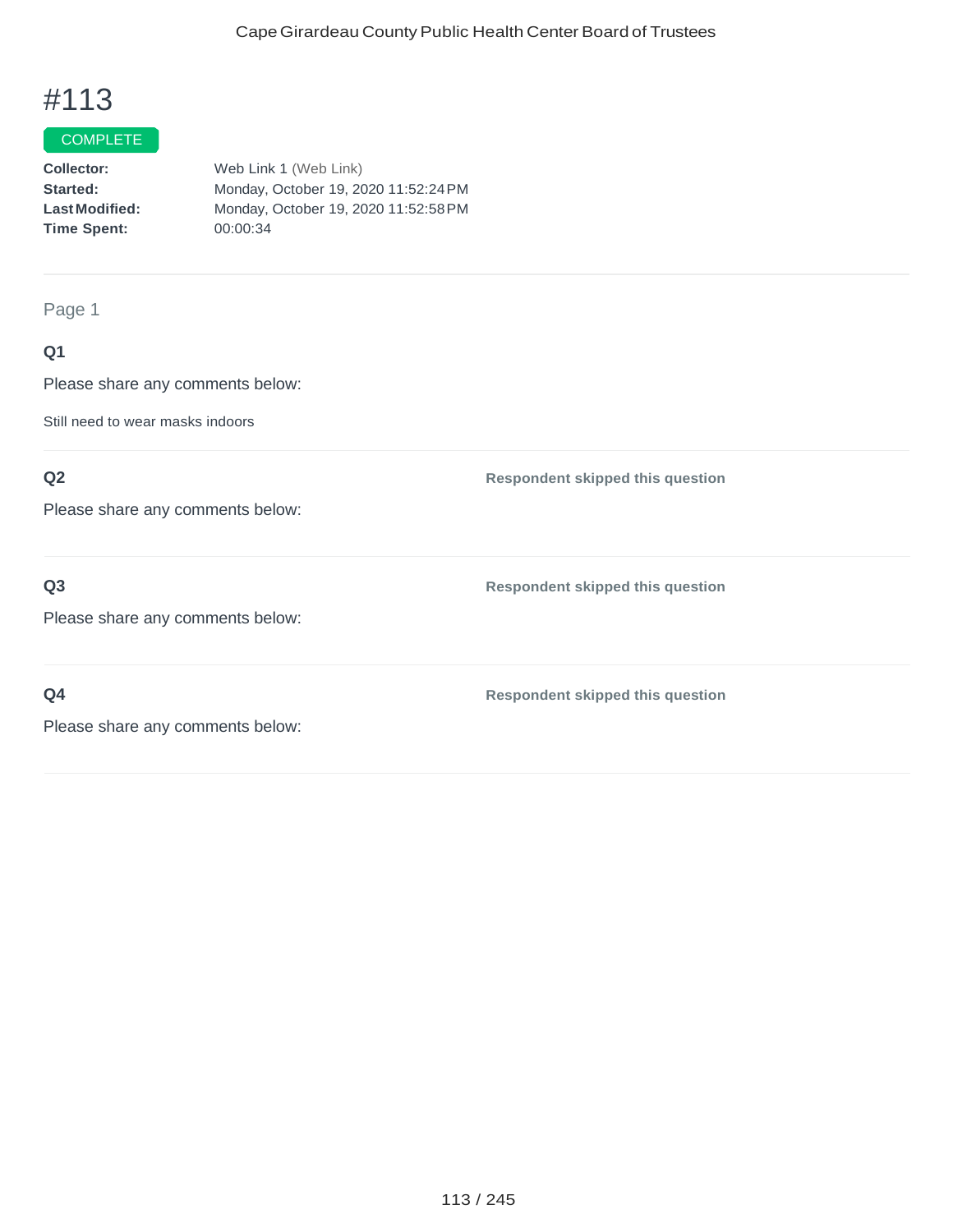# #113

COMPLETE

**Collector:** Web Link 1 (Web Link)
**Started:** Monday, October 19, 2020 11:52:24 PM
**Last Modified:** Monday, October 19, 2020 11:52:58 PM
**Time Spent:** 00:00:34

---

Page 1

**Q1**

Please share any comments below:

Still need to wear masks indoors

---

**Q2**

Please share any comments below:

**Respondent skipped this question**

---

**Q3**

Please share any comments below:

**Respondent skipped this question**

---

**Q4**

Please share any comments below:

**Respondent skipped this question**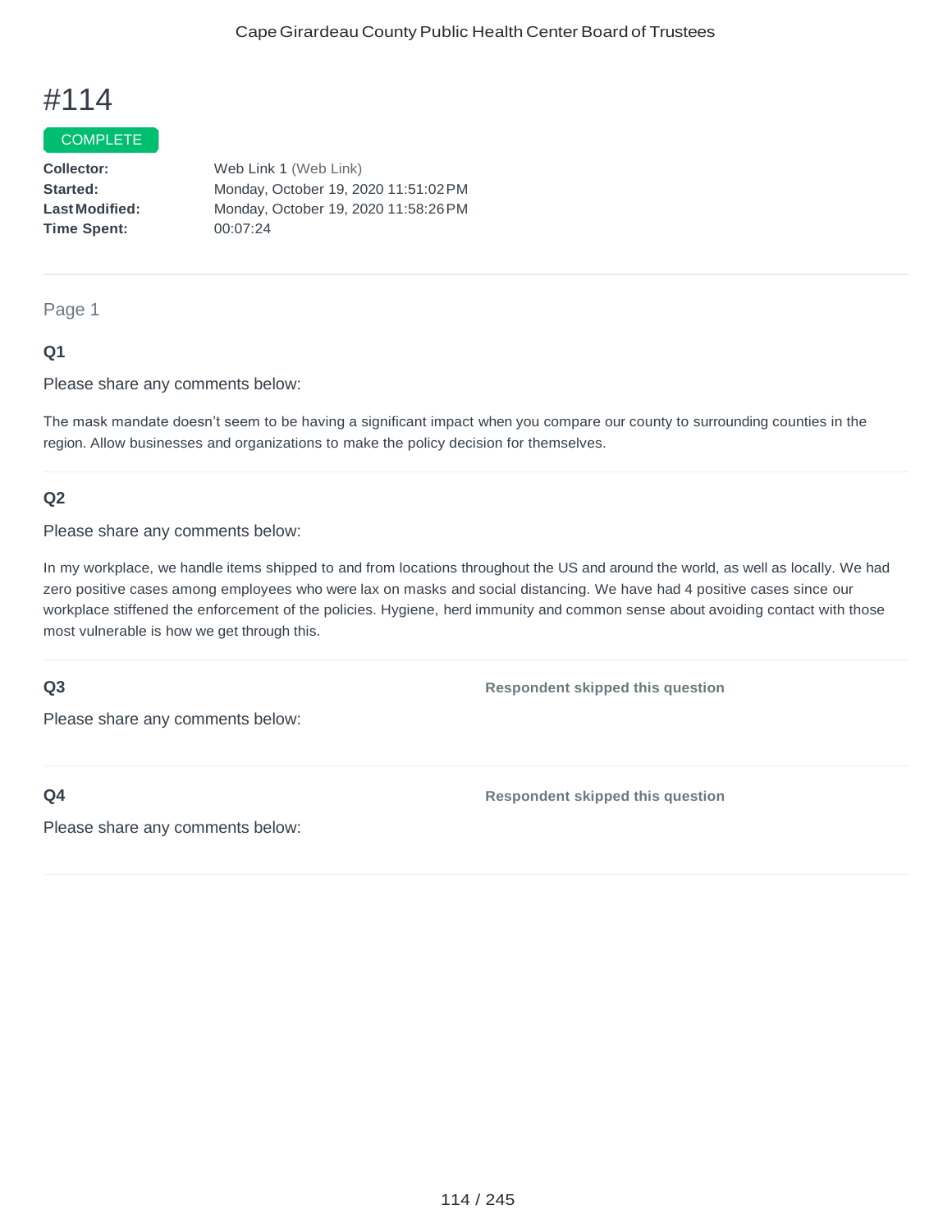# #114

COMPLETE

**Collector:** Web Link 1 (Web Link)
**Started:** Monday, October 19, 2020 11:51:02 PM
**Last Modified:** Monday, October 19, 2020 11:58:26 PM
**Time Spent:** 00:07:24

---

Page 1

### Q1

Please share any comments below:

The mask mandate doesn't seem to be having a significant impact when you compare our county to surrounding counties in the region. Allow businesses and organizations to make the policy decision for themselves.

---

### Q2

Please share any comments below:

In my workplace, we handle items shipped to and from locations throughout the US and around the world, as well as locally. We had zero positive cases among employees who were lax on masks and social distancing. We have had 4 positive cases since our workplace stiffened the enforcement of the policies. Hygiene, herd immunity and common sense about avoiding contact with those most vulnerable is how we get through this.

---

### Q3

**Respondent skipped this question**

Please share any comments below:

---

### Q4

**Respondent skipped this question**

Please share any comments below: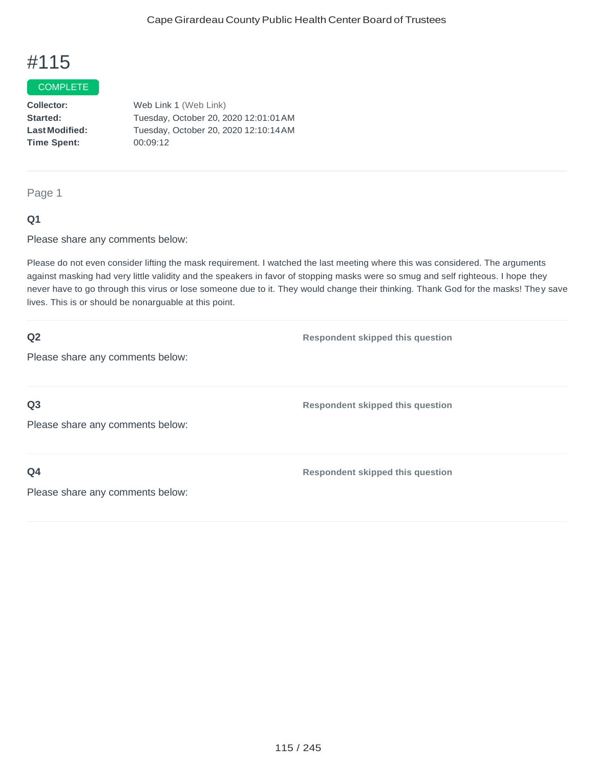# #115

COMPLETE

**Collector:** Web Link 1 (Web Link)
**Started:** Tuesday, October 20, 2020 12:01:01 AM
**Last Modified:** Tuesday, October 20, 2020 12:10:14 AM
**Time Spent:** 00:09:12

---

Page 1

**Q1**

Please share any comments below:

Please do not even consider lifting the mask requirement. I watched the last meeting where this was considered. The arguments against masking had very little validity and the speakers in favor of stopping masks were so smug and self righteous. I hope they never have to go through this virus or lose someone due to it. They would change their thinking. Thank God for the masks! They save lives. This is or should be nonarguable at this point.

**Q2** Respondent skipped this question

Please share any comments below:

**Q3** Respondent skipped this question

Please share any comments below:

**Q4** Respondent skipped this question

Please share any comments below: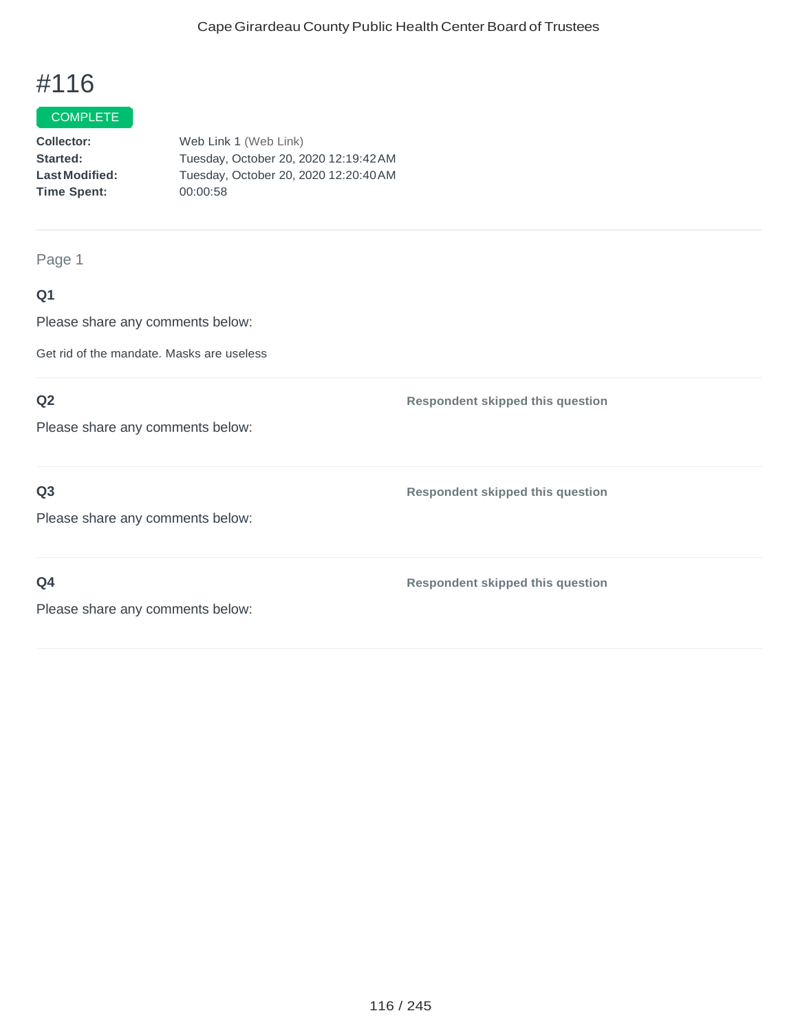# #116

COMPLETE

**Collector:** Web Link 1 (Web Link)
**Started:** Tuesday, October 20, 2020 12:19:42 AM
**Last Modified:** Tuesday, October 20, 2020 12:20:40 AM
**Time Spent:** 00:00:58

Page 1

**Q1**

Please share any comments below:

Get rid of the mandate. Masks are useless

**Q2**

Please share any comments below:

**Respondent skipped this question**

**Q3**

Please share any comments below:

**Respondent skipped this question**

**Q4**

Please share any comments below:

**Respondent skipped this question**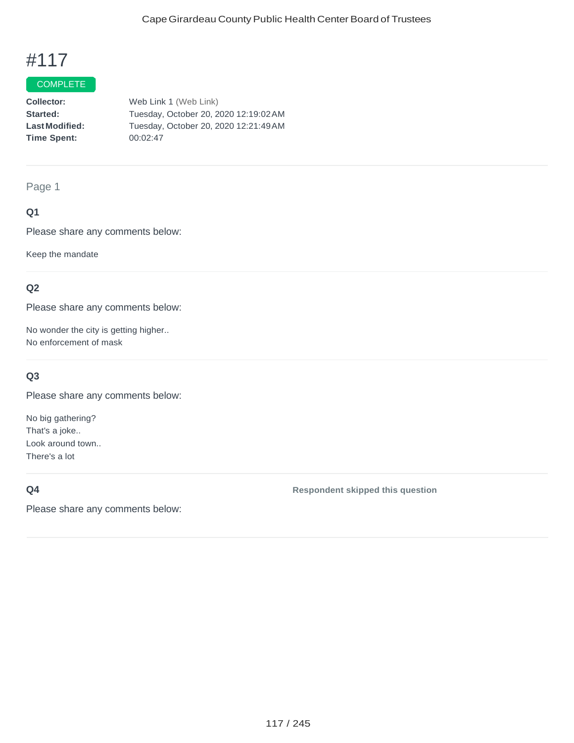# #117

COMPLETE

**Collector:** Web Link 1 (Web Link)
**Started:** Tuesday, October 20, 2020 12:19:02 AM
**Last Modified:** Tuesday, October 20, 2020 12:21:49 AM
**Time Spent:** 00:02:47

---

Page 1

### Q1

Please share any comments below:

Keep the mandate

### Q2

Please share any comments below:

No wonder the city is getting higher..
No enforcement of mask

### Q3

Please share any comments below:

No big gathering?
That's a joke..
Look around town..
There's a lot

### Q4

Please share any comments below:

**Respondent skipped this question**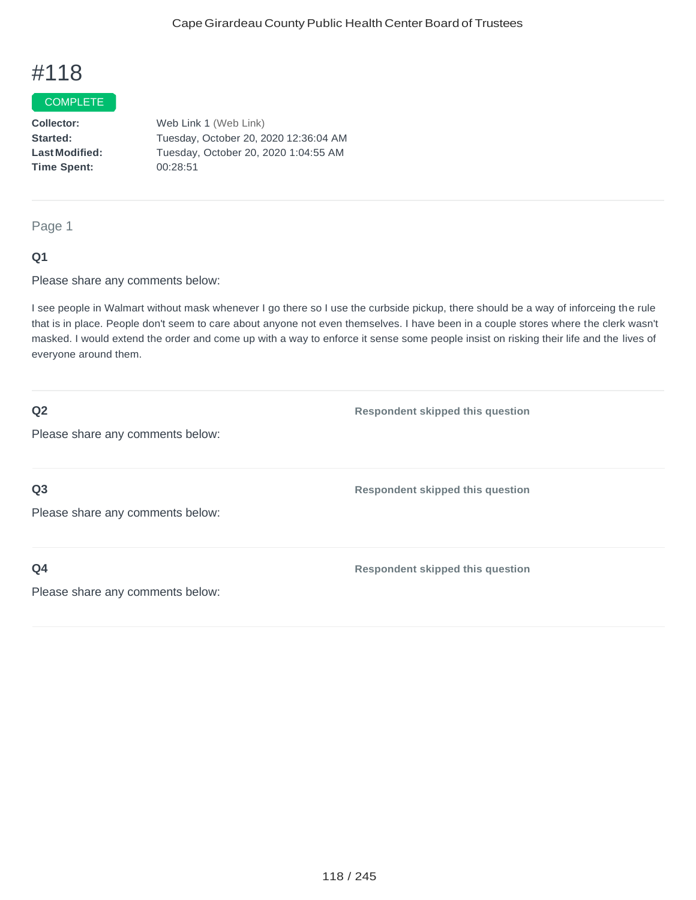# #118

COMPLETE

**Collector:** Web Link 1 (Web Link)
**Started:** Tuesday, October 20, 2020 12:36:04 AM
**Last Modified:** Tuesday, October 20, 2020 1:04:55 AM
**Time Spent:** 00:28:51

Page 1

**Q1**

Please share any comments below:

I see people in Walmart without mask whenever I go there so I use the curbside pickup, there should be a way of inforceing the rule that is in place. People don't seem to care about anyone not even themselves. I have been in a couple stores where the clerk wasn't masked. I would extend the order and come up with a way to enforce it sense some people insist on risking their life and the lives of everyone around them.

**Q2**

Please share any comments below:

**Respondent skipped this question**

**Q3**

Please share any comments below:

**Respondent skipped this question**

**Q4**

Please share any comments below:

**Respondent skipped this question**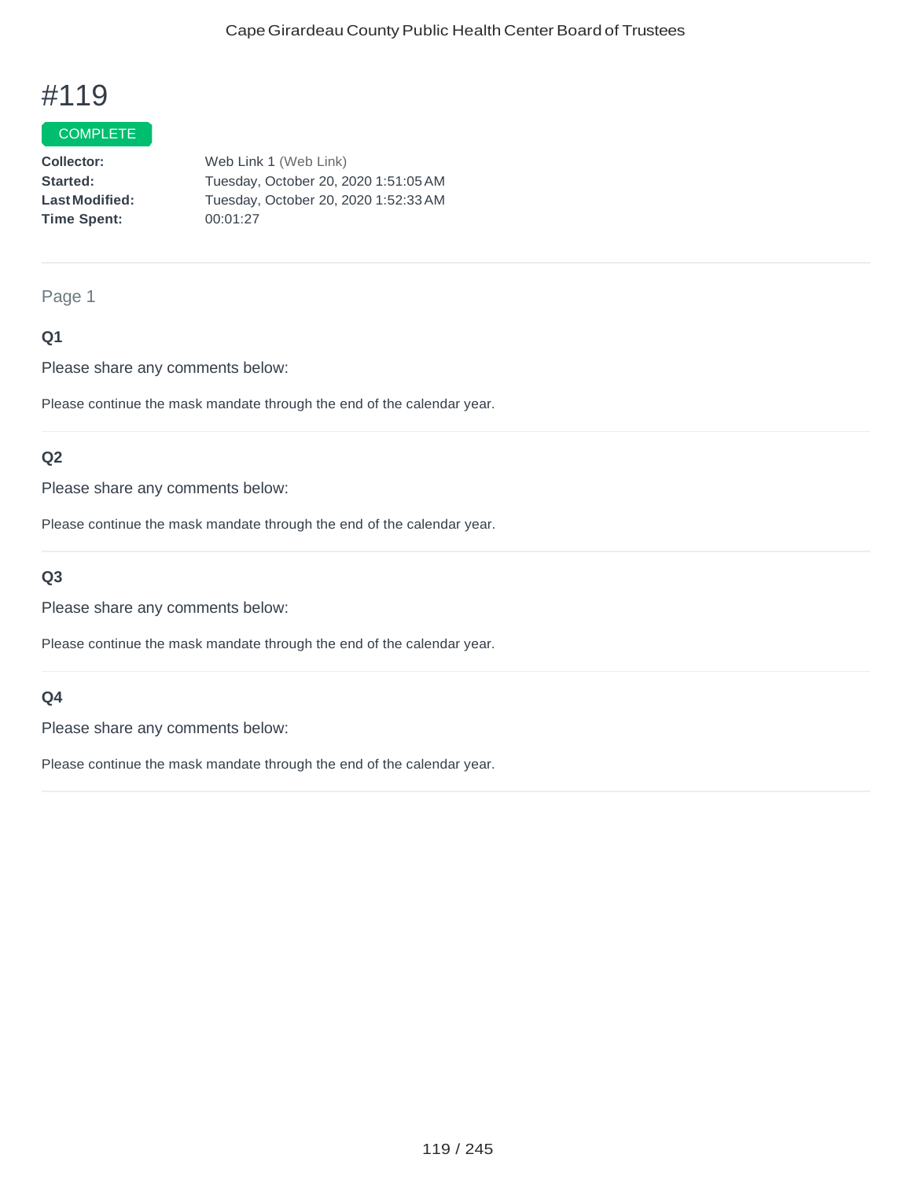# #119

COMPLETE

**Collector:** Web Link 1 (Web Link)
**Started:** Tuesday, October 20, 2020 1:51:05 AM
**Last Modified:** Tuesday, October 20, 2020 1:52:33 AM
**Time Spent:** 00:01:27

---

Page 1

### Q1

Please share any comments below:

Please continue the mask mandate through the end of the calendar year.

---

### Q2

Please share any comments below:

Please continue the mask mandate through the end of the calendar year.

---

### Q3

Please share any comments below:

Please continue the mask mandate through the end of the calendar year.

---

### Q4

Please share any comments below:

Please continue the mask mandate through the end of the calendar year.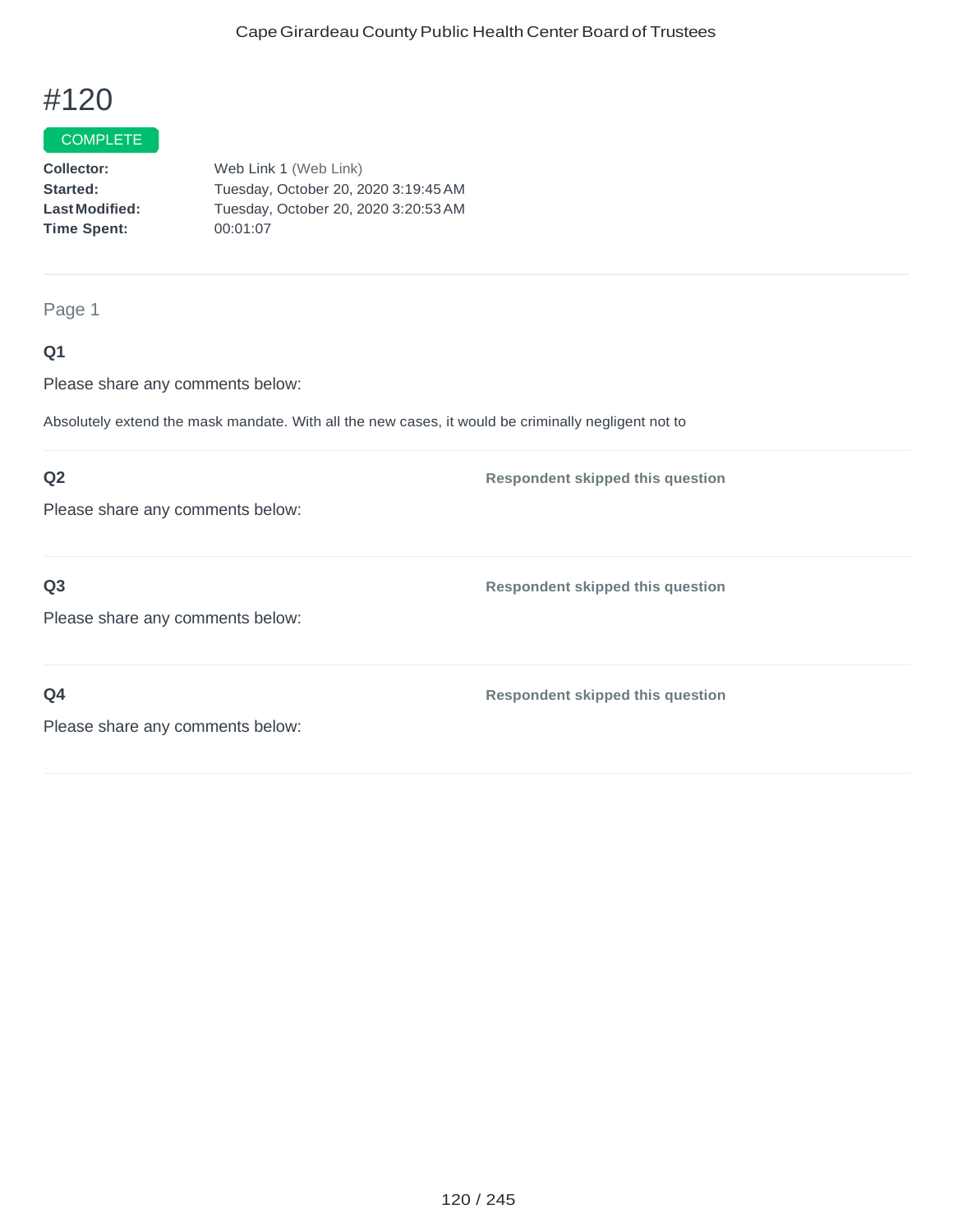# #120

COMPLETE

**Collector:** Web Link 1 (Web Link)
**Started:** Tuesday, October 20, 2020 3:19:45 AM
**Last Modified:** Tuesday, October 20, 2020 3:20:53 AM
**Time Spent:** 00:01:07

---

Page 1

**Q1**

Please share any comments below:

Absolutely extend the mask mandate. With all the new cases, it would be criminally negligent not to

---

**Q2** **Respondent skipped this question**

Please share any comments below:

---

**Q3** **Respondent skipped this question**

Please share any comments below:

---

**Q4** **Respondent skipped this question**

Please share any comments below: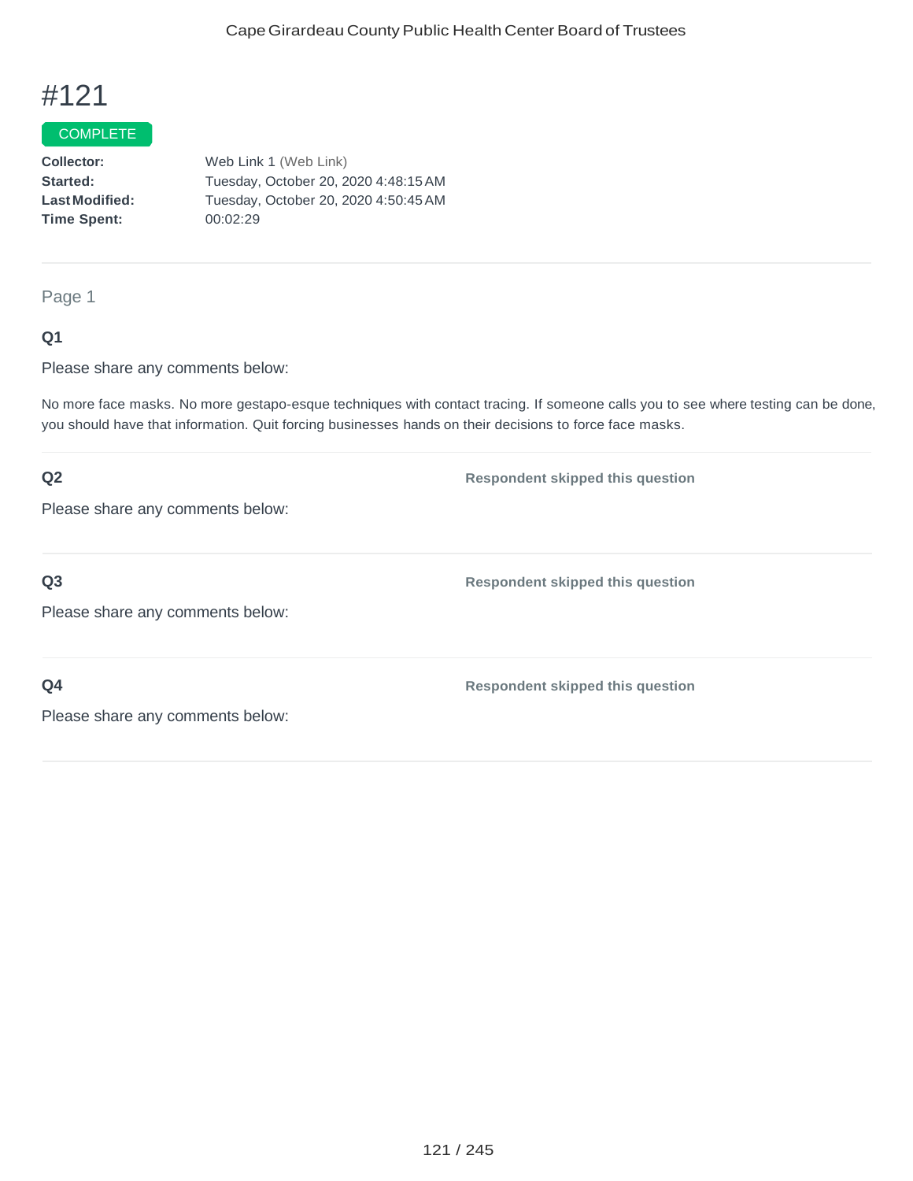# #121

COMPLETE

**Collector:** Web Link 1 (Web Link)
**Started:** Tuesday, October 20, 2020 4:48:15 AM
**Last Modified:** Tuesday, October 20, 2020 4:50:45 AM
**Time Spent:** 00:02:29

---

Page 1

**Q1**

Please share any comments below:

No more face masks. No more gestapo-esque techniques with contact tracing. If someone calls you to see where testing can be done, you should have that information. Quit forcing businesses hands on their decisions to force face masks.

---

**Q2** — **Respondent skipped this question**

Please share any comments below:

---

**Q3** — **Respondent skipped this question**

Please share any comments below:

---

**Q4** — **Respondent skipped this question**

Please share any comments below: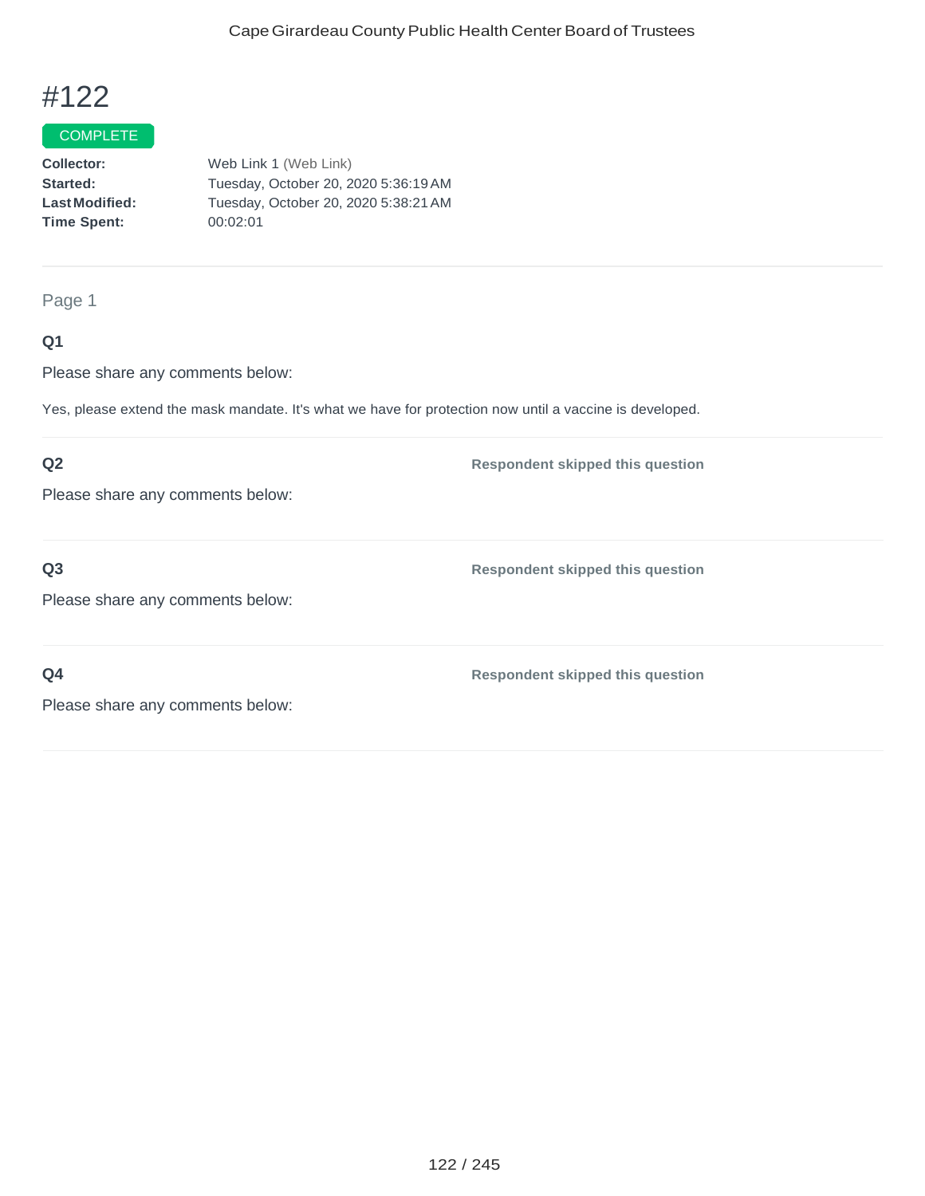# #122

COMPLETE

**Collector:** Web Link 1 (Web Link)
**Started:** Tuesday, October 20, 2020 5:36:19 AM
**Last Modified:** Tuesday, October 20, 2020 5:38:21 AM
**Time Spent:** 00:02:01

---

Page 1

**Q1**

Please share any comments below:

Yes, please extend the mask mandate. It's what we have for protection now until a vaccine is developed.

---

**Q2**

Please share any comments below:

**Respondent skipped this question**

---

**Q3**

Please share any comments below:

**Respondent skipped this question**

---

**Q4**

Please share any comments below:

**Respondent skipped this question**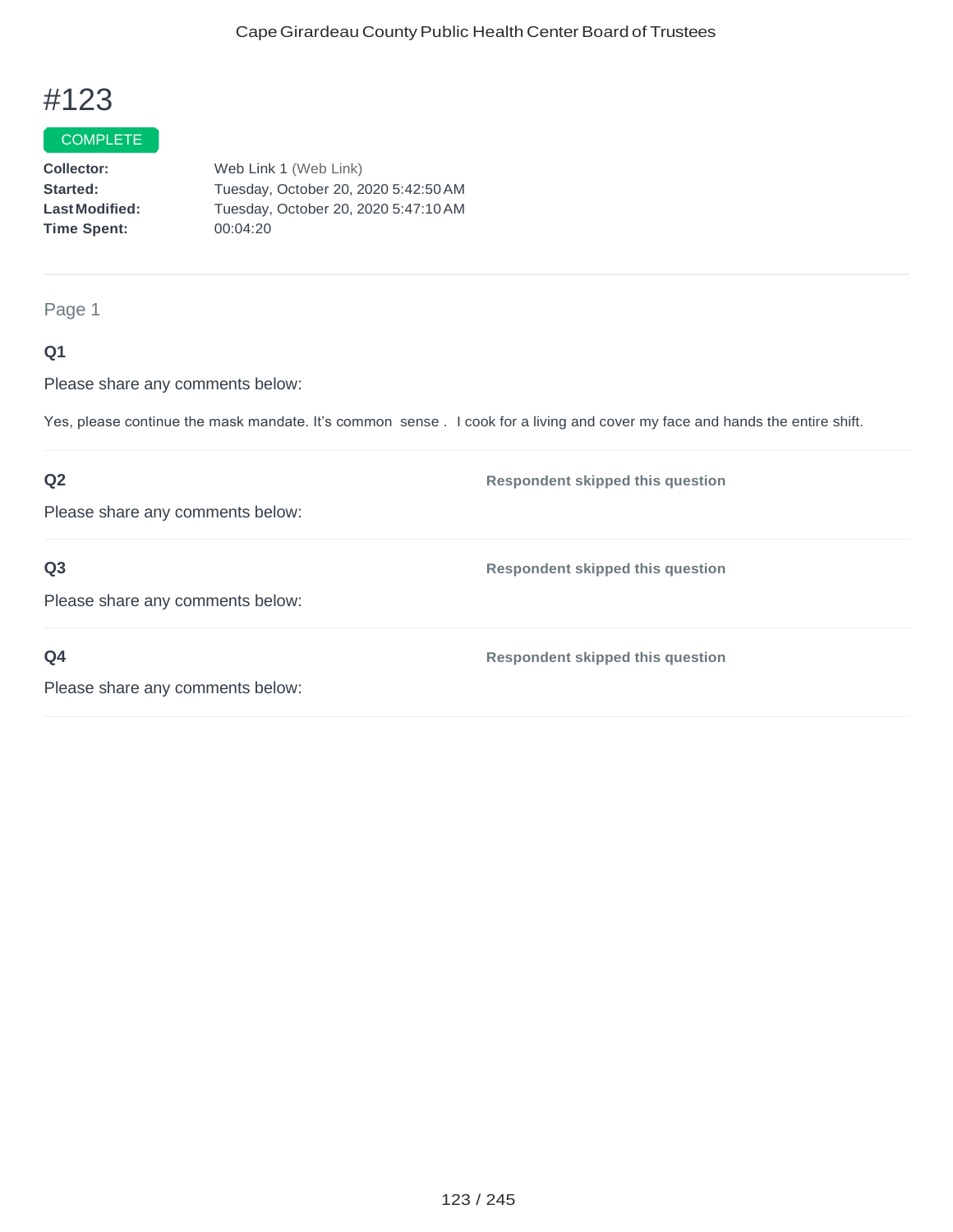# #123

COMPLETE

**Collector:** Web Link 1 (Web Link)
**Started:** Tuesday, October 20, 2020 5:42:50 AM
**Last Modified:** Tuesday, October 20, 2020 5:47:10 AM
**Time Spent:** 00:04:20

---

Page 1

**Q1**

Please share any comments below:

Yes, please continue the mask mandate. It's common sense . I cook for a living and cover my face and hands the entire shift.

---

**Q2** **Respondent skipped this question**

Please share any comments below:

---

**Q3** **Respondent skipped this question**

Please share any comments below:

---

**Q4** **Respondent skipped this question**

Please share any comments below: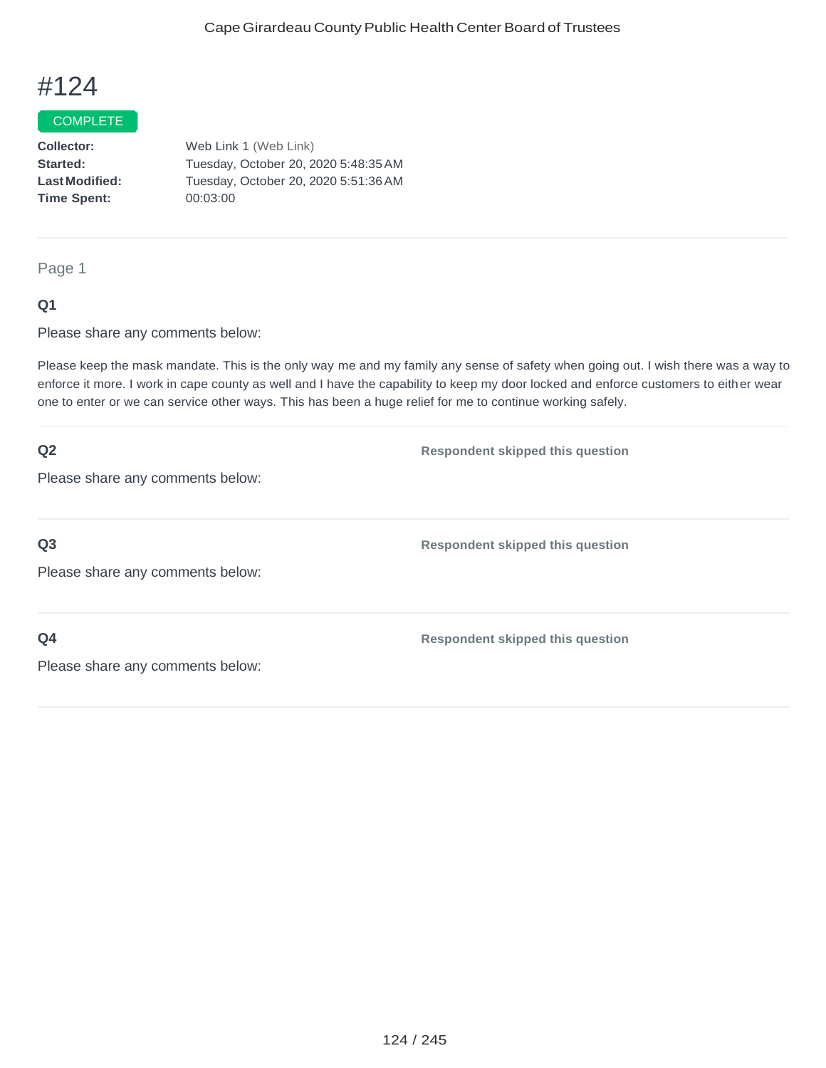# #124

COMPLETE

**Collector:** Web Link 1 (Web Link)
**Started:** Tuesday, October 20, 2020 5:48:35 AM
**Last Modified:** Tuesday, October 20, 2020 5:51:36 AM
**Time Spent:** 00:03:00

---

Page 1

**Q1**

Please share any comments below:

Please keep the mask mandate. This is the only way me and my family any sense of safety when going out. I wish there was a way to enforce it more. I work in cape county as well and I have the capability to keep my door locked and enforce customers to either wear one to enter or we can service other ways. This has been a huge relief for me to continue working safely.

---

**Q2**

Please share any comments below:

**Respondent skipped this question**

---

**Q3**

Please share any comments below:

**Respondent skipped this question**

---

**Q4**

Please share any comments below:

**Respondent skipped this question**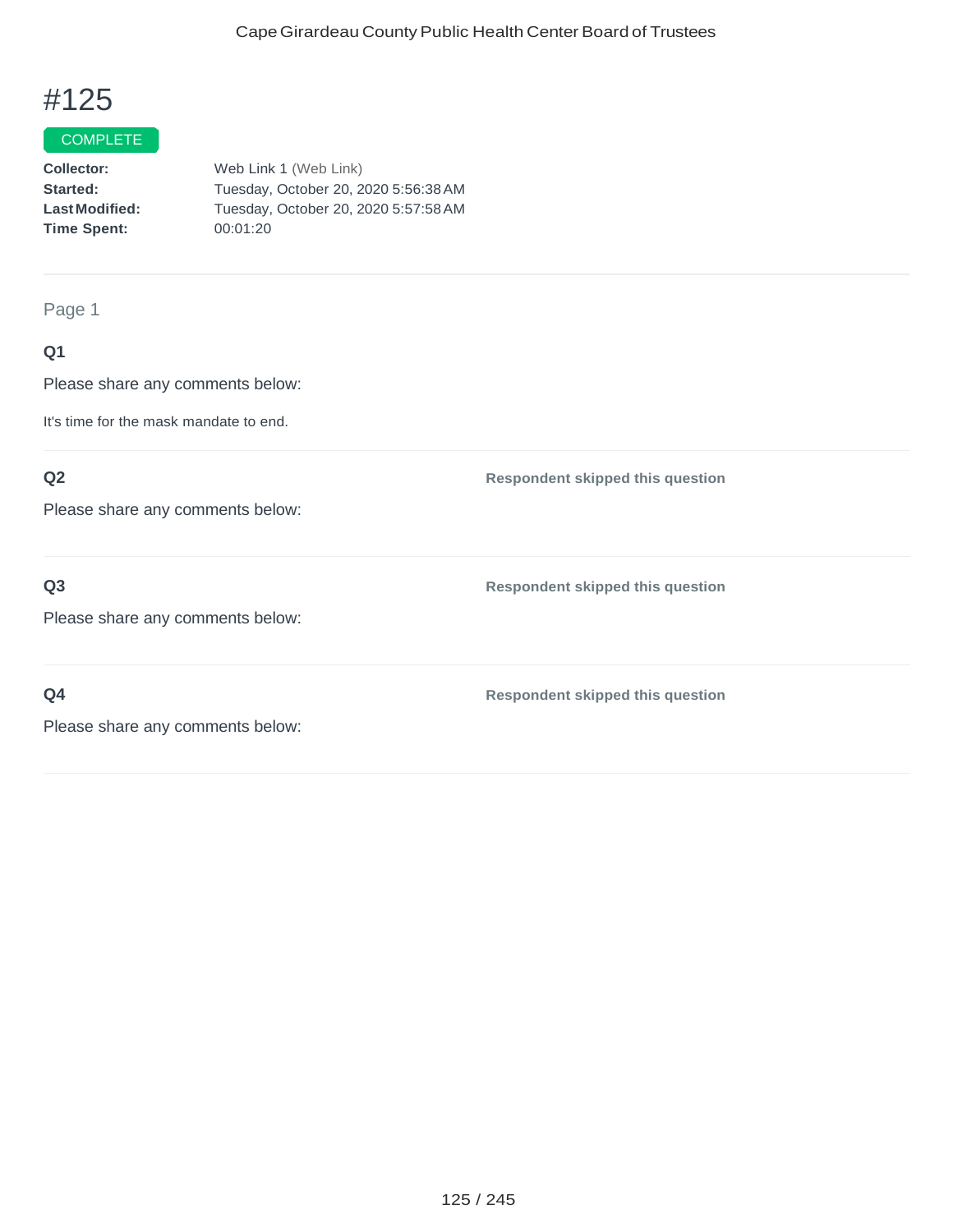# #125

COMPLETE

**Collector:** Web Link 1 (Web Link)
**Started:** Tuesday, October 20, 2020 5:56:38 AM
**Last Modified:** Tuesday, October 20, 2020 5:57:58 AM
**Time Spent:** 00:01:20

---

Page 1

**Q1**

Please share any comments below:

It's time for the mask mandate to end.

---

**Q2**

Please share any comments below:

**Respondent skipped this question**

---

**Q3**

Please share any comments below:

**Respondent skipped this question**

---

**Q4**

Please share any comments below:

**Respondent skipped this question**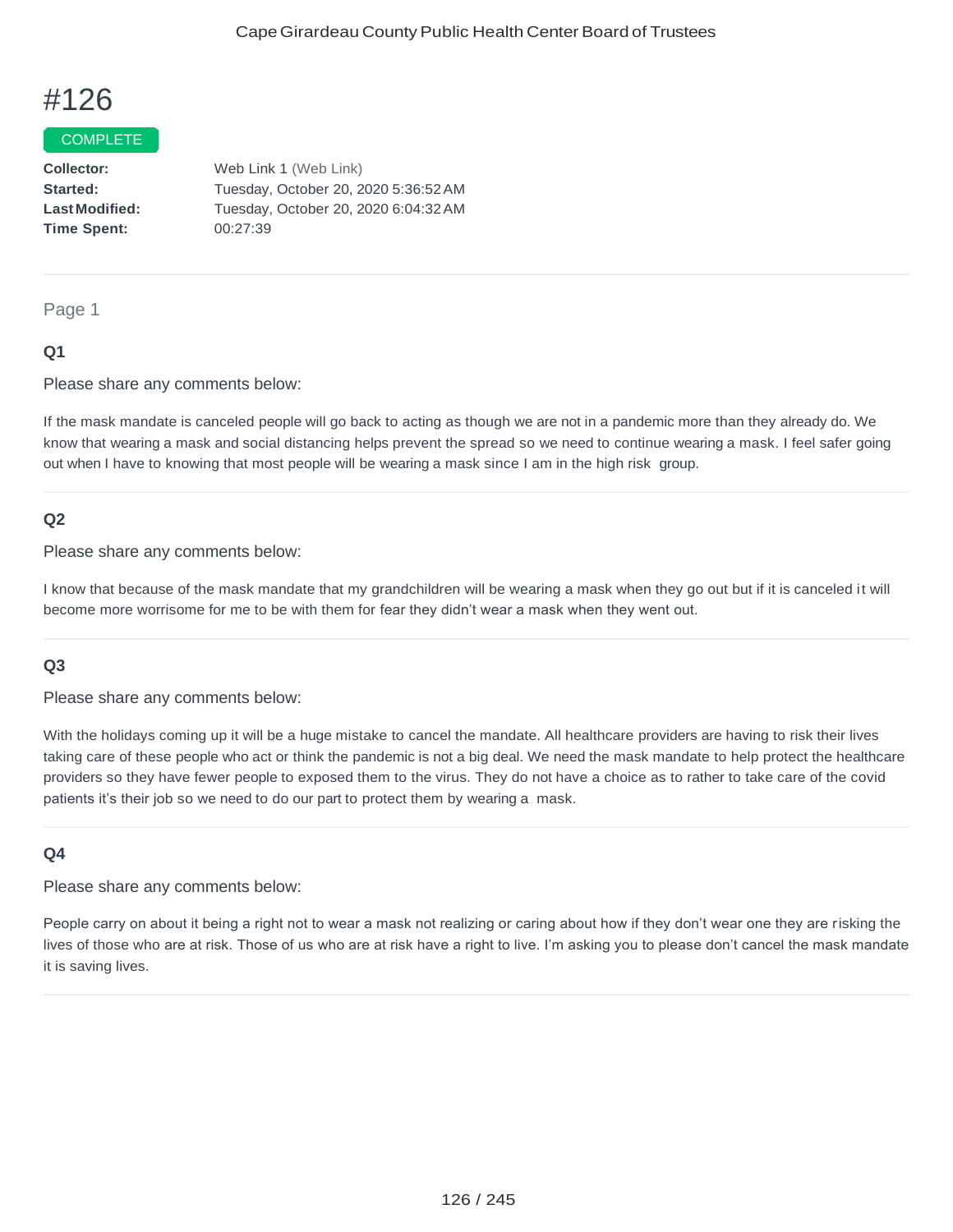# #126

COMPLETE

**Collector:** Web Link 1 (Web Link)
**Started:** Tuesday, October 20, 2020 5:36:52 AM
**Last Modified:** Tuesday, October 20, 2020 6:04:32 AM
**Time Spent:** 00:27:39

---

Page 1

### Q1

Please share any comments below:

If the mask mandate is canceled people will go back to acting as though we are not in a pandemic more than they already do. We know that wearing a mask and social distancing helps prevent the spread so we need to continue wearing a mask. I feel safer going out when I have to knowing that most people will be wearing a mask since I am in the high risk group.

### Q2

Please share any comments below:

I know that because of the mask mandate that my grandchildren will be wearing a mask when they go out but if it is canceled it will become more worrisome for me to be with them for fear they didn't wear a mask when they went out.

### Q3

Please share any comments below:

With the holidays coming up it will be a huge mistake to cancel the mandate. All healthcare providers are having to risk their lives taking care of these people who act or think the pandemic is not a big deal. We need the mask mandate to help protect the healthcare providers so they have fewer people to exposed them to the virus. They do not have a choice as to rather to take care of the covid patients it's their job so we need to do our part to protect them by wearing a mask.

### Q4

Please share any comments below:

People carry on about it being a right not to wear a mask not realizing or caring about how if they don't wear one they are risking the lives of those who are at risk. Those of us who are at risk have a right to live. I'm asking you to please don't cancel the mask mandate it is saving lives.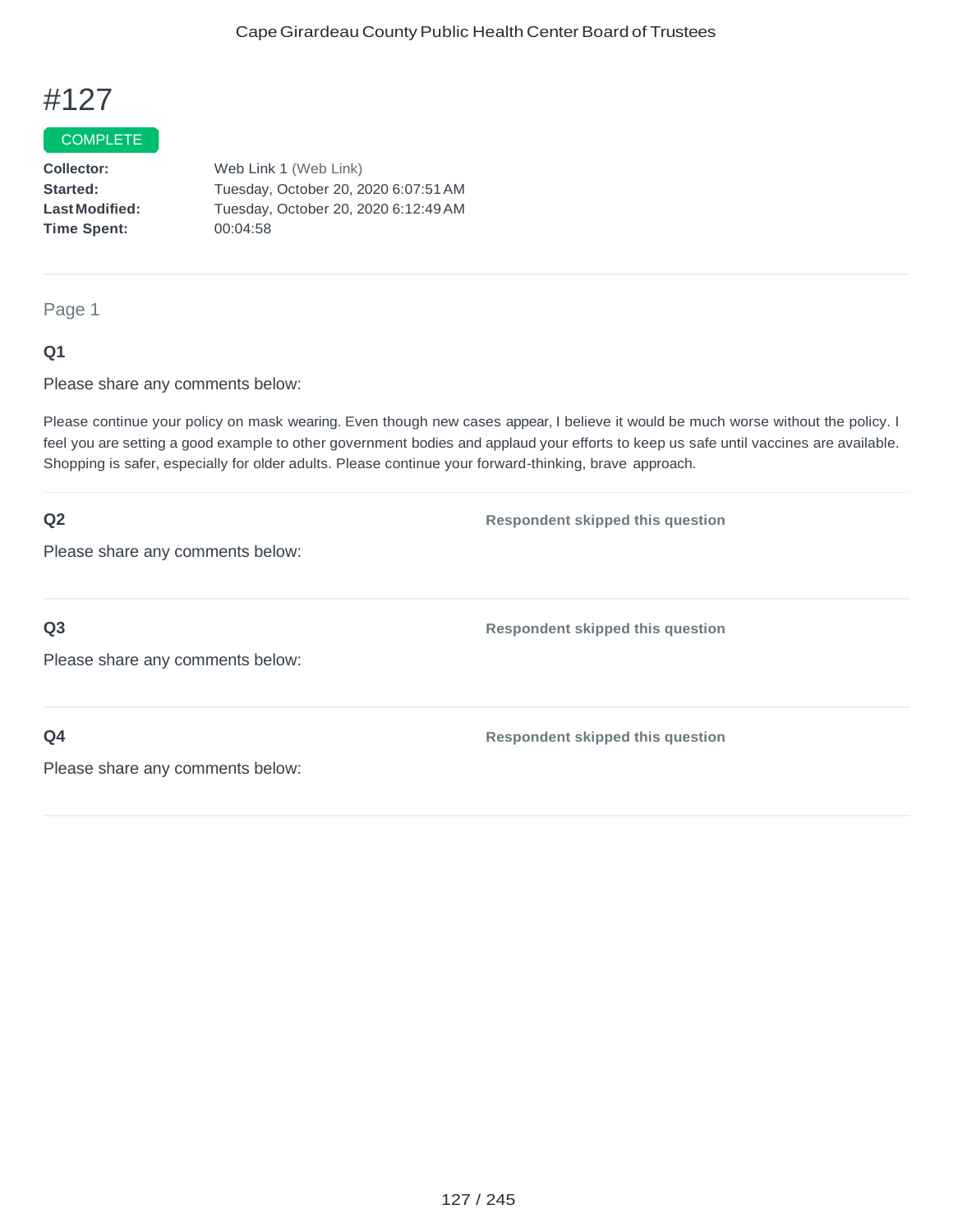# #127

COMPLETE

**Collector:** Web Link 1 (Web Link)
**Started:** Tuesday, October 20, 2020 6:07:51 AM
**Last Modified:** Tuesday, October 20, 2020 6:12:49 AM
**Time Spent:** 00:04:58

Page 1

**Q1**

Please share any comments below:

Please continue your policy on mask wearing. Even though new cases appear, I believe it would be much worse without the policy. I feel you are setting a good example to other government bodies and applaud your efforts to keep us safe until vaccines are available. Shopping is safer, especially for older adults. Please continue your forward-thinking, brave approach.

**Q2**

Please share any comments below:

**Respondent skipped this question**

**Q3**

Please share any comments below:

**Respondent skipped this question**

**Q4**

Please share any comments below:

**Respondent skipped this question**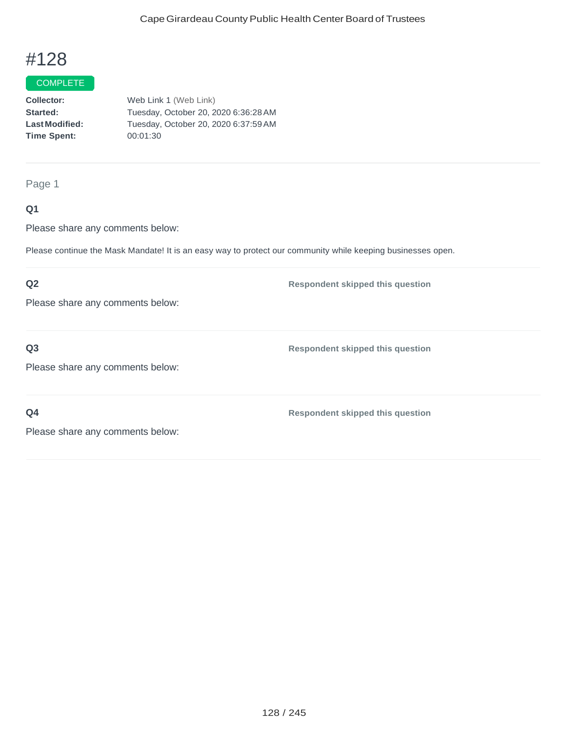# #128

COMPLETE

**Collector:** Web Link 1 (Web Link)
**Started:** Tuesday, October 20, 2020 6:36:28 AM
**Last Modified:** Tuesday, October 20, 2020 6:37:59 AM
**Time Spent:** 00:01:30

---

Page 1

**Q1**

Please share any comments below:

Please continue the Mask Mandate! It is an easy way to protect our community while keeping businesses open.

---

**Q2** — Respondent skipped this question

Please share any comments below:

---

**Q3** — Respondent skipped this question

Please share any comments below:

---

**Q4** — Respondent skipped this question

Please share any comments below: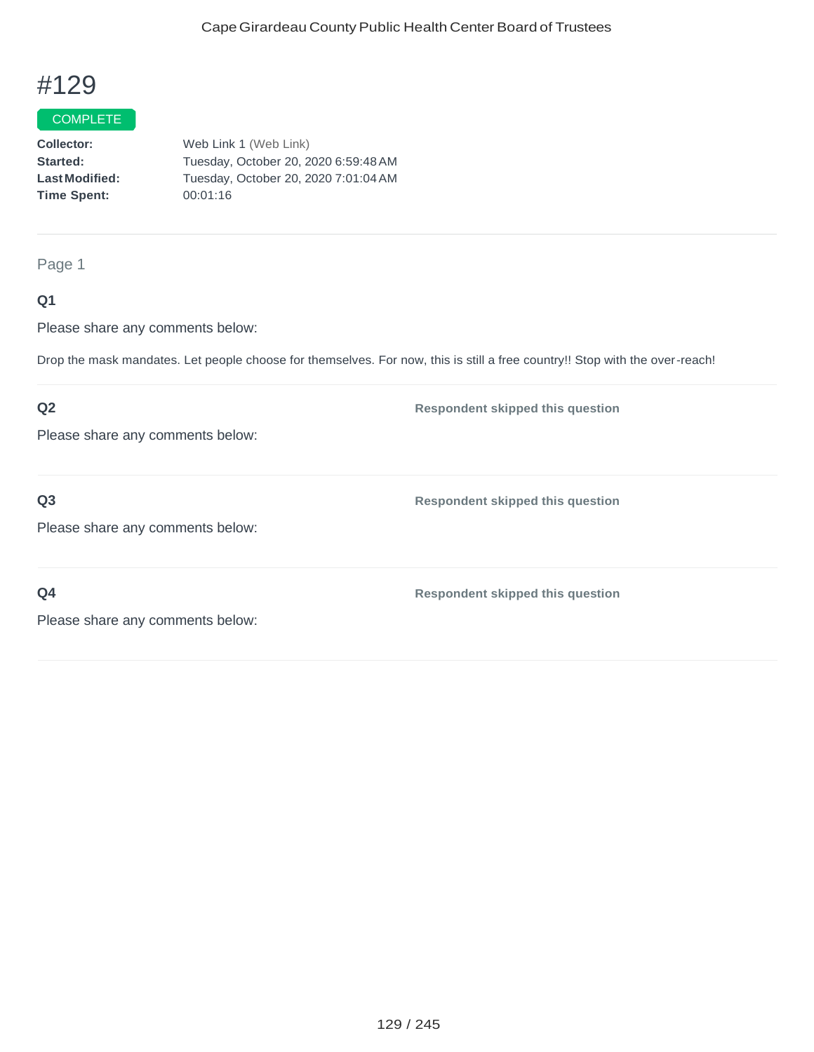# #129

COMPLETE

**Collector:** Web Link 1 (Web Link)
**Started:** Tuesday, October 20, 2020 6:59:48 AM
**Last Modified:** Tuesday, October 20, 2020 7:01:04 AM
**Time Spent:** 00:01:16

Page 1

**Q1**

Please share any comments below:

Drop the mask mandates. Let people choose for themselves. For now, this is still a free country!! Stop with the over-reach!

**Q2**

Please share any comments below:

**Respondent skipped this question**

**Q3**

Please share any comments below:

**Respondent skipped this question**

**Q4**

Please share any comments below:

**Respondent skipped this question**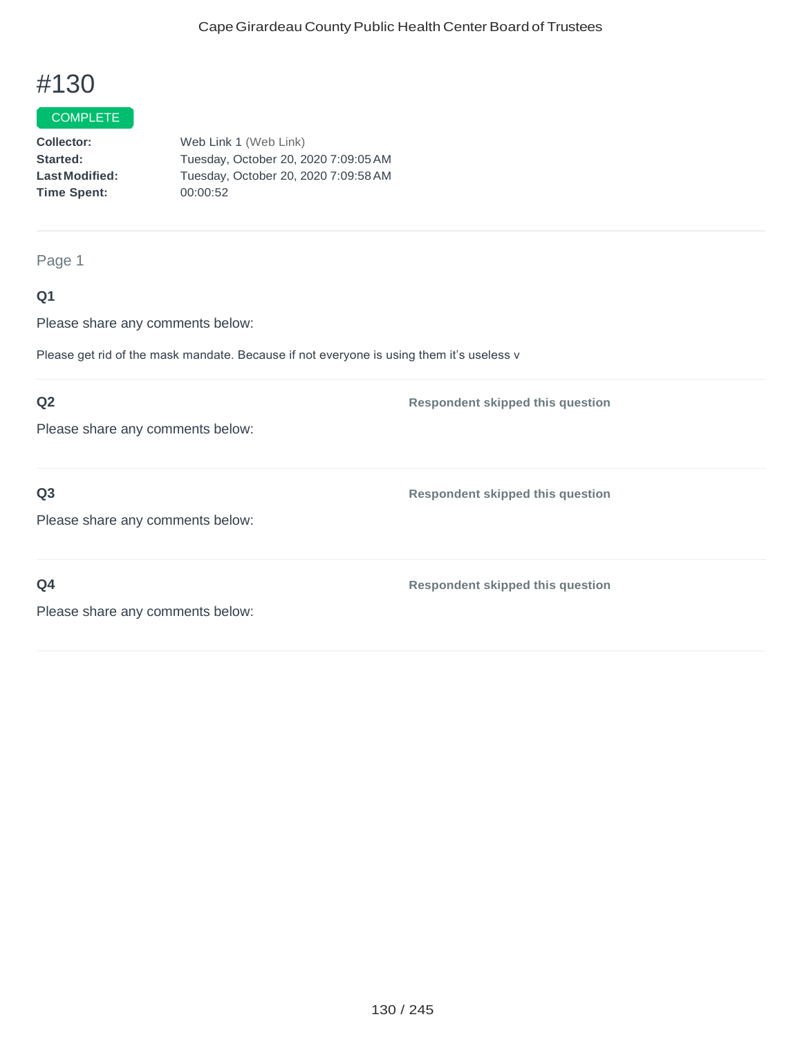# #130

COMPLETE

**Collector:** Web Link 1 (Web Link)
**Started:** Tuesday, October 20, 2020 7:09:05 AM
**Last Modified:** Tuesday, October 20, 2020 7:09:58 AM
**Time Spent:** 00:00:52

---

Page 1

**Q1**

Please share any comments below:

Please get rid of the mask mandate. Because if not everyone is using them it's useless v

---

**Q2**

Please share any comments below:

**Respondent skipped this question**

---

**Q3**

Please share any comments below:

**Respondent skipped this question**

---

**Q4**

Please share any comments below:

**Respondent skipped this question**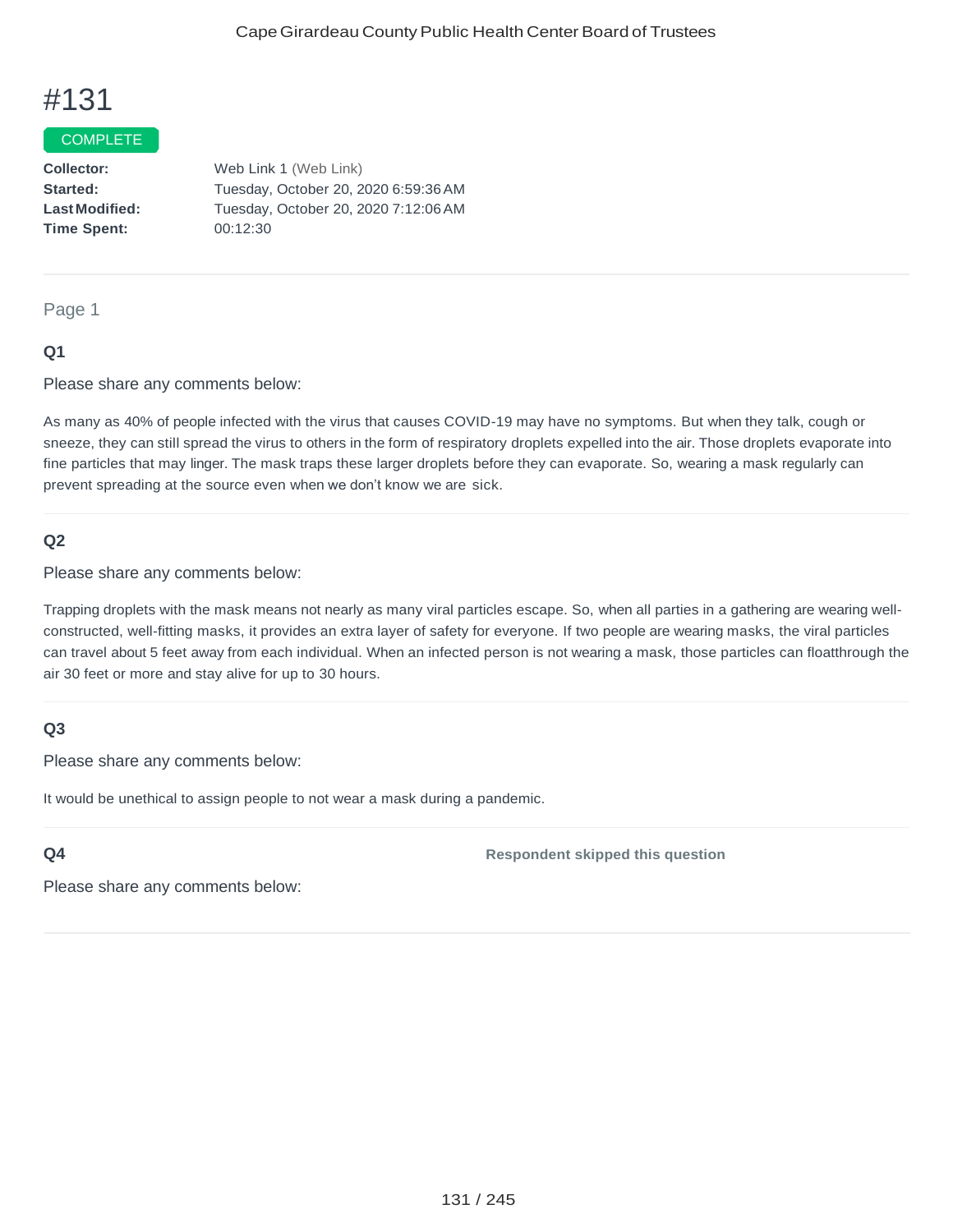# #131

COMPLETE

**Collector:** Web Link 1 (Web Link)
**Started:** Tuesday, October 20, 2020 6:59:36 AM
**Last Modified:** Tuesday, October 20, 2020 7:12:06 AM
**Time Spent:** 00:12:30

---

Page 1

### Q1

Please share any comments below:

As many as 40% of people infected with the virus that causes COVID-19 may have no symptoms. But when they talk, cough or sneeze, they can still spread the virus to others in the form of respiratory droplets expelled into the air. Those droplets evaporate into fine particles that may linger. The mask traps these larger droplets before they can evaporate. So, wearing a mask regularly can prevent spreading at the source even when we don't know we are sick.

### Q2

Please share any comments below:

Trapping droplets with the mask means not nearly as many viral particles escape. So, when all parties in a gathering are wearing well-constructed, well-fitting masks, it provides an extra layer of safety for everyone. If two people are wearing masks, the viral particles can travel about 5 feet away from each individual. When an infected person is not wearing a mask, those particles can floatthrough the air 30 feet or more and stay alive for up to 30 hours.

### Q3

Please share any comments below:

It would be unethical to assign people to not wear a mask during a pandemic.

### Q4

**Respondent skipped this question**

Please share any comments below: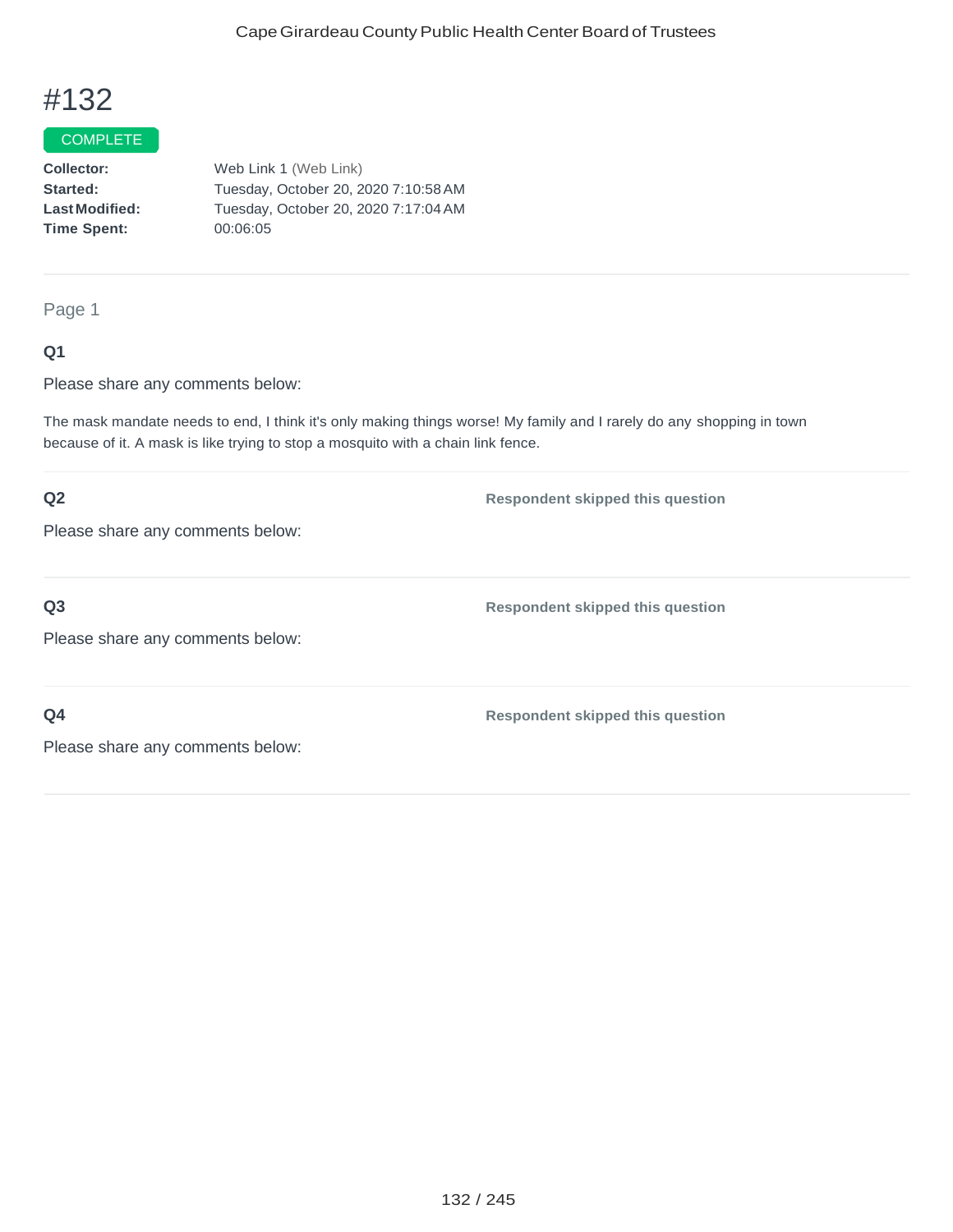# #132

COMPLETE

**Collector:** Web Link 1 (Web Link)
**Started:** Tuesday, October 20, 2020 7:10:58 AM
**Last Modified:** Tuesday, October 20, 2020 7:17:04 AM
**Time Spent:** 00:06:05

---

Page 1

**Q1**

Please share any comments below:

The mask mandate needs to end, I think it's only making things worse! My family and I rarely do any shopping in town because of it. A mask is like trying to stop a mosquito with a chain link fence.

---

**Q2**

**Respondent skipped this question**

Please share any comments below:

---

**Q3**

**Respondent skipped this question**

Please share any comments below:

---

**Q4**

**Respondent skipped this question**

Please share any comments below: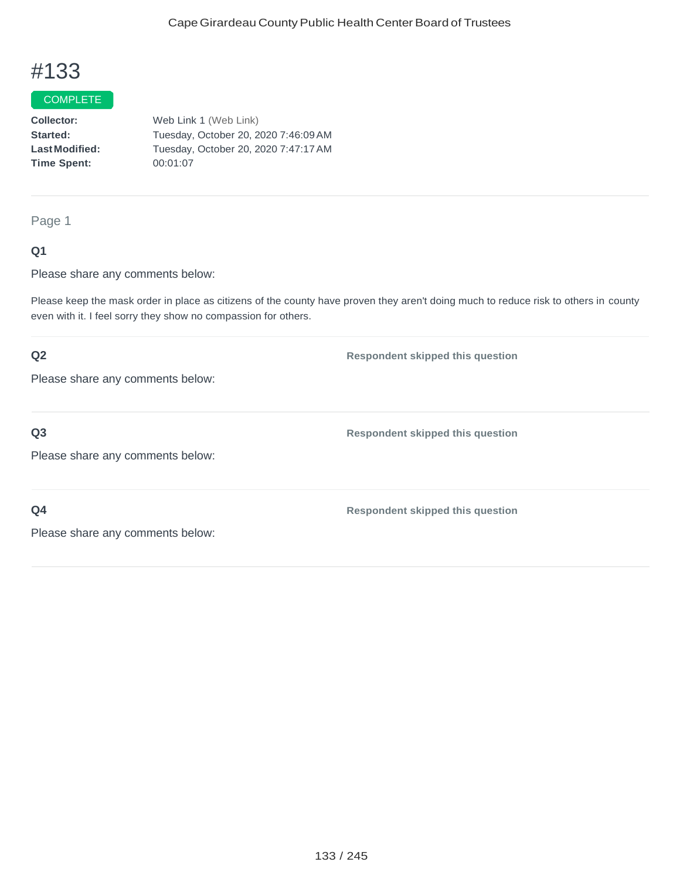# #133

COMPLETE

**Collector:** Web Link 1 (Web Link)
**Started:** Tuesday, October 20, 2020 7:46:09 AM
**Last Modified:** Tuesday, October 20, 2020 7:47:17 AM
**Time Spent:** 00:01:07

---

Page 1

### Q1

Please share any comments below:

Please keep the mask order in place as citizens of the county have proven they aren't doing much to reduce risk to others in county even with it. I feel sorry they show no compassion for others.

### Q2

**Respondent skipped this question**

Please share any comments below:

### Q3

**Respondent skipped this question**

Please share any comments below:

### Q4

**Respondent skipped this question**

Please share any comments below: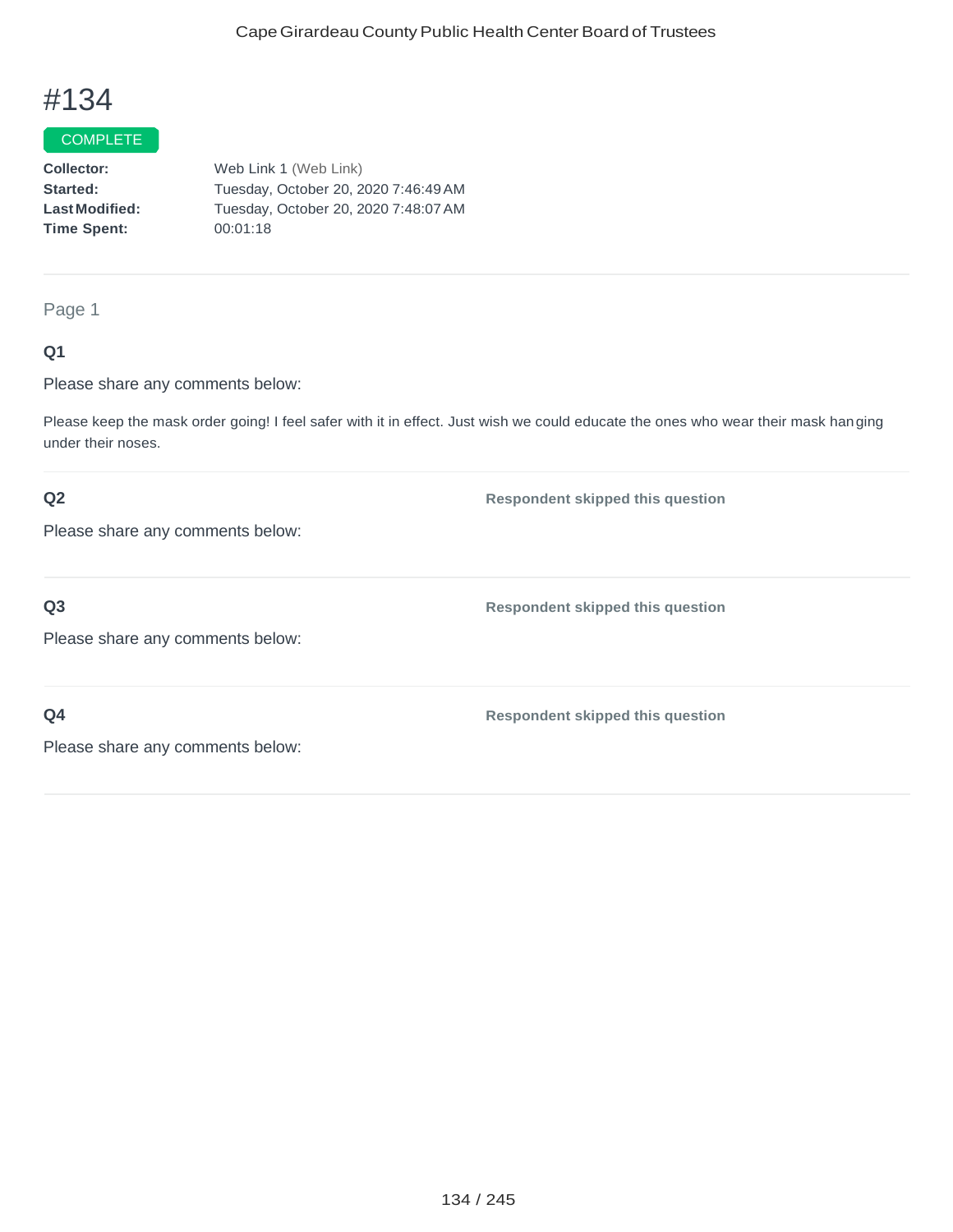# #134

COMPLETE

**Collector:** Web Link 1 (Web Link)
**Started:** Tuesday, October 20, 2020 7:46:49 AM
**Last Modified:** Tuesday, October 20, 2020 7:48:07 AM
**Time Spent:** 00:01:18

---

Page 1

**Q1**

Please share any comments below:

Please keep the mask order going! I feel safer with it in effect. Just wish we could educate the ones who wear their mask hanging under their noses.

---

**Q2**

Please share any comments below:

**Respondent skipped this question**

---

**Q3**

Please share any comments below:

**Respondent skipped this question**

---

**Q4**

Please share any comments below:

**Respondent skipped this question**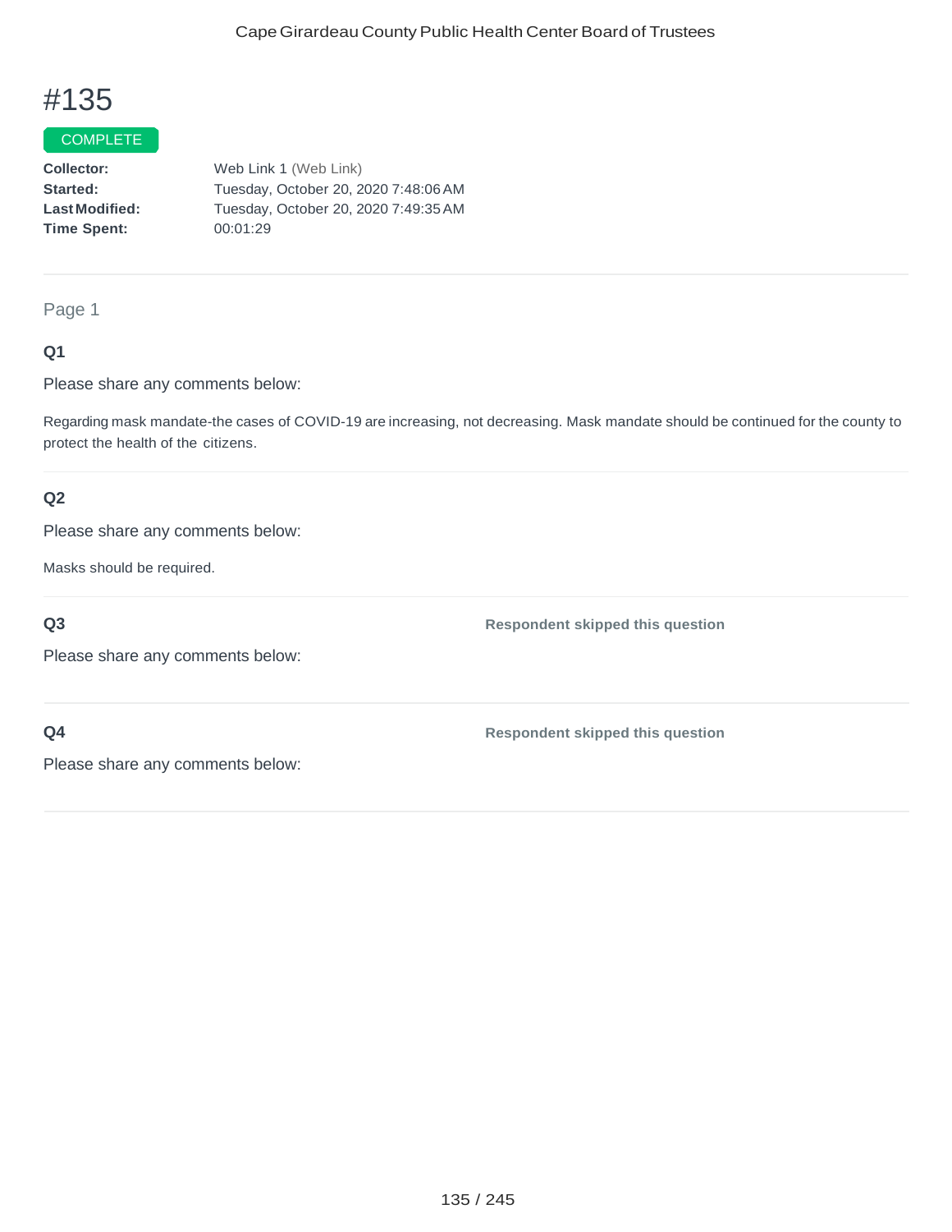# #135

COMPLETE

**Collector:** Web Link 1 (Web Link)
**Started:** Tuesday, October 20, 2020 7:48:06 AM
**Last Modified:** Tuesday, October 20, 2020 7:49:35 AM
**Time Spent:** 00:01:29

---

Page 1

**Q1**

Please share any comments below:

Regarding mask mandate-the cases of COVID-19 are increasing, not decreasing. Mask mandate should be continued for the county to protect the health of the citizens.

---

**Q2**

Please share any comments below:

Masks should be required.

---

**Q3**

Please share any comments below:

**Respondent skipped this question**

---

**Q4**

Please share any comments below:

**Respondent skipped this question**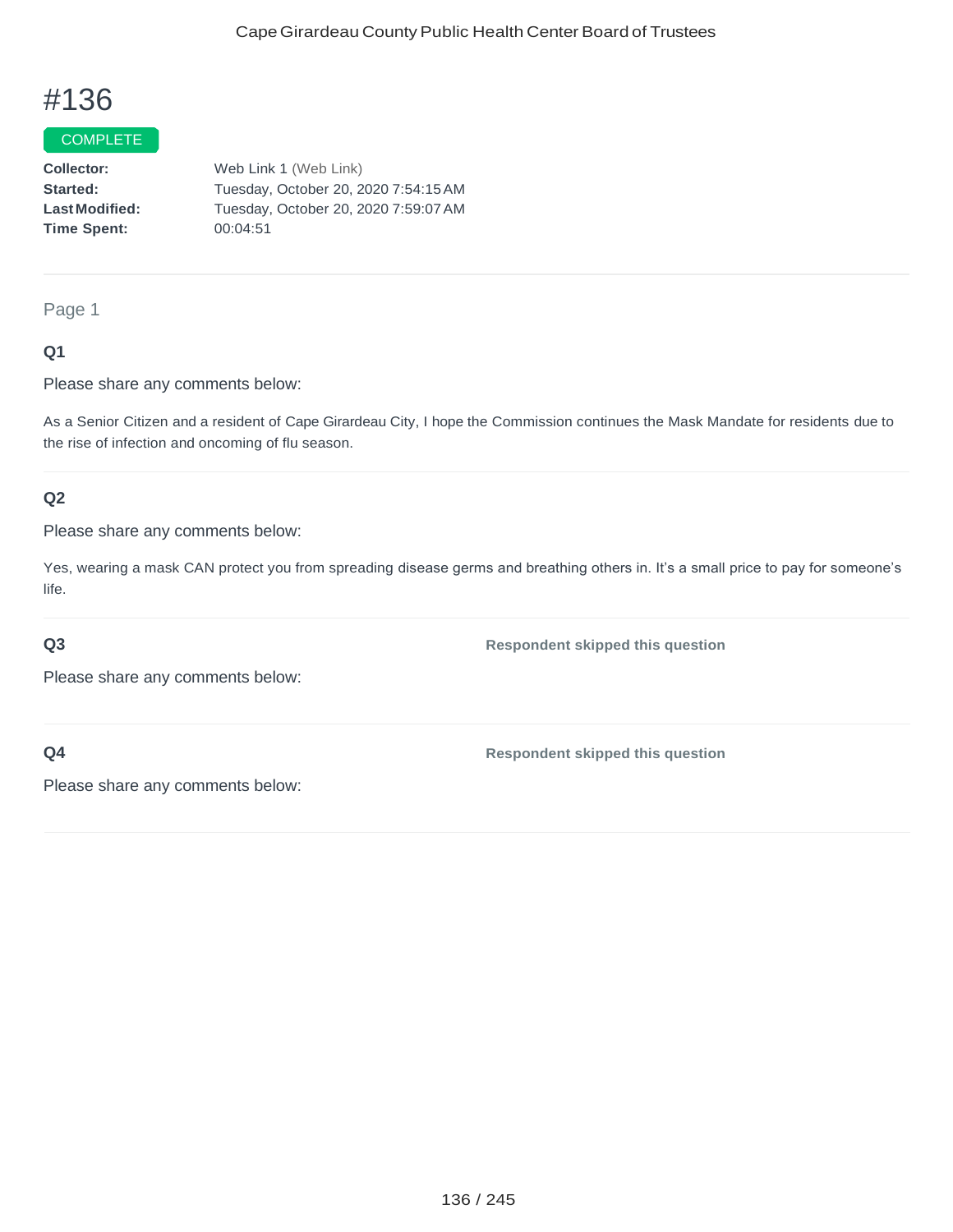# #136

COMPLETE

**Collector:** Web Link 1 (Web Link)
**Started:** Tuesday, October 20, 2020 7:54:15 AM
**Last Modified:** Tuesday, October 20, 2020 7:59:07 AM
**Time Spent:** 00:04:51

---

Page 1

### Q1

Please share any comments below:

As a Senior Citizen and a resident of Cape Girardeau City, I hope the Commission continues the Mask Mandate for residents due to the rise of infection and oncoming of flu season.

---

### Q2

Please share any comments below:

Yes, wearing a mask CAN protect you from spreading disease germs and breathing others in. It's a small price to pay for someone's life.

---

### Q3

Please share any comments below:

**Respondent skipped this question**

---

### Q4

Please share any comments below:

**Respondent skipped this question**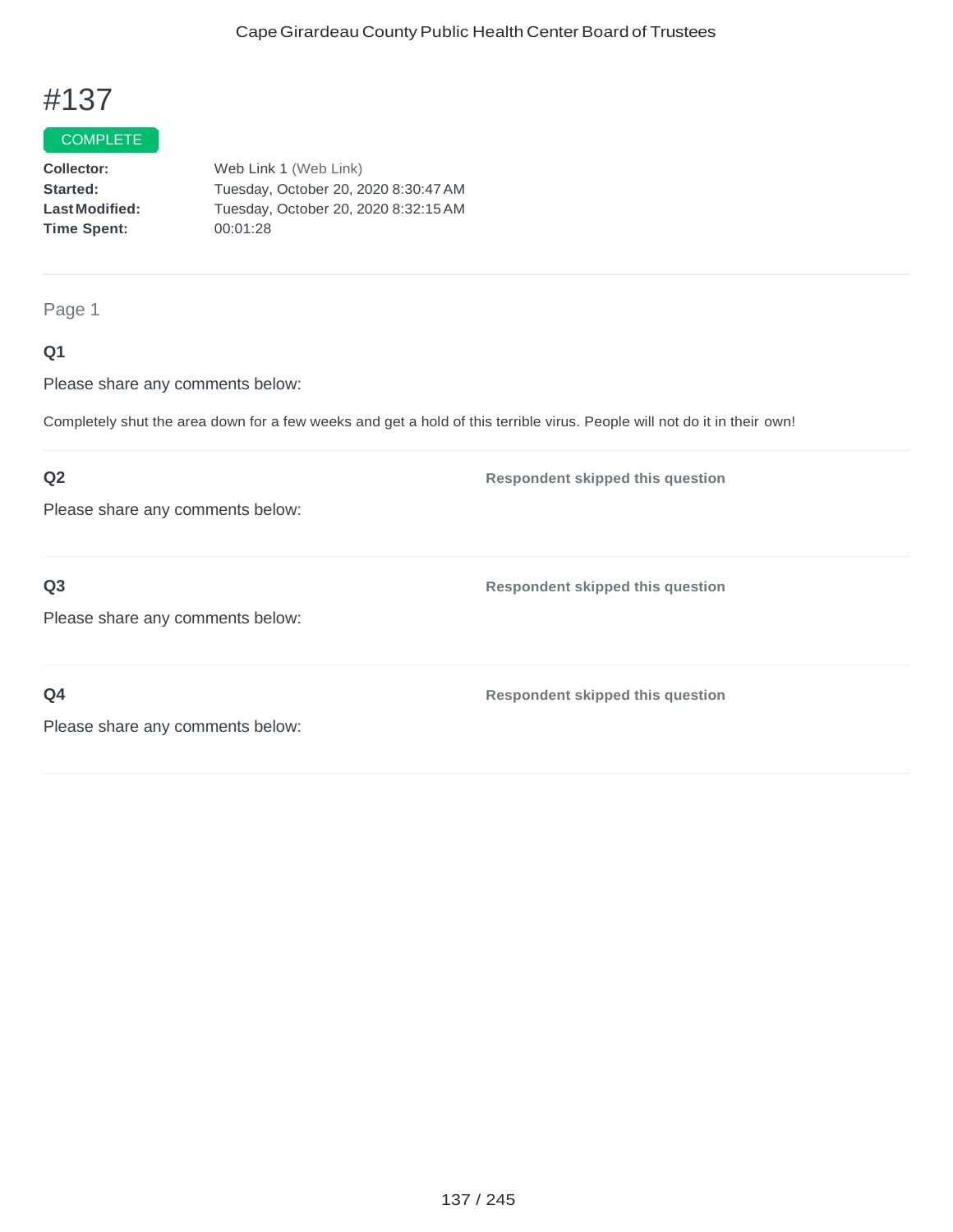# #137

COMPLETE

**Collector:** Web Link 1 (Web Link)
**Started:** Tuesday, October 20, 2020 8:30:47 AM
**Last Modified:** Tuesday, October 20, 2020 8:32:15 AM
**Time Spent:** 00:01:28

---

Page 1

**Q1**

Please share any comments below:

Completely shut the area down for a few weeks and get a hold of this terrible virus. People will not do it in their own!

---

**Q2**

Please share any comments below:

**Respondent skipped this question**

---

**Q3**

Please share any comments below:

**Respondent skipped this question**

---

**Q4**

Please share any comments below:

**Respondent skipped this question**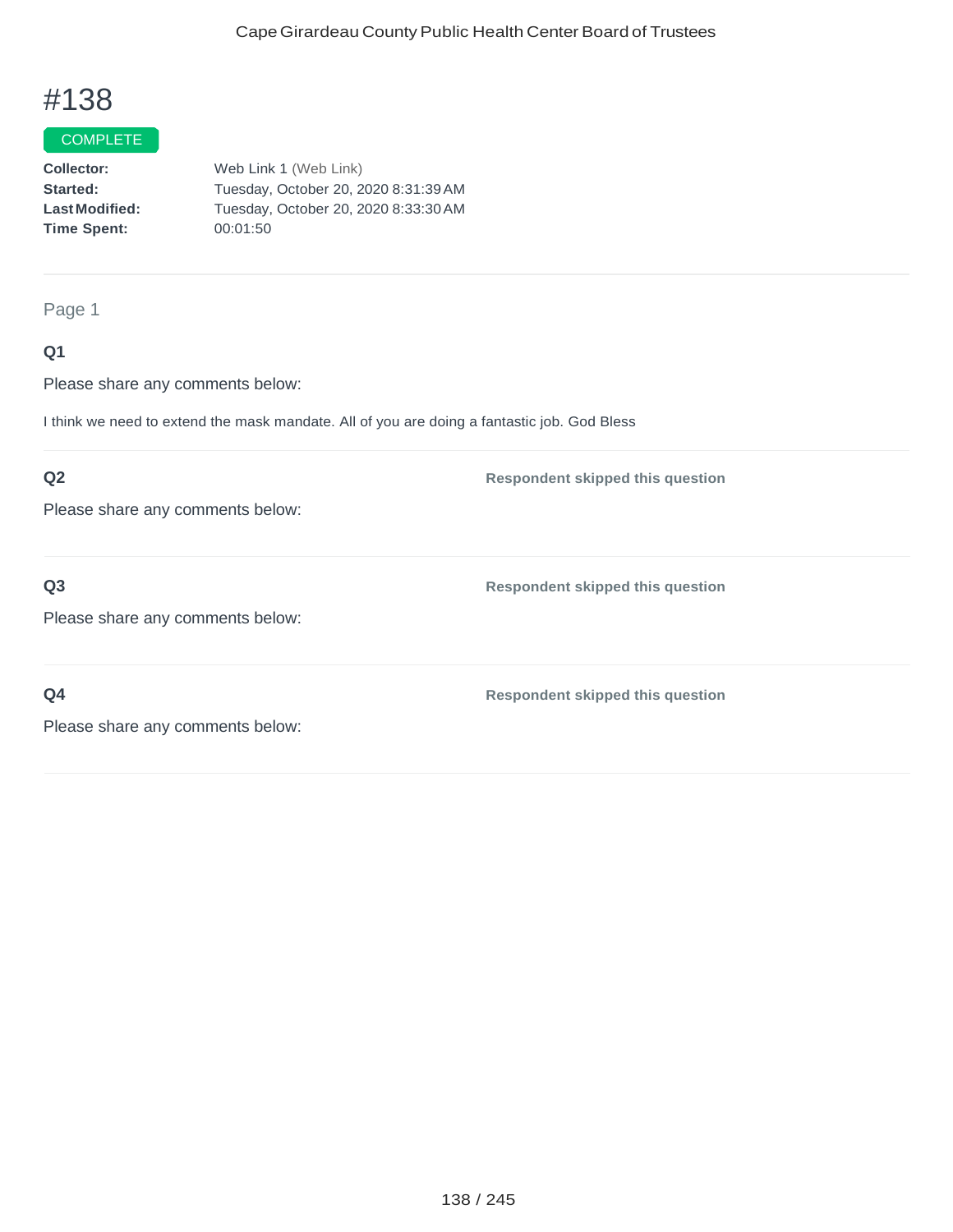# #138

COMPLETE

**Collector:** Web Link 1 (Web Link)
**Started:** Tuesday, October 20, 2020 8:31:39 AM
**Last Modified:** Tuesday, October 20, 2020 8:33:30 AM
**Time Spent:** 00:01:50

---

Page 1

**Q1**

Please share any comments below:

I think we need to extend the mask mandate. All of you are doing a fantastic job. God Bless

---

**Q2**

Please share any comments below:

**Respondent skipped this question**

---

**Q3**

Please share any comments below:

**Respondent skipped this question**

---

**Q4**

Please share any comments below:

**Respondent skipped this question**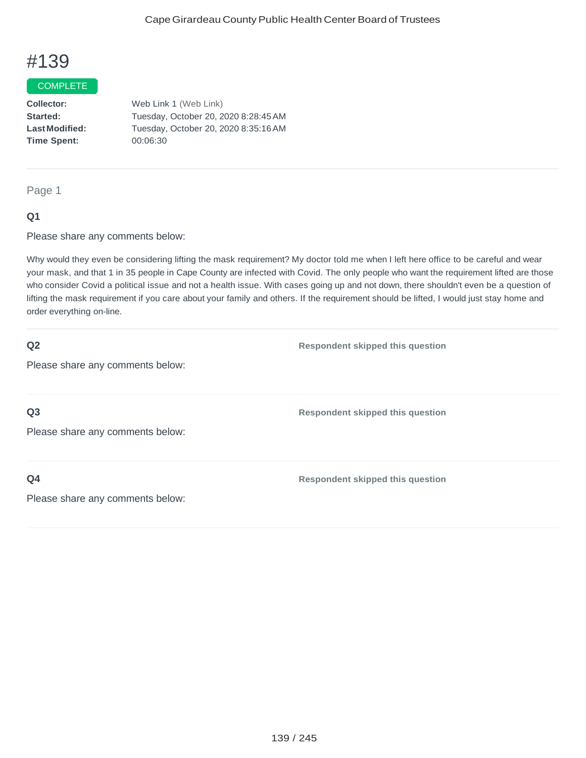# #139

COMPLETE

**Collector:** Web Link 1 (Web Link)
**Started:** Tuesday, October 20, 2020 8:28:45 AM
**Last Modified:** Tuesday, October 20, 2020 8:35:16 AM
**Time Spent:** 00:06:30

---

Page 1

**Q1**

Please share any comments below:

Why would they even be considering lifting the mask requirement? My doctor told me when I left here office to be careful and wear your mask, and that 1 in 35 people in Cape County are infected with Covid. The only people who want the requirement lifted are those who consider Covid a political issue and not a health issue. With cases going up and not down, there shouldn't even be a question of lifting the mask requirement if you care about your family and others. If the requirement should be lifted, I would just stay home and order everything on-line.

---

**Q2**

Please share any comments below:

**Respondent skipped this question**

---

**Q3**

Please share any comments below:

**Respondent skipped this question**

---

**Q4**

Please share any comments below:

**Respondent skipped this question**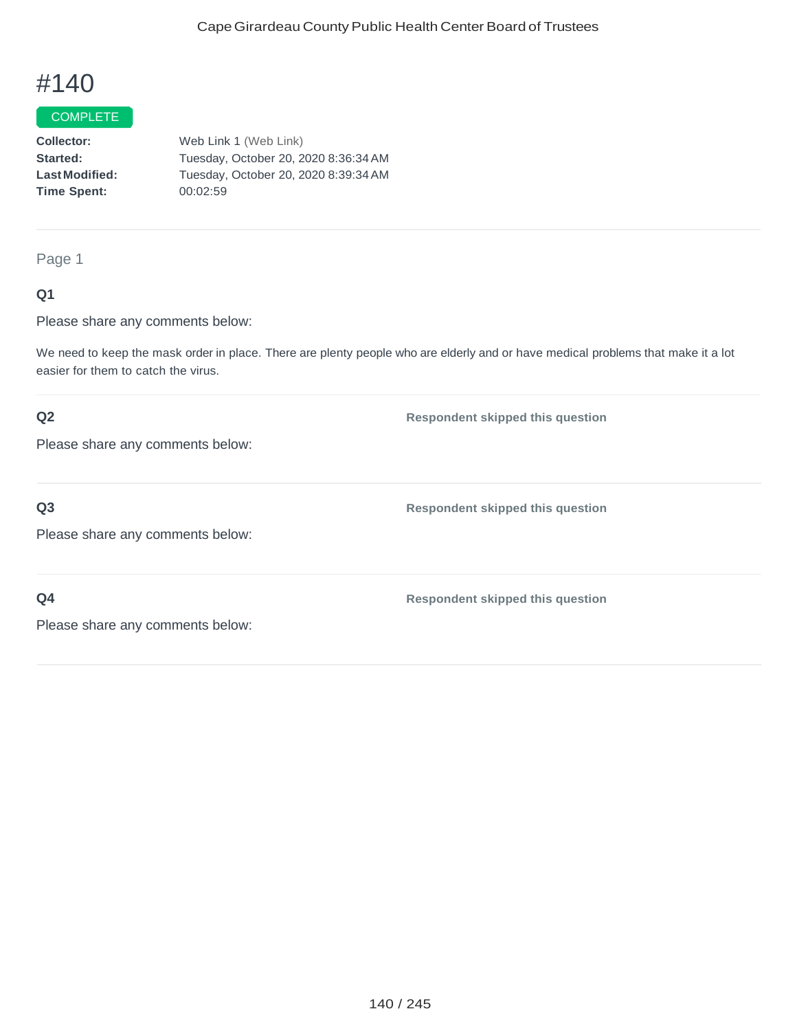# #140

COMPLETE

**Collector:** Web Link 1 (Web Link)
**Started:** Tuesday, October 20, 2020 8:36:34 AM
**Last Modified:** Tuesday, October 20, 2020 8:39:34 AM
**Time Spent:** 00:02:59

---

Page 1

**Q1**

Please share any comments below:

We need to keep the mask order in place. There are plenty people who are elderly and or have medical problems that make it a lot easier for them to catch the virus.

---

**Q2**

Please share any comments below:

**Respondent skipped this question**

---

**Q3**

Please share any comments below:

**Respondent skipped this question**

---

**Q4**

Please share any comments below:

**Respondent skipped this question**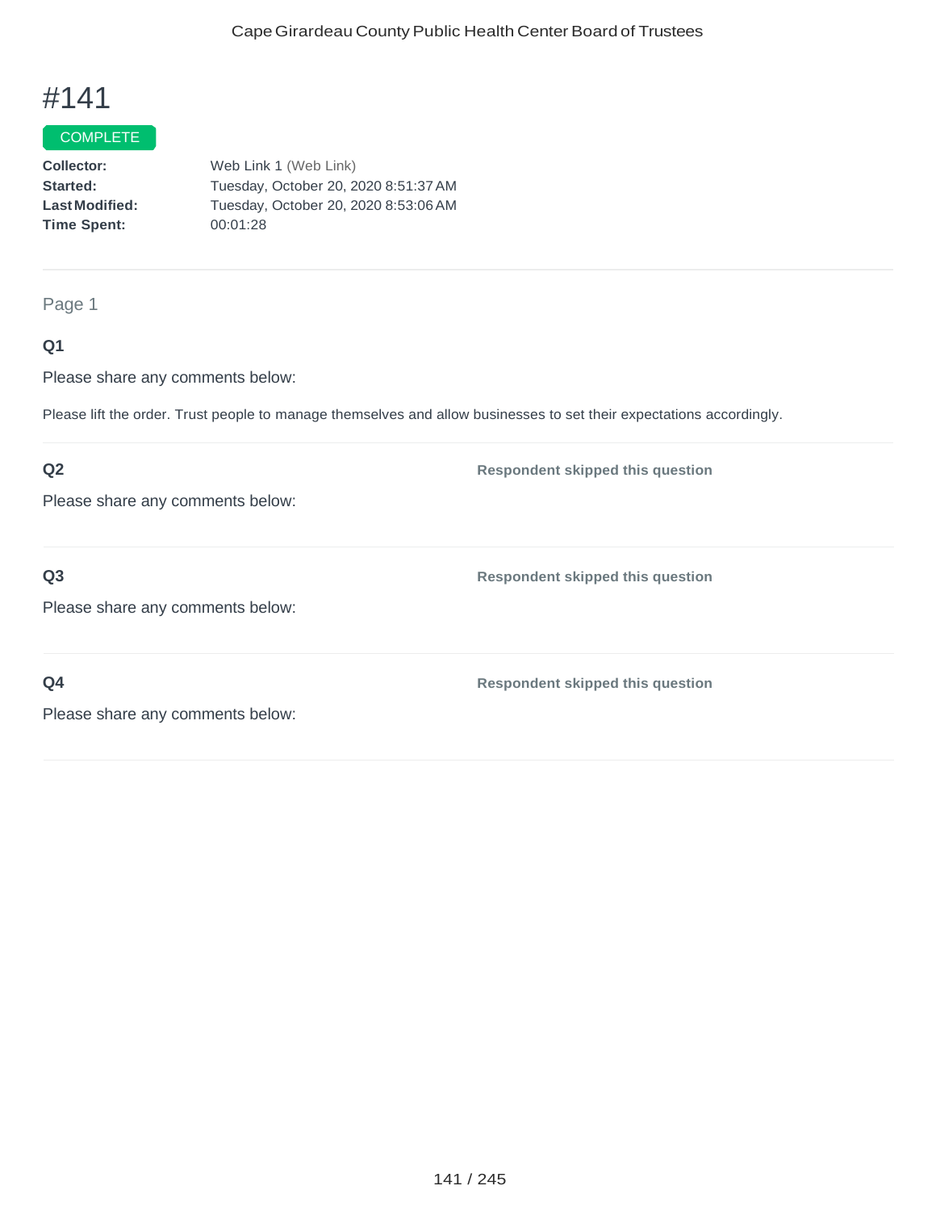# #141

COMPLETE

**Collector:** Web Link 1 (Web Link)
**Started:** Tuesday, October 20, 2020 8:51:37 AM
**Last Modified:** Tuesday, October 20, 2020 8:53:06 AM
**Time Spent:** 00:01:28

---

Page 1

**Q1**

Please share any comments below:

Please lift the order. Trust people to manage themselves and allow businesses to set their expectations accordingly.

---

**Q2** — **Respondent skipped this question**

Please share any comments below:

---

**Q3** — **Respondent skipped this question**

Please share any comments below:

---

**Q4** — **Respondent skipped this question**

Please share any comments below: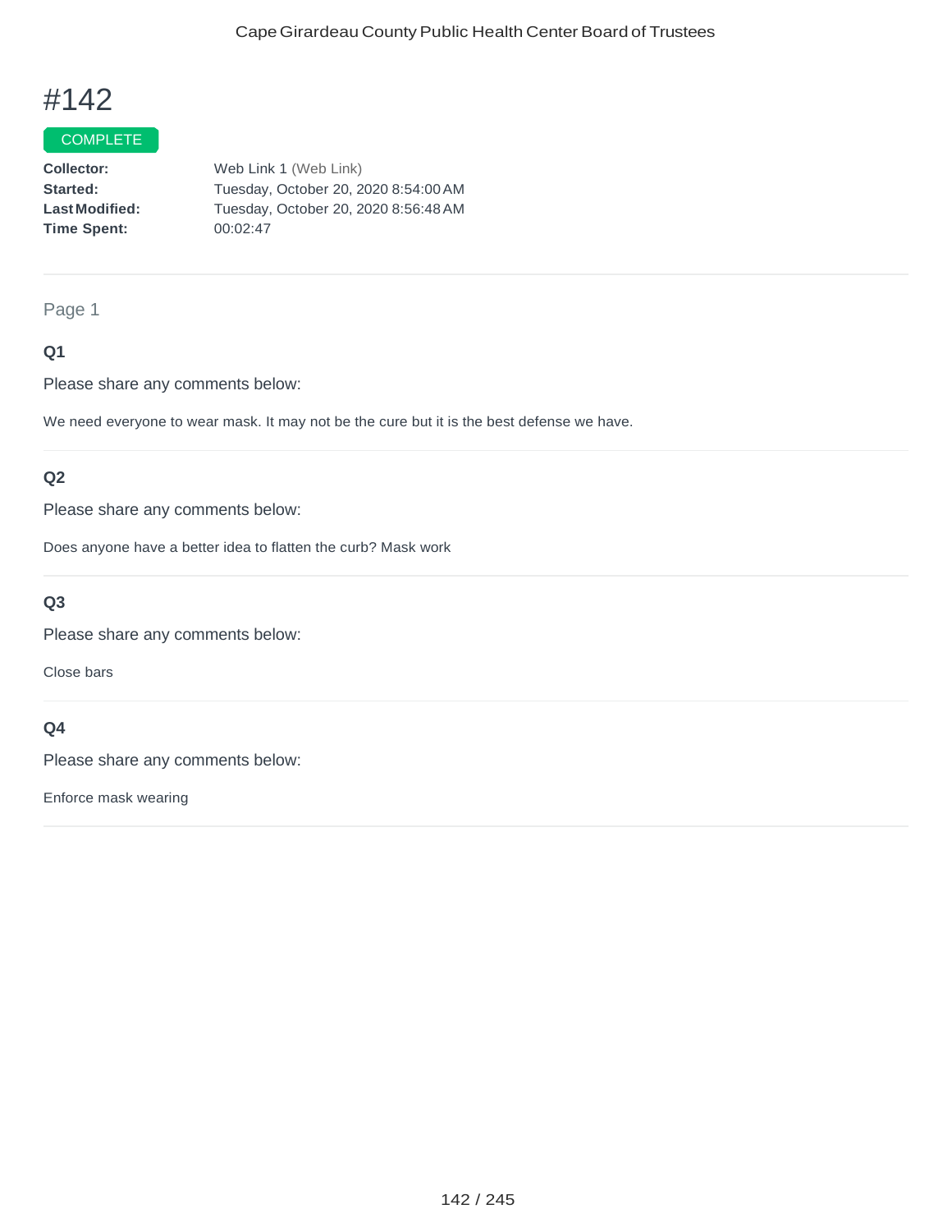# #142

COMPLETE

**Collector:** Web Link 1 (Web Link)
**Started:** Tuesday, October 20, 2020 8:54:00 AM
**Last Modified:** Tuesday, October 20, 2020 8:56:48 AM
**Time Spent:** 00:02:47

---

Page 1

### Q1

Please share any comments below:

We need everyone to wear mask. It may not be the cure but it is the best defense we have.

---

### Q2

Please share any comments below:

Does anyone have a better idea to flatten the curb? Mask work

---

### Q3

Please share any comments below:

Close bars

---

### Q4

Please share any comments below:

Enforce mask wearing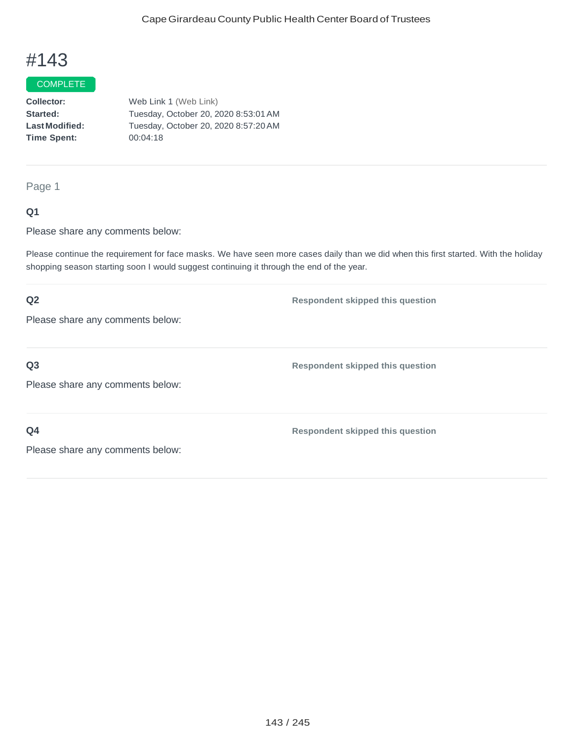# #143

COMPLETE

**Collector:** Web Link 1 (Web Link)
**Started:** Tuesday, October 20, 2020 8:53:01 AM
**Last Modified:** Tuesday, October 20, 2020 8:57:20 AM
**Time Spent:** 00:04:18

---

Page 1

**Q1**

Please share any comments below:

Please continue the requirement for face masks. We have seen more cases daily than we did when this first started. With the holiday shopping season starting soon I would suggest continuing it through the end of the year.

---

**Q2**

Please share any comments below:

**Respondent skipped this question**

---

**Q3**

Please share any comments below:

**Respondent skipped this question**

---

**Q4**

Please share any comments below:

**Respondent skipped this question**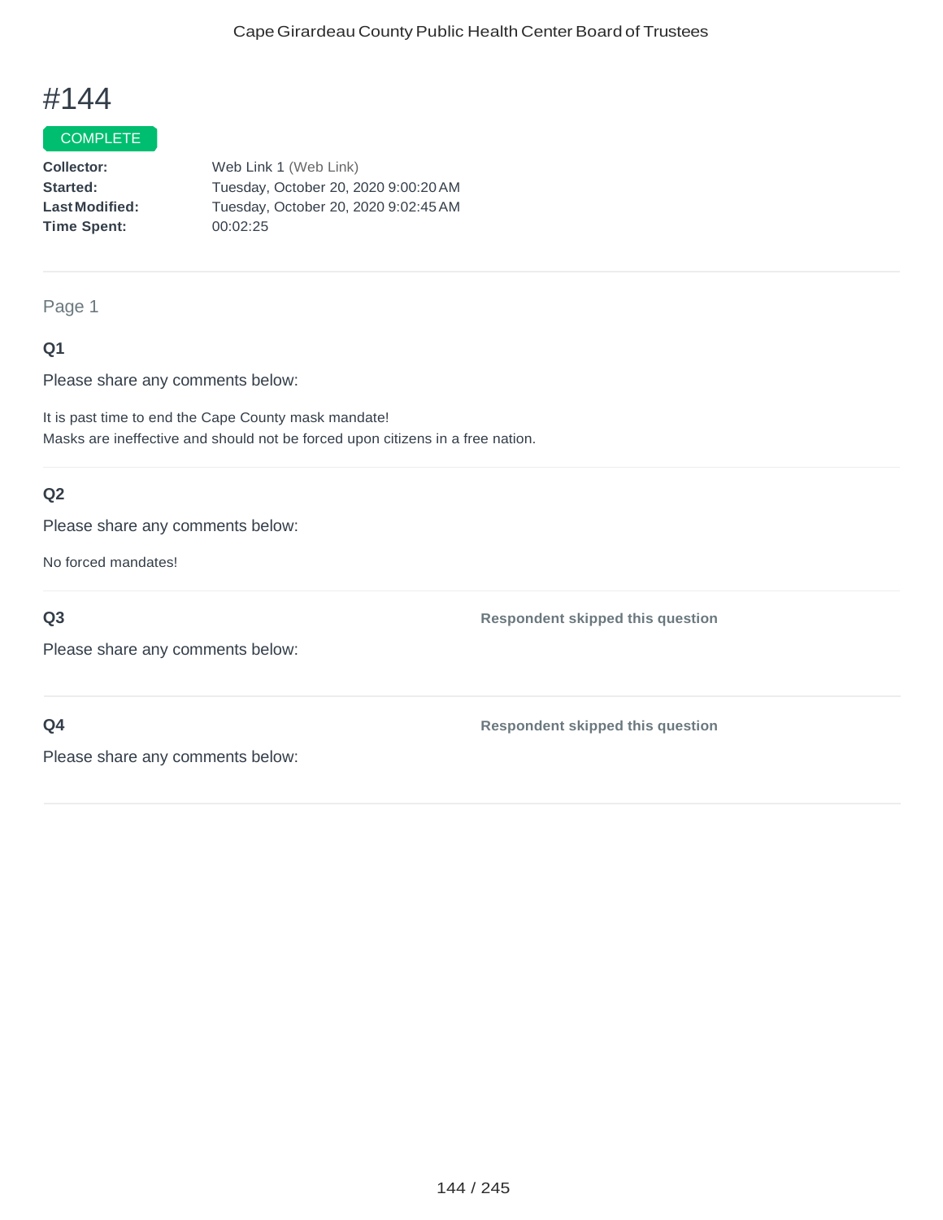# #144

COMPLETE

**Collector:** Web Link 1 (Web Link)
**Started:** Tuesday, October 20, 2020 9:00:20 AM
**Last Modified:** Tuesday, October 20, 2020 9:02:45 AM
**Time Spent:** 00:02:25

---

Page 1

**Q1**

Please share any comments below:

It is past time to end the Cape County mask mandate!
Masks are ineffective and should not be forced upon citizens in a free nation.

---

**Q2**

Please share any comments below:

No forced mandates!

---

**Q3** **Respondent skipped this question**

Please share any comments below:

---

**Q4** **Respondent skipped this question**

Please share any comments below: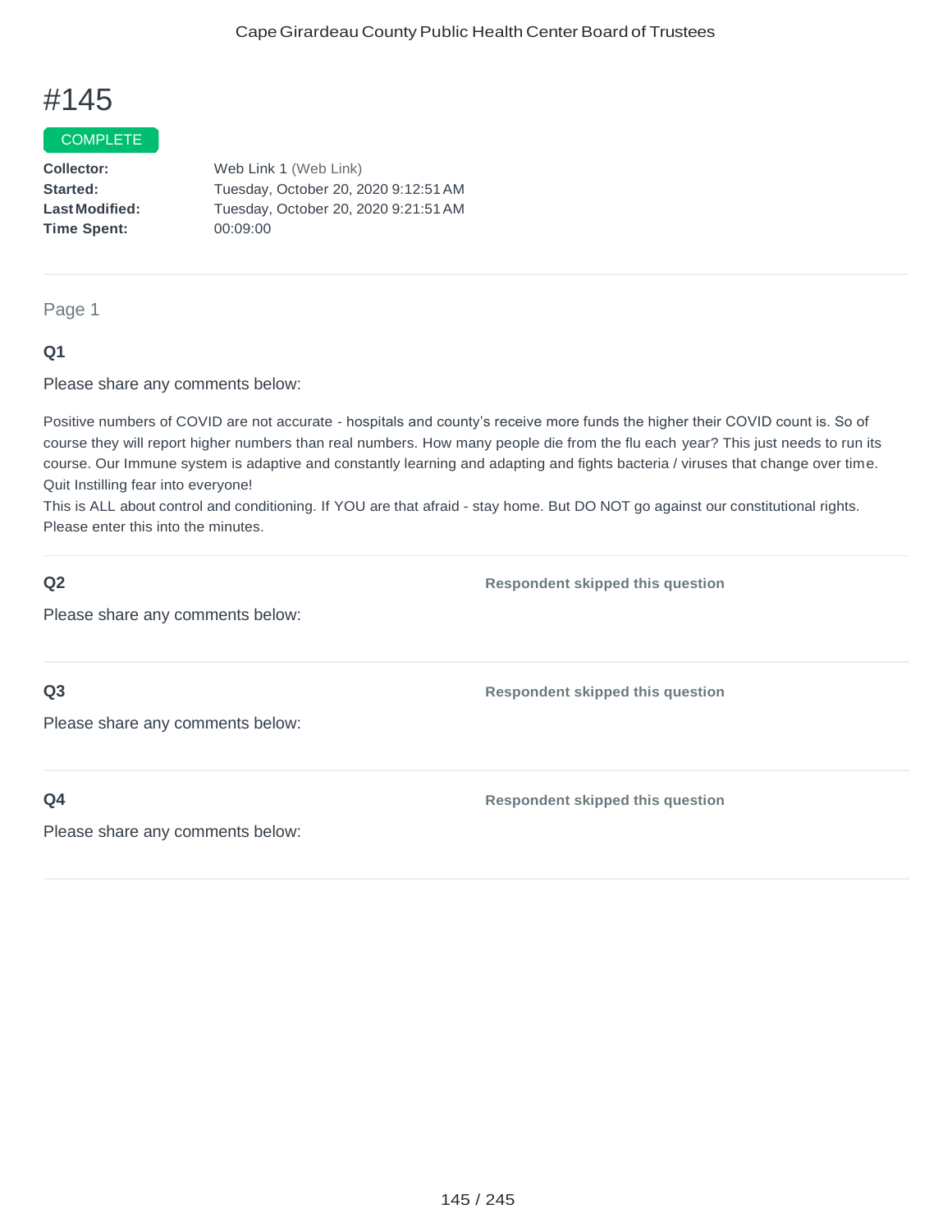# #145

COMPLETE

**Collector:** Web Link 1 (Web Link)
**Started:** Tuesday, October 20, 2020 9:12:51 AM
**Last Modified:** Tuesday, October 20, 2020 9:21:51 AM
**Time Spent:** 00:09:00

---

Page 1

**Q1**

Please share any comments below:

Positive numbers of COVID are not accurate - hospitals and county's receive more funds the higher their COVID count is. So of course they will report higher numbers than real numbers. How many people die from the flu each year? This just needs to run its course. Our Immune system is adaptive and constantly learning and adapting and fights bacteria / viruses that change over time. Quit Instilling fear into everyone!
This is ALL about control and conditioning. If YOU are that afraid - stay home. But DO NOT go against our constitutional rights. Please enter this into the minutes.

---

**Q2**

Please share any comments below:

**Respondent skipped this question**

---

**Q3**

Please share any comments below:

**Respondent skipped this question**

---

**Q4**

Please share any comments below:

**Respondent skipped this question**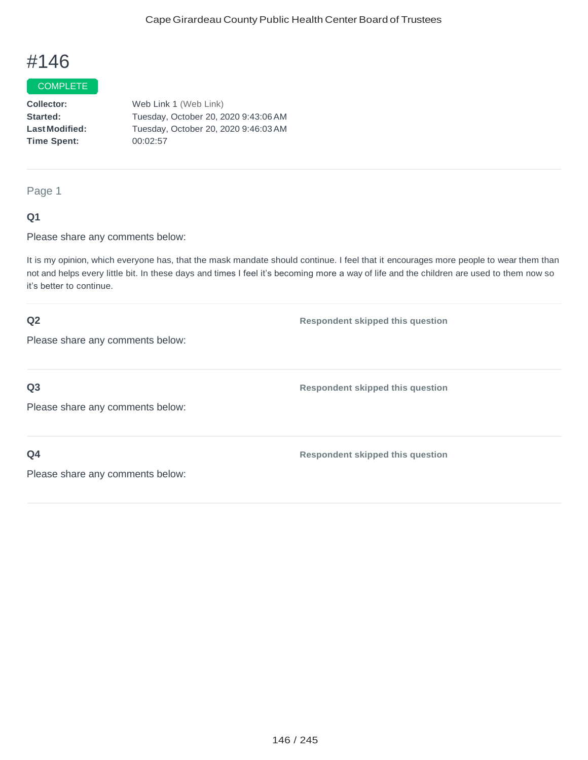# #146

COMPLETE

**Collector:** Web Link 1 (Web Link)
**Started:** Tuesday, October 20, 2020 9:43:06 AM
**Last Modified:** Tuesday, October 20, 2020 9:46:03 AM
**Time Spent:** 00:02:57

Page 1

**Q1**

Please share any comments below:

It is my opinion, which everyone has, that the mask mandate should continue. I feel that it encourages more people to wear them than not and helps every little bit. In these days and times I feel it's becoming more a way of life and the children are used to them now so it's better to continue.

**Q2**

Please share any comments below:

**Respondent skipped this question**

**Q3**

Please share any comments below:

**Respondent skipped this question**

**Q4**

Please share any comments below:

**Respondent skipped this question**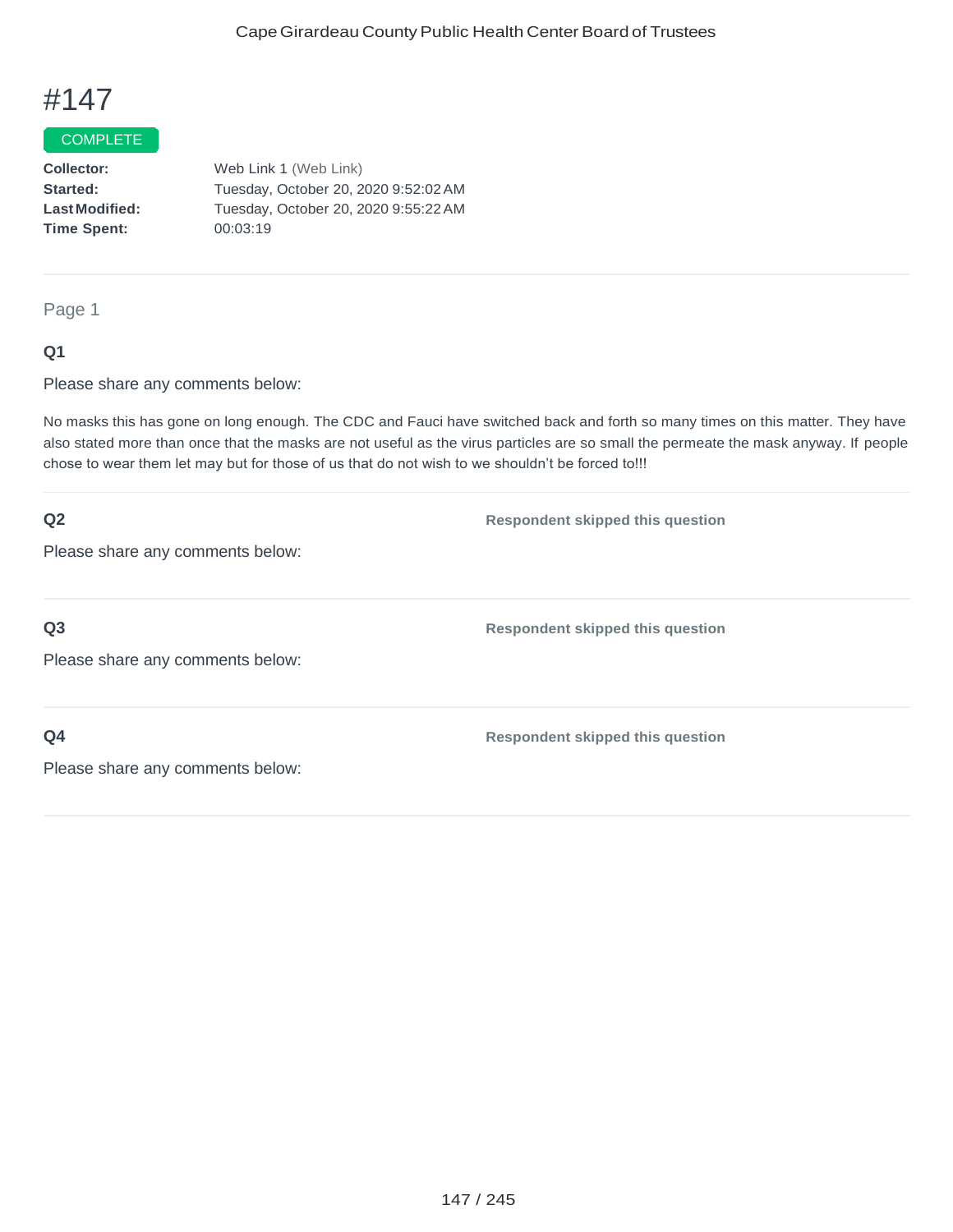# #147

COMPLETE

**Collector:** Web Link 1 (Web Link)
**Started:** Tuesday, October 20, 2020 9:52:02 AM
**Last Modified:** Tuesday, October 20, 2020 9:55:22 AM
**Time Spent:** 00:03:19

---

Page 1

**Q1**

Please share any comments below:

No masks this has gone on long enough. The CDC and Fauci have switched back and forth so many times on this matter. They have also stated more than once that the masks are not useful as the virus particles are so small the permeate the mask anyway. If people chose to wear them let may but for those of us that do not wish to we shouldn't be forced to!!!

---

**Q2** — **Respondent skipped this question**

Please share any comments below:

---

**Q3** — **Respondent skipped this question**

Please share any comments below:

---

**Q4** — **Respondent skipped this question**

Please share any comments below: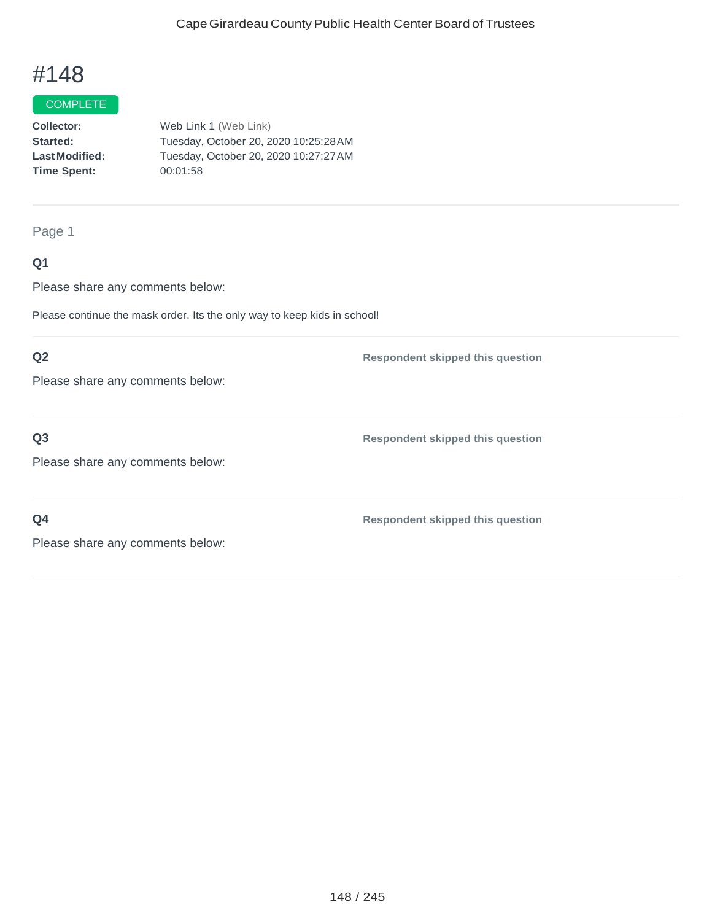# #148

COMPLETE

**Collector:** Web Link 1 (Web Link)
**Started:** Tuesday, October 20, 2020 10:25:28 AM
**Last Modified:** Tuesday, October 20, 2020 10:27:27 AM
**Time Spent:** 00:01:58

Page 1

**Q1**

Please share any comments below:

Please continue the mask order. Its the only way to keep kids in school!

**Q2**

Please share any comments below:

**Respondent skipped this question**

**Q3**

Please share any comments below:

**Respondent skipped this question**

**Q4**

Please share any comments below:

**Respondent skipped this question**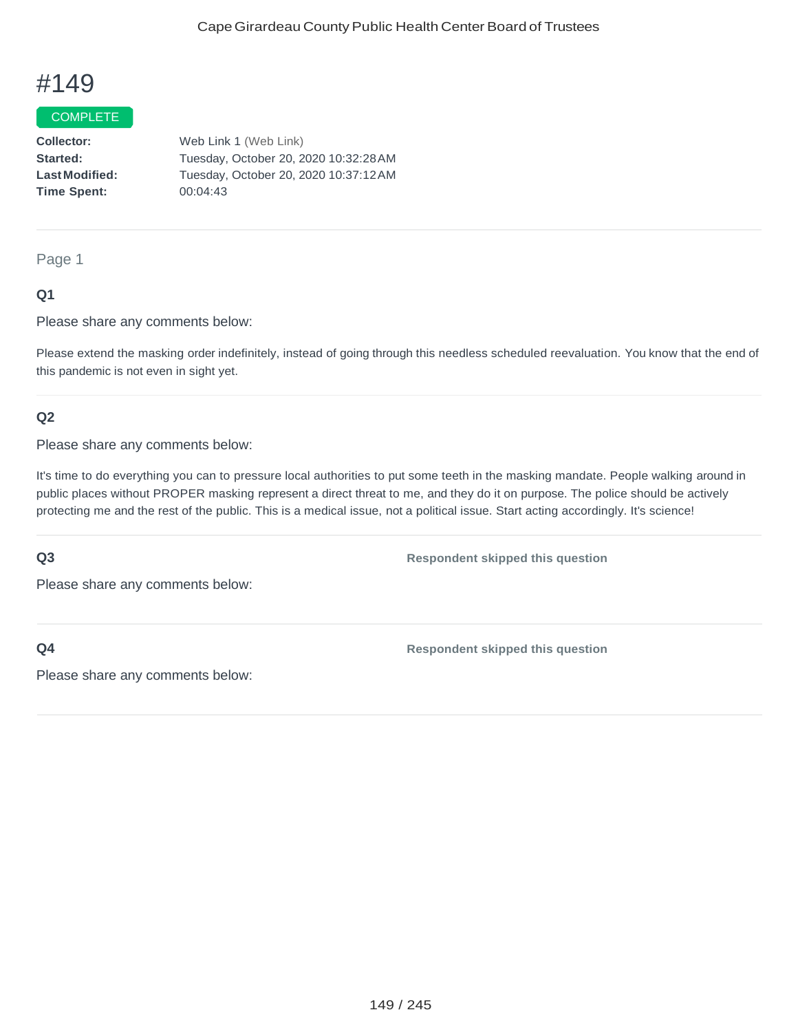# #149

COMPLETE

**Collector:** Web Link 1 (Web Link)
**Started:** Tuesday, October 20, 2020 10:32:28 AM
**Last Modified:** Tuesday, October 20, 2020 10:37:12 AM
**Time Spent:** 00:04:43

---

Page 1

**Q1**

Please share any comments below:

Please extend the masking order indefinitely, instead of going through this needless scheduled reevaluation. You know that the end of this pandemic is not even in sight yet.

---

**Q2**

Please share any comments below:

It's time to do everything you can to pressure local authorities to put some teeth in the masking mandate. People walking around in public places without PROPER masking represent a direct threat to me, and they do it on purpose. The police should be actively protecting me and the rest of the public. This is a medical issue, not a political issue. Start acting accordingly. It's science!

---

**Q3** — Respondent skipped this question

Please share any comments below:

---

**Q4** — Respondent skipped this question

Please share any comments below: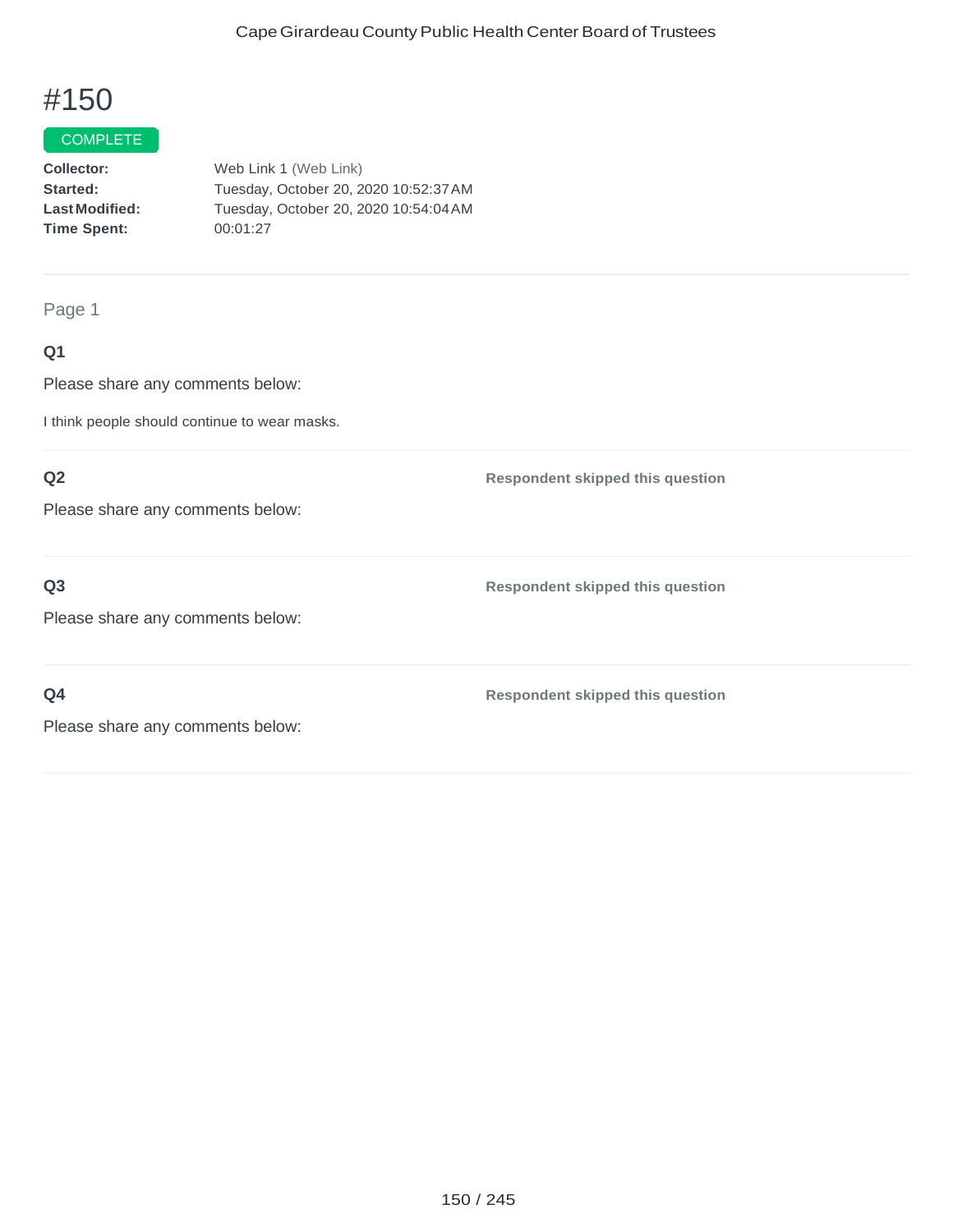# #150

COMPLETE

**Collector:** Web Link 1 (Web Link)
**Started:** Tuesday, October 20, 2020 10:52:37 AM
**Last Modified:** Tuesday, October 20, 2020 10:54:04 AM
**Time Spent:** 00:01:27

---

Page 1

**Q1**

Please share any comments below:

I think people should continue to wear masks.

---

**Q2**

Please share any comments below:

**Respondent skipped this question**

---

**Q3**

Please share any comments below:

**Respondent skipped this question**

---

**Q4**

Please share any comments below:

**Respondent skipped this question**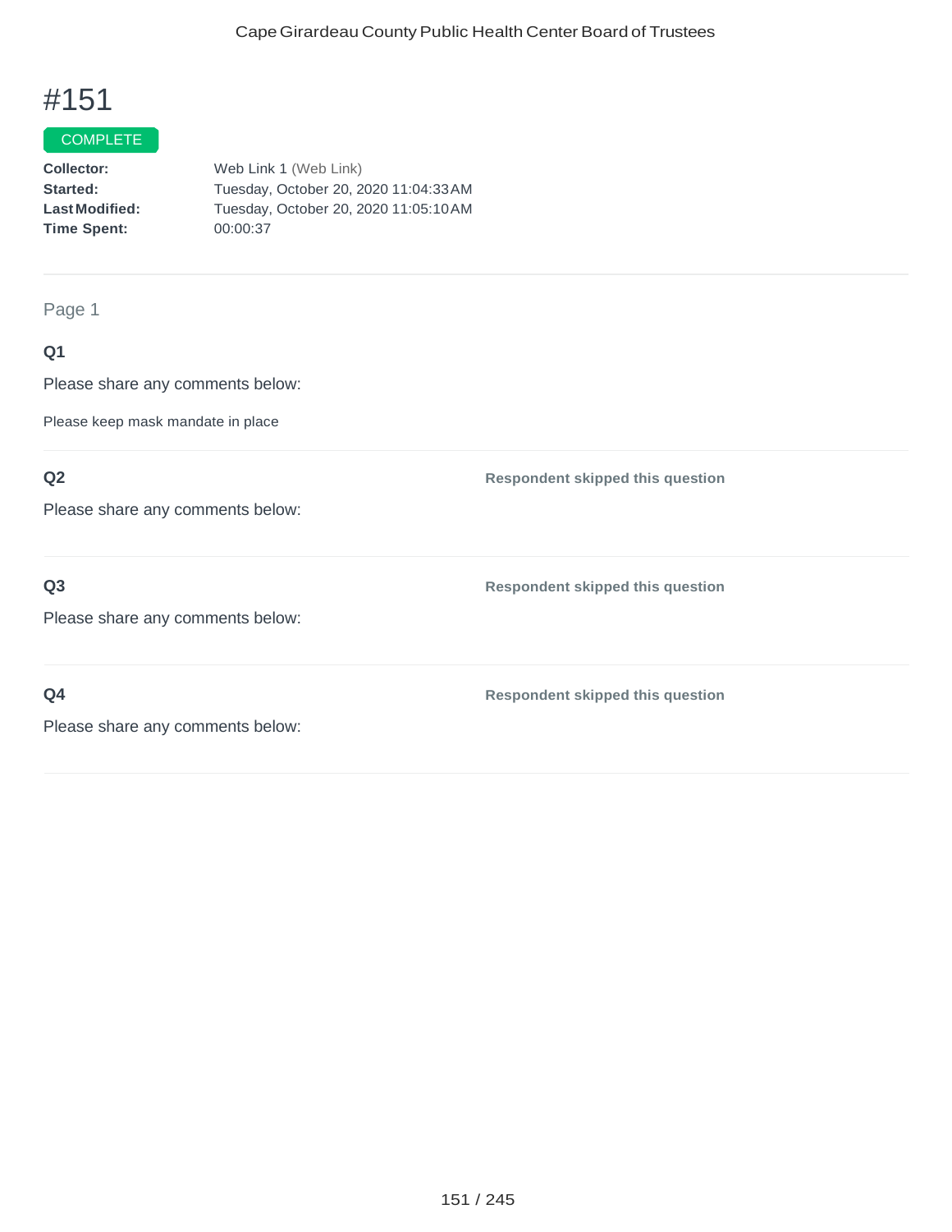# #151

COMPLETE

**Collector:** Web Link 1 (Web Link)
**Started:** Tuesday, October 20, 2020 11:04:33 AM
**Last Modified:** Tuesday, October 20, 2020 11:05:10 AM
**Time Spent:** 00:00:37

---

Page 1

**Q1**

Please share any comments below:

Please keep mask mandate in place

**Q2**

Please share any comments below:

**Respondent skipped this question**

**Q3**

Please share any comments below:

**Respondent skipped this question**

**Q4**

Please share any comments below:

**Respondent skipped this question**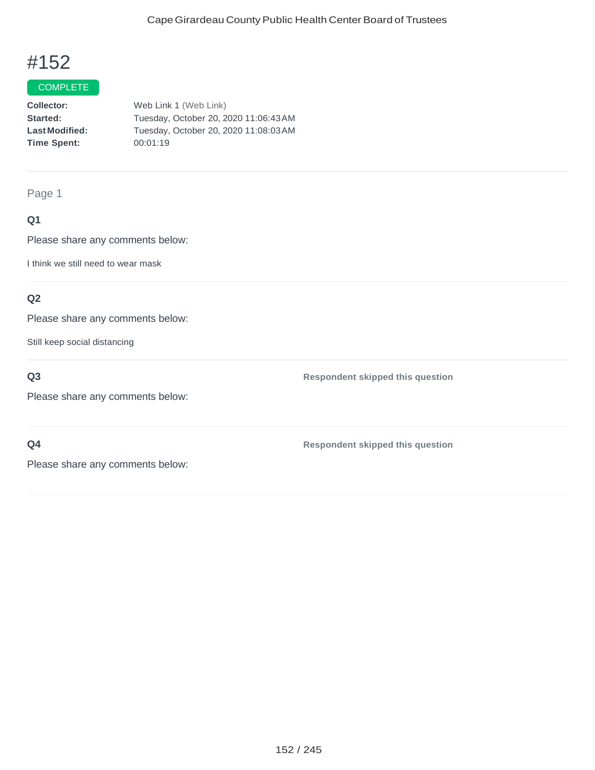# #152

COMPLETE

**Collector:** Web Link 1 (Web Link)
**Started:** Tuesday, October 20, 2020 11:06:43 AM
**Last Modified:** Tuesday, October 20, 2020 11:08:03 AM
**Time Spent:** 00:01:19

---

Page 1

**Q1**

Please share any comments below:

I think we still need to wear mask

---

**Q2**

Please share any comments below:

Still keep social distancing

---

**Q3**

Please share any comments below:

**Respondent skipped this question**

---

**Q4**

Please share any comments below:

**Respondent skipped this question**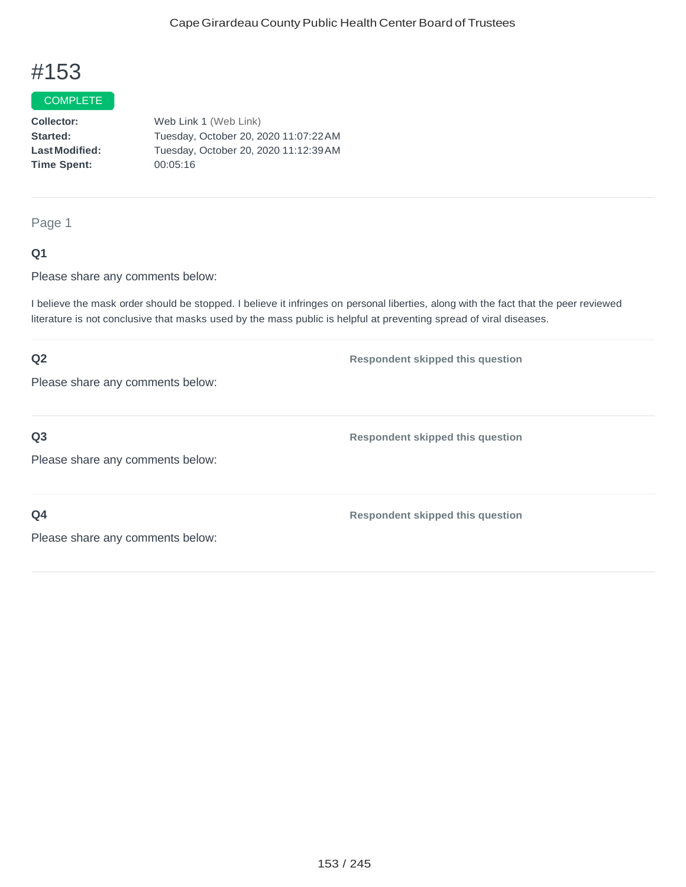# #153

COMPLETE

**Collector:** Web Link 1 (Web Link)
**Started:** Tuesday, October 20, 2020 11:07:22 AM
**Last Modified:** Tuesday, October 20, 2020 11:12:39 AM
**Time Spent:** 00:05:16

---

Page 1

**Q1**

Please share any comments below:

I believe the mask order should be stopped. I believe it infringes on personal liberties, along with the fact that the peer reviewed literature is not conclusive that masks used by the mass public is helpful at preventing spread of viral diseases.

---

**Q2** — **Respondent skipped this question**

Please share any comments below:

---

**Q3** — **Respondent skipped this question**

Please share any comments below:

---

**Q4** — **Respondent skipped this question**

Please share any comments below: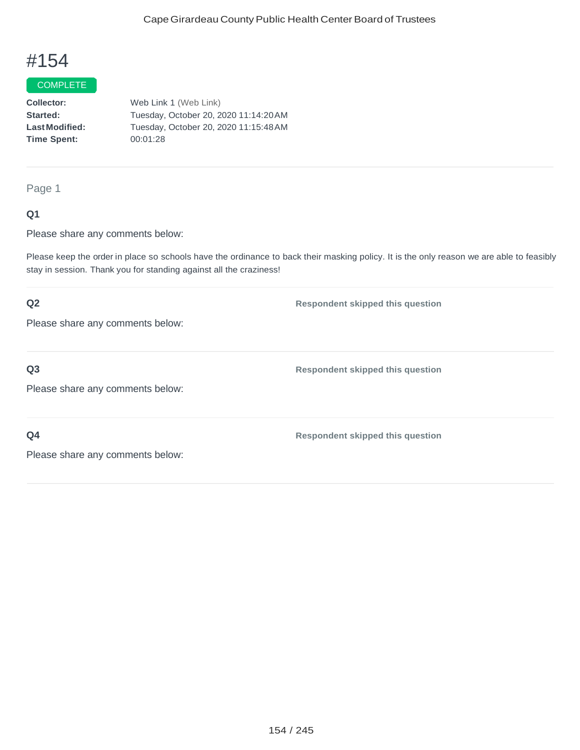# #154

COMPLETE

**Collector:** Web Link 1 (Web Link)
**Started:** Tuesday, October 20, 2020 11:14:20 AM
**Last Modified:** Tuesday, October 20, 2020 11:15:48 AM
**Time Spent:** 00:01:28

---

Page 1

**Q1**

Please share any comments below:

Please keep the order in place so schools have the ordinance to back their masking policy. It is the only reason we are able to feasibly stay in session. Thank you for standing against all the craziness!

---

**Q2**

Please share any comments below:

**Respondent skipped this question**

---

**Q3**

Please share any comments below:

**Respondent skipped this question**

---

**Q4**

Please share any comments below:

**Respondent skipped this question**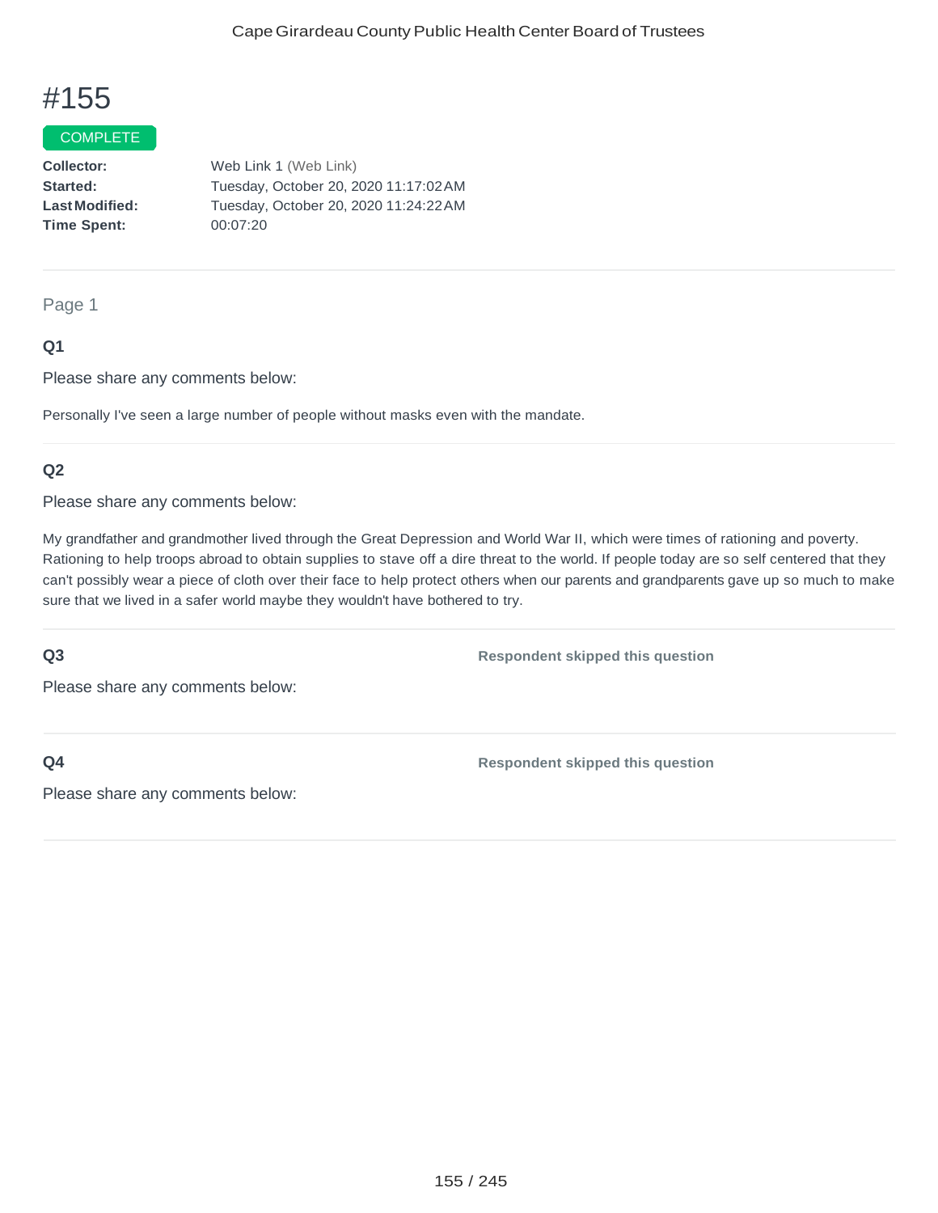# #155

COMPLETE

**Collector:** Web Link 1 (Web Link)
**Started:** Tuesday, October 20, 2020 11:17:02 AM
**Last Modified:** Tuesday, October 20, 2020 11:24:22 AM
**Time Spent:** 00:07:20

---

Page 1

### Q1

Please share any comments below:

Personally I've seen a large number of people without masks even with the mandate.

---

### Q2

Please share any comments below:

My grandfather and grandmother lived through the Great Depression and World War II, which were times of rationing and poverty. Rationing to help troops abroad to obtain supplies to stave off a dire threat to the world. If people today are so self centered that they can't possibly wear a piece of cloth over their face to help protect others when our parents and grandparents gave up so much to make sure that we lived in a safer world maybe they wouldn't have bothered to try.

---

### Q3

**Respondent skipped this question**

Please share any comments below:

---

### Q4

**Respondent skipped this question**

Please share any comments below: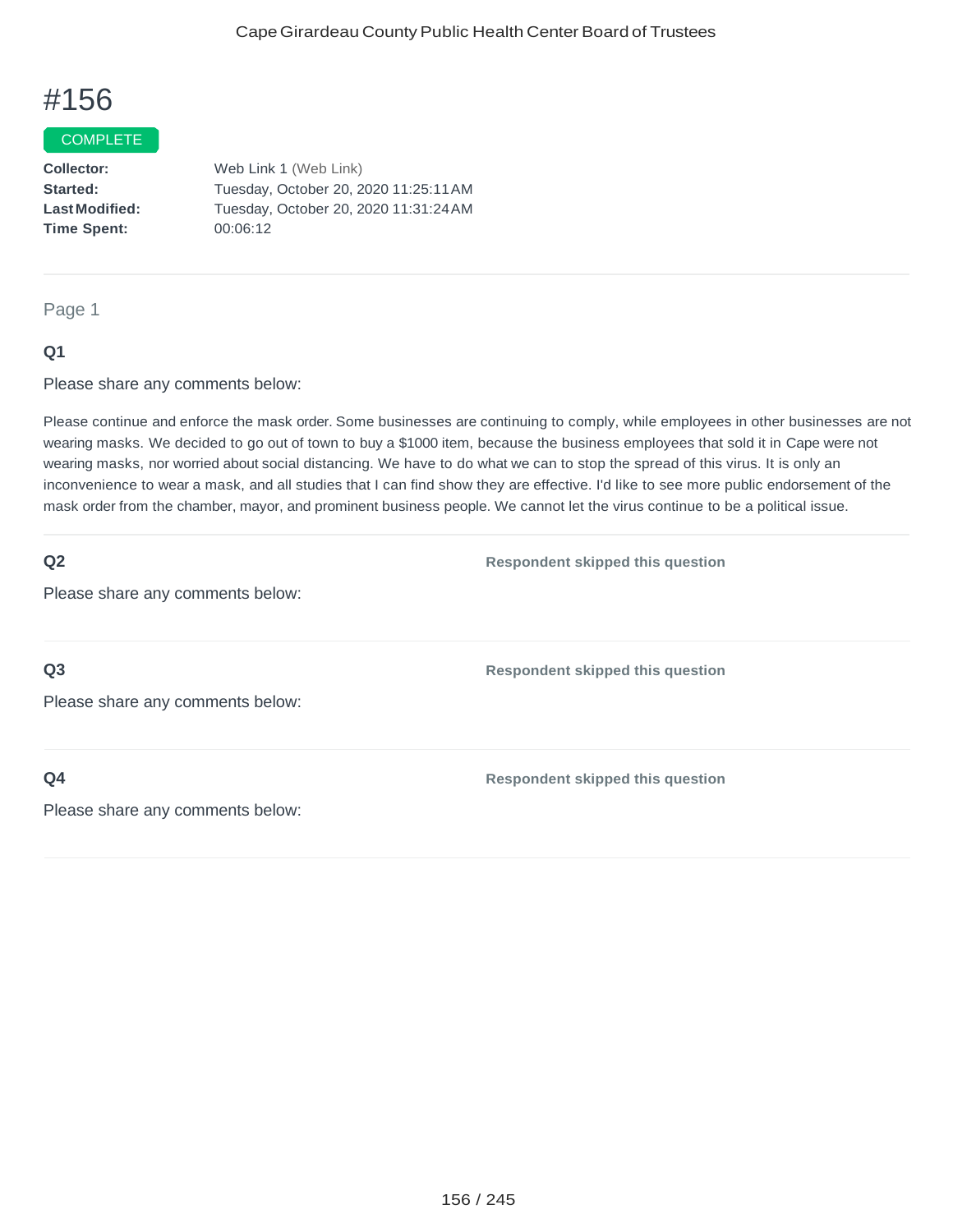# #156

COMPLETE

**Collector:** Web Link 1 (Web Link)
**Started:** Tuesday, October 20, 2020 11:25:11 AM
**Last Modified:** Tuesday, October 20, 2020 11:31:24 AM
**Time Spent:** 00:06:12

---

Page 1

**Q1**

Please share any comments below:

Please continue and enforce the mask order. Some businesses are continuing to comply, while employees in other businesses are not wearing masks. We decided to go out of town to buy a $1000 item, because the business employees that sold it in Cape were not wearing masks, nor worried about social distancing. We have to do what we can to stop the spread of this virus. It is only an inconvenience to wear a mask, and all studies that I can find show they are effective. I'd like to see more public endorsement of the mask order from the chamber, mayor, and prominent business people. We cannot let the virus continue to be a political issue.

---

**Q2**

Please share any comments below:

**Respondent skipped this question**

---

**Q3**

Please share any comments below:

**Respondent skipped this question**

---

**Q4**

Please share any comments below:

**Respondent skipped this question**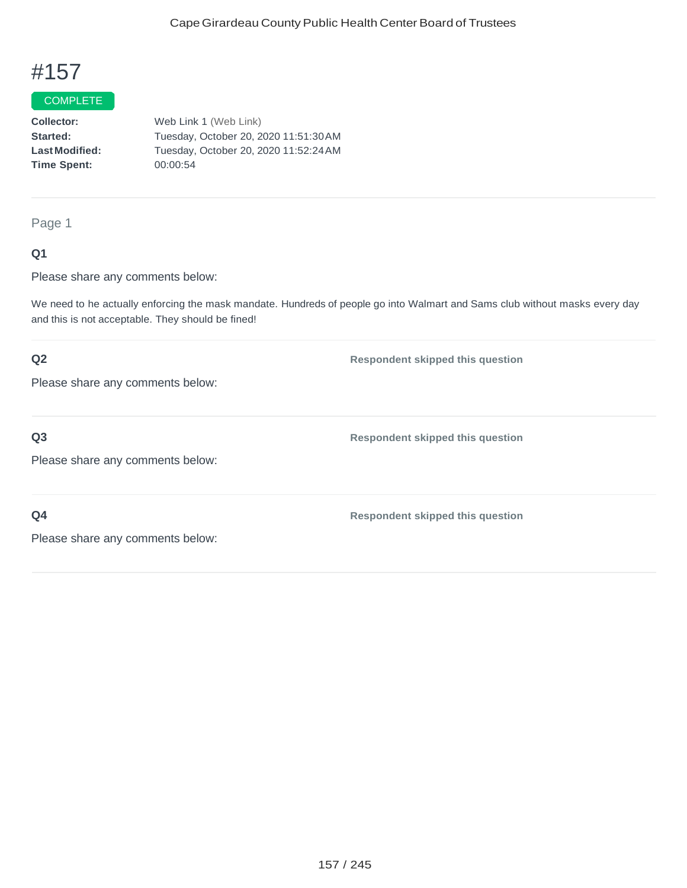# #157

COMPLETE

**Collector:** Web Link 1 (Web Link)
**Started:** Tuesday, October 20, 2020 11:51:30 AM
**Last Modified:** Tuesday, October 20, 2020 11:52:24 AM
**Time Spent:** 00:00:54

---

Page 1

**Q1**

Please share any comments below:

We need to he actually enforcing the mask mandate. Hundreds of people go into Walmart and Sams club without masks every day and this is not acceptable. They should be fined!

**Q2**

Please share any comments below:

**Respondent skipped this question**

**Q3**

Please share any comments below:

**Respondent skipped this question**

**Q4**

Please share any comments below:

**Respondent skipped this question**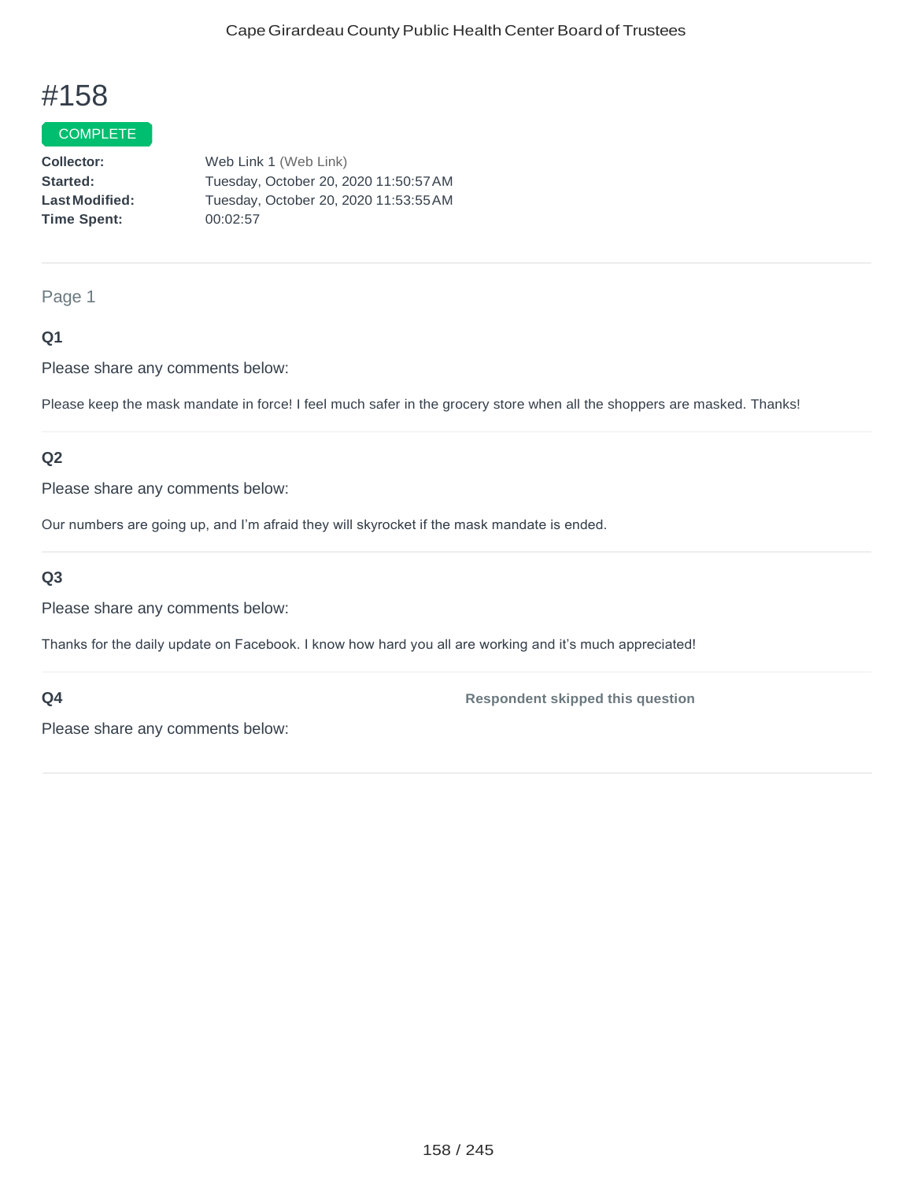# #158

COMPLETE

**Collector:** Web Link 1 (Web Link)
**Started:** Tuesday, October 20, 2020 11:50:57 AM
**Last Modified:** Tuesday, October 20, 2020 11:53:55 AM
**Time Spent:** 00:02:57

Page 1

### Q1

Please share any comments below:

Please keep the mask mandate in force! I feel much safer in the grocery store when all the shoppers are masked. Thanks!

### Q2

Please share any comments below:

Our numbers are going up, and I'm afraid they will skyrocket if the mask mandate is ended.

### Q3

Please share any comments below:

Thanks for the daily update on Facebook. I know how hard you all are working and it's much appreciated!

### Q4

**Respondent skipped this question**

Please share any comments below: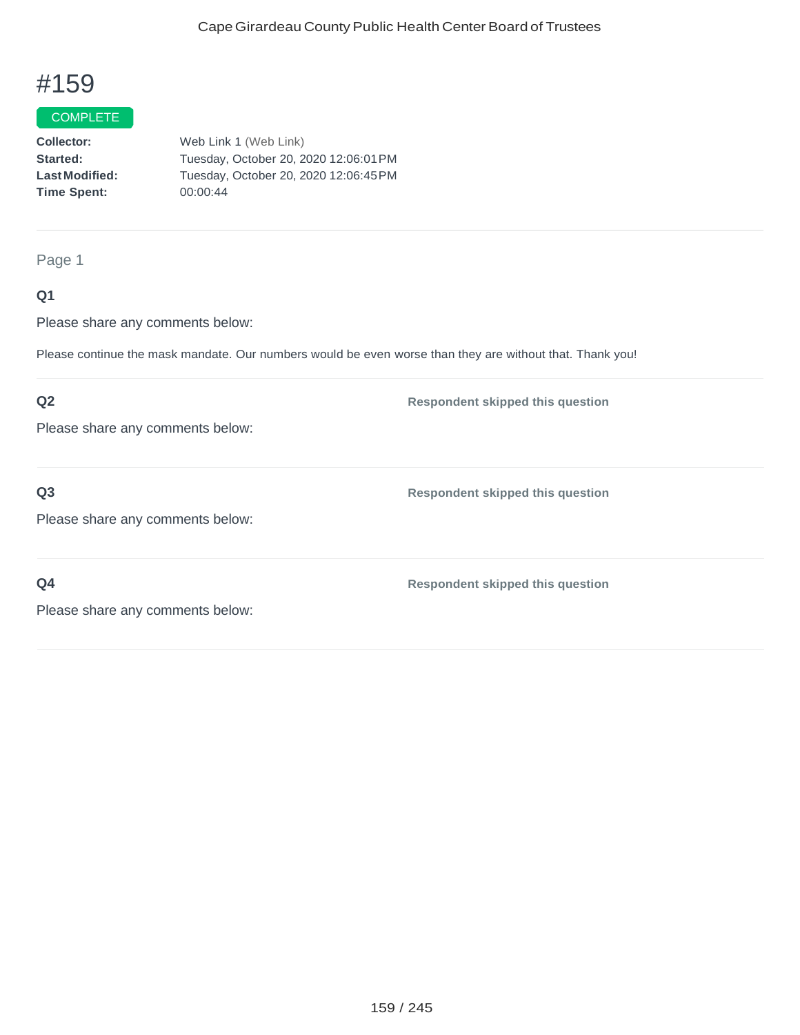# #159

COMPLETE

**Collector:** Web Link 1 (Web Link)
**Started:** Tuesday, October 20, 2020 12:06:01 PM
**Last Modified:** Tuesday, October 20, 2020 12:06:45 PM
**Time Spent:** 00:00:44

Page 1

**Q1**

Please share any comments below:

Please continue the mask mandate. Our numbers would be even worse than they are without that. Thank you!

**Q2**

Please share any comments below:

**Respondent skipped this question**

**Q3**

Please share any comments below:

**Respondent skipped this question**

**Q4**

Please share any comments below:

**Respondent skipped this question**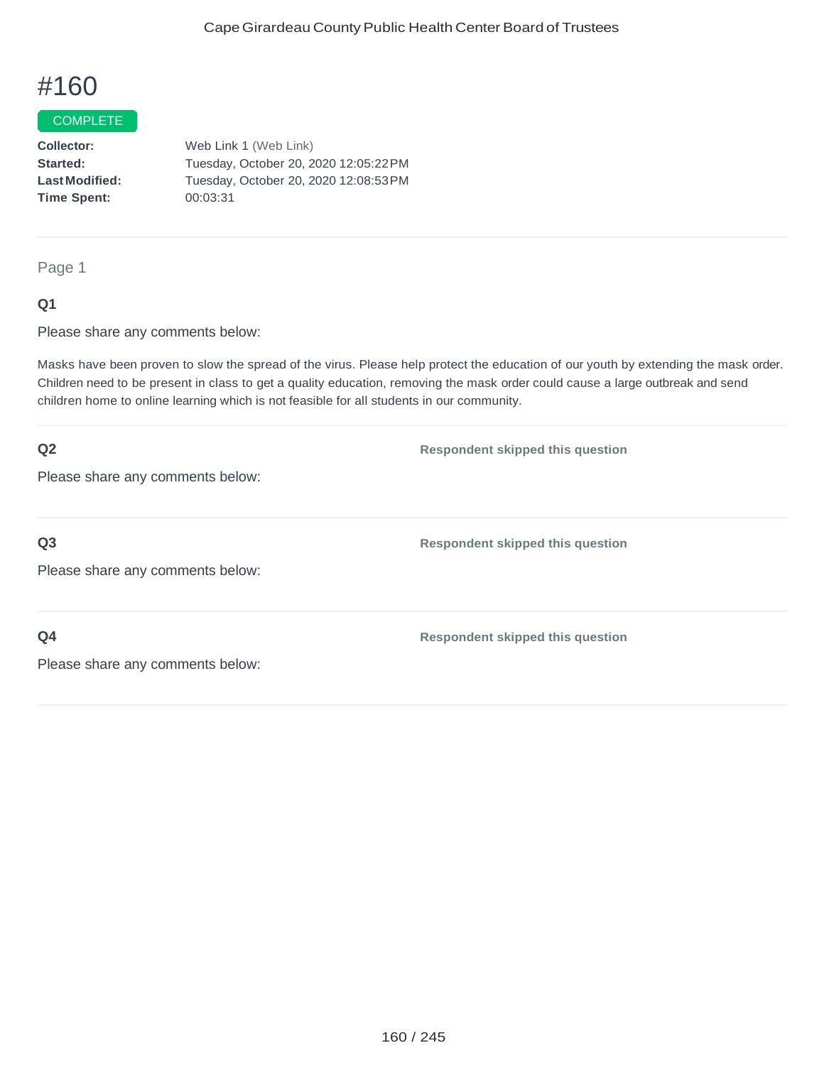# #160

COMPLETE

**Collector:** Web Link 1 (Web Link)
**Started:** Tuesday, October 20, 2020 12:05:22 PM
**Last Modified:** Tuesday, October 20, 2020 12:08:53 PM
**Time Spent:** 00:03:31

Page 1

**Q1**

Please share any comments below:

Masks have been proven to slow the spread of the virus. Please help protect the education of our youth by extending the mask order. Children need to be present in class to get a quality education, removing the mask order could cause a large outbreak and send children home to online learning which is not feasible for all students in our community.

**Q2** — Respondent skipped this question

Please share any comments below:

**Q3** — Respondent skipped this question

Please share any comments below:

**Q4** — Respondent skipped this question

Please share any comments below: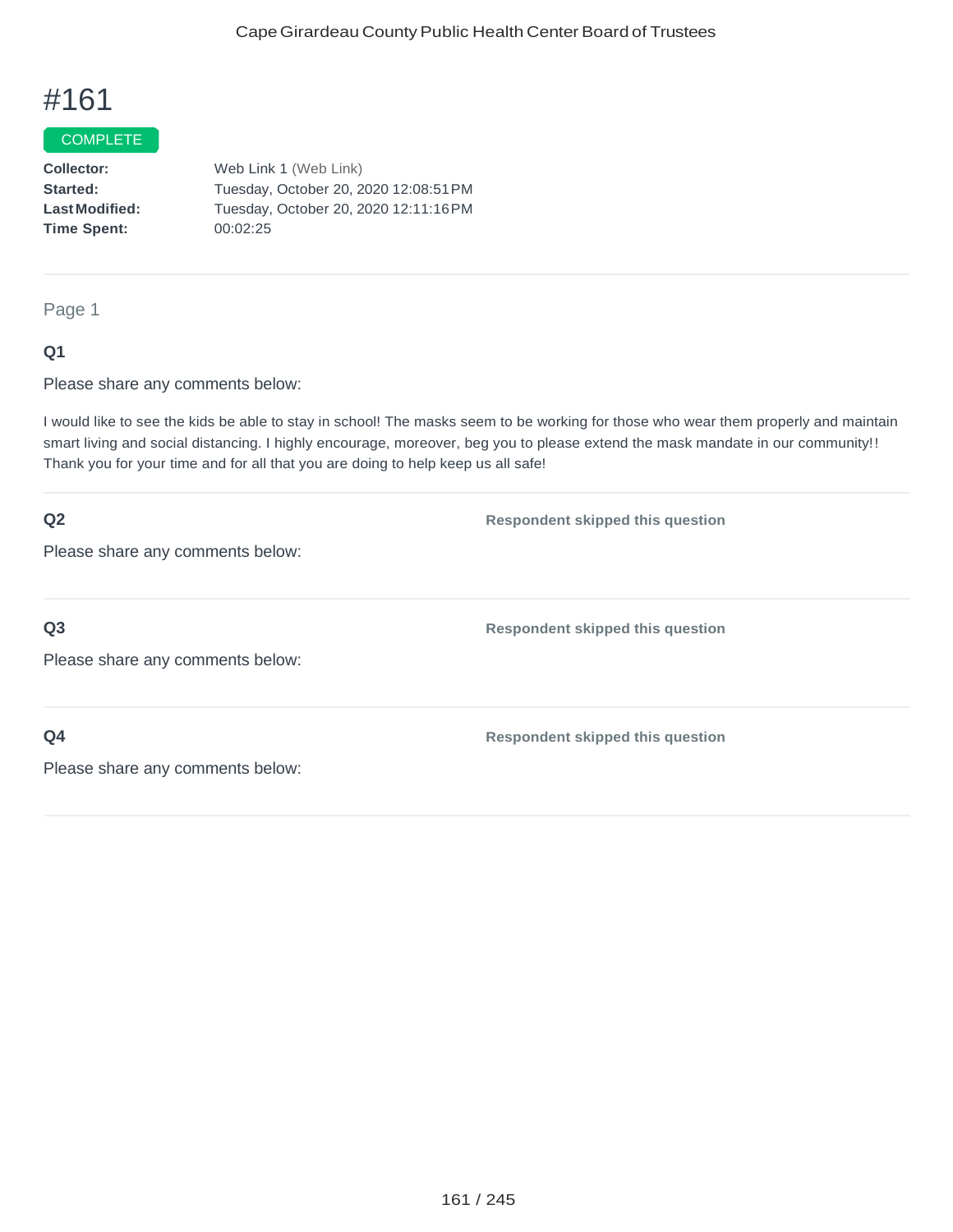# #161

COMPLETE

**Collector:** Web Link 1 (Web Link)
**Started:** Tuesday, October 20, 2020 12:08:51 PM
**Last Modified:** Tuesday, October 20, 2020 12:11:16 PM
**Time Spent:** 00:02:25

---

Page 1

**Q1**

Please share any comments below:

I would like to see the kids be able to stay in school! The masks seem to be working for those who wear them properly and maintain smart living and social distancing. I highly encourage, moreover, beg you to please extend the mask mandate in our community!! Thank you for your time and for all that you are doing to help keep us all safe!

---

**Q2**

Please share any comments below:

**Respondent skipped this question**

---

**Q3**

Please share any comments below:

**Respondent skipped this question**

---

**Q4**

Please share any comments below:

**Respondent skipped this question**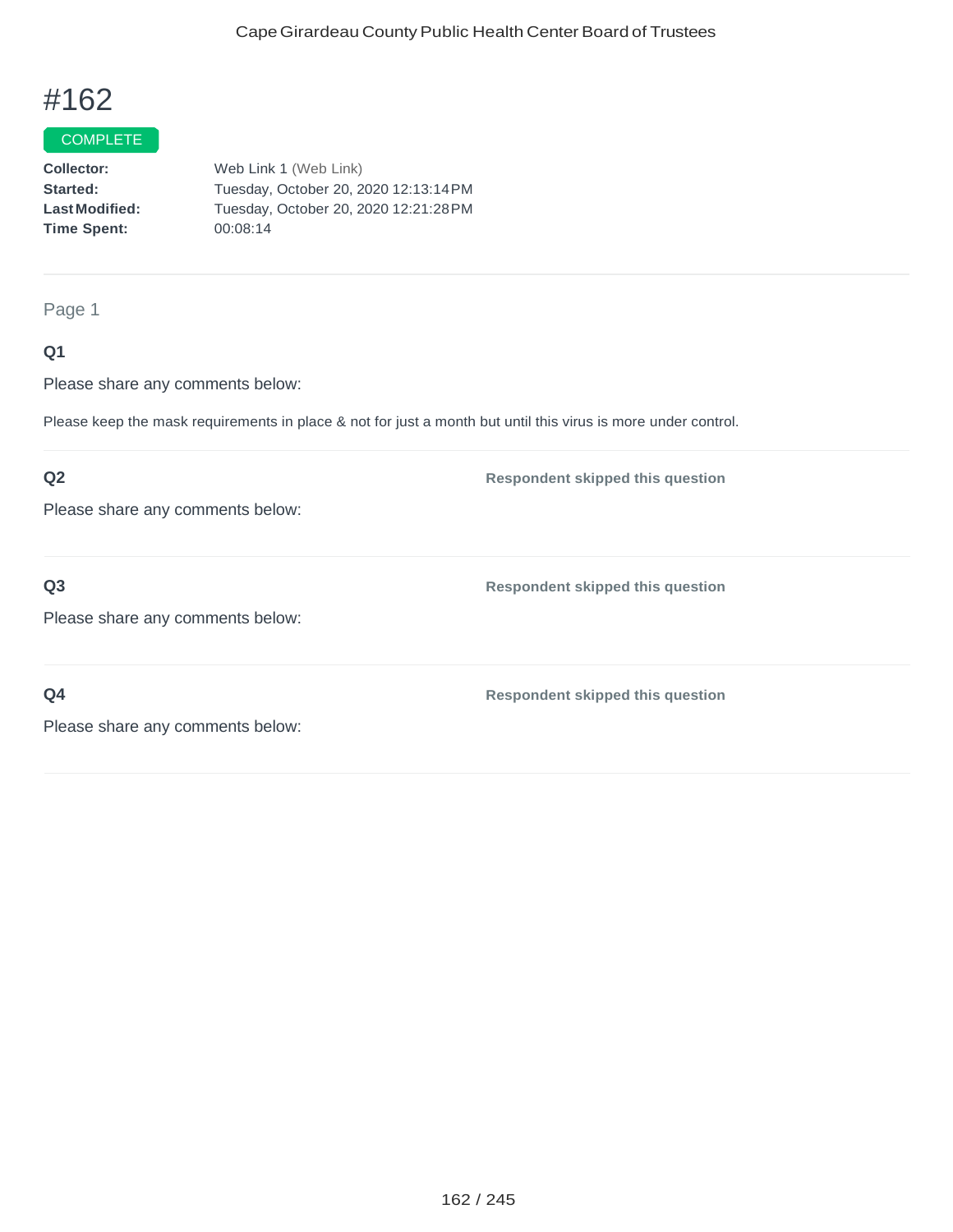# #162

COMPLETE

**Collector:** Web Link 1 (Web Link)
**Started:** Tuesday, October 20, 2020 12:13:14 PM
**Last Modified:** Tuesday, October 20, 2020 12:21:28 PM
**Time Spent:** 00:08:14

---

Page 1

**Q1**

Please share any comments below:

Please keep the mask requirements in place & not for just a month but until this virus is more under control.

---

**Q2**

Please share any comments below:

**Respondent skipped this question**

---

**Q3**

Please share any comments below:

**Respondent skipped this question**

---

**Q4**

Please share any comments below:

**Respondent skipped this question**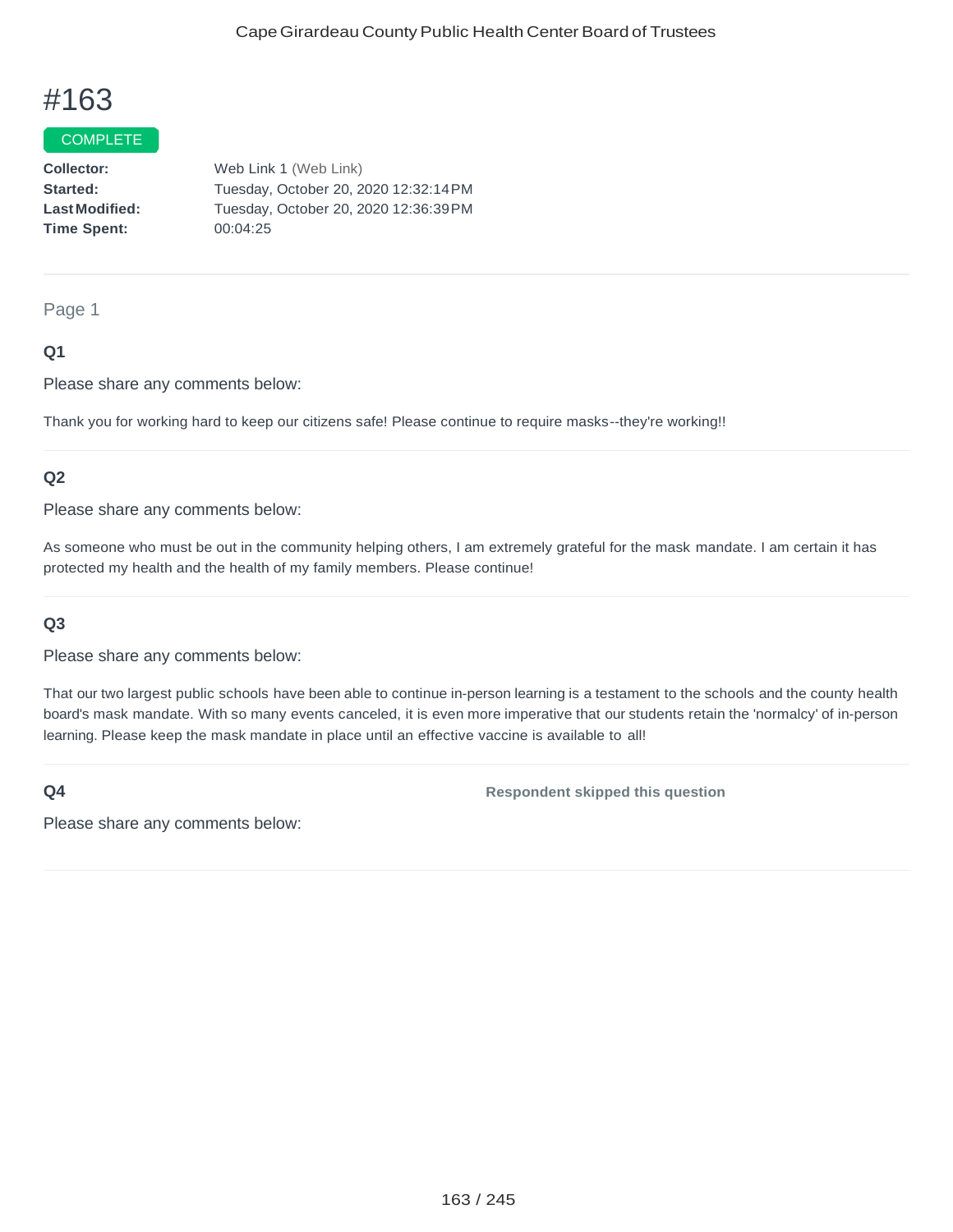# #163

COMPLETE

**Collector:** Web Link 1 (Web Link)
**Started:** Tuesday, October 20, 2020 12:32:14 PM
**Last Modified:** Tuesday, October 20, 2020 12:36:39 PM
**Time Spent:** 00:04:25

---

Page 1

**Q1**

Please share any comments below:

Thank you for working hard to keep our citizens safe! Please continue to require masks--they're working!!

---

**Q2**

Please share any comments below:

As someone who must be out in the community helping others, I am extremely grateful for the mask mandate. I am certain it has protected my health and the health of my family members. Please continue!

---

**Q3**

Please share any comments below:

That our two largest public schools have been able to continue in-person learning is a testament to the schools and the county health board's mask mandate. With so many events canceled, it is even more imperative that our students retain the 'normalcy' of in-person learning. Please keep the mask mandate in place until an effective vaccine is available to all!

---

**Q4** — Respondent skipped this question

Please share any comments below: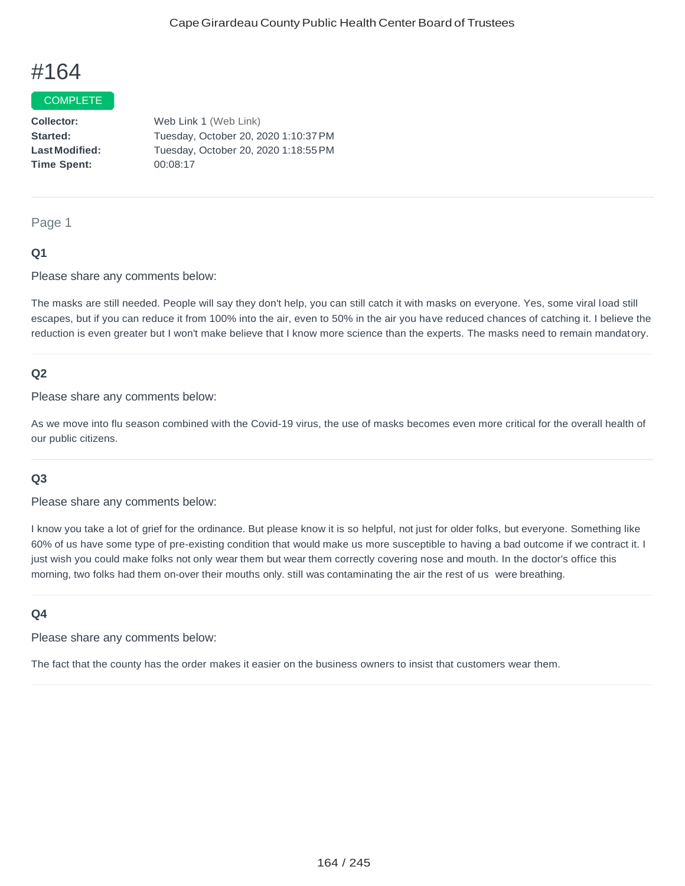# #164

COMPLETE

**Collector:** Web Link 1 (Web Link)
**Started:** Tuesday, October 20, 2020 1:10:37 PM
**Last Modified:** Tuesday, October 20, 2020 1:18:55 PM
**Time Spent:** 00:08:17

---

Page 1

### Q1

Please share any comments below:

The masks are still needed. People will say they don't help, you can still catch it with masks on everyone. Yes, some viral load still escapes, but if you can reduce it from 100% into the air, even to 50% in the air you have reduced chances of catching it. I believe the reduction is even greater but I won't make believe that I know more science than the experts. The masks need to remain mandatory.

### Q2

Please share any comments below:

As we move into flu season combined with the Covid-19 virus, the use of masks becomes even more critical for the overall health of our public citizens.

### Q3

Please share any comments below:

I know you take a lot of grief for the ordinance. But please know it is so helpful, not just for older folks, but everyone. Something like 60% of us have some type of pre-existing condition that would make us more susceptible to having a bad outcome if we contract it. I just wish you could make folks not only wear them but wear them correctly covering nose and mouth. In the doctor's office this morning, two folks had them on-over their mouths only. still was contaminating the air the rest of us were breathing.

### Q4

Please share any comments below:

The fact that the county has the order makes it easier on the business owners to insist that customers wear them.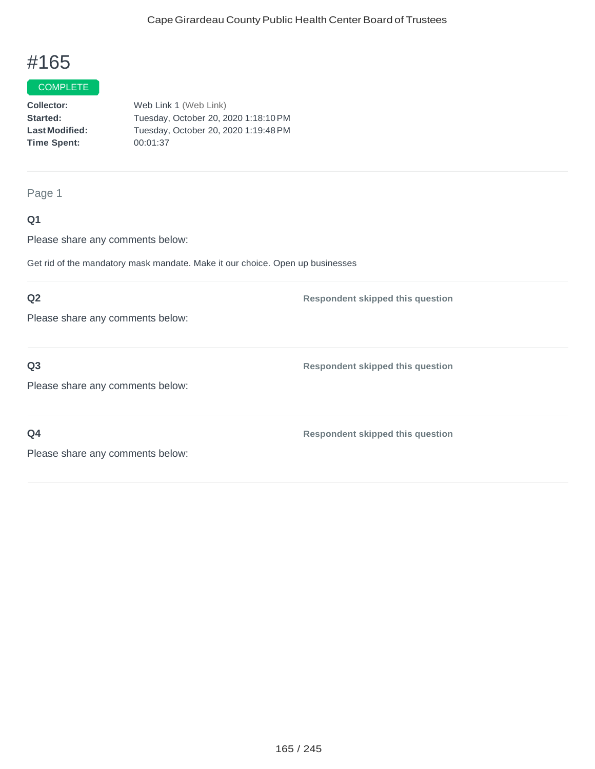# #165

COMPLETE

**Collector:** Web Link 1 (Web Link)
**Started:** Tuesday, October 20, 2020 1:18:10 PM
**Last Modified:** Tuesday, October 20, 2020 1:19:48 PM
**Time Spent:** 00:01:37

---

Page 1

**Q1**

Please share any comments below:

Get rid of the mandatory mask mandate. Make it our choice. Open up businesses

---

**Q2**

Please share any comments below:

**Respondent skipped this question**

---

**Q3**

Please share any comments below:

**Respondent skipped this question**

---

**Q4**

Please share any comments below:

**Respondent skipped this question**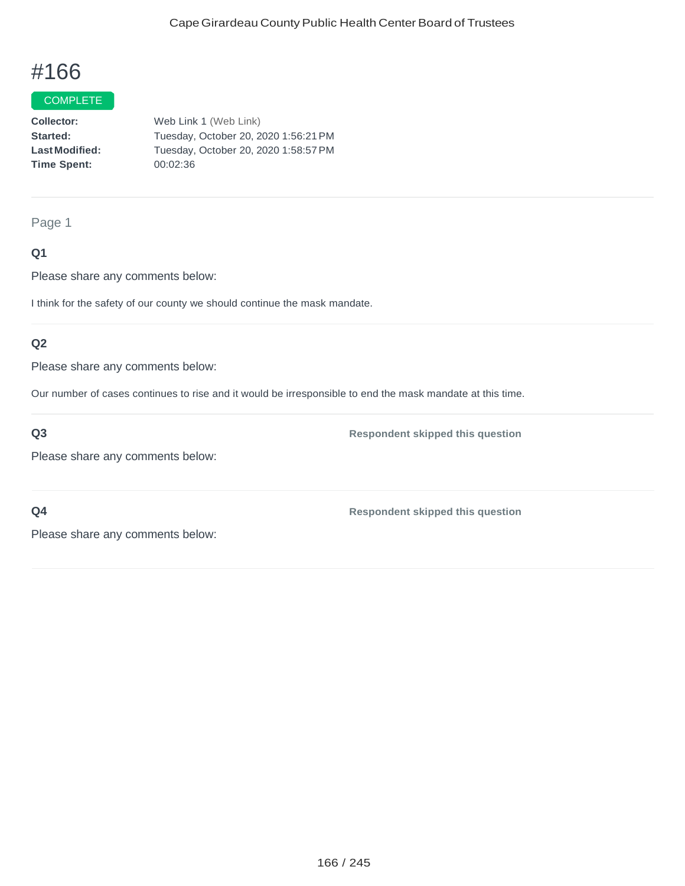# #166

COMPLETE

**Collector:** Web Link 1 (Web Link)
**Started:** Tuesday, October 20, 2020 1:56:21 PM
**Last Modified:** Tuesday, October 20, 2020 1:58:57 PM
**Time Spent:** 00:02:36

---

Page 1

**Q1**

Please share any comments below:

I think for the safety of our county we should continue the mask mandate.

---

**Q2**

Please share any comments below:

Our number of cases continues to rise and it would be irresponsible to end the mask mandate at this time.

---

**Q3** — **Respondent skipped this question**

Please share any comments below:

---

**Q4** — **Respondent skipped this question**

Please share any comments below: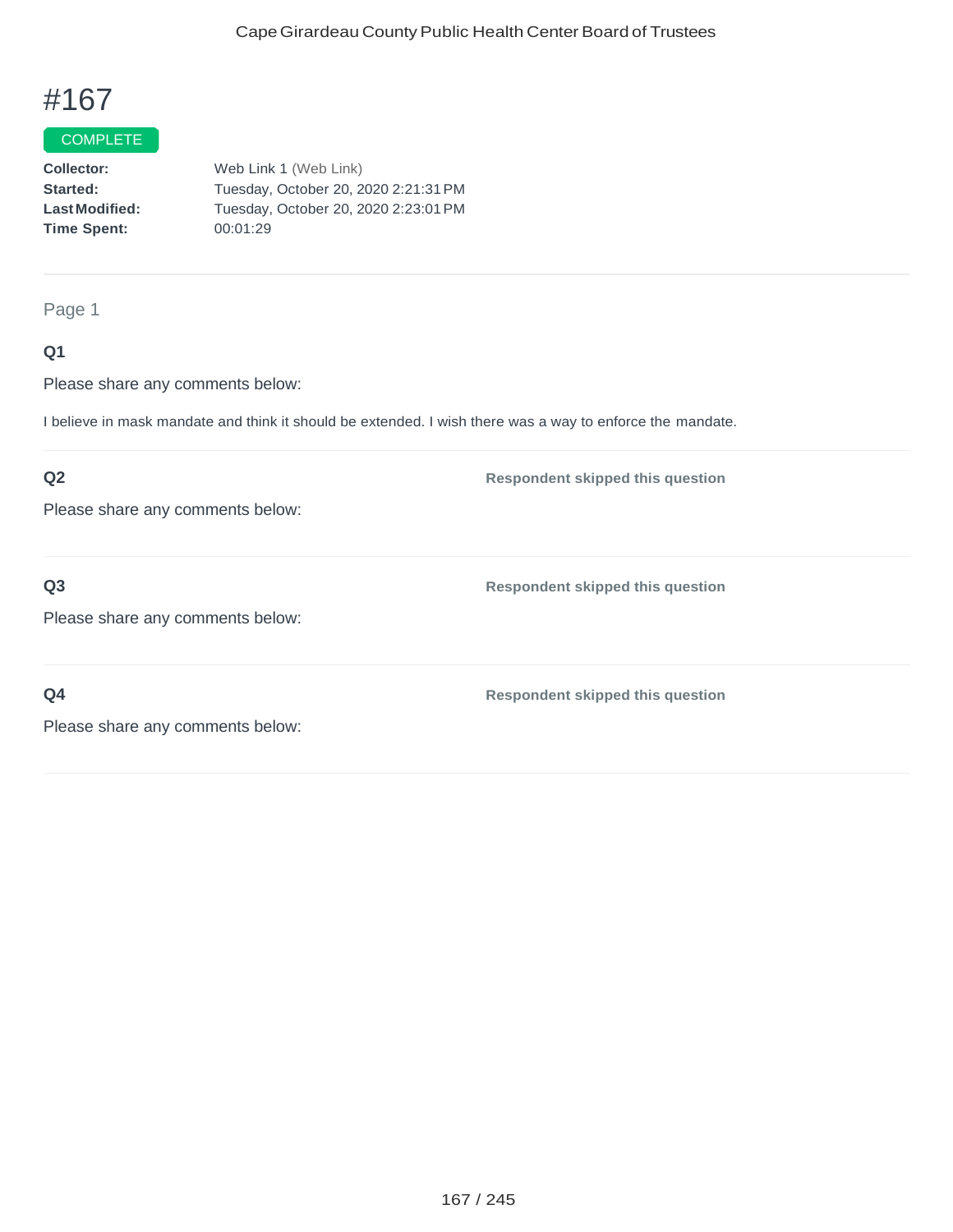# #167

COMPLETE

**Collector:** Web Link 1 (Web Link)
**Started:** Tuesday, October 20, 2020 2:21:31 PM
**Last Modified:** Tuesday, October 20, 2020 2:23:01 PM
**Time Spent:** 00:01:29

---

Page 1

**Q1**

Please share any comments below:

I believe in mask mandate and think it should be extended. I wish there was a way to enforce the mandate.

---

**Q2** — **Respondent skipped this question**

Please share any comments below:

---

**Q3** — **Respondent skipped this question**

Please share any comments below:

---

**Q4** — **Respondent skipped this question**

Please share any comments below: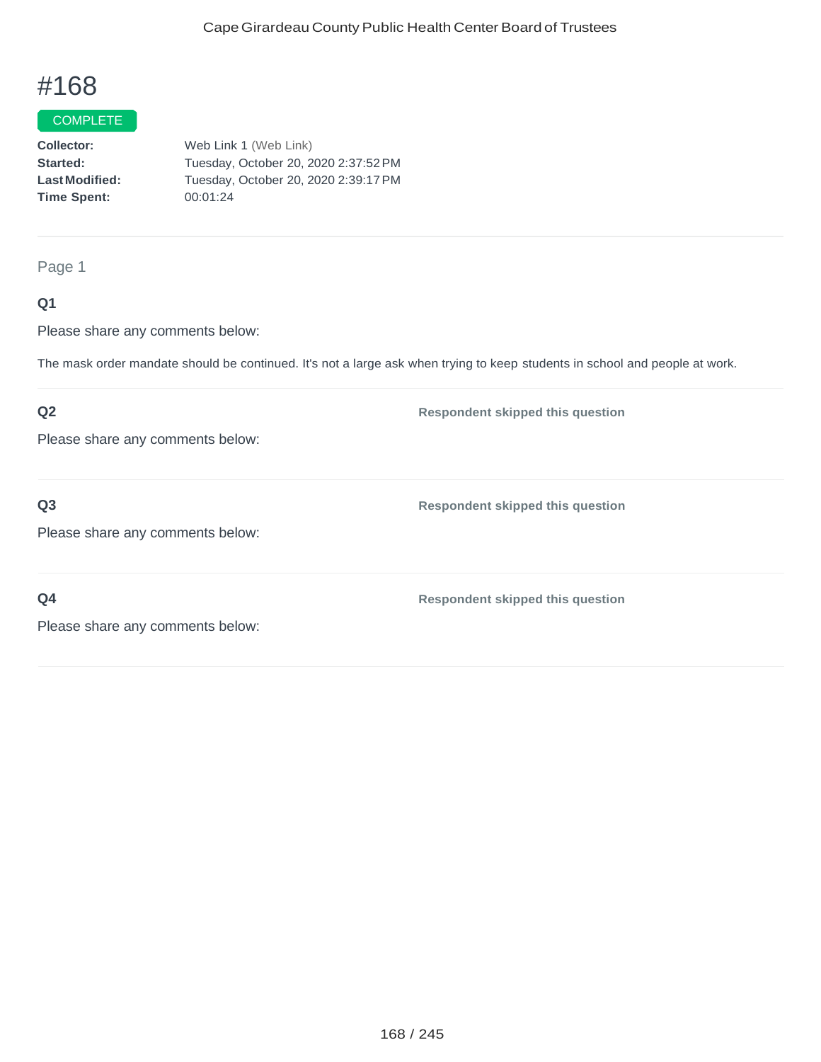# #168

COMPLETE

**Collector:** Web Link 1 (Web Link)
**Started:** Tuesday, October 20, 2020 2:37:52 PM
**Last Modified:** Tuesday, October 20, 2020 2:39:17 PM
**Time Spent:** 00:01:24

---

Page 1

**Q1**

Please share any comments below:

The mask order mandate should be continued. It's not a large ask when trying to keep students in school and people at work.

---

**Q2**

Please share any comments below:

**Respondent skipped this question**

---

**Q3**

Please share any comments below:

**Respondent skipped this question**

---

**Q4**

Please share any comments below:

**Respondent skipped this question**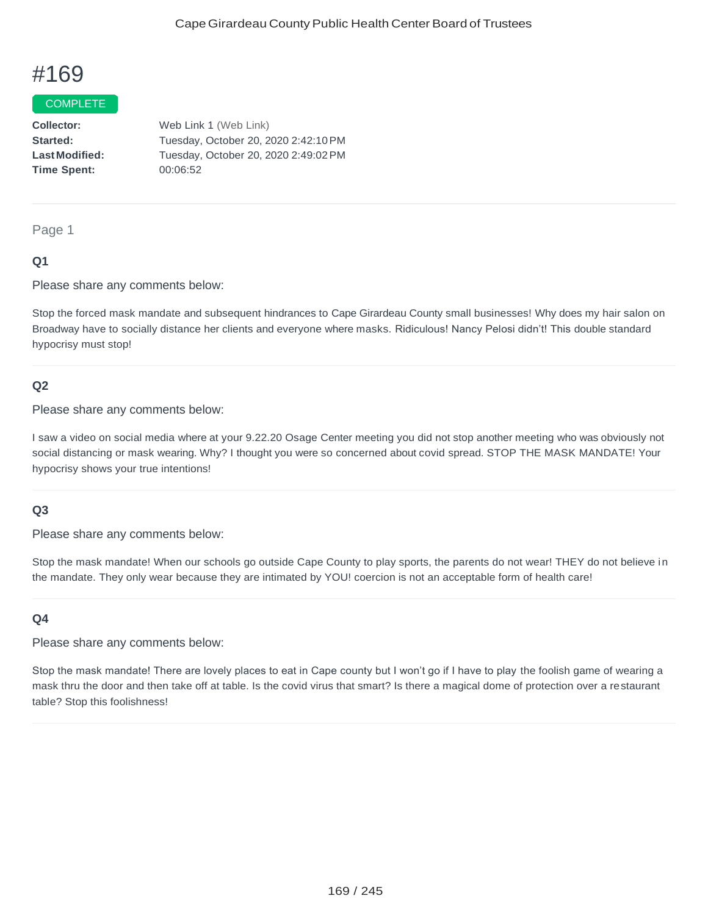# #169

COMPLETE

**Collector:** Web Link 1 (Web Link)
**Started:** Tuesday, October 20, 2020 2:42:10 PM
**Last Modified:** Tuesday, October 20, 2020 2:49:02 PM
**Time Spent:** 00:06:52

---

Page 1

### Q1

Please share any comments below:

Stop the forced mask mandate and subsequent hindrances to Cape Girardeau County small businesses! Why does my hair salon on Broadway have to socially distance her clients and everyone where masks. Ridiculous! Nancy Pelosi didn't! This double standard hypocrisy must stop!

---

### Q2

Please share any comments below:

I saw a video on social media where at your 9.22.20 Osage Center meeting you did not stop another meeting who was obviously not social distancing or mask wearing. Why? I thought you were so concerned about covid spread. STOP THE MASK MANDATE! Your hypocrisy shows your true intentions!

---

### Q3

Please share any comments below:

Stop the mask mandate! When our schools go outside Cape County to play sports, the parents do not wear! THEY do not believe in the mandate. They only wear because they are intimated by YOU! coercion is not an acceptable form of health care!

---

### Q4

Please share any comments below:

Stop the mask mandate! There are lovely places to eat in Cape county but I won't go if I have to play the foolish game of wearing a mask thru the door and then take off at table. Is the covid virus that smart? Is there a magical dome of protection over a restaurant table? Stop this foolishness!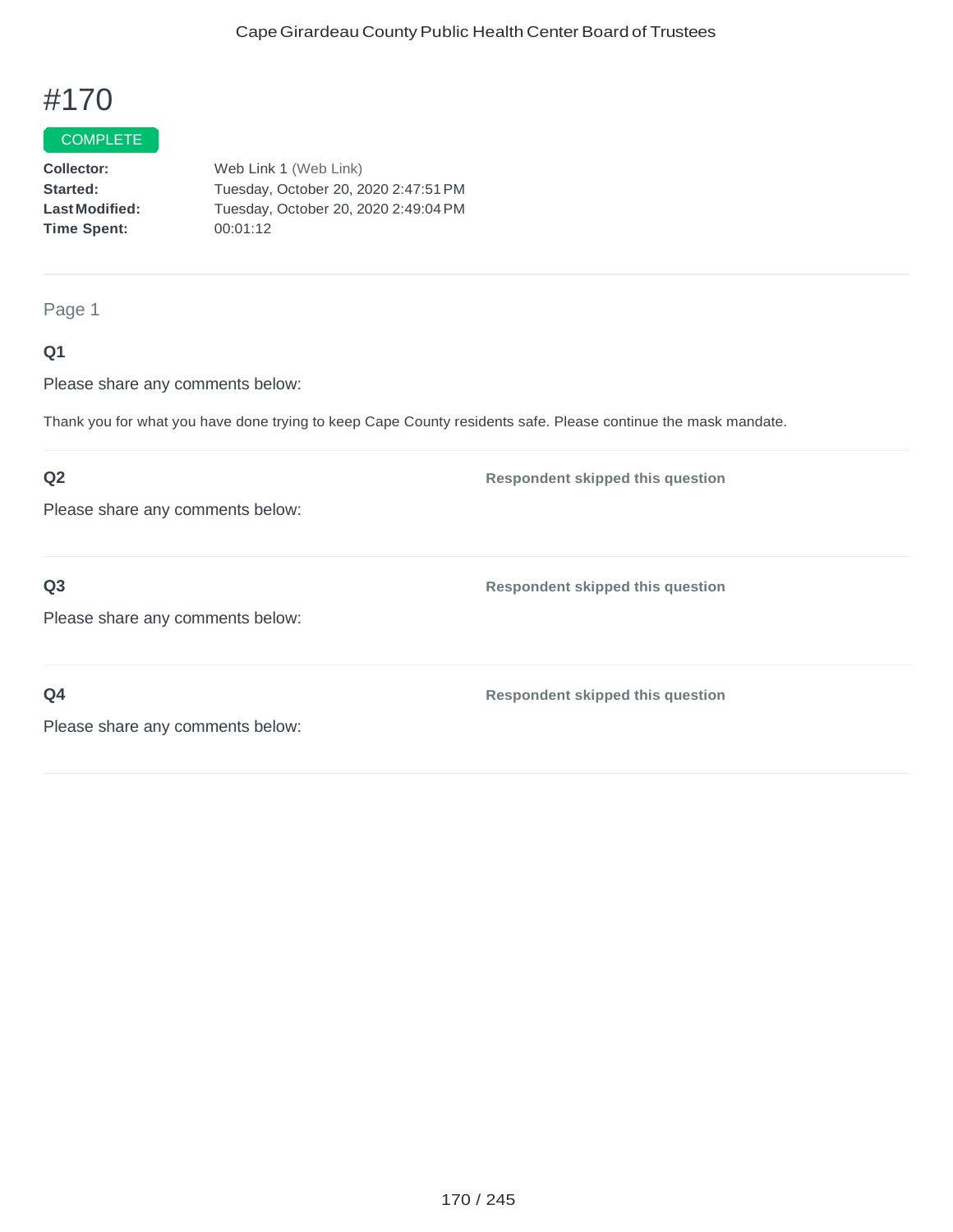# #170

COMPLETE

**Collector:** Web Link 1 (Web Link)
**Started:** Tuesday, October 20, 2020 2:47:51 PM
**Last Modified:** Tuesday, October 20, 2020 2:49:04 PM
**Time Spent:** 00:01:12

Page 1

**Q1**

Please share any comments below:

Thank you for what you have done trying to keep Cape County residents safe. Please continue the mask mandate.

**Q2**

Please share any comments below:

**Respondent skipped this question**

**Q3**

Please share any comments below:

**Respondent skipped this question**

**Q4**

Please share any comments below:

**Respondent skipped this question**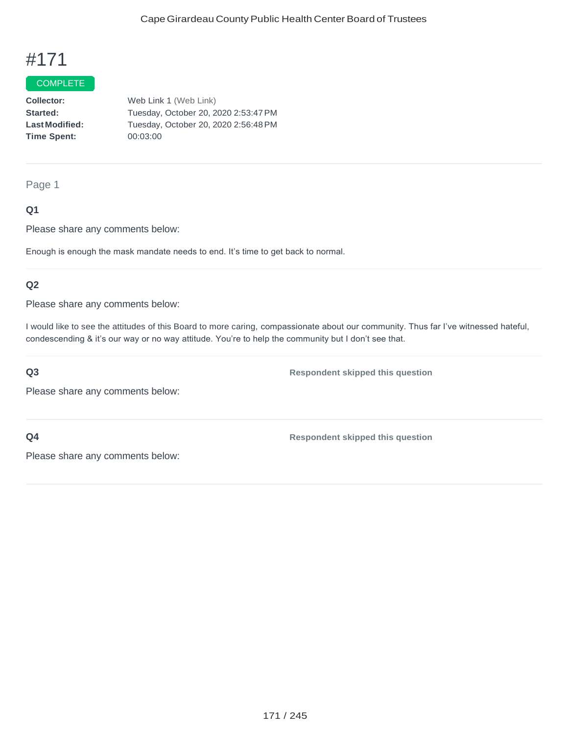# #171

COMPLETE

**Collector:** Web Link 1 (Web Link)
**Started:** Tuesday, October 20, 2020 2:53:47 PM
**Last Modified:** Tuesday, October 20, 2020 2:56:48 PM
**Time Spent:** 00:03:00

---

Page 1

### Q1

Please share any comments below:

Enough is enough the mask mandate needs to end. It's time to get back to normal.

### Q2

Please share any comments below:

I would like to see the attitudes of this Board to more caring, compassionate about our community. Thus far I've witnessed hateful, condescending & it's our way or no way attitude. You're to help the community but I don't see that.

### Q3

**Respondent skipped this question**

Please share any comments below:

### Q4

**Respondent skipped this question**

Please share any comments below: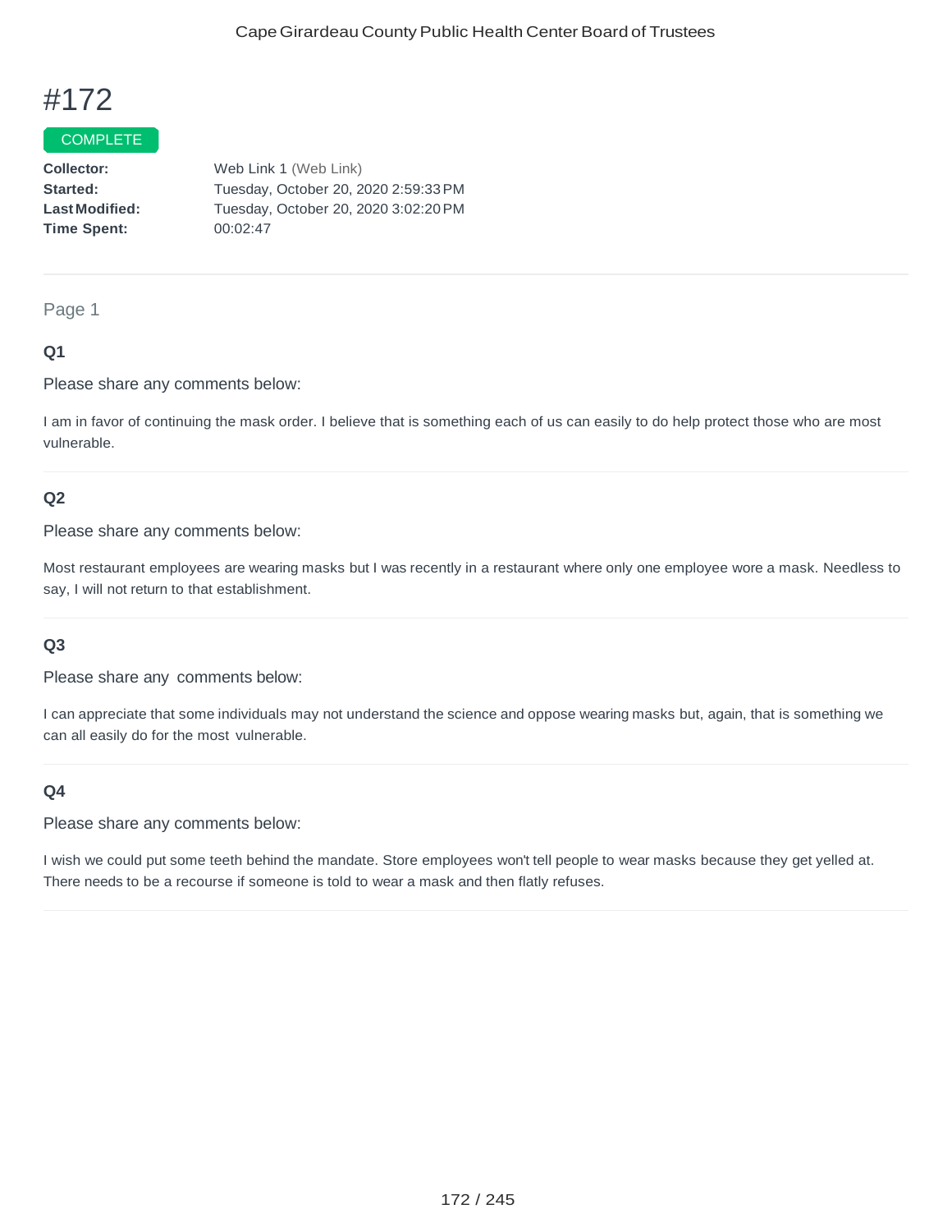# #172

COMPLETE

**Collector:** Web Link 1 (Web Link)
**Started:** Tuesday, October 20, 2020 2:59:33 PM
**Last Modified:** Tuesday, October 20, 2020 3:02:20 PM
**Time Spent:** 00:02:47

---

Page 1

### Q1

Please share any comments below:

I am in favor of continuing the mask order. I believe that is something each of us can easily to do help protect those who are most vulnerable.

---

### Q2

Please share any comments below:

Most restaurant employees are wearing masks but I was recently in a restaurant where only one employee wore a mask. Needless to say, I will not return to that establishment.

---

### Q3

Please share any comments below:

I can appreciate that some individuals may not understand the science and oppose wearing masks but, again, that is something we can all easily do for the most vulnerable.

---

### Q4

Please share any comments below:

I wish we could put some teeth behind the mandate. Store employees won't tell people to wear masks because they get yelled at. There needs to be a recourse if someone is told to wear a mask and then flatly refuses.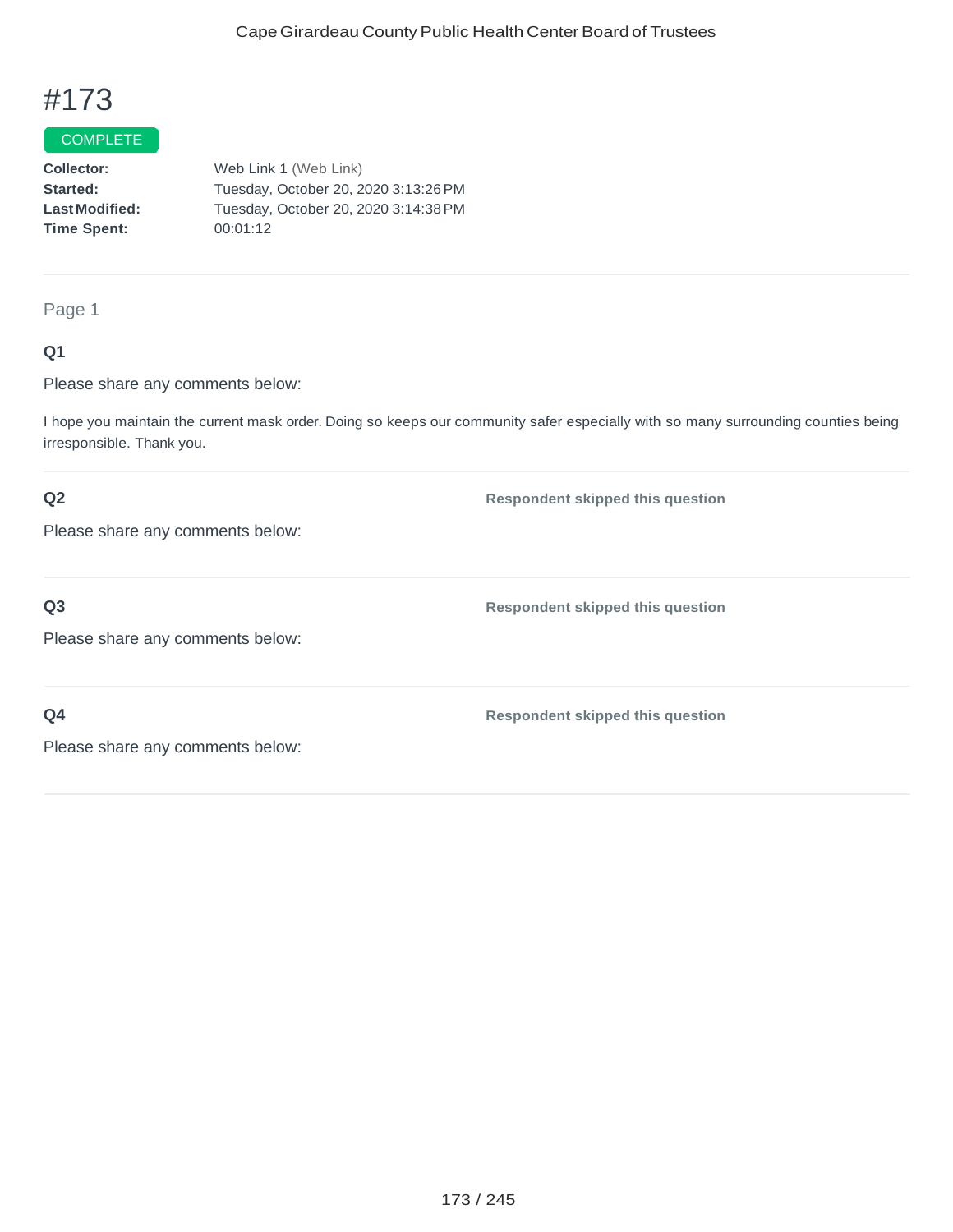# #173

COMPLETE

**Collector:** Web Link 1 (Web Link)
**Started:** Tuesday, October 20, 2020 3:13:26 PM
**Last Modified:** Tuesday, October 20, 2020 3:14:38 PM
**Time Spent:** 00:01:12

---

Page 1

**Q1**

Please share any comments below:

I hope you maintain the current mask order. Doing so keeps our community safer especially with so many surrounding counties being irresponsible. Thank you.

---

**Q2**

Please share any comments below:

**Respondent skipped this question**

---

**Q3**

Please share any comments below:

**Respondent skipped this question**

---

**Q4**

Please share any comments below:

**Respondent skipped this question**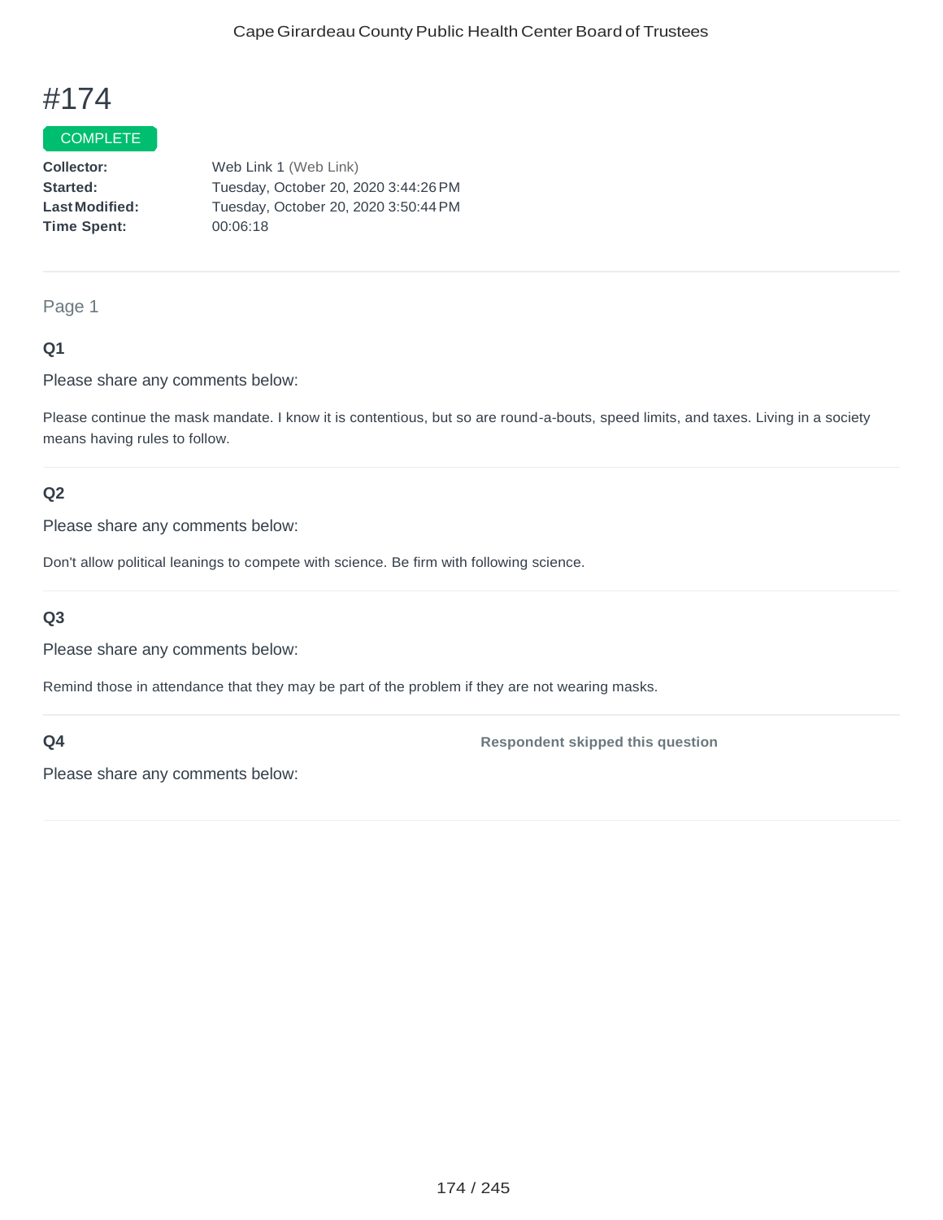# #174

COMPLETE

**Collector:** Web Link 1 (Web Link)
**Started:** Tuesday, October 20, 2020 3:44:26 PM
**Last Modified:** Tuesday, October 20, 2020 3:50:44 PM
**Time Spent:** 00:06:18

---

Page 1

### Q1

Please share any comments below:

Please continue the mask mandate. I know it is contentious, but so are round-a-bouts, speed limits, and taxes. Living in a society means having rules to follow.

---

### Q2

Please share any comments below:

Don't allow political leanings to compete with science. Be firm with following science.

---

### Q3

Please share any comments below:

Remind those in attendance that they may be part of the problem if they are not wearing masks.

---

### Q4

**Respondent skipped this question**

Please share any comments below: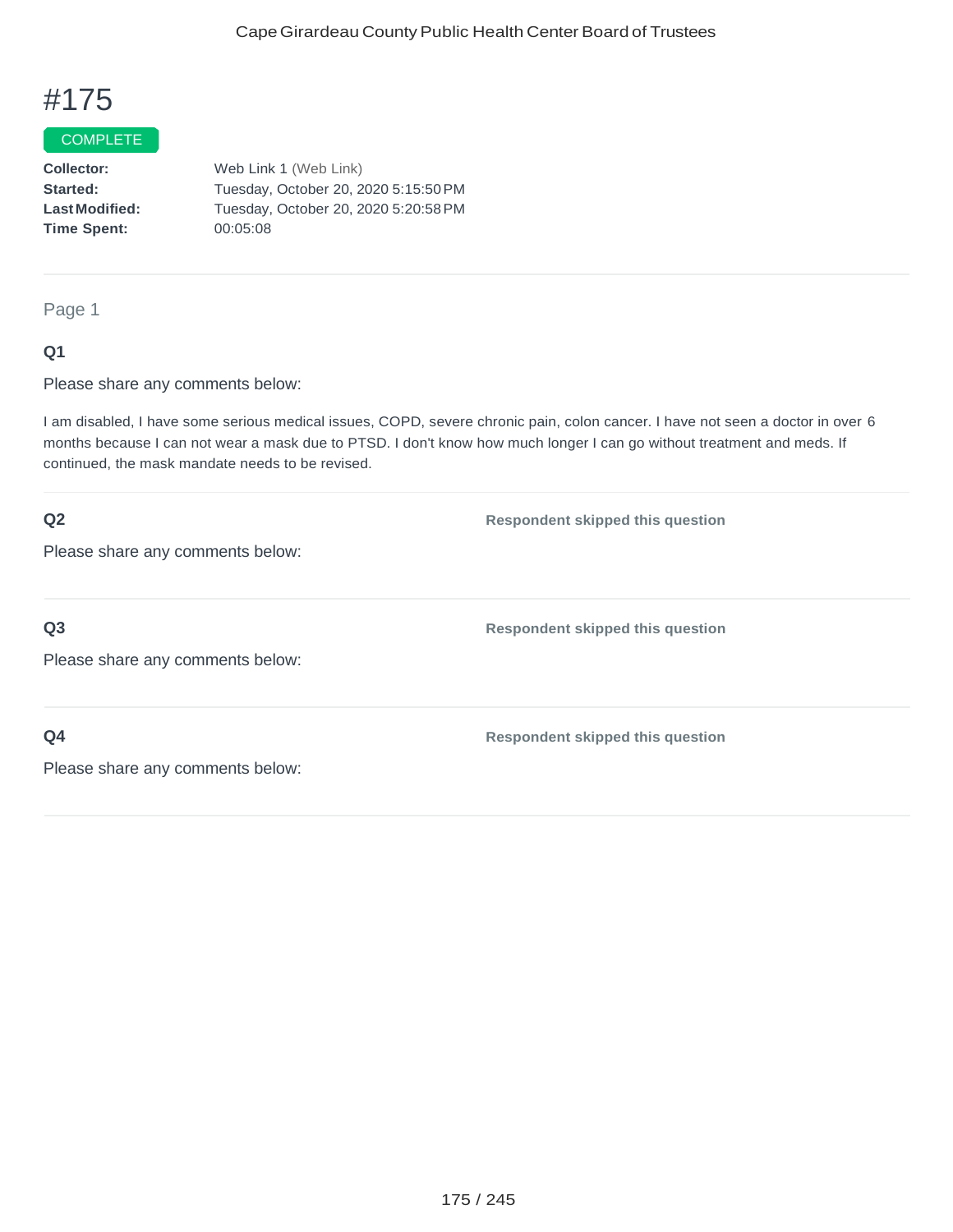# #175

COMPLETE

**Collector:** Web Link 1 (Web Link)
**Started:** Tuesday, October 20, 2020 5:15:50 PM
**Last Modified:** Tuesday, October 20, 2020 5:20:58 PM
**Time Spent:** 00:05:08

Page 1

**Q1**

Please share any comments below:

I am disabled, I have some serious medical issues, COPD, severe chronic pain, colon cancer. I have not seen a doctor in over 6 months because I can not wear a mask due to PTSD. I don't know how much longer I can go without treatment and meds. If continued, the mask mandate needs to be revised.

**Q2**

Please share any comments below:

**Respondent skipped this question**

**Q3**

Please share any comments below:

**Respondent skipped this question**

**Q4**

Please share any comments below:

**Respondent skipped this question**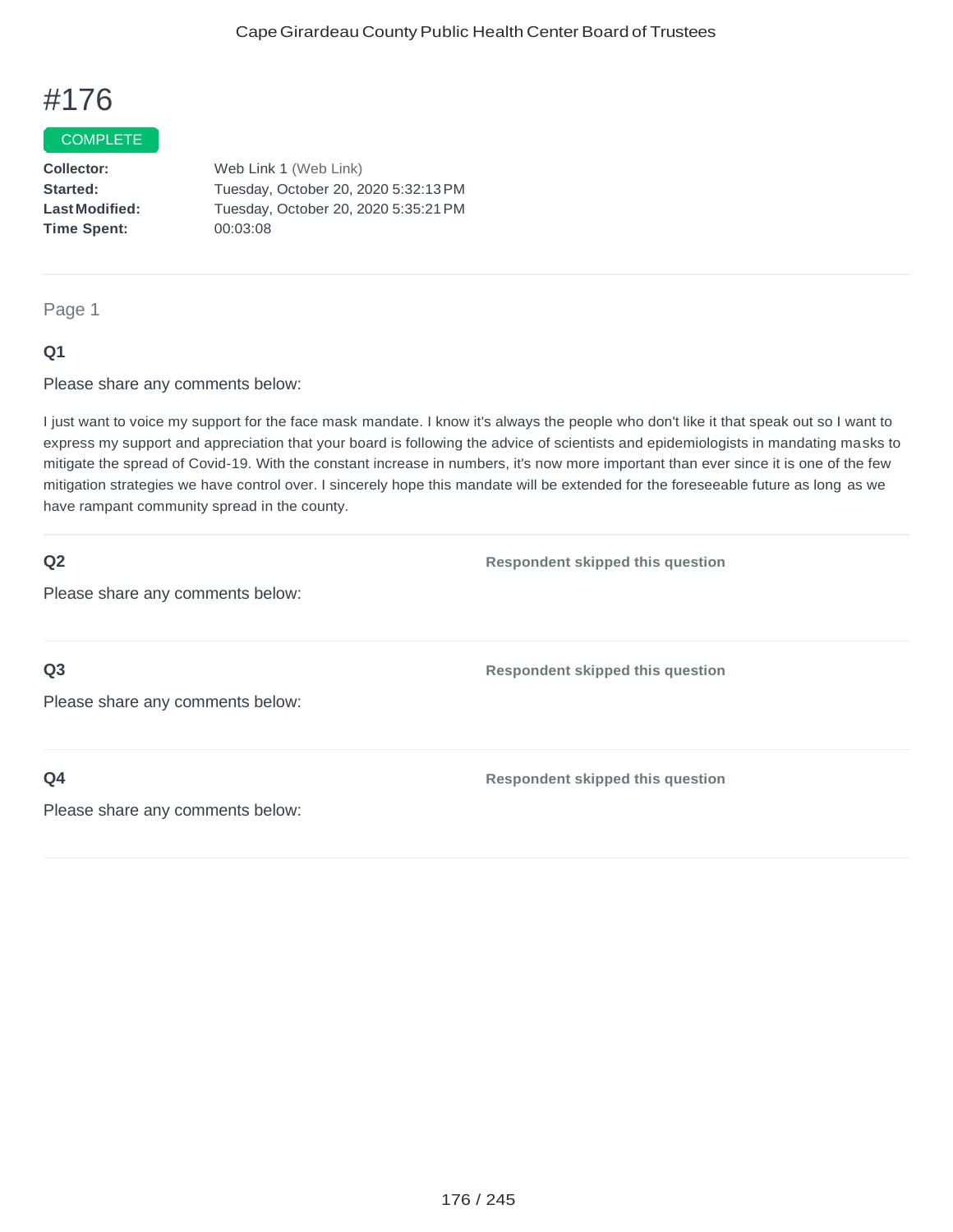# #176

COMPLETE

**Collector:** Web Link 1 (Web Link)
**Started:** Tuesday, October 20, 2020 5:32:13 PM
**Last Modified:** Tuesday, October 20, 2020 5:35:21 PM
**Time Spent:** 00:03:08

---

Page 1

**Q1**

Please share any comments below:

I just want to voice my support for the face mask mandate. I know it's always the people who don't like it that speak out so I want to express my support and appreciation that your board is following the advice of scientists and epidemiologists in mandating masks to mitigate the spread of Covid-19. With the constant increase in numbers, it's now more important than ever since it is one of the few mitigation strategies we have control over. I sincerely hope this mandate will be extended for the foreseeable future as long as we have rampant community spread in the county.

---

**Q2**

Please share any comments below:

**Respondent skipped this question**

---

**Q3**

Please share any comments below:

**Respondent skipped this question**

---

**Q4**

Please share any comments below:

**Respondent skipped this question**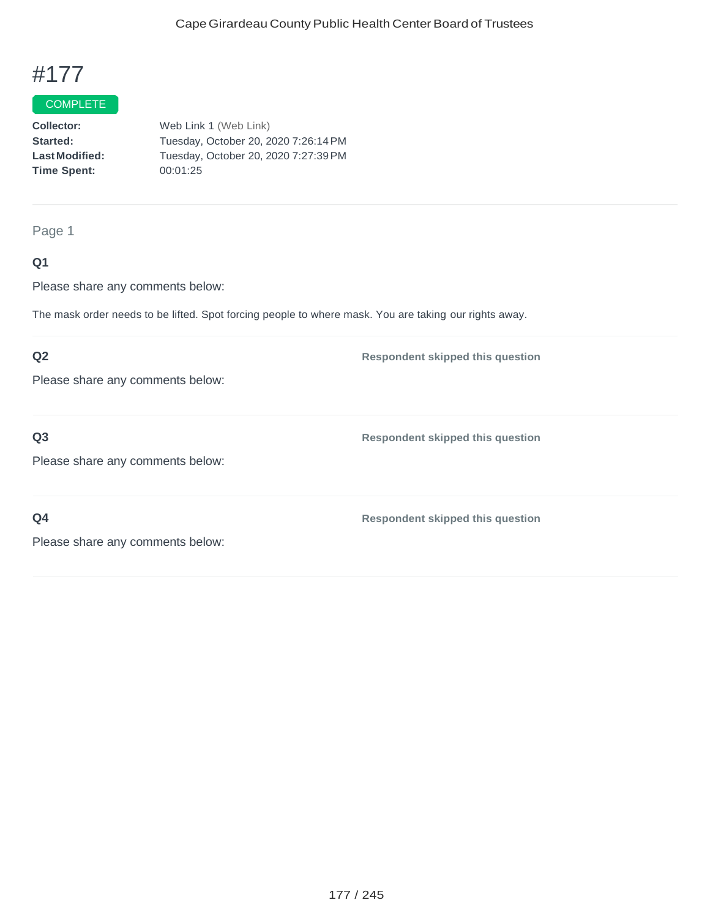# #177

COMPLETE

**Collector:** Web Link 1 (Web Link)
**Started:** Tuesday, October 20, 2020 7:26:14 PM
**Last Modified:** Tuesday, October 20, 2020 7:27:39 PM
**Time Spent:** 00:01:25

---

Page 1

**Q1**

Please share any comments below:

The mask order needs to be lifted. Spot forcing people to where mask. You are taking our rights away.

---

**Q2**

Please share any comments below:

**Respondent skipped this question**

---

**Q3**

Please share any comments below:

**Respondent skipped this question**

---

**Q4**

Please share any comments below:

**Respondent skipped this question**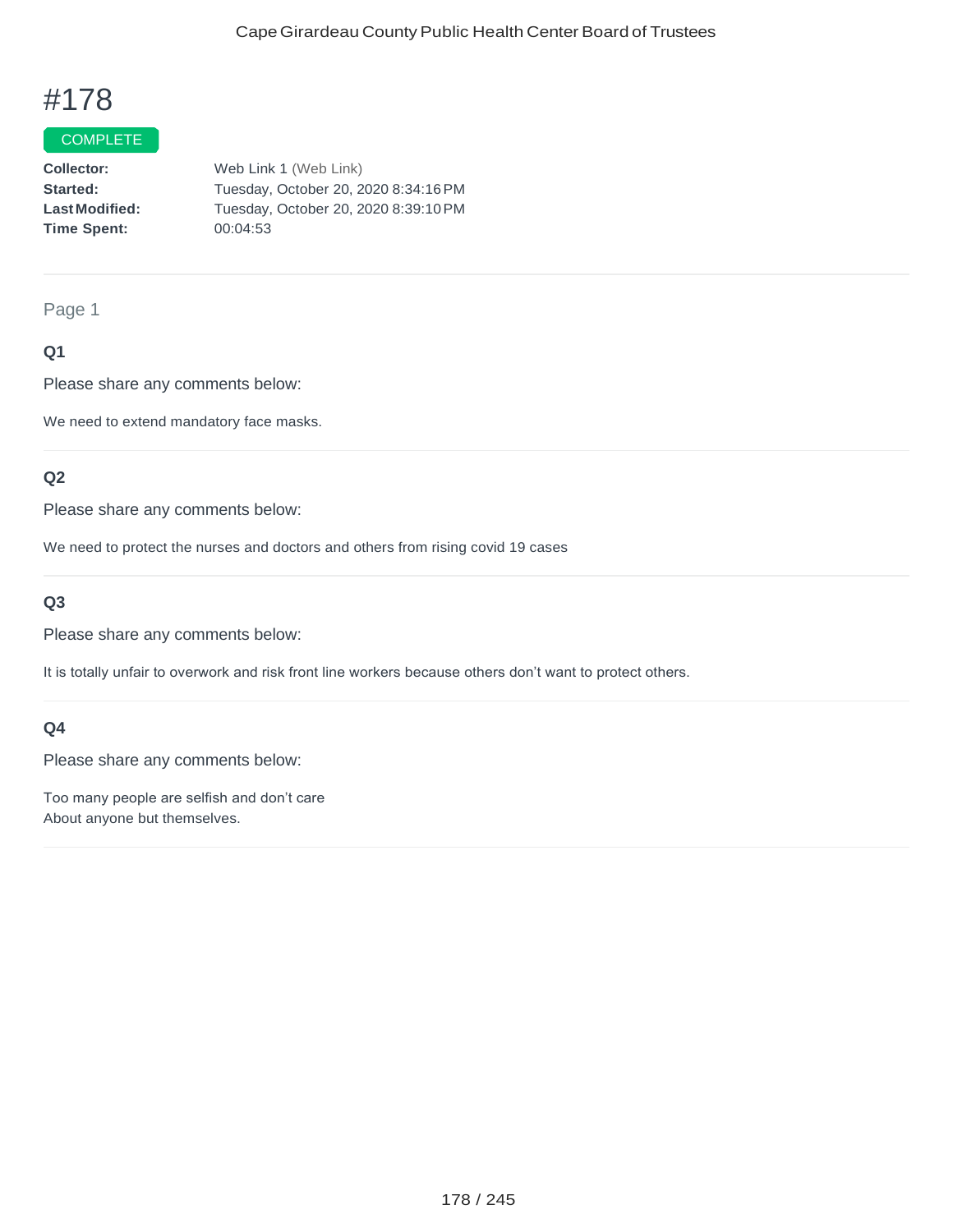# #178

COMPLETE

**Collector:** Web Link 1 (Web Link)
**Started:** Tuesday, October 20, 2020 8:34:16 PM
**Last Modified:** Tuesday, October 20, 2020 8:39:10 PM
**Time Spent:** 00:04:53

Page 1

### Q1

Please share any comments below:

We need to extend mandatory face masks.

### Q2

Please share any comments below:

We need to protect the nurses and doctors and others from rising covid 19 cases

### Q3

Please share any comments below:

It is totally unfair to overwork and risk front line workers because others don't want to protect others.

### Q4

Please share any comments below:

Too many people are selfish and don't care
About anyone but themselves.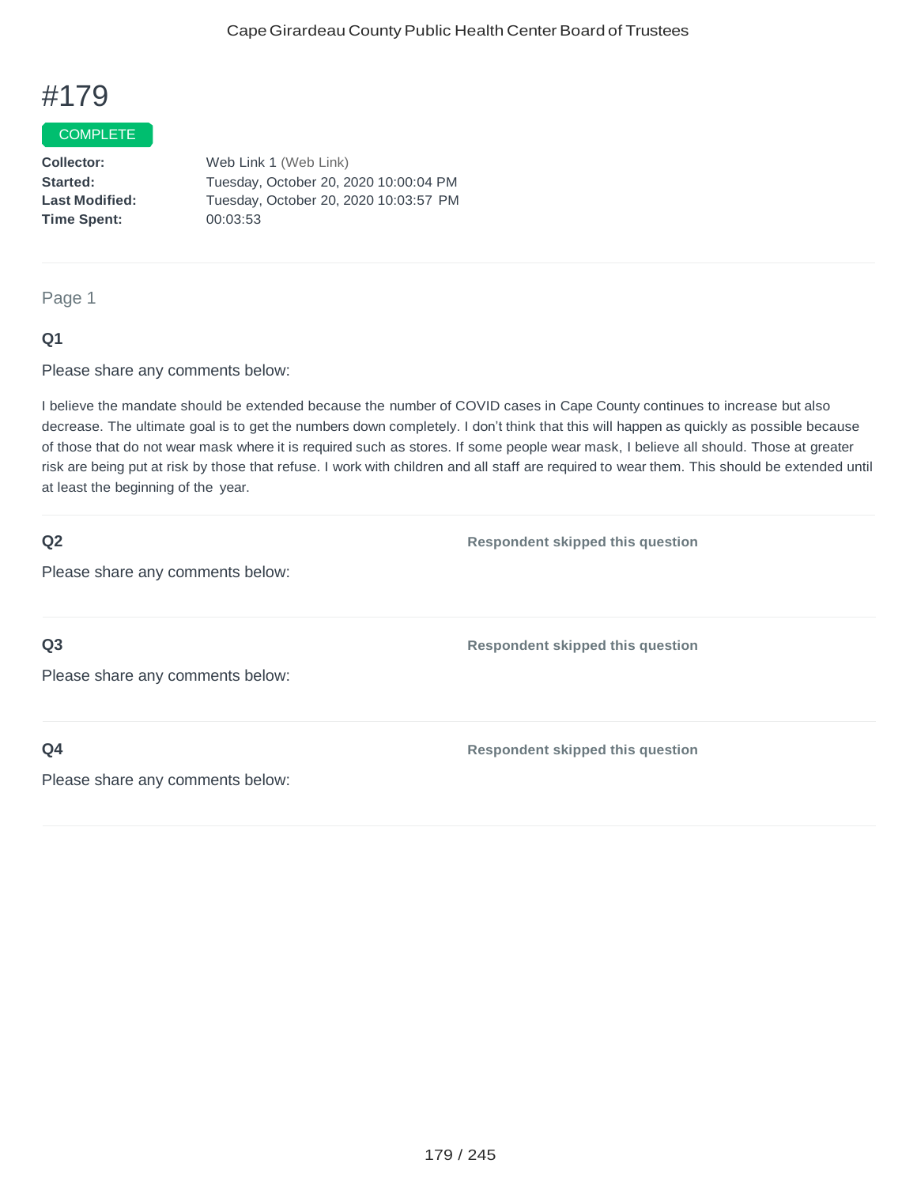# #179

COMPLETE

**Collector:** Web Link 1 (Web Link)
**Started:** Tuesday, October 20, 2020 10:00:04 PM
**Last Modified:** Tuesday, October 20, 2020 10:03:57 PM
**Time Spent:** 00:03:53

---

Page 1

**Q1**

Please share any comments below:

I believe the mandate should be extended because the number of COVID cases in Cape County continues to increase but also decrease. The ultimate goal is to get the numbers down completely. I don't think that this will happen as quickly as possible because of those that do not wear mask where it is required such as stores. If some people wear mask, I believe all should. Those at greater risk are being put at risk by those that refuse. I work with children and all staff are required to wear them. This should be extended until at least the beginning of the year.

---

**Q2**

Please share any comments below:

**Respondent skipped this question**

---

**Q3**

Please share any comments below:

**Respondent skipped this question**

---

**Q4**

Please share any comments below:

**Respondent skipped this question**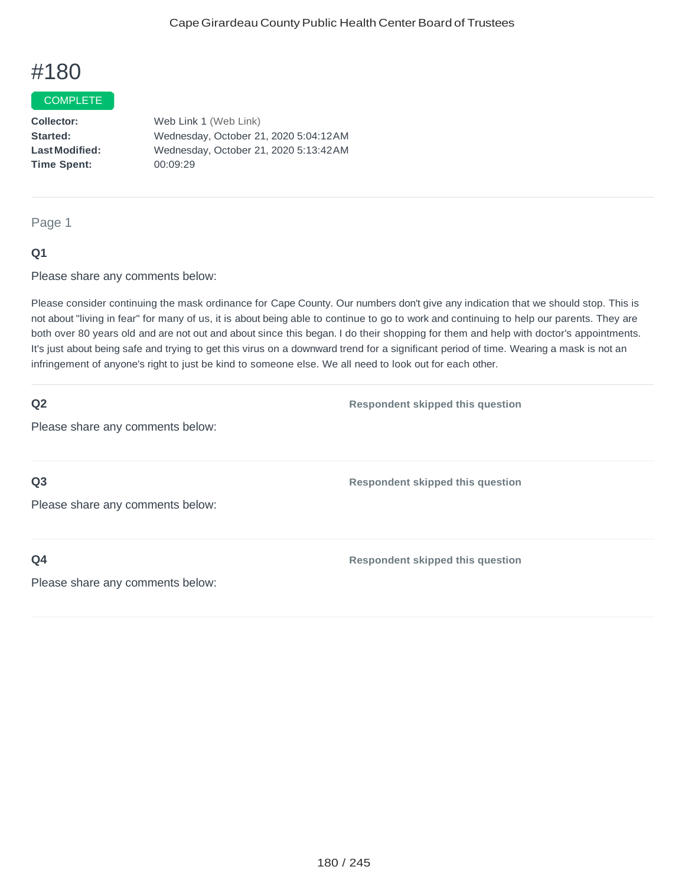# #180

COMPLETE

**Collector:** Web Link 1 (Web Link)
**Started:** Wednesday, October 21, 2020 5:04:12 AM
**Last Modified:** Wednesday, October 21, 2020 5:13:42 AM
**Time Spent:** 00:09:29

---

Page 1

**Q1**

Please share any comments below:

Please consider continuing the mask ordinance for Cape County. Our numbers don't give any indication that we should stop. This is not about "living in fear" for many of us, it is about being able to continue to go to work and continuing to help our parents. They are both over 80 years old and are not out and about since this began. I do their shopping for them and help with doctor's appointments. It's just about being safe and trying to get this virus on a downward trend for a significant period of time. Wearing a mask is not an infringement of anyone's right to just be kind to someone else. We all need to look out for each other.

---

**Q2**

Please share any comments below:

**Respondent skipped this question**

---

**Q3**

Please share any comments below:

**Respondent skipped this question**

---

**Q4**

Please share any comments below:

**Respondent skipped this question**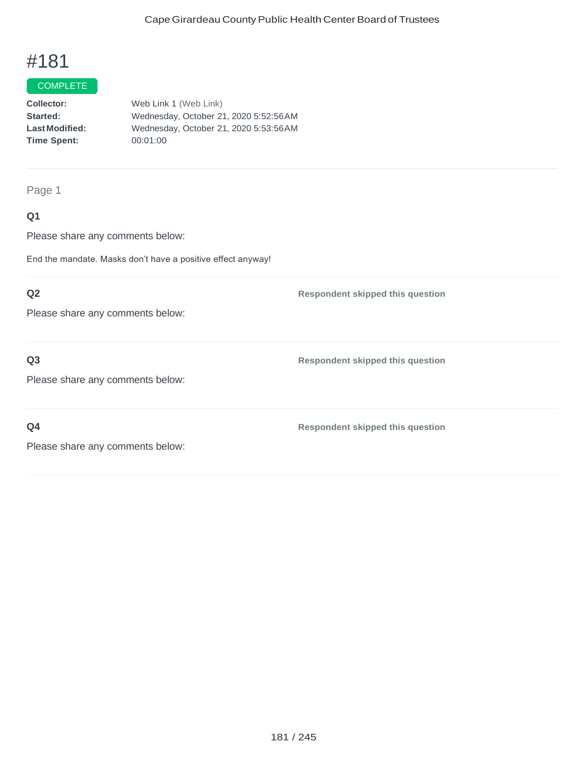# #181

COMPLETE

**Collector:** Web Link 1 (Web Link)
**Started:** Wednesday, October 21, 2020 5:52:56AM
**Last Modified:** Wednesday, October 21, 2020 5:53:56AM
**Time Spent:** 00:01:00

---

Page 1

**Q1**

Please share any comments below:

End the mandate. Masks don't have a positive effect anyway!

---

**Q2**

Please share any comments below:

**Respondent skipped this question**

---

**Q3**

Please share any comments below:

**Respondent skipped this question**

---

**Q4**

Please share any comments below:

**Respondent skipped this question**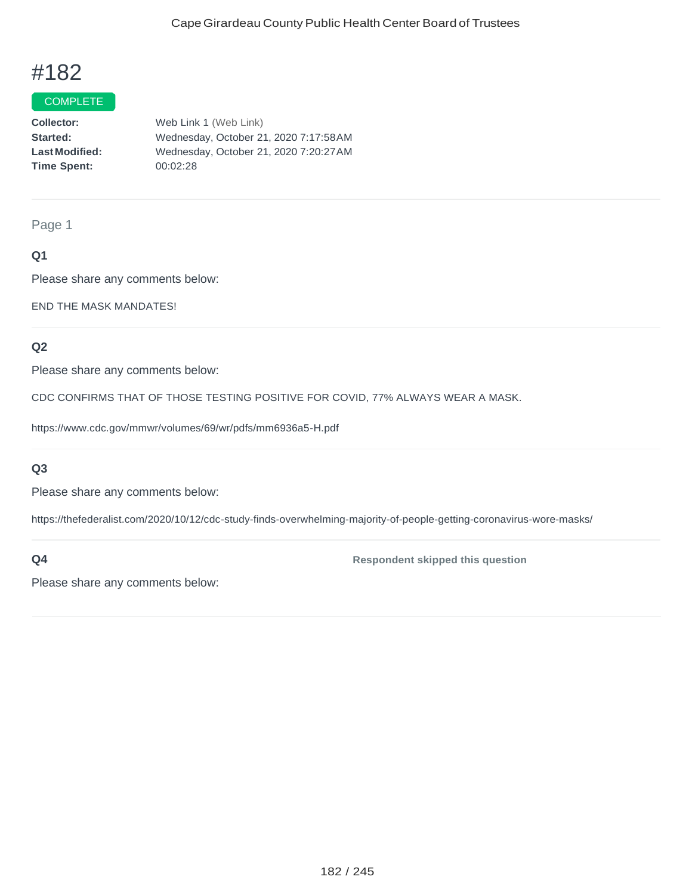# #182

COMPLETE

**Collector:** Web Link 1 (Web Link)
**Started:** Wednesday, October 21, 2020 7:17:58 AM
**Last Modified:** Wednesday, October 21, 2020 7:20:27 AM
**Time Spent:** 00:02:28

Page 1

**Q1**

Please share any comments below:

END THE MASK MANDATES!

**Q2**

Please share any comments below:

CDC CONFIRMS THAT OF THOSE TESTING POSITIVE FOR COVID, 77% ALWAYS WEAR A MASK.

https://www.cdc.gov/mmwr/volumes/69/wr/pdfs/mm6936a5-H.pdf

**Q3**

Please share any comments below:

https://thefederalist.com/2020/10/12/cdc-study-finds-overwhelming-majority-of-people-getting-coronavirus-wore-masks/

**Q4** Respondent skipped this question

Please share any comments below: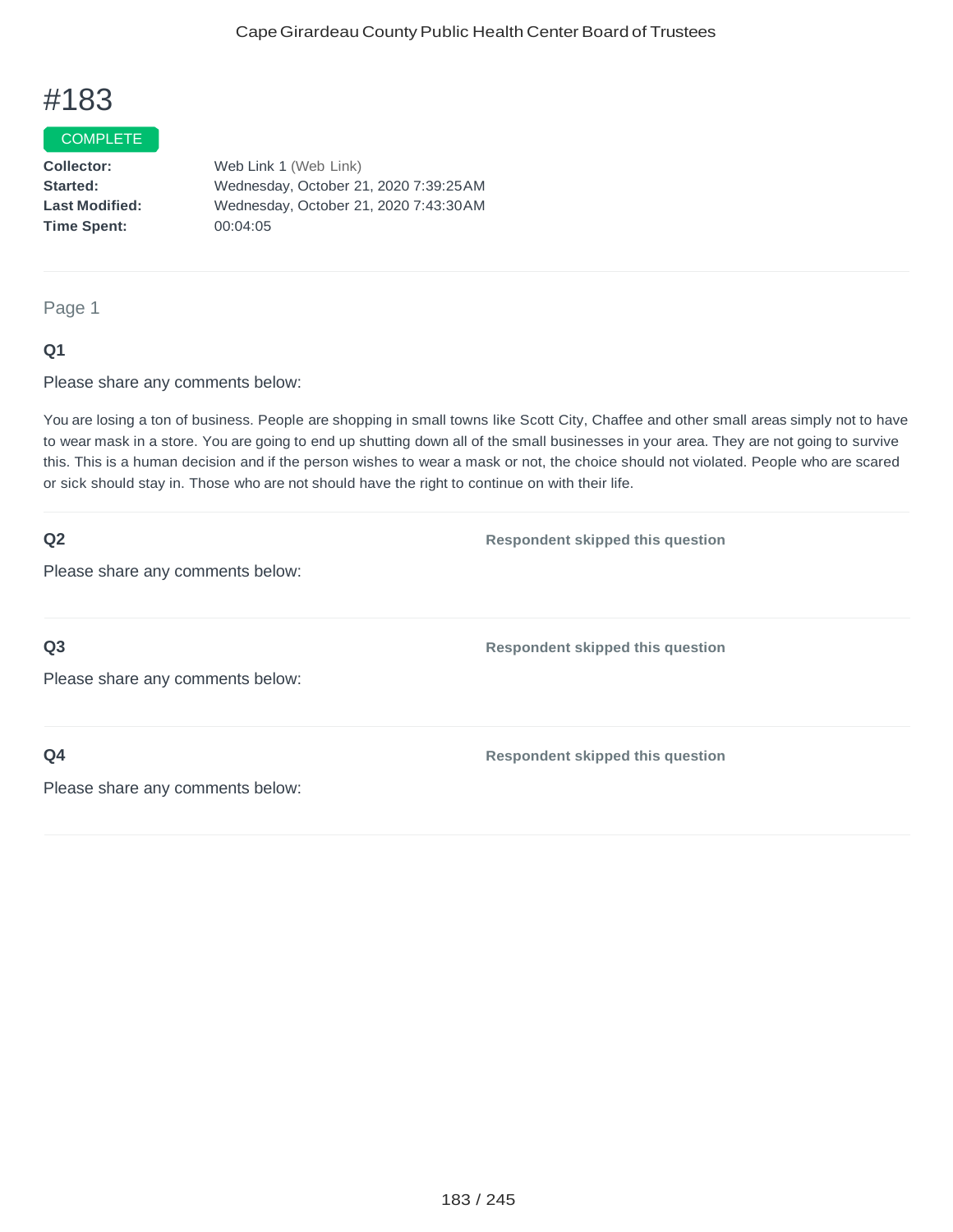# #183

COMPLETE

**Collector:** Web Link 1 (Web Link)
**Started:** Wednesday, October 21, 2020 7:39:25AM
**Last Modified:** Wednesday, October 21, 2020 7:43:30AM
**Time Spent:** 00:04:05

---

Page 1

**Q1**

Please share any comments below:

You are losing a ton of business. People are shopping in small towns like Scott City, Chaffee and other small areas simply not to have to wear mask in a store. You are going to end up shutting down all of the small businesses in your area. They are not going to survive this. This is a human decision and if the person wishes to wear a mask or not, the choice should not violated. People who are scared or sick should stay in. Those who are not should have the right to continue on with their life.

---

**Q2** **Respondent skipped this question**

Please share any comments below:

---

**Q3** **Respondent skipped this question**

Please share any comments below:

---

**Q4** **Respondent skipped this question**

Please share any comments below: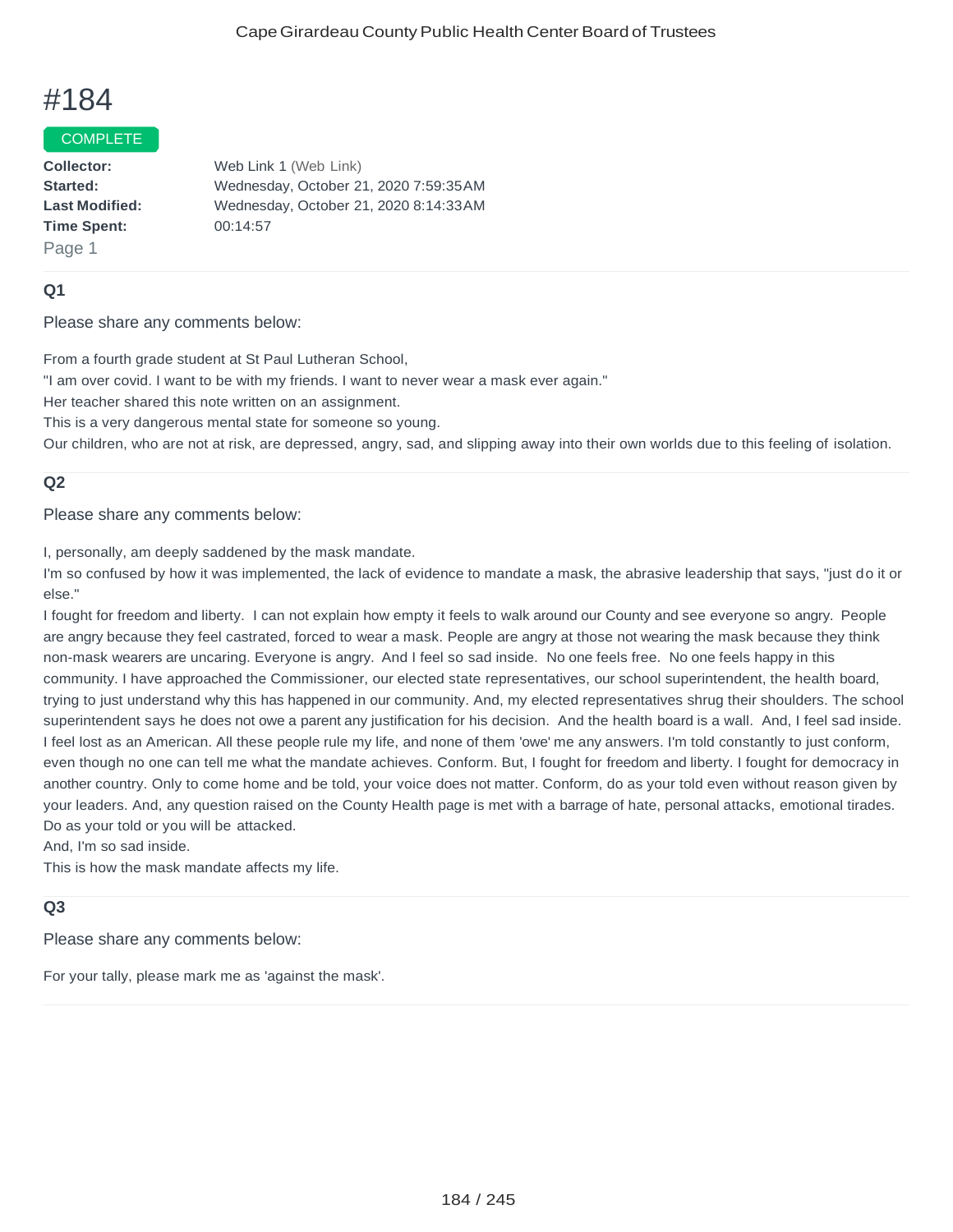# #184

COMPLETE

**Collector:** Web Link 1 (Web Link)
**Started:** Wednesday, October 21, 2020 7:59:35AM
**Last Modified:** Wednesday, October 21, 2020 8:14:33AM
**Time Spent:** 00:14:57

Page 1

### Q1

Please share any comments below:

From a fourth grade student at St Paul Lutheran School,
"I am over covid. I want to be with my friends. I want to never wear a mask ever again."
Her teacher shared this note written on an assignment.
This is a very dangerous mental state for someone so young.
Our children, who are not at risk, are depressed, angry, sad, and slipping away into their own worlds due to this feeling of isolation.

### Q2

Please share any comments below:

I, personally, am deeply saddened by the mask mandate.
I'm so confused by how it was implemented, the lack of evidence to mandate a mask, the abrasive leadership that says, "just do it or else."
I fought for freedom and liberty. I can not explain how empty it feels to walk around our County and see everyone so angry. People are angry because they feel castrated, forced to wear a mask. People are angry at those not wearing the mask because they think non-mask wearers are uncaring. Everyone is angry. And I feel so sad inside. No one feels free. No one feels happy in this community. I have approached the Commissioner, our elected state representatives, our school superintendent, the health board, trying to just understand why this has happened in our community. And, my elected representatives shrug their shoulders. The school superintendent says he does not owe a parent any justification for his decision. And the health board is a wall. And, I feel sad inside. I feel lost as an American. All these people rule my life, and none of them 'owe' me any answers. I'm told constantly to just conform, even though no one can tell me what the mandate achieves. Conform. But, I fought for freedom and liberty. I fought for democracy in another country. Only to come home and be told, your voice does not matter. Conform, do as your told even without reason given by your leaders. And, any question raised on the County Health page is met with a barrage of hate, personal attacks, emotional tirades. Do as your told or you will be attacked.
And, I'm so sad inside.
This is how the mask mandate affects my life.

### Q3

Please share any comments below:

For your tally, please mark me as 'against the mask'.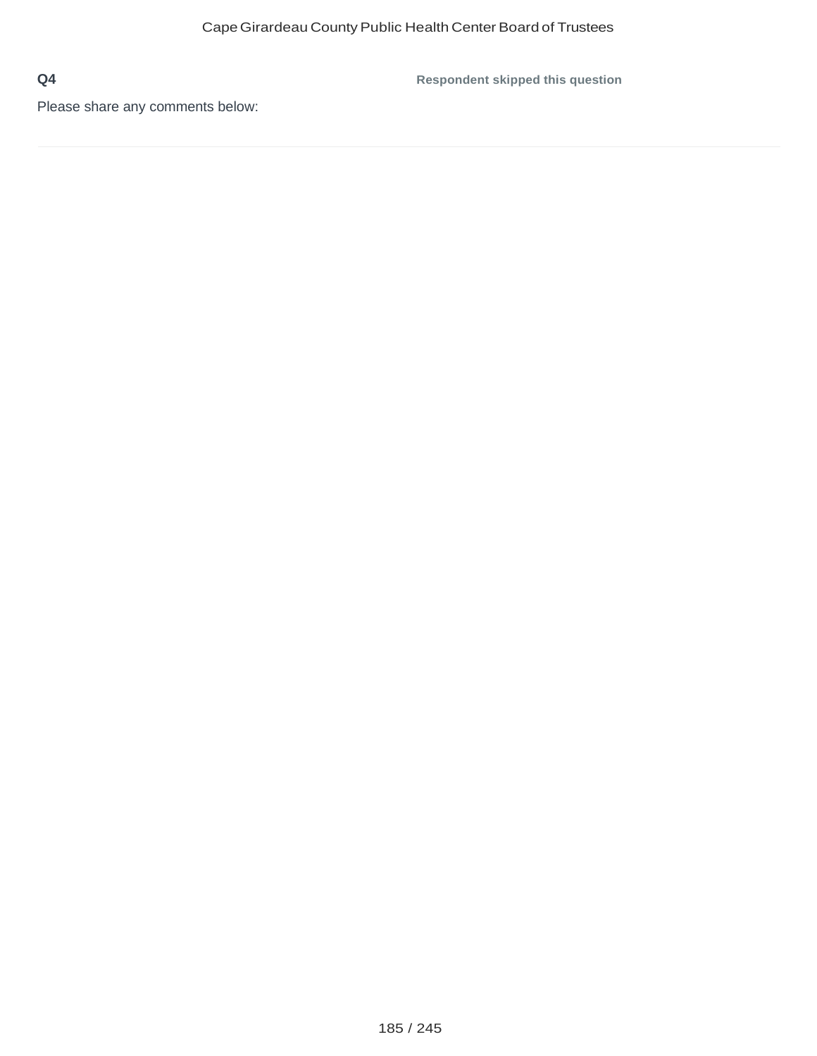**Q4**

Please share any comments below:

**Respondent skipped this question**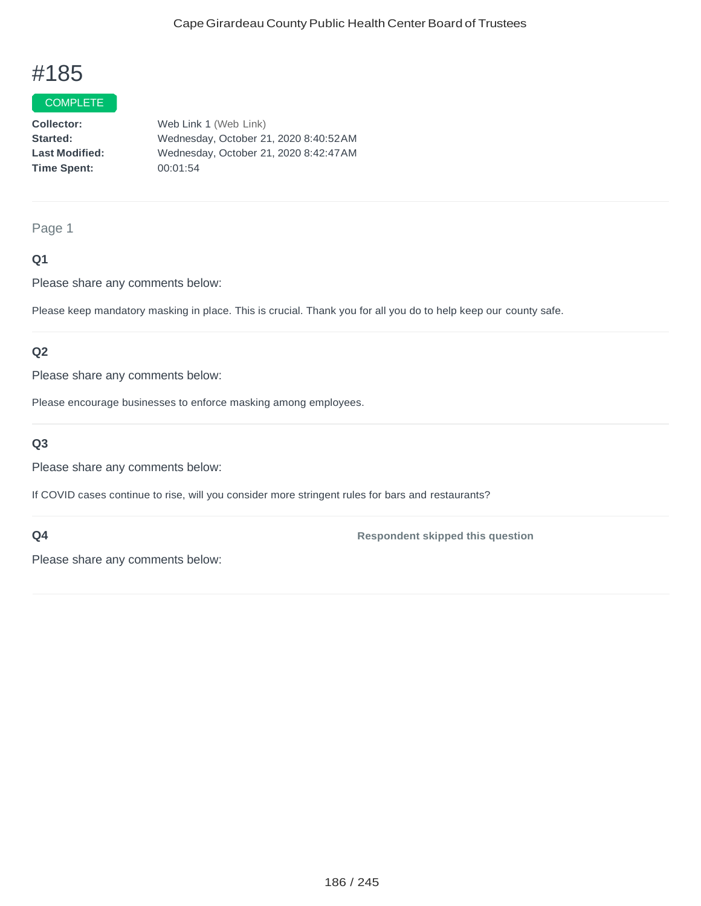# #185

COMPLETE

**Collector:** Web Link 1 (Web Link)
**Started:** Wednesday, October 21, 2020 8:40:52 AM
**Last Modified:** Wednesday, October 21, 2020 8:42:47 AM
**Time Spent:** 00:01:54

---

Page 1

### Q1

Please share any comments below:

Please keep mandatory masking in place. This is crucial. Thank you for all you do to help keep our county safe.

---

### Q2

Please share any comments below:

Please encourage businesses to enforce masking among employees.

---

### Q3

Please share any comments below:

If COVID cases continue to rise, will you consider more stringent rules for bars and restaurants?

---

### Q4

Please share any comments below:

**Respondent skipped this question**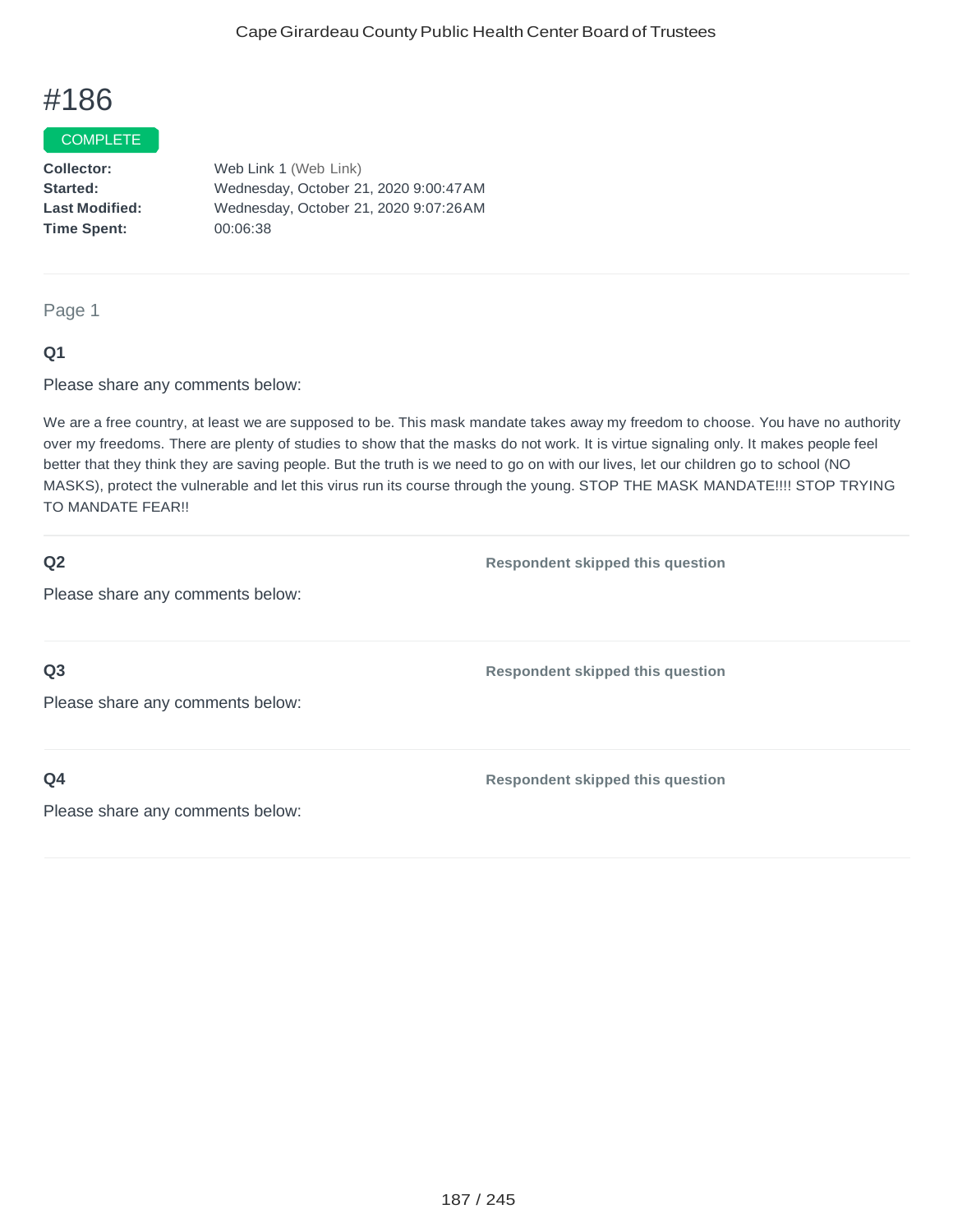# #186

COMPLETE

**Collector:** Web Link 1 (Web Link)
**Started:** Wednesday, October 21, 2020 9:00:47 AM
**Last Modified:** Wednesday, October 21, 2020 9:07:26 AM
**Time Spent:** 00:06:38

Page 1

**Q1**

Please share any comments below:

We are a free country, at least we are supposed to be. This mask mandate takes away my freedom to choose. You have no authority over my freedoms. There are plenty of studies to show that the masks do not work. It is virtue signaling only. It makes people feel better that they think they are saving people. But the truth is we need to go on with our lives, let our children go to school (NO MASKS), protect the vulnerable and let this virus run its course through the young. STOP THE MASK MANDATE!!!! STOP TRYING TO MANDATE FEAR!!

**Q2**

Please share any comments below:

Respondent skipped this question

**Q3**

Please share any comments below:

Respondent skipped this question

**Q4**

Please share any comments below:

Respondent skipped this question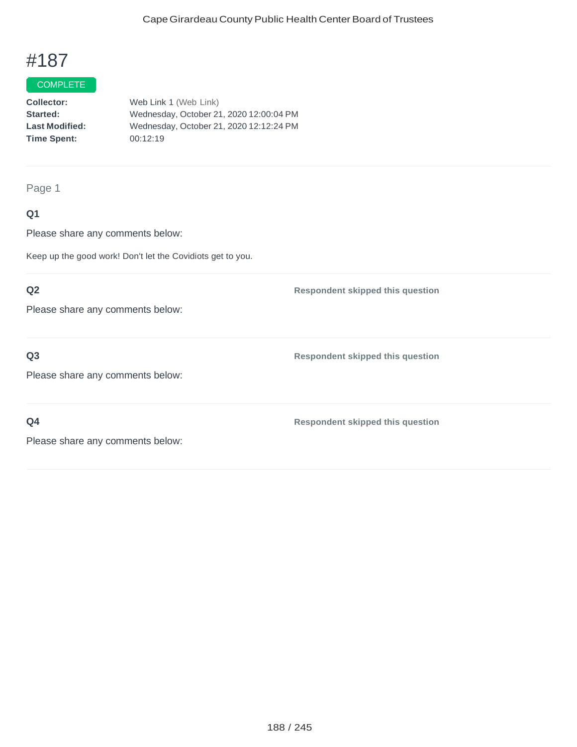# #187

COMPLETE

**Collector:** Web Link 1 (Web Link)
**Started:** Wednesday, October 21, 2020 12:00:04 PM
**Last Modified:** Wednesday, October 21, 2020 12:12:24 PM
**Time Spent:** 00:12:19

---

Page 1

**Q1**

Please share any comments below:

Keep up the good work! Don't let the Covidiots get to you.

---

**Q2** — Respondent skipped this question

Please share any comments below:

---

**Q3** — Respondent skipped this question

Please share any comments below:

---

**Q4** — Respondent skipped this question

Please share any comments below: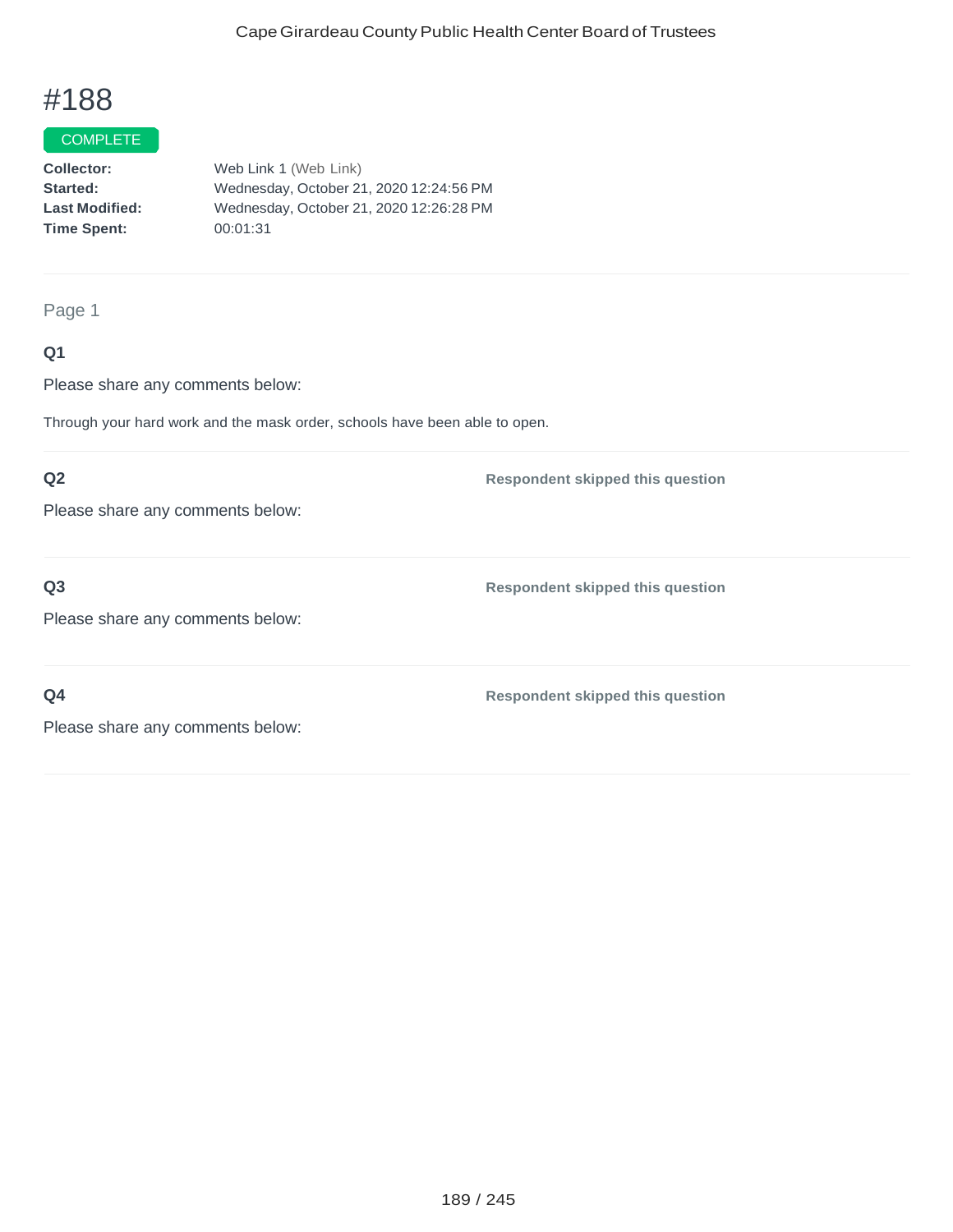# #188

COMPLETE

**Collector:** Web Link 1 (Web Link)
**Started:** Wednesday, October 21, 2020 12:24:56 PM
**Last Modified:** Wednesday, October 21, 2020 12:26:28 PM
**Time Spent:** 00:01:31

---

Page 1

**Q1**

Please share any comments below:

Through your hard work and the mask order, schools have been able to open.

---

**Q2**

Please share any comments below:

**Respondent skipped this question**

---

**Q3**

Please share any comments below:

**Respondent skipped this question**

---

**Q4**

Please share any comments below:

**Respondent skipped this question**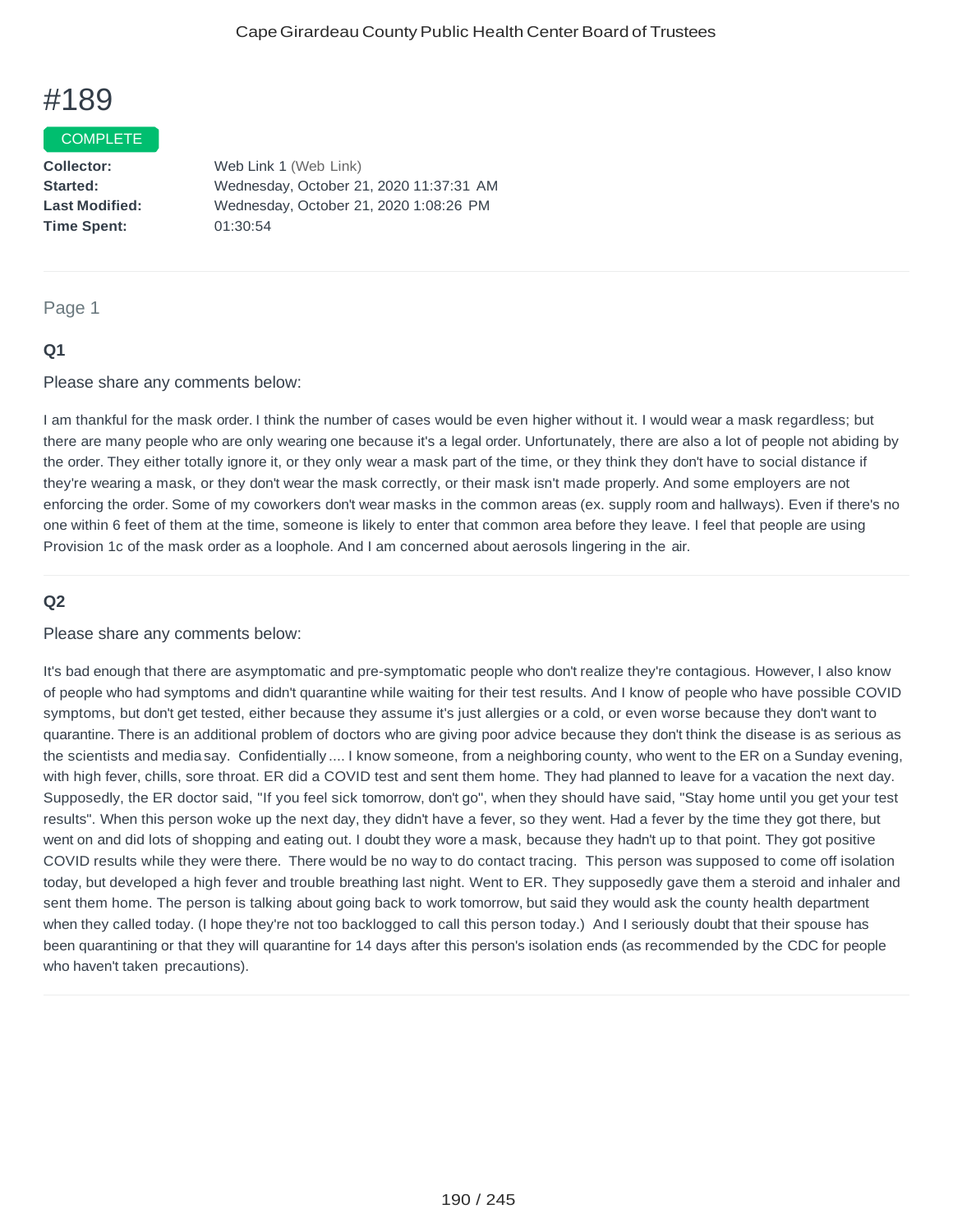# #189

COMPLETE

**Collector:** Web Link 1 (Web Link)
**Started:** Wednesday, October 21, 2020 11:37:31 AM
**Last Modified:** Wednesday, October 21, 2020 1:08:26 PM
**Time Spent:** 01:30:54

---

Page 1

### Q1

Please share any comments below:

I am thankful for the mask order. I think the number of cases would be even higher without it. I would wear a mask regardless; but there are many people who are only wearing one because it's a legal order. Unfortunately, there are also a lot of people not abiding by the order. They either totally ignore it, or they only wear a mask part of the time, or they think they don't have to social distance if they're wearing a mask, or they don't wear the mask correctly, or their mask isn't made properly. And some employers are not enforcing the order. Some of my coworkers don't wear masks in the common areas (ex. supply room and hallways). Even if there's no one within 6 feet of them at the time, someone is likely to enter that common area before they leave. I feel that people are using Provision 1c of the mask order as a loophole. And I am concerned about aerosols lingering in the air.

---

### Q2

Please share any comments below:

It's bad enough that there are asymptomatic and pre-symptomatic people who don't realize they're contagious. However, I also know of people who had symptoms and didn't quarantine while waiting for their test results. And I know of people who have possible COVID symptoms, but don't get tested, either because they assume it's just allergies or a cold, or even worse because they don't want to quarantine. There is an additional problem of doctors who are giving poor advice because they don't think the disease is as serious as the scientists and media say. Confidentially .... I know someone, from a neighboring county, who went to the ER on a Sunday evening, with high fever, chills, sore throat. ER did a COVID test and sent them home. They had planned to leave for a vacation the next day. Supposedly, the ER doctor said, "If you feel sick tomorrow, don't go", when they should have said, "Stay home until you get your test results". When this person woke up the next day, they didn't have a fever, so they went. Had a fever by the time they got there, but went on and did lots of shopping and eating out. I doubt they wore a mask, because they hadn't up to that point. They got positive COVID results while they were there. There would be no way to do contact tracing. This person was supposed to come off isolation today, but developed a high fever and trouble breathing last night. Went to ER. They supposedly gave them a steroid and inhaler and sent them home. The person is talking about going back to work tomorrow, but said they would ask the county health department when they called today. (I hope they're not too backlogged to call this person today.) And I seriously doubt that their spouse has been quarantining or that they will quarantine for 14 days after this person's isolation ends (as recommended by the CDC for people who haven't taken precautions).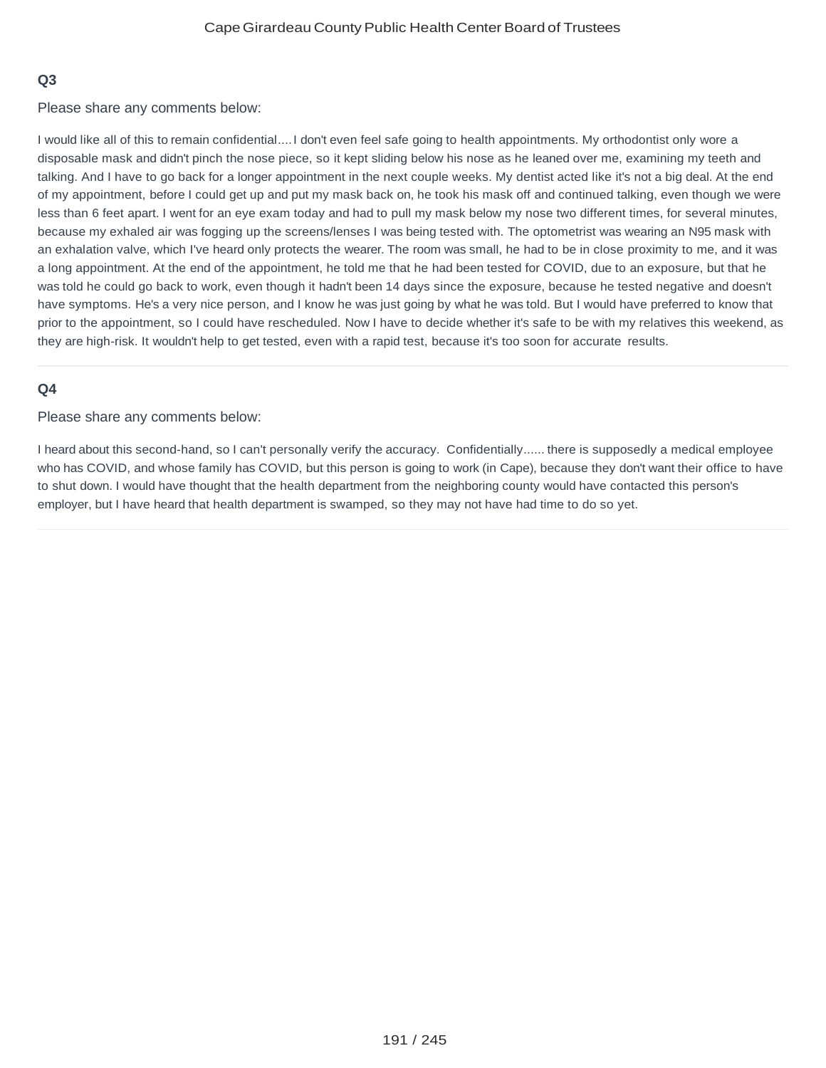**Q3**

Please share any comments below:

I would like all of this to remain confidential.... I don't even feel safe going to health appointments. My orthodontist only wore a disposable mask and didn't pinch the nose piece, so it kept sliding below his nose as he leaned over me, examining my teeth and talking. And I have to go back for a longer appointment in the next couple weeks. My dentist acted like it's not a big deal. At the end of my appointment, before I could get up and put my mask back on, he took his mask off and continued talking, even though we were less than 6 feet apart. I went for an eye exam today and had to pull my mask below my nose two different times, for several minutes, because my exhaled air was fogging up the screens/lenses I was being tested with. The optometrist was wearing an N95 mask with an exhalation valve, which I've heard only protects the wearer. The room was small, he had to be in close proximity to me, and it was a long appointment. At the end of the appointment, he told me that he had been tested for COVID, due to an exposure, but that he was told he could go back to work, even though it hadn't been 14 days since the exposure, because he tested negative and doesn't have symptoms. He's a very nice person, and I know he was just going by what he was told. But I would have preferred to know that prior to the appointment, so I could have rescheduled. Now I have to decide whether it's safe to be with my relatives this weekend, as they are high-risk. It wouldn't help to get tested, even with a rapid test, because it's too soon for accurate results.

---

**Q4**

Please share any comments below:

I heard about this second-hand, so I can't personally verify the accuracy. Confidentially...... there is supposedly a medical employee who has COVID, and whose family has COVID, but this person is going to work (in Cape), because they don't want their office to have to shut down. I would have thought that the health department from the neighboring county would have contacted this person's employer, but I have heard that health department is swamped, so they may not have had time to do so yet.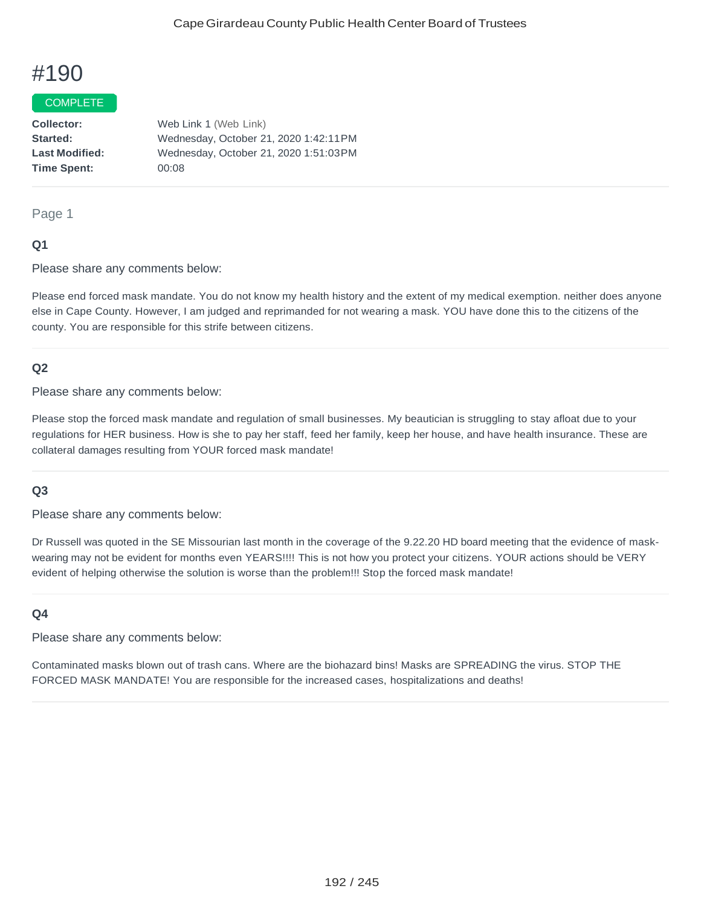# #190

COMPLETE

**Collector:** Web Link 1 (Web Link)
**Started:** Wednesday, October 21, 2020 1:42:11PM
**Last Modified:** Wednesday, October 21, 2020 1:51:03PM
**Time Spent:** 00:08

Page 1

### Q1

Please share any comments below:

Please end forced mask mandate. You do not know my health history and the extent of my medical exemption. neither does anyone else in Cape County. However, I am judged and reprimanded for not wearing a mask. YOU have done this to the citizens of the county. You are responsible for this strife between citizens.

### Q2

Please share any comments below:

Please stop the forced mask mandate and regulation of small businesses. My beautician is struggling to stay afloat due to your regulations for HER business. How is she to pay her staff, feed her family, keep her house, and have health insurance. These are collateral damages resulting from YOUR forced mask mandate!

### Q3

Please share any comments below:

Dr Russell was quoted in the SE Missourian last month in the coverage of the 9.22.20 HD board meeting that the evidence of mask-wearing may not be evident for months even YEARS!!!! This is not how you protect your citizens. YOUR actions should be VERY evident of helping otherwise the solution is worse than the problem!!! Stop the forced mask mandate!

### Q4

Please share any comments below:

Contaminated masks blown out of trash cans. Where are the biohazard bins! Masks are SPREADING the virus. STOP THE FORCED MASK MANDATE! You are responsible for the increased cases, hospitalizations and deaths!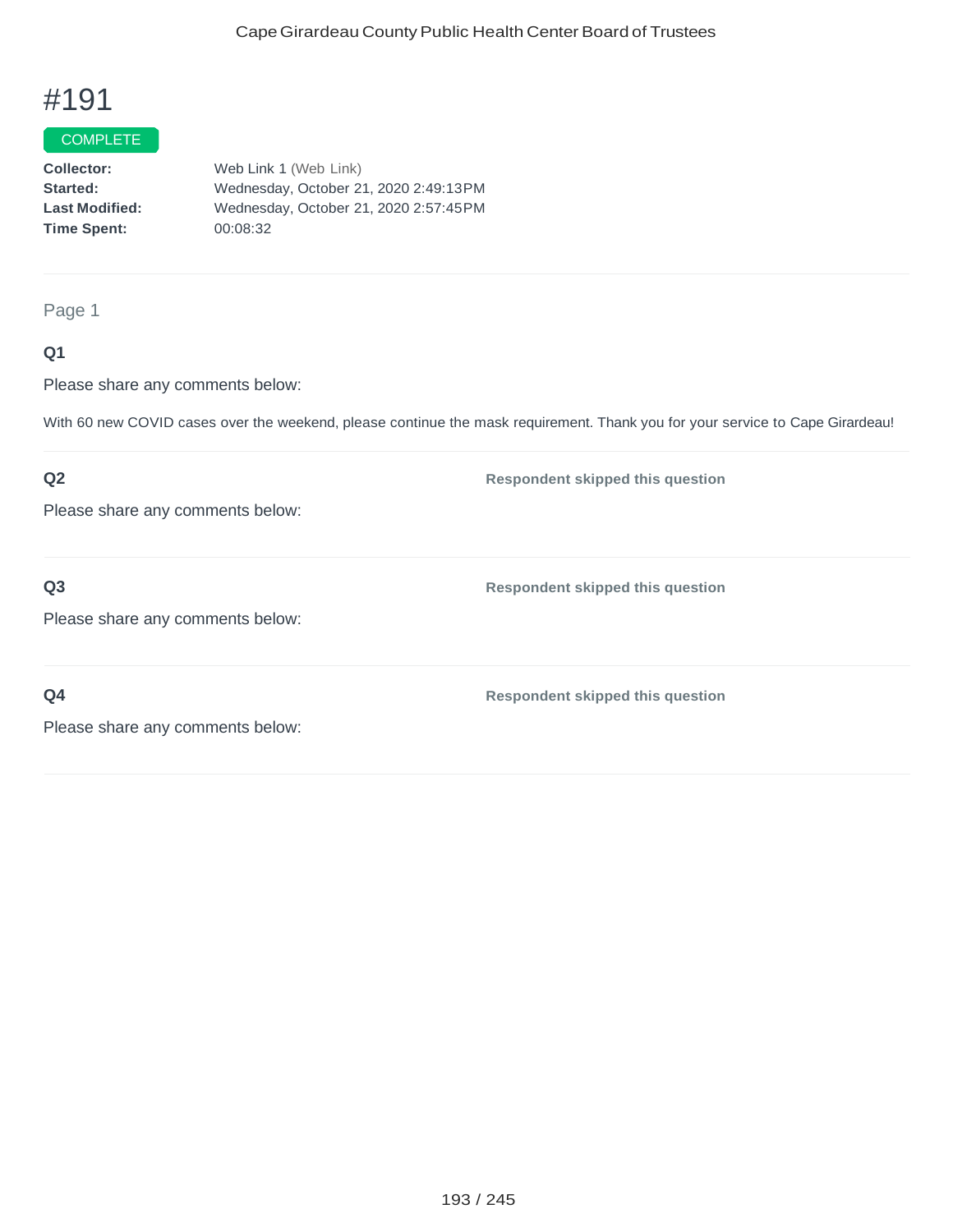# #191

COMPLETE

**Collector:** Web Link 1 (Web Link)
**Started:** Wednesday, October 21, 2020 2:49:13PM
**Last Modified:** Wednesday, October 21, 2020 2:57:45PM
**Time Spent:** 00:08:32

Page 1

**Q1**

Please share any comments below:

With 60 new COVID cases over the weekend, please continue the mask requirement. Thank you for your service to Cape Girardeau!

**Q2**

Please share any comments below:

**Respondent skipped this question**

**Q3**

Please share any comments below:

**Respondent skipped this question**

**Q4**

Please share any comments below:

**Respondent skipped this question**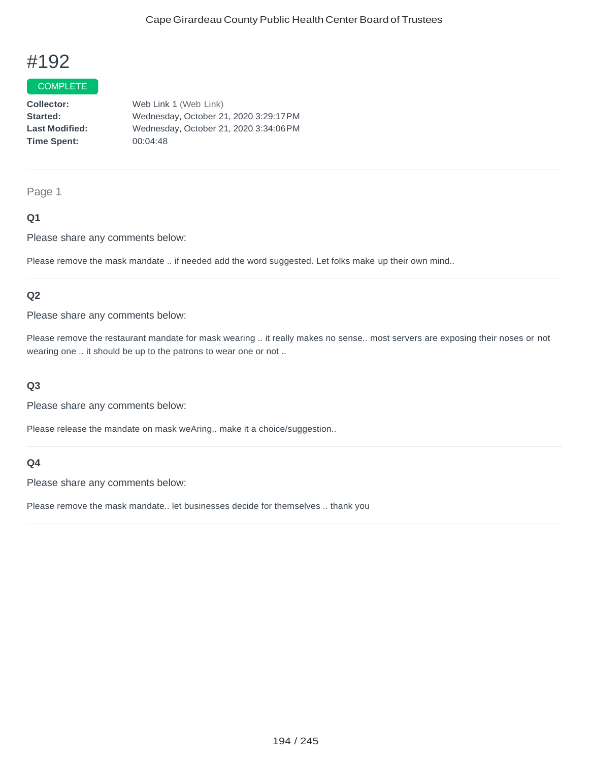# #192

COMPLETE

**Collector:** Web Link 1 (Web Link)
**Started:** Wednesday, October 21, 2020 3:29:17PM
**Last Modified:** Wednesday, October 21, 2020 3:34:06PM
**Time Spent:** 00:04:48

---

Page 1

### Q1

Please share any comments below:

Please remove the mask mandate .. if needed add the word suggested. Let folks make up their own mind..

---

### Q2

Please share any comments below:

Please remove the restaurant mandate for mask wearing .. it really makes no sense.. most servers are exposing their noses or not wearing one .. it should be up to the patrons to wear one or not ..

---

### Q3

Please share any comments below:

Please release the mandate on mask weAring.. make it a choice/suggestion..

---

### Q4

Please share any comments below:

Please remove the mask mandate.. let businesses decide for themselves .. thank you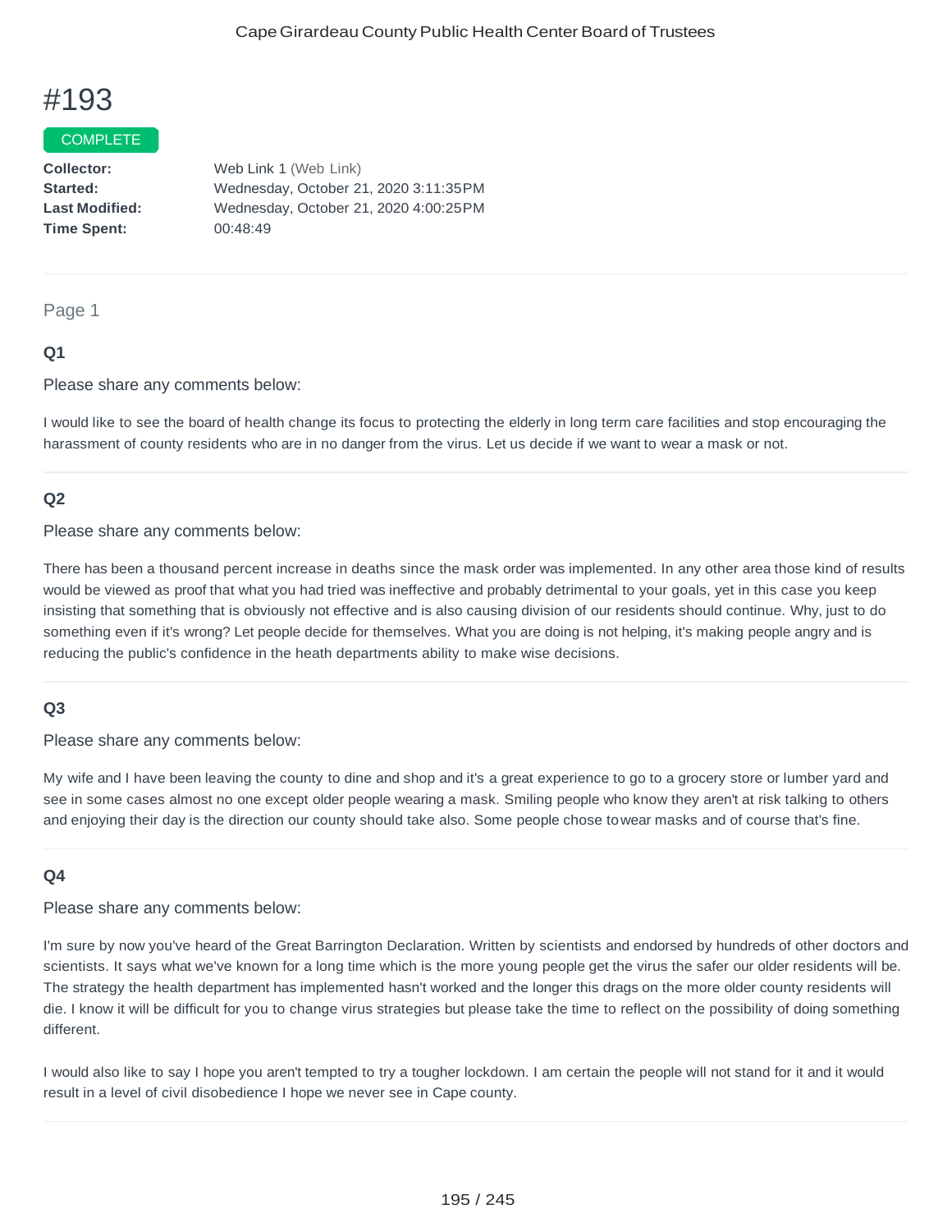# #193

COMPLETE

**Collector:** Web Link 1 (Web Link)
**Started:** Wednesday, October 21, 2020 3:11:35PM
**Last Modified:** Wednesday, October 21, 2020 4:00:25PM
**Time Spent:** 00:48:49

---

Page 1

**Q1**

Please share any comments below:

I would like to see the board of health change its focus to protecting the elderly in long term care facilities and stop encouraging the harassment of county residents who are in no danger from the virus. Let us decide if we want to wear a mask or not.

---

**Q2**

Please share any comments below:

There has been a thousand percent increase in deaths since the mask order was implemented. In any other area those kind of results would be viewed as proof that what you had tried was ineffective and probably detrimental to your goals, yet in this case you keep insisting that something that is obviously not effective and is also causing division of our residents should continue. Why, just to do something even if it's wrong? Let people decide for themselves. What you are doing is not helping, it's making people angry and is reducing the public's confidence in the heath departments ability to make wise decisions.

---

**Q3**

Please share any comments below:

My wife and I have been leaving the county to dine and shop and it's a great experience to go to a grocery store or lumber yard and see in some cases almost no one except older people wearing a mask. Smiling people who know they aren't at risk talking to others and enjoying their day is the direction our county should take also. Some people chose towear masks and of course that's fine.

---

**Q4**

Please share any comments below:

I'm sure by now you've heard of the Great Barrington Declaration. Written by scientists and endorsed by hundreds of other doctors and scientists. It says what we've known for a long time which is the more young people get the virus the safer our older residents will be. The strategy the health department has implemented hasn't worked and the longer this drags on the more older county residents will die. I know it will be difficult for you to change virus strategies but please take the time to reflect on the possibility of doing something different.

I would also like to say I hope you aren't tempted to try a tougher lockdown. I am certain the people will not stand for it and it would result in a level of civil disobedience I hope we never see in Cape county.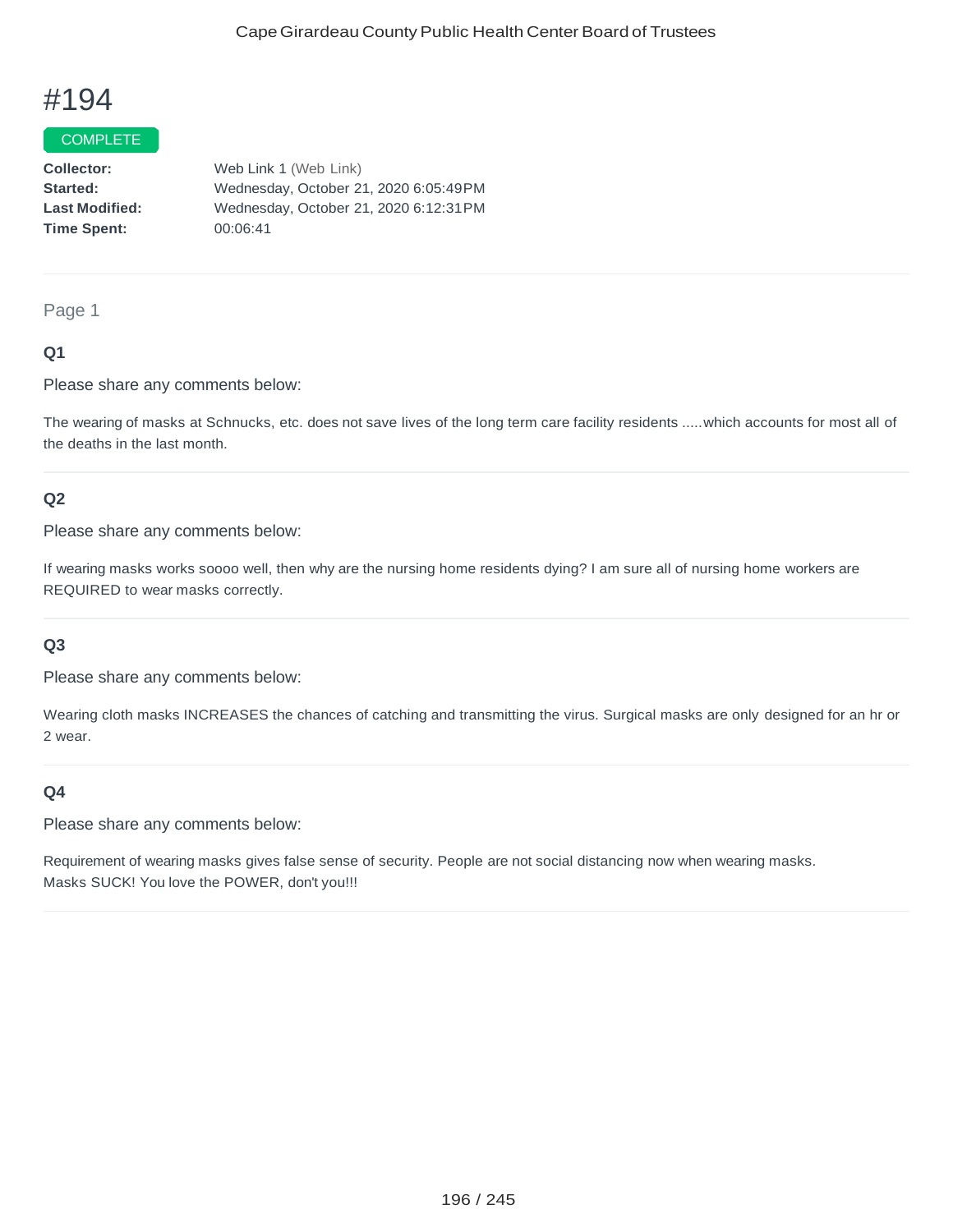# #194

COMPLETE

**Collector:** Web Link 1 (Web Link)
**Started:** Wednesday, October 21, 2020 6:05:49PM
**Last Modified:** Wednesday, October 21, 2020 6:12:31PM
**Time Spent:** 00:06:41

---

Page 1

### Q1

Please share any comments below:

The wearing of masks at Schnucks, etc. does not save lives of the long term care facility residents .....which accounts for most all of the deaths in the last month.

---

### Q2

Please share any comments below:

If wearing masks works soooo well, then why are the nursing home residents dying? I am sure all of nursing home workers are REQUIRED to wear masks correctly.

---

### Q3

Please share any comments below:

Wearing cloth masks INCREASES the chances of catching and transmitting the virus. Surgical masks are only designed for an hr or 2 wear.

---

### Q4

Please share any comments below:

Requirement of wearing masks gives false sense of security. People are not social distancing now when wearing masks.
Masks SUCK! You love the POWER, don't you!!!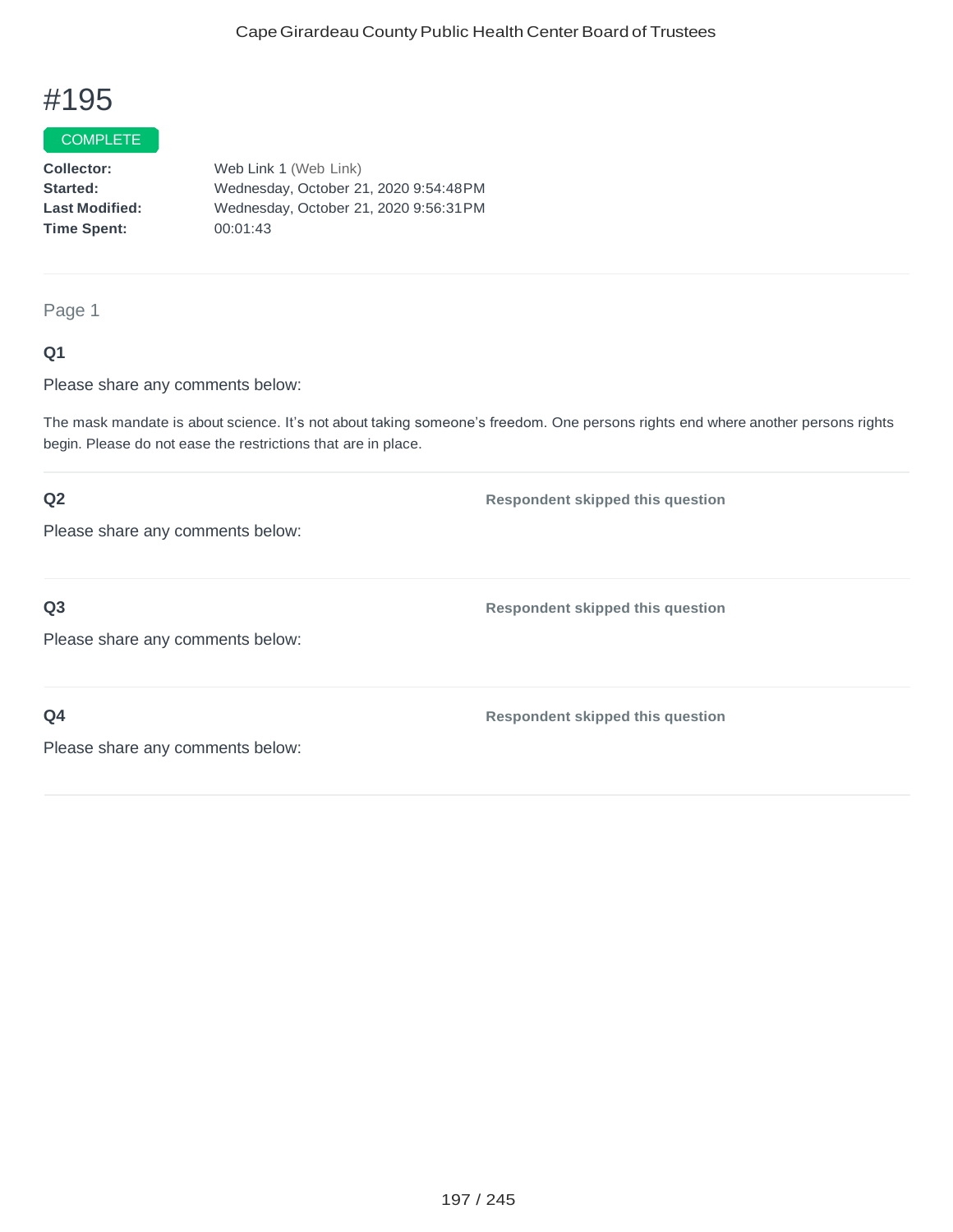# #195

COMPLETE

**Collector:** Web Link 1 (Web Link)
**Started:** Wednesday, October 21, 2020 9:54:48PM
**Last Modified:** Wednesday, October 21, 2020 9:56:31PM
**Time Spent:** 00:01:43

---

Page 1

**Q1**

Please share any comments below:

The mask mandate is about science. It's not about taking someone's freedom. One persons rights end where another persons rights begin. Please do not ease the restrictions that are in place.

---

**Q2** **Respondent skipped this question**

Please share any comments below:

---

**Q3** **Respondent skipped this question**

Please share any comments below:

---

**Q4** **Respondent skipped this question**

Please share any comments below: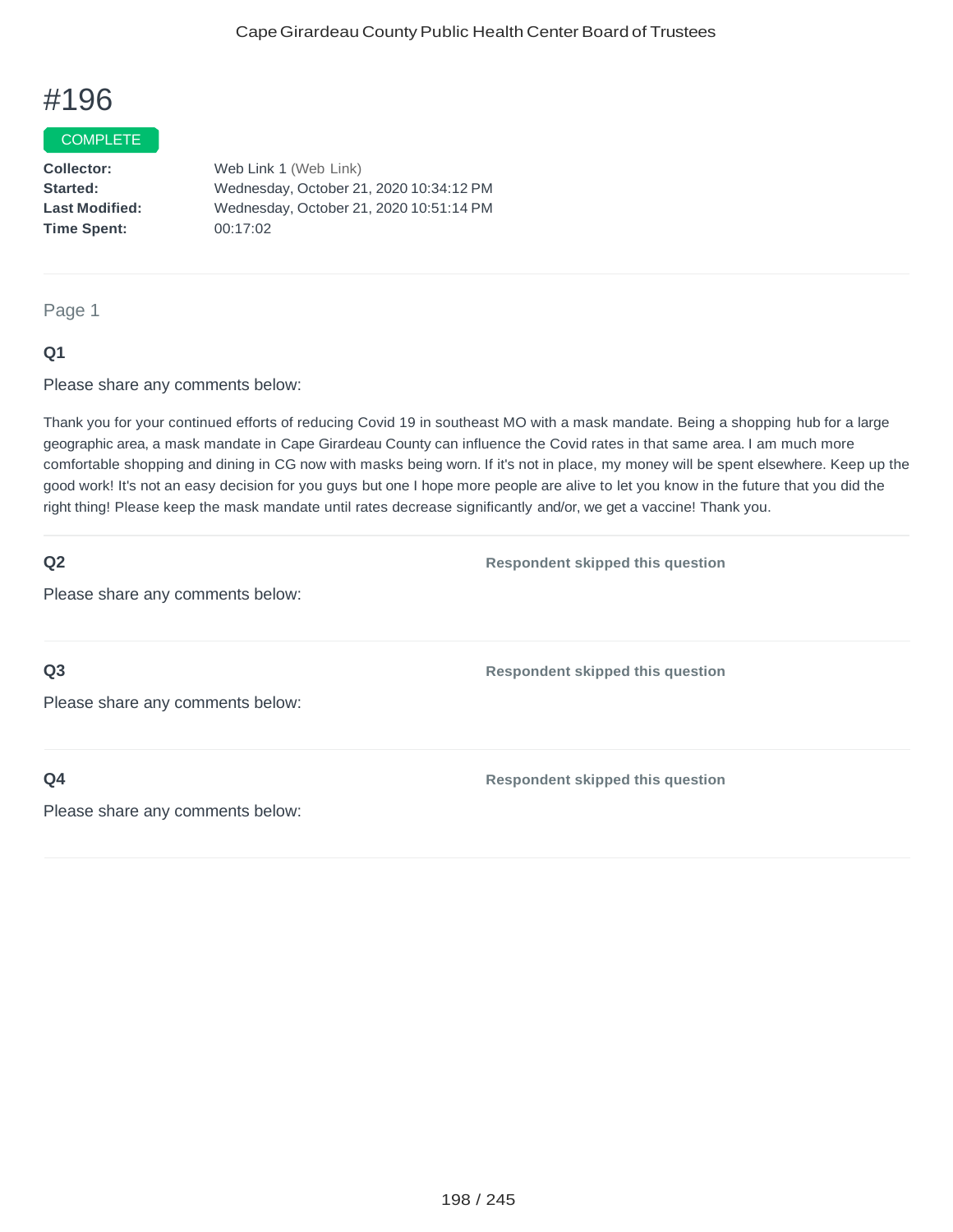# #196

COMPLETE

**Collector:** Web Link 1 (Web Link)
**Started:** Wednesday, October 21, 2020 10:34:12 PM
**Last Modified:** Wednesday, October 21, 2020 10:51:14 PM
**Time Spent:** 00:17:02

Page 1

**Q1**

Please share any comments below:

Thank you for your continued efforts of reducing Covid 19 in southeast MO with a mask mandate. Being a shopping hub for a large geographic area, a mask mandate in Cape Girardeau County can influence the Covid rates in that same area. I am much more comfortable shopping and dining in CG now with masks being worn. If it's not in place, my money will be spent elsewhere. Keep up the good work! It's not an easy decision for you guys but one I hope more people are alive to let you know in the future that you did the right thing! Please keep the mask mandate until rates decrease significantly and/or, we get a vaccine! Thank you.

**Q2**

Please share any comments below:

**Respondent skipped this question**

**Q3**

Please share any comments below:

**Respondent skipped this question**

**Q4**

Please share any comments below:

**Respondent skipped this question**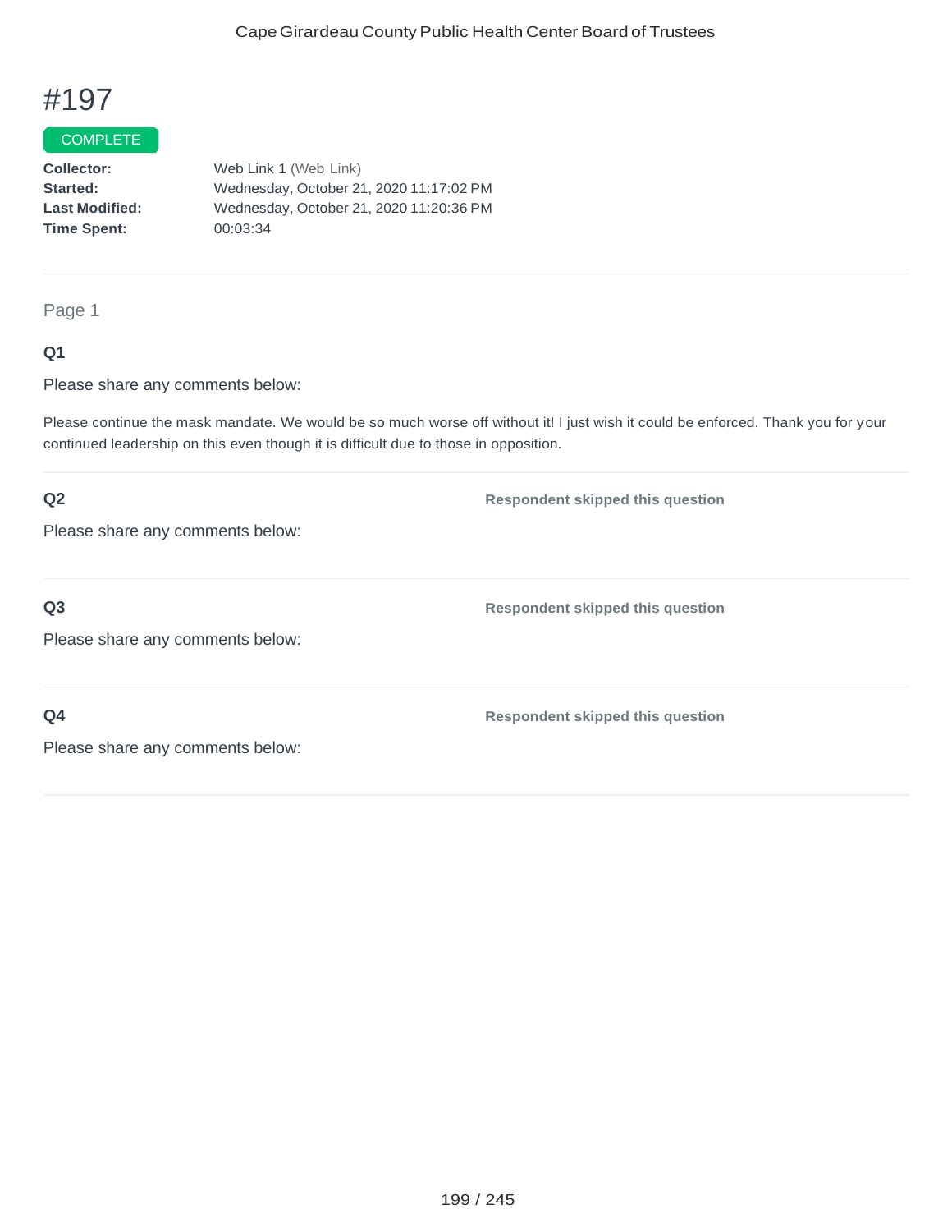# #197

COMPLETE

**Collector:** Web Link 1 (Web Link)
**Started:** Wednesday, October 21, 2020 11:17:02 PM
**Last Modified:** Wednesday, October 21, 2020 11:20:36 PM
**Time Spent:** 00:03:34

---

Page 1

**Q1**

Please share any comments below:

Please continue the mask mandate. We would be so much worse off without it! I just wish it could be enforced. Thank you for your continued leadership on this even though it is difficult due to those in opposition.

---

**Q2** **Respondent skipped this question**

Please share any comments below:

---

**Q3** **Respondent skipped this question**

Please share any comments below:

---

**Q4** **Respondent skipped this question**

Please share any comments below: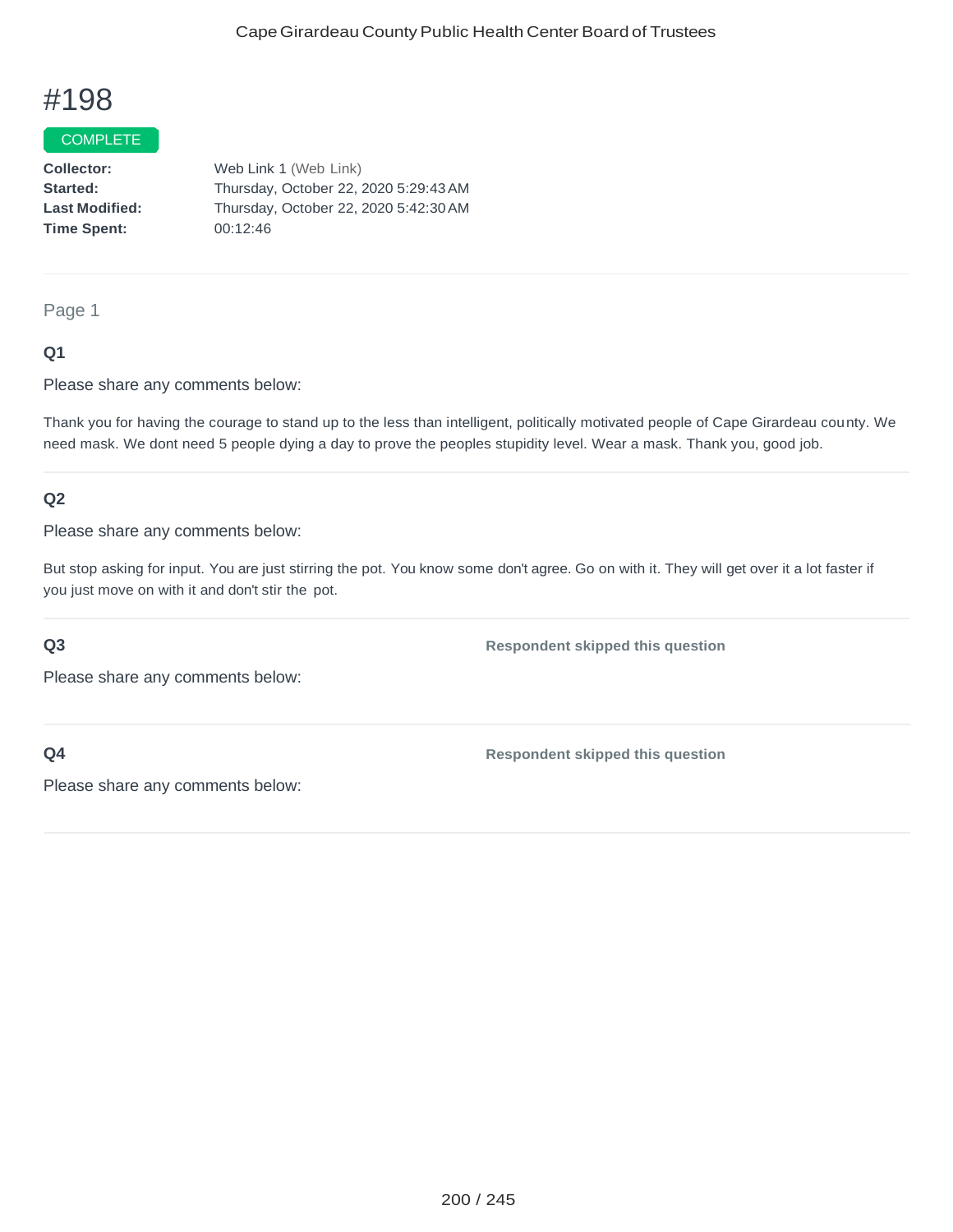# #198

COMPLETE

**Collector:** Web Link 1 (Web Link)
**Started:** Thursday, October 22, 2020 5:29:43 AM
**Last Modified:** Thursday, October 22, 2020 5:42:30 AM
**Time Spent:** 00:12:46

---

Page 1

**Q1**

Please share any comments below:

Thank you for having the courage to stand up to the less than intelligent, politically motivated people of Cape Girardeau county. We need mask. We dont need 5 people dying a day to prove the peoples stupidity level. Wear a mask. Thank you, good job.

---

**Q2**

Please share any comments below:

But stop asking for input. You are just stirring the pot. You know some don't agree. Go on with it. They will get over it a lot faster if you just move on with it and don't stir the pot.

---

**Q3** — Respondent skipped this question

Please share any comments below:

---

**Q4** — Respondent skipped this question

Please share any comments below: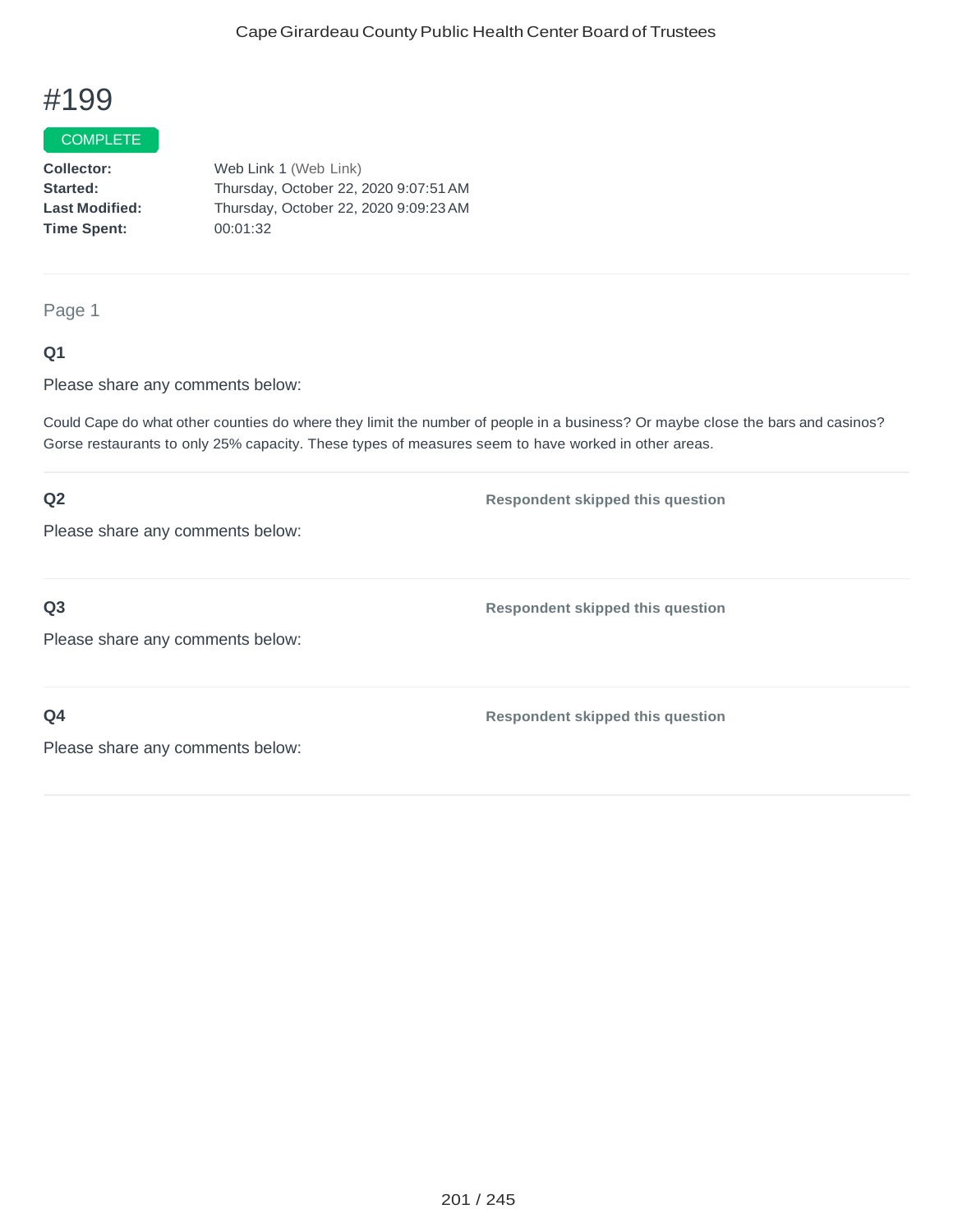# #199

COMPLETE

**Collector:** Web Link 1 (Web Link)
**Started:** Thursday, October 22, 2020 9:07:51 AM
**Last Modified:** Thursday, October 22, 2020 9:09:23 AM
**Time Spent:** 00:01:32

---

Page 1

**Q1**

Please share any comments below:

Could Cape do what other counties do where they limit the number of people in a business? Or maybe close the bars and casinos? Gorse restaurants to only 25% capacity. These types of measures seem to have worked in other areas.

---

**Q2** — Respondent skipped this question

Please share any comments below:

---

**Q3** — Respondent skipped this question

Please share any comments below:

---

**Q4** — Respondent skipped this question

Please share any comments below: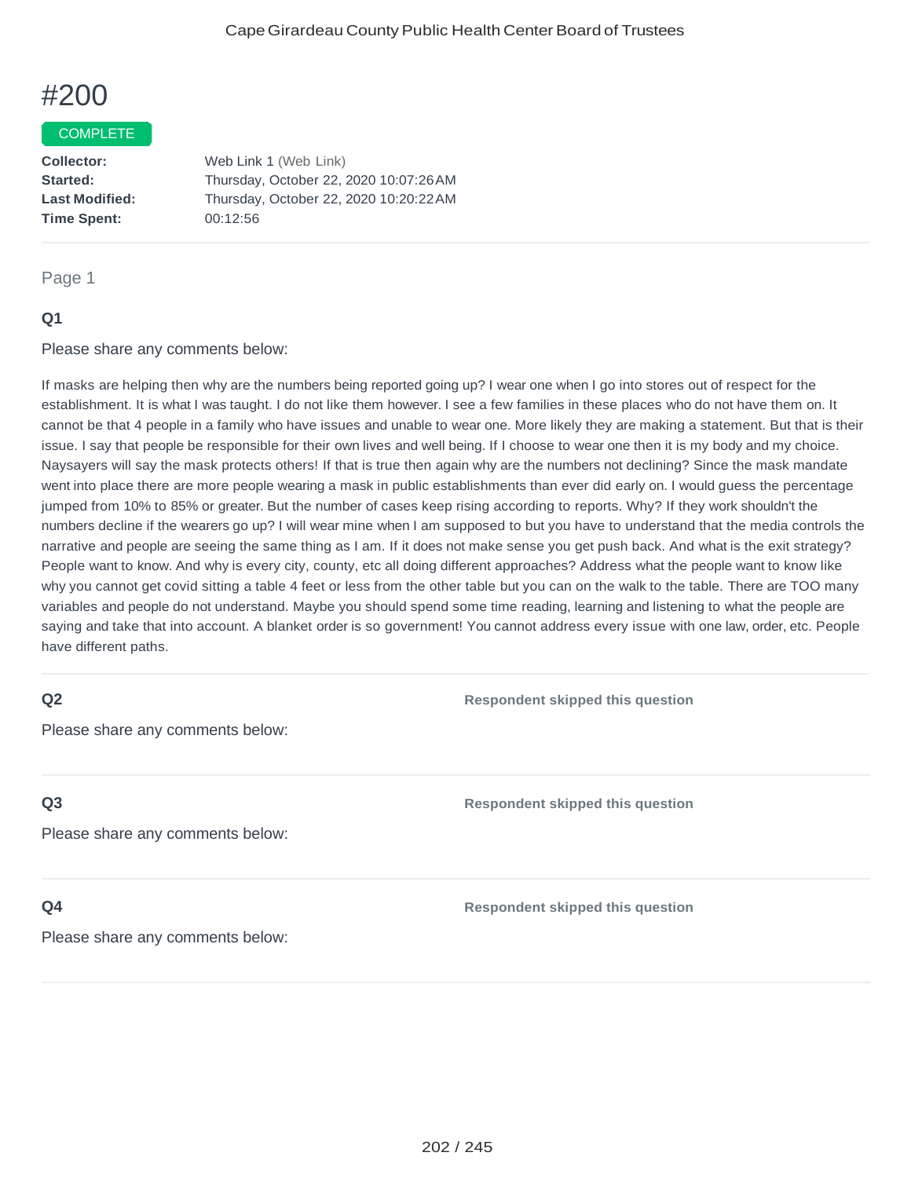# #200

COMPLETE

| | |
|---|---|
| **Collector:** | Web Link 1 (Web Link) |
| **Started:** | Thursday, October 22, 2020 10:07:26 AM |
| **Last Modified:** | Thursday, October 22, 2020 10:20:22 AM |
| **Time Spent:** | 00:12:56 |

Page 1

### Q1

Please share any comments below:

If masks are helping then why are the numbers being reported going up? I wear one when I go into stores out of respect for the establishment. It is what I was taught. I do not like them however. I see a few families in these places who do not have them on. It cannot be that 4 people in a family who have issues and unable to wear one. More likely they are making a statement. But that is their issue. I say that people be responsible for their own lives and well being. If I choose to wear one then it is my body and my choice. Naysayers will say the mask protects others! If that is true then again why are the numbers not declining? Since the mask mandate went into place there are more people wearing a mask in public establishments than ever did early on. I would guess the percentage jumped from 10% to 85% or greater. But the number of cases keep rising according to reports. Why? If they work shouldn't the numbers decline if the wearers go up? I will wear mine when I am supposed to but you have to understand that the media controls the narrative and people are seeing the same thing as I am. If it does not make sense you get push back. And what is the exit strategy? People want to know. And why is every city, county, etc all doing different approaches? Address what the people want to know like why you cannot get covid sitting a table 4 feet or less from the other table but you can on the walk to the table. There are TOO many variables and people do not understand. Maybe you should spend some time reading, learning and listening to what the people are saying and take that into account. A blanket order is so government! You cannot address every issue with one law, order, etc. People have different paths.

### Q2

Please share any comments below:

**Respondent skipped this question**

### Q3

Please share any comments below:

**Respondent skipped this question**

### Q4

Please share any comments below:

**Respondent skipped this question**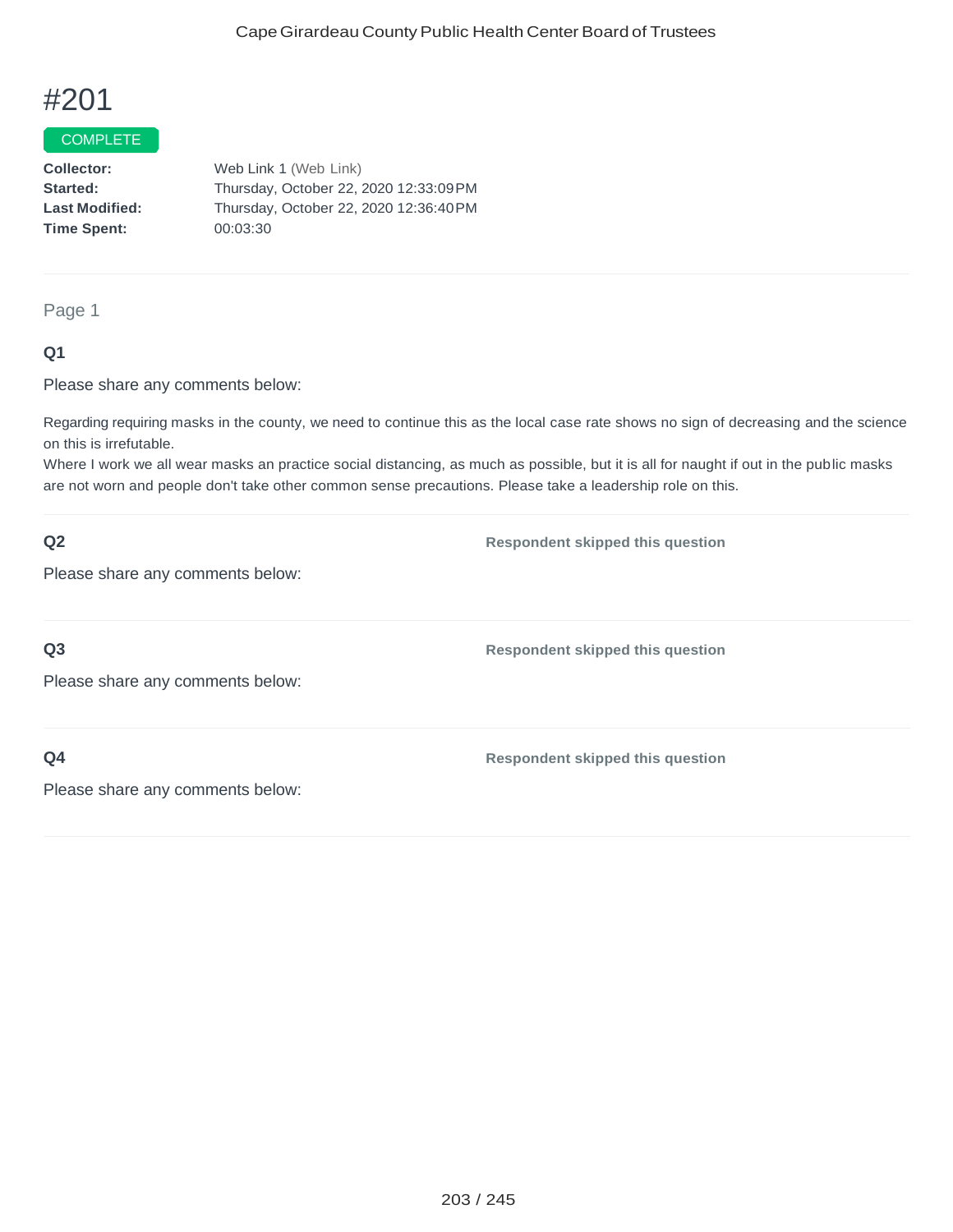# #201

COMPLETE

**Collector:** Web Link 1 (Web Link)
**Started:** Thursday, October 22, 2020 12:33:09 PM
**Last Modified:** Thursday, October 22, 2020 12:36:40 PM
**Time Spent:** 00:03:30

---

Page 1

**Q1**

Please share any comments below:

Regarding requiring masks in the county, we need to continue this as the local case rate shows no sign of decreasing and the science on this is irrefutable.
Where I work we all wear masks an practice social distancing, as much as possible, but it is all for naught if out in the public masks are not worn and people don't take other common sense precautions. Please take a leadership role on this.

---

**Q2**

Please share any comments below:

**Respondent skipped this question**

---

**Q3**

Please share any comments below:

**Respondent skipped this question**

---

**Q4**

Please share any comments below:

**Respondent skipped this question**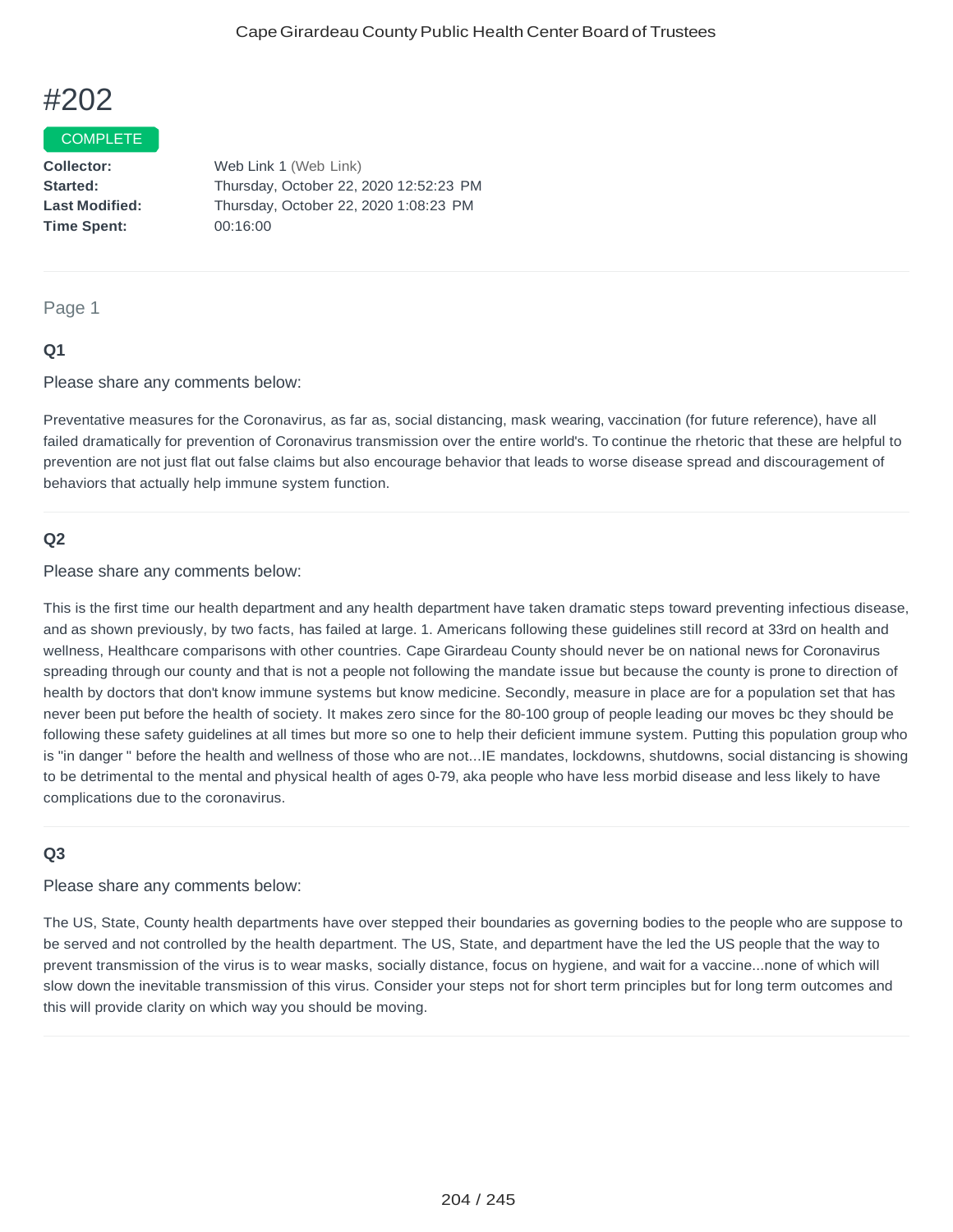# #202

COMPLETE

**Collector:** Web Link 1 (Web Link)
**Started:** Thursday, October 22, 2020 12:52:23 PM
**Last Modified:** Thursday, October 22, 2020 1:08:23 PM
**Time Spent:** 00:16:00

---

Page 1

**Q1**

Please share any comments below:

Preventative measures for the Coronavirus, as far as, social distancing, mask wearing, vaccination (for future reference), have all failed dramatically for prevention of Coronavirus transmission over the entire world's. To continue the rhetoric that these are helpful to prevention are not just flat out false claims but also encourage behavior that leads to worse disease spread and discouragement of behaviors that actually help immune system function.

**Q2**

Please share any comments below:

This is the first time our health department and any health department have taken dramatic steps toward preventing infectious disease, and as shown previously, by two facts, has failed at large. 1. Americans following these guidelines still record at 33rd on health and wellness, Healthcare comparisons with other countries. Cape Girardeau County should never be on national news for Coronavirus spreading through our county and that is not a people not following the mandate issue but because the county is prone to direction of health by doctors that don't know immune systems but know medicine. Secondly, measure in place are for a population set that has never been put before the health of society. It makes zero since for the 80-100 group of people leading our moves bc they should be following these safety guidelines at all times but more so one to help their deficient immune system. Putting this population group who is "in danger " before the health and wellness of those who are not...IE mandates, lockdowns, shutdowns, social distancing is showing to be detrimental to the mental and physical health of ages 0-79, aka people who have less morbid disease and less likely to have complications due to the coronavirus.

**Q3**

Please share any comments below:

The US, State, County health departments have over stepped their boundaries as governing bodies to the people who are suppose to be served and not controlled by the health department. The US, State, and department have the led the US people that the way to prevent transmission of the virus is to wear masks, socially distance, focus on hygiene, and wait for a vaccine...none of which will slow down the inevitable transmission of this virus. Consider your steps not for short term principles but for long term outcomes and this will provide clarity on which way you should be moving.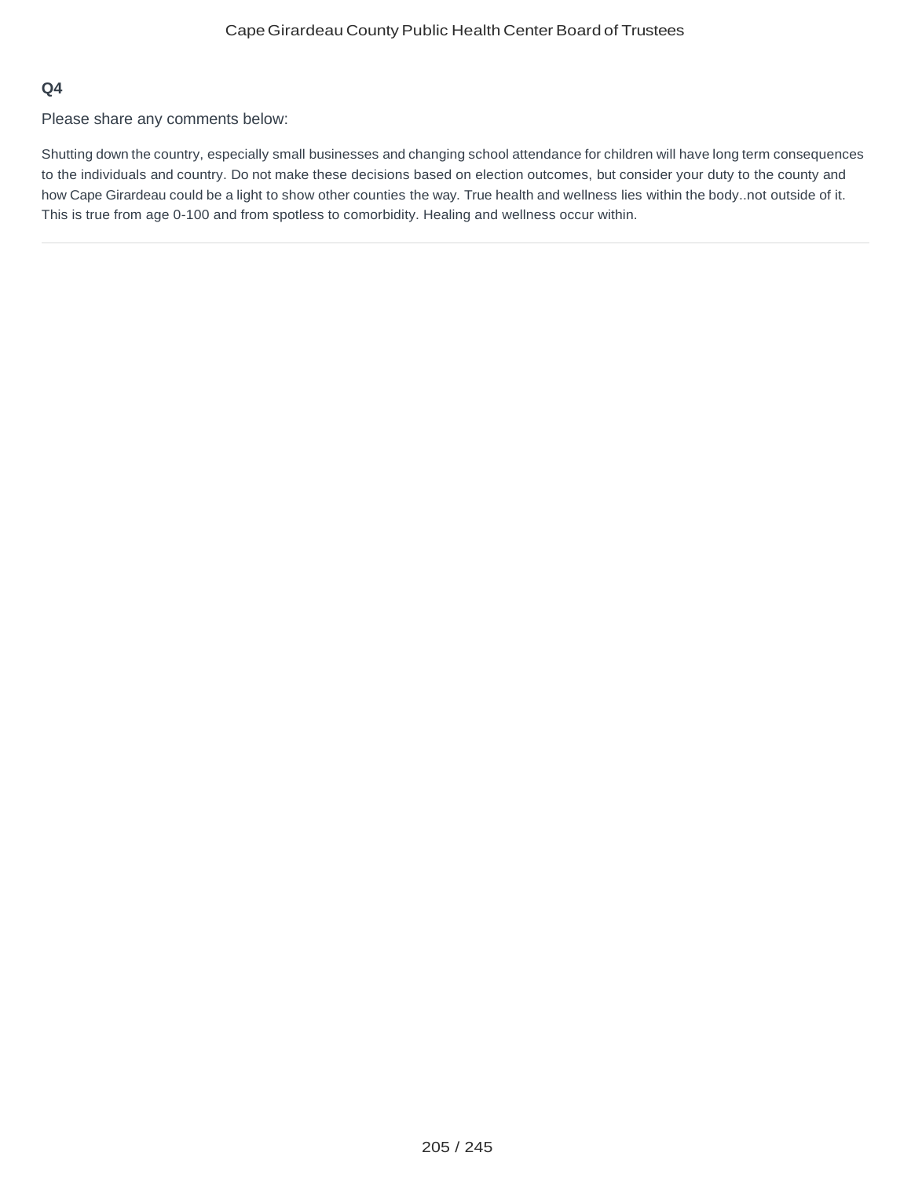**Q4**

Please share any comments below:

Shutting down the country, especially small businesses and changing school attendance for children will have long term consequences to the individuals and country. Do not make these decisions based on election outcomes, but consider your duty to the county and how Cape Girardeau could be a light to show other counties the way. True health and wellness lies within the body..not outside of it. This is true from age 0-100 and from spotless to comorbidity. Healing and wellness occur within.

---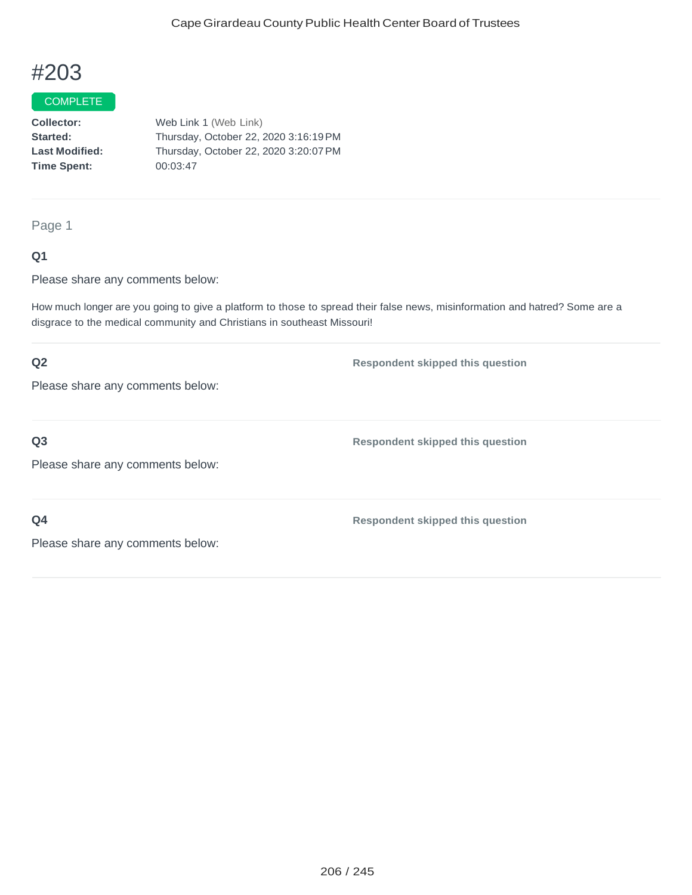# #203

COMPLETE

**Collector:** Web Link 1 (Web Link)
**Started:** Thursday, October 22, 2020 3:16:19 PM
**Last Modified:** Thursday, October 22, 2020 3:20:07 PM
**Time Spent:** 00:03:47

---

Page 1

### Q1

Please share any comments below:

How much longer are you going to give a platform to those to spread their false news, misinformation and hatred? Some are a disgrace to the medical community and Christians in southeast Missouri!

---

### Q2

**Respondent skipped this question**

Please share any comments below:

---

### Q3

**Respondent skipped this question**

Please share any comments below:

---

### Q4

**Respondent skipped this question**

Please share any comments below: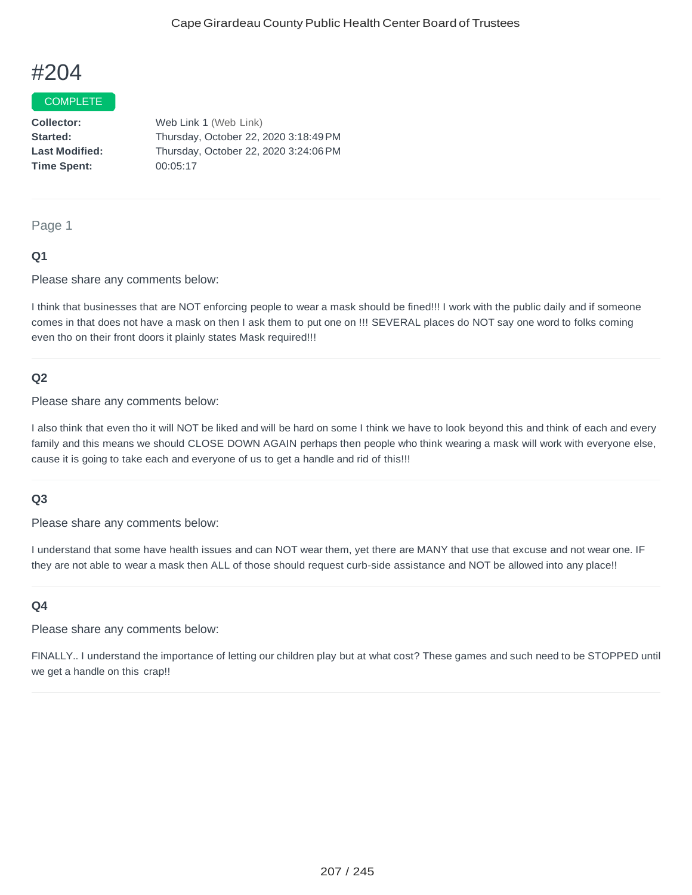# #204

COMPLETE

**Collector:** Web Link 1 (Web Link)
**Started:** Thursday, October 22, 2020 3:18:49 PM
**Last Modified:** Thursday, October 22, 2020 3:24:06 PM
**Time Spent:** 00:05:17

---

## Page 1

### Q1

Please share any comments below:

I think that businesses that are NOT enforcing people to wear a mask should be fined!!! I work with the public daily and if someone comes in that does not have a mask on then I ask them to put one on !!! SEVERAL places do NOT say one word to folks coming even tho on their front doors it plainly states Mask required!!!

---

### Q2

Please share any comments below:

I also think that even tho it will NOT be liked and will be hard on some I think we have to look beyond this and think of each and every family and this means we should CLOSE DOWN AGAIN perhaps then people who think wearing a mask will work with everyone else, cause it is going to take each and everyone of us to get a handle and rid of this!!!

---

### Q3

Please share any comments below:

I understand that some have health issues and can NOT wear them, yet there are MANY that use that excuse and not wear one. IF they are not able to wear a mask then ALL of those should request curb-side assistance and NOT be allowed into any place!!

---

### Q4

Please share any comments below:

FINALLY.. I understand the importance of letting our children play but at what cost? These games and such need to be STOPPED until we get a handle on this crap!!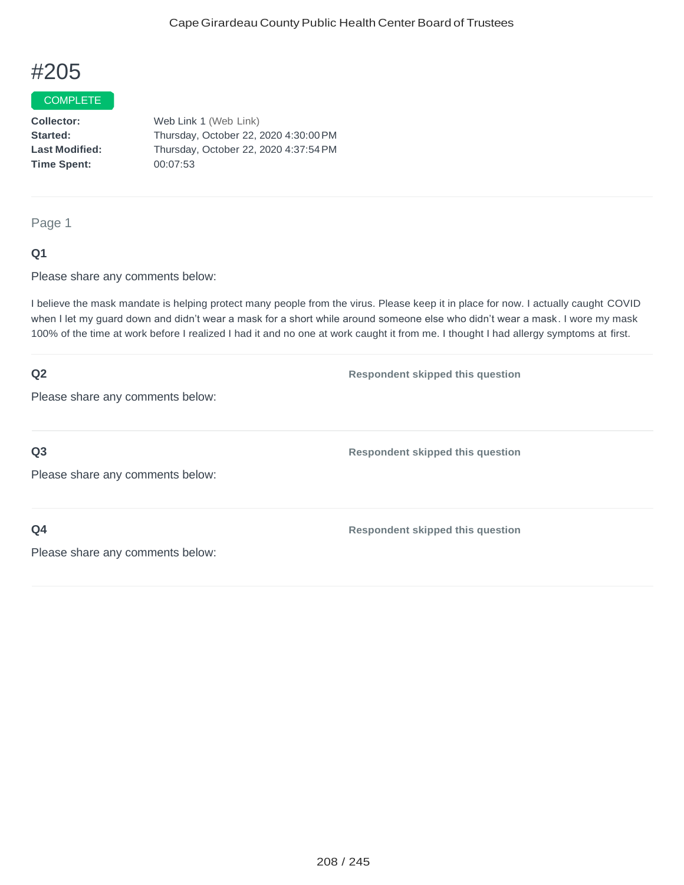# #205

COMPLETE

**Collector:** Web Link 1 (Web Link)
**Started:** Thursday, October 22, 2020 4:30:00 PM
**Last Modified:** Thursday, October 22, 2020 4:37:54 PM
**Time Spent:** 00:07:53

---

Page 1

**Q1**

Please share any comments below:

I believe the mask mandate is helping protect many people from the virus. Please keep it in place for now. I actually caught COVID when I let my guard down and didn't wear a mask for a short while around someone else who didn't wear a mask. I wore my mask 100% of the time at work before I realized I had it and no one at work caught it from me. I thought I had allergy symptoms at first.

---

**Q2**

Please share any comments below:

**Respondent skipped this question**

---

**Q3**

Please share any comments below:

**Respondent skipped this question**

---

**Q4**

Please share any comments below:

**Respondent skipped this question**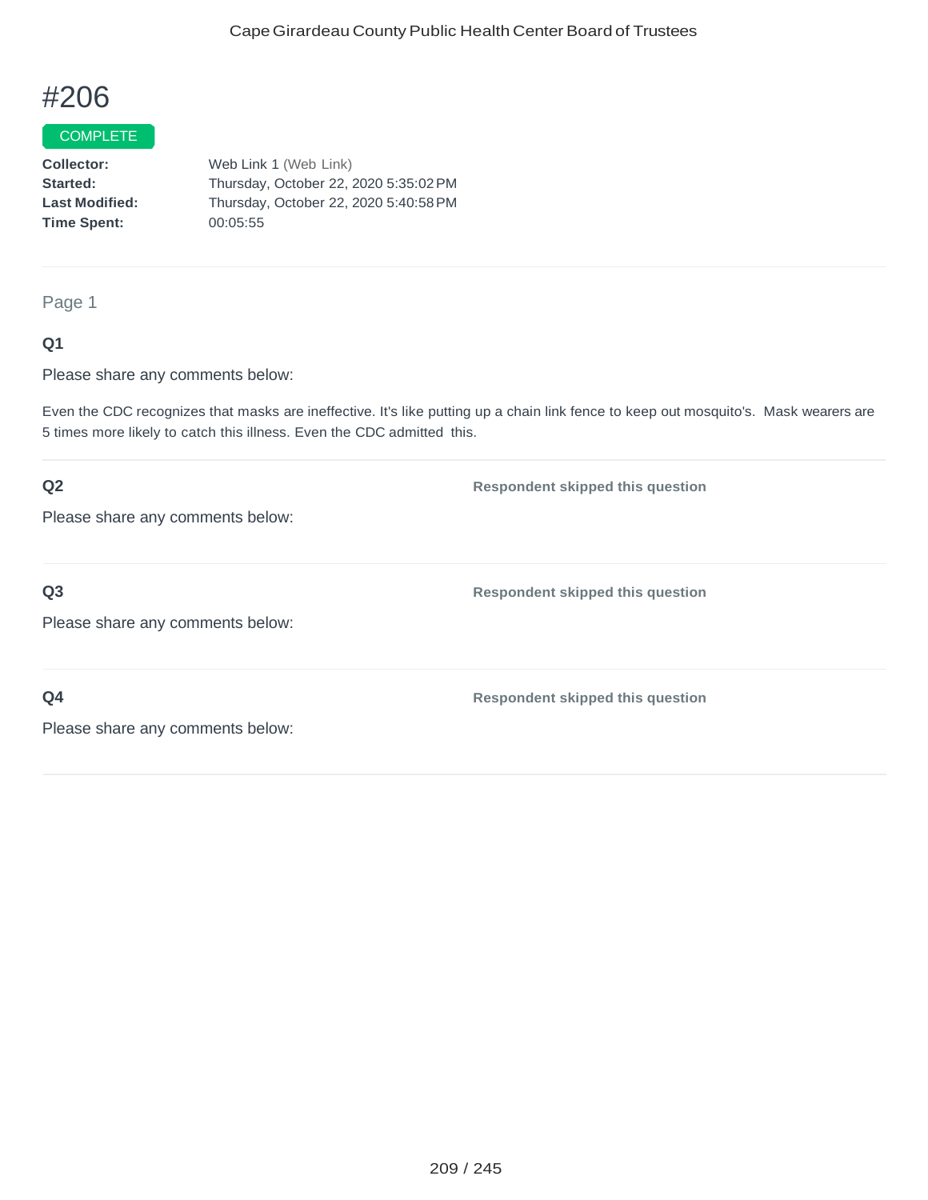# #206

COMPLETE

**Collector:** Web Link 1 (Web Link)
**Started:** Thursday, October 22, 2020 5:35:02 PM
**Last Modified:** Thursday, October 22, 2020 5:40:58 PM
**Time Spent:** 00:05:55

---

Page 1

**Q1**

Please share any comments below:

Even the CDC recognizes that masks are ineffective. It's like putting up a chain link fence to keep out mosquito's. Mask wearers are 5 times more likely to catch this illness. Even the CDC admitted this.

---

**Q2**

Please share any comments below:

**Respondent skipped this question**

---

**Q3**

Please share any comments below:

**Respondent skipped this question**

---

**Q4**

Please share any comments below:

**Respondent skipped this question**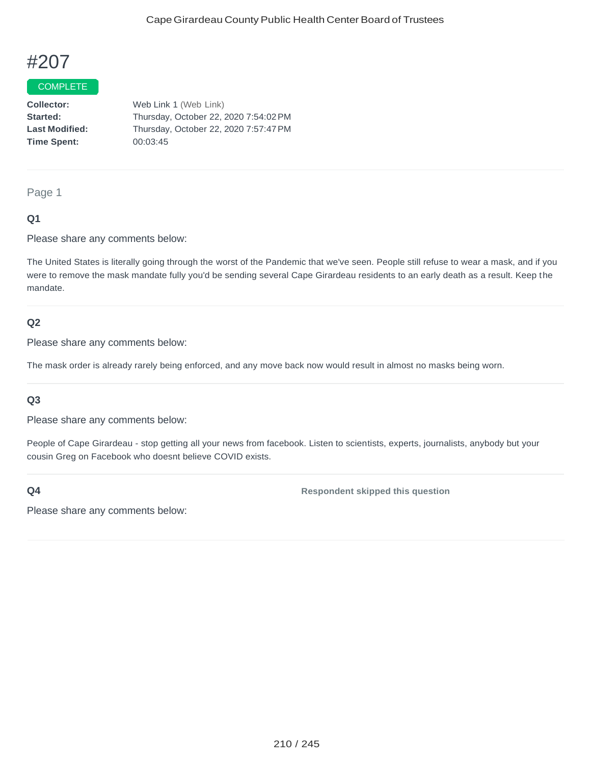# #207

COMPLETE

**Collector:** Web Link 1 (Web Link)
**Started:** Thursday, October 22, 2020 7:54:02 PM
**Last Modified:** Thursday, October 22, 2020 7:57:47 PM
**Time Spent:** 00:03:45

---

Page 1

### Q1

Please share any comments below:

The United States is literally going through the worst of the Pandemic that we've seen. People still refuse to wear a mask, and if you were to remove the mask mandate fully you'd be sending several Cape Girardeau residents to an early death as a result. Keep the mandate.

---

### Q2

Please share any comments below:

The mask order is already rarely being enforced, and any move back now would result in almost no masks being worn.

---

### Q3

Please share any comments below:

People of Cape Girardeau - stop getting all your news from facebook. Listen to scientists, experts, journalists, anybody but your cousin Greg on Facebook who doesnt believe COVID exists.

---

### Q4

**Respondent skipped this question**

Please share any comments below: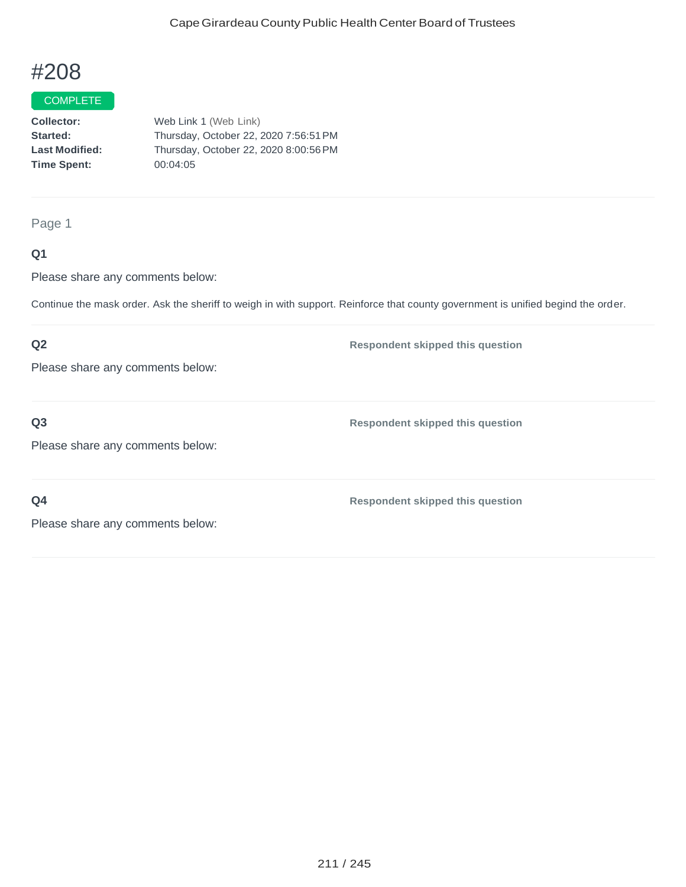# #208

COMPLETE

**Collector:** Web Link 1 (Web Link)
**Started:** Thursday, October 22, 2020 7:56:51 PM
**Last Modified:** Thursday, October 22, 2020 8:00:56 PM
**Time Spent:** 00:04:05

Page 1

**Q1**

Please share any comments below:

Continue the mask order. Ask the sheriff to weigh in with support. Reinforce that county government is unified begind the order.

**Q2**

Please share any comments below:

**Respondent skipped this question**

**Q3**

Please share any comments below:

**Respondent skipped this question**

**Q4**

Please share any comments below:

**Respondent skipped this question**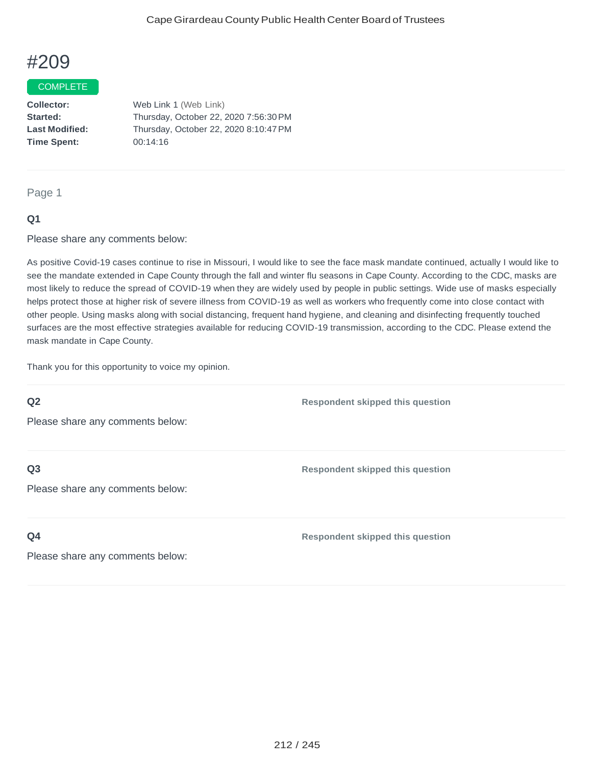# #209

COMPLETE

**Collector:** Web Link 1 (Web Link)
**Started:** Thursday, October 22, 2020 7:56:30 PM
**Last Modified:** Thursday, October 22, 2020 8:10:47 PM
**Time Spent:** 00:14:16

---

Page 1

**Q1**

Please share any comments below:

As positive Covid-19 cases continue to rise in Missouri, I would like to see the face mask mandate continued, actually I would like to see the mandate extended in Cape County through the fall and winter flu seasons in Cape County. According to the CDC, masks are most likely to reduce the spread of COVID-19 when they are widely used by people in public settings. Wide use of masks especially helps protect those at higher risk of severe illness from COVID-19 as well as workers who frequently come into close contact with other people. Using masks along with social distancing, frequent hand hygiene, and cleaning and disinfecting frequently touched surfaces are the most effective strategies available for reducing COVID-19 transmission, according to the CDC. Please extend the mask mandate in Cape County.

Thank you for this opportunity to voice my opinion.

---

**Q2**

Please share any comments below:

**Respondent skipped this question**

---

**Q3**

Please share any comments below:

**Respondent skipped this question**

---

**Q4**

Please share any comments below:

**Respondent skipped this question**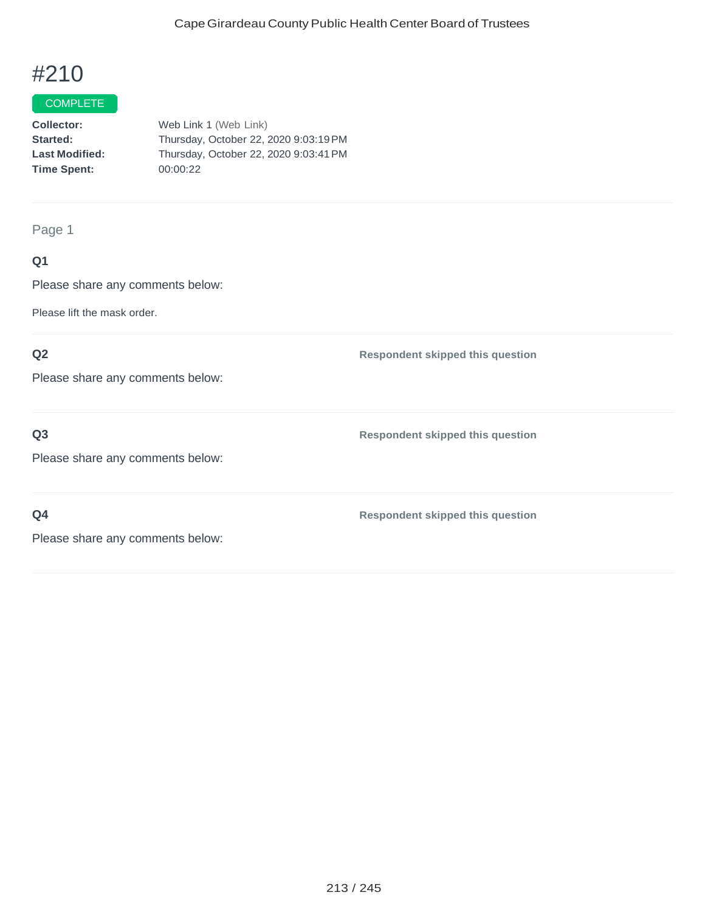# #210

COMPLETE

**Collector:** Web Link 1 (Web Link)
**Started:** Thursday, October 22, 2020 9:03:19 PM
**Last Modified:** Thursday, October 22, 2020 9:03:41 PM
**Time Spent:** 00:00:22

Page 1

**Q1**

Please share any comments below:

Please lift the mask order.

**Q2**

Please share any comments below:

**Respondent skipped this question**

**Q3**

Please share any comments below:

**Respondent skipped this question**

**Q4**

Please share any comments below:

**Respondent skipped this question**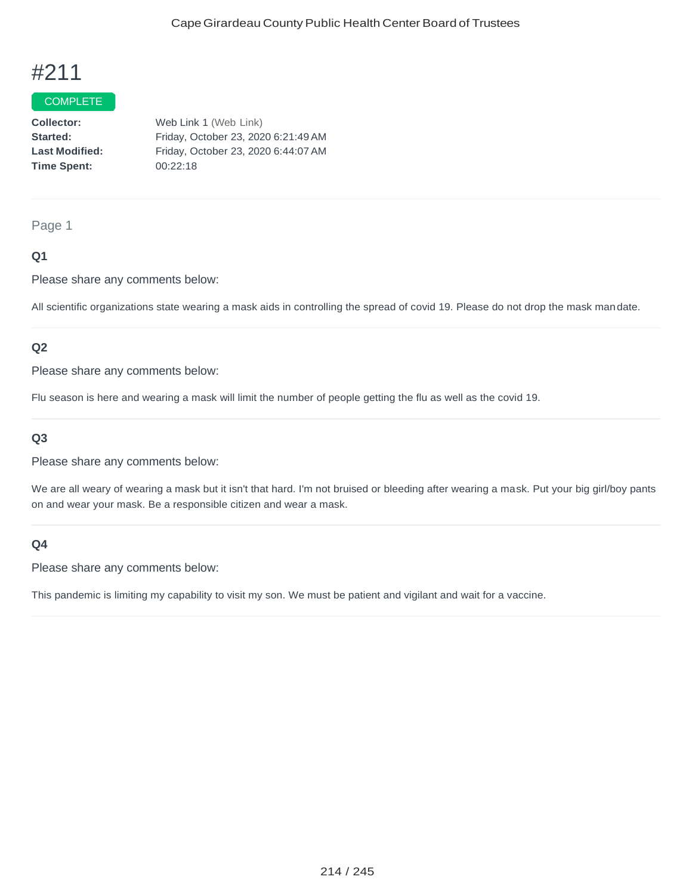# #211

COMPLETE

**Collector:** Web Link 1 (Web Link)
**Started:** Friday, October 23, 2020 6:21:49 AM
**Last Modified:** Friday, October 23, 2020 6:44:07 AM
**Time Spent:** 00:22:18

Page 1

**Q1**

Please share any comments below:

All scientific organizations state wearing a mask aids in controlling the spread of covid 19. Please do not drop the mask mandate.

**Q2**

Please share any comments below:

Flu season is here and wearing a mask will limit the number of people getting the flu as well as the covid 19.

**Q3**

Please share any comments below:

We are all weary of wearing a mask but it isn't that hard. I'm not bruised or bleeding after wearing a mask. Put your big girl/boy pants on and wear your mask. Be a responsible citizen and wear a mask.

**Q4**

Please share any comments below:

This pandemic is limiting my capability to visit my son. We must be patient and vigilant and wait for a vaccine.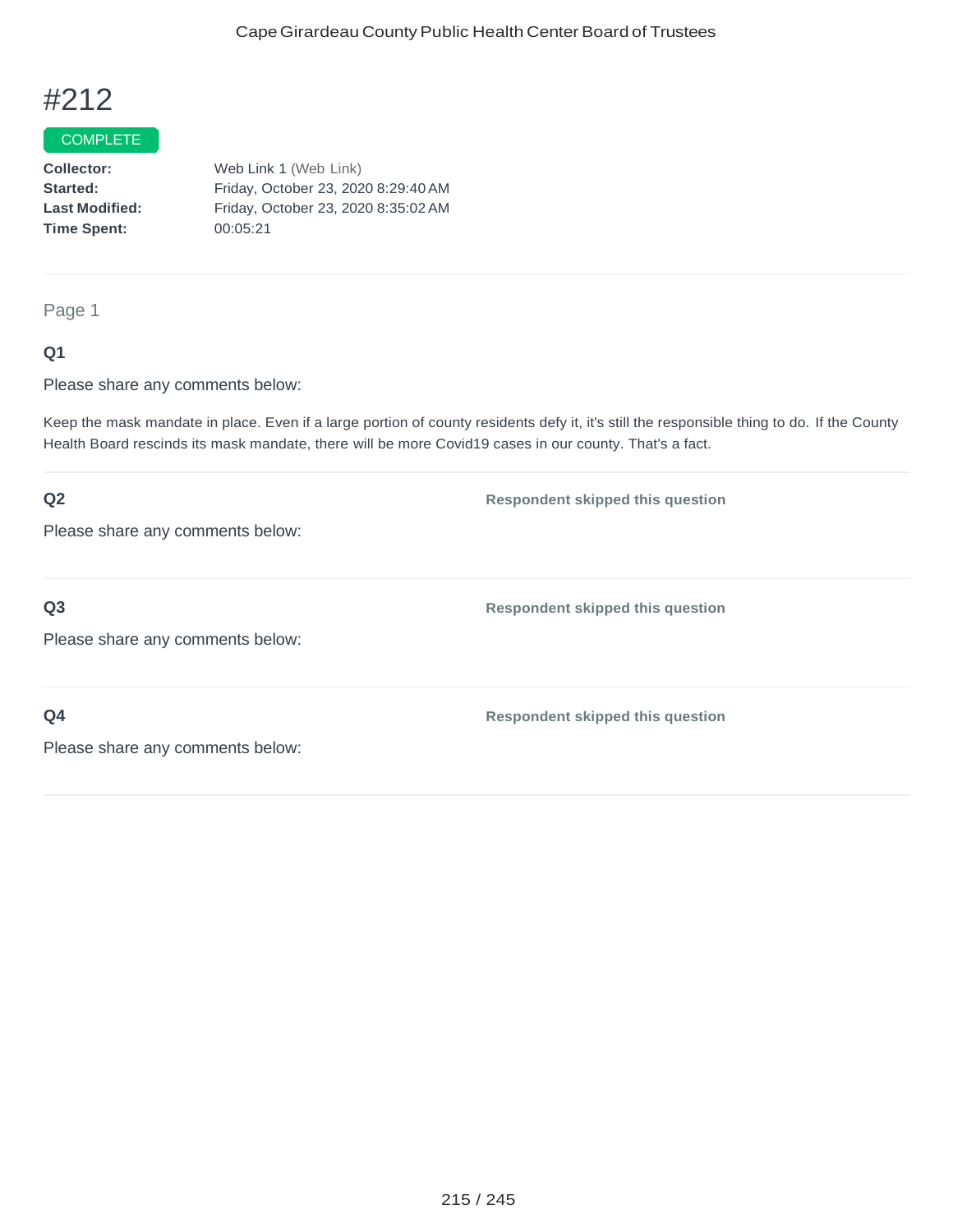# #212

COMPLETE

**Collector:** Web Link 1 (Web Link)
**Started:** Friday, October 23, 2020 8:29:40 AM
**Last Modified:** Friday, October 23, 2020 8:35:02 AM
**Time Spent:** 00:05:21

---

## Page 1

### Q1

Please share any comments below:

Keep the mask mandate in place. Even if a large portion of county residents defy it, it's still the responsible thing to do. If the County Health Board rescinds its mask mandate, there will be more Covid19 cases in our county. That's a fact.

### Q2

Please share any comments below:

**Respondent skipped this question**

### Q3

Please share any comments below:

**Respondent skipped this question**

### Q4

Please share any comments below:

**Respondent skipped this question**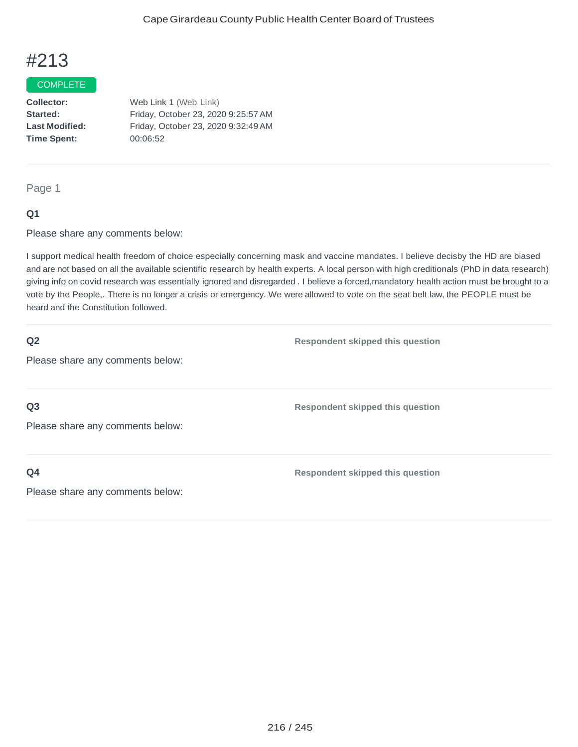# #213

COMPLETE

**Collector:** Web Link 1 (Web Link)
**Started:** Friday, October 23, 2020 9:25:57 AM
**Last Modified:** Friday, October 23, 2020 9:32:49 AM
**Time Spent:** 00:06:52

Page 1

**Q1**

Please share any comments below:

I support medical health freedom of choice especially concerning mask and vaccine mandates. I believe decisby the HD are biased and are not based on all the available scientific research by health experts. A local person with high creditionals (PhD in data research) giving info on covid research was essentially ignored and disregarded . I believe a forced,mandatory health action must be brought to a vote by the People,. There is no longer a crisis or emergency. We were allowed to vote on the seat belt law, the PEOPLE must be heard and the Constitution followed.

**Q2**

Please share any comments below:

Respondent skipped this question

**Q3**

Please share any comments below:

Respondent skipped this question

**Q4**

Please share any comments below:

Respondent skipped this question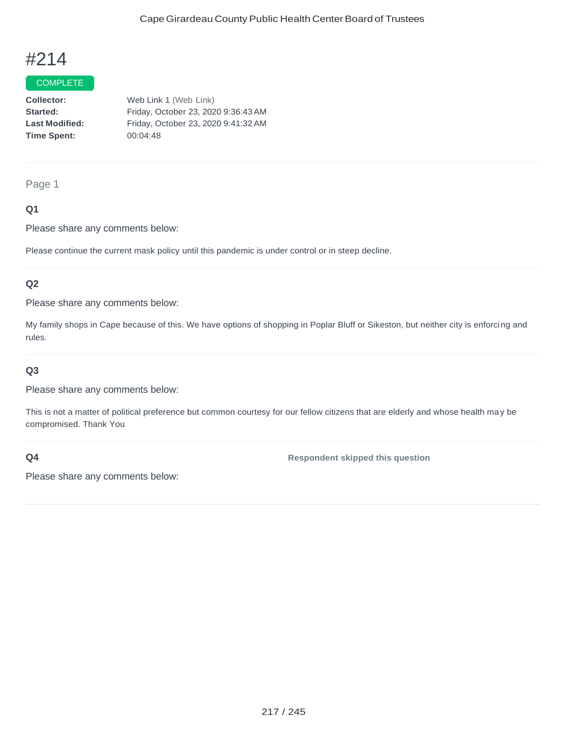# #214

COMPLETE

**Collector:** Web Link 1 (Web Link)
**Started:** Friday, October 23, 2020 9:36:43 AM
**Last Modified:** Friday, October 23, 2020 9:41:32 AM
**Time Spent:** 00:04:48

Page 1

### Q1

Please share any comments below:

Please continue the current mask policy until this pandemic is under control or in steep decline.

### Q2

Please share any comments below:

My family shops in Cape because of this. We have options of shopping in Poplar Bluff or Sikeston, but neither city is enforcing and rules.

### Q3

Please share any comments below:

This is not a matter of political preference but common courtesy for our fellow citizens that are elderly and whose health may be compromised. Thank You

### Q4

**Respondent skipped this question**

Please share any comments below: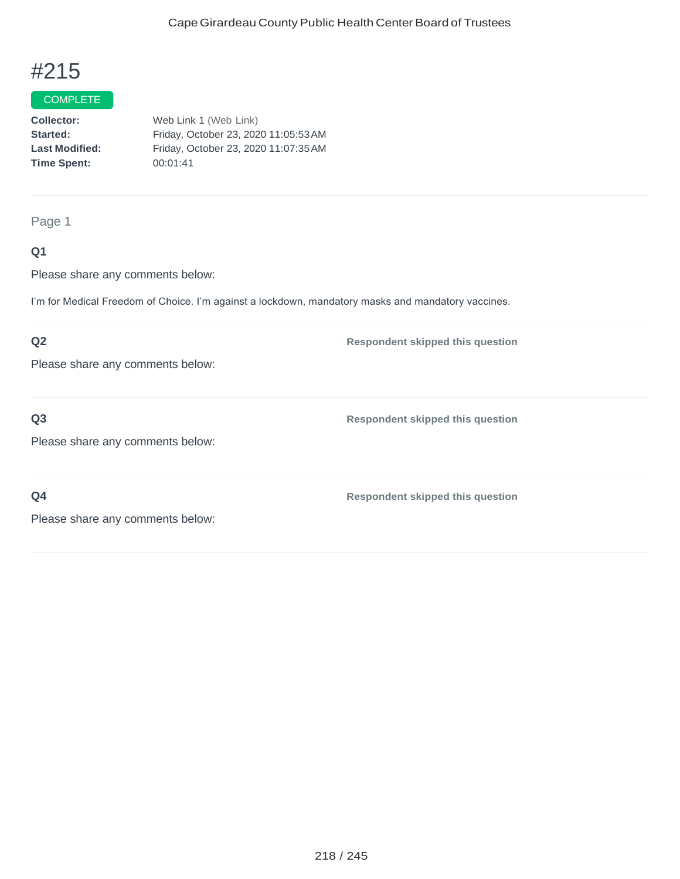# #215

COMPLETE

**Collector:** Web Link 1 (Web Link)
**Started:** Friday, October 23, 2020 11:05:53 AM
**Last Modified:** Friday, October 23, 2020 11:07:35 AM
**Time Spent:** 00:01:41

Page 1

**Q1**

Please share any comments below:

I'm for Medical Freedom of Choice. I'm against a lockdown, mandatory masks and mandatory vaccines.

**Q2**

Please share any comments below:

**Respondent skipped this question**

**Q3**

Please share any comments below:

**Respondent skipped this question**

**Q4**

Please share any comments below:

**Respondent skipped this question**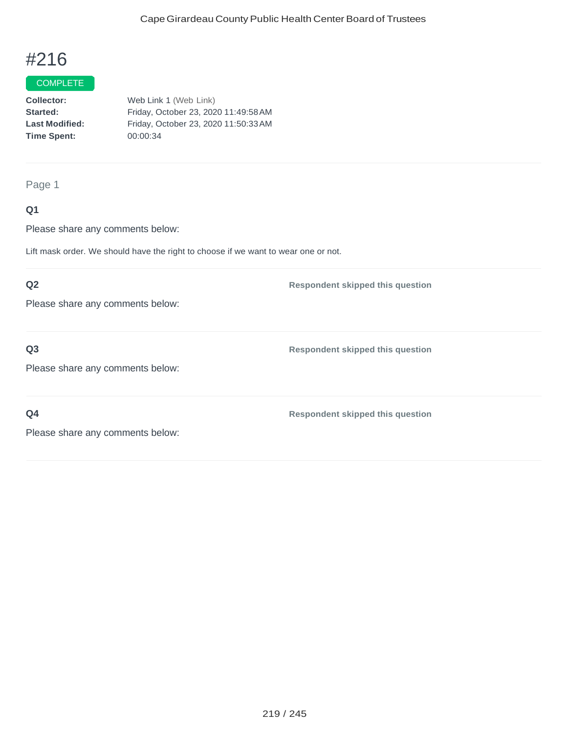# #216

COMPLETE

**Collector:** Web Link 1 (Web Link)
**Started:** Friday, October 23, 2020 11:49:58 AM
**Last Modified:** Friday, October 23, 2020 11:50:33 AM
**Time Spent:** 00:00:34

Page 1

**Q1**

Please share any comments below:

Lift mask order. We should have the right to choose if we want to wear one or not.

**Q2**

Please share any comments below:

**Respondent skipped this question**

**Q3**

Please share any comments below:

**Respondent skipped this question**

**Q4**

Please share any comments below:

**Respondent skipped this question**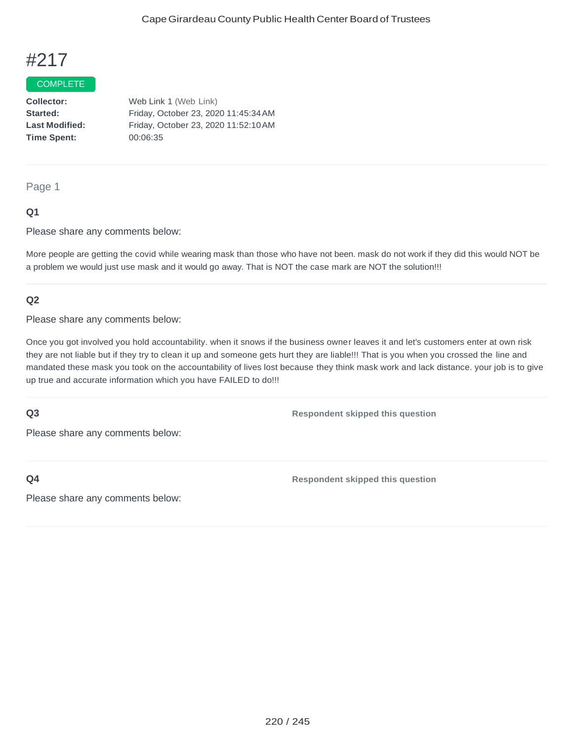Cape Girardeau County Public Health Center Board of Trustees

# #217

COMPLETE

**Collector:** Web Link 1 (Web Link)
**Started:** Friday, October 23, 2020 11:45:34 AM
**Last Modified:** Friday, October 23, 2020 11:52:10 AM
**Time Spent:** 00:06:35

---

Page 1

**Q1**

Please share any comments below:

More people are getting the covid while wearing mask than those who have not been. mask do not work if they did this would NOT be a problem we would just use mask and it would go away. That is NOT the case mark are NOT the solution!!!

---

**Q2**

Please share any comments below:

Once you got involved you hold accountability. when it snows if the business owner leaves it and let's customers enter at own risk they are not liable but if they try to clean it up and someone gets hurt they are liable!!! That is you when you crossed the line and mandated these mask you took on the accountability of lives lost because they think mask work and lack distance. your job is to give up true and accurate information which you have FAILED to do!!!

---

**Q3** Respondent skipped this question

Please share any comments below:

---

**Q4** Respondent skipped this question

Please share any comments below: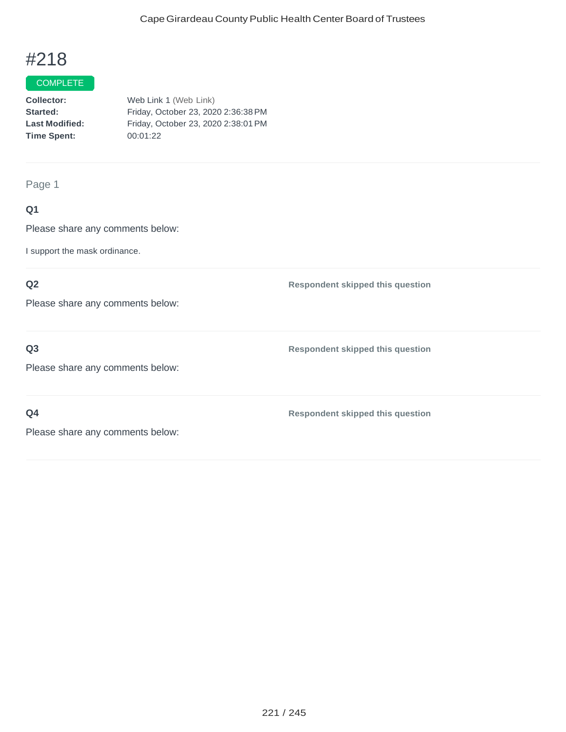# #218

COMPLETE

**Collector:** Web Link 1 (Web Link)
**Started:** Friday, October 23, 2020 2:36:38 PM
**Last Modified:** Friday, October 23, 2020 2:38:01 PM
**Time Spent:** 00:01:22

Page 1

**Q1**

Please share any comments below:

I support the mask ordinance.

**Q2**

Please share any comments below:

**Respondent skipped this question**

**Q3**

Please share any comments below:

**Respondent skipped this question**

**Q4**

Please share any comments below:

**Respondent skipped this question**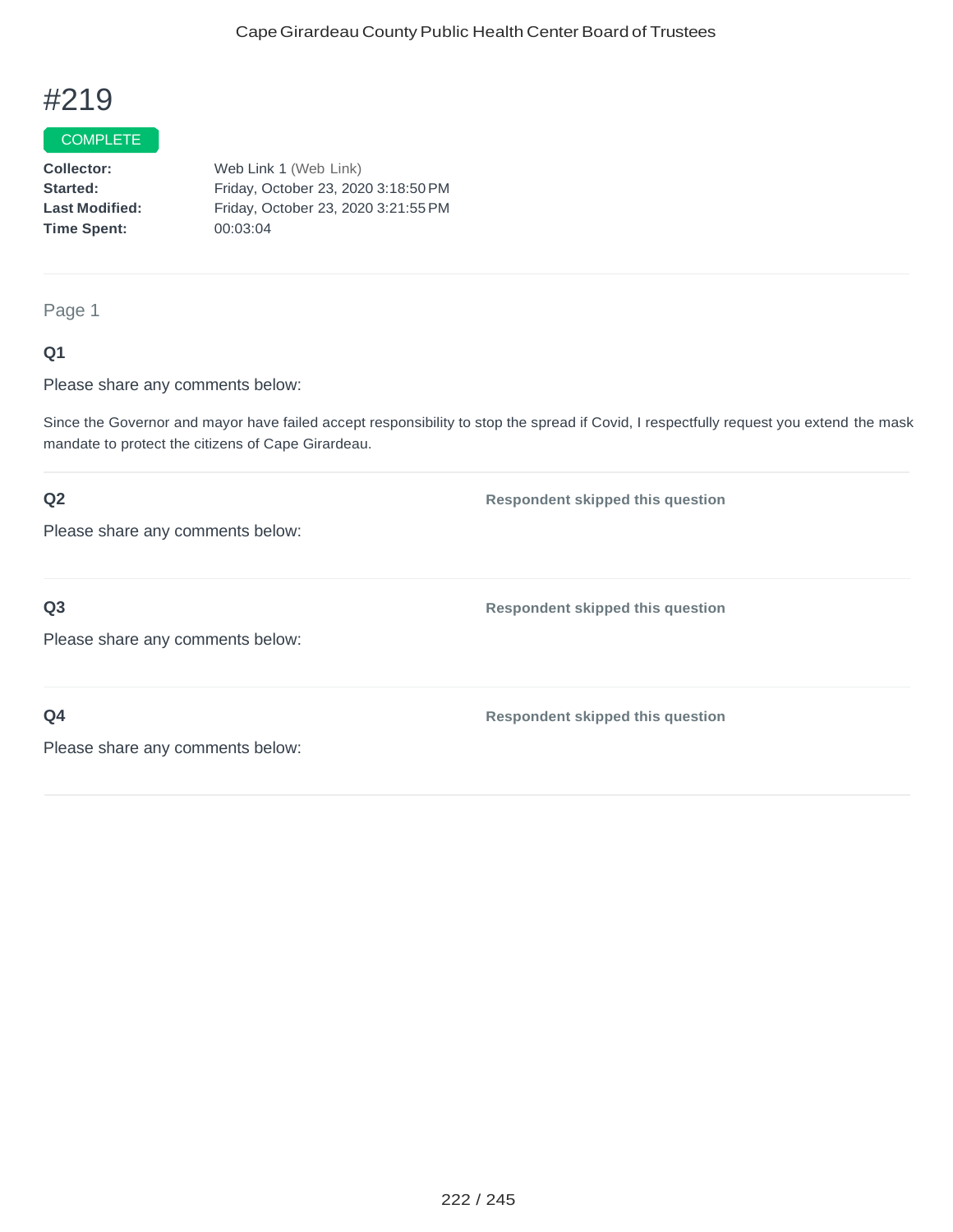# #219

COMPLETE

**Collector:** Web Link 1 (Web Link)
**Started:** Friday, October 23, 2020 3:18:50 PM
**Last Modified:** Friday, October 23, 2020 3:21:55 PM
**Time Spent:** 00:03:04

---

Page 1

**Q1**

Please share any comments below:

Since the Governor and mayor have failed accept responsibility to stop the spread if Covid, I respectfully request you extend the mask mandate to protect the citizens of Cape Girardeau.

---

**Q2** — **Respondent skipped this question**

Please share any comments below:

---

**Q3** — **Respondent skipped this question**

Please share any comments below:

---

**Q4** — **Respondent skipped this question**

Please share any comments below: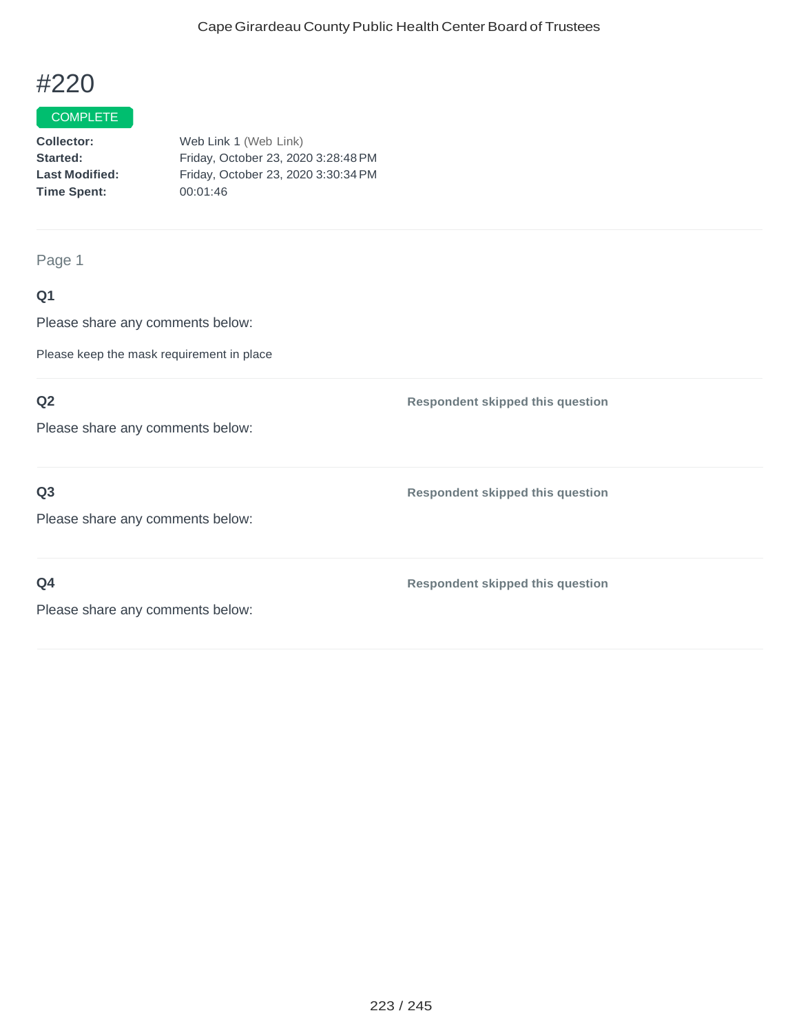# #220

COMPLETE

**Collector:** Web Link 1 (Web Link)
**Started:** Friday, October 23, 2020 3:28:48 PM
**Last Modified:** Friday, October 23, 2020 3:30:34 PM
**Time Spent:** 00:01:46

Page 1

**Q1**

Please share any comments below:

Please keep the mask requirement in place

**Q2**

Please share any comments below:

**Respondent skipped this question**

**Q3**

Please share any comments below:

**Respondent skipped this question**

**Q4**

Please share any comments below:

**Respondent skipped this question**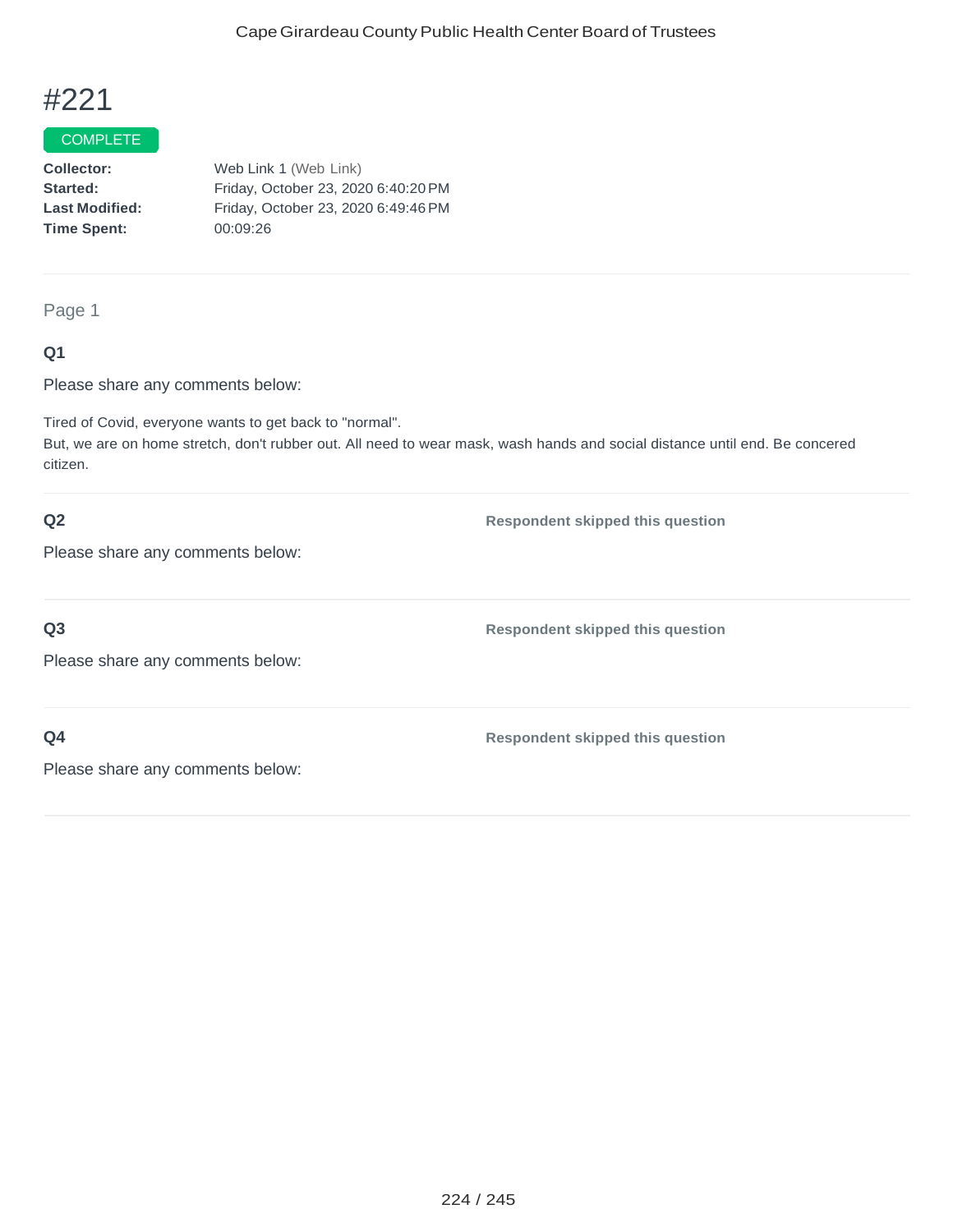# #221

COMPLETE

**Collector:** Web Link 1 (Web Link)
**Started:** Friday, October 23, 2020 6:40:20 PM
**Last Modified:** Friday, October 23, 2020 6:49:46 PM
**Time Spent:** 00:09:26

---

Page 1

**Q1**

Please share any comments below:

Tired of Covid, everyone wants to get back to "normal".
But, we are on home stretch, don't rubber out. All need to wear mask, wash hands and social distance until end. Be concered citizen.

---

**Q2**

Please share any comments below:

**Respondent skipped this question**

---

**Q3**

Please share any comments below:

**Respondent skipped this question**

---

**Q4**

Please share any comments below:

**Respondent skipped this question**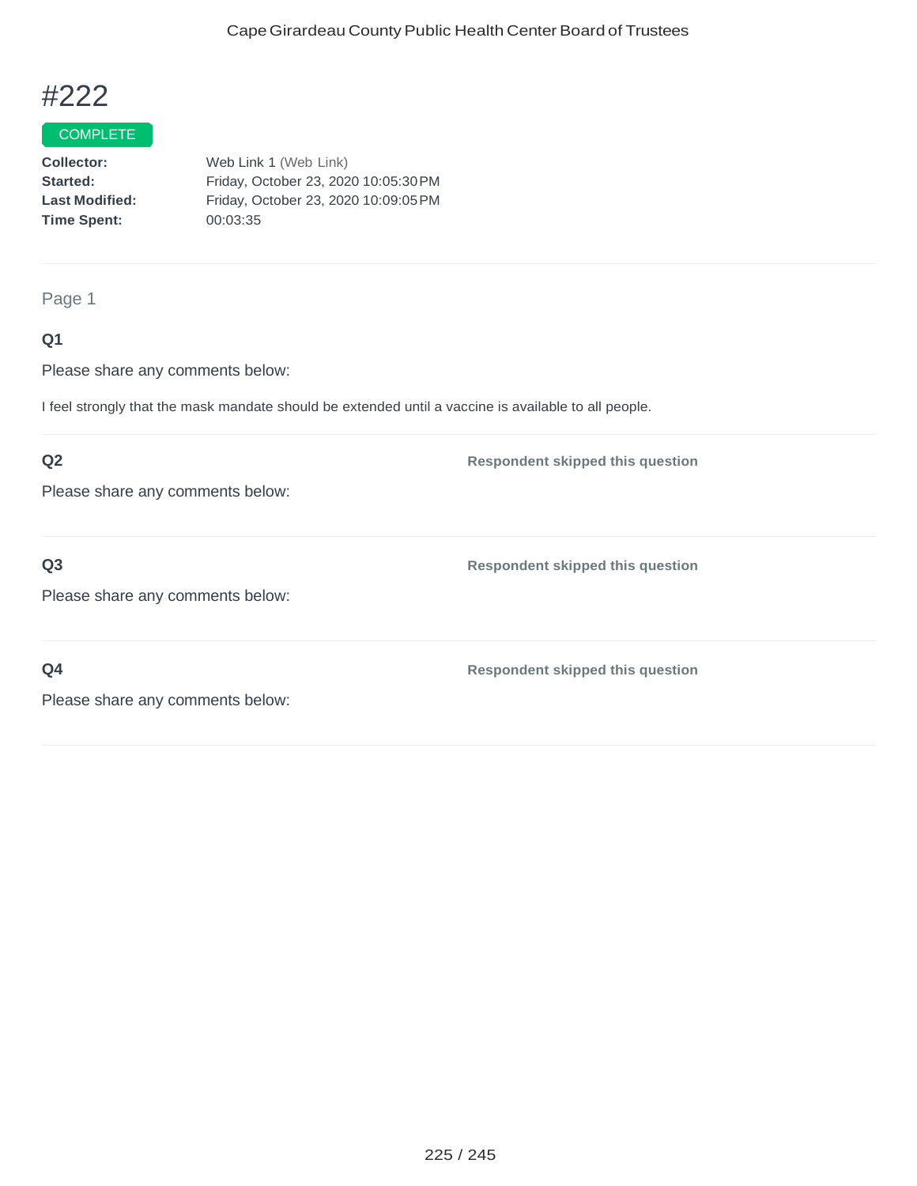# #222

COMPLETE

**Collector:** Web Link 1 (Web Link)
**Started:** Friday, October 23, 2020 10:05:30 PM
**Last Modified:** Friday, October 23, 2020 10:09:05 PM
**Time Spent:** 00:03:35

---

Page 1

**Q1**

Please share any comments below:

I feel strongly that the mask mandate should be extended until a vaccine is available to all people.

---

**Q2**

Please share any comments below:

**Respondent skipped this question**

---

**Q3**

Please share any comments below:

**Respondent skipped this question**

---

**Q4**

Please share any comments below:

**Respondent skipped this question**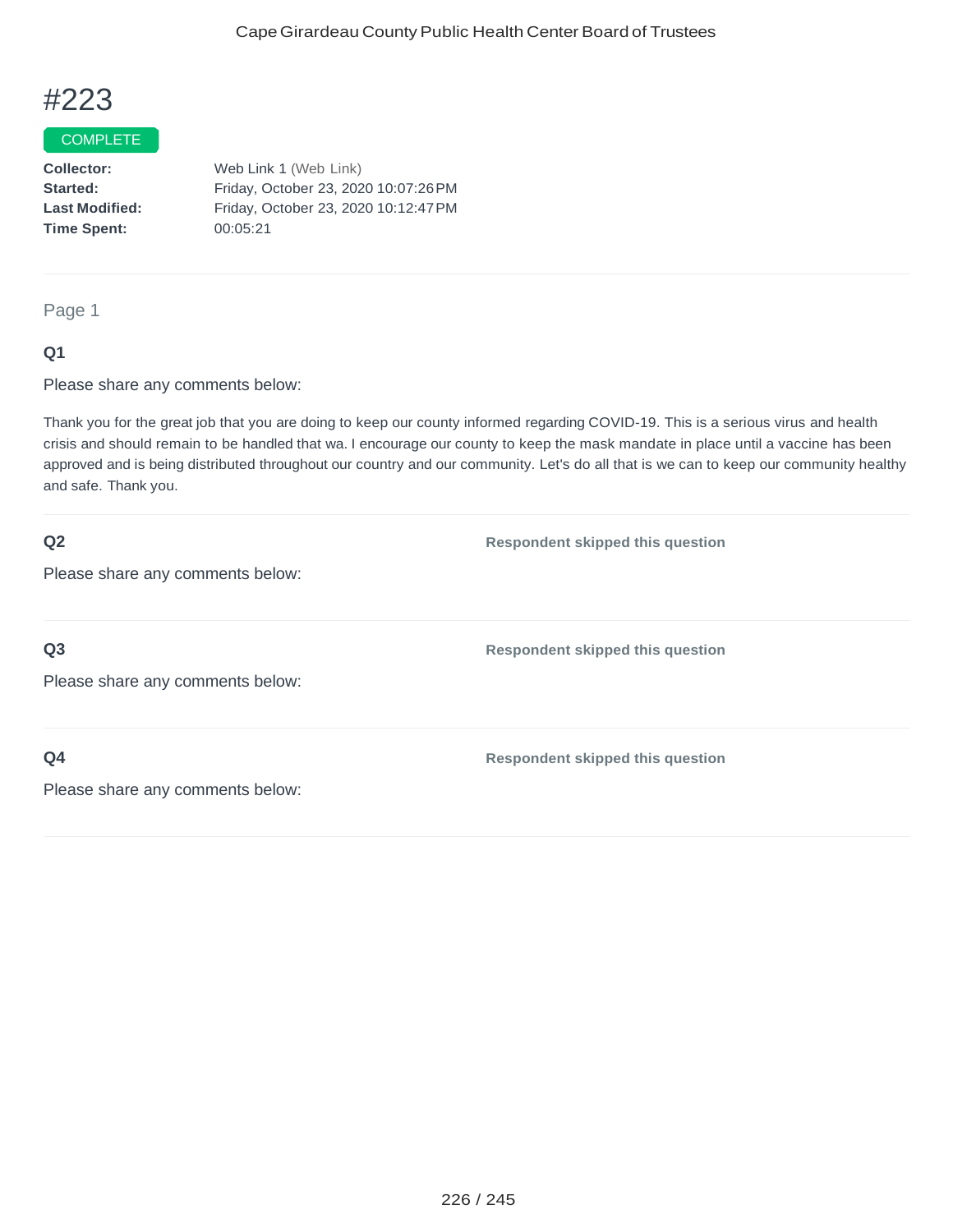# #223

COMPLETE

**Collector:** Web Link 1 (Web Link)
**Started:** Friday, October 23, 2020 10:07:26 PM
**Last Modified:** Friday, October 23, 2020 10:12:47 PM
**Time Spent:** 00:05:21

---

Page 1

### Q1

Please share any comments below:

Thank you for the great job that you are doing to keep our county informed regarding COVID-19. This is a serious virus and health crisis and should remain to be handled that wa. I encourage our county to keep the mask mandate in place until a vaccine has been approved and is being distributed throughout our country and our community. Let's do all that is we can to keep our community healthy and safe. Thank you.

---

### Q2

Please share any comments below:

**Respondent skipped this question**

---

### Q3

Please share any comments below:

**Respondent skipped this question**

---

### Q4

Please share any comments below:

**Respondent skipped this question**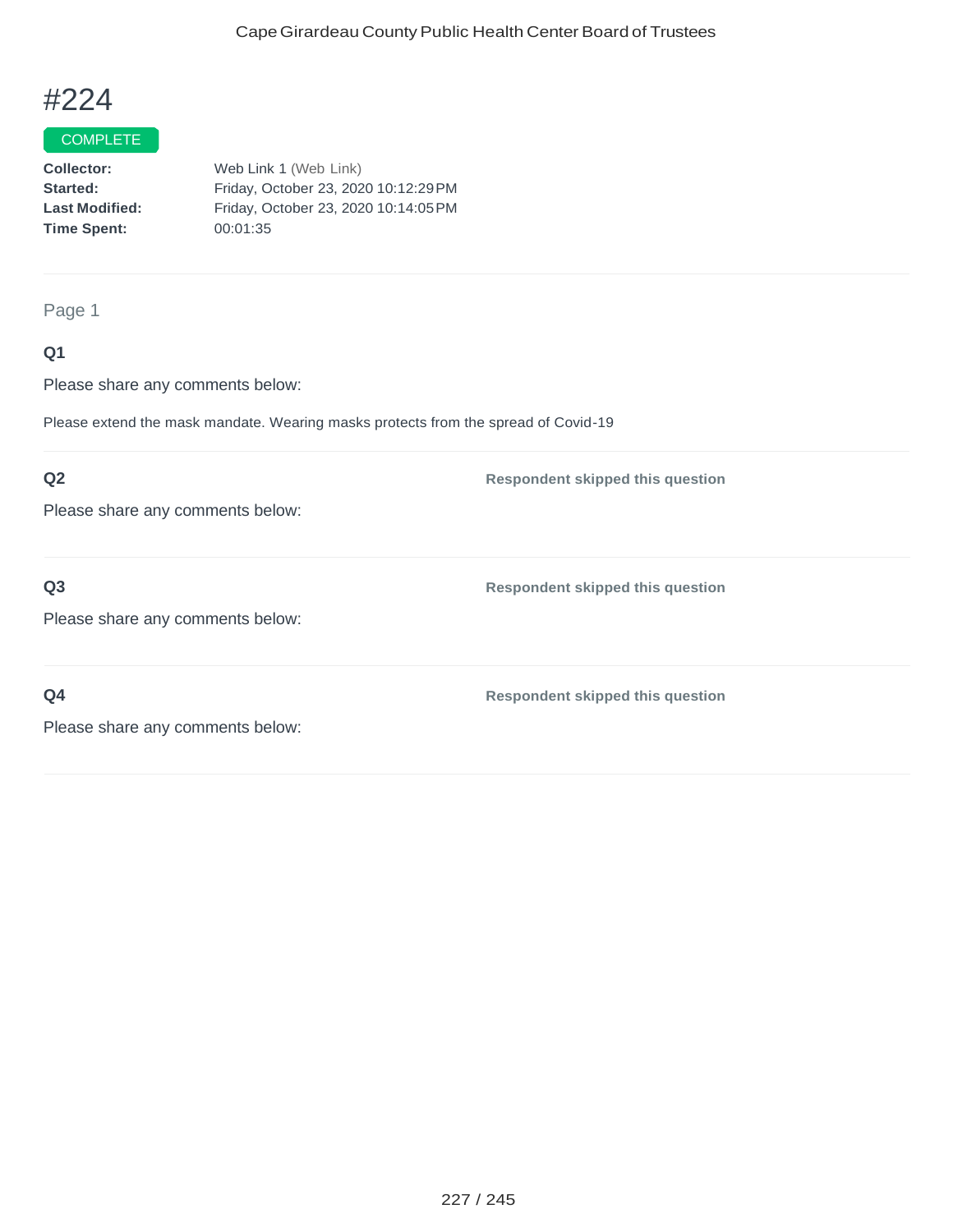# #224

COMPLETE

**Collector:** Web Link 1 (Web Link)
**Started:** Friday, October 23, 2020 10:12:29 PM
**Last Modified:** Friday, October 23, 2020 10:14:05 PM
**Time Spent:** 00:01:35

Page 1

**Q1**

Please share any comments below:

Please extend the mask mandate. Wearing masks protects from the spread of Covid-19

**Q2**

Please share any comments below:

**Respondent skipped this question**

**Q3**

Please share any comments below:

**Respondent skipped this question**

**Q4**

Please share any comments below:

**Respondent skipped this question**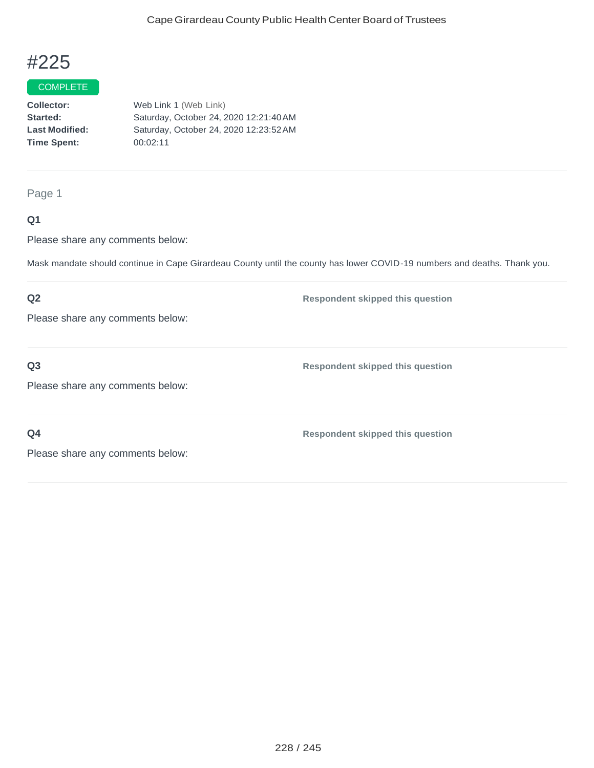# #225

COMPLETE

**Collector:** Web Link 1 (Web Link)
**Started:** Saturday, October 24, 2020 12:21:40 AM
**Last Modified:** Saturday, October 24, 2020 12:23:52 AM
**Time Spent:** 00:02:11

Page 1

**Q1**

Please share any comments below:

Mask mandate should continue in Cape Girardeau County until the county has lower COVID-19 numbers and deaths. Thank you.

**Q2**

Please share any comments below:

**Respondent skipped this question**

**Q3**

Please share any comments below:

**Respondent skipped this question**

**Q4**

Please share any comments below:

**Respondent skipped this question**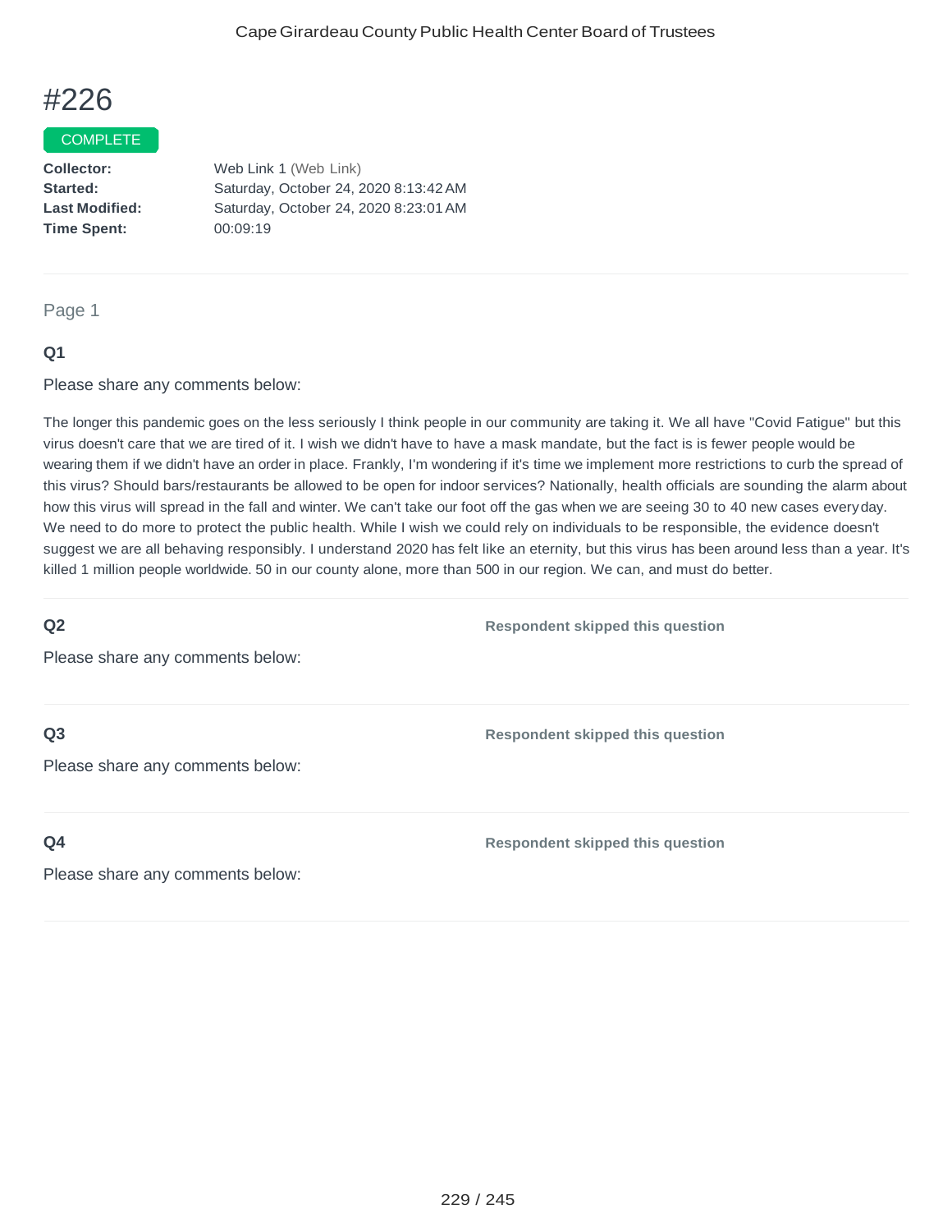# #226

COMPLETE

**Collector:** Web Link 1 (Web Link)
**Started:** Saturday, October 24, 2020 8:13:42 AM
**Last Modified:** Saturday, October 24, 2020 8:23:01 AM
**Time Spent:** 00:09:19

---

Page 1

### Q1

Please share any comments below:

The longer this pandemic goes on the less seriously I think people in our community are taking it. We all have "Covid Fatigue" but this virus doesn't care that we are tired of it. I wish we didn't have to have a mask mandate, but the fact is is fewer people would be wearing them if we didn't have an order in place. Frankly, I'm wondering if it's time we implement more restrictions to curb the spread of this virus? Should bars/restaurants be allowed to be open for indoor services? Nationally, health officials are sounding the alarm about how this virus will spread in the fall and winter. We can't take our foot off the gas when we are seeing 30 to 40 new cases everyday. We need to do more to protect the public health. While I wish we could rely on individuals to be responsible, the evidence doesn't suggest we are all behaving responsibly. I understand 2020 has felt like an eternity, but this virus has been around less than a year. It's killed 1 million people worldwide. 50 in our county alone, more than 500 in our region. We can, and must do better.

---

### Q2

Please share any comments below:

**Respondent skipped this question**

---

### Q3

Please share any comments below:

**Respondent skipped this question**

---

### Q4

Please share any comments below:

**Respondent skipped this question**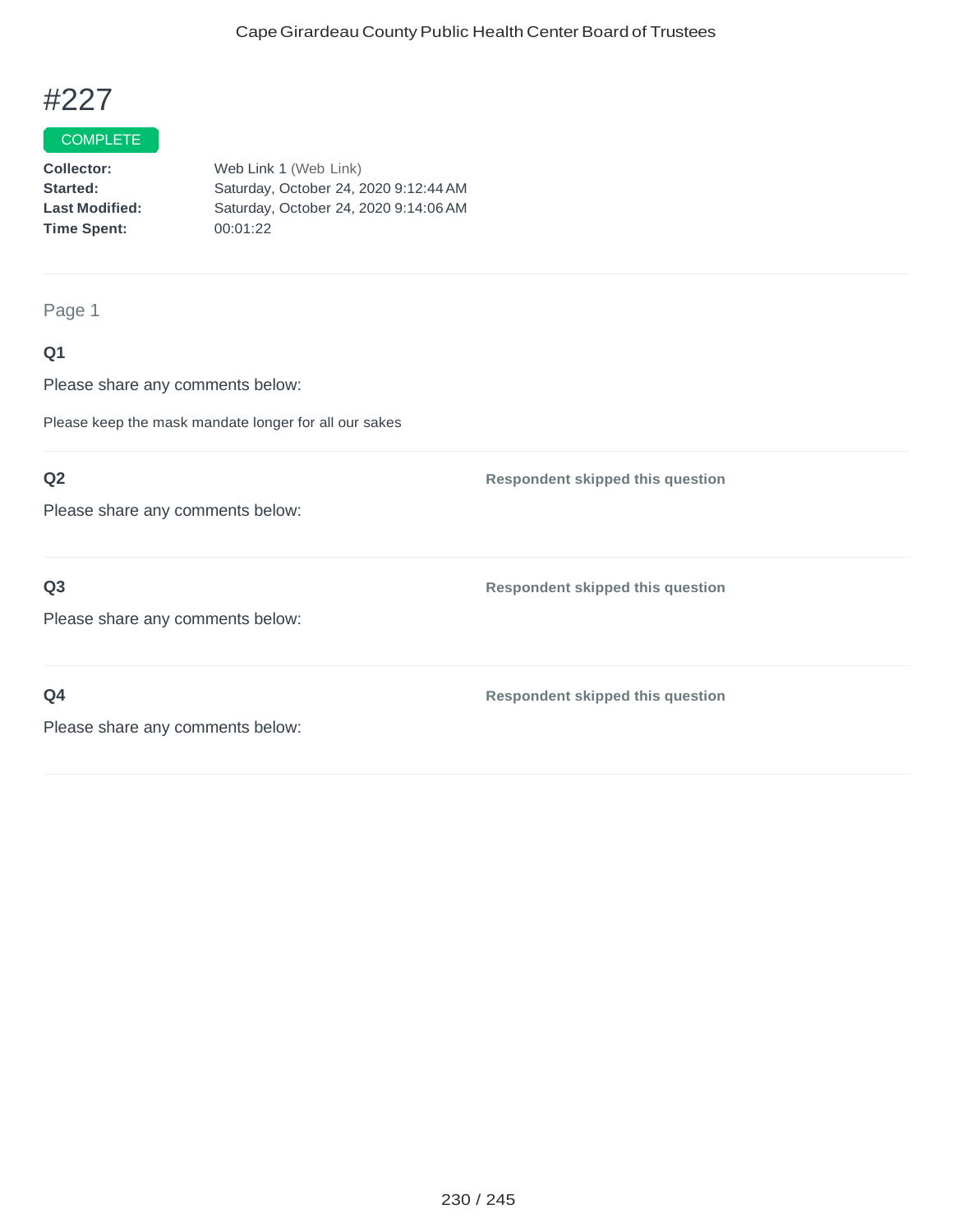# #227

COMPLETE

**Collector:** Web Link 1 (Web Link)
**Started:** Saturday, October 24, 2020 9:12:44 AM
**Last Modified:** Saturday, October 24, 2020 9:14:06 AM
**Time Spent:** 00:01:22

Page 1

**Q1**

Please share any comments below:

Please keep the mask mandate longer for all our sakes

**Q2**

Please share any comments below:

**Respondent skipped this question**

**Q3**

Please share any comments below:

**Respondent skipped this question**

**Q4**

Please share any comments below:

**Respondent skipped this question**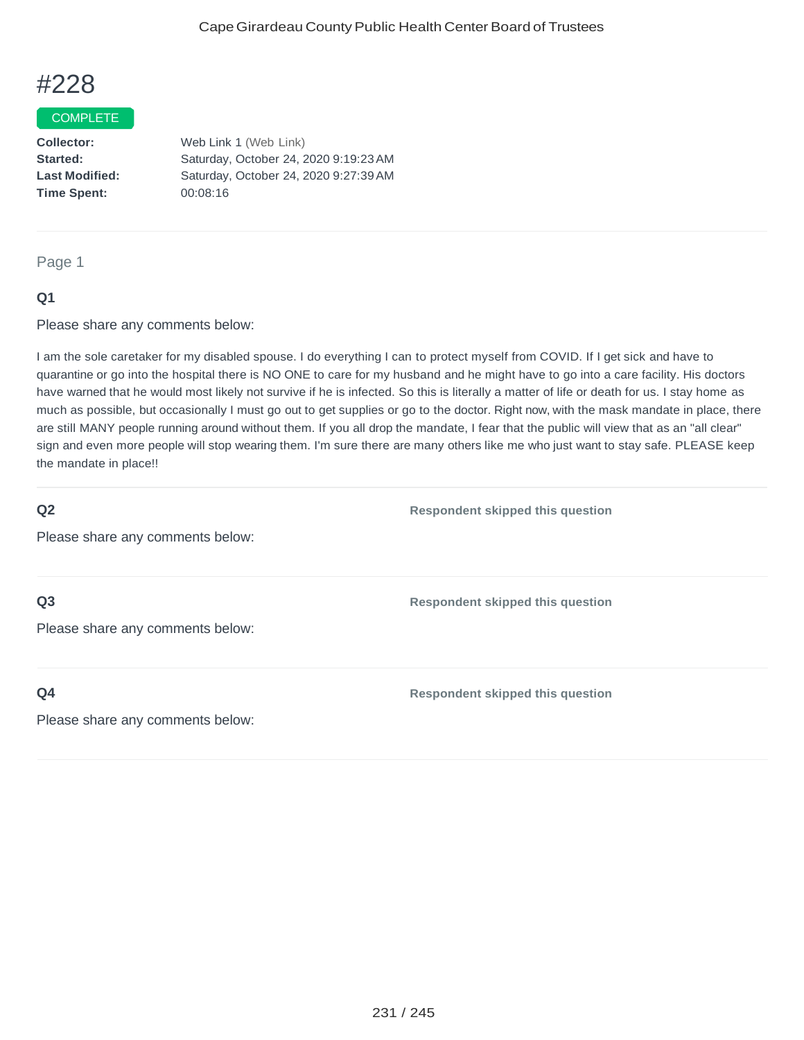# #228

COMPLETE

**Collector:** Web Link 1 (Web Link)
**Started:** Saturday, October 24, 2020 9:19:23 AM
**Last Modified:** Saturday, October 24, 2020 9:27:39 AM
**Time Spent:** 00:08:16

---

Page 1

**Q1**

Please share any comments below:

I am the sole caretaker for my disabled spouse. I do everything I can to protect myself from COVID. If I get sick and have to quarantine or go into the hospital there is NO ONE to care for my husband and he might have to go into a care facility. His doctors have warned that he would most likely not survive if he is infected. So this is literally a matter of life or death for us. I stay home as much as possible, but occasionally I must go out to get supplies or go to the doctor. Right now, with the mask mandate in place, there are still MANY people running around without them. If you all drop the mandate, I fear that the public will view that as an "all clear" sign and even more people will stop wearing them. I'm sure there are many others like me who just want to stay safe. PLEASE keep the mandate in place!!

---

**Q2**

Please share any comments below:

**Respondent skipped this question**

---

**Q3**

Please share any comments below:

**Respondent skipped this question**

---

**Q4**

Please share any comments below:

**Respondent skipped this question**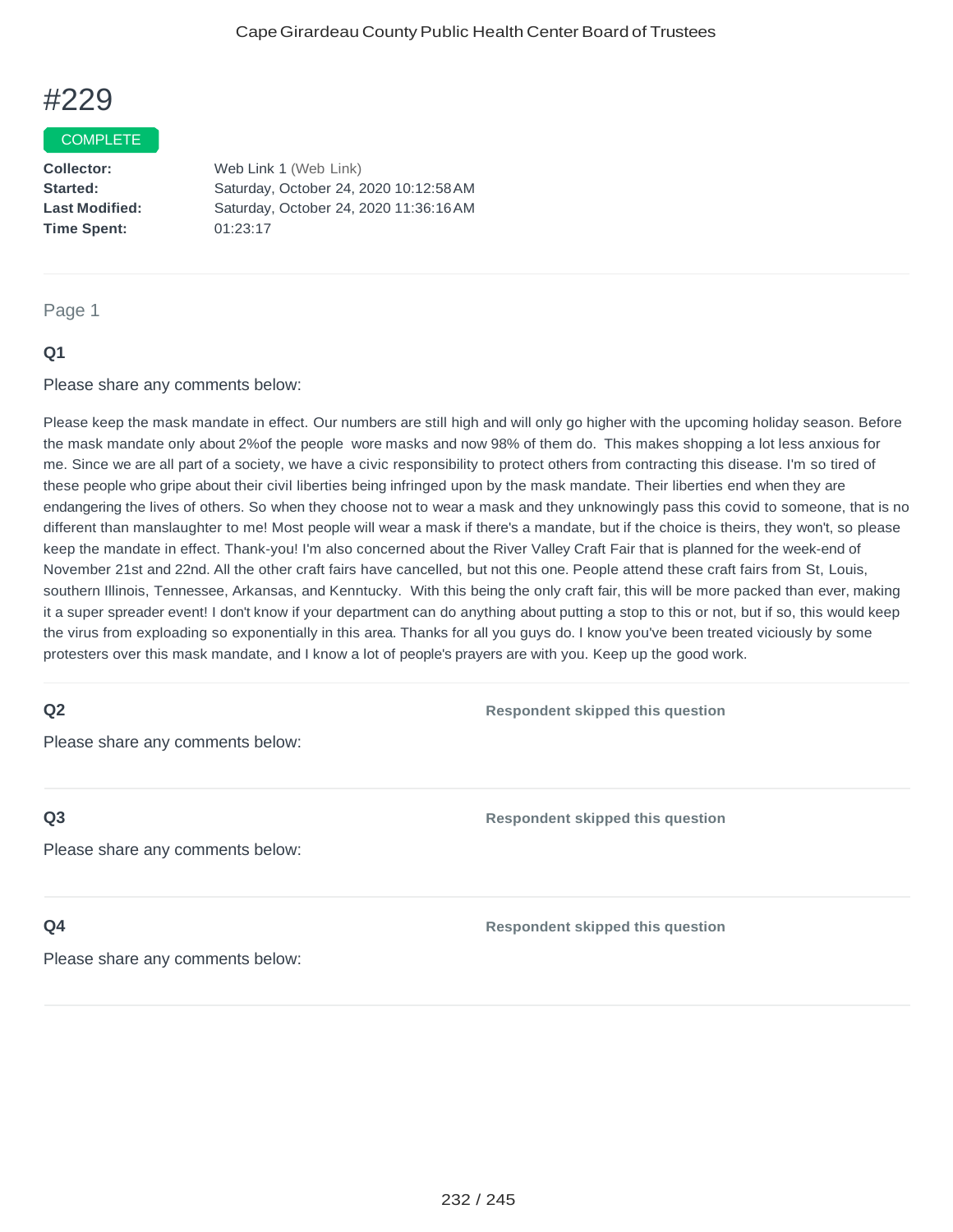# #229

COMPLETE

**Collector:** Web Link 1 (Web Link)
**Started:** Saturday, October 24, 2020 10:12:58 AM
**Last Modified:** Saturday, October 24, 2020 11:36:16 AM
**Time Spent:** 01:23:17

---

Page 1

### Q1

Please share any comments below:

Please keep the mask mandate in effect. Our numbers are still high and will only go higher with the upcoming holiday season. Before the mask mandate only about 2%of the people wore masks and now 98% of them do. This makes shopping a lot less anxious for me. Since we are all part of a society, we have a civic responsibility to protect others from contracting this disease. I'm so tired of these people who gripe about their civil liberties being infringed upon by the mask mandate. Their liberties end when they are endangering the lives of others. So when they choose not to wear a mask and they unknowingly pass this covid to someone, that is no different than manslaughter to me! Most people will wear a mask if there's a mandate, but if the choice is theirs, they won't, so please keep the mandate in effect. Thank-you! I'm also concerned about the River Valley Craft Fair that is planned for the week-end of November 21st and 22nd. All the other craft fairs have cancelled, but not this one. People attend these craft fairs from St, Louis, southern Illinois, Tennessee, Arkansas, and Kenntucky. With this being the only craft fair, this will be more packed than ever, making it a super spreader event! I don't know if your department can do anything about putting a stop to this or not, but if so, this would keep the virus from exploading so exponentially in this area. Thanks for all you guys do. I know you've been treated viciously by some protesters over this mask mandate, and I know a lot of people's prayers are with you. Keep up the good work.

---

### Q2

Please share any comments below:

**Respondent skipped this question**

---

### Q3

Please share any comments below:

**Respondent skipped this question**

---

### Q4

Please share any comments below:

**Respondent skipped this question**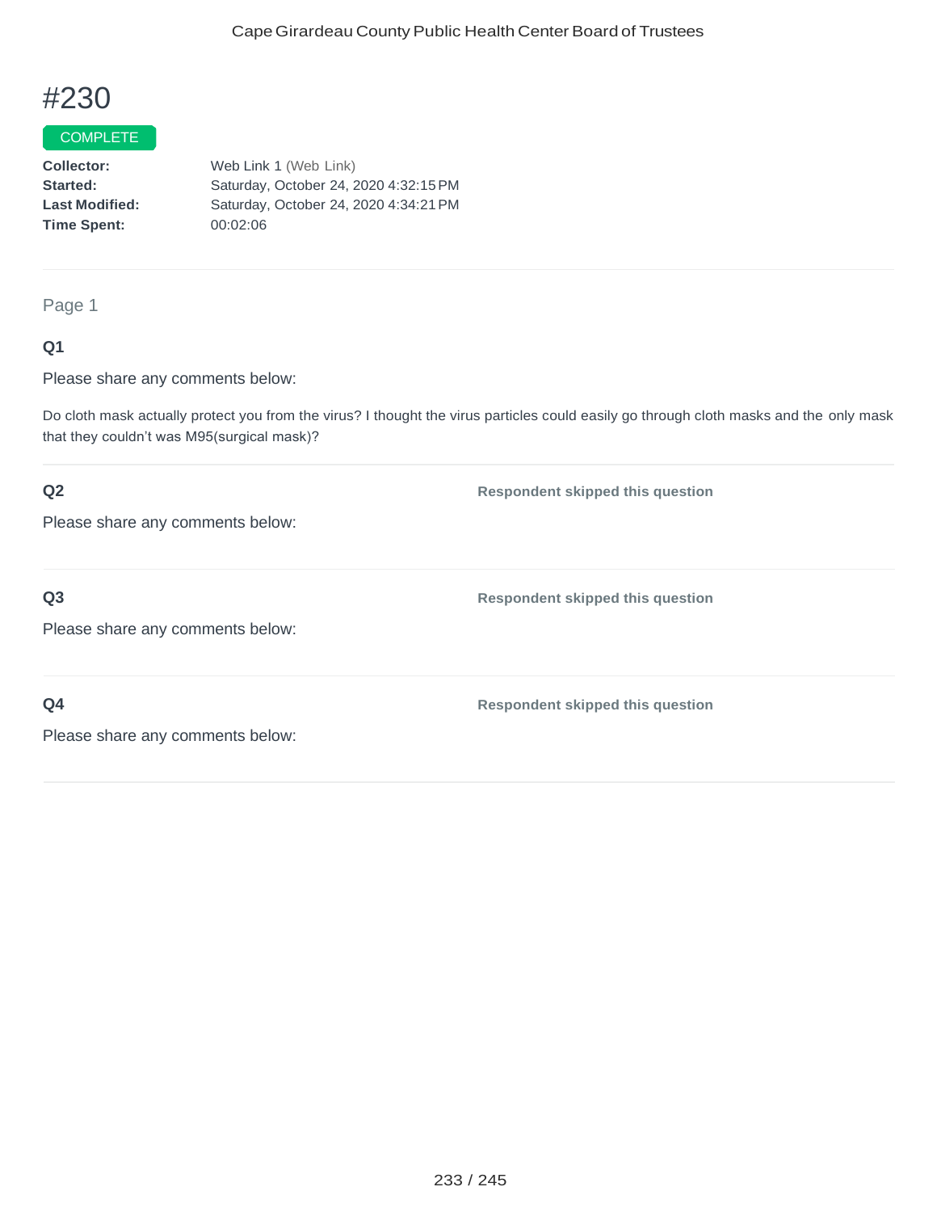# #230

COMPLETE

**Collector:** Web Link 1 (Web Link)
**Started:** Saturday, October 24, 2020 4:32:15 PM
**Last Modified:** Saturday, October 24, 2020 4:34:21 PM
**Time Spent:** 00:02:06

---

Page 1

**Q1**

Please share any comments below:

Do cloth mask actually protect you from the virus? I thought the virus particles could easily go through cloth masks and the only mask that they couldn't was M95(surgical mask)?

---

**Q2**

Please share any comments below:

**Respondent skipped this question**

---

**Q3**

Please share any comments below:

**Respondent skipped this question**

---

**Q4**

Please share any comments below:

**Respondent skipped this question**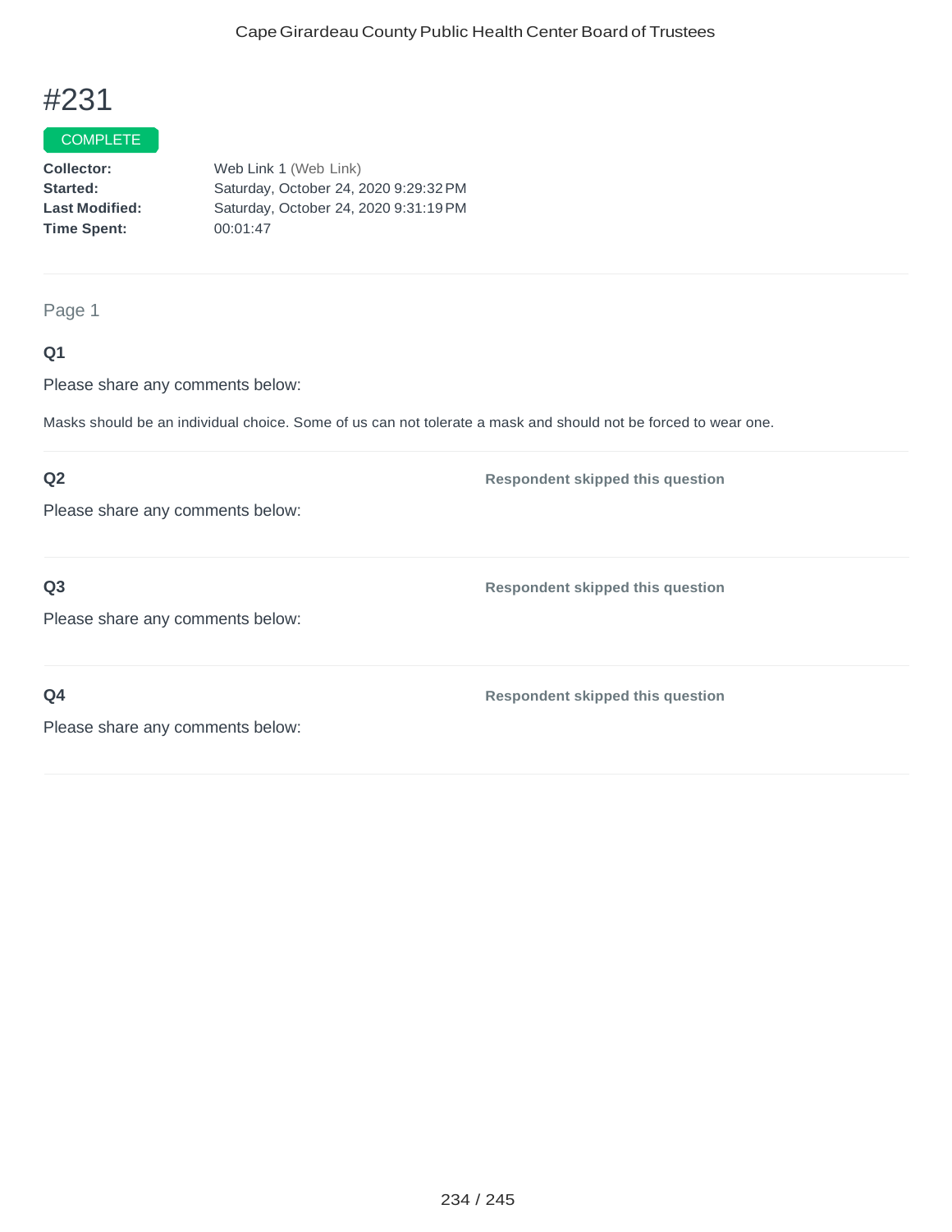# #231

COMPLETE

**Collector:** Web Link 1 (Web Link)
**Started:** Saturday, October 24, 2020 9:29:32 PM
**Last Modified:** Saturday, October 24, 2020 9:31:19 PM
**Time Spent:** 00:01:47

Page 1

**Q1**

Please share any comments below:

Masks should be an individual choice. Some of us can not tolerate a mask and should not be forced to wear one.

**Q2**

Please share any comments below:

**Respondent skipped this question**

**Q3**

Please share any comments below:

**Respondent skipped this question**

**Q4**

Please share any comments below:

**Respondent skipped this question**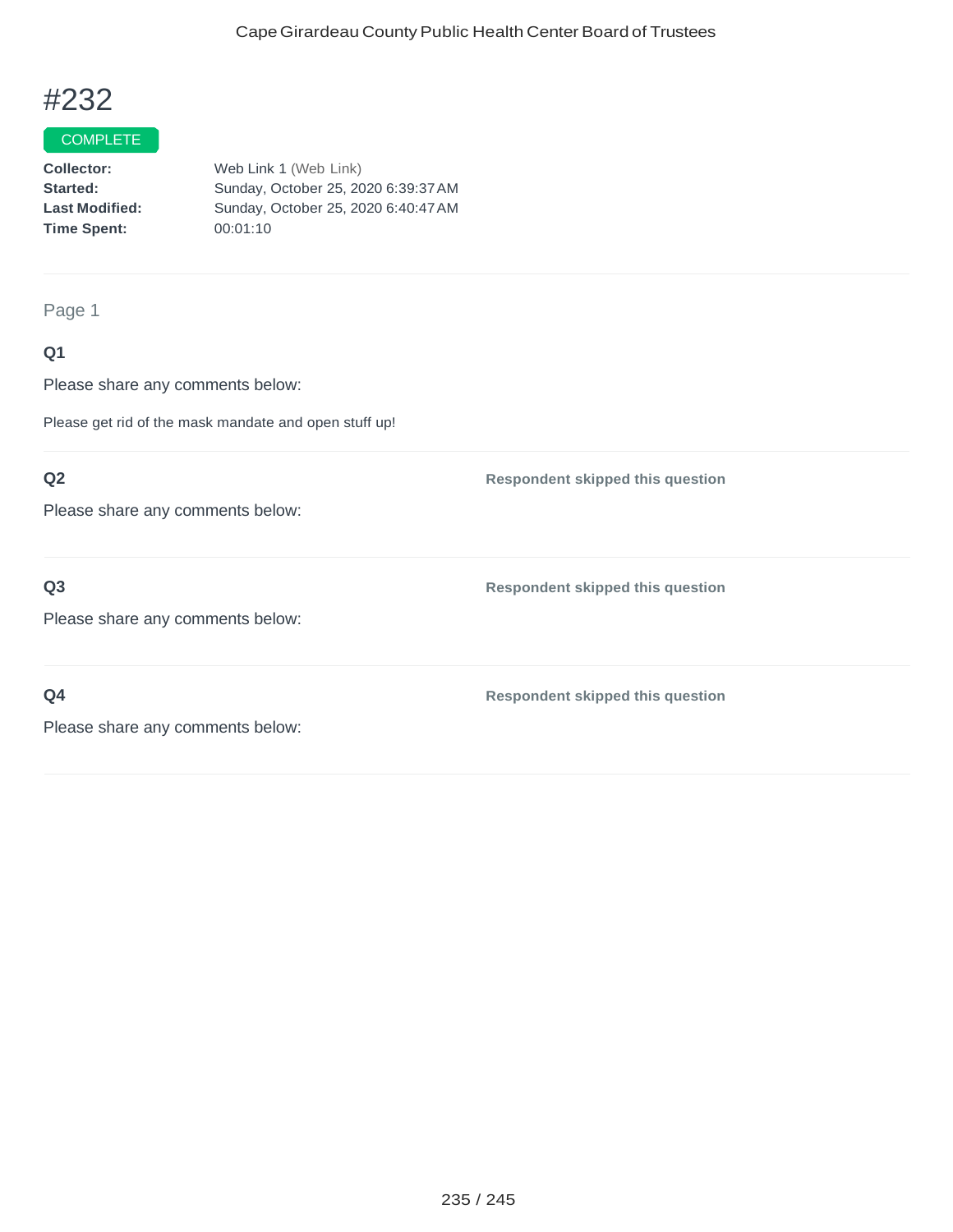# #232

COMPLETE

**Collector:** Web Link 1 (Web Link)
**Started:** Sunday, October 25, 2020 6:39:37 AM
**Last Modified:** Sunday, October 25, 2020 6:40:47 AM
**Time Spent:** 00:01:10

---

Page 1

**Q1**

Please share any comments below:

Please get rid of the mask mandate and open stuff up!

---

**Q2**

Please share any comments below:

**Respondent skipped this question**

---

**Q3**

Please share any comments below:

**Respondent skipped this question**

---

**Q4**

Please share any comments below:

**Respondent skipped this question**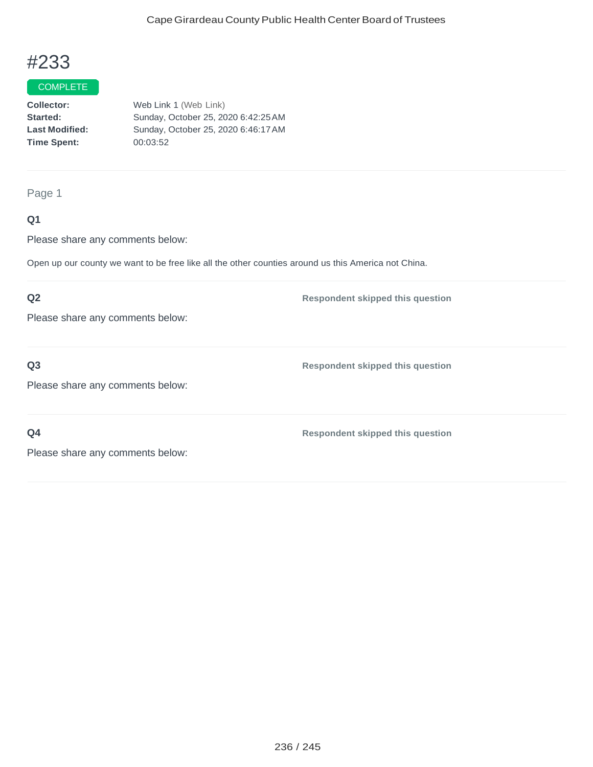# #233

COMPLETE

**Collector:** Web Link 1 (Web Link)
**Started:** Sunday, October 25, 2020 6:42:25 AM
**Last Modified:** Sunday, October 25, 2020 6:46:17 AM
**Time Spent:** 00:03:52

Page 1

**Q1**

Please share any comments below:

Open up our county we want to be free like all the other counties around us this America not China.

**Q2**

Please share any comments below:

**Respondent skipped this question**

**Q3**

Please share any comments below:

**Respondent skipped this question**

**Q4**

Please share any comments below:

**Respondent skipped this question**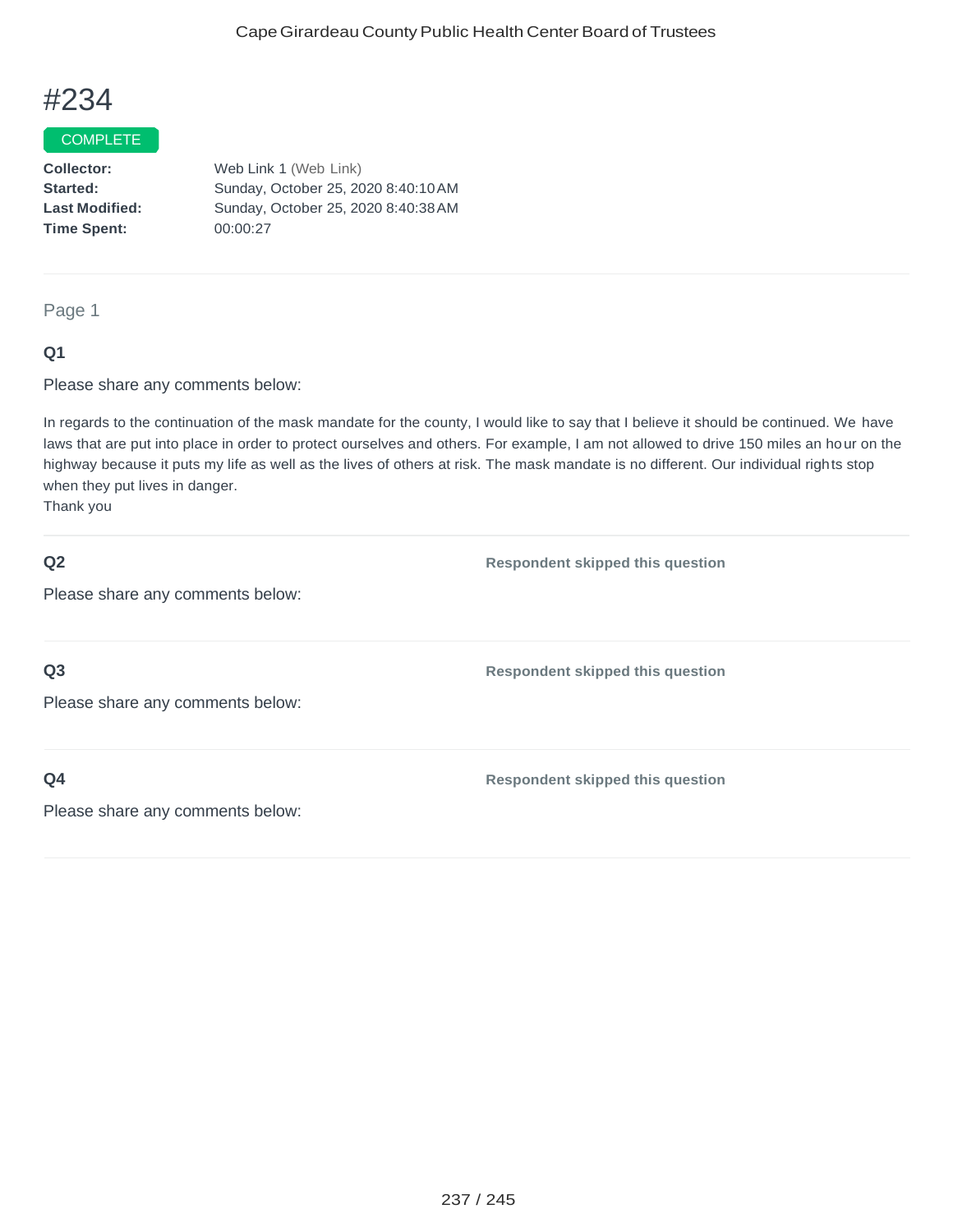# #234

COMPLETE

**Collector:** Web Link 1 (Web Link)
**Started:** Sunday, October 25, 2020 8:40:10 AM
**Last Modified:** Sunday, October 25, 2020 8:40:38 AM
**Time Spent:** 00:00:27

---

Page 1

**Q1**

Please share any comments below:

In regards to the continuation of the mask mandate for the county, I would like to say that I believe it should be continued. We have laws that are put into place in order to protect ourselves and others. For example, I am not allowed to drive 150 miles an hour on the highway because it puts my life as well as the lives of others at risk. The mask mandate is no different. Our individual rights stop when they put lives in danger.
Thank you

---

**Q2** — Respondent skipped this question

Please share any comments below:

---

**Q3** — Respondent skipped this question

Please share any comments below:

---

**Q4** — Respondent skipped this question

Please share any comments below: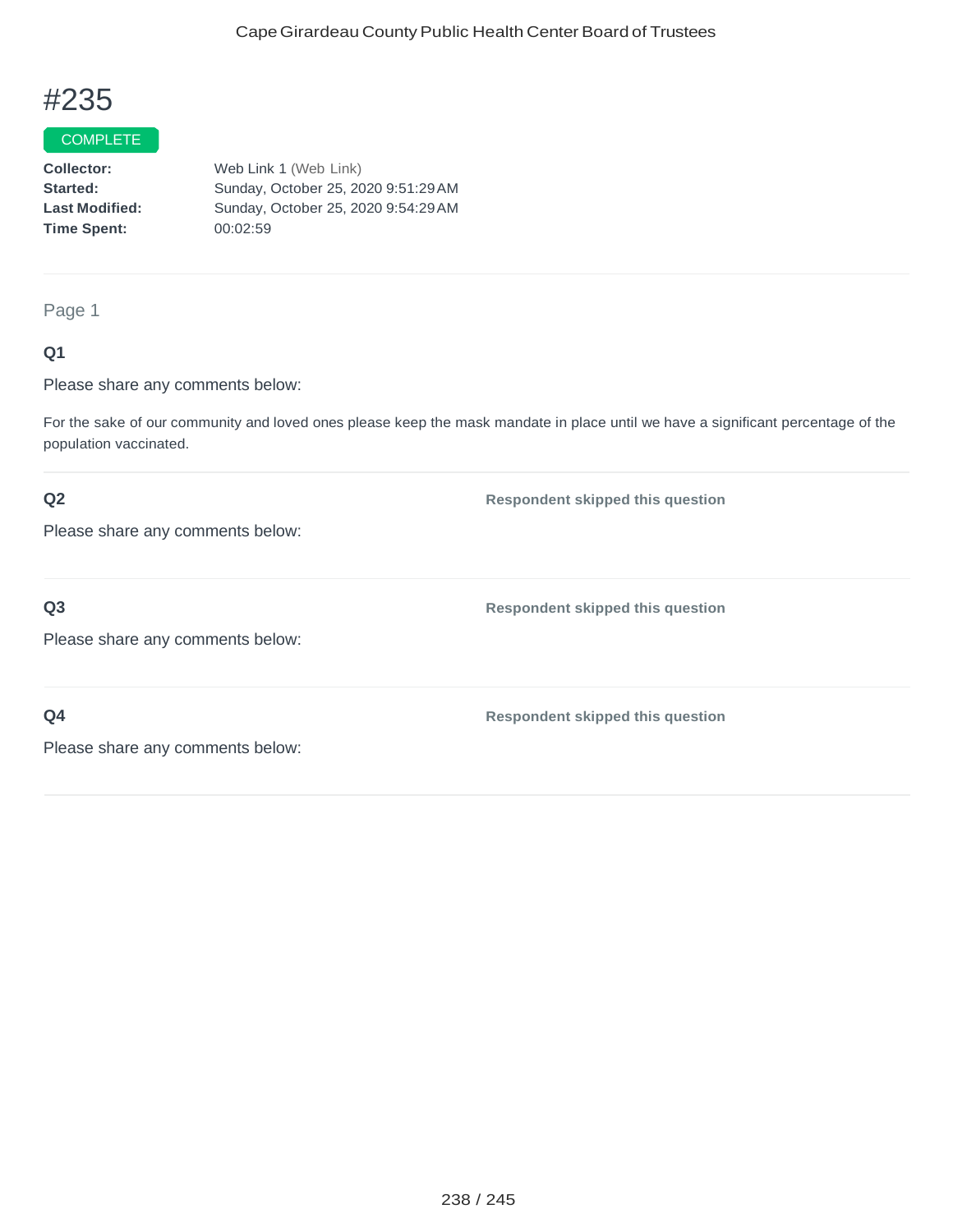# #235

COMPLETE

**Collector:** Web Link 1 (Web Link)
**Started:** Sunday, October 25, 2020 9:51:29 AM
**Last Modified:** Sunday, October 25, 2020 9:54:29 AM
**Time Spent:** 00:02:59

---

Page 1

**Q1**

Please share any comments below:

For the sake of our community and loved ones please keep the mask mandate in place until we have a significant percentage of the population vaccinated.

---

**Q2**

Please share any comments below:

**Respondent skipped this question**

---

**Q3**

Please share any comments below:

**Respondent skipped this question**

---

**Q4**

Please share any comments below:

**Respondent skipped this question**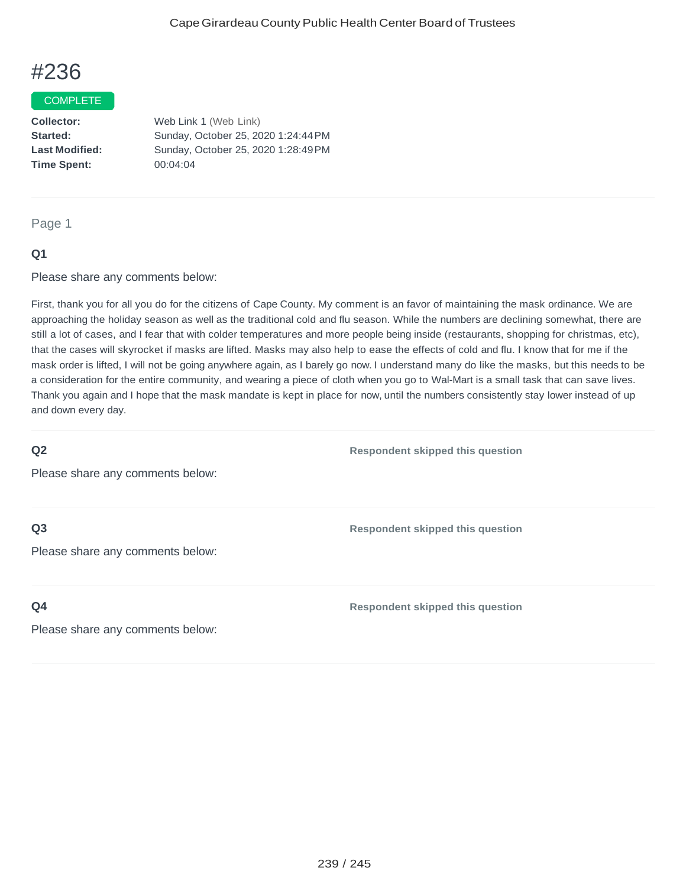# #236

COMPLETE

**Collector:** Web Link 1 (Web Link)
**Started:** Sunday, October 25, 2020 1:24:44 PM
**Last Modified:** Sunday, October 25, 2020 1:28:49 PM
**Time Spent:** 00:04:04

Page 1

**Q1**

Please share any comments below:

First, thank you for all you do for the citizens of Cape County. My comment is an favor of maintaining the mask ordinance. We are approaching the holiday season as well as the traditional cold and flu season. While the numbers are declining somewhat, there are still a lot of cases, and I fear that with colder temperatures and more people being inside (restaurants, shopping for christmas, etc), that the cases will skyrocket if masks are lifted. Masks may also help to ease the effects of cold and flu. I know that for me if the mask order is lifted, I will not be going anywhere again, as I barely go now. I understand many do like the masks, but this needs to be a consideration for the entire community, and wearing a piece of cloth when you go to Wal-Mart is a small task that can save lives. Thank you again and I hope that the mask mandate is kept in place for now, until the numbers consistently stay lower instead of up and down every day.

**Q2**

Please share any comments below:

**Respondent skipped this question**

**Q3**

Please share any comments below:

**Respondent skipped this question**

**Q4**

Please share any comments below:

**Respondent skipped this question**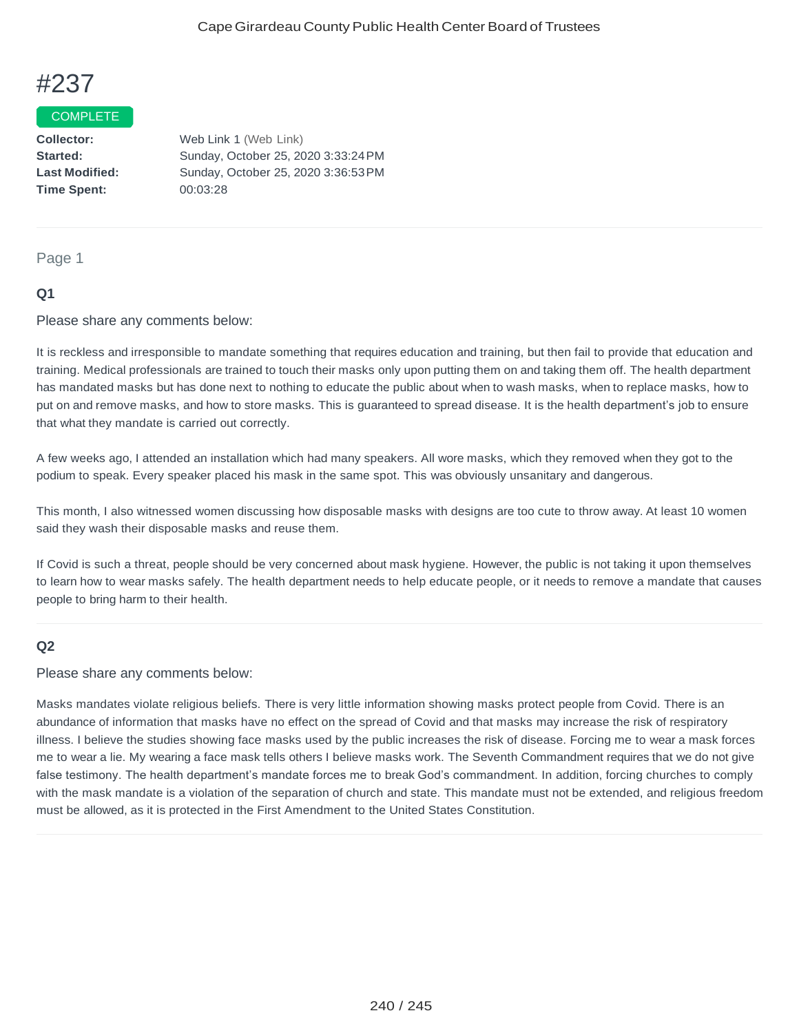# #237

COMPLETE

**Collector:** Web Link 1 (Web Link)
**Started:** Sunday, October 25, 2020 3:33:24 PM
**Last Modified:** Sunday, October 25, 2020 3:36:53 PM
**Time Spent:** 00:03:28

---

Page 1

### Q1

Please share any comments below:

It is reckless and irresponsible to mandate something that requires education and training, but then fail to provide that education and training. Medical professionals are trained to touch their masks only upon putting them on and taking them off. The health department has mandated masks but has done next to nothing to educate the public about when to wash masks, when to replace masks, how to put on and remove masks, and how to store masks. This is guaranteed to spread disease. It is the health department's job to ensure that what they mandate is carried out correctly.

A few weeks ago, I attended an installation which had many speakers. All wore masks, which they removed when they got to the podium to speak. Every speaker placed his mask in the same spot. This was obviously unsanitary and dangerous.

This month, I also witnessed women discussing how disposable masks with designs are too cute to throw away. At least 10 women said they wash their disposable masks and reuse them.

If Covid is such a threat, people should be very concerned about mask hygiene. However, the public is not taking it upon themselves to learn how to wear masks safely. The health department needs to help educate people, or it needs to remove a mandate that causes people to bring harm to their health.

---

### Q2

Please share any comments below:

Masks mandates violate religious beliefs. There is very little information showing masks protect people from Covid. There is an abundance of information that masks have no effect on the spread of Covid and that masks may increase the risk of respiratory illness. I believe the studies showing face masks used by the public increases the risk of disease. Forcing me to wear a mask forces me to wear a lie. My wearing a face mask tells others I believe masks work. The Seventh Commandment requires that we do not give false testimony. The health department's mandate forces me to break God's commandment. In addition, forcing churches to comply with the mask mandate is a violation of the separation of church and state. This mandate must not be extended, and religious freedom must be allowed, as it is protected in the First Amendment to the United States Constitution.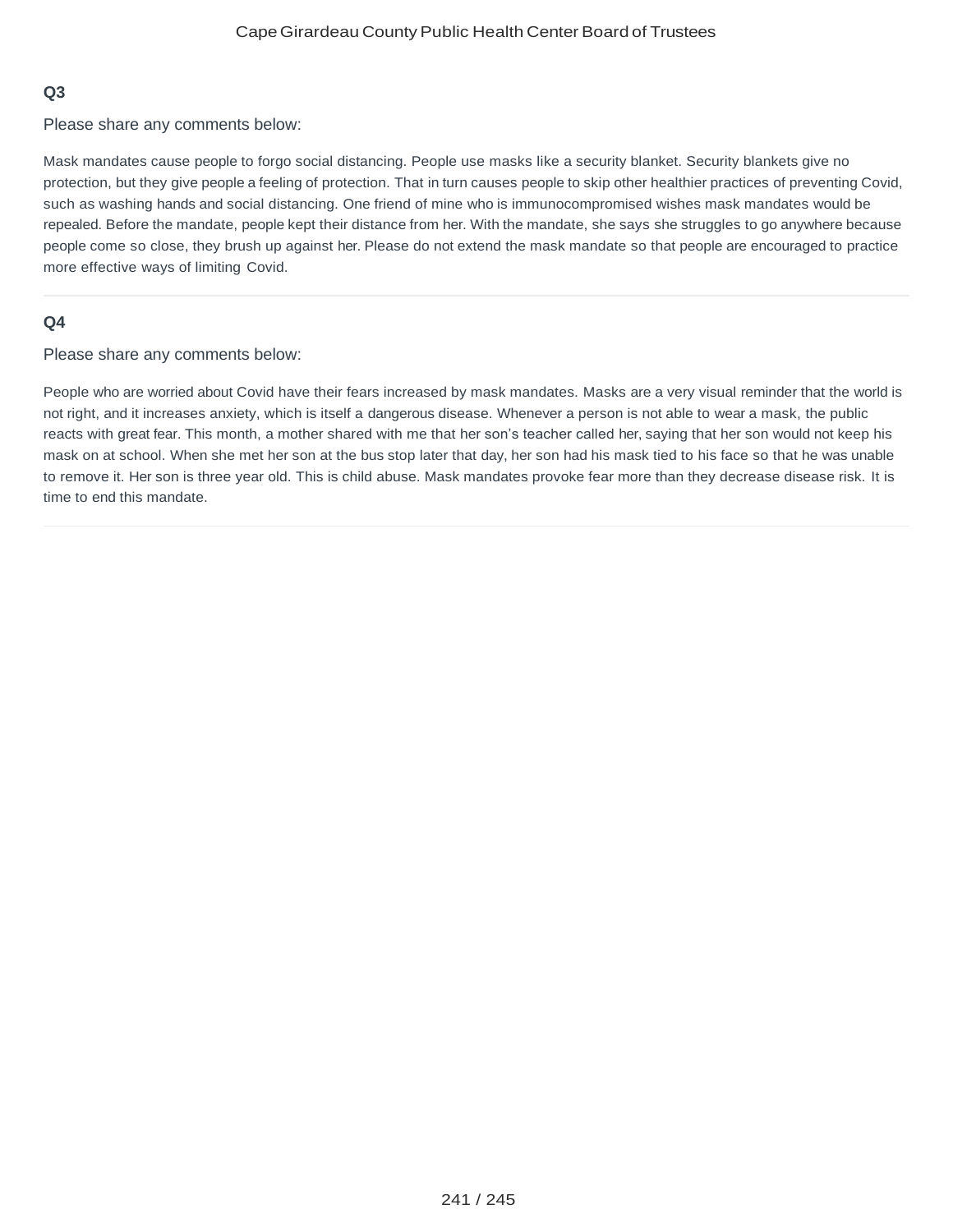**Q3**

Please share any comments below:

Mask mandates cause people to forgo social distancing. People use masks like a security blanket. Security blankets give no protection, but they give people a feeling of protection. That in turn causes people to skip other healthier practices of preventing Covid, such as washing hands and social distancing. One friend of mine who is immunocompromised wishes mask mandates would be repealed. Before the mandate, people kept their distance from her. With the mandate, she says she struggles to go anywhere because people come so close, they brush up against her. Please do not extend the mask mandate so that people are encouraged to practice more effective ways of limiting Covid.

**Q4**

Please share any comments below:

People who are worried about Covid have their fears increased by mask mandates. Masks are a very visual reminder that the world is not right, and it increases anxiety, which is itself a dangerous disease. Whenever a person is not able to wear a mask, the public reacts with great fear. This month, a mother shared with me that her son's teacher called her, saying that her son would not keep his mask on at school. When she met her son at the bus stop later that day, her son had his mask tied to his face so that he was unable to remove it. Her son is three year old. This is child abuse. Mask mandates provoke fear more than they decrease disease risk. It is time to end this mandate.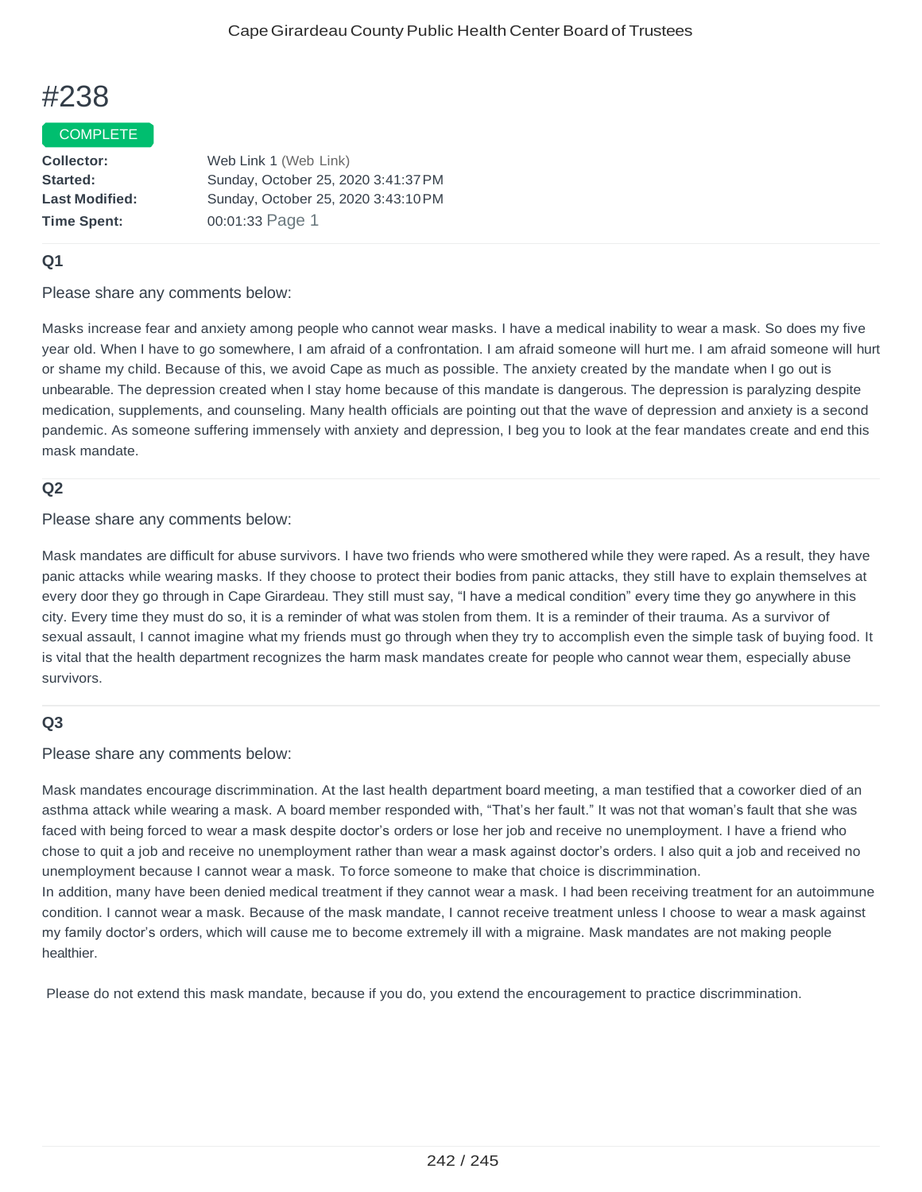# #238

COMPLETE

**Collector:** Web Link 1 (Web Link)
**Started:** Sunday, October 25, 2020 3:41:37 PM
**Last Modified:** Sunday, October 25, 2020 3:43:10 PM
**Time Spent:** 00:01:33 Page 1

### Q1

Please share any comments below:

Masks increase fear and anxiety among people who cannot wear masks. I have a medical inability to wear a mask. So does my five year old. When I have to go somewhere, I am afraid of a confrontation. I am afraid someone will hurt me. I am afraid someone will hurt or shame my child. Because of this, we avoid Cape as much as possible. The anxiety created by the mandate when I go out is unbearable. The depression created when I stay home because of this mandate is dangerous. The depression is paralyzing despite medication, supplements, and counseling. Many health officials are pointing out that the wave of depression and anxiety is a second pandemic. As someone suffering immensely with anxiety and depression, I beg you to look at the fear mandates create and end this mask mandate.

### Q2

Please share any comments below:

Mask mandates are difficult for abuse survivors. I have two friends who were smothered while they were raped. As a result, they have panic attacks while wearing masks. If they choose to protect their bodies from panic attacks, they still have to explain themselves at every door they go through in Cape Girardeau. They still must say, "I have a medical condition" every time they go anywhere in this city. Every time they must do so, it is a reminder of what was stolen from them. It is a reminder of their trauma. As a survivor of sexual assault, I cannot imagine what my friends must go through when they try to accomplish even the simple task of buying food. It is vital that the health department recognizes the harm mask mandates create for people who cannot wear them, especially abuse survivors.

### Q3

Please share any comments below:

Mask mandates encourage discrimmination. At the last health department board meeting, a man testified that a coworker died of an asthma attack while wearing a mask. A board member responded with, "That's her fault." It was not that woman's fault that she was faced with being forced to wear a mask despite doctor's orders or lose her job and receive no unemployment. I have a friend who chose to quit a job and receive no unemployment rather than wear a mask against doctor's orders. I also quit a job and received no unemployment because I cannot wear a mask. To force someone to make that choice is discrimmination.
In addition, many have been denied medical treatment if they cannot wear a mask. I had been receiving treatment for an autoimmune condition. I cannot wear a mask. Because of the mask mandate, I cannot receive treatment unless I choose to wear a mask against my family doctor's orders, which will cause me to become extremely ill with a migraine. Mask mandates are not making people healthier.

Please do not extend this mask mandate, because if you do, you extend the encouragement to practice discrimmination.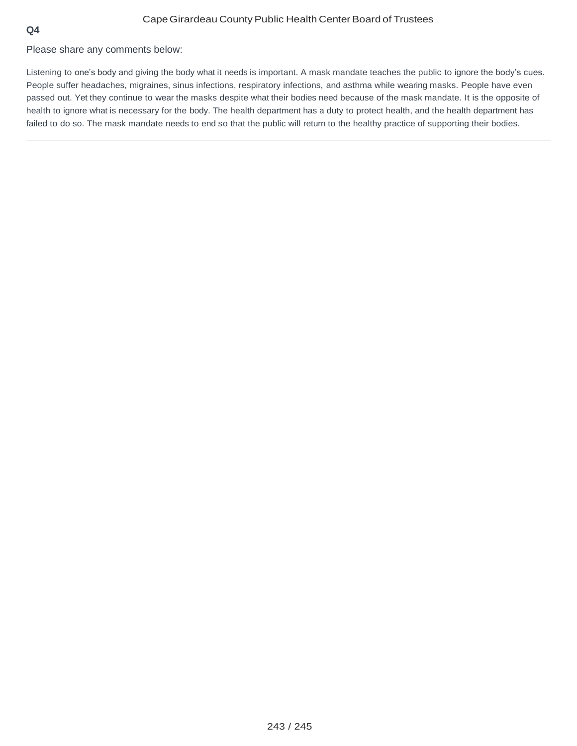**Q4**

Please share any comments below:

Listening to one's body and giving the body what it needs is important. A mask mandate teaches the public to ignore the body's cues. People suffer headaches, migraines, sinus infections, respiratory infections, and asthma while wearing masks. People have even passed out. Yet they continue to wear the masks despite what their bodies need because of the mask mandate. It is the opposite of health to ignore what is necessary for the body. The health department has a duty to protect health, and the health department has failed to do so. The mask mandate needs to end so that the public will return to the healthy practice of supporting their bodies.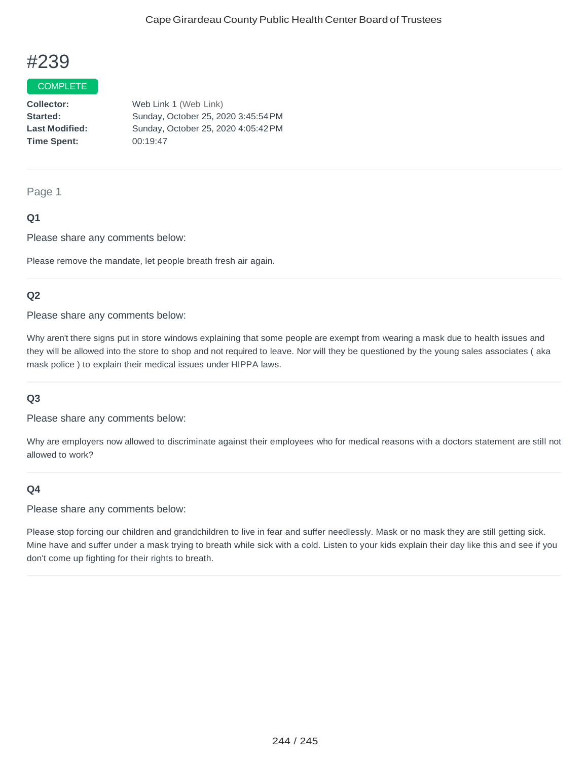# #239

COMPLETE

**Collector:** Web Link 1 (Web Link)
**Started:** Sunday, October 25, 2020 3:45:54 PM
**Last Modified:** Sunday, October 25, 2020 4:05:42 PM
**Time Spent:** 00:19:47

---

Page 1

### Q1

Please share any comments below:

Please remove the mandate, let people breath fresh air again.

---

### Q2

Please share any comments below:

Why aren't there signs put in store windows explaining that some people are exempt from wearing a mask due to health issues and they will be allowed into the store to shop and not required to leave. Nor will they be questioned by the young sales associates ( aka mask police ) to explain their medical issues under HIPPA laws.

---

### Q3

Please share any comments below:

Why are employers now allowed to discriminate against their employees who for medical reasons with a doctors statement are still not allowed to work?

---

### Q4

Please share any comments below:

Please stop forcing our children and grandchildren to live in fear and suffer needlessly. Mask or no mask they are still getting sick. Mine have and suffer under a mask trying to breath while sick with a cold. Listen to your kids explain their day like this and see if you don't come up fighting for their rights to breath.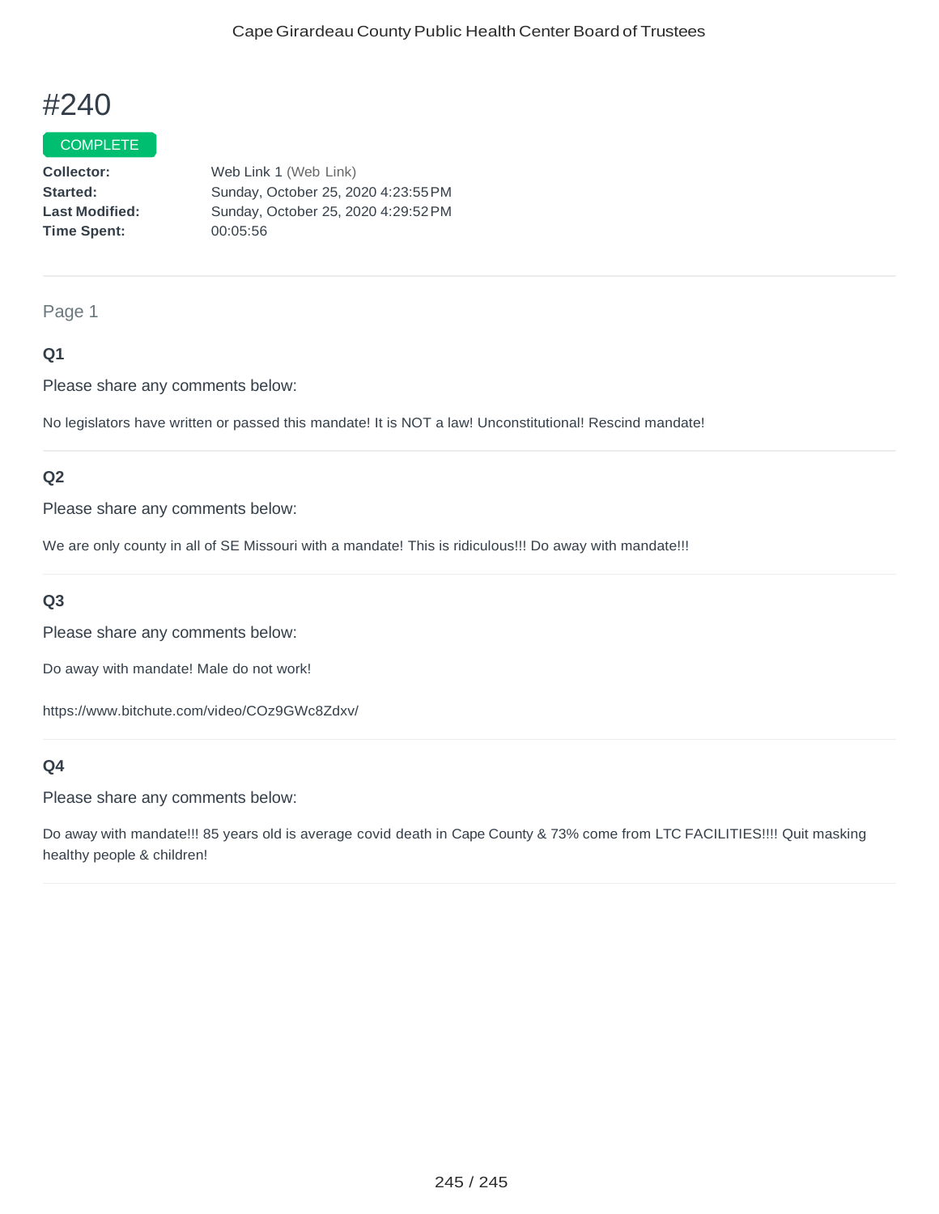# #240

COMPLETE

**Collector:** Web Link 1 (Web Link)
**Started:** Sunday, October 25, 2020 4:23:55 PM
**Last Modified:** Sunday, October 25, 2020 4:29:52 PM
**Time Spent:** 00:05:56

---

Page 1

### Q1

Please share any comments below:

No legislators have written or passed this mandate! It is NOT a law! Unconstitutional! Rescind mandate!

---

### Q2

Please share any comments below:

We are only county in all of SE Missouri with a mandate! This is ridiculous!!! Do away with mandate!!!

---

### Q3

Please share any comments below:

Do away with mandate! Male do not work!

https://www.bitchute.com/video/COz9GWc8Zdxv/

---

### Q4

Please share any comments below:

Do away with mandate!!! 85 years old is average covid death in Cape County & 73% come from LTC FACILITIES!!!! Quit masking healthy people & children!